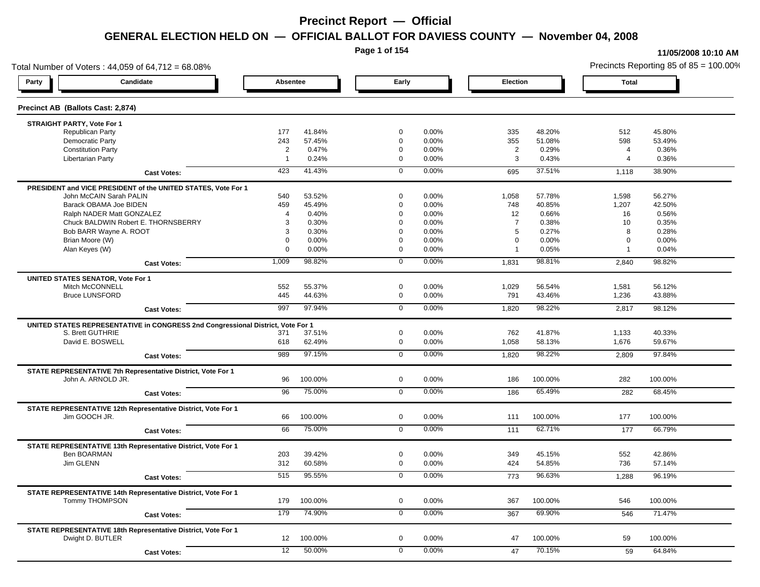# Precinct Report — Official

## GENERAL ELECTION HELD ON — OFFICIAL BALLOT FOR DAVIESS COUNTY — November 04, 2008

11/05/2008 10:10 AM

Total Number of Voters : 44,059 of 64,712 = 68.08%

Precincts Reporting 85 of 85 = 100.00%

### Precinct AB (Ballots Cast: 2,874)

| Party | Candidate | Absentee | | Early | | Election | | Total | |
|---|---|---|---|---|---|---|---|---|---|
| **STRAIGHT PARTY, Vote For 1** | | | | | | | | | |
| | Republican Party | 177 | 41.84% | 0 | 0.00% | 335 | 48.20% | 512 | 45.80% |
| | Democratic Party | 243 | 57.45% | 0 | 0.00% | 355 | 51.08% | 598 | 53.49% |
| | Constitution Party | 2 | 0.47% | 0 | 0.00% | 2 | 0.29% | 4 | 0.36% |
| | Libertarian Party | 1 | 0.24% | 0 | 0.00% | 3 | 0.43% | 4 | 0.36% |
| | **Cast Votes:** | 423 | 41.43% | 0 | 0.00% | 695 | 37.51% | 1,118 | 38.90% |
| **PRESIDENT and VICE PRESIDENT of the UNITED STATES, Vote For 1** | | | | | | | | | |
| | John McCAIN Sarah PALIN | 540 | 53.52% | 0 | 0.00% | 1,058 | 57.78% | 1,598 | 56.27% |
| | Barack OBAMA Joe BIDEN | 459 | 45.49% | 0 | 0.00% | 748 | 40.85% | 1,207 | 42.50% |
| | Ralph NADER Matt GONZALEZ | 4 | 0.40% | 0 | 0.00% | 12 | 0.66% | 16 | 0.56% |
| | Chuck BALDWIN Robert E. THORNSBERRY | 3 | 0.30% | 0 | 0.00% | 7 | 0.38% | 10 | 0.35% |
| | Bob BARR Wayne A. ROOT | 3 | 0.30% | 0 | 0.00% | 5 | 0.27% | 8 | 0.28% |
| | Brian Moore (W) | 0 | 0.00% | 0 | 0.00% | 0 | 0.00% | 0 | 0.00% |
| | Alan Keyes (W) | 0 | 0.00% | 0 | 0.00% | 1 | 0.05% | 1 | 0.04% |
| | **Cast Votes:** | 1,009 | 98.82% | 0 | 0.00% | 1,831 | 98.81% | 2,840 | 98.82% |
| **UNITED STATES SENATOR, Vote For 1** | | | | | | | | | |
| | Mitch McCONNELL | 552 | 55.37% | 0 | 0.00% | 1,029 | 56.54% | 1,581 | 56.12% |
| | Bruce LUNSFORD | 445 | 44.63% | 0 | 0.00% | 791 | 43.46% | 1,236 | 43.88% |
| | **Cast Votes:** | 997 | 97.94% | 0 | 0.00% | 1,820 | 98.22% | 2,817 | 98.12% |
| **UNITED STATES REPRESENTATIVE in CONGRESS 2nd Congressional District, Vote For 1** | | | | | | | | | |
| | S. Brett GUTHRIE | 371 | 37.51% | 0 | 0.00% | 762 | 41.87% | 1,133 | 40.33% |
| | David E. BOSWELL | 618 | 62.49% | 0 | 0.00% | 1,058 | 58.13% | 1,676 | 59.67% |
| | **Cast Votes:** | 989 | 97.15% | 0 | 0.00% | 1,820 | 98.22% | 2,809 | 97.84% |
| **STATE REPRESENTATIVE 7th Representative District, Vote For 1** | | | | | | | | | |
| | John A. ARNOLD JR. | 96 | 100.00% | 0 | 0.00% | 186 | 100.00% | 282 | 100.00% |
| | **Cast Votes:** | 96 | 75.00% | 0 | 0.00% | 186 | 65.49% | 282 | 68.45% |
| **STATE REPRESENTATIVE 12th Representative District, Vote For 1** | | | | | | | | | |
| | Jim GOOCH JR. | 66 | 100.00% | 0 | 0.00% | 111 | 100.00% | 177 | 100.00% |
| | **Cast Votes:** | 66 | 75.00% | 0 | 0.00% | 111 | 62.71% | 177 | 66.79% |
| **STATE REPRESENTATIVE 13th Representative District, Vote For 1** | | | | | | | | | |
| | Ben BOARMAN | 203 | 39.42% | 0 | 0.00% | 349 | 45.15% | 552 | 42.86% |
| | Jim GLENN | 312 | 60.58% | 0 | 0.00% | 424 | 54.85% | 736 | 57.14% |
| | **Cast Votes:** | 515 | 95.55% | 0 | 0.00% | 773 | 96.63% | 1,288 | 96.19% |
| **STATE REPRESENTATIVE 14th Representative District, Vote For 1** | | | | | | | | | |
| | Tommy THOMPSON | 179 | 100.00% | 0 | 0.00% | 367 | 100.00% | 546 | 100.00% |
| | **Cast Votes:** | 179 | 74.90% | 0 | 0.00% | 367 | 69.90% | 546 | 71.47% |
| **STATE REPRESENTATIVE 18th Representative District, Vote For 1** | | | | | | | | | |
| | Dwight D. BUTLER | 12 | 100.00% | 0 | 0.00% | 47 | 100.00% | 59 | 100.00% |
| | **Cast Votes:** | 12 | 50.00% | 0 | 0.00% | 47 | 70.15% | 59 | 64.84% |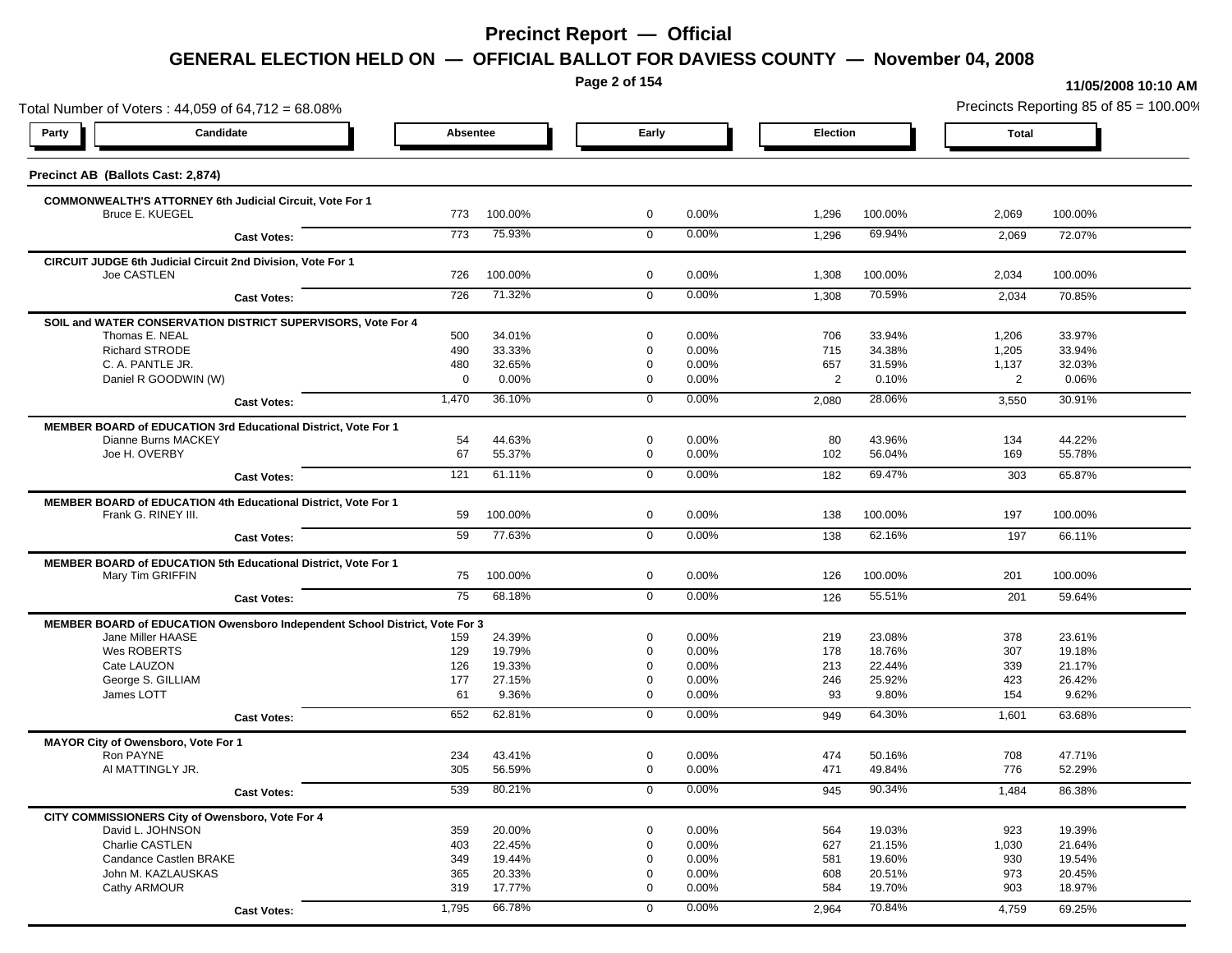# Precinct Report — Official

## GENERAL ELECTION HELD ON — OFFICIAL BALLOT FOR DAVIESS COUNTY — November 04, 2008

11/05/2008 10:10 AM

Total Number of Voters : 44,059 of 64,712 = 68.08%

Precincts Reporting 85 of 85 = 100.00%

### Precinct AB (Ballots Cast: 2,874)

| Party | Candidate | Absentee | | Early | | Election | | Total | |
|---|---|---|---|---|---|---|---|---|---|
| **COMMONWEALTH'S ATTORNEY 6th Judicial Circuit, Vote For 1** | | | | | | | | | |
| | Bruce E. KUEGEL | 773 | 100.00% | 0 | 0.00% | 1,296 | 100.00% | 2,069 | 100.00% |
| | **Cast Votes:** | 773 | 75.93% | 0 | 0.00% | 1,296 | 69.94% | 2,069 | 72.07% |
| **CIRCUIT JUDGE 6th Judicial Circuit 2nd Division, Vote For 1** | | | | | | | | | |
| | Joe CASTLEN | 726 | 100.00% | 0 | 0.00% | 1,308 | 100.00% | 2,034 | 100.00% |
| | **Cast Votes:** | 726 | 71.32% | 0 | 0.00% | 1,308 | 70.59% | 2,034 | 70.85% |
| **SOIL and WATER CONSERVATION DISTRICT SUPERVISORS, Vote For 4** | | | | | | | | | |
| | Thomas E. NEAL | 500 | 34.01% | 0 | 0.00% | 706 | 33.94% | 1,206 | 33.97% |
| | Richard STRODE | 490 | 33.33% | 0 | 0.00% | 715 | 34.38% | 1,205 | 33.94% |
| | C. A. PANTLE JR. | 480 | 32.65% | 0 | 0.00% | 657 | 31.59% | 1,137 | 32.03% |
| | Daniel R GOODWIN (W) | 0 | 0.00% | 0 | 0.00% | 2 | 0.10% | 2 | 0.06% |
| | **Cast Votes:** | 1,470 | 36.10% | 0 | 0.00% | 2,080 | 28.06% | 3,550 | 30.91% |
| **MEMBER BOARD of EDUCATION 3rd Educational District, Vote For 1** | | | | | | | | | |
| | Dianne Burns MACKEY | 54 | 44.63% | 0 | 0.00% | 80 | 43.96% | 134 | 44.22% |
| | Joe H. OVERBY | 67 | 55.37% | 0 | 0.00% | 102 | 56.04% | 169 | 55.78% |
| | **Cast Votes:** | 121 | 61.11% | 0 | 0.00% | 182 | 69.47% | 303 | 65.87% |
| **MEMBER BOARD of EDUCATION 4th Educational District, Vote For 1** | | | | | | | | | |
| | Frank G. RINEY III. | 59 | 100.00% | 0 | 0.00% | 138 | 100.00% | 197 | 100.00% |
| | **Cast Votes:** | 59 | 77.63% | 0 | 0.00% | 138 | 62.16% | 197 | 66.11% |
| **MEMBER BOARD of EDUCATION 5th Educational District, Vote For 1** | | | | | | | | | |
| | Mary Tim GRIFFIN | 75 | 100.00% | 0 | 0.00% | 126 | 100.00% | 201 | 100.00% |
| | **Cast Votes:** | 75 | 68.18% | 0 | 0.00% | 126 | 55.51% | 201 | 59.64% |
| **MEMBER BOARD of EDUCATION Owensboro Independent School District, Vote For 3** | | | | | | | | | |
| | Jane Miller HAASE | 159 | 24.39% | 0 | 0.00% | 219 | 23.08% | 378 | 23.61% |
| | Wes ROBERTS | 129 | 19.79% | 0 | 0.00% | 178 | 18.76% | 307 | 19.18% |
| | Cate LAUZON | 126 | 19.33% | 0 | 0.00% | 213 | 22.44% | 339 | 21.17% |
| | George S. GILLIAM | 177 | 27.15% | 0 | 0.00% | 246 | 25.92% | 423 | 26.42% |
| | James LOTT | 61 | 9.36% | 0 | 0.00% | 93 | 9.80% | 154 | 9.62% |
| | **Cast Votes:** | 652 | 62.81% | 0 | 0.00% | 949 | 64.30% | 1,601 | 63.68% |
| **MAYOR City of Owensboro, Vote For 1** | | | | | | | | | |
| | Ron PAYNE | 234 | 43.41% | 0 | 0.00% | 474 | 50.16% | 708 | 47.71% |
| | Al MATTINGLY JR. | 305 | 56.59% | 0 | 0.00% | 471 | 49.84% | 776 | 52.29% |
| | **Cast Votes:** | 539 | 80.21% | 0 | 0.00% | 945 | 90.34% | 1,484 | 86.38% |
| **CITY COMMISSIONERS City of Owensboro, Vote For 4** | | | | | | | | | |
| | David L. JOHNSON | 359 | 20.00% | 0 | 0.00% | 564 | 19.03% | 923 | 19.39% |
| | Charlie CASTLEN | 403 | 22.45% | 0 | 0.00% | 627 | 21.15% | 1,030 | 21.64% |
| | Candance Castlen BRAKE | 349 | 19.44% | 0 | 0.00% | 581 | 19.60% | 930 | 19.54% |
| | John M. KAZLAUSKAS | 365 | 20.33% | 0 | 0.00% | 608 | 20.51% | 973 | 20.45% |
| | Cathy ARMOUR | 319 | 17.77% | 0 | 0.00% | 584 | 19.70% | 903 | 18.97% |
| | **Cast Votes:** | 1,795 | 66.78% | 0 | 0.00% | 2,964 | 70.84% | 4,759 | 69.25% |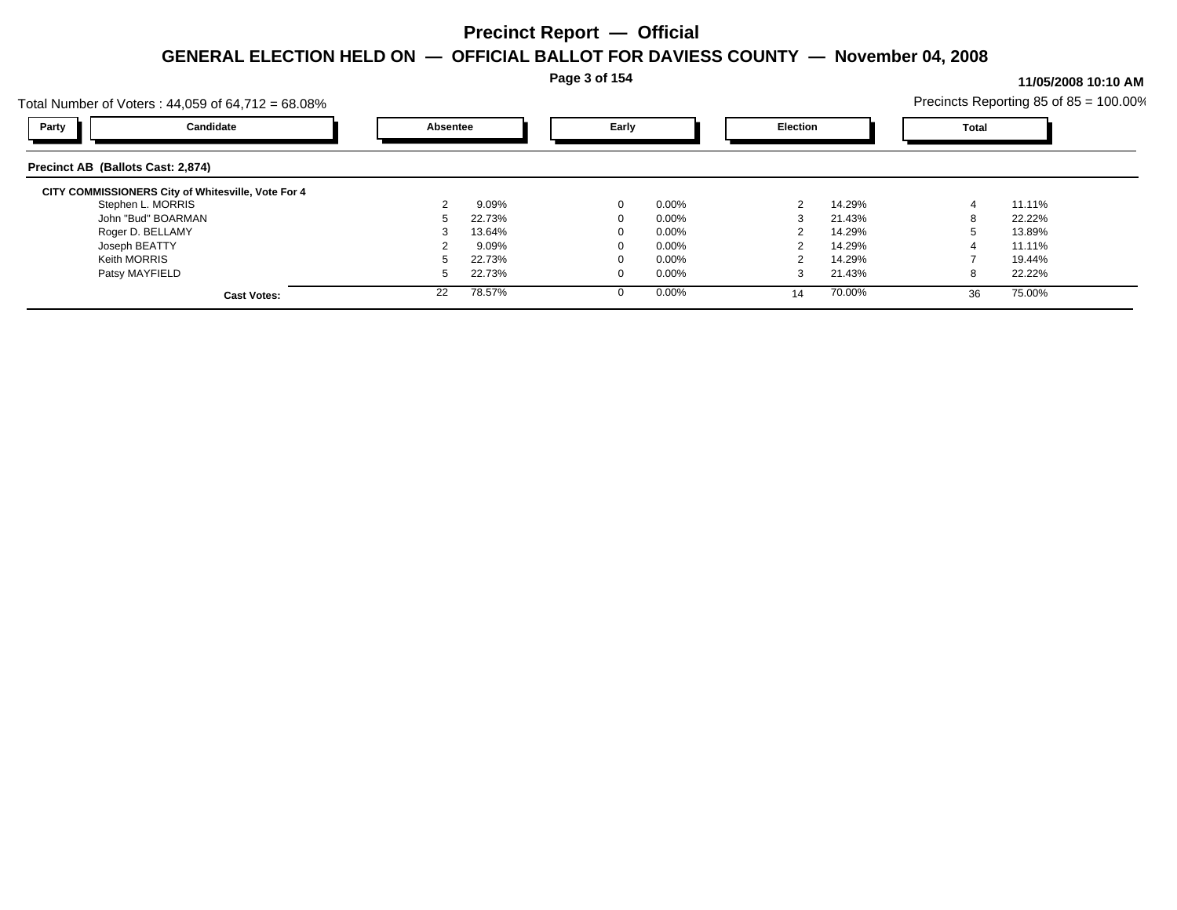# Precinct Report — Official

## GENERAL ELECTION HELD ON — OFFICIAL BALLOT FOR DAVIESS COUNTY — November 04, 2008

11/05/2008 10:10 AM

Total Number of Voters : 44,059 of 64,712 = 68.08%

Precincts Reporting 85 of 85 = 100.00%

### Precinct AB (Ballots Cast: 2,874)

| Party | Candidate | Absentee | | Early | | Election | | Total | |
|---|---|---|---|---|---|---|---|---|---|
| | **CITY COMMISSIONERS City of Whitesville, Vote For 4** | | | | | | | | |
| | Stephen L. MORRIS | 2 | 9.09% | 0 | 0.00% | 2 | 14.29% | 4 | 11.11% |
| | John "Bud" BOARMAN | 5 | 22.73% | 0 | 0.00% | 3 | 21.43% | 8 | 22.22% |
| | Roger D. BELLAMY | 3 | 13.64% | 0 | 0.00% | 2 | 14.29% | 5 | 13.89% |
| | Joseph BEATTY | 2 | 9.09% | 0 | 0.00% | 2 | 14.29% | 4 | 11.11% |
| | Keith MORRIS | 5 | 22.73% | 0 | 0.00% | 2 | 14.29% | 7 | 19.44% |
| | Patsy MAYFIELD | 5 | 22.73% | 0 | 0.00% | 3 | 21.43% | 8 | 22.22% |
| | **Cast Votes:** | 22 | 78.57% | 0 | 0.00% | 14 | 70.00% | 36 | 75.00% |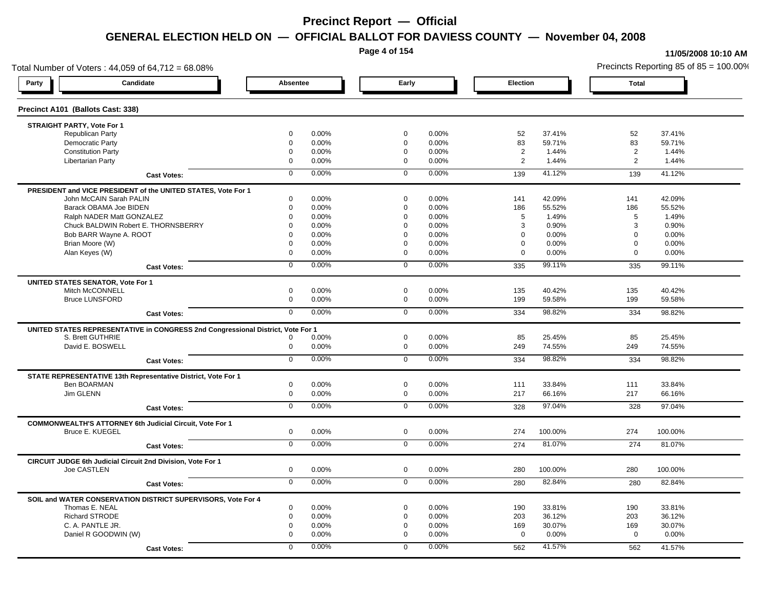# Precinct Report — Official

## GENERAL ELECTION HELD ON — OFFICIAL BALLOT FOR DAVIESS COUNTY — November 04, 2008

11/05/2008 10:10 AM

Total Number of Voters : 44,059 of 64,712 = 68.08%

Precincts Reporting 85 of 85 = 100.00%

### Precinct A101 (Ballots Cast: 338)

| Party / Candidate | Absentee | | Early | | Election | | Total | |
|---|---|---|---|---|---|---|---|---|
| **STRAIGHT PARTY, Vote For 1** | | | | | | | | |
| Republican Party | 0 | 0.00% | 0 | 0.00% | 52 | 37.41% | 52 | 37.41% |
| Democratic Party | 0 | 0.00% | 0 | 0.00% | 83 | 59.71% | 83 | 59.71% |
| Constitution Party | 0 | 0.00% | 0 | 0.00% | 2 | 1.44% | 2 | 1.44% |
| Libertarian Party | 0 | 0.00% | 0 | 0.00% | 2 | 1.44% | 2 | 1.44% |
| **Cast Votes:** | 0 | 0.00% | 0 | 0.00% | 139 | 41.12% | 139 | 41.12% |
| **PRESIDENT and VICE PRESIDENT of the UNITED STATES, Vote For 1** | | | | | | | | |
| John McCAIN Sarah PALIN | 0 | 0.00% | 0 | 0.00% | 141 | 42.09% | 141 | 42.09% |
| Barack OBAMA Joe BIDEN | 0 | 0.00% | 0 | 0.00% | 186 | 55.52% | 186 | 55.52% |
| Ralph NADER Matt GONZALEZ | 0 | 0.00% | 0 | 0.00% | 5 | 1.49% | 5 | 1.49% |
| Chuck BALDWIN Robert E. THORNSBERRY | 0 | 0.00% | 0 | 0.00% | 3 | 0.90% | 3 | 0.90% |
| Bob BARR Wayne A. ROOT | 0 | 0.00% | 0 | 0.00% | 0 | 0.00% | 0 | 0.00% |
| Brian Moore (W) | 0 | 0.00% | 0 | 0.00% | 0 | 0.00% | 0 | 0.00% |
| Alan Keyes (W) | 0 | 0.00% | 0 | 0.00% | 0 | 0.00% | 0 | 0.00% |
| **Cast Votes:** | 0 | 0.00% | 0 | 0.00% | 335 | 99.11% | 335 | 99.11% |
| **UNITED STATES SENATOR, Vote For 1** | | | | | | | | |
| Mitch McCONNELL | 0 | 0.00% | 0 | 0.00% | 135 | 40.42% | 135 | 40.42% |
| Bruce LUNSFORD | 0 | 0.00% | 0 | 0.00% | 199 | 59.58% | 199 | 59.58% |
| **Cast Votes:** | 0 | 0.00% | 0 | 0.00% | 334 | 98.82% | 334 | 98.82% |
| **UNITED STATES REPRESENTATIVE in CONGRESS 2nd Congressional District, Vote For 1** | | | | | | | | |
| S. Brett GUTHRIE | 0 | 0.00% | 0 | 0.00% | 85 | 25.45% | 85 | 25.45% |
| David E. BOSWELL | 0 | 0.00% | 0 | 0.00% | 249 | 74.55% | 249 | 74.55% |
| **Cast Votes:** | 0 | 0.00% | 0 | 0.00% | 334 | 98.82% | 334 | 98.82% |
| **STATE REPRESENTATIVE 13th Representative District, Vote For 1** | | | | | | | | |
| Ben BOARMAN | 0 | 0.00% | 0 | 0.00% | 111 | 33.84% | 111 | 33.84% |
| Jim GLENN | 0 | 0.00% | 0 | 0.00% | 217 | 66.16% | 217 | 66.16% |
| **Cast Votes:** | 0 | 0.00% | 0 | 0.00% | 328 | 97.04% | 328 | 97.04% |
| **COMMONWEALTH'S ATTORNEY 6th Judicial Circuit, Vote For 1** | | | | | | | | |
| Bruce E. KUEGEL | 0 | 0.00% | 0 | 0.00% | 274 | 100.00% | 274 | 100.00% |
| **Cast Votes:** | 0 | 0.00% | 0 | 0.00% | 274 | 81.07% | 274 | 81.07% |
| **CIRCUIT JUDGE 6th Judicial Circuit 2nd Division, Vote For 1** | | | | | | | | |
| Joe CASTLEN | 0 | 0.00% | 0 | 0.00% | 280 | 100.00% | 280 | 100.00% |
| **Cast Votes:** | 0 | 0.00% | 0 | 0.00% | 280 | 82.84% | 280 | 82.84% |
| **SOIL and WATER CONSERVATION DISTRICT SUPERVISORS, Vote For 4** | | | | | | | | |
| Thomas E. NEAL | 0 | 0.00% | 0 | 0.00% | 190 | 33.81% | 190 | 33.81% |
| Richard STRODE | 0 | 0.00% | 0 | 0.00% | 203 | 36.12% | 203 | 36.12% |
| C. A. PANTLE JR. | 0 | 0.00% | 0 | 0.00% | 169 | 30.07% | 169 | 30.07% |
| Daniel R GOODWIN (W) | 0 | 0.00% | 0 | 0.00% | 0 | 0.00% | 0 | 0.00% |
| **Cast Votes:** | 0 | 0.00% | 0 | 0.00% | 562 | 41.57% | 562 | 41.57% |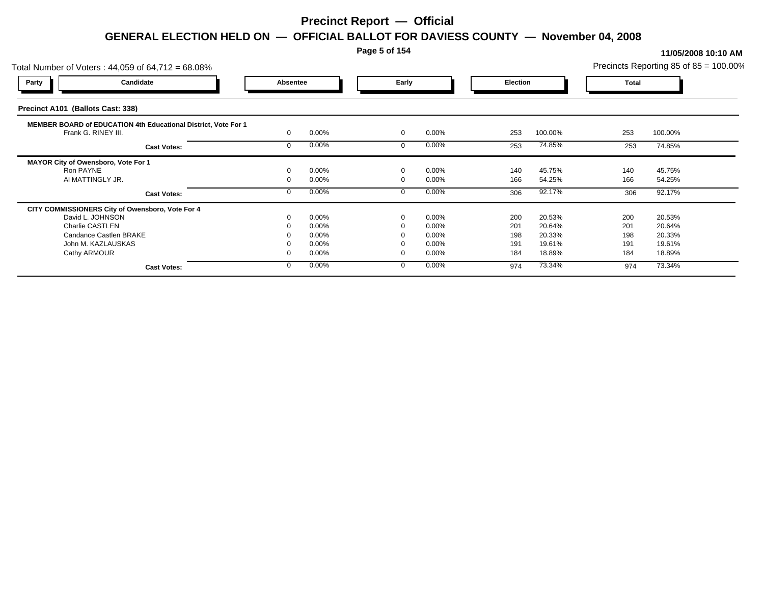# Precinct Report — Official

## GENERAL ELECTION HELD ON — OFFICIAL BALLOT FOR DAVIESS COUNTY — November 04, 2008

11/05/2008 10:10 AM

Total Number of Voters : 44,059 of 64,712 = 68.08%

Precincts Reporting 85 of 85 = 100.00%

| Party | Candidate | Absentee | | Early | | Election | | Total | |
|---|---|---|---|---|---|---|---|---|---|

### Precinct A101 (Ballots Cast: 338)

**MEMBER BOARD of EDUCATION 4th Educational District, Vote For 1**

| Candidate | Absentee | | Early | | Election | | Total | |
|---|---|---|---|---|---|---|---|---|
| Frank G. RINEY III. | 0 | 0.00% | 0 | 0.00% | 253 | 100.00% | 253 | 100.00% |
| **Cast Votes:** | 0 | 0.00% | 0 | 0.00% | 253 | 74.85% | 253 | 74.85% |

**MAYOR City of Owensboro, Vote For 1**

| Candidate | Absentee | | Early | | Election | | Total | |
|---|---|---|---|---|---|---|---|---|
| Ron PAYNE | 0 | 0.00% | 0 | 0.00% | 140 | 45.75% | 140 | 45.75% |
| Al MATTINGLY JR. | 0 | 0.00% | 0 | 0.00% | 166 | 54.25% | 166 | 54.25% |
| **Cast Votes:** | 0 | 0.00% | 0 | 0.00% | 306 | 92.17% | 306 | 92.17% |

**CITY COMMISSIONERS City of Owensboro, Vote For 4**

| Candidate | Absentee | | Early | | Election | | Total | |
|---|---|---|---|---|---|---|---|---|
| David L. JOHNSON | 0 | 0.00% | 0 | 0.00% | 200 | 20.53% | 200 | 20.53% |
| Charlie CASTLEN | 0 | 0.00% | 0 | 0.00% | 201 | 20.64% | 201 | 20.64% |
| Candance Castlen BRAKE | 0 | 0.00% | 0 | 0.00% | 198 | 20.33% | 198 | 20.33% |
| John M. KAZLAUSKAS | 0 | 0.00% | 0 | 0.00% | 191 | 19.61% | 191 | 19.61% |
| Cathy ARMOUR | 0 | 0.00% | 0 | 0.00% | 184 | 18.89% | 184 | 18.89% |
| **Cast Votes:** | 0 | 0.00% | 0 | 0.00% | 974 | 73.34% | 974 | 73.34% |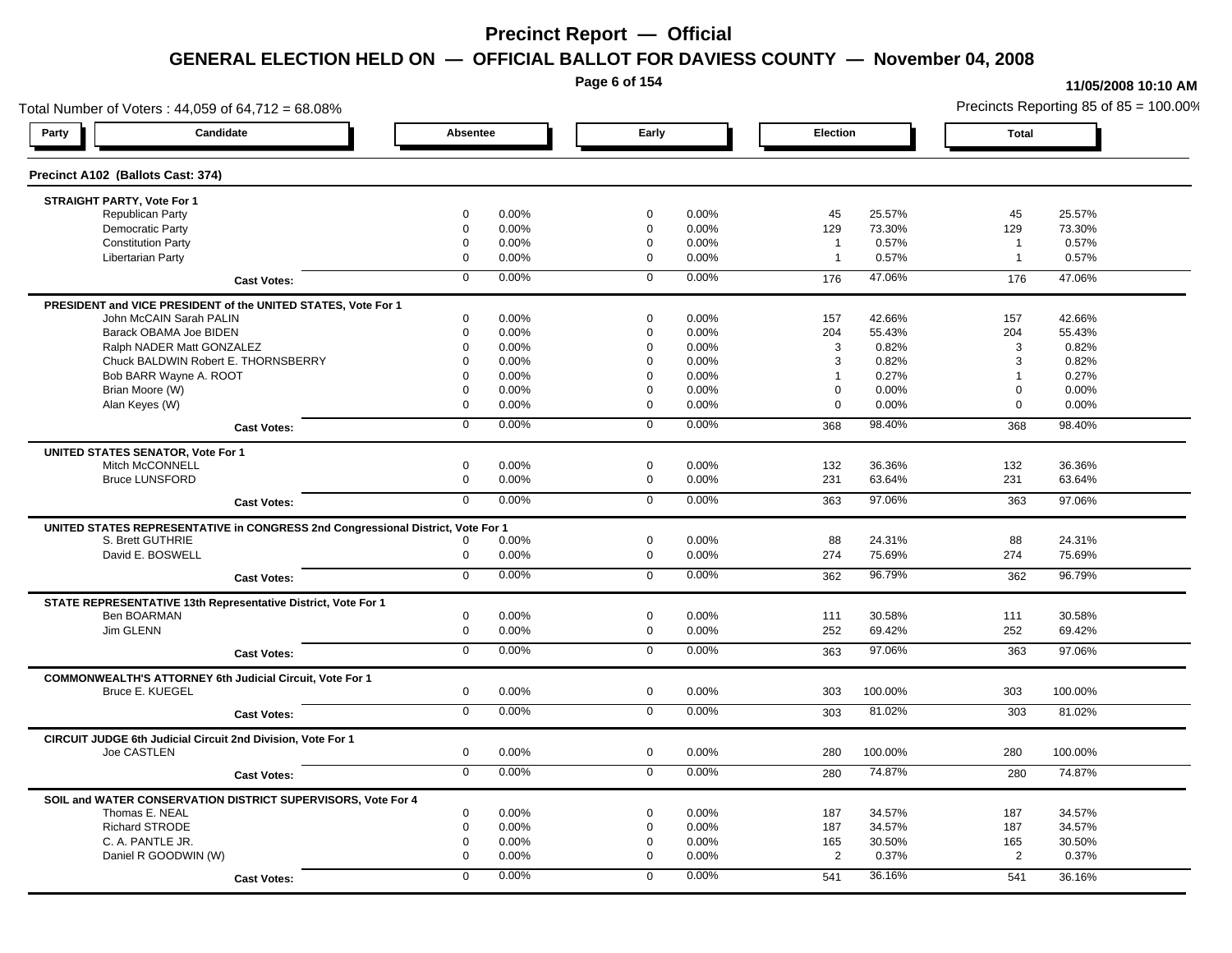# Precinct Report — Official

## GENERAL ELECTION HELD ON — OFFICIAL BALLOT FOR DAVIESS COUNTY — November 04, 2008

11/05/2008 10:10 AM

Total Number of Voters : 44,059 of 64,712 = 68.08%

Precincts Reporting 85 of 85 = 100.00%

### Precinct A102 (Ballots Cast: 374)

| Party / Candidate | Absentee | | Early | | Election | | Total | |
|---|---|---|---|---|---|---|---|---|
| **STRAIGHT PARTY, Vote For 1** | | | | | | | | |
| Republican Party | 0 | 0.00% | 0 | 0.00% | 45 | 25.57% | 45 | 25.57% |
| Democratic Party | 0 | 0.00% | 0 | 0.00% | 129 | 73.30% | 129 | 73.30% |
| Constitution Party | 0 | 0.00% | 0 | 0.00% | 1 | 0.57% | 1 | 0.57% |
| Libertarian Party | 0 | 0.00% | 0 | 0.00% | 1 | 0.57% | 1 | 0.57% |
| **Cast Votes:** | 0 | 0.00% | 0 | 0.00% | 176 | 47.06% | 176 | 47.06% |
| **PRESIDENT and VICE PRESIDENT of the UNITED STATES, Vote For 1** | | | | | | | | |
| John McCAIN Sarah PALIN | 0 | 0.00% | 0 | 0.00% | 157 | 42.66% | 157 | 42.66% |
| Barack OBAMA Joe BIDEN | 0 | 0.00% | 0 | 0.00% | 204 | 55.43% | 204 | 55.43% |
| Ralph NADER Matt GONZALEZ | 0 | 0.00% | 0 | 0.00% | 3 | 0.82% | 3 | 0.82% |
| Chuck BALDWIN Robert E. THORNSBERRY | 0 | 0.00% | 0 | 0.00% | 3 | 0.82% | 3 | 0.82% |
| Bob BARR Wayne A. ROOT | 0 | 0.00% | 0 | 0.00% | 1 | 0.27% | 1 | 0.27% |
| Brian Moore (W) | 0 | 0.00% | 0 | 0.00% | 0 | 0.00% | 0 | 0.00% |
| Alan Keyes (W) | 0 | 0.00% | 0 | 0.00% | 0 | 0.00% | 0 | 0.00% |
| **Cast Votes:** | 0 | 0.00% | 0 | 0.00% | 368 | 98.40% | 368 | 98.40% |
| **UNITED STATES SENATOR, Vote For 1** | | | | | | | | |
| Mitch McCONNELL | 0 | 0.00% | 0 | 0.00% | 132 | 36.36% | 132 | 36.36% |
| Bruce LUNSFORD | 0 | 0.00% | 0 | 0.00% | 231 | 63.64% | 231 | 63.64% |
| **Cast Votes:** | 0 | 0.00% | 0 | 0.00% | 363 | 97.06% | 363 | 97.06% |
| **UNITED STATES REPRESENTATIVE in CONGRESS 2nd Congressional District, Vote For 1** | | | | | | | | |
| S. Brett GUTHRIE | 0 | 0.00% | 0 | 0.00% | 88 | 24.31% | 88 | 24.31% |
| David E. BOSWELL | 0 | 0.00% | 0 | 0.00% | 274 | 75.69% | 274 | 75.69% |
| **Cast Votes:** | 0 | 0.00% | 0 | 0.00% | 362 | 96.79% | 362 | 96.79% |
| **STATE REPRESENTATIVE 13th Representative District, Vote For 1** | | | | | | | | |
| Ben BOARMAN | 0 | 0.00% | 0 | 0.00% | 111 | 30.58% | 111 | 30.58% |
| Jim GLENN | 0 | 0.00% | 0 | 0.00% | 252 | 69.42% | 252 | 69.42% |
| **Cast Votes:** | 0 | 0.00% | 0 | 0.00% | 363 | 97.06% | 363 | 97.06% |
| **COMMONWEALTH'S ATTORNEY 6th Judicial Circuit, Vote For 1** | | | | | | | | |
| Bruce E. KUEGEL | 0 | 0.00% | 0 | 0.00% | 303 | 100.00% | 303 | 100.00% |
| **Cast Votes:** | 0 | 0.00% | 0 | 0.00% | 303 | 81.02% | 303 | 81.02% |
| **CIRCUIT JUDGE 6th Judicial Circuit 2nd Division, Vote For 1** | | | | | | | | |
| Joe CASTLEN | 0 | 0.00% | 0 | 0.00% | 280 | 100.00% | 280 | 100.00% |
| **Cast Votes:** | 0 | 0.00% | 0 | 0.00% | 280 | 74.87% | 280 | 74.87% |
| **SOIL and WATER CONSERVATION DISTRICT SUPERVISORS, Vote For 4** | | | | | | | | |
| Thomas E. NEAL | 0 | 0.00% | 0 | 0.00% | 187 | 34.57% | 187 | 34.57% |
| Richard STRODE | 0 | 0.00% | 0 | 0.00% | 187 | 34.57% | 187 | 34.57% |
| C. A. PANTLE JR. | 0 | 0.00% | 0 | 0.00% | 165 | 30.50% | 165 | 30.50% |
| Daniel R GOODWIN (W) | 0 | 0.00% | 0 | 0.00% | 2 | 0.37% | 2 | 0.37% |
| **Cast Votes:** | 0 | 0.00% | 0 | 0.00% | 541 | 36.16% | 541 | 36.16% |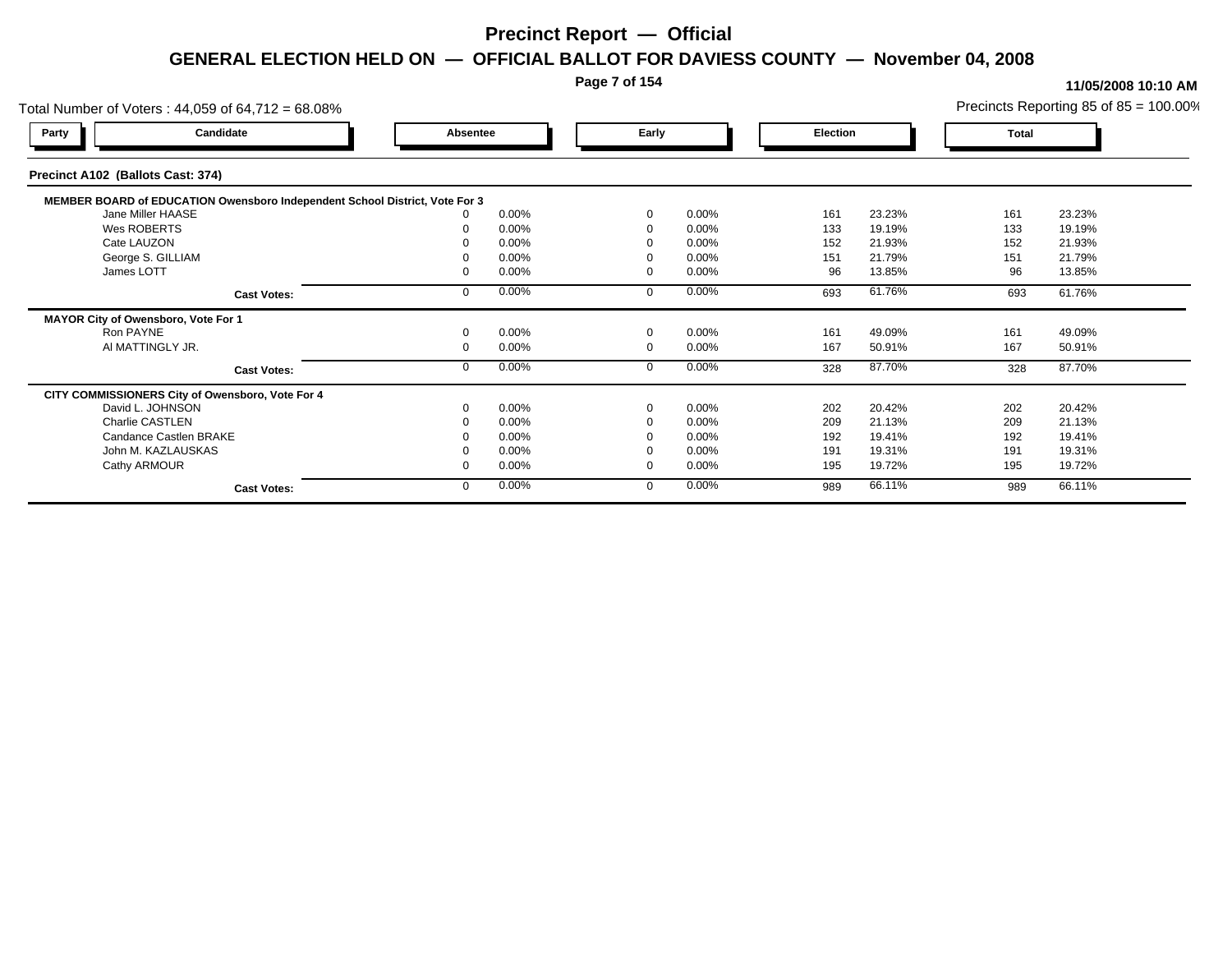# Precinct Report — Official

## GENERAL ELECTION HELD ON — OFFICIAL BALLOT FOR DAVIESS COUNTY — November 04, 2008

**11/05/2008 10:10 AM**

Total Number of Voters : 44,059 of 64,712 = 68.08%

Precincts Reporting 85 of 85 = 100.00%

### Precinct A102 (Ballots Cast: 374)

| Party | Candidate | Absentee | | Early | | Election | | Total | |
|---|---|---|---|---|---|---|---|---|---|
| | **MEMBER BOARD of EDUCATION Owensboro Independent School District, Vote For 3** | | | | | | | | |
| | Jane Miller HAASE | 0 | 0.00% | 0 | 0.00% | 161 | 23.23% | 161 | 23.23% |
| | Wes ROBERTS | 0 | 0.00% | 0 | 0.00% | 133 | 19.19% | 133 | 19.19% |
| | Cate LAUZON | 0 | 0.00% | 0 | 0.00% | 152 | 21.93% | 152 | 21.93% |
| | George S. GILLIAM | 0 | 0.00% | 0 | 0.00% | 151 | 21.79% | 151 | 21.79% |
| | James LOTT | 0 | 0.00% | 0 | 0.00% | 96 | 13.85% | 96 | 13.85% |
| | **Cast Votes:** | 0 | 0.00% | 0 | 0.00% | 693 | 61.76% | 693 | 61.76% |
| | **MAYOR City of Owensboro, Vote For 1** | | | | | | | | |
| | Ron PAYNE | 0 | 0.00% | 0 | 0.00% | 161 | 49.09% | 161 | 49.09% |
| | Al MATTINGLY JR. | 0 | 0.00% | 0 | 0.00% | 167 | 50.91% | 167 | 50.91% |
| | **Cast Votes:** | 0 | 0.00% | 0 | 0.00% | 328 | 87.70% | 328 | 87.70% |
| | **CITY COMMISSIONERS City of Owensboro, Vote For 4** | | | | | | | | |
| | David L. JOHNSON | 0 | 0.00% | 0 | 0.00% | 202 | 20.42% | 202 | 20.42% |
| | Charlie CASTLEN | 0 | 0.00% | 0 | 0.00% | 209 | 21.13% | 209 | 21.13% |
| | Candance Castlen BRAKE | 0 | 0.00% | 0 | 0.00% | 192 | 19.41% | 192 | 19.41% |
| | John M. KAZLAUSKAS | 0 | 0.00% | 0 | 0.00% | 191 | 19.31% | 191 | 19.31% |
| | Cathy ARMOUR | 0 | 0.00% | 0 | 0.00% | 195 | 19.72% | 195 | 19.72% |
| | **Cast Votes:** | 0 | 0.00% | 0 | 0.00% | 989 | 66.11% | 989 | 66.11% |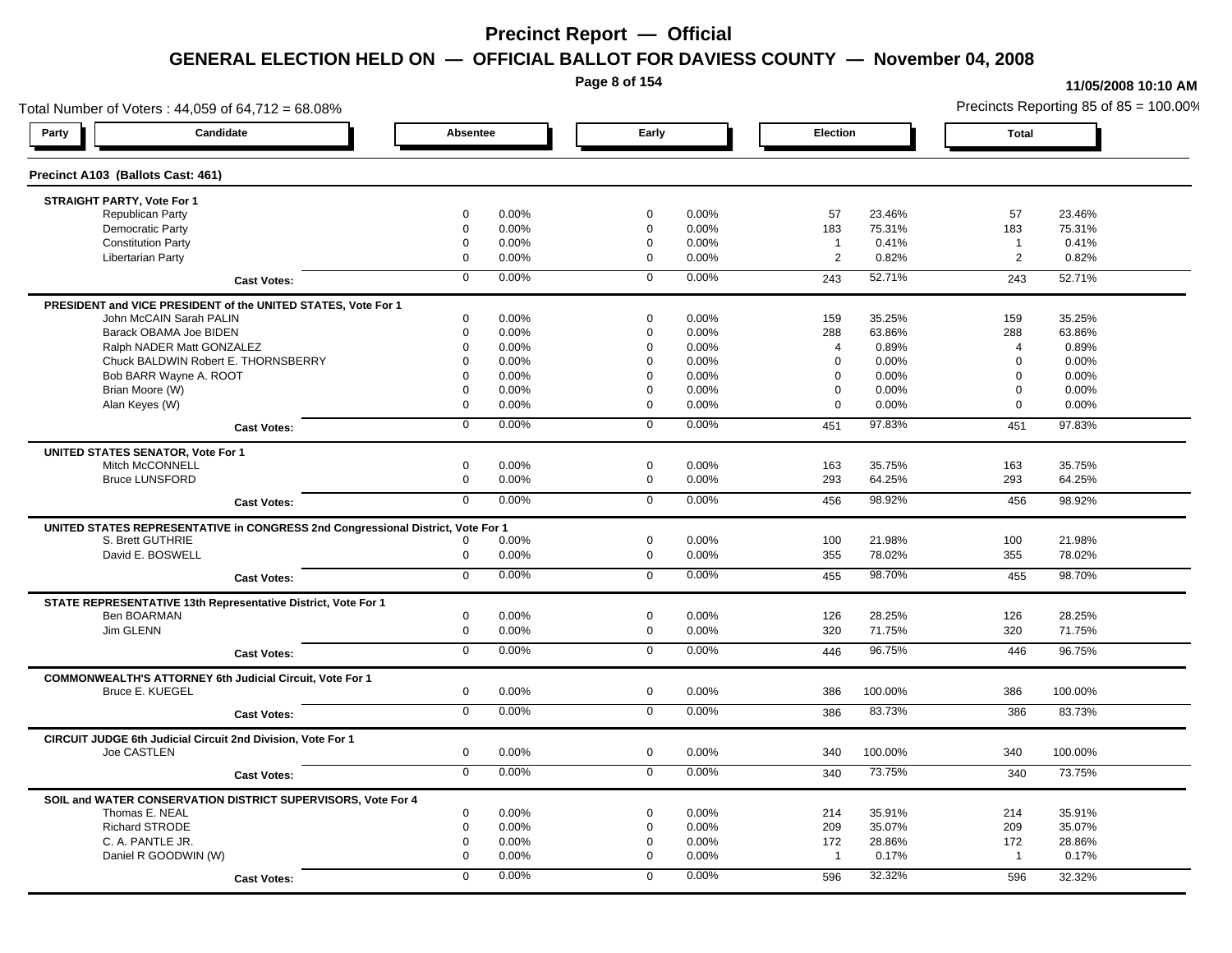# Precinct Report — Official

## GENERAL ELECTION HELD ON — OFFICIAL BALLOT FOR DAVIESS COUNTY — November 04, 2008

11/05/2008 10:10 AM

Total Number of Voters : 44,059 of 64,712 = 68.08%

Precincts Reporting 85 of 85 = 100.00%

### Precinct A103 (Ballots Cast: 461)

| Party | Candidate | Absentee | | Early | | Election | | Total | |
|---|---|---|---|---|---|---|---|---|---|
| **STRAIGHT PARTY, Vote For 1** | | | | | | | | | |
| | Republican Party | 0 | 0.00% | 0 | 0.00% | 57 | 23.46% | 57 | 23.46% |
| | Democratic Party | 0 | 0.00% | 0 | 0.00% | 183 | 75.31% | 183 | 75.31% |
| | Constitution Party | 0 | 0.00% | 0 | 0.00% | 1 | 0.41% | 1 | 0.41% |
| | Libertarian Party | 0 | 0.00% | 0 | 0.00% | 2 | 0.82% | 2 | 0.82% |
| | **Cast Votes:** | 0 | 0.00% | 0 | 0.00% | 243 | 52.71% | 243 | 52.71% |
| **PRESIDENT and VICE PRESIDENT of the UNITED STATES, Vote For 1** | | | | | | | | | |
| | John McCAIN Sarah PALIN | 0 | 0.00% | 0 | 0.00% | 159 | 35.25% | 159 | 35.25% |
| | Barack OBAMA Joe BIDEN | 0 | 0.00% | 0 | 0.00% | 288 | 63.86% | 288 | 63.86% |
| | Ralph NADER Matt GONZALEZ | 0 | 0.00% | 0 | 0.00% | 4 | 0.89% | 4 | 0.89% |
| | Chuck BALDWIN Robert E. THORNSBERRY | 0 | 0.00% | 0 | 0.00% | 0 | 0.00% | 0 | 0.00% |
| | Bob BARR Wayne A. ROOT | 0 | 0.00% | 0 | 0.00% | 0 | 0.00% | 0 | 0.00% |
| | Brian Moore (W) | 0 | 0.00% | 0 | 0.00% | 0 | 0.00% | 0 | 0.00% |
| | Alan Keyes (W) | 0 | 0.00% | 0 | 0.00% | 0 | 0.00% | 0 | 0.00% |
| | **Cast Votes:** | 0 | 0.00% | 0 | 0.00% | 451 | 97.83% | 451 | 97.83% |
| **UNITED STATES SENATOR, Vote For 1** | | | | | | | | | |
| | Mitch McCONNELL | 0 | 0.00% | 0 | 0.00% | 163 | 35.75% | 163 | 35.75% |
| | Bruce LUNSFORD | 0 | 0.00% | 0 | 0.00% | 293 | 64.25% | 293 | 64.25% |
| | **Cast Votes:** | 0 | 0.00% | 0 | 0.00% | 456 | 98.92% | 456 | 98.92% |
| **UNITED STATES REPRESENTATIVE in CONGRESS 2nd Congressional District, Vote For 1** | | | | | | | | | |
| | S. Brett GUTHRIE | 0 | 0.00% | 0 | 0.00% | 100 | 21.98% | 100 | 21.98% |
| | David E. BOSWELL | 0 | 0.00% | 0 | 0.00% | 355 | 78.02% | 355 | 78.02% |
| | **Cast Votes:** | 0 | 0.00% | 0 | 0.00% | 455 | 98.70% | 455 | 98.70% |
| **STATE REPRESENTATIVE 13th Representative District, Vote For 1** | | | | | | | | | |
| | Ben BOARMAN | 0 | 0.00% | 0 | 0.00% | 126 | 28.25% | 126 | 28.25% |
| | Jim GLENN | 0 | 0.00% | 0 | 0.00% | 320 | 71.75% | 320 | 71.75% |
| | **Cast Votes:** | 0 | 0.00% | 0 | 0.00% | 446 | 96.75% | 446 | 96.75% |
| **COMMONWEALTH'S ATTORNEY 6th Judicial Circuit, Vote For 1** | | | | | | | | | |
| | Bruce E. KUEGEL | 0 | 0.00% | 0 | 0.00% | 386 | 100.00% | 386 | 100.00% |
| | **Cast Votes:** | 0 | 0.00% | 0 | 0.00% | 386 | 83.73% | 386 | 83.73% |
| **CIRCUIT JUDGE 6th Judicial Circuit 2nd Division, Vote For 1** | | | | | | | | | |
| | Joe CASTLEN | 0 | 0.00% | 0 | 0.00% | 340 | 100.00% | 340 | 100.00% |
| | **Cast Votes:** | 0 | 0.00% | 0 | 0.00% | 340 | 73.75% | 340 | 73.75% |
| **SOIL and WATER CONSERVATION DISTRICT SUPERVISORS, Vote For 4** | | | | | | | | | |
| | Thomas E. NEAL | 0 | 0.00% | 0 | 0.00% | 214 | 35.91% | 214 | 35.91% |
| | Richard STRODE | 0 | 0.00% | 0 | 0.00% | 209 | 35.07% | 209 | 35.07% |
| | C. A. PANTLE JR. | 0 | 0.00% | 0 | 0.00% | 172 | 28.86% | 172 | 28.86% |
| | Daniel R GOODWIN (W) | 0 | 0.00% | 0 | 0.00% | 1 | 0.17% | 1 | 0.17% |
| | **Cast Votes:** | 0 | 0.00% | 0 | 0.00% | 596 | 32.32% | 596 | 32.32% |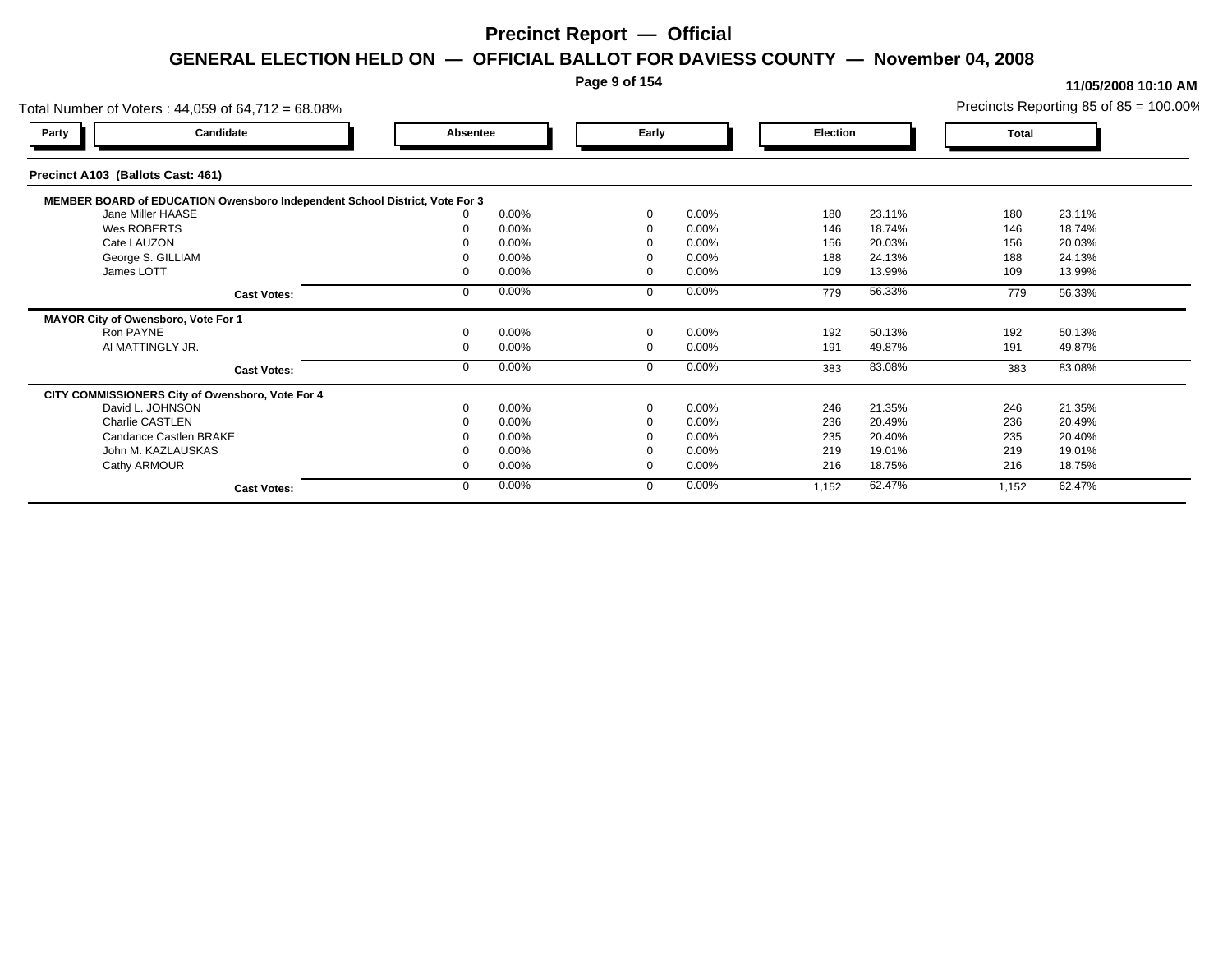# Precinct Report — Official

## GENERAL ELECTION HELD ON — OFFICIAL BALLOT FOR DAVIESS COUNTY — November 04, 2008

**11/05/2008 10:10 AM**

Total Number of Voters : 44,059 of 64,712 = 68.08%

Precincts Reporting 85 of 85 = 100.00%

### Precinct A103 (Ballots Cast: 461)

| Party | Candidate | Absentee | | Early | | Election | | Total | |
|---|---|---|---|---|---|---|---|---|---|
| | **MEMBER BOARD of EDUCATION Owensboro Independent School District, Vote For 3** | | | | | | | | |
| | Jane Miller HAASE | 0 | 0.00% | 0 | 0.00% | 180 | 23.11% | 180 | 23.11% |
| | Wes ROBERTS | 0 | 0.00% | 0 | 0.00% | 146 | 18.74% | 146 | 18.74% |
| | Cate LAUZON | 0 | 0.00% | 0 | 0.00% | 156 | 20.03% | 156 | 20.03% |
| | George S. GILLIAM | 0 | 0.00% | 0 | 0.00% | 188 | 24.13% | 188 | 24.13% |
| | James LOTT | 0 | 0.00% | 0 | 0.00% | 109 | 13.99% | 109 | 13.99% |
| | **Cast Votes:** | 0 | 0.00% | 0 | 0.00% | 779 | 56.33% | 779 | 56.33% |
| | **MAYOR City of Owensboro, Vote For 1** | | | | | | | | |
| | Ron PAYNE | 0 | 0.00% | 0 | 0.00% | 192 | 50.13% | 192 | 50.13% |
| | Al MATTINGLY JR. | 0 | 0.00% | 0 | 0.00% | 191 | 49.87% | 191 | 49.87% |
| | **Cast Votes:** | 0 | 0.00% | 0 | 0.00% | 383 | 83.08% | 383 | 83.08% |
| | **CITY COMMISSIONERS City of Owensboro, Vote For 4** | | | | | | | | |
| | David L. JOHNSON | 0 | 0.00% | 0 | 0.00% | 246 | 21.35% | 246 | 21.35% |
| | Charlie CASTLEN | 0 | 0.00% | 0 | 0.00% | 236 | 20.49% | 236 | 20.49% |
| | Candance Castlen BRAKE | 0 | 0.00% | 0 | 0.00% | 235 | 20.40% | 235 | 20.40% |
| | John M. KAZLAUSKAS | 0 | 0.00% | 0 | 0.00% | 219 | 19.01% | 219 | 19.01% |
| | Cathy ARMOUR | 0 | 0.00% | 0 | 0.00% | 216 | 18.75% | 216 | 18.75% |
| | **Cast Votes:** | 0 | 0.00% | 0 | 0.00% | 1,152 | 62.47% | 1,152 | 62.47% |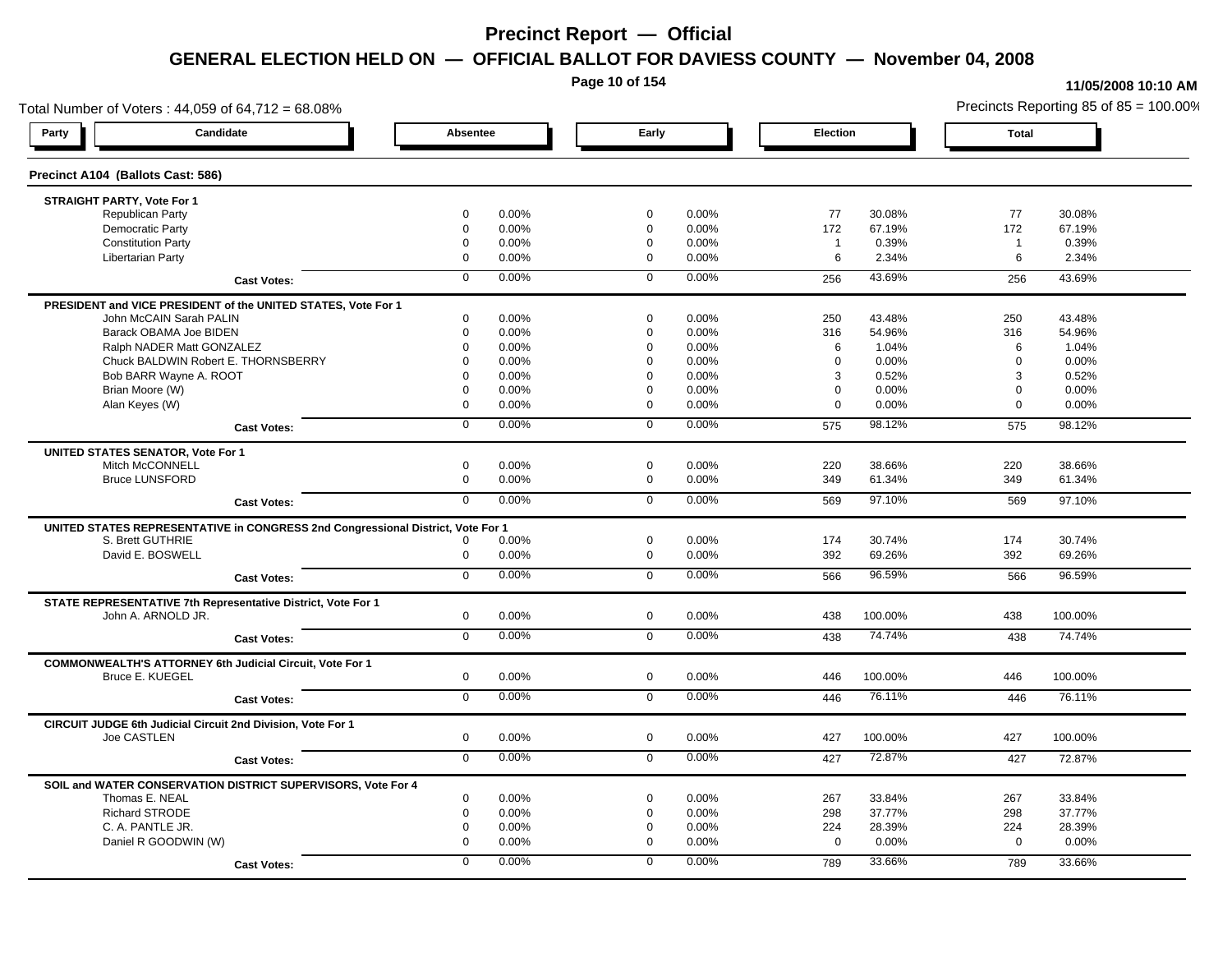# Precinct Report — Official

## GENERAL ELECTION HELD ON — OFFICIAL BALLOT FOR DAVIESS COUNTY — November 04, 2008

11/05/2008 10:10 AM

Total Number of Voters : 44,059 of 64,712 = 68.08%

Precincts Reporting 85 of 85 = 100.00%

### Precinct A104 (Ballots Cast: 586)

| Party / Candidate | Absentee | | Early | | Election | | Total | |
|---|---|---|---|---|---|---|---|---|
| **STRAIGHT PARTY, Vote For 1** | | | | | | | | |
| Republican Party | 0 | 0.00% | 0 | 0.00% | 77 | 30.08% | 77 | 30.08% |
| Democratic Party | 0 | 0.00% | 0 | 0.00% | 172 | 67.19% | 172 | 67.19% |
| Constitution Party | 0 | 0.00% | 0 | 0.00% | 1 | 0.39% | 1 | 0.39% |
| Libertarian Party | 0 | 0.00% | 0 | 0.00% | 6 | 2.34% | 6 | 2.34% |
| **Cast Votes:** | 0 | 0.00% | 0 | 0.00% | 256 | 43.69% | 256 | 43.69% |
| **PRESIDENT and VICE PRESIDENT of the UNITED STATES, Vote For 1** | | | | | | | | |
| John McCAIN Sarah PALIN | 0 | 0.00% | 0 | 0.00% | 250 | 43.48% | 250 | 43.48% |
| Barack OBAMA Joe BIDEN | 0 | 0.00% | 0 | 0.00% | 316 | 54.96% | 316 | 54.96% |
| Ralph NADER Matt GONZALEZ | 0 | 0.00% | 0 | 0.00% | 6 | 1.04% | 6 | 1.04% |
| Chuck BALDWIN Robert E. THORNSBERRY | 0 | 0.00% | 0 | 0.00% | 0 | 0.00% | 0 | 0.00% |
| Bob BARR Wayne A. ROOT | 0 | 0.00% | 0 | 0.00% | 3 | 0.52% | 3 | 0.52% |
| Brian Moore (W) | 0 | 0.00% | 0 | 0.00% | 0 | 0.00% | 0 | 0.00% |
| Alan Keyes (W) | 0 | 0.00% | 0 | 0.00% | 0 | 0.00% | 0 | 0.00% |
| **Cast Votes:** | 0 | 0.00% | 0 | 0.00% | 575 | 98.12% | 575 | 98.12% |
| **UNITED STATES SENATOR, Vote For 1** | | | | | | | | |
| Mitch McCONNELL | 0 | 0.00% | 0 | 0.00% | 220 | 38.66% | 220 | 38.66% |
| Bruce LUNSFORD | 0 | 0.00% | 0 | 0.00% | 349 | 61.34% | 349 | 61.34% |
| **Cast Votes:** | 0 | 0.00% | 0 | 0.00% | 569 | 97.10% | 569 | 97.10% |
| **UNITED STATES REPRESENTATIVE in CONGRESS 2nd Congressional District, Vote For 1** | | | | | | | | |
| S. Brett GUTHRIE | 0 | 0.00% | 0 | 0.00% | 174 | 30.74% | 174 | 30.74% |
| David E. BOSWELL | 0 | 0.00% | 0 | 0.00% | 392 | 69.26% | 392 | 69.26% |
| **Cast Votes:** | 0 | 0.00% | 0 | 0.00% | 566 | 96.59% | 566 | 96.59% |
| **STATE REPRESENTATIVE 7th Representative District, Vote For 1** | | | | | | | | |
| John A. ARNOLD JR. | 0 | 0.00% | 0 | 0.00% | 438 | 100.00% | 438 | 100.00% |
| **Cast Votes:** | 0 | 0.00% | 0 | 0.00% | 438 | 74.74% | 438 | 74.74% |
| **COMMONWEALTH'S ATTORNEY 6th Judicial Circuit, Vote For 1** | | | | | | | | |
| Bruce E. KUEGEL | 0 | 0.00% | 0 | 0.00% | 446 | 100.00% | 446 | 100.00% |
| **Cast Votes:** | 0 | 0.00% | 0 | 0.00% | 446 | 76.11% | 446 | 76.11% |
| **CIRCUIT JUDGE 6th Judicial Circuit 2nd Division, Vote For 1** | | | | | | | | |
| Joe CASTLEN | 0 | 0.00% | 0 | 0.00% | 427 | 100.00% | 427 | 100.00% |
| **Cast Votes:** | 0 | 0.00% | 0 | 0.00% | 427 | 72.87% | 427 | 72.87% |
| **SOIL and WATER CONSERVATION DISTRICT SUPERVISORS, Vote For 4** | | | | | | | | |
| Thomas E. NEAL | 0 | 0.00% | 0 | 0.00% | 267 | 33.84% | 267 | 33.84% |
| Richard STRODE | 0 | 0.00% | 0 | 0.00% | 298 | 37.77% | 298 | 37.77% |
| C. A. PANTLE JR. | 0 | 0.00% | 0 | 0.00% | 224 | 28.39% | 224 | 28.39% |
| Daniel R GOODWIN (W) | 0 | 0.00% | 0 | 0.00% | 0 | 0.00% | 0 | 0.00% |
| **Cast Votes:** | 0 | 0.00% | 0 | 0.00% | 789 | 33.66% | 789 | 33.66% |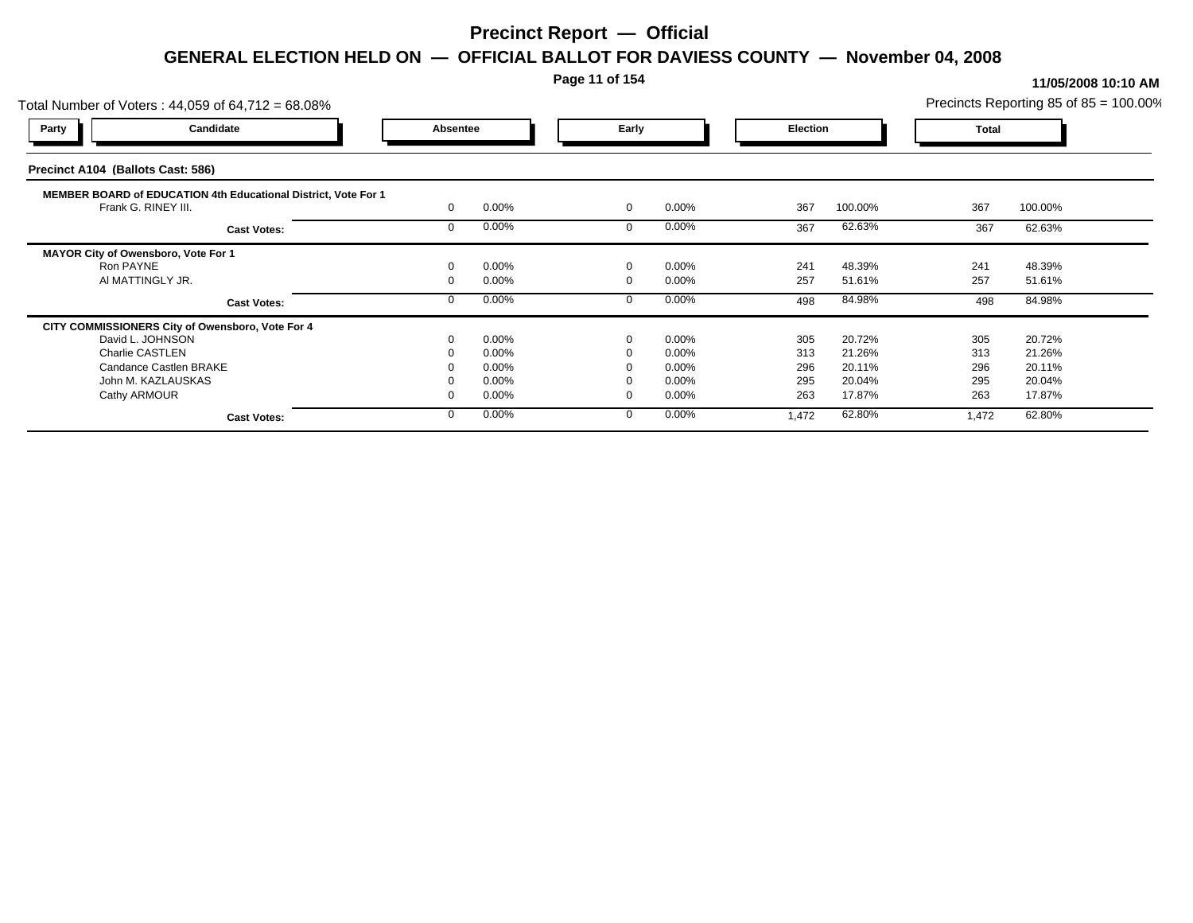# Precinct Report — Official

## GENERAL ELECTION HELD ON — OFFICIAL BALLOT FOR DAVIESS COUNTY — November 04, 2008

11/05/2008 10:10 AM

Total Number of Voters : 44,059 of 64,712 = 68.08%

Precincts Reporting 85 of 85 = 100.00%

### Precinct A104 (Ballots Cast: 586)

| Party | Candidate | Absentee | | Early | | Election | | Total | |
|---|---|---|---|---|---|---|---|---|---|
| | **MEMBER BOARD of EDUCATION 4th Educational District, Vote For 1** | | | | | | | | |
| | Frank G. RINEY III. | 0 | 0.00% | 0 | 0.00% | 367 | 100.00% | 367 | 100.00% |
| | **Cast Votes:** | 0 | 0.00% | 0 | 0.00% | 367 | 62.63% | 367 | 62.63% |
| | **MAYOR City of Owensboro, Vote For 1** | | | | | | | | |
| | Ron PAYNE | 0 | 0.00% | 0 | 0.00% | 241 | 48.39% | 241 | 48.39% |
| | Al MATTINGLY JR. | 0 | 0.00% | 0 | 0.00% | 257 | 51.61% | 257 | 51.61% |
| | **Cast Votes:** | 0 | 0.00% | 0 | 0.00% | 498 | 84.98% | 498 | 84.98% |
| | **CITY COMMISSIONERS City of Owensboro, Vote For 4** | | | | | | | | |
| | David L. JOHNSON | 0 | 0.00% | 0 | 0.00% | 305 | 20.72% | 305 | 20.72% |
| | Charlie CASTLEN | 0 | 0.00% | 0 | 0.00% | 313 | 21.26% | 313 | 21.26% |
| | Candance Castlen BRAKE | 0 | 0.00% | 0 | 0.00% | 296 | 20.11% | 296 | 20.11% |
| | John M. KAZLAUSKAS | 0 | 0.00% | 0 | 0.00% | 295 | 20.04% | 295 | 20.04% |
| | Cathy ARMOUR | 0 | 0.00% | 0 | 0.00% | 263 | 17.87% | 263 | 17.87% |
| | **Cast Votes:** | 0 | 0.00% | 0 | 0.00% | 1,472 | 62.80% | 1,472 | 62.80% |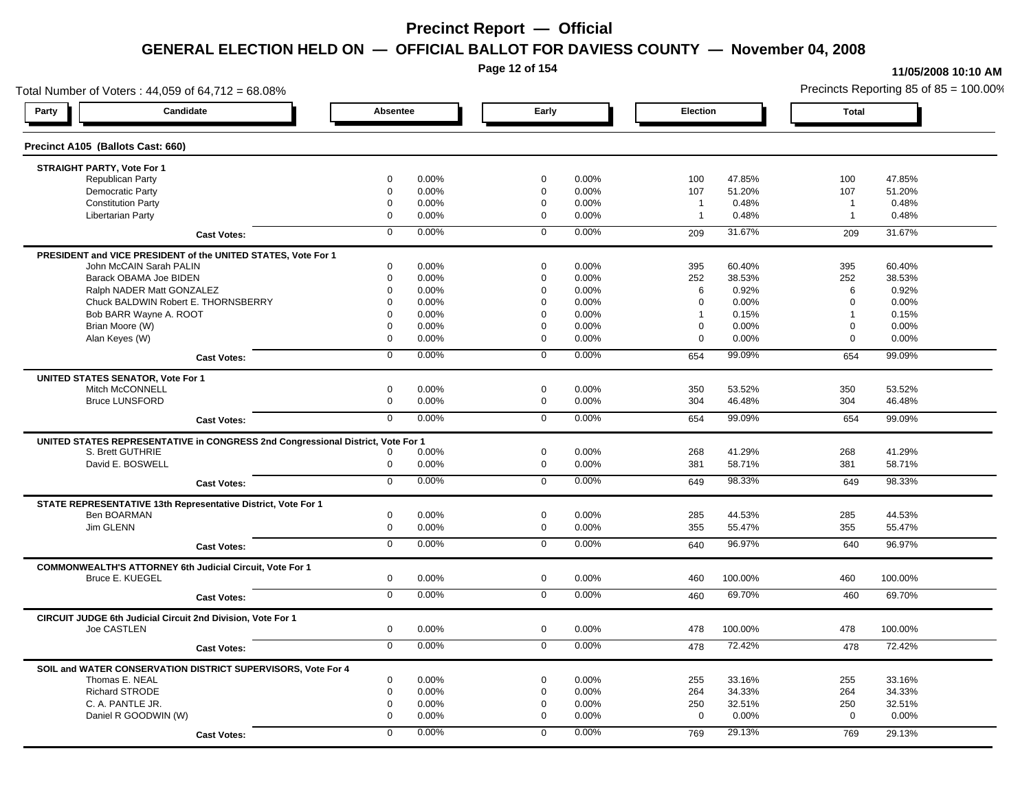# Precinct Report — Official

## GENERAL ELECTION HELD ON — OFFICIAL BALLOT FOR DAVIESS COUNTY — November 04, 2008

11/05/2008 10:10 AM

Total Number of Voters : 44,059 of 64,712 = 68.08%

Precincts Reporting 85 of 85 = 100.00%

### Precinct A105 (Ballots Cast: 660)

| Party | Candidate | Absentee | | Early | | Election | | Total | |
|---|---|---|---|---|---|---|---|---|---|
| **STRAIGHT PARTY, Vote For 1** | | | | | | | | | |
| | Republican Party | 0 | 0.00% | 0 | 0.00% | 100 | 47.85% | 100 | 47.85% |
| | Democratic Party | 0 | 0.00% | 0 | 0.00% | 107 | 51.20% | 107 | 51.20% |
| | Constitution Party | 0 | 0.00% | 0 | 0.00% | 1 | 0.48% | 1 | 0.48% |
| | Libertarian Party | 0 | 0.00% | 0 | 0.00% | 1 | 0.48% | 1 | 0.48% |
| | **Cast Votes:** | 0 | 0.00% | 0 | 0.00% | 209 | 31.67% | 209 | 31.67% |
| **PRESIDENT and VICE PRESIDENT of the UNITED STATES, Vote For 1** | | | | | | | | | |
| | John McCAIN Sarah PALIN | 0 | 0.00% | 0 | 0.00% | 395 | 60.40% | 395 | 60.40% |
| | Barack OBAMA Joe BIDEN | 0 | 0.00% | 0 | 0.00% | 252 | 38.53% | 252 | 38.53% |
| | Ralph NADER Matt GONZALEZ | 0 | 0.00% | 0 | 0.00% | 6 | 0.92% | 6 | 0.92% |
| | Chuck BALDWIN Robert E. THORNSBERRY | 0 | 0.00% | 0 | 0.00% | 0 | 0.00% | 0 | 0.00% |
| | Bob BARR Wayne A. ROOT | 0 | 0.00% | 0 | 0.00% | 1 | 0.15% | 1 | 0.15% |
| | Brian Moore (W) | 0 | 0.00% | 0 | 0.00% | 0 | 0.00% | 0 | 0.00% |
| | Alan Keyes (W) | 0 | 0.00% | 0 | 0.00% | 0 | 0.00% | 0 | 0.00% |
| | **Cast Votes:** | 0 | 0.00% | 0 | 0.00% | 654 | 99.09% | 654 | 99.09% |
| **UNITED STATES SENATOR, Vote For 1** | | | | | | | | | |
| | Mitch McCONNELL | 0 | 0.00% | 0 | 0.00% | 350 | 53.52% | 350 | 53.52% |
| | Bruce LUNSFORD | 0 | 0.00% | 0 | 0.00% | 304 | 46.48% | 304 | 46.48% |
| | **Cast Votes:** | 0 | 0.00% | 0 | 0.00% | 654 | 99.09% | 654 | 99.09% |
| **UNITED STATES REPRESENTATIVE in CONGRESS 2nd Congressional District, Vote For 1** | | | | | | | | | |
| | S. Brett GUTHRIE | 0 | 0.00% | 0 | 0.00% | 268 | 41.29% | 268 | 41.29% |
| | David E. BOSWELL | 0 | 0.00% | 0 | 0.00% | 381 | 58.71% | 381 | 58.71% |
| | **Cast Votes:** | 0 | 0.00% | 0 | 0.00% | 649 | 98.33% | 649 | 98.33% |
| **STATE REPRESENTATIVE 13th Representative District, Vote For 1** | | | | | | | | | |
| | Ben BOARMAN | 0 | 0.00% | 0 | 0.00% | 285 | 44.53% | 285 | 44.53% |
| | Jim GLENN | 0 | 0.00% | 0 | 0.00% | 355 | 55.47% | 355 | 55.47% |
| | **Cast Votes:** | 0 | 0.00% | 0 | 0.00% | 640 | 96.97% | 640 | 96.97% |
| **COMMONWEALTH'S ATTORNEY 6th Judicial Circuit, Vote For 1** | | | | | | | | | |
| | Bruce E. KUEGEL | 0 | 0.00% | 0 | 0.00% | 460 | 100.00% | 460 | 100.00% |
| | **Cast Votes:** | 0 | 0.00% | 0 | 0.00% | 460 | 69.70% | 460 | 69.70% |
| **CIRCUIT JUDGE 6th Judicial Circuit 2nd Division, Vote For 1** | | | | | | | | | |
| | Joe CASTLEN | 0 | 0.00% | 0 | 0.00% | 478 | 100.00% | 478 | 100.00% |
| | **Cast Votes:** | 0 | 0.00% | 0 | 0.00% | 478 | 72.42% | 478 | 72.42% |
| **SOIL and WATER CONSERVATION DISTRICT SUPERVISORS, Vote For 4** | | | | | | | | | |
| | Thomas E. NEAL | 0 | 0.00% | 0 | 0.00% | 255 | 33.16% | 255 | 33.16% |
| | Richard STRODE | 0 | 0.00% | 0 | 0.00% | 264 | 34.33% | 264 | 34.33% |
| | C. A. PANTLE JR. | 0 | 0.00% | 0 | 0.00% | 250 | 32.51% | 250 | 32.51% |
| | Daniel R GOODWIN (W) | 0 | 0.00% | 0 | 0.00% | 0 | 0.00% | 0 | 0.00% |
| | **Cast Votes:** | 0 | 0.00% | 0 | 0.00% | 769 | 29.13% | 769 | 29.13% |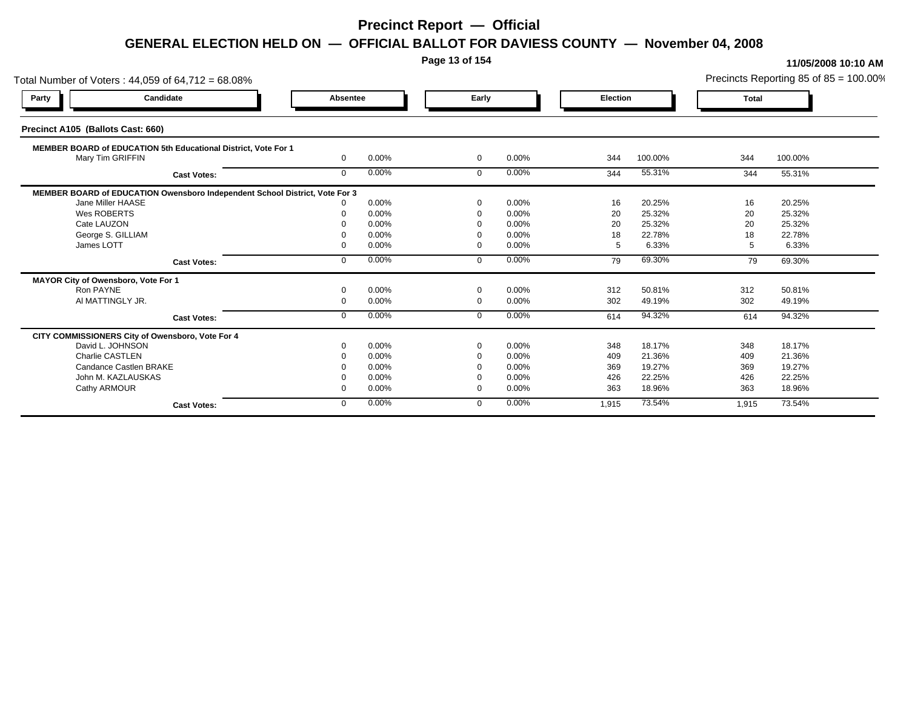# Precinct Report — Official

## GENERAL ELECTION HELD ON — OFFICIAL BALLOT FOR DAVIESS COUNTY — November 04, 2008

11/05/2008 10:10 AM

Total Number of Voters : 44,059 of 64,712 = 68.08%

Precincts Reporting 85 of 85 = 100.00%

| Party | Candidate | Absentee | | Early | | Election | | Total | |
|---|---|---|---|---|---|---|---|---|---|
| **Precinct A105 (Ballots Cast: 660)** | | | | | | | | | |
| **MEMBER BOARD of EDUCATION 5th Educational District, Vote For 1** | | | | | | | | | |
| | Mary Tim GRIFFIN | 0 | 0.00% | 0 | 0.00% | 344 | 100.00% | 344 | 100.00% |
| | **Cast Votes:** | 0 | 0.00% | 0 | 0.00% | 344 | 55.31% | 344 | 55.31% |
| **MEMBER BOARD of EDUCATION Owensboro Independent School District, Vote For 3** | | | | | | | | | |
| | Jane Miller HAASE | 0 | 0.00% | 0 | 0.00% | 16 | 20.25% | 16 | 20.25% |
| | Wes ROBERTS | 0 | 0.00% | 0 | 0.00% | 20 | 25.32% | 20 | 25.32% |
| | Cate LAUZON | 0 | 0.00% | 0 | 0.00% | 20 | 25.32% | 20 | 25.32% |
| | George S. GILLIAM | 0 | 0.00% | 0 | 0.00% | 18 | 22.78% | 18 | 22.78% |
| | James LOTT | 0 | 0.00% | 0 | 0.00% | 5 | 6.33% | 5 | 6.33% |
| | **Cast Votes:** | 0 | 0.00% | 0 | 0.00% | 79 | 69.30% | 79 | 69.30% |
| **MAYOR City of Owensboro, Vote For 1** | | | | | | | | | |
| | Ron PAYNE | 0 | 0.00% | 0 | 0.00% | 312 | 50.81% | 312 | 50.81% |
| | Al MATTINGLY JR. | 0 | 0.00% | 0 | 0.00% | 302 | 49.19% | 302 | 49.19% |
| | **Cast Votes:** | 0 | 0.00% | 0 | 0.00% | 614 | 94.32% | 614 | 94.32% |
| **CITY COMMISSIONERS City of Owensboro, Vote For 4** | | | | | | | | | |
| | David L. JOHNSON | 0 | 0.00% | 0 | 0.00% | 348 | 18.17% | 348 | 18.17% |
| | Charlie CASTLEN | 0 | 0.00% | 0 | 0.00% | 409 | 21.36% | 409 | 21.36% |
| | Candance Castlen BRAKE | 0 | 0.00% | 0 | 0.00% | 369 | 19.27% | 369 | 19.27% |
| | John M. KAZLAUSKAS | 0 | 0.00% | 0 | 0.00% | 426 | 22.25% | 426 | 22.25% |
| | Cathy ARMOUR | 0 | 0.00% | 0 | 0.00% | 363 | 18.96% | 363 | 18.96% |
| | **Cast Votes:** | 0 | 0.00% | 0 | 0.00% | 1,915 | 73.54% | 1,915 | 73.54% |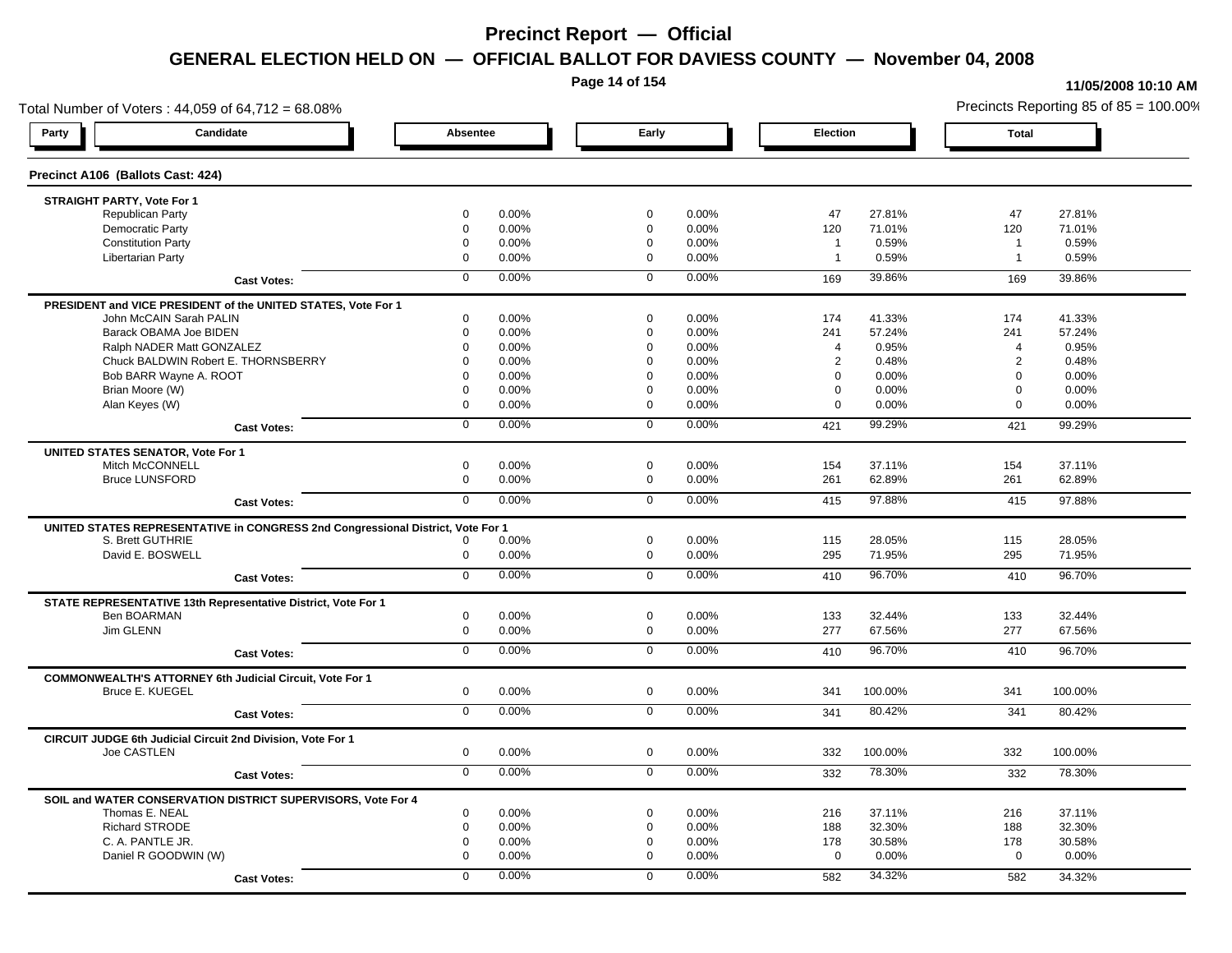# Precinct Report — Official

## GENERAL ELECTION HELD ON — OFFICIAL BALLOT FOR DAVIESS COUNTY — November 04, 2008

11/05/2008 10:10 AM

Total Number of Voters : 44,059 of 64,712 = 68.08%

Precincts Reporting 85 of 85 = 100.00%

### Precinct A106 (Ballots Cast: 424)

| Party / Candidate | Absentee | | Early | | Election | | Total | |
|---|---|---|---|---|---|---|---|---|
| **STRAIGHT PARTY, Vote For 1** | | | | | | | | |
| Republican Party | 0 | 0.00% | 0 | 0.00% | 47 | 27.81% | 47 | 27.81% |
| Democratic Party | 0 | 0.00% | 0 | 0.00% | 120 | 71.01% | 120 | 71.01% |
| Constitution Party | 0 | 0.00% | 0 | 0.00% | 1 | 0.59% | 1 | 0.59% |
| Libertarian Party | 0 | 0.00% | 0 | 0.00% | 1 | 0.59% | 1 | 0.59% |
| Cast Votes: | 0 | 0.00% | 0 | 0.00% | 169 | 39.86% | 169 | 39.86% |
| **PRESIDENT and VICE PRESIDENT of the UNITED STATES, Vote For 1** | | | | | | | | |
| John McCAIN Sarah PALIN | 0 | 0.00% | 0 | 0.00% | 174 | 41.33% | 174 | 41.33% |
| Barack OBAMA Joe BIDEN | 0 | 0.00% | 0 | 0.00% | 241 | 57.24% | 241 | 57.24% |
| Ralph NADER Matt GONZALEZ | 0 | 0.00% | 0 | 0.00% | 4 | 0.95% | 4 | 0.95% |
| Chuck BALDWIN Robert E. THORNSBERRY | 0 | 0.00% | 0 | 0.00% | 2 | 0.48% | 2 | 0.48% |
| Bob BARR Wayne A. ROOT | 0 | 0.00% | 0 | 0.00% | 0 | 0.00% | 0 | 0.00% |
| Brian Moore (W) | 0 | 0.00% | 0 | 0.00% | 0 | 0.00% | 0 | 0.00% |
| Alan Keyes (W) | 0 | 0.00% | 0 | 0.00% | 0 | 0.00% | 0 | 0.00% |
| Cast Votes: | 0 | 0.00% | 0 | 0.00% | 421 | 99.29% | 421 | 99.29% |
| **UNITED STATES SENATOR, Vote For 1** | | | | | | | | |
| Mitch McCONNELL | 0 | 0.00% | 0 | 0.00% | 154 | 37.11% | 154 | 37.11% |
| Bruce LUNSFORD | 0 | 0.00% | 0 | 0.00% | 261 | 62.89% | 261 | 62.89% |
| Cast Votes: | 0 | 0.00% | 0 | 0.00% | 415 | 97.88% | 415 | 97.88% |
| **UNITED STATES REPRESENTATIVE in CONGRESS 2nd Congressional District, Vote For 1** | | | | | | | | |
| S. Brett GUTHRIE | 0 | 0.00% | 0 | 0.00% | 115 | 28.05% | 115 | 28.05% |
| David E. BOSWELL | 0 | 0.00% | 0 | 0.00% | 295 | 71.95% | 295 | 71.95% |
| Cast Votes: | 0 | 0.00% | 0 | 0.00% | 410 | 96.70% | 410 | 96.70% |
| **STATE REPRESENTATIVE 13th Representative District, Vote For 1** | | | | | | | | |
| Ben BOARMAN | 0 | 0.00% | 0 | 0.00% | 133 | 32.44% | 133 | 32.44% |
| Jim GLENN | 0 | 0.00% | 0 | 0.00% | 277 | 67.56% | 277 | 67.56% |
| Cast Votes: | 0 | 0.00% | 0 | 0.00% | 410 | 96.70% | 410 | 96.70% |
| **COMMONWEALTH'S ATTORNEY 6th Judicial Circuit, Vote For 1** | | | | | | | | |
| Bruce E. KUEGEL | 0 | 0.00% | 0 | 0.00% | 341 | 100.00% | 341 | 100.00% |
| Cast Votes: | 0 | 0.00% | 0 | 0.00% | 341 | 80.42% | 341 | 80.42% |
| **CIRCUIT JUDGE 6th Judicial Circuit 2nd Division, Vote For 1** | | | | | | | | |
| Joe CASTLEN | 0 | 0.00% | 0 | 0.00% | 332 | 100.00% | 332 | 100.00% |
| Cast Votes: | 0 | 0.00% | 0 | 0.00% | 332 | 78.30% | 332 | 78.30% |
| **SOIL and WATER CONSERVATION DISTRICT SUPERVISORS, Vote For 4** | | | | | | | | |
| Thomas E. NEAL | 0 | 0.00% | 0 | 0.00% | 216 | 37.11% | 216 | 37.11% |
| Richard STRODE | 0 | 0.00% | 0 | 0.00% | 188 | 32.30% | 188 | 32.30% |
| C. A. PANTLE JR. | 0 | 0.00% | 0 | 0.00% | 178 | 30.58% | 178 | 30.58% |
| Daniel R GOODWIN (W) | 0 | 0.00% | 0 | 0.00% | 0 | 0.00% | 0 | 0.00% |
| Cast Votes: | 0 | 0.00% | 0 | 0.00% | 582 | 34.32% | 582 | 34.32% |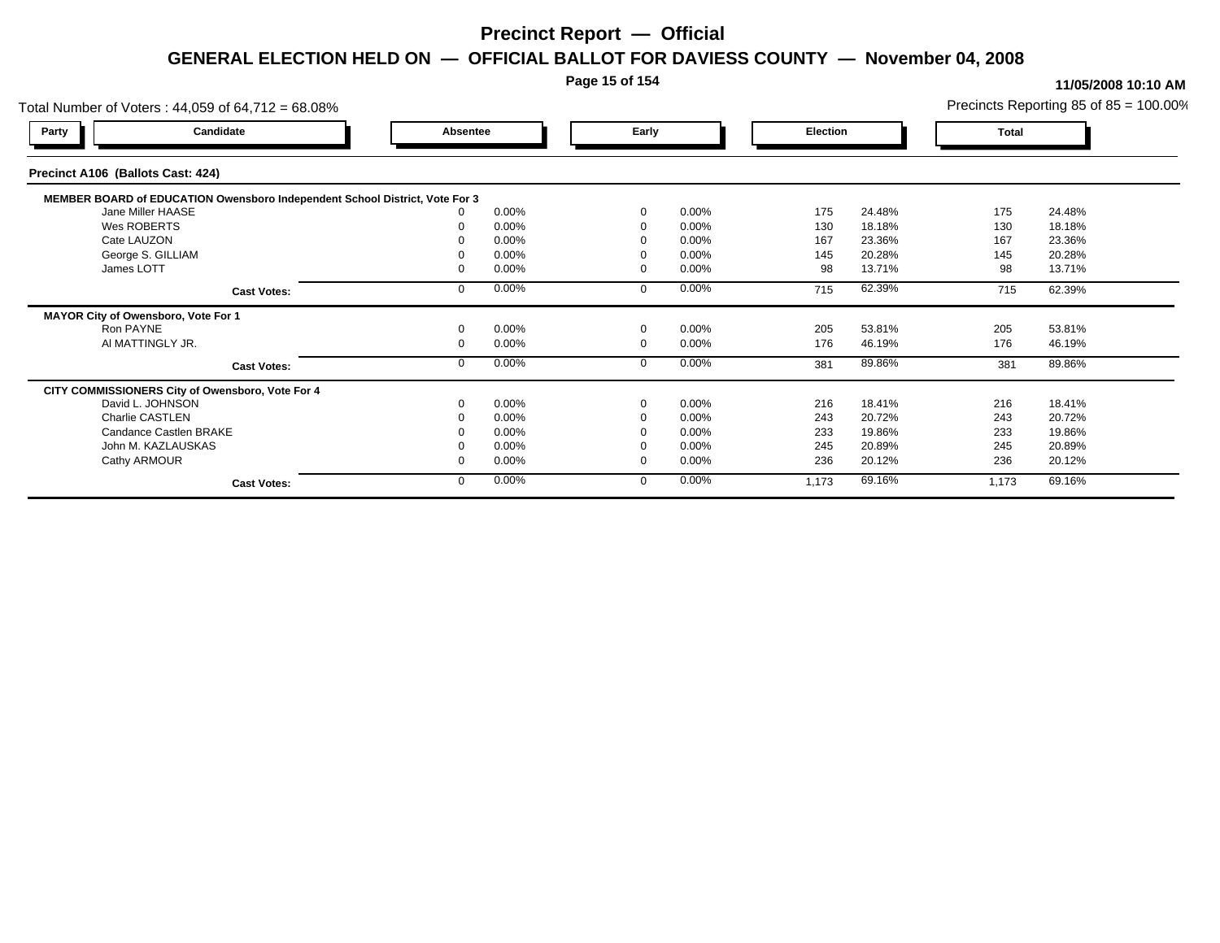# Precinct Report — Official

## GENERAL ELECTION HELD ON — OFFICIAL BALLOT FOR DAVIESS COUNTY — November 04, 2008

11/05/2008 10:10 AM

Total Number of Voters : 44,059 of 64,712 = 68.08%

Precincts Reporting 85 of 85 = 100.00%

### Precinct A106 (Ballots Cast: 424)

| Party | Candidate | Absentee | | Early | | Election | | Total | |
|---|---|---|---|---|---|---|---|---|---|
| **MEMBER BOARD of EDUCATION Owensboro Independent School District, Vote For 3** | | | | | | | | | |
| | Jane Miller HAASE | 0 | 0.00% | 0 | 0.00% | 175 | 24.48% | 175 | 24.48% |
| | Wes ROBERTS | 0 | 0.00% | 0 | 0.00% | 130 | 18.18% | 130 | 18.18% |
| | Cate LAUZON | 0 | 0.00% | 0 | 0.00% | 167 | 23.36% | 167 | 23.36% |
| | George S. GILLIAM | 0 | 0.00% | 0 | 0.00% | 145 | 20.28% | 145 | 20.28% |
| | James LOTT | 0 | 0.00% | 0 | 0.00% | 98 | 13.71% | 98 | 13.71% |
| | **Cast Votes:** | 0 | 0.00% | 0 | 0.00% | 715 | 62.39% | 715 | 62.39% |
| **MAYOR City of Owensboro, Vote For 1** | | | | | | | | | |
| | Ron PAYNE | 0 | 0.00% | 0 | 0.00% | 205 | 53.81% | 205 | 53.81% |
| | Al MATTINGLY JR. | 0 | 0.00% | 0 | 0.00% | 176 | 46.19% | 176 | 46.19% |
| | **Cast Votes:** | 0 | 0.00% | 0 | 0.00% | 381 | 89.86% | 381 | 89.86% |
| **CITY COMMISSIONERS City of Owensboro, Vote For 4** | | | | | | | | | |
| | David L. JOHNSON | 0 | 0.00% | 0 | 0.00% | 216 | 18.41% | 216 | 18.41% |
| | Charlie CASTLEN | 0 | 0.00% | 0 | 0.00% | 243 | 20.72% | 243 | 20.72% |
| | Candance Castlen BRAKE | 0 | 0.00% | 0 | 0.00% | 233 | 19.86% | 233 | 19.86% |
| | John M. KAZLAUSKAS | 0 | 0.00% | 0 | 0.00% | 245 | 20.89% | 245 | 20.89% |
| | Cathy ARMOUR | 0 | 0.00% | 0 | 0.00% | 236 | 20.12% | 236 | 20.12% |
| | **Cast Votes:** | 0 | 0.00% | 0 | 0.00% | 1,173 | 69.16% | 1,173 | 69.16% |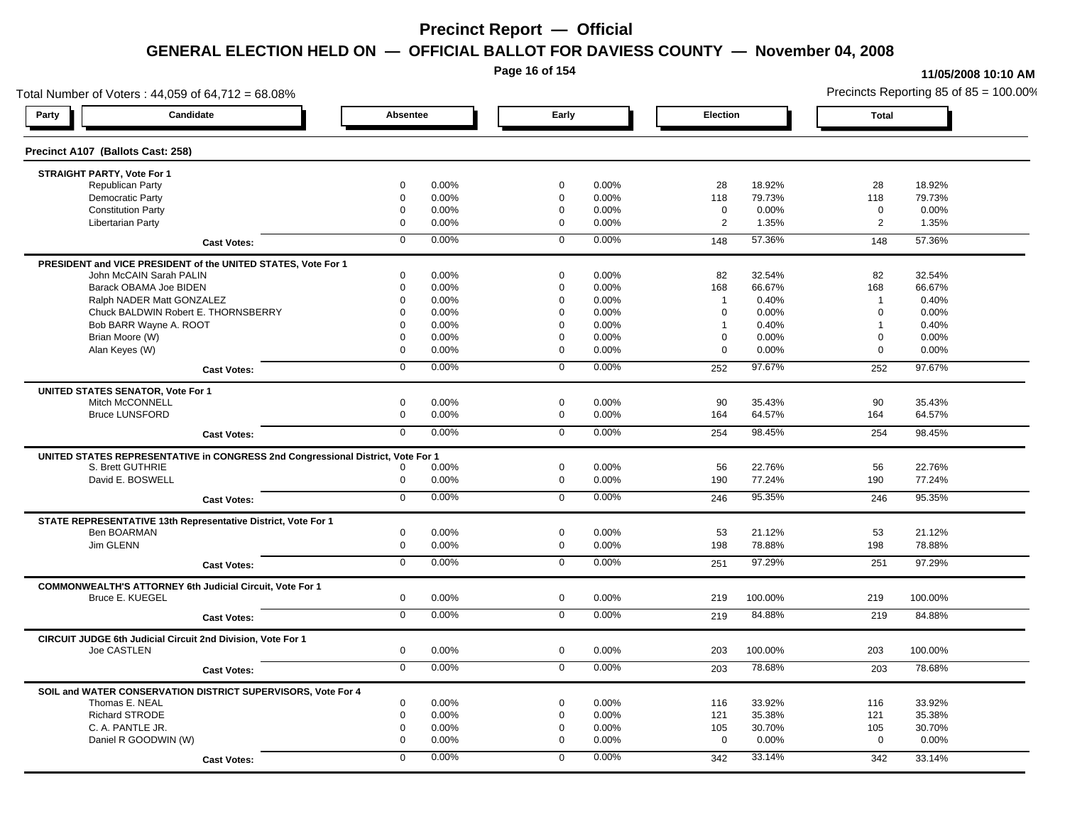# Precinct Report — Official

## GENERAL ELECTION HELD ON — OFFICIAL BALLOT FOR DAVIESS COUNTY — November 04, 2008

11/05/2008 10:10 AM

Total Number of Voters : 44,059 of 64,712 = 68.08%

Precincts Reporting 85 of 85 = 100.00%

### Precinct A107 (Ballots Cast: 258)

| Party | Candidate | Absentee | | Early | | Election | | Total | |
|---|---|---|---|---|---|---|---|---|---|
| **STRAIGHT PARTY, Vote For 1** | | | | | | | | | |
| | Republican Party | 0 | 0.00% | 0 | 0.00% | 28 | 18.92% | 28 | 18.92% |
| | Democratic Party | 0 | 0.00% | 0 | 0.00% | 118 | 79.73% | 118 | 79.73% |
| | Constitution Party | 0 | 0.00% | 0 | 0.00% | 0 | 0.00% | 0 | 0.00% |
| | Libertarian Party | 0 | 0.00% | 0 | 0.00% | 2 | 1.35% | 2 | 1.35% |
| | **Cast Votes:** | 0 | 0.00% | 0 | 0.00% | 148 | 57.36% | 148 | 57.36% |
| **PRESIDENT and VICE PRESIDENT of the UNITED STATES, Vote For 1** | | | | | | | | | |
| | John McCAIN Sarah PALIN | 0 | 0.00% | 0 | 0.00% | 82 | 32.54% | 82 | 32.54% |
| | Barack OBAMA Joe BIDEN | 0 | 0.00% | 0 | 0.00% | 168 | 66.67% | 168 | 66.67% |
| | Ralph NADER Matt GONZALEZ | 0 | 0.00% | 0 | 0.00% | 1 | 0.40% | 1 | 0.40% |
| | Chuck BALDWIN Robert E. THORNSBERRY | 0 | 0.00% | 0 | 0.00% | 0 | 0.00% | 0 | 0.00% |
| | Bob BARR Wayne A. ROOT | 0 | 0.00% | 0 | 0.00% | 1 | 0.40% | 1 | 0.40% |
| | Brian Moore (W) | 0 | 0.00% | 0 | 0.00% | 0 | 0.00% | 0 | 0.00% |
| | Alan Keyes (W) | 0 | 0.00% | 0 | 0.00% | 0 | 0.00% | 0 | 0.00% |
| | **Cast Votes:** | 0 | 0.00% | 0 | 0.00% | 252 | 97.67% | 252 | 97.67% |
| **UNITED STATES SENATOR, Vote For 1** | | | | | | | | | |
| | Mitch McCONNELL | 0 | 0.00% | 0 | 0.00% | 90 | 35.43% | 90 | 35.43% |
| | Bruce LUNSFORD | 0 | 0.00% | 0 | 0.00% | 164 | 64.57% | 164 | 64.57% |
| | **Cast Votes:** | 0 | 0.00% | 0 | 0.00% | 254 | 98.45% | 254 | 98.45% |
| **UNITED STATES REPRESENTATIVE in CONGRESS 2nd Congressional District, Vote For 1** | | | | | | | | | |
| | S. Brett GUTHRIE | 0 | 0.00% | 0 | 0.00% | 56 | 22.76% | 56 | 22.76% |
| | David E. BOSWELL | 0 | 0.00% | 0 | 0.00% | 190 | 77.24% | 190 | 77.24% |
| | **Cast Votes:** | 0 | 0.00% | 0 | 0.00% | 246 | 95.35% | 246 | 95.35% |
| **STATE REPRESENTATIVE 13th Representative District, Vote For 1** | | | | | | | | | |
| | Ben BOARMAN | 0 | 0.00% | 0 | 0.00% | 53 | 21.12% | 53 | 21.12% |
| | Jim GLENN | 0 | 0.00% | 0 | 0.00% | 198 | 78.88% | 198 | 78.88% |
| | **Cast Votes:** | 0 | 0.00% | 0 | 0.00% | 251 | 97.29% | 251 | 97.29% |
| **COMMONWEALTH'S ATTORNEY 6th Judicial Circuit, Vote For 1** | | | | | | | | | |
| | Bruce E. KUEGEL | 0 | 0.00% | 0 | 0.00% | 219 | 100.00% | 219 | 100.00% |
| | **Cast Votes:** | 0 | 0.00% | 0 | 0.00% | 219 | 84.88% | 219 | 84.88% |
| **CIRCUIT JUDGE 6th Judicial Circuit 2nd Division, Vote For 1** | | | | | | | | | |
| | Joe CASTLEN | 0 | 0.00% | 0 | 0.00% | 203 | 100.00% | 203 | 100.00% |
| | **Cast Votes:** | 0 | 0.00% | 0 | 0.00% | 203 | 78.68% | 203 | 78.68% |
| **SOIL and WATER CONSERVATION DISTRICT SUPERVISORS, Vote For 4** | | | | | | | | | |
| | Thomas E. NEAL | 0 | 0.00% | 0 | 0.00% | 116 | 33.92% | 116 | 33.92% |
| | Richard STRODE | 0 | 0.00% | 0 | 0.00% | 121 | 35.38% | 121 | 35.38% |
| | C. A. PANTLE JR. | 0 | 0.00% | 0 | 0.00% | 105 | 30.70% | 105 | 30.70% |
| | Daniel R GOODWIN (W) | 0 | 0.00% | 0 | 0.00% | 0 | 0.00% | 0 | 0.00% |
| | **Cast Votes:** | 0 | 0.00% | 0 | 0.00% | 342 | 33.14% | 342 | 33.14% |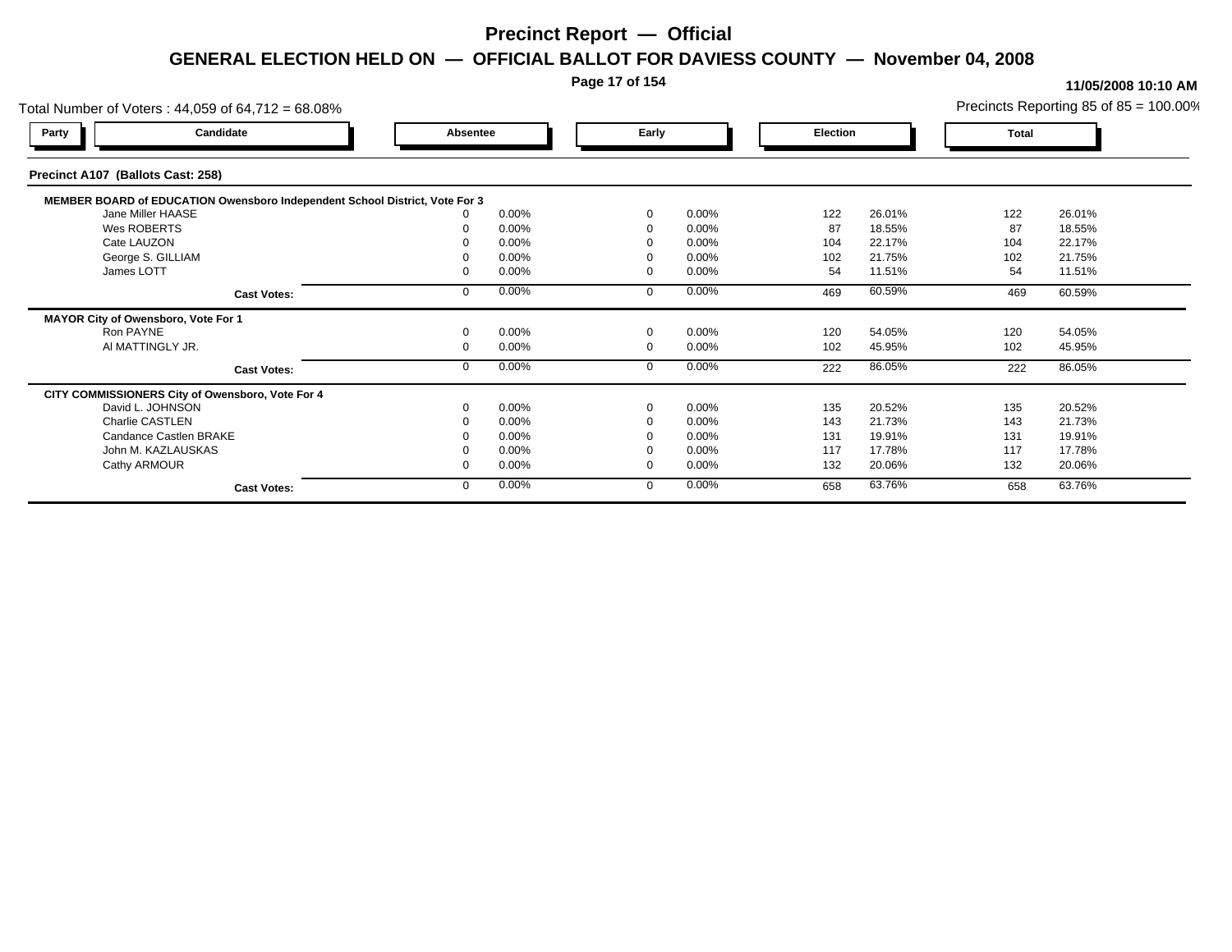# Precinct Report — Official

## GENERAL ELECTION HELD ON — OFFICIAL BALLOT FOR DAVIESS COUNTY — November 04, 2008

**11/05/2008 10:10 AM**

Total Number of Voters : 44,059 of 64,712 = 68.08%

Precincts Reporting 85 of 85 = 100.00%

### Precinct A107 (Ballots Cast: 258)

| Party | Candidate | Absentee | | Early | | Election | | Total | |
|---|---|---|---|---|---|---|---|---|---|
| | **MEMBER BOARD of EDUCATION Owensboro Independent School District, Vote For 3** | | | | | | | | |
| | Jane Miller HAASE | 0 | 0.00% | 0 | 0.00% | 122 | 26.01% | 122 | 26.01% |
| | Wes ROBERTS | 0 | 0.00% | 0 | 0.00% | 87 | 18.55% | 87 | 18.55% |
| | Cate LAUZON | 0 | 0.00% | 0 | 0.00% | 104 | 22.17% | 104 | 22.17% |
| | George S. GILLIAM | 0 | 0.00% | 0 | 0.00% | 102 | 21.75% | 102 | 21.75% |
| | James LOTT | 0 | 0.00% | 0 | 0.00% | 54 | 11.51% | 54 | 11.51% |
| | **Cast Votes:** | 0 | 0.00% | 0 | 0.00% | 469 | 60.59% | 469 | 60.59% |
| | **MAYOR City of Owensboro, Vote For 1** | | | | | | | | |
| | Ron PAYNE | 0 | 0.00% | 0 | 0.00% | 120 | 54.05% | 120 | 54.05% |
| | Al MATTINGLY JR. | 0 | 0.00% | 0 | 0.00% | 102 | 45.95% | 102 | 45.95% |
| | **Cast Votes:** | 0 | 0.00% | 0 | 0.00% | 222 | 86.05% | 222 | 86.05% |
| | **CITY COMMISSIONERS City of Owensboro, Vote For 4** | | | | | | | | |
| | David L. JOHNSON | 0 | 0.00% | 0 | 0.00% | 135 | 20.52% | 135 | 20.52% |
| | Charlie CASTLEN | 0 | 0.00% | 0 | 0.00% | 143 | 21.73% | 143 | 21.73% |
| | Candance Castlen BRAKE | 0 | 0.00% | 0 | 0.00% | 131 | 19.91% | 131 | 19.91% |
| | John M. KAZLAUSKAS | 0 | 0.00% | 0 | 0.00% | 117 | 17.78% | 117 | 17.78% |
| | Cathy ARMOUR | 0 | 0.00% | 0 | 0.00% | 132 | 20.06% | 132 | 20.06% |
| | **Cast Votes:** | 0 | 0.00% | 0 | 0.00% | 658 | 63.76% | 658 | 63.76% |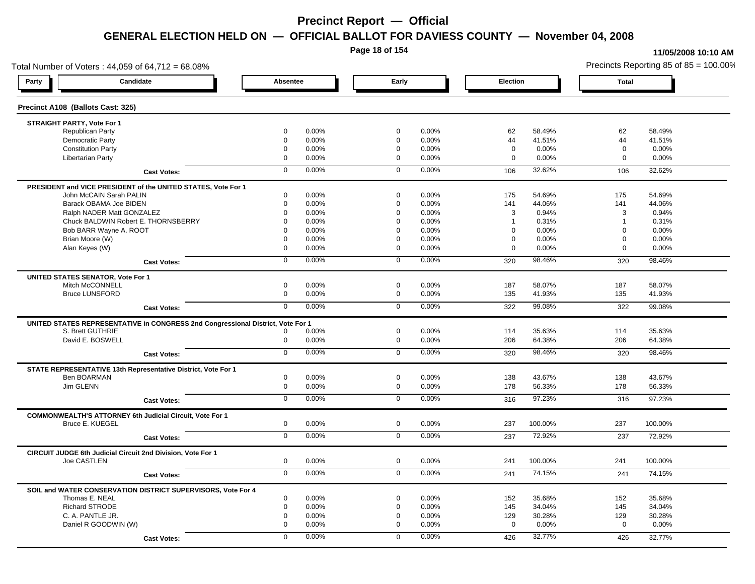# Precinct Report — Official

## GENERAL ELECTION HELD ON — OFFICIAL BALLOT FOR DAVIESS COUNTY — November 04, 2008

11/05/2008 10:10 AM

Total Number of Voters : 44,059 of 64,712 = 68.08%

Precincts Reporting 85 of 85 = 100.00%

### Precinct A108 (Ballots Cast: 325)

| Party | Candidate | Absentee | | Early | | Election | | Total | |
|---|---|---|---|---|---|---|---|---|---|
| **STRAIGHT PARTY, Vote For 1** | | | | | | | | | |
| | Republican Party | 0 | 0.00% | 0 | 0.00% | 62 | 58.49% | 62 | 58.49% |
| | Democratic Party | 0 | 0.00% | 0 | 0.00% | 44 | 41.51% | 44 | 41.51% |
| | Constitution Party | 0 | 0.00% | 0 | 0.00% | 0 | 0.00% | 0 | 0.00% |
| | Libertarian Party | 0 | 0.00% | 0 | 0.00% | 0 | 0.00% | 0 | 0.00% |
| | **Cast Votes:** | 0 | 0.00% | 0 | 0.00% | 106 | 32.62% | 106 | 32.62% |
| **PRESIDENT and VICE PRESIDENT of the UNITED STATES, Vote For 1** | | | | | | | | | |
| | John McCAIN Sarah PALIN | 0 | 0.00% | 0 | 0.00% | 175 | 54.69% | 175 | 54.69% |
| | Barack OBAMA Joe BIDEN | 0 | 0.00% | 0 | 0.00% | 141 | 44.06% | 141 | 44.06% |
| | Ralph NADER Matt GONZALEZ | 0 | 0.00% | 0 | 0.00% | 3 | 0.94% | 3 | 0.94% |
| | Chuck BALDWIN Robert E. THORNSBERRY | 0 | 0.00% | 0 | 0.00% | 1 | 0.31% | 1 | 0.31% |
| | Bob BARR Wayne A. ROOT | 0 | 0.00% | 0 | 0.00% | 0 | 0.00% | 0 | 0.00% |
| | Brian Moore (W) | 0 | 0.00% | 0 | 0.00% | 0 | 0.00% | 0 | 0.00% |
| | Alan Keyes (W) | 0 | 0.00% | 0 | 0.00% | 0 | 0.00% | 0 | 0.00% |
| | **Cast Votes:** | 0 | 0.00% | 0 | 0.00% | 320 | 98.46% | 320 | 98.46% |
| **UNITED STATES SENATOR, Vote For 1** | | | | | | | | | |
| | Mitch McCONNELL | 0 | 0.00% | 0 | 0.00% | 187 | 58.07% | 187 | 58.07% |
| | Bruce LUNSFORD | 0 | 0.00% | 0 | 0.00% | 135 | 41.93% | 135 | 41.93% |
| | **Cast Votes:** | 0 | 0.00% | 0 | 0.00% | 322 | 99.08% | 322 | 99.08% |
| **UNITED STATES REPRESENTATIVE in CONGRESS 2nd Congressional District, Vote For 1** | | | | | | | | | |
| | S. Brett GUTHRIE | 0 | 0.00% | 0 | 0.00% | 114 | 35.63% | 114 | 35.63% |
| | David E. BOSWELL | 0 | 0.00% | 0 | 0.00% | 206 | 64.38% | 206 | 64.38% |
| | **Cast Votes:** | 0 | 0.00% | 0 | 0.00% | 320 | 98.46% | 320 | 98.46% |
| **STATE REPRESENTATIVE 13th Representative District, Vote For 1** | | | | | | | | | |
| | Ben BOARMAN | 0 | 0.00% | 0 | 0.00% | 138 | 43.67% | 138 | 43.67% |
| | Jim GLENN | 0 | 0.00% | 0 | 0.00% | 178 | 56.33% | 178 | 56.33% |
| | **Cast Votes:** | 0 | 0.00% | 0 | 0.00% | 316 | 97.23% | 316 | 97.23% |
| **COMMONWEALTH'S ATTORNEY 6th Judicial Circuit, Vote For 1** | | | | | | | | | |
| | Bruce E. KUEGEL | 0 | 0.00% | 0 | 0.00% | 237 | 100.00% | 237 | 100.00% |
| | **Cast Votes:** | 0 | 0.00% | 0 | 0.00% | 237 | 72.92% | 237 | 72.92% |
| **CIRCUIT JUDGE 6th Judicial Circuit 2nd Division, Vote For 1** | | | | | | | | | |
| | Joe CASTLEN | 0 | 0.00% | 0 | 0.00% | 241 | 100.00% | 241 | 100.00% |
| | **Cast Votes:** | 0 | 0.00% | 0 | 0.00% | 241 | 74.15% | 241 | 74.15% |
| **SOIL and WATER CONSERVATION DISTRICT SUPERVISORS, Vote For 4** | | | | | | | | | |
| | Thomas E. NEAL | 0 | 0.00% | 0 | 0.00% | 152 | 35.68% | 152 | 35.68% |
| | Richard STRODE | 0 | 0.00% | 0 | 0.00% | 145 | 34.04% | 145 | 34.04% |
| | C. A. PANTLE JR. | 0 | 0.00% | 0 | 0.00% | 129 | 30.28% | 129 | 30.28% |
| | Daniel R GOODWIN (W) | 0 | 0.00% | 0 | 0.00% | 0 | 0.00% | 0 | 0.00% |
| | **Cast Votes:** | 0 | 0.00% | 0 | 0.00% | 426 | 32.77% | 426 | 32.77% |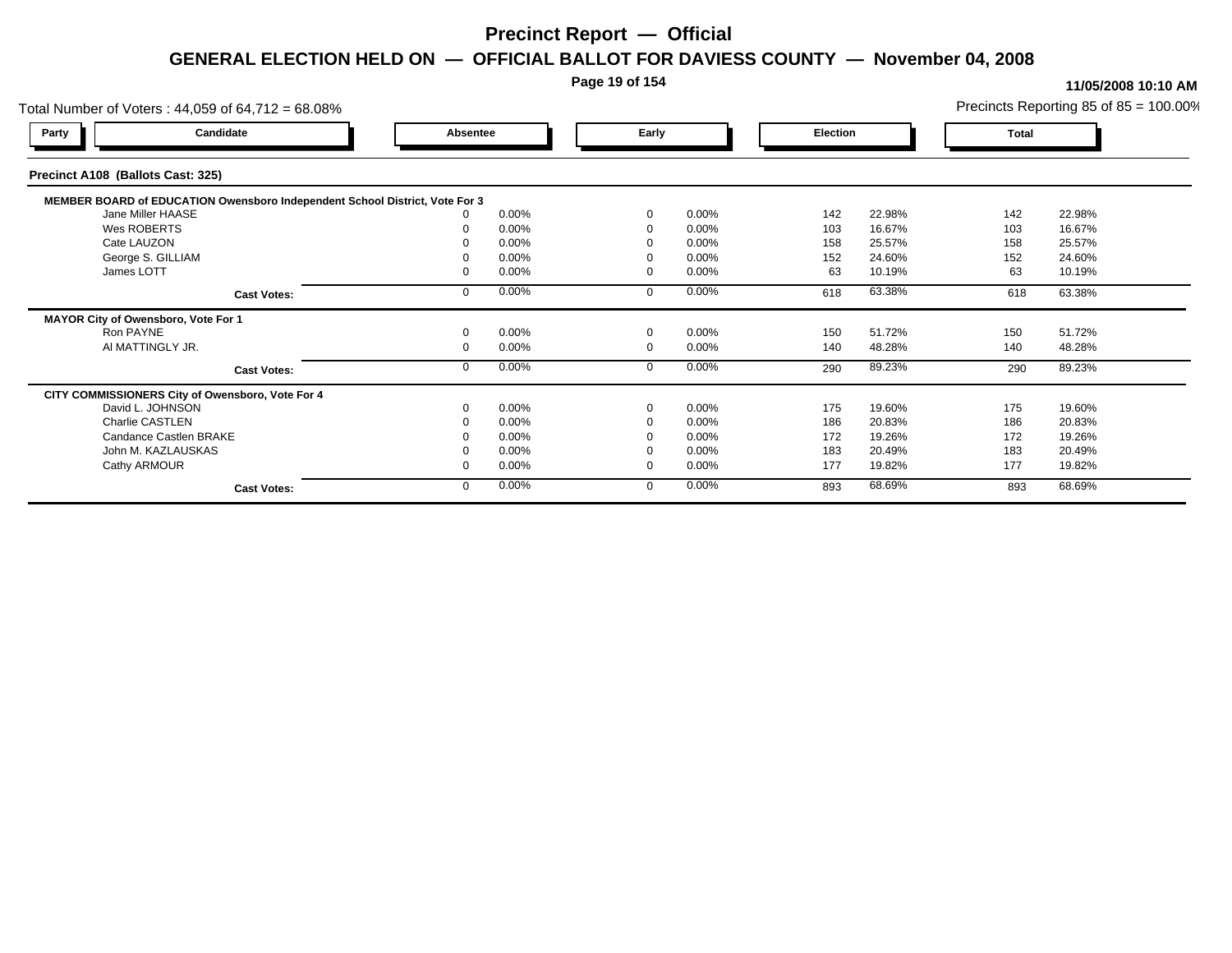# Precinct Report — Official

## GENERAL ELECTION HELD ON — OFFICIAL BALLOT FOR DAVIESS COUNTY — November 04, 2008

11/05/2008 10:10 AM

Total Number of Voters : 44,059 of 64,712 = 68.08%

Precincts Reporting 85 of 85 = 100.00%

### Precinct A108 (Ballots Cast: 325)

| Party | Candidate | Absentee | | Early | | Election | | Total | |
|---|---|---|---|---|---|---|---|---|---|
| | **MEMBER BOARD of EDUCATION Owensboro Independent School District, Vote For 3** | | | | | | | | |
| | Jane Miller HAASE | 0 | 0.00% | 0 | 0.00% | 142 | 22.98% | 142 | 22.98% |
| | Wes ROBERTS | 0 | 0.00% | 0 | 0.00% | 103 | 16.67% | 103 | 16.67% |
| | Cate LAUZON | 0 | 0.00% | 0 | 0.00% | 158 | 25.57% | 158 | 25.57% |
| | George S. GILLIAM | 0 | 0.00% | 0 | 0.00% | 152 | 24.60% | 152 | 24.60% |
| | James LOTT | 0 | 0.00% | 0 | 0.00% | 63 | 10.19% | 63 | 10.19% |
| | **Cast Votes:** | 0 | 0.00% | 0 | 0.00% | 618 | 63.38% | 618 | 63.38% |
| | **MAYOR City of Owensboro, Vote For 1** | | | | | | | | |
| | Ron PAYNE | 0 | 0.00% | 0 | 0.00% | 150 | 51.72% | 150 | 51.72% |
| | Al MATTINGLY JR. | 0 | 0.00% | 0 | 0.00% | 140 | 48.28% | 140 | 48.28% |
| | **Cast Votes:** | 0 | 0.00% | 0 | 0.00% | 290 | 89.23% | 290 | 89.23% |
| | **CITY COMMISSIONERS City of Owensboro, Vote For 4** | | | | | | | | |
| | David L. JOHNSON | 0 | 0.00% | 0 | 0.00% | 175 | 19.60% | 175 | 19.60% |
| | Charlie CASTLEN | 0 | 0.00% | 0 | 0.00% | 186 | 20.83% | 186 | 20.83% |
| | Candance Castlen BRAKE | 0 | 0.00% | 0 | 0.00% | 172 | 19.26% | 172 | 19.26% |
| | John M. KAZLAUSKAS | 0 | 0.00% | 0 | 0.00% | 183 | 20.49% | 183 | 20.49% |
| | Cathy ARMOUR | 0 | 0.00% | 0 | 0.00% | 177 | 19.82% | 177 | 19.82% |
| | **Cast Votes:** | 0 | 0.00% | 0 | 0.00% | 893 | 68.69% | 893 | 68.69% |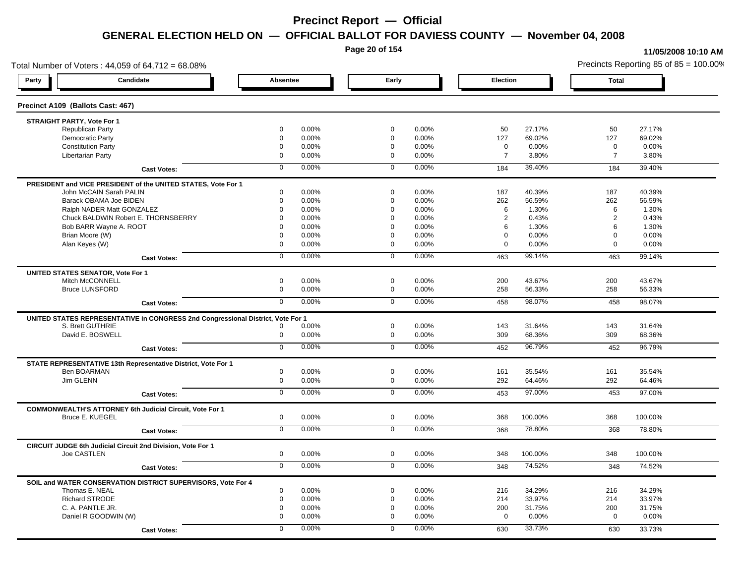# Precinct Report — Official

## GENERAL ELECTION HELD ON — OFFICIAL BALLOT FOR DAVIESS COUNTY — November 04, 2008

11/05/2008 10:10 AM

Total Number of Voters : 44,059 of 64,712 = 68.08%

Precincts Reporting 85 of 85 = 100.00%

### Precinct A109 (Ballots Cast: 467)

| Party / Candidate | Absentee | | Early | | Election | | Total | |
|---|---|---|---|---|---|---|---|---|
| **STRAIGHT PARTY, Vote For 1** | | | | | | | | |
| Republican Party | 0 | 0.00% | 0 | 0.00% | 50 | 27.17% | 50 | 27.17% |
| Democratic Party | 0 | 0.00% | 0 | 0.00% | 127 | 69.02% | 127 | 69.02% |
| Constitution Party | 0 | 0.00% | 0 | 0.00% | 0 | 0.00% | 0 | 0.00% |
| Libertarian Party | 0 | 0.00% | 0 | 0.00% | 7 | 3.80% | 7 | 3.80% |
| **Cast Votes:** | 0 | 0.00% | 0 | 0.00% | 184 | 39.40% | 184 | 39.40% |
| **PRESIDENT and VICE PRESIDENT of the UNITED STATES, Vote For 1** | | | | | | | | |
| John McCAIN Sarah PALIN | 0 | 0.00% | 0 | 0.00% | 187 | 40.39% | 187 | 40.39% |
| Barack OBAMA Joe BIDEN | 0 | 0.00% | 0 | 0.00% | 262 | 56.59% | 262 | 56.59% |
| Ralph NADER Matt GONZALEZ | 0 | 0.00% | 0 | 0.00% | 6 | 1.30% | 6 | 1.30% |
| Chuck BALDWIN Robert E. THORNSBERRY | 0 | 0.00% | 0 | 0.00% | 2 | 0.43% | 2 | 0.43% |
| Bob BARR Wayne A. ROOT | 0 | 0.00% | 0 | 0.00% | 6 | 1.30% | 6 | 1.30% |
| Brian Moore (W) | 0 | 0.00% | 0 | 0.00% | 0 | 0.00% | 0 | 0.00% |
| Alan Keyes (W) | 0 | 0.00% | 0 | 0.00% | 0 | 0.00% | 0 | 0.00% |
| **Cast Votes:** | 0 | 0.00% | 0 | 0.00% | 463 | 99.14% | 463 | 99.14% |
| **UNITED STATES SENATOR, Vote For 1** | | | | | | | | |
| Mitch McCONNELL | 0 | 0.00% | 0 | 0.00% | 200 | 43.67% | 200 | 43.67% |
| Bruce LUNSFORD | 0 | 0.00% | 0 | 0.00% | 258 | 56.33% | 258 | 56.33% |
| **Cast Votes:** | 0 | 0.00% | 0 | 0.00% | 458 | 98.07% | 458 | 98.07% |
| **UNITED STATES REPRESENTATIVE in CONGRESS 2nd Congressional District, Vote For 1** | | | | | | | | |
| S. Brett GUTHRIE | 0 | 0.00% | 0 | 0.00% | 143 | 31.64% | 143 | 31.64% |
| David E. BOSWELL | 0 | 0.00% | 0 | 0.00% | 309 | 68.36% | 309 | 68.36% |
| **Cast Votes:** | 0 | 0.00% | 0 | 0.00% | 452 | 96.79% | 452 | 96.79% |
| **STATE REPRESENTATIVE 13th Representative District, Vote For 1** | | | | | | | | |
| Ben BOARMAN | 0 | 0.00% | 0 | 0.00% | 161 | 35.54% | 161 | 35.54% |
| Jim GLENN | 0 | 0.00% | 0 | 0.00% | 292 | 64.46% | 292 | 64.46% |
| **Cast Votes:** | 0 | 0.00% | 0 | 0.00% | 453 | 97.00% | 453 | 97.00% |
| **COMMONWEALTH'S ATTORNEY 6th Judicial Circuit, Vote For 1** | | | | | | | | |
| Bruce E. KUEGEL | 0 | 0.00% | 0 | 0.00% | 368 | 100.00% | 368 | 100.00% |
| **Cast Votes:** | 0 | 0.00% | 0 | 0.00% | 368 | 78.80% | 368 | 78.80% |
| **CIRCUIT JUDGE 6th Judicial Circuit 2nd Division, Vote For 1** | | | | | | | | |
| Joe CASTLEN | 0 | 0.00% | 0 | 0.00% | 348 | 100.00% | 348 | 100.00% |
| **Cast Votes:** | 0 | 0.00% | 0 | 0.00% | 348 | 74.52% | 348 | 74.52% |
| **SOIL and WATER CONSERVATION DISTRICT SUPERVISORS, Vote For 4** | | | | | | | | |
| Thomas E. NEAL | 0 | 0.00% | 0 | 0.00% | 216 | 34.29% | 216 | 34.29% |
| Richard STRODE | 0 | 0.00% | 0 | 0.00% | 214 | 33.97% | 214 | 33.97% |
| C. A. PANTLE JR. | 0 | 0.00% | 0 | 0.00% | 200 | 31.75% | 200 | 31.75% |
| Daniel R GOODWIN (W) | 0 | 0.00% | 0 | 0.00% | 0 | 0.00% | 0 | 0.00% |
| **Cast Votes:** | 0 | 0.00% | 0 | 0.00% | 630 | 33.73% | 630 | 33.73% |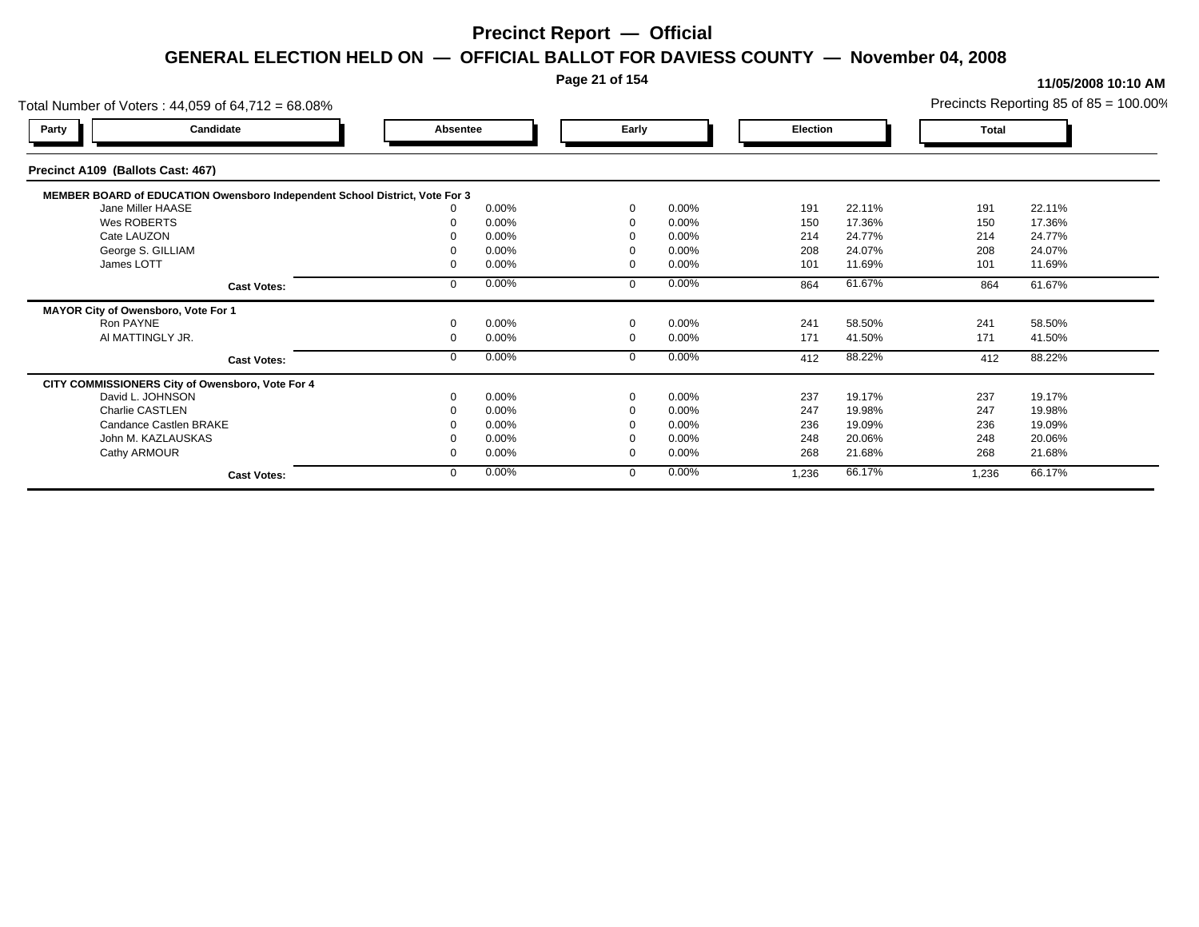# Precinct Report — Official

## GENERAL ELECTION HELD ON — OFFICIAL BALLOT FOR DAVIESS COUNTY — November 04, 2008

**11/05/2008 10:10 AM**

Total Number of Voters : 44,059 of 64,712 = 68.08%

Precincts Reporting 85 of 85 = 100.00%

### Precinct A109 (Ballots Cast: 467)

| Party | Candidate | Absentee | | Early | | Election | | Total | |
|---|---|---|---|---|---|---|---|---|---|
| | **MEMBER BOARD of EDUCATION Owensboro Independent School District, Vote For 3** | | | | | | | | |
| | Jane Miller HAASE | 0 | 0.00% | 0 | 0.00% | 191 | 22.11% | 191 | 22.11% |
| | Wes ROBERTS | 0 | 0.00% | 0 | 0.00% | 150 | 17.36% | 150 | 17.36% |
| | Cate LAUZON | 0 | 0.00% | 0 | 0.00% | 214 | 24.77% | 214 | 24.77% |
| | George S. GILLIAM | 0 | 0.00% | 0 | 0.00% | 208 | 24.07% | 208 | 24.07% |
| | James LOTT | 0 | 0.00% | 0 | 0.00% | 101 | 11.69% | 101 | 11.69% |
| | **Cast Votes:** | 0 | 0.00% | 0 | 0.00% | 864 | 61.67% | 864 | 61.67% |
| | **MAYOR City of Owensboro, Vote For 1** | | | | | | | | |
| | Ron PAYNE | 0 | 0.00% | 0 | 0.00% | 241 | 58.50% | 241 | 58.50% |
| | Al MATTINGLY JR. | 0 | 0.00% | 0 | 0.00% | 171 | 41.50% | 171 | 41.50% |
| | **Cast Votes:** | 0 | 0.00% | 0 | 0.00% | 412 | 88.22% | 412 | 88.22% |
| | **CITY COMMISSIONERS City of Owensboro, Vote For 4** | | | | | | | | |
| | David L. JOHNSON | 0 | 0.00% | 0 | 0.00% | 237 | 19.17% | 237 | 19.17% |
| | Charlie CASTLEN | 0 | 0.00% | 0 | 0.00% | 247 | 19.98% | 247 | 19.98% |
| | Candance Castlen BRAKE | 0 | 0.00% | 0 | 0.00% | 236 | 19.09% | 236 | 19.09% |
| | John M. KAZLAUSKAS | 0 | 0.00% | 0 | 0.00% | 248 | 20.06% | 248 | 20.06% |
| | Cathy ARMOUR | 0 | 0.00% | 0 | 0.00% | 268 | 21.68% | 268 | 21.68% |
| | **Cast Votes:** | 0 | 0.00% | 0 | 0.00% | 1,236 | 66.17% | 1,236 | 66.17% |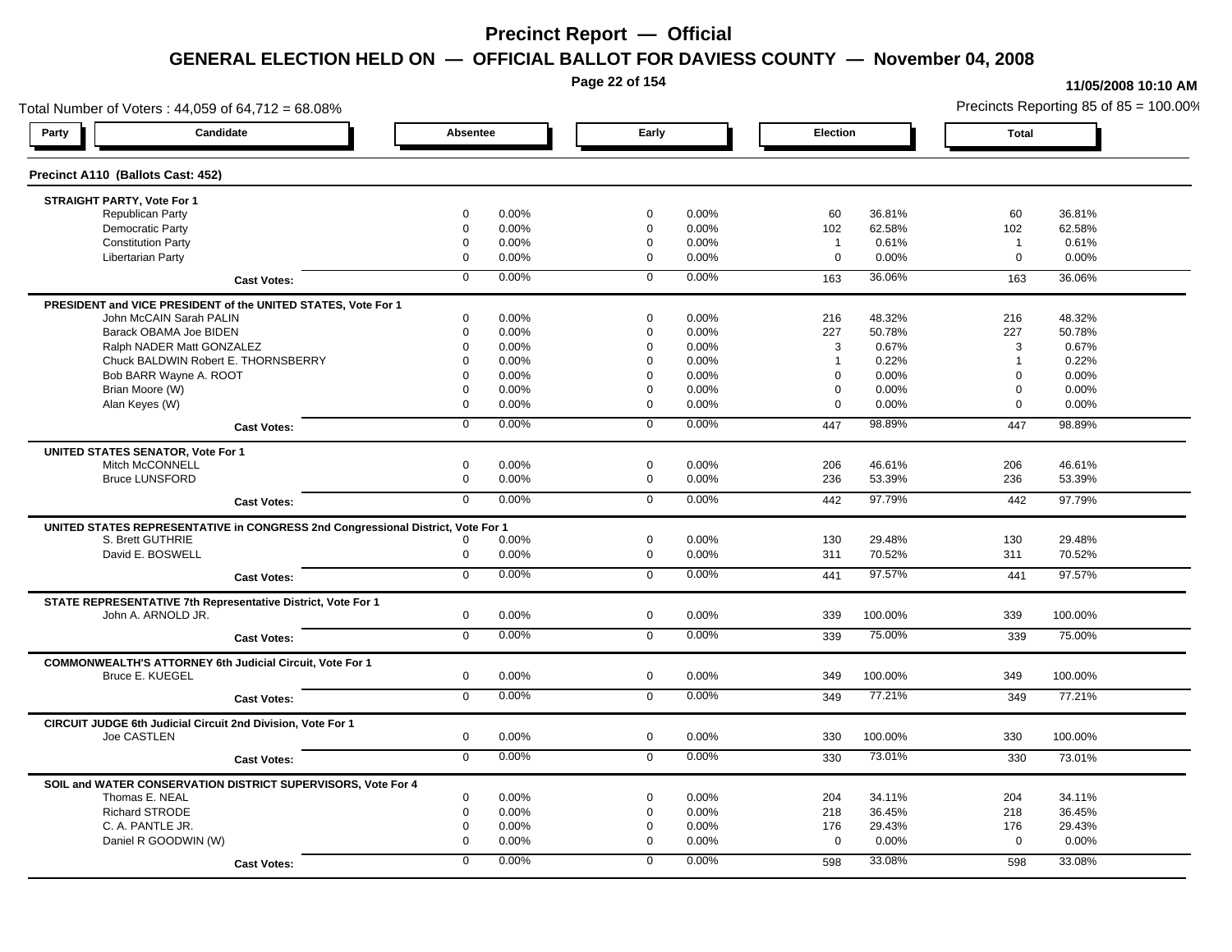# Precinct Report — Official

## GENERAL ELECTION HELD ON — OFFICIAL BALLOT FOR DAVIESS COUNTY — November 04, 2008

11/05/2008 10:10 AM

Total Number of Voters : 44,059 of 64,712 = 68.08%

Precincts Reporting 85 of 85 = 100.00%

| Party | Candidate | Absentee | | Early | | Election | | Total | |
|---|---|---|---|---|---|---|---|---|---|

### Precinct A110 (Ballots Cast: 452)

| Contest / Candidate | Absentee | Absentee % | Early | Early % | Election | Election % | Total | Total % |
|---|---|---|---|---|---|---|---|---|
| **STRAIGHT PARTY, Vote For 1** | | | | | | | | |
| Republican Party | 0 | 0.00% | 0 | 0.00% | 60 | 36.81% | 60 | 36.81% |
| Democratic Party | 0 | 0.00% | 0 | 0.00% | 102 | 62.58% | 102 | 62.58% |
| Constitution Party | 0 | 0.00% | 0 | 0.00% | 1 | 0.61% | 1 | 0.61% |
| Libertarian Party | 0 | 0.00% | 0 | 0.00% | 0 | 0.00% | 0 | 0.00% |
| **Cast Votes:** | 0 | 0.00% | 0 | 0.00% | 163 | 36.06% | 163 | 36.06% |
| **PRESIDENT and VICE PRESIDENT of the UNITED STATES, Vote For 1** | | | | | | | | |
| John McCAIN Sarah PALIN | 0 | 0.00% | 0 | 0.00% | 216 | 48.32% | 216 | 48.32% |
| Barack OBAMA Joe BIDEN | 0 | 0.00% | 0 | 0.00% | 227 | 50.78% | 227 | 50.78% |
| Ralph NADER Matt GONZALEZ | 0 | 0.00% | 0 | 0.00% | 3 | 0.67% | 3 | 0.67% |
| Chuck BALDWIN Robert E. THORNSBERRY | 0 | 0.00% | 0 | 0.00% | 1 | 0.22% | 1 | 0.22% |
| Bob BARR Wayne A. ROOT | 0 | 0.00% | 0 | 0.00% | 0 | 0.00% | 0 | 0.00% |
| Brian Moore (W) | 0 | 0.00% | 0 | 0.00% | 0 | 0.00% | 0 | 0.00% |
| Alan Keyes (W) | 0 | 0.00% | 0 | 0.00% | 0 | 0.00% | 0 | 0.00% |
| **Cast Votes:** | 0 | 0.00% | 0 | 0.00% | 447 | 98.89% | 447 | 98.89% |
| **UNITED STATES SENATOR, Vote For 1** | | | | | | | | |
| Mitch McCONNELL | 0 | 0.00% | 0 | 0.00% | 206 | 46.61% | 206 | 46.61% |
| Bruce LUNSFORD | 0 | 0.00% | 0 | 0.00% | 236 | 53.39% | 236 | 53.39% |
| **Cast Votes:** | 0 | 0.00% | 0 | 0.00% | 442 | 97.79% | 442 | 97.79% |
| **UNITED STATES REPRESENTATIVE in CONGRESS 2nd Congressional District, Vote For 1** | | | | | | | | |
| S. Brett GUTHRIE | 0 | 0.00% | 0 | 0.00% | 130 | 29.48% | 130 | 29.48% |
| David E. BOSWELL | 0 | 0.00% | 0 | 0.00% | 311 | 70.52% | 311 | 70.52% |
| **Cast Votes:** | 0 | 0.00% | 0 | 0.00% | 441 | 97.57% | 441 | 97.57% |
| **STATE REPRESENTATIVE 7th Representative District, Vote For 1** | | | | | | | | |
| John A. ARNOLD JR. | 0 | 0.00% | 0 | 0.00% | 339 | 100.00% | 339 | 100.00% |
| **Cast Votes:** | 0 | 0.00% | 0 | 0.00% | 339 | 75.00% | 339 | 75.00% |
| **COMMONWEALTH'S ATTORNEY 6th Judicial Circuit, Vote For 1** | | | | | | | | |
| Bruce E. KUEGEL | 0 | 0.00% | 0 | 0.00% | 349 | 100.00% | 349 | 100.00% |
| **Cast Votes:** | 0 | 0.00% | 0 | 0.00% | 349 | 77.21% | 349 | 77.21% |
| **CIRCUIT JUDGE 6th Judicial Circuit 2nd Division, Vote For 1** | | | | | | | | |
| Joe CASTLEN | 0 | 0.00% | 0 | 0.00% | 330 | 100.00% | 330 | 100.00% |
| **Cast Votes:** | 0 | 0.00% | 0 | 0.00% | 330 | 73.01% | 330 | 73.01% |
| **SOIL and WATER CONSERVATION DISTRICT SUPERVISORS, Vote For 4** | | | | | | | | |
| Thomas E. NEAL | 0 | 0.00% | 0 | 0.00% | 204 | 34.11% | 204 | 34.11% |
| Richard STRODE | 0 | 0.00% | 0 | 0.00% | 218 | 36.45% | 218 | 36.45% |
| C. A. PANTLE JR. | 0 | 0.00% | 0 | 0.00% | 176 | 29.43% | 176 | 29.43% |
| Daniel R GOODWIN (W) | 0 | 0.00% | 0 | 0.00% | 0 | 0.00% | 0 | 0.00% |
| **Cast Votes:** | 0 | 0.00% | 0 | 0.00% | 598 | 33.08% | 598 | 33.08% |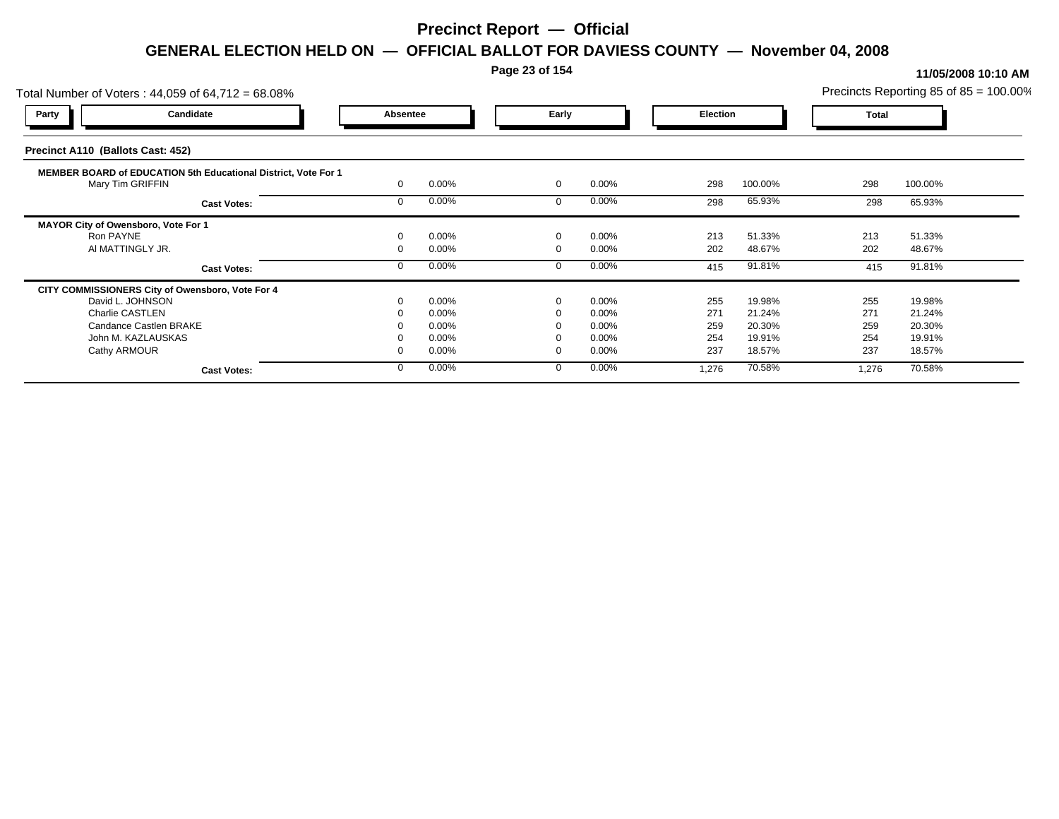# Precinct Report — Official

## GENERAL ELECTION HELD ON — OFFICIAL BALLOT FOR DAVIESS COUNTY — November 04, 2008

11/05/2008 10:10 AM

Total Number of Voters : 44,059 of 64,712 = 68.08%

Precincts Reporting 85 of 85 = 100.00%

| Party | Candidate | Absentee | | Early | | Election | | Total | |
|---|---|---|---|---|---|---|---|---|---|
| **Precinct A110 (Ballots Cast: 452)** | | | | | | | | | |
| **MEMBER BOARD of EDUCATION 5th Educational District, Vote For 1** | | | | | | | | | |
| | Mary Tim GRIFFIN | 0 | 0.00% | 0 | 0.00% | 298 | 100.00% | 298 | 100.00% |
| | **Cast Votes:** | 0 | 0.00% | 0 | 0.00% | 298 | 65.93% | 298 | 65.93% |
| **MAYOR City of Owensboro, Vote For 1** | | | | | | | | | |
| | Ron PAYNE | 0 | 0.00% | 0 | 0.00% | 213 | 51.33% | 213 | 51.33% |
| | Al MATTINGLY JR. | 0 | 0.00% | 0 | 0.00% | 202 | 48.67% | 202 | 48.67% |
| | **Cast Votes:** | 0 | 0.00% | 0 | 0.00% | 415 | 91.81% | 415 | 91.81% |
| **CITY COMMISSIONERS City of Owensboro, Vote For 4** | | | | | | | | | |
| | David L. JOHNSON | 0 | 0.00% | 0 | 0.00% | 255 | 19.98% | 255 | 19.98% |
| | Charlie CASTLEN | 0 | 0.00% | 0 | 0.00% | 271 | 21.24% | 271 | 21.24% |
| | Candance Castlen BRAKE | 0 | 0.00% | 0 | 0.00% | 259 | 20.30% | 259 | 20.30% |
| | John M. KAZLAUSKAS | 0 | 0.00% | 0 | 0.00% | 254 | 19.91% | 254 | 19.91% |
| | Cathy ARMOUR | 0 | 0.00% | 0 | 0.00% | 237 | 18.57% | 237 | 18.57% |
| | **Cast Votes:** | 0 | 0.00% | 0 | 0.00% | 1,276 | 70.58% | 1,276 | 70.58% |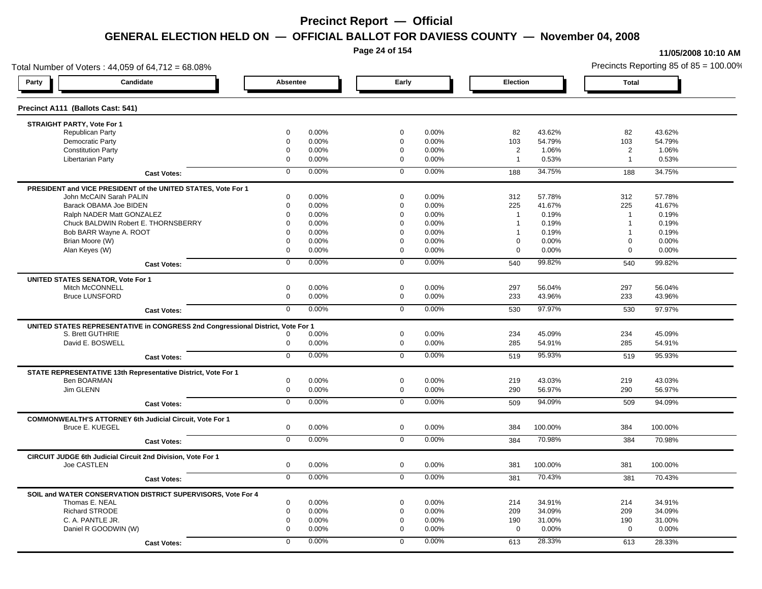# Precinct Report — Official

## GENERAL ELECTION HELD ON — OFFICIAL BALLOT FOR DAVIESS COUNTY — November 04, 2008

11/05/2008 10:10 AM

Total Number of Voters : 44,059 of 64,712 = 68.08%

Precincts Reporting 85 of 85 = 100.00%

### Precinct A111 (Ballots Cast: 541)

| Party | Candidate | Absentee | | Early | | Election | | Total | |
|---|---|---|---|---|---|---|---|---|---|
| **STRAIGHT PARTY, Vote For 1** | | | | | | | | | |
| | Republican Party | 0 | 0.00% | 0 | 0.00% | 82 | 43.62% | 82 | 43.62% |
| | Democratic Party | 0 | 0.00% | 0 | 0.00% | 103 | 54.79% | 103 | 54.79% |
| | Constitution Party | 0 | 0.00% | 0 | 0.00% | 2 | 1.06% | 2 | 1.06% |
| | Libertarian Party | 0 | 0.00% | 0 | 0.00% | 1 | 0.53% | 1 | 0.53% |
| | **Cast Votes:** | 0 | 0.00% | 0 | 0.00% | 188 | 34.75% | 188 | 34.75% |
| **PRESIDENT and VICE PRESIDENT of the UNITED STATES, Vote For 1** | | | | | | | | | |
| | John McCAIN Sarah PALIN | 0 | 0.00% | 0 | 0.00% | 312 | 57.78% | 312 | 57.78% |
| | Barack OBAMA Joe BIDEN | 0 | 0.00% | 0 | 0.00% | 225 | 41.67% | 225 | 41.67% |
| | Ralph NADER Matt GONZALEZ | 0 | 0.00% | 0 | 0.00% | 1 | 0.19% | 1 | 0.19% |
| | Chuck BALDWIN Robert E. THORNSBERRY | 0 | 0.00% | 0 | 0.00% | 1 | 0.19% | 1 | 0.19% |
| | Bob BARR Wayne A. ROOT | 0 | 0.00% | 0 | 0.00% | 1 | 0.19% | 1 | 0.19% |
| | Brian Moore (W) | 0 | 0.00% | 0 | 0.00% | 0 | 0.00% | 0 | 0.00% |
| | Alan Keyes (W) | 0 | 0.00% | 0 | 0.00% | 0 | 0.00% | 0 | 0.00% |
| | **Cast Votes:** | 0 | 0.00% | 0 | 0.00% | 540 | 99.82% | 540 | 99.82% |
| **UNITED STATES SENATOR, Vote For 1** | | | | | | | | | |
| | Mitch McCONNELL | 0 | 0.00% | 0 | 0.00% | 297 | 56.04% | 297 | 56.04% |
| | Bruce LUNSFORD | 0 | 0.00% | 0 | 0.00% | 233 | 43.96% | 233 | 43.96% |
| | **Cast Votes:** | 0 | 0.00% | 0 | 0.00% | 530 | 97.97% | 530 | 97.97% |
| **UNITED STATES REPRESENTATIVE in CONGRESS 2nd Congressional District, Vote For 1** | | | | | | | | | |
| | S. Brett GUTHRIE | 0 | 0.00% | 0 | 0.00% | 234 | 45.09% | 234 | 45.09% |
| | David E. BOSWELL | 0 | 0.00% | 0 | 0.00% | 285 | 54.91% | 285 | 54.91% |
| | **Cast Votes:** | 0 | 0.00% | 0 | 0.00% | 519 | 95.93% | 519 | 95.93% |
| **STATE REPRESENTATIVE 13th Representative District, Vote For 1** | | | | | | | | | |
| | Ben BOARMAN | 0 | 0.00% | 0 | 0.00% | 219 | 43.03% | 219 | 43.03% |
| | Jim GLENN | 0 | 0.00% | 0 | 0.00% | 290 | 56.97% | 290 | 56.97% |
| | **Cast Votes:** | 0 | 0.00% | 0 | 0.00% | 509 | 94.09% | 509 | 94.09% |
| **COMMONWEALTH'S ATTORNEY 6th Judicial Circuit, Vote For 1** | | | | | | | | | |
| | Bruce E. KUEGEL | 0 | 0.00% | 0 | 0.00% | 384 | 100.00% | 384 | 100.00% |
| | **Cast Votes:** | 0 | 0.00% | 0 | 0.00% | 384 | 70.98% | 384 | 70.98% |
| **CIRCUIT JUDGE 6th Judicial Circuit 2nd Division, Vote For 1** | | | | | | | | | |
| | Joe CASTLEN | 0 | 0.00% | 0 | 0.00% | 381 | 100.00% | 381 | 100.00% |
| | **Cast Votes:** | 0 | 0.00% | 0 | 0.00% | 381 | 70.43% | 381 | 70.43% |
| **SOIL and WATER CONSERVATION DISTRICT SUPERVISORS, Vote For 4** | | | | | | | | | |
| | Thomas E. NEAL | 0 | 0.00% | 0 | 0.00% | 214 | 34.91% | 214 | 34.91% |
| | Richard STRODE | 0 | 0.00% | 0 | 0.00% | 209 | 34.09% | 209 | 34.09% |
| | C. A. PANTLE JR. | 0 | 0.00% | 0 | 0.00% | 190 | 31.00% | 190 | 31.00% |
| | Daniel R GOODWIN (W) | 0 | 0.00% | 0 | 0.00% | 0 | 0.00% | 0 | 0.00% |
| | **Cast Votes:** | 0 | 0.00% | 0 | 0.00% | 613 | 28.33% | 613 | 28.33% |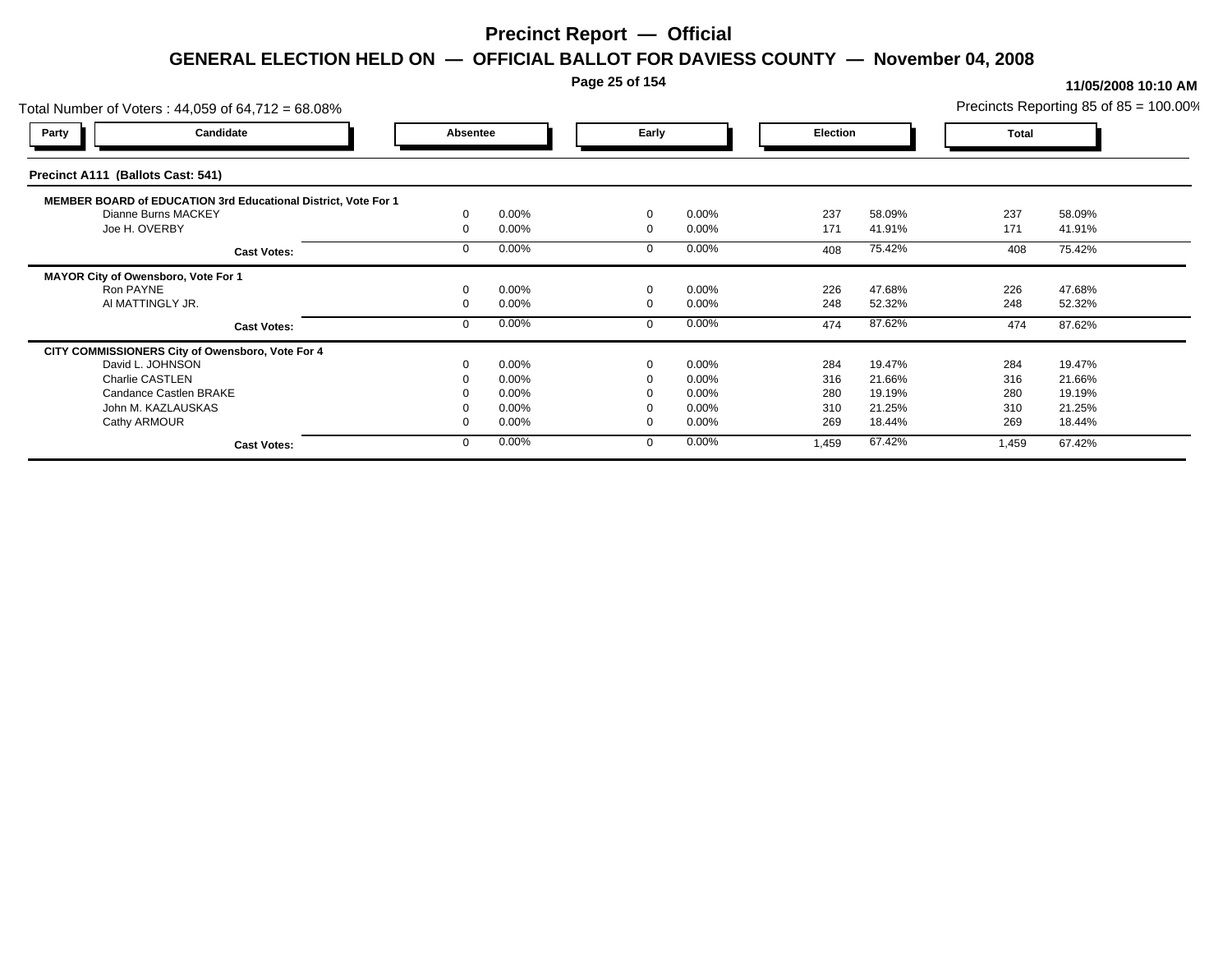# Precinct Report — Official

## GENERAL ELECTION HELD ON — OFFICIAL BALLOT FOR DAVIESS COUNTY — November 04, 2008

11/05/2008 10:10 AM

Total Number of Voters : 44,059 of 64,712 = 68.08%

Precincts Reporting 85 of 85 = 100.00%

| Party | Candidate | Absentee | | Early | | Election | | Total | |
|---|---|---|---|---|---|---|---|---|---|
| **Precinct A111 (Ballots Cast: 541)** | | | | | | | | | |
| **MEMBER BOARD of EDUCATION 3rd Educational District, Vote For 1** | | | | | | | | | |
| | Dianne Burns MACKEY | 0 | 0.00% | 0 | 0.00% | 237 | 58.09% | 237 | 58.09% |
| | Joe H. OVERBY | 0 | 0.00% | 0 | 0.00% | 171 | 41.91% | 171 | 41.91% |
| | **Cast Votes:** | 0 | 0.00% | 0 | 0.00% | 408 | 75.42% | 408 | 75.42% |
| **MAYOR City of Owensboro, Vote For 1** | | | | | | | | | |
| | Ron PAYNE | 0 | 0.00% | 0 | 0.00% | 226 | 47.68% | 226 | 47.68% |
| | Al MATTINGLY JR. | 0 | 0.00% | 0 | 0.00% | 248 | 52.32% | 248 | 52.32% |
| | **Cast Votes:** | 0 | 0.00% | 0 | 0.00% | 474 | 87.62% | 474 | 87.62% |
| **CITY COMMISSIONERS City of Owensboro, Vote For 4** | | | | | | | | | |
| | David L. JOHNSON | 0 | 0.00% | 0 | 0.00% | 284 | 19.47% | 284 | 19.47% |
| | Charlie CASTLEN | 0 | 0.00% | 0 | 0.00% | 316 | 21.66% | 316 | 21.66% |
| | Candance Castlen BRAKE | 0 | 0.00% | 0 | 0.00% | 280 | 19.19% | 280 | 19.19% |
| | John M. KAZLAUSKAS | 0 | 0.00% | 0 | 0.00% | 310 | 21.25% | 310 | 21.25% |
| | Cathy ARMOUR | 0 | 0.00% | 0 | 0.00% | 269 | 18.44% | 269 | 18.44% |
| | **Cast Votes:** | 0 | 0.00% | 0 | 0.00% | 1,459 | 67.42% | 1,459 | 67.42% |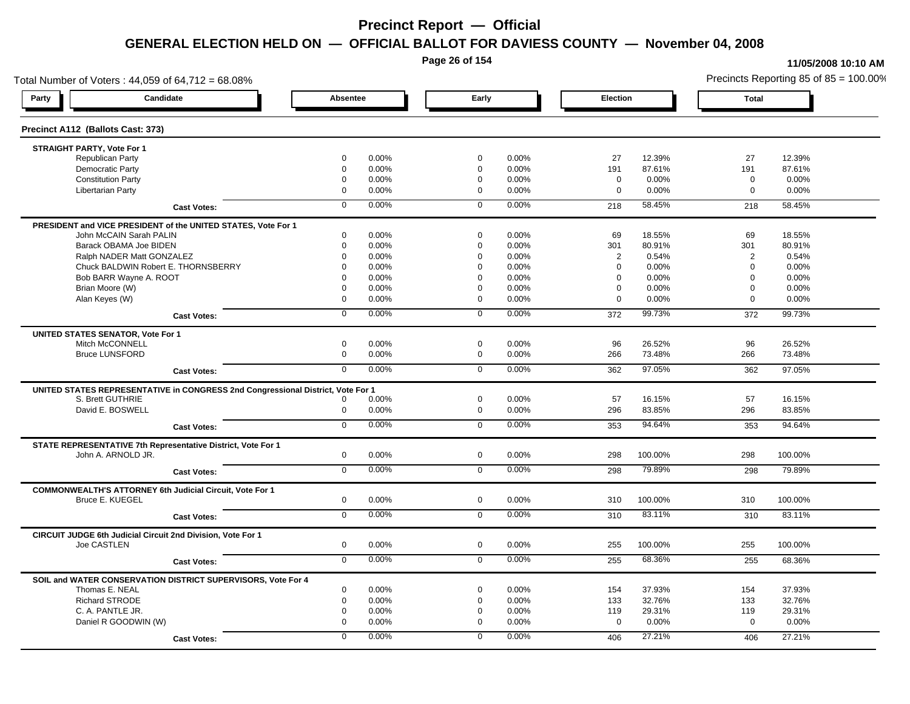# Precinct Report — Official

## GENERAL ELECTION HELD ON — OFFICIAL BALLOT FOR DAVIESS COUNTY — November 04, 2008

11/05/2008 10:10 AM

Total Number of Voters : 44,059 of 64,712 = 68.08%

Precincts Reporting 85 of 85 = 100.00%

### Precinct A112 (Ballots Cast: 373)

| Party / Candidate | Absentee | | Early | | Election | | Total | |
|---|---|---|---|---|---|---|---|---|
| **STRAIGHT PARTY, Vote For 1** | | | | | | | | |
| Republican Party | 0 | 0.00% | 0 | 0.00% | 27 | 12.39% | 27 | 12.39% |
| Democratic Party | 0 | 0.00% | 0 | 0.00% | 191 | 87.61% | 191 | 87.61% |
| Constitution Party | 0 | 0.00% | 0 | 0.00% | 0 | 0.00% | 0 | 0.00% |
| Libertarian Party | 0 | 0.00% | 0 | 0.00% | 0 | 0.00% | 0 | 0.00% |
| **Cast Votes:** | 0 | 0.00% | 0 | 0.00% | 218 | 58.45% | 218 | 58.45% |
| **PRESIDENT and VICE PRESIDENT of the UNITED STATES, Vote For 1** | | | | | | | | |
| John McCAIN Sarah PALIN | 0 | 0.00% | 0 | 0.00% | 69 | 18.55% | 69 | 18.55% |
| Barack OBAMA Joe BIDEN | 0 | 0.00% | 0 | 0.00% | 301 | 80.91% | 301 | 80.91% |
| Ralph NADER Matt GONZALEZ | 0 | 0.00% | 0 | 0.00% | 2 | 0.54% | 2 | 0.54% |
| Chuck BALDWIN Robert E. THORNSBERRY | 0 | 0.00% | 0 | 0.00% | 0 | 0.00% | 0 | 0.00% |
| Bob BARR Wayne A. ROOT | 0 | 0.00% | 0 | 0.00% | 0 | 0.00% | 0 | 0.00% |
| Brian Moore (W) | 0 | 0.00% | 0 | 0.00% | 0 | 0.00% | 0 | 0.00% |
| Alan Keyes (W) | 0 | 0.00% | 0 | 0.00% | 0 | 0.00% | 0 | 0.00% |
| **Cast Votes:** | 0 | 0.00% | 0 | 0.00% | 372 | 99.73% | 372 | 99.73% |
| **UNITED STATES SENATOR, Vote For 1** | | | | | | | | |
| Mitch McCONNELL | 0 | 0.00% | 0 | 0.00% | 96 | 26.52% | 96 | 26.52% |
| Bruce LUNSFORD | 0 | 0.00% | 0 | 0.00% | 266 | 73.48% | 266 | 73.48% |
| **Cast Votes:** | 0 | 0.00% | 0 | 0.00% | 362 | 97.05% | 362 | 97.05% |
| **UNITED STATES REPRESENTATIVE in CONGRESS 2nd Congressional District, Vote For 1** | | | | | | | | |
| S. Brett GUTHRIE | 0 | 0.00% | 0 | 0.00% | 57 | 16.15% | 57 | 16.15% |
| David E. BOSWELL | 0 | 0.00% | 0 | 0.00% | 296 | 83.85% | 296 | 83.85% |
| **Cast Votes:** | 0 | 0.00% | 0 | 0.00% | 353 | 94.64% | 353 | 94.64% |
| **STATE REPRESENTATIVE 7th Representative District, Vote For 1** | | | | | | | | |
| John A. ARNOLD JR. | 0 | 0.00% | 0 | 0.00% | 298 | 100.00% | 298 | 100.00% |
| **Cast Votes:** | 0 | 0.00% | 0 | 0.00% | 298 | 79.89% | 298 | 79.89% |
| **COMMONWEALTH'S ATTORNEY 6th Judicial Circuit, Vote For 1** | | | | | | | | |
| Bruce E. KUEGEL | 0 | 0.00% | 0 | 0.00% | 310 | 100.00% | 310 | 100.00% |
| **Cast Votes:** | 0 | 0.00% | 0 | 0.00% | 310 | 83.11% | 310 | 83.11% |
| **CIRCUIT JUDGE 6th Judicial Circuit 2nd Division, Vote For 1** | | | | | | | | |
| Joe CASTLEN | 0 | 0.00% | 0 | 0.00% | 255 | 100.00% | 255 | 100.00% |
| **Cast Votes:** | 0 | 0.00% | 0 | 0.00% | 255 | 68.36% | 255 | 68.36% |
| **SOIL and WATER CONSERVATION DISTRICT SUPERVISORS, Vote For 4** | | | | | | | | |
| Thomas E. NEAL | 0 | 0.00% | 0 | 0.00% | 154 | 37.93% | 154 | 37.93% |
| Richard STRODE | 0 | 0.00% | 0 | 0.00% | 133 | 32.76% | 133 | 32.76% |
| C. A. PANTLE JR. | 0 | 0.00% | 0 | 0.00% | 119 | 29.31% | 119 | 29.31% |
| Daniel R GOODWIN (W) | 0 | 0.00% | 0 | 0.00% | 0 | 0.00% | 0 | 0.00% |
| **Cast Votes:** | 0 | 0.00% | 0 | 0.00% | 406 | 27.21% | 406 | 27.21% |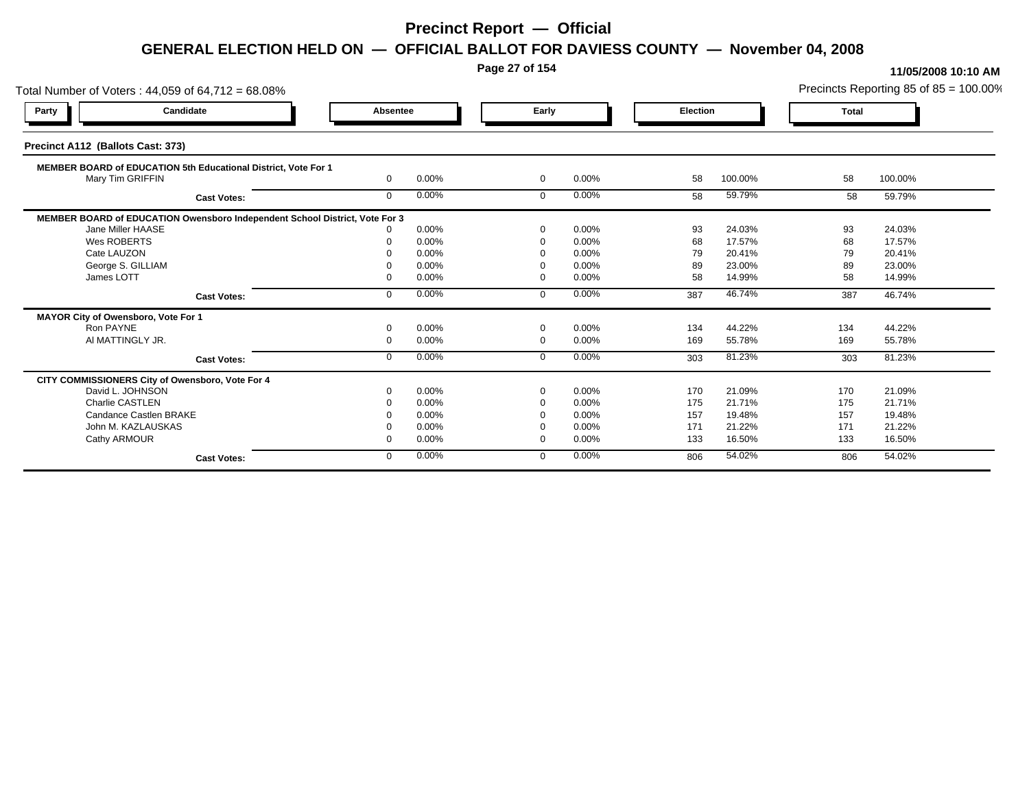# Precinct Report — Official

## GENERAL ELECTION HELD ON — OFFICIAL BALLOT FOR DAVIESS COUNTY — November 04, 2008

**11/05/2008 10:10 AM**

Total Number of Voters : 44,059 of 64,712 = 68.08%

Precincts Reporting 85 of 85 = 100.00%

### Precinct A112 (Ballots Cast: 373)

| Party | Candidate | Absentee | | Early | | Election | | Total | |
|---|---|---|---|---|---|---|---|---|---|
| | **MEMBER BOARD of EDUCATION 5th Educational District, Vote For 1** | | | | | | | | |
| | Mary Tim GRIFFIN | 0 | 0.00% | 0 | 0.00% | 58 | 100.00% | 58 | 100.00% |
| | **Cast Votes:** | 0 | 0.00% | 0 | 0.00% | 58 | 59.79% | 58 | 59.79% |
| | **MEMBER BOARD of EDUCATION Owensboro Independent School District, Vote For 3** | | | | | | | | |
| | Jane Miller HAASE | 0 | 0.00% | 0 | 0.00% | 93 | 24.03% | 93 | 24.03% |
| | Wes ROBERTS | 0 | 0.00% | 0 | 0.00% | 68 | 17.57% | 68 | 17.57% |
| | Cate LAUZON | 0 | 0.00% | 0 | 0.00% | 79 | 20.41% | 79 | 20.41% |
| | George S. GILLIAM | 0 | 0.00% | 0 | 0.00% | 89 | 23.00% | 89 | 23.00% |
| | James LOTT | 0 | 0.00% | 0 | 0.00% | 58 | 14.99% | 58 | 14.99% |
| | **Cast Votes:** | 0 | 0.00% | 0 | 0.00% | 387 | 46.74% | 387 | 46.74% |
| | **MAYOR City of Owensboro, Vote For 1** | | | | | | | | |
| | Ron PAYNE | 0 | 0.00% | 0 | 0.00% | 134 | 44.22% | 134 | 44.22% |
| | Al MATTINGLY JR. | 0 | 0.00% | 0 | 0.00% | 169 | 55.78% | 169 | 55.78% |
| | **Cast Votes:** | 0 | 0.00% | 0 | 0.00% | 303 | 81.23% | 303 | 81.23% |
| | **CITY COMMISSIONERS City of Owensboro, Vote For 4** | | | | | | | | |
| | David L. JOHNSON | 0 | 0.00% | 0 | 0.00% | 170 | 21.09% | 170 | 21.09% |
| | Charlie CASTLEN | 0 | 0.00% | 0 | 0.00% | 175 | 21.71% | 175 | 21.71% |
| | Candance Castlen BRAKE | 0 | 0.00% | 0 | 0.00% | 157 | 19.48% | 157 | 19.48% |
| | John M. KAZLAUSKAS | 0 | 0.00% | 0 | 0.00% | 171 | 21.22% | 171 | 21.22% |
| | Cathy ARMOUR | 0 | 0.00% | 0 | 0.00% | 133 | 16.50% | 133 | 16.50% |
| | **Cast Votes:** | 0 | 0.00% | 0 | 0.00% | 806 | 54.02% | 806 | 54.02% |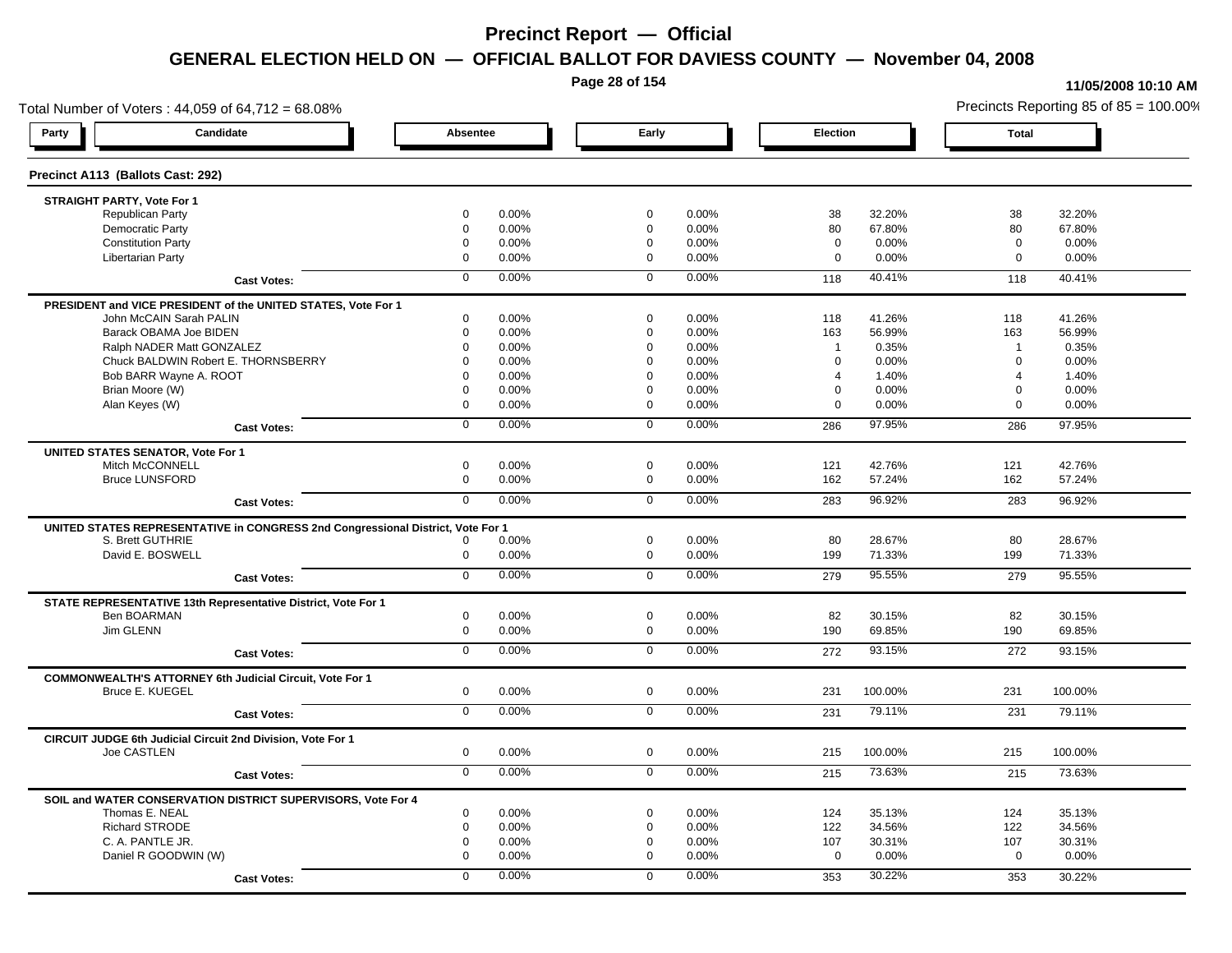# Precinct Report — Official

## GENERAL ELECTION HELD ON — OFFICIAL BALLOT FOR DAVIESS COUNTY — November 04, 2008

11/05/2008 10:10 AM

Total Number of Voters : 44,059 of 64,712 = 68.08%

Precincts Reporting 85 of 85 = 100.00%

### Precinct A113 (Ballots Cast: 292)

| Party | Candidate | Absentee | | Early | | Election | | Total | |
|---|---|---|---|---|---|---|---|---|---|
| **STRAIGHT PARTY, Vote For 1** | | | | | | | | | |
| | Republican Party | 0 | 0.00% | 0 | 0.00% | 38 | 32.20% | 38 | 32.20% |
| | Democratic Party | 0 | 0.00% | 0 | 0.00% | 80 | 67.80% | 80 | 67.80% |
| | Constitution Party | 0 | 0.00% | 0 | 0.00% | 0 | 0.00% | 0 | 0.00% |
| | Libertarian Party | 0 | 0.00% | 0 | 0.00% | 0 | 0.00% | 0 | 0.00% |
| | **Cast Votes:** | 0 | 0.00% | 0 | 0.00% | 118 | 40.41% | 118 | 40.41% |
| **PRESIDENT and VICE PRESIDENT of the UNITED STATES, Vote For 1** | | | | | | | | | |
| | John McCAIN Sarah PALIN | 0 | 0.00% | 0 | 0.00% | 118 | 41.26% | 118 | 41.26% |
| | Barack OBAMA Joe BIDEN | 0 | 0.00% | 0 | 0.00% | 163 | 56.99% | 163 | 56.99% |
| | Ralph NADER Matt GONZALEZ | 0 | 0.00% | 0 | 0.00% | 1 | 0.35% | 1 | 0.35% |
| | Chuck BALDWIN Robert E. THORNSBERRY | 0 | 0.00% | 0 | 0.00% | 0 | 0.00% | 0 | 0.00% |
| | Bob BARR Wayne A. ROOT | 0 | 0.00% | 0 | 0.00% | 4 | 1.40% | 4 | 1.40% |
| | Brian Moore (W) | 0 | 0.00% | 0 | 0.00% | 0 | 0.00% | 0 | 0.00% |
| | Alan Keyes (W) | 0 | 0.00% | 0 | 0.00% | 0 | 0.00% | 0 | 0.00% |
| | **Cast Votes:** | 0 | 0.00% | 0 | 0.00% | 286 | 97.95% | 286 | 97.95% |
| **UNITED STATES SENATOR, Vote For 1** | | | | | | | | | |
| | Mitch McCONNELL | 0 | 0.00% | 0 | 0.00% | 121 | 42.76% | 121 | 42.76% |
| | Bruce LUNSFORD | 0 | 0.00% | 0 | 0.00% | 162 | 57.24% | 162 | 57.24% |
| | **Cast Votes:** | 0 | 0.00% | 0 | 0.00% | 283 | 96.92% | 283 | 96.92% |
| **UNITED STATES REPRESENTATIVE in CONGRESS 2nd Congressional District, Vote For 1** | | | | | | | | | |
| | S. Brett GUTHRIE | 0 | 0.00% | 0 | 0.00% | 80 | 28.67% | 80 | 28.67% |
| | David E. BOSWELL | 0 | 0.00% | 0 | 0.00% | 199 | 71.33% | 199 | 71.33% |
| | **Cast Votes:** | 0 | 0.00% | 0 | 0.00% | 279 | 95.55% | 279 | 95.55% |
| **STATE REPRESENTATIVE 13th Representative District, Vote For 1** | | | | | | | | | |
| | Ben BOARMAN | 0 | 0.00% | 0 | 0.00% | 82 | 30.15% | 82 | 30.15% |
| | Jim GLENN | 0 | 0.00% | 0 | 0.00% | 190 | 69.85% | 190 | 69.85% |
| | **Cast Votes:** | 0 | 0.00% | 0 | 0.00% | 272 | 93.15% | 272 | 93.15% |
| **COMMONWEALTH'S ATTORNEY 6th Judicial Circuit, Vote For 1** | | | | | | | | | |
| | Bruce E. KUEGEL | 0 | 0.00% | 0 | 0.00% | 231 | 100.00% | 231 | 100.00% |
| | **Cast Votes:** | 0 | 0.00% | 0 | 0.00% | 231 | 79.11% | 231 | 79.11% |
| **CIRCUIT JUDGE 6th Judicial Circuit 2nd Division, Vote For 1** | | | | | | | | | |
| | Joe CASTLEN | 0 | 0.00% | 0 | 0.00% | 215 | 100.00% | 215 | 100.00% |
| | **Cast Votes:** | 0 | 0.00% | 0 | 0.00% | 215 | 73.63% | 215 | 73.63% |
| **SOIL and WATER CONSERVATION DISTRICT SUPERVISORS, Vote For 4** | | | | | | | | | |
| | Thomas E. NEAL | 0 | 0.00% | 0 | 0.00% | 124 | 35.13% | 124 | 35.13% |
| | Richard STRODE | 0 | 0.00% | 0 | 0.00% | 122 | 34.56% | 122 | 34.56% |
| | C. A. PANTLE JR. | 0 | 0.00% | 0 | 0.00% | 107 | 30.31% | 107 | 30.31% |
| | Daniel R GOODWIN (W) | 0 | 0.00% | 0 | 0.00% | 0 | 0.00% | 0 | 0.00% |
| | **Cast Votes:** | 0 | 0.00% | 0 | 0.00% | 353 | 30.22% | 353 | 30.22% |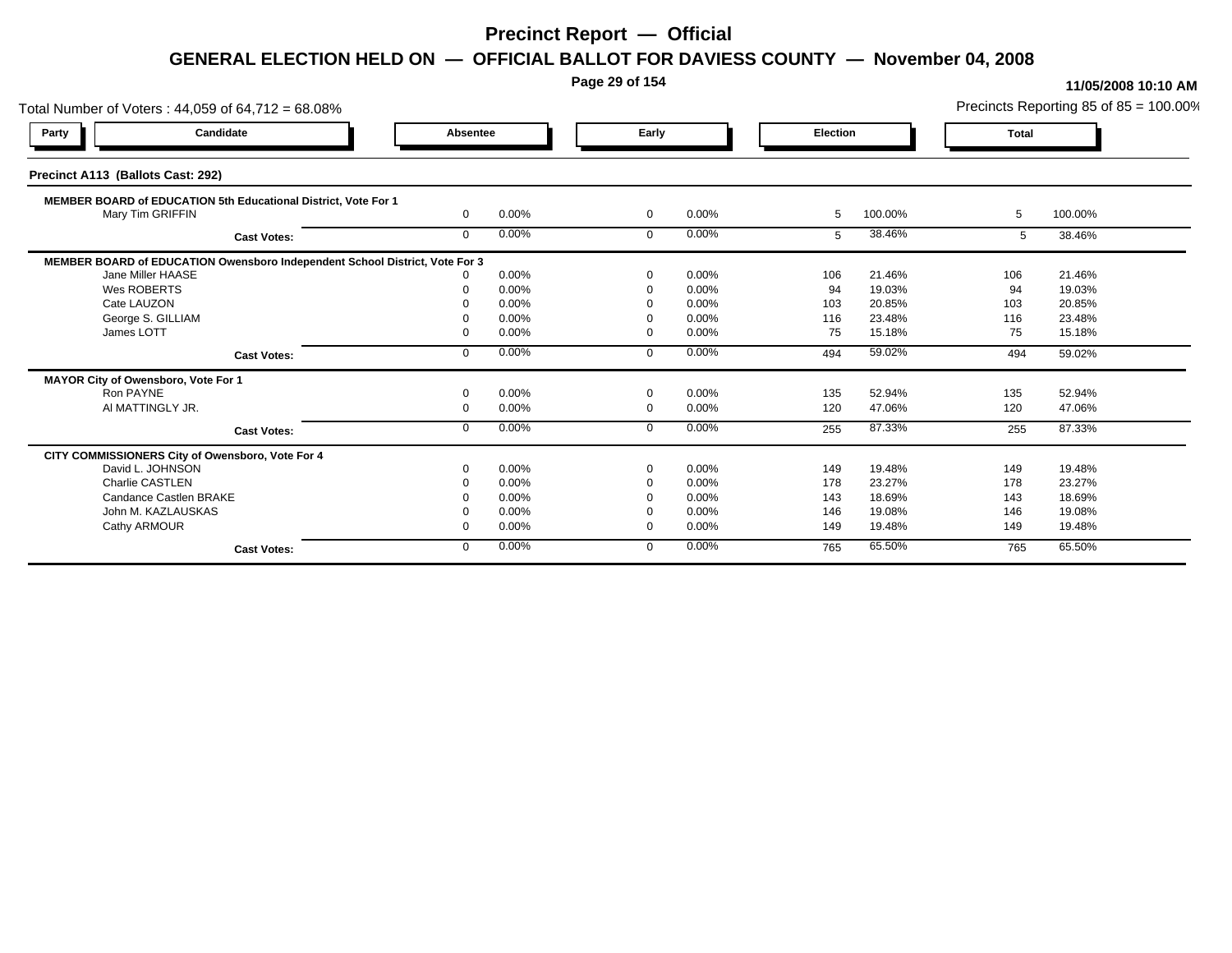# Precinct Report — Official

## GENERAL ELECTION HELD ON — OFFICIAL BALLOT FOR DAVIESS COUNTY — November 04, 2008

**11/05/2008 10:10 AM**

Total Number of Voters : 44,059 of 64,712 = 68.08%

Precincts Reporting 85 of 85 = 100.00%

### Precinct A113 (Ballots Cast: 292)

| Party | Candidate | Absentee | | Early | | Election | | Total | |
|---|---|---|---|---|---|---|---|---|---|
| **MEMBER BOARD of EDUCATION 5th Educational District, Vote For 1** | | | | | | | | | |
| | Mary Tim GRIFFIN | 0 | 0.00% | 0 | 0.00% | 5 | 100.00% | 5 | 100.00% |
| | **Cast Votes:** | 0 | 0.00% | 0 | 0.00% | 5 | 38.46% | 5 | 38.46% |
| **MEMBER BOARD of EDUCATION Owensboro Independent School District, Vote For 3** | | | | | | | | | |
| | Jane Miller HAASE | 0 | 0.00% | 0 | 0.00% | 106 | 21.46% | 106 | 21.46% |
| | Wes ROBERTS | 0 | 0.00% | 0 | 0.00% | 94 | 19.03% | 94 | 19.03% |
| | Cate LAUZON | 0 | 0.00% | 0 | 0.00% | 103 | 20.85% | 103 | 20.85% |
| | George S. GILLIAM | 0 | 0.00% | 0 | 0.00% | 116 | 23.48% | 116 | 23.48% |
| | James LOTT | 0 | 0.00% | 0 | 0.00% | 75 | 15.18% | 75 | 15.18% |
| | **Cast Votes:** | 0 | 0.00% | 0 | 0.00% | 494 | 59.02% | 494 | 59.02% |
| **MAYOR City of Owensboro, Vote For 1** | | | | | | | | | |
| | Ron PAYNE | 0 | 0.00% | 0 | 0.00% | 135 | 52.94% | 135 | 52.94% |
| | Al MATTINGLY JR. | 0 | 0.00% | 0 | 0.00% | 120 | 47.06% | 120 | 47.06% |
| | **Cast Votes:** | 0 | 0.00% | 0 | 0.00% | 255 | 87.33% | 255 | 87.33% |
| **CITY COMMISSIONERS City of Owensboro, Vote For 4** | | | | | | | | | |
| | David L. JOHNSON | 0 | 0.00% | 0 | 0.00% | 149 | 19.48% | 149 | 19.48% |
| | Charlie CASTLEN | 0 | 0.00% | 0 | 0.00% | 178 | 23.27% | 178 | 23.27% |
| | Candance Castlen BRAKE | 0 | 0.00% | 0 | 0.00% | 143 | 18.69% | 143 | 18.69% |
| | John M. KAZLAUSKAS | 0 | 0.00% | 0 | 0.00% | 146 | 19.08% | 146 | 19.08% |
| | Cathy ARMOUR | 0 | 0.00% | 0 | 0.00% | 149 | 19.48% | 149 | 19.48% |
| | **Cast Votes:** | 0 | 0.00% | 0 | 0.00% | 765 | 65.50% | 765 | 65.50% |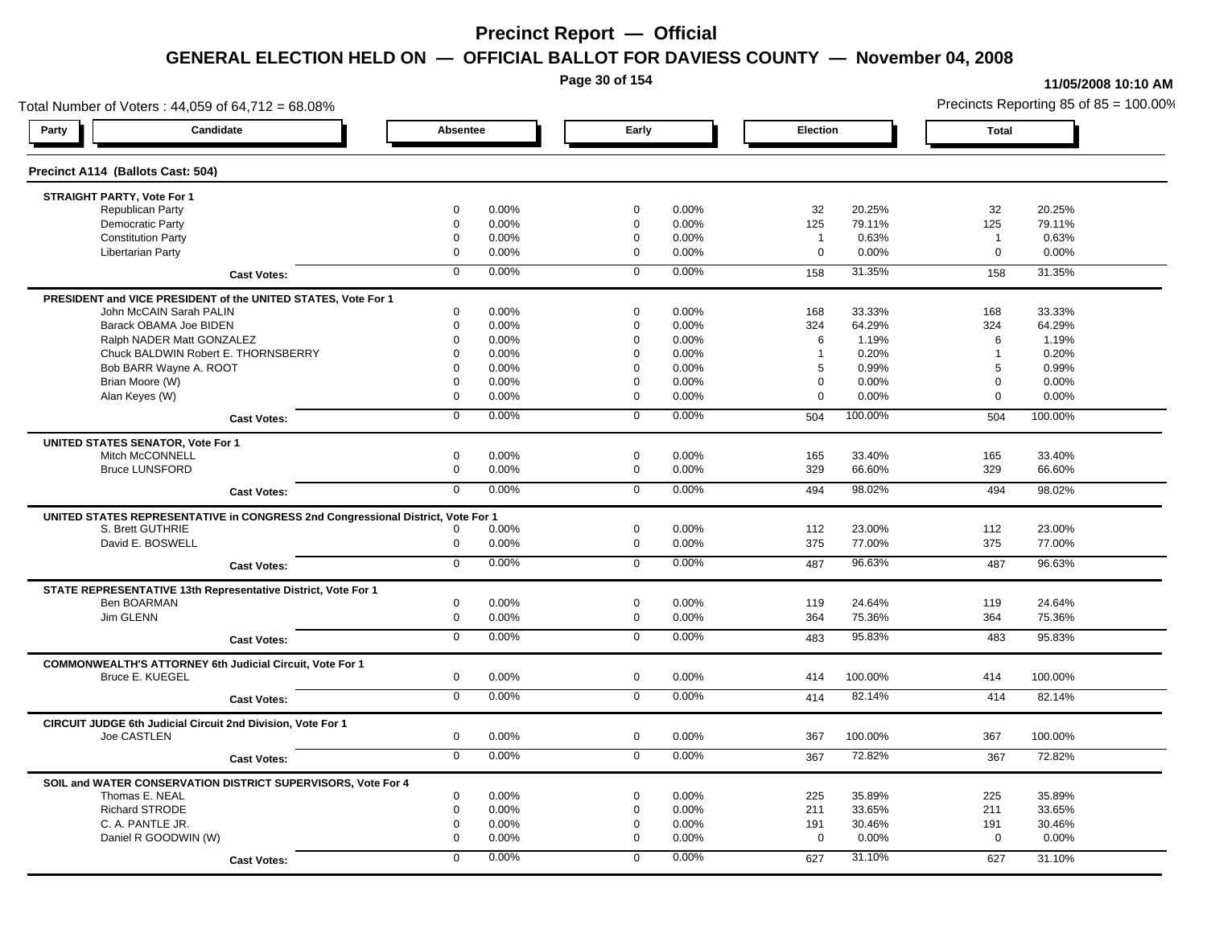# Precinct Report — Official

## GENERAL ELECTION HELD ON — OFFICIAL BALLOT FOR DAVIESS COUNTY — November 04, 2008

**11/05/2008 10:10 AM**

Total Number of Voters : 44,059 of 64,712 = 68.08%

Precincts Reporting 85 of 85 = 100.00%

### Precinct A114 (Ballots Cast: 504)

| Party | Candidate | Absentee | | Early | | Election | | Total | |
|---|---|---|---|---|---|---|---|---|---|
| **STRAIGHT PARTY, Vote For 1** | | | | | | | | | |
| | Republican Party | 0 | 0.00% | 0 | 0.00% | 32 | 20.25% | 32 | 20.25% |
| | Democratic Party | 0 | 0.00% | 0 | 0.00% | 125 | 79.11% | 125 | 79.11% |
| | Constitution Party | 0 | 0.00% | 0 | 0.00% | 1 | 0.63% | 1 | 0.63% |
| | Libertarian Party | 0 | 0.00% | 0 | 0.00% | 0 | 0.00% | 0 | 0.00% |
| | **Cast Votes:** | 0 | 0.00% | 0 | 0.00% | 158 | 31.35% | 158 | 31.35% |
| **PRESIDENT and VICE PRESIDENT of the UNITED STATES, Vote For 1** | | | | | | | | | |
| | John McCAIN Sarah PALIN | 0 | 0.00% | 0 | 0.00% | 168 | 33.33% | 168 | 33.33% |
| | Barack OBAMA Joe BIDEN | 0 | 0.00% | 0 | 0.00% | 324 | 64.29% | 324 | 64.29% |
| | Ralph NADER Matt GONZALEZ | 0 | 0.00% | 0 | 0.00% | 6 | 1.19% | 6 | 1.19% |
| | Chuck BALDWIN Robert E. THORNSBERRY | 0 | 0.00% | 0 | 0.00% | 1 | 0.20% | 1 | 0.20% |
| | Bob BARR Wayne A. ROOT | 0 | 0.00% | 0 | 0.00% | 5 | 0.99% | 5 | 0.99% |
| | Brian Moore (W) | 0 | 0.00% | 0 | 0.00% | 0 | 0.00% | 0 | 0.00% |
| | Alan Keyes (W) | 0 | 0.00% | 0 | 0.00% | 0 | 0.00% | 0 | 0.00% |
| | **Cast Votes:** | 0 | 0.00% | 0 | 0.00% | 504 | 100.00% | 504 | 100.00% |
| **UNITED STATES SENATOR, Vote For 1** | | | | | | | | | |
| | Mitch McCONNELL | 0 | 0.00% | 0 | 0.00% | 165 | 33.40% | 165 | 33.40% |
| | Bruce LUNSFORD | 0 | 0.00% | 0 | 0.00% | 329 | 66.60% | 329 | 66.60% |
| | **Cast Votes:** | 0 | 0.00% | 0 | 0.00% | 494 | 98.02% | 494 | 98.02% |
| **UNITED STATES REPRESENTATIVE in CONGRESS 2nd Congressional District, Vote For 1** | | | | | | | | | |
| | S. Brett GUTHRIE | 0 | 0.00% | 0 | 0.00% | 112 | 23.00% | 112 | 23.00% |
| | David E. BOSWELL | 0 | 0.00% | 0 | 0.00% | 375 | 77.00% | 375 | 77.00% |
| | **Cast Votes:** | 0 | 0.00% | 0 | 0.00% | 487 | 96.63% | 487 | 96.63% |
| **STATE REPRESENTATIVE 13th Representative District, Vote For 1** | | | | | | | | | |
| | Ben BOARMAN | 0 | 0.00% | 0 | 0.00% | 119 | 24.64% | 119 | 24.64% |
| | Jim GLENN | 0 | 0.00% | 0 | 0.00% | 364 | 75.36% | 364 | 75.36% |
| | **Cast Votes:** | 0 | 0.00% | 0 | 0.00% | 483 | 95.83% | 483 | 95.83% |
| **COMMONWEALTH'S ATTORNEY 6th Judicial Circuit, Vote For 1** | | | | | | | | | |
| | Bruce E. KUEGEL | 0 | 0.00% | 0 | 0.00% | 414 | 100.00% | 414 | 100.00% |
| | **Cast Votes:** | 0 | 0.00% | 0 | 0.00% | 414 | 82.14% | 414 | 82.14% |
| **CIRCUIT JUDGE 6th Judicial Circuit 2nd Division, Vote For 1** | | | | | | | | | |
| | Joe CASTLEN | 0 | 0.00% | 0 | 0.00% | 367 | 100.00% | 367 | 100.00% |
| | **Cast Votes:** | 0 | 0.00% | 0 | 0.00% | 367 | 72.82% | 367 | 72.82% |
| **SOIL and WATER CONSERVATION DISTRICT SUPERVISORS, Vote For 4** | | | | | | | | | |
| | Thomas E. NEAL | 0 | 0.00% | 0 | 0.00% | 225 | 35.89% | 225 | 35.89% |
| | Richard STRODE | 0 | 0.00% | 0 | 0.00% | 211 | 33.65% | 211 | 33.65% |
| | C. A. PANTLE JR. | 0 | 0.00% | 0 | 0.00% | 191 | 30.46% | 191 | 30.46% |
| | Daniel R GOODWIN (W) | 0 | 0.00% | 0 | 0.00% | 0 | 0.00% | 0 | 0.00% |
| | **Cast Votes:** | 0 | 0.00% | 0 | 0.00% | 627 | 31.10% | 627 | 31.10% |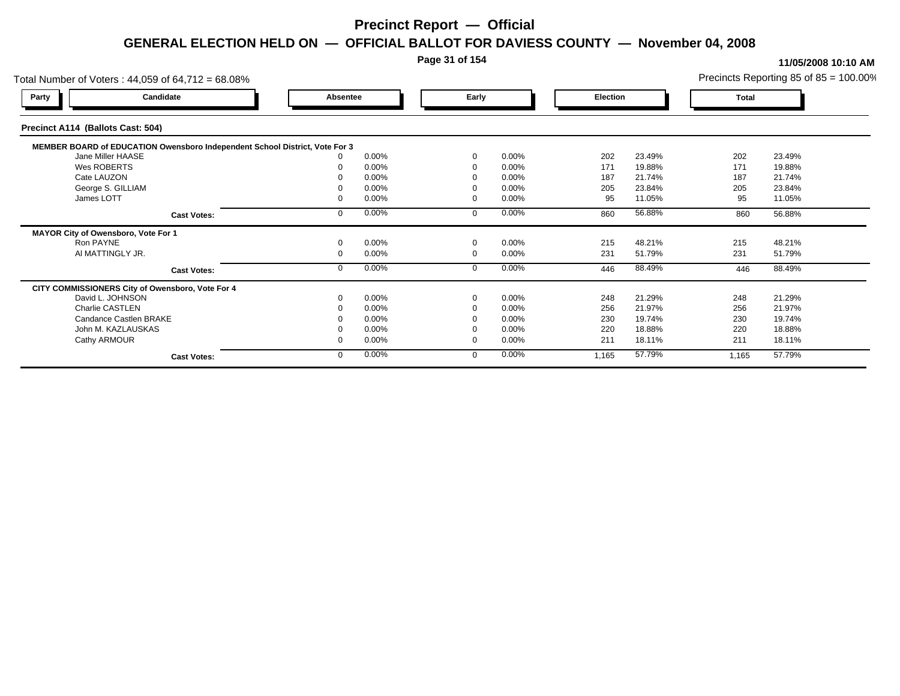# Precinct Report — Official

## GENERAL ELECTION HELD ON — OFFICIAL BALLOT FOR DAVIESS COUNTY — November 04, 2008

11/05/2008 10:10 AM

Total Number of Voters : 44,059 of 64,712 = 68.08%

Precincts Reporting 85 of 85 = 100.00%

### Precinct A114 (Ballots Cast: 504)

| Party | Candidate | Absentee | | Early | | Election | | Total | |
|---|---|---|---|---|---|---|---|---|---|
| | **MEMBER BOARD of EDUCATION Owensboro Independent School District, Vote For 3** | | | | | | | | |
| | Jane Miller HAASE | 0 | 0.00% | 0 | 0.00% | 202 | 23.49% | 202 | 23.49% |
| | Wes ROBERTS | 0 | 0.00% | 0 | 0.00% | 171 | 19.88% | 171 | 19.88% |
| | Cate LAUZON | 0 | 0.00% | 0 | 0.00% | 187 | 21.74% | 187 | 21.74% |
| | George S. GILLIAM | 0 | 0.00% | 0 | 0.00% | 205 | 23.84% | 205 | 23.84% |
| | James LOTT | 0 | 0.00% | 0 | 0.00% | 95 | 11.05% | 95 | 11.05% |
| | **Cast Votes:** | 0 | 0.00% | 0 | 0.00% | 860 | 56.88% | 860 | 56.88% |
| | **MAYOR City of Owensboro, Vote For 1** | | | | | | | | |
| | Ron PAYNE | 0 | 0.00% | 0 | 0.00% | 215 | 48.21% | 215 | 48.21% |
| | Al MATTINGLY JR. | 0 | 0.00% | 0 | 0.00% | 231 | 51.79% | 231 | 51.79% |
| | **Cast Votes:** | 0 | 0.00% | 0 | 0.00% | 446 | 88.49% | 446 | 88.49% |
| | **CITY COMMISSIONERS City of Owensboro, Vote For 4** | | | | | | | | |
| | David L. JOHNSON | 0 | 0.00% | 0 | 0.00% | 248 | 21.29% | 248 | 21.29% |
| | Charlie CASTLEN | 0 | 0.00% | 0 | 0.00% | 256 | 21.97% | 256 | 21.97% |
| | Candance Castlen BRAKE | 0 | 0.00% | 0 | 0.00% | 230 | 19.74% | 230 | 19.74% |
| | John M. KAZLAUSKAS | 0 | 0.00% | 0 | 0.00% | 220 | 18.88% | 220 | 18.88% |
| | Cathy ARMOUR | 0 | 0.00% | 0 | 0.00% | 211 | 18.11% | 211 | 18.11% |
| | **Cast Votes:** | 0 | 0.00% | 0 | 0.00% | 1,165 | 57.79% | 1,165 | 57.79% |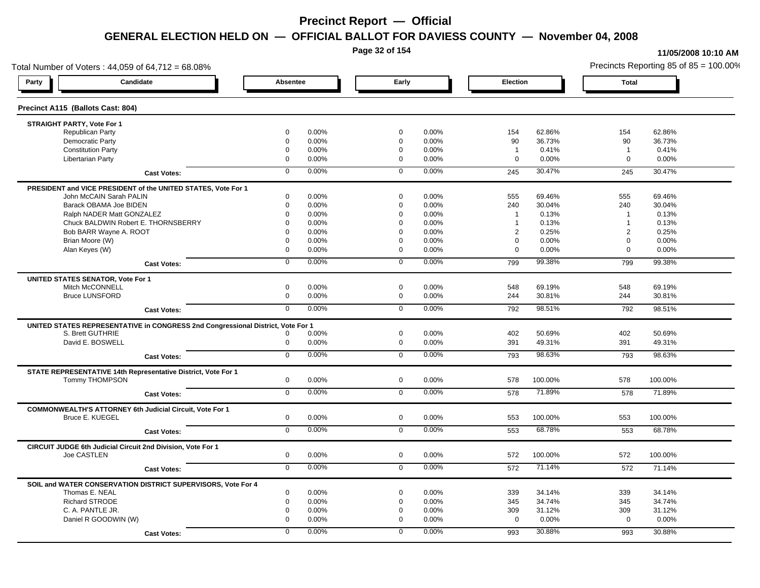# Precinct Report — Official

## GENERAL ELECTION HELD ON — OFFICIAL BALLOT FOR DAVIESS COUNTY — November 04, 2008

11/05/2008 10:10 AM

Total Number of Voters : 44,059 of 64,712 = 68.08%

Precincts Reporting 85 of 85 = 100.00%

### Precinct A115 (Ballots Cast: 804)

| Party / Candidate | Absentee | | Early | | Election | | Total | |
|---|---|---|---|---|---|---|---|---|
| **STRAIGHT PARTY, Vote For 1** | | | | | | | | |
| Republican Party | 0 | 0.00% | 0 | 0.00% | 154 | 62.86% | 154 | 62.86% |
| Democratic Party | 0 | 0.00% | 0 | 0.00% | 90 | 36.73% | 90 | 36.73% |
| Constitution Party | 0 | 0.00% | 0 | 0.00% | 1 | 0.41% | 1 | 0.41% |
| Libertarian Party | 0 | 0.00% | 0 | 0.00% | 0 | 0.00% | 0 | 0.00% |
| **Cast Votes:** | 0 | 0.00% | 0 | 0.00% | 245 | 30.47% | 245 | 30.47% |
| **PRESIDENT and VICE PRESIDENT of the UNITED STATES, Vote For 1** | | | | | | | | |
| John McCAIN Sarah PALIN | 0 | 0.00% | 0 | 0.00% | 555 | 69.46% | 555 | 69.46% |
| Barack OBAMA Joe BIDEN | 0 | 0.00% | 0 | 0.00% | 240 | 30.04% | 240 | 30.04% |
| Ralph NADER Matt GONZALEZ | 0 | 0.00% | 0 | 0.00% | 1 | 0.13% | 1 | 0.13% |
| Chuck BALDWIN Robert E. THORNSBERRY | 0 | 0.00% | 0 | 0.00% | 1 | 0.13% | 1 | 0.13% |
| Bob BARR Wayne A. ROOT | 0 | 0.00% | 0 | 0.00% | 2 | 0.25% | 2 | 0.25% |
| Brian Moore (W) | 0 | 0.00% | 0 | 0.00% | 0 | 0.00% | 0 | 0.00% |
| Alan Keyes (W) | 0 | 0.00% | 0 | 0.00% | 0 | 0.00% | 0 | 0.00% |
| **Cast Votes:** | 0 | 0.00% | 0 | 0.00% | 799 | 99.38% | 799 | 99.38% |
| **UNITED STATES SENATOR, Vote For 1** | | | | | | | | |
| Mitch McCONNELL | 0 | 0.00% | 0 | 0.00% | 548 | 69.19% | 548 | 69.19% |
| Bruce LUNSFORD | 0 | 0.00% | 0 | 0.00% | 244 | 30.81% | 244 | 30.81% |
| **Cast Votes:** | 0 | 0.00% | 0 | 0.00% | 792 | 98.51% | 792 | 98.51% |
| **UNITED STATES REPRESENTATIVE in CONGRESS 2nd Congressional District, Vote For 1** | | | | | | | | |
| S. Brett GUTHRIE | 0 | 0.00% | 0 | 0.00% | 402 | 50.69% | 402 | 50.69% |
| David E. BOSWELL | 0 | 0.00% | 0 | 0.00% | 391 | 49.31% | 391 | 49.31% |
| **Cast Votes:** | 0 | 0.00% | 0 | 0.00% | 793 | 98.63% | 793 | 98.63% |
| **STATE REPRESENTATIVE 14th Representative District, Vote For 1** | | | | | | | | |
| Tommy THOMPSON | 0 | 0.00% | 0 | 0.00% | 578 | 100.00% | 578 | 100.00% |
| **Cast Votes:** | 0 | 0.00% | 0 | 0.00% | 578 | 71.89% | 578 | 71.89% |
| **COMMONWEALTH'S ATTORNEY 6th Judicial Circuit, Vote For 1** | | | | | | | | |
| Bruce E. KUEGEL | 0 | 0.00% | 0 | 0.00% | 553 | 100.00% | 553 | 100.00% |
| **Cast Votes:** | 0 | 0.00% | 0 | 0.00% | 553 | 68.78% | 553 | 68.78% |
| **CIRCUIT JUDGE 6th Judicial Circuit 2nd Division, Vote For 1** | | | | | | | | |
| Joe CASTLEN | 0 | 0.00% | 0 | 0.00% | 572 | 100.00% | 572 | 100.00% |
| **Cast Votes:** | 0 | 0.00% | 0 | 0.00% | 572 | 71.14% | 572 | 71.14% |
| **SOIL and WATER CONSERVATION DISTRICT SUPERVISORS, Vote For 4** | | | | | | | | |
| Thomas E. NEAL | 0 | 0.00% | 0 | 0.00% | 339 | 34.14% | 339 | 34.14% |
| Richard STRODE | 0 | 0.00% | 0 | 0.00% | 345 | 34.74% | 345 | 34.74% |
| C. A. PANTLE JR. | 0 | 0.00% | 0 | 0.00% | 309 | 31.12% | 309 | 31.12% |
| Daniel R GOODWIN (W) | 0 | 0.00% | 0 | 0.00% | 0 | 0.00% | 0 | 0.00% |
| **Cast Votes:** | 0 | 0.00% | 0 | 0.00% | 993 | 30.88% | 993 | 30.88% |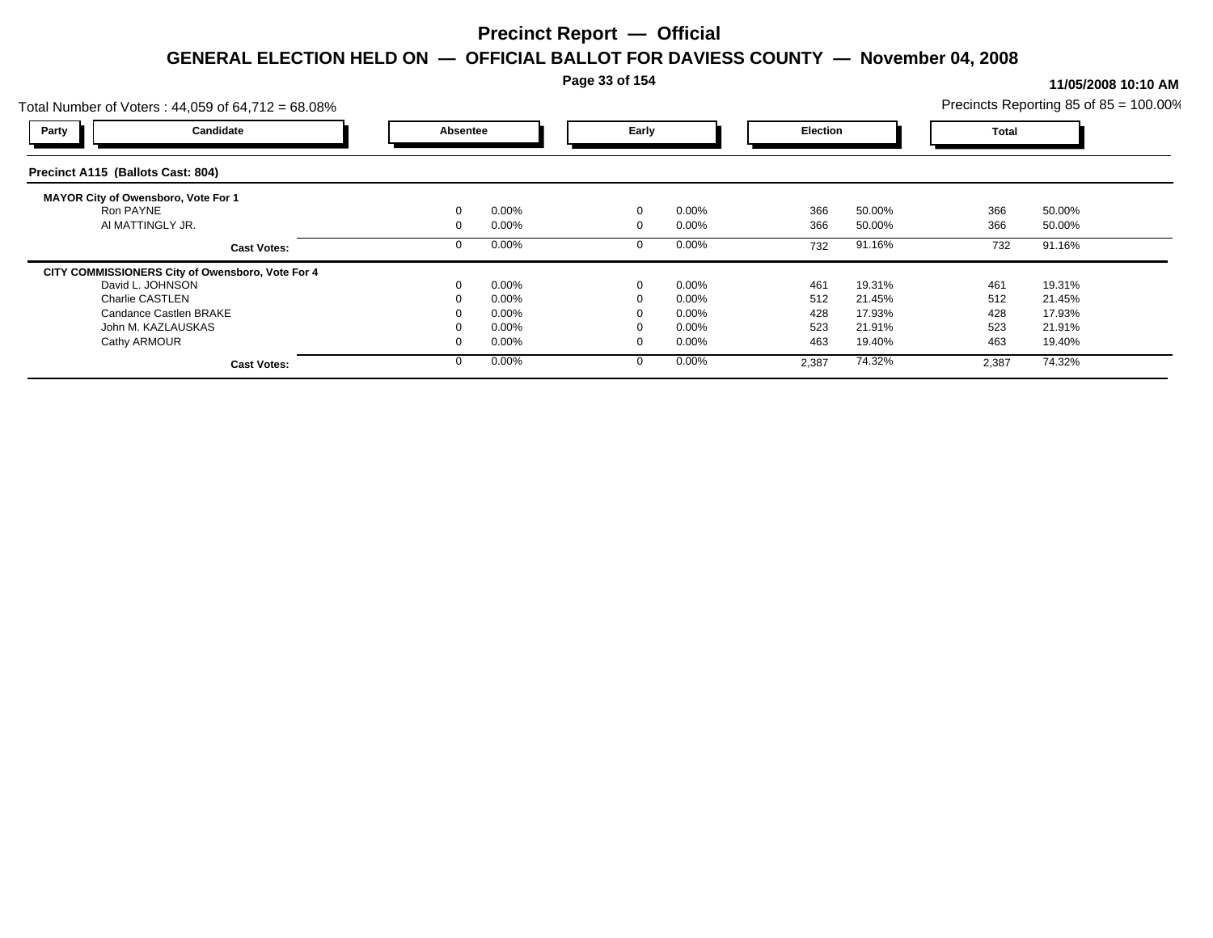# Precinct Report — Official

## GENERAL ELECTION HELD ON — OFFICIAL BALLOT FOR DAVIESS COUNTY — November 04, 2008

11/05/2008 10:10 AM

Total Number of Voters : 44,059 of 64,712 = 68.08%

Precincts Reporting 85 of 85 = 100.00%

### Precinct A115 (Ballots Cast: 804)

| Party | Candidate | Absentee | | Early | | Election | | Total | |
|---|---|---|---|---|---|---|---|---|---|
| **MAYOR City of Owensboro, Vote For 1** | | | | | | | | | |
| | Ron PAYNE | 0 | 0.00% | 0 | 0.00% | 366 | 50.00% | 366 | 50.00% |
| | Al MATTINGLY JR. | 0 | 0.00% | 0 | 0.00% | 366 | 50.00% | 366 | 50.00% |
| | **Cast Votes:** | 0 | 0.00% | 0 | 0.00% | 732 | 91.16% | 732 | 91.16% |
| **CITY COMMISSIONERS City of Owensboro, Vote For 4** | | | | | | | | | |
| | David L. JOHNSON | 0 | 0.00% | 0 | 0.00% | 461 | 19.31% | 461 | 19.31% |
| | Charlie CASTLEN | 0 | 0.00% | 0 | 0.00% | 512 | 21.45% | 512 | 21.45% |
| | Candance Castlen BRAKE | 0 | 0.00% | 0 | 0.00% | 428 | 17.93% | 428 | 17.93% |
| | John M. KAZLAUSKAS | 0 | 0.00% | 0 | 0.00% | 523 | 21.91% | 523 | 21.91% |
| | Cathy ARMOUR | 0 | 0.00% | 0 | 0.00% | 463 | 19.40% | 463 | 19.40% |
| | **Cast Votes:** | 0 | 0.00% | 0 | 0.00% | 2,387 | 74.32% | 2,387 | 74.32% |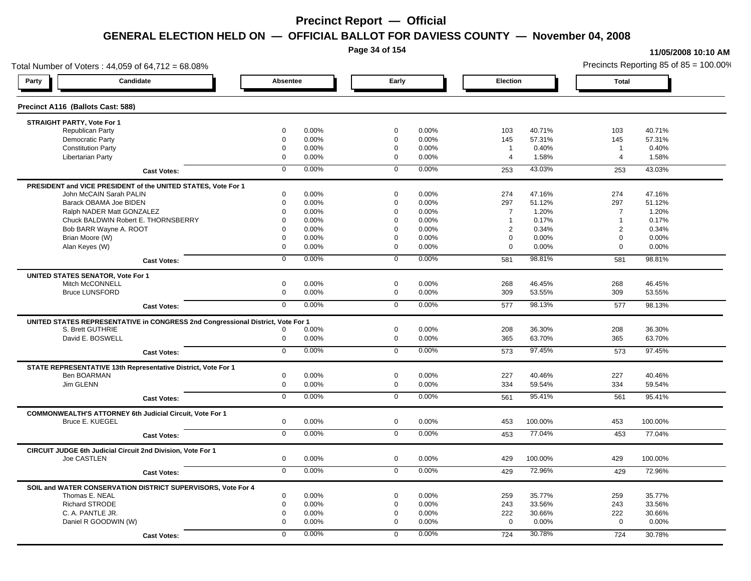# Precinct Report — Official

## GENERAL ELECTION HELD ON — OFFICIAL BALLOT FOR DAVIESS COUNTY — November 04, 2008

11/05/2008 10:10 AM

Total Number of Voters : 44,059 of 64,712 = 68.08%

Precincts Reporting 85 of 85 = 100.00%

### Precinct A116 (Ballots Cast: 588)

| Party | Candidate | Absentee | | Early | | Election | | Total | |
|---|---|---|---|---|---|---|---|---|---|
| **STRAIGHT PARTY, Vote For 1** | | | | | | | | | |
| | Republican Party | 0 | 0.00% | 0 | 0.00% | 103 | 40.71% | 103 | 40.71% |
| | Democratic Party | 0 | 0.00% | 0 | 0.00% | 145 | 57.31% | 145 | 57.31% |
| | Constitution Party | 0 | 0.00% | 0 | 0.00% | 1 | 0.40% | 1 | 0.40% |
| | Libertarian Party | 0 | 0.00% | 0 | 0.00% | 4 | 1.58% | 4 | 1.58% |
| | **Cast Votes:** | 0 | 0.00% | 0 | 0.00% | 253 | 43.03% | 253 | 43.03% |
| **PRESIDENT and VICE PRESIDENT of the UNITED STATES, Vote For 1** | | | | | | | | | |
| | John McCAIN Sarah PALIN | 0 | 0.00% | 0 | 0.00% | 274 | 47.16% | 274 | 47.16% |
| | Barack OBAMA Joe BIDEN | 0 | 0.00% | 0 | 0.00% | 297 | 51.12% | 297 | 51.12% |
| | Ralph NADER Matt GONZALEZ | 0 | 0.00% | 0 | 0.00% | 7 | 1.20% | 7 | 1.20% |
| | Chuck BALDWIN Robert E. THORNSBERRY | 0 | 0.00% | 0 | 0.00% | 1 | 0.17% | 1 | 0.17% |
| | Bob BARR Wayne A. ROOT | 0 | 0.00% | 0 | 0.00% | 2 | 0.34% | 2 | 0.34% |
| | Brian Moore (W) | 0 | 0.00% | 0 | 0.00% | 0 | 0.00% | 0 | 0.00% |
| | Alan Keyes (W) | 0 | 0.00% | 0 | 0.00% | 0 | 0.00% | 0 | 0.00% |
| | **Cast Votes:** | 0 | 0.00% | 0 | 0.00% | 581 | 98.81% | 581 | 98.81% |
| **UNITED STATES SENATOR, Vote For 1** | | | | | | | | | |
| | Mitch McCONNELL | 0 | 0.00% | 0 | 0.00% | 268 | 46.45% | 268 | 46.45% |
| | Bruce LUNSFORD | 0 | 0.00% | 0 | 0.00% | 309 | 53.55% | 309 | 53.55% |
| | **Cast Votes:** | 0 | 0.00% | 0 | 0.00% | 577 | 98.13% | 577 | 98.13% |
| **UNITED STATES REPRESENTATIVE in CONGRESS 2nd Congressional District, Vote For 1** | | | | | | | | | |
| | S. Brett GUTHRIE | 0 | 0.00% | 0 | 0.00% | 208 | 36.30% | 208 | 36.30% |
| | David E. BOSWELL | 0 | 0.00% | 0 | 0.00% | 365 | 63.70% | 365 | 63.70% |
| | **Cast Votes:** | 0 | 0.00% | 0 | 0.00% | 573 | 97.45% | 573 | 97.45% |
| **STATE REPRESENTATIVE 13th Representative District, Vote For 1** | | | | | | | | | |
| | Ben BOARMAN | 0 | 0.00% | 0 | 0.00% | 227 | 40.46% | 227 | 40.46% |
| | Jim GLENN | 0 | 0.00% | 0 | 0.00% | 334 | 59.54% | 334 | 59.54% |
| | **Cast Votes:** | 0 | 0.00% | 0 | 0.00% | 561 | 95.41% | 561 | 95.41% |
| **COMMONWEALTH'S ATTORNEY 6th Judicial Circuit, Vote For 1** | | | | | | | | | |
| | Bruce E. KUEGEL | 0 | 0.00% | 0 | 0.00% | 453 | 100.00% | 453 | 100.00% |
| | **Cast Votes:** | 0 | 0.00% | 0 | 0.00% | 453 | 77.04% | 453 | 77.04% |
| **CIRCUIT JUDGE 6th Judicial Circuit 2nd Division, Vote For 1** | | | | | | | | | |
| | Joe CASTLEN | 0 | 0.00% | 0 | 0.00% | 429 | 100.00% | 429 | 100.00% |
| | **Cast Votes:** | 0 | 0.00% | 0 | 0.00% | 429 | 72.96% | 429 | 72.96% |
| **SOIL and WATER CONSERVATION DISTRICT SUPERVISORS, Vote For 4** | | | | | | | | | |
| | Thomas E. NEAL | 0 | 0.00% | 0 | 0.00% | 259 | 35.77% | 259 | 35.77% |
| | Richard STRODE | 0 | 0.00% | 0 | 0.00% | 243 | 33.56% | 243 | 33.56% |
| | C. A. PANTLE JR. | 0 | 0.00% | 0 | 0.00% | 222 | 30.66% | 222 | 30.66% |
| | Daniel R GOODWIN (W) | 0 | 0.00% | 0 | 0.00% | 0 | 0.00% | 0 | 0.00% |
| | **Cast Votes:** | 0 | 0.00% | 0 | 0.00% | 724 | 30.78% | 724 | 30.78% |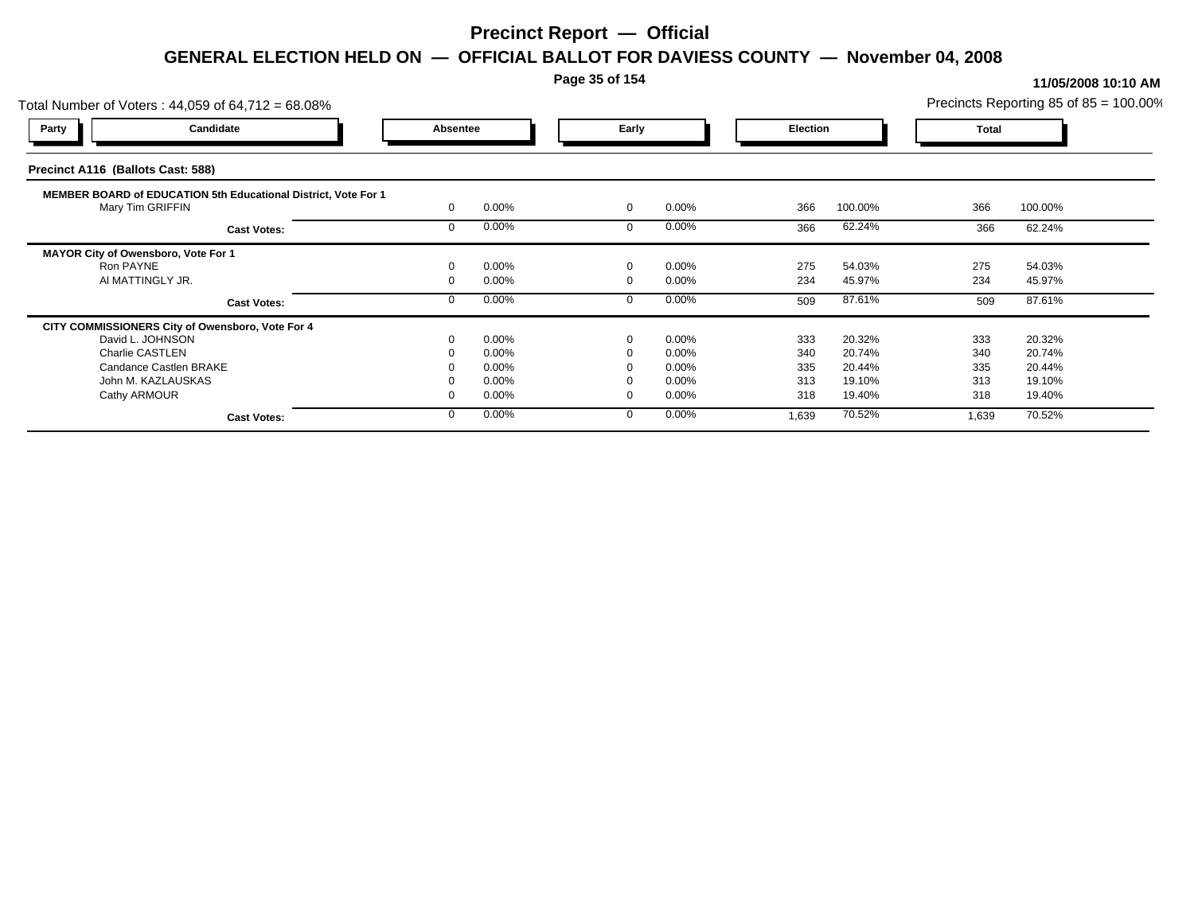# Precinct Report — Official

## GENERAL ELECTION HELD ON — OFFICIAL BALLOT FOR DAVIESS COUNTY — November 04, 2008

11/05/2008 10:10 AM

Total Number of Voters : 44,059 of 64,712 = 68.08%

Precincts Reporting 85 of 85 = 100.00%

### Precinct A116 (Ballots Cast: 588)

| Party | Candidate | Absentee | | Early | | Election | | Total | |
|---|---|---|---|---|---|---|---|---|---|
| **MEMBER BOARD of EDUCATION 5th Educational District, Vote For 1** | | | | | | | | | |
| | Mary Tim GRIFFIN | 0 | 0.00% | 0 | 0.00% | 366 | 100.00% | 366 | 100.00% |
| | **Cast Votes:** | 0 | 0.00% | 0 | 0.00% | 366 | 62.24% | 366 | 62.24% |
| **MAYOR City of Owensboro, Vote For 1** | | | | | | | | | |
| | Ron PAYNE | 0 | 0.00% | 0 | 0.00% | 275 | 54.03% | 275 | 54.03% |
| | Al MATTINGLY JR. | 0 | 0.00% | 0 | 0.00% | 234 | 45.97% | 234 | 45.97% |
| | **Cast Votes:** | 0 | 0.00% | 0 | 0.00% | 509 | 87.61% | 509 | 87.61% |
| **CITY COMMISSIONERS City of Owensboro, Vote For 4** | | | | | | | | | |
| | David L. JOHNSON | 0 | 0.00% | 0 | 0.00% | 333 | 20.32% | 333 | 20.32% |
| | Charlie CASTLEN | 0 | 0.00% | 0 | 0.00% | 340 | 20.74% | 340 | 20.74% |
| | Candance Castlen BRAKE | 0 | 0.00% | 0 | 0.00% | 335 | 20.44% | 335 | 20.44% |
| | John M. KAZLAUSKAS | 0 | 0.00% | 0 | 0.00% | 313 | 19.10% | 313 | 19.10% |
| | Cathy ARMOUR | 0 | 0.00% | 0 | 0.00% | 318 | 19.40% | 318 | 19.40% |
| | **Cast Votes:** | 0 | 0.00% | 0 | 0.00% | 1,639 | 70.52% | 1,639 | 70.52% |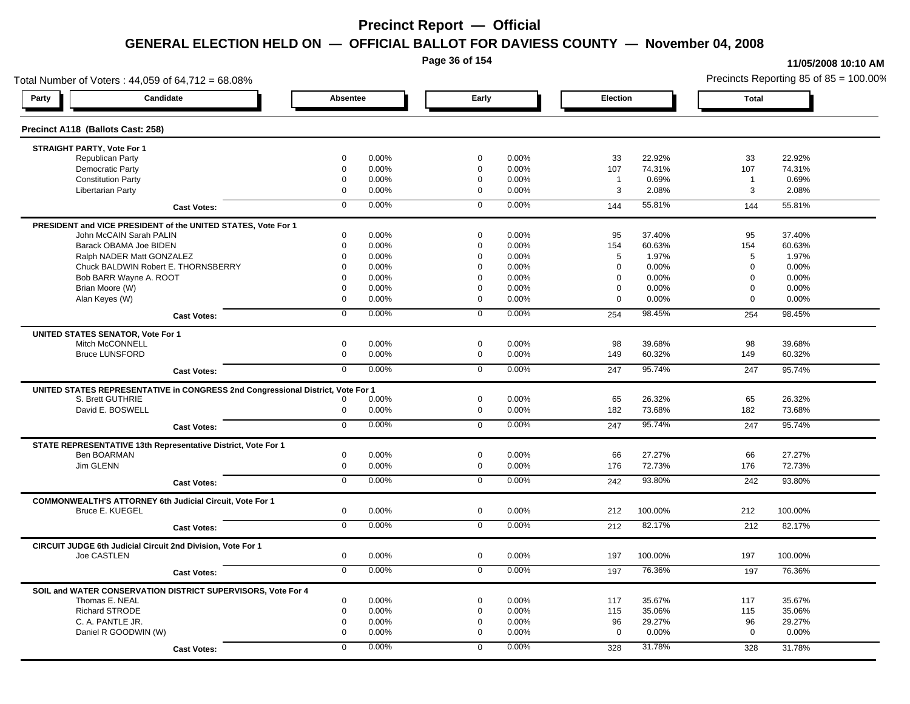# Precinct Report — Official

## GENERAL ELECTION HELD ON — OFFICIAL BALLOT FOR DAVIESS COUNTY — November 04, 2008

11/05/2008 10:10 AM

Total Number of Voters : 44,059 of 64,712 = 68.08%

Precincts Reporting 85 of 85 = 100.00%

### Precinct A118 (Ballots Cast: 258)

| Party | Candidate | Absentee | | Early | | Election | | Total | |
|---|---|---|---|---|---|---|---|---|---|
| **STRAIGHT PARTY, Vote For 1** | | | | | | | | | |
| | Republican Party | 0 | 0.00% | 0 | 0.00% | 33 | 22.92% | 33 | 22.92% |
| | Democratic Party | 0 | 0.00% | 0 | 0.00% | 107 | 74.31% | 107 | 74.31% |
| | Constitution Party | 0 | 0.00% | 0 | 0.00% | 1 | 0.69% | 1 | 0.69% |
| | Libertarian Party | 0 | 0.00% | 0 | 0.00% | 3 | 2.08% | 3 | 2.08% |
| | **Cast Votes:** | 0 | 0.00% | 0 | 0.00% | 144 | 55.81% | 144 | 55.81% |
| **PRESIDENT and VICE PRESIDENT of the UNITED STATES, Vote For 1** | | | | | | | | | |
| | John McCAIN Sarah PALIN | 0 | 0.00% | 0 | 0.00% | 95 | 37.40% | 95 | 37.40% |
| | Barack OBAMA Joe BIDEN | 0 | 0.00% | 0 | 0.00% | 154 | 60.63% | 154 | 60.63% |
| | Ralph NADER Matt GONZALEZ | 0 | 0.00% | 0 | 0.00% | 5 | 1.97% | 5 | 1.97% |
| | Chuck BALDWIN Robert E. THORNSBERRY | 0 | 0.00% | 0 | 0.00% | 0 | 0.00% | 0 | 0.00% |
| | Bob BARR Wayne A. ROOT | 0 | 0.00% | 0 | 0.00% | 0 | 0.00% | 0 | 0.00% |
| | Brian Moore (W) | 0 | 0.00% | 0 | 0.00% | 0 | 0.00% | 0 | 0.00% |
| | Alan Keyes (W) | 0 | 0.00% | 0 | 0.00% | 0 | 0.00% | 0 | 0.00% |
| | **Cast Votes:** | 0 | 0.00% | 0 | 0.00% | 254 | 98.45% | 254 | 98.45% |
| **UNITED STATES SENATOR, Vote For 1** | | | | | | | | | |
| | Mitch McCONNELL | 0 | 0.00% | 0 | 0.00% | 98 | 39.68% | 98 | 39.68% |
| | Bruce LUNSFORD | 0 | 0.00% | 0 | 0.00% | 149 | 60.32% | 149 | 60.32% |
| | **Cast Votes:** | 0 | 0.00% | 0 | 0.00% | 247 | 95.74% | 247 | 95.74% |
| **UNITED STATES REPRESENTATIVE in CONGRESS 2nd Congressional District, Vote For 1** | | | | | | | | | |
| | S. Brett GUTHRIE | 0 | 0.00% | 0 | 0.00% | 65 | 26.32% | 65 | 26.32% |
| | David E. BOSWELL | 0 | 0.00% | 0 | 0.00% | 182 | 73.68% | 182 | 73.68% |
| | **Cast Votes:** | 0 | 0.00% | 0 | 0.00% | 247 | 95.74% | 247 | 95.74% |
| **STATE REPRESENTATIVE 13th Representative District, Vote For 1** | | | | | | | | | |
| | Ben BOARMAN | 0 | 0.00% | 0 | 0.00% | 66 | 27.27% | 66 | 27.27% |
| | Jim GLENN | 0 | 0.00% | 0 | 0.00% | 176 | 72.73% | 176 | 72.73% |
| | **Cast Votes:** | 0 | 0.00% | 0 | 0.00% | 242 | 93.80% | 242 | 93.80% |
| **COMMONWEALTH'S ATTORNEY 6th Judicial Circuit, Vote For 1** | | | | | | | | | |
| | Bruce E. KUEGEL | 0 | 0.00% | 0 | 0.00% | 212 | 100.00% | 212 | 100.00% |
| | **Cast Votes:** | 0 | 0.00% | 0 | 0.00% | 212 | 82.17% | 212 | 82.17% |
| **CIRCUIT JUDGE 6th Judicial Circuit 2nd Division, Vote For 1** | | | | | | | | | |
| | Joe CASTLEN | 0 | 0.00% | 0 | 0.00% | 197 | 100.00% | 197 | 100.00% |
| | **Cast Votes:** | 0 | 0.00% | 0 | 0.00% | 197 | 76.36% | 197 | 76.36% |
| **SOIL and WATER CONSERVATION DISTRICT SUPERVISORS, Vote For 4** | | | | | | | | | |
| | Thomas E. NEAL | 0 | 0.00% | 0 | 0.00% | 117 | 35.67% | 117 | 35.67% |
| | Richard STRODE | 0 | 0.00% | 0 | 0.00% | 115 | 35.06% | 115 | 35.06% |
| | C. A. PANTLE JR. | 0 | 0.00% | 0 | 0.00% | 96 | 29.27% | 96 | 29.27% |
| | Daniel R GOODWIN (W) | 0 | 0.00% | 0 | 0.00% | 0 | 0.00% | 0 | 0.00% |
| | **Cast Votes:** | 0 | 0.00% | 0 | 0.00% | 328 | 31.78% | 328 | 31.78% |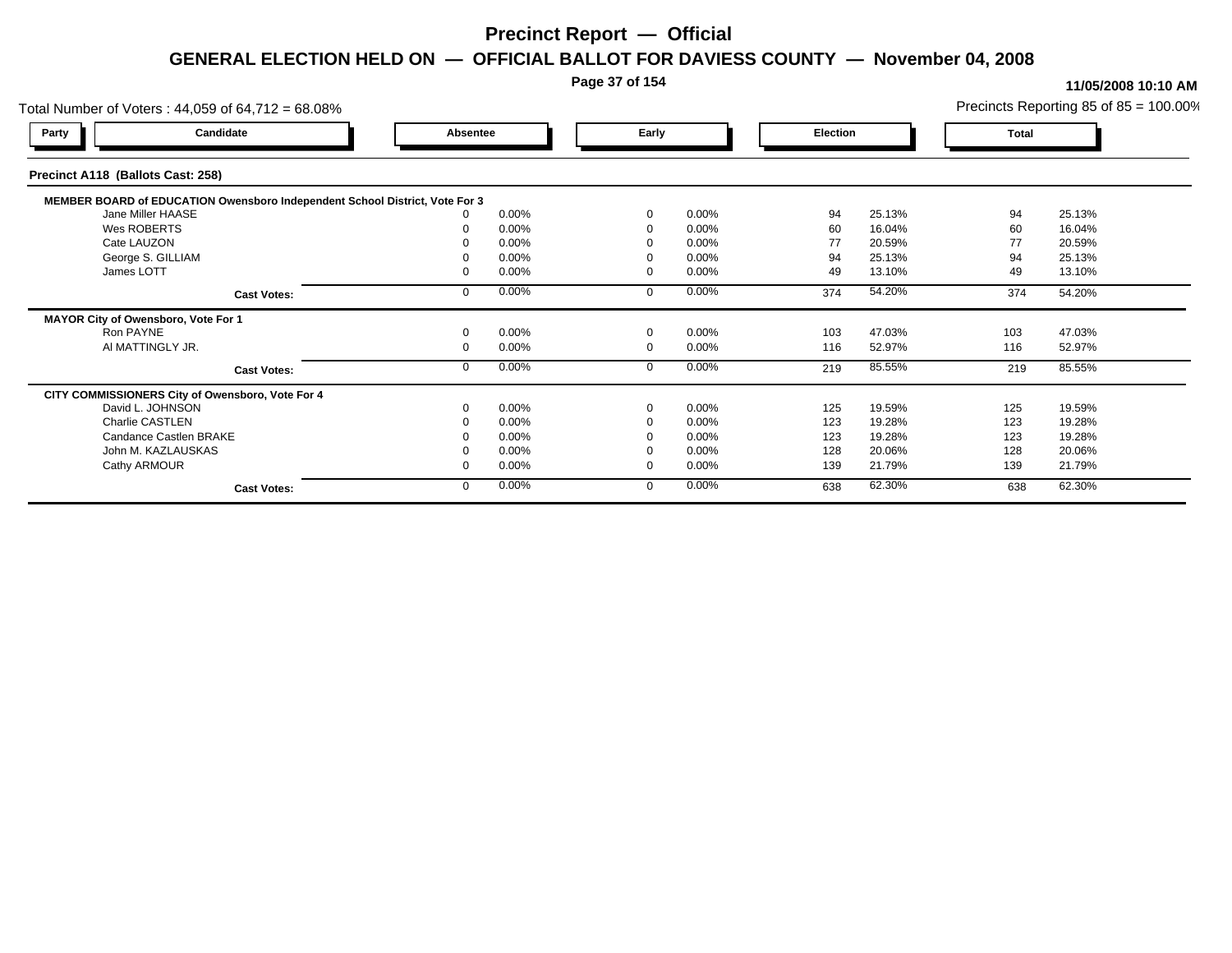# Precinct Report — Official

## GENERAL ELECTION HELD ON — OFFICIAL BALLOT FOR DAVIESS COUNTY — November 04, 2008

**11/05/2008 10:10 AM**

Total Number of Voters : 44,059 of 64,712 = 68.08%

Precincts Reporting 85 of 85 = 100.00%

### Precinct A118 (Ballots Cast: 258)

| Party | Candidate | Absentee | | Early | | Election | | Total | |
|---|---|---|---|---|---|---|---|---|---|
| | **MEMBER BOARD of EDUCATION Owensboro Independent School District, Vote For 3** | | | | | | | | |
| | Jane Miller HAASE | 0 | 0.00% | 0 | 0.00% | 94 | 25.13% | 94 | 25.13% |
| | Wes ROBERTS | 0 | 0.00% | 0 | 0.00% | 60 | 16.04% | 60 | 16.04% |
| | Cate LAUZON | 0 | 0.00% | 0 | 0.00% | 77 | 20.59% | 77 | 20.59% |
| | George S. GILLIAM | 0 | 0.00% | 0 | 0.00% | 94 | 25.13% | 94 | 25.13% |
| | James LOTT | 0 | 0.00% | 0 | 0.00% | 49 | 13.10% | 49 | 13.10% |
| | **Cast Votes:** | 0 | 0.00% | 0 | 0.00% | 374 | 54.20% | 374 | 54.20% |
| | **MAYOR City of Owensboro, Vote For 1** | | | | | | | | |
| | Ron PAYNE | 0 | 0.00% | 0 | 0.00% | 103 | 47.03% | 103 | 47.03% |
| | Al MATTINGLY JR. | 0 | 0.00% | 0 | 0.00% | 116 | 52.97% | 116 | 52.97% |
| | **Cast Votes:** | 0 | 0.00% | 0 | 0.00% | 219 | 85.55% | 219 | 85.55% |
| | **CITY COMMISSIONERS City of Owensboro, Vote For 4** | | | | | | | | |
| | David L. JOHNSON | 0 | 0.00% | 0 | 0.00% | 125 | 19.59% | 125 | 19.59% |
| | Charlie CASTLEN | 0 | 0.00% | 0 | 0.00% | 123 | 19.28% | 123 | 19.28% |
| | Candance Castlen BRAKE | 0 | 0.00% | 0 | 0.00% | 123 | 19.28% | 123 | 19.28% |
| | John M. KAZLAUSKAS | 0 | 0.00% | 0 | 0.00% | 128 | 20.06% | 128 | 20.06% |
| | Cathy ARMOUR | 0 | 0.00% | 0 | 0.00% | 139 | 21.79% | 139 | 21.79% |
| | **Cast Votes:** | 0 | 0.00% | 0 | 0.00% | 638 | 62.30% | 638 | 62.30% |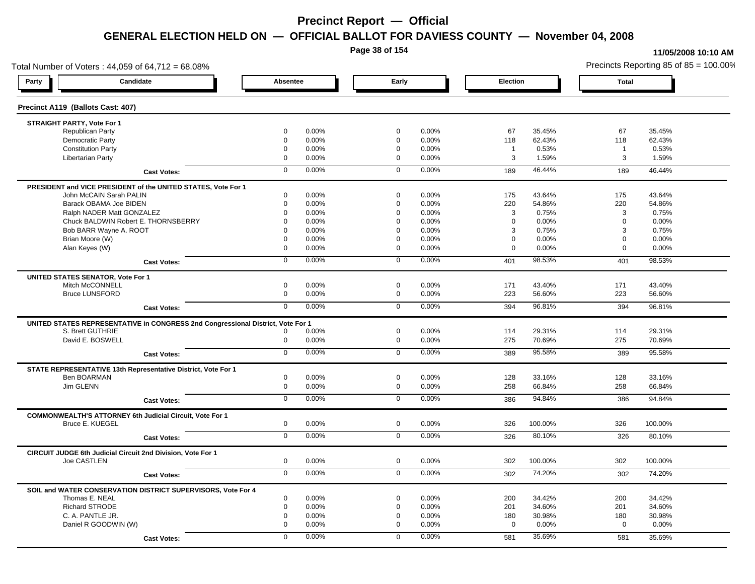# Precinct Report — Official

## GENERAL ELECTION HELD ON — OFFICIAL BALLOT FOR DAVIESS COUNTY — November 04, 2008

11/05/2008 10:10 AM

Total Number of Voters : 44,059 of 64,712 = 68.08%

Precincts Reporting 85 of 85 = 100.00%

### Precinct A119 (Ballots Cast: 407)

| Party | Candidate | Absentee | | Early | | Election | | Total | |
|---|---|---|---|---|---|---|---|---|---|
| **STRAIGHT PARTY, Vote For 1** | | | | | | | | | |
| | Republican Party | 0 | 0.00% | 0 | 0.00% | 67 | 35.45% | 67 | 35.45% |
| | Democratic Party | 0 | 0.00% | 0 | 0.00% | 118 | 62.43% | 118 | 62.43% |
| | Constitution Party | 0 | 0.00% | 0 | 0.00% | 1 | 0.53% | 1 | 0.53% |
| | Libertarian Party | 0 | 0.00% | 0 | 0.00% | 3 | 1.59% | 3 | 1.59% |
| | **Cast Votes:** | 0 | 0.00% | 0 | 0.00% | 189 | 46.44% | 189 | 46.44% |
| **PRESIDENT and VICE PRESIDENT of the UNITED STATES, Vote For 1** | | | | | | | | | |
| | John McCAIN Sarah PALIN | 0 | 0.00% | 0 | 0.00% | 175 | 43.64% | 175 | 43.64% |
| | Barack OBAMA Joe BIDEN | 0 | 0.00% | 0 | 0.00% | 220 | 54.86% | 220 | 54.86% |
| | Ralph NADER Matt GONZALEZ | 0 | 0.00% | 0 | 0.00% | 3 | 0.75% | 3 | 0.75% |
| | Chuck BALDWIN Robert E. THORNSBERRY | 0 | 0.00% | 0 | 0.00% | 0 | 0.00% | 0 | 0.00% |
| | Bob BARR Wayne A. ROOT | 0 | 0.00% | 0 | 0.00% | 3 | 0.75% | 3 | 0.75% |
| | Brian Moore (W) | 0 | 0.00% | 0 | 0.00% | 0 | 0.00% | 0 | 0.00% |
| | Alan Keyes (W) | 0 | 0.00% | 0 | 0.00% | 0 | 0.00% | 0 | 0.00% |
| | **Cast Votes:** | 0 | 0.00% | 0 | 0.00% | 401 | 98.53% | 401 | 98.53% |
| **UNITED STATES SENATOR, Vote For 1** | | | | | | | | | |
| | Mitch McCONNELL | 0 | 0.00% | 0 | 0.00% | 171 | 43.40% | 171 | 43.40% |
| | Bruce LUNSFORD | 0 | 0.00% | 0 | 0.00% | 223 | 56.60% | 223 | 56.60% |
| | **Cast Votes:** | 0 | 0.00% | 0 | 0.00% | 394 | 96.81% | 394 | 96.81% |
| **UNITED STATES REPRESENTATIVE in CONGRESS 2nd Congressional District, Vote For 1** | | | | | | | | | |
| | S. Brett GUTHRIE | 0 | 0.00% | 0 | 0.00% | 114 | 29.31% | 114 | 29.31% |
| | David E. BOSWELL | 0 | 0.00% | 0 | 0.00% | 275 | 70.69% | 275 | 70.69% |
| | **Cast Votes:** | 0 | 0.00% | 0 | 0.00% | 389 | 95.58% | 389 | 95.58% |
| **STATE REPRESENTATIVE 13th Representative District, Vote For 1** | | | | | | | | | |
| | Ben BOARMAN | 0 | 0.00% | 0 | 0.00% | 128 | 33.16% | 128 | 33.16% |
| | Jim GLENN | 0 | 0.00% | 0 | 0.00% | 258 | 66.84% | 258 | 66.84% |
| | **Cast Votes:** | 0 | 0.00% | 0 | 0.00% | 386 | 94.84% | 386 | 94.84% |
| **COMMONWEALTH'S ATTORNEY 6th Judicial Circuit, Vote For 1** | | | | | | | | | |
| | Bruce E. KUEGEL | 0 | 0.00% | 0 | 0.00% | 326 | 100.00% | 326 | 100.00% |
| | **Cast Votes:** | 0 | 0.00% | 0 | 0.00% | 326 | 80.10% | 326 | 80.10% |
| **CIRCUIT JUDGE 6th Judicial Circuit 2nd Division, Vote For 1** | | | | | | | | | |
| | Joe CASTLEN | 0 | 0.00% | 0 | 0.00% | 302 | 100.00% | 302 | 100.00% |
| | **Cast Votes:** | 0 | 0.00% | 0 | 0.00% | 302 | 74.20% | 302 | 74.20% |
| **SOIL and WATER CONSERVATION DISTRICT SUPERVISORS, Vote For 4** | | | | | | | | | |
| | Thomas E. NEAL | 0 | 0.00% | 0 | 0.00% | 200 | 34.42% | 200 | 34.42% |
| | Richard STRODE | 0 | 0.00% | 0 | 0.00% | 201 | 34.60% | 201 | 34.60% |
| | C. A. PANTLE JR. | 0 | 0.00% | 0 | 0.00% | 180 | 30.98% | 180 | 30.98% |
| | Daniel R GOODWIN (W) | 0 | 0.00% | 0 | 0.00% | 0 | 0.00% | 0 | 0.00% |
| | **Cast Votes:** | 0 | 0.00% | 0 | 0.00% | 581 | 35.69% | 581 | 35.69% |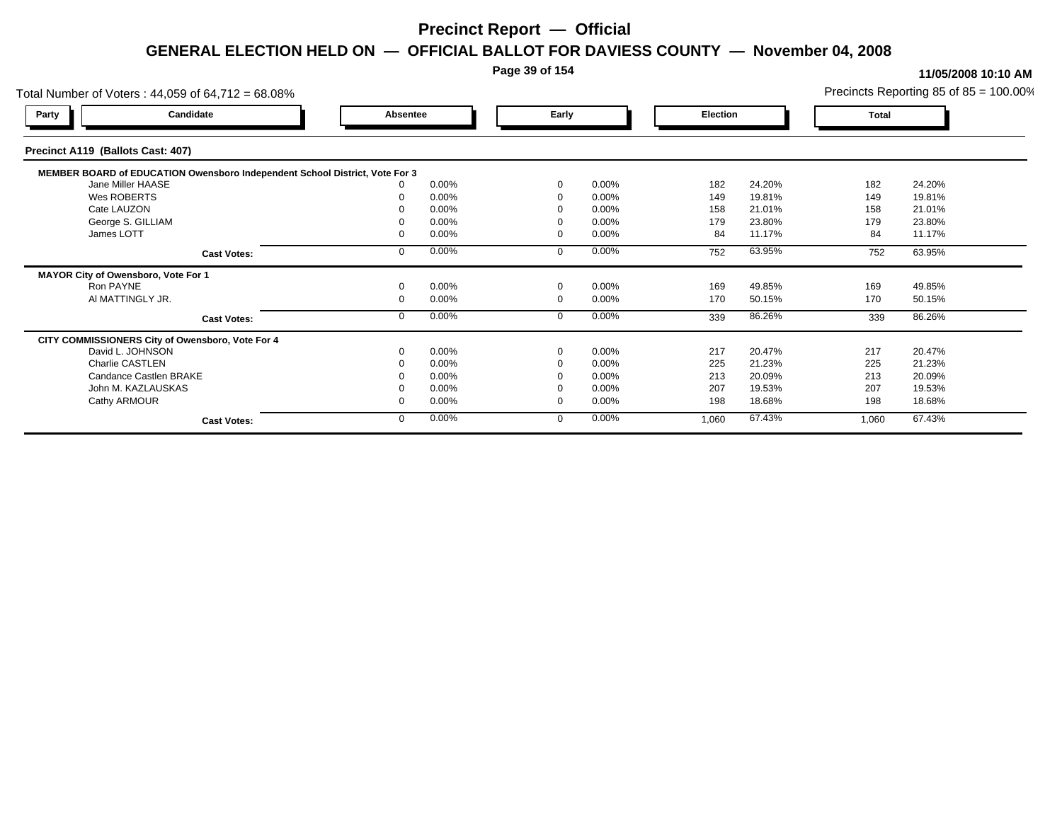# Precinct Report — Official

## GENERAL ELECTION HELD ON — OFFICIAL BALLOT FOR DAVIESS COUNTY — November 04, 2008

11/05/2008 10:10 AM

Total Number of Voters : 44,059 of 64,712 = 68.08%

Precincts Reporting 85 of 85 = 100.00%

### Precinct A119 (Ballots Cast: 407)

| Party | Candidate | Absentee | | Early | | Election | | Total | |
|---|---|---|---|---|---|---|---|---|---|
| | **MEMBER BOARD of EDUCATION Owensboro Independent School District, Vote For 3** | | | | | | | | |
| | Jane Miller HAASE | 0 | 0.00% | 0 | 0.00% | 182 | 24.20% | 182 | 24.20% |
| | Wes ROBERTS | 0 | 0.00% | 0 | 0.00% | 149 | 19.81% | 149 | 19.81% |
| | Cate LAUZON | 0 | 0.00% | 0 | 0.00% | 158 | 21.01% | 158 | 21.01% |
| | George S. GILLIAM | 0 | 0.00% | 0 | 0.00% | 179 | 23.80% | 179 | 23.80% |
| | James LOTT | 0 | 0.00% | 0 | 0.00% | 84 | 11.17% | 84 | 11.17% |
| | **Cast Votes:** | 0 | 0.00% | 0 | 0.00% | 752 | 63.95% | 752 | 63.95% |
| | **MAYOR City of Owensboro, Vote For 1** | | | | | | | | |
| | Ron PAYNE | 0 | 0.00% | 0 | 0.00% | 169 | 49.85% | 169 | 49.85% |
| | Al MATTINGLY JR. | 0 | 0.00% | 0 | 0.00% | 170 | 50.15% | 170 | 50.15% |
| | **Cast Votes:** | 0 | 0.00% | 0 | 0.00% | 339 | 86.26% | 339 | 86.26% |
| | **CITY COMMISSIONERS City of Owensboro, Vote For 4** | | | | | | | | |
| | David L. JOHNSON | 0 | 0.00% | 0 | 0.00% | 217 | 20.47% | 217 | 20.47% |
| | Charlie CASTLEN | 0 | 0.00% | 0 | 0.00% | 225 | 21.23% | 225 | 21.23% |
| | Candance Castlen BRAKE | 0 | 0.00% | 0 | 0.00% | 213 | 20.09% | 213 | 20.09% |
| | John M. KAZLAUSKAS | 0 | 0.00% | 0 | 0.00% | 207 | 19.53% | 207 | 19.53% |
| | Cathy ARMOUR | 0 | 0.00% | 0 | 0.00% | 198 | 18.68% | 198 | 18.68% |
| | **Cast Votes:** | 0 | 0.00% | 0 | 0.00% | 1,060 | 67.43% | 1,060 | 67.43% |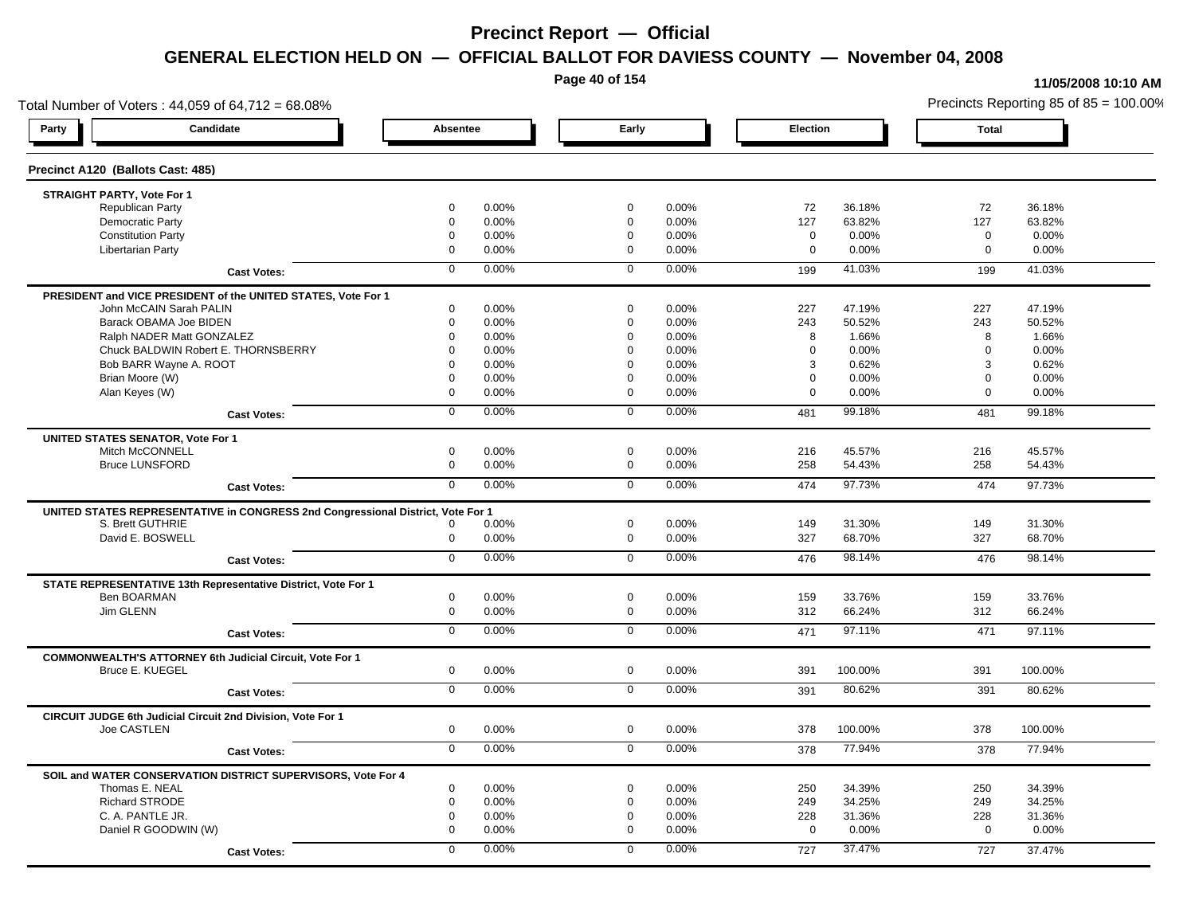# Precinct Report — Official

## GENERAL ELECTION HELD ON — OFFICIAL BALLOT FOR DAVIESS COUNTY — November 04, 2008

11/05/2008 10:10 AM

Total Number of Voters : 44,059 of 64,712 = 68.08%

Precincts Reporting 85 of 85 = 100.00%

| Party | Candidate | Absentee | | Early | | Election | | Total | |
|---|---|---|---|---|---|---|---|---|---|
| **Precinct A120 (Ballots Cast: 485)** | | | | | | | | | |
| **STRAIGHT PARTY, Vote For 1** | | | | | | | | | |
| | Republican Party | 0 | 0.00% | 0 | 0.00% | 72 | 36.18% | 72 | 36.18% |
| | Democratic Party | 0 | 0.00% | 0 | 0.00% | 127 | 63.82% | 127 | 63.82% |
| | Constitution Party | 0 | 0.00% | 0 | 0.00% | 0 | 0.00% | 0 | 0.00% |
| | Libertarian Party | 0 | 0.00% | 0 | 0.00% | 0 | 0.00% | 0 | 0.00% |
| | **Cast Votes:** | 0 | 0.00% | 0 | 0.00% | 199 | 41.03% | 199 | 41.03% |
| **PRESIDENT and VICE PRESIDENT of the UNITED STATES, Vote For 1** | | | | | | | | | |
| | John McCAIN Sarah PALIN | 0 | 0.00% | 0 | 0.00% | 227 | 47.19% | 227 | 47.19% |
| | Barack OBAMA Joe BIDEN | 0 | 0.00% | 0 | 0.00% | 243 | 50.52% | 243 | 50.52% |
| | Ralph NADER Matt GONZALEZ | 0 | 0.00% | 0 | 0.00% | 8 | 1.66% | 8 | 1.66% |
| | Chuck BALDWIN Robert E. THORNSBERRY | 0 | 0.00% | 0 | 0.00% | 0 | 0.00% | 0 | 0.00% |
| | Bob BARR Wayne A. ROOT | 0 | 0.00% | 0 | 0.00% | 3 | 0.62% | 3 | 0.62% |
| | Brian Moore (W) | 0 | 0.00% | 0 | 0.00% | 0 | 0.00% | 0 | 0.00% |
| | Alan Keyes (W) | 0 | 0.00% | 0 | 0.00% | 0 | 0.00% | 0 | 0.00% |
| | **Cast Votes:** | 0 | 0.00% | 0 | 0.00% | 481 | 99.18% | 481 | 99.18% |
| **UNITED STATES SENATOR, Vote For 1** | | | | | | | | | |
| | Mitch McCONNELL | 0 | 0.00% | 0 | 0.00% | 216 | 45.57% | 216 | 45.57% |
| | Bruce LUNSFORD | 0 | 0.00% | 0 | 0.00% | 258 | 54.43% | 258 | 54.43% |
| | **Cast Votes:** | 0 | 0.00% | 0 | 0.00% | 474 | 97.73% | 474 | 97.73% |
| **UNITED STATES REPRESENTATIVE in CONGRESS 2nd Congressional District, Vote For 1** | | | | | | | | | |
| | S. Brett GUTHRIE | 0 | 0.00% | 0 | 0.00% | 149 | 31.30% | 149 | 31.30% |
| | David E. BOSWELL | 0 | 0.00% | 0 | 0.00% | 327 | 68.70% | 327 | 68.70% |
| | **Cast Votes:** | 0 | 0.00% | 0 | 0.00% | 476 | 98.14% | 476 | 98.14% |
| **STATE REPRESENTATIVE 13th Representative District, Vote For 1** | | | | | | | | | |
| | Ben BOARMAN | 0 | 0.00% | 0 | 0.00% | 159 | 33.76% | 159 | 33.76% |
| | Jim GLENN | 0 | 0.00% | 0 | 0.00% | 312 | 66.24% | 312 | 66.24% |
| | **Cast Votes:** | 0 | 0.00% | 0 | 0.00% | 471 | 97.11% | 471 | 97.11% |
| **COMMONWEALTH'S ATTORNEY 6th Judicial Circuit, Vote For 1** | | | | | | | | | |
| | Bruce E. KUEGEL | 0 | 0.00% | 0 | 0.00% | 391 | 100.00% | 391 | 100.00% |
| | **Cast Votes:** | 0 | 0.00% | 0 | 0.00% | 391 | 80.62% | 391 | 80.62% |
| **CIRCUIT JUDGE 6th Judicial Circuit 2nd Division, Vote For 1** | | | | | | | | | |
| | Joe CASTLEN | 0 | 0.00% | 0 | 0.00% | 378 | 100.00% | 378 | 100.00% |
| | **Cast Votes:** | 0 | 0.00% | 0 | 0.00% | 378 | 77.94% | 378 | 77.94% |
| **SOIL and WATER CONSERVATION DISTRICT SUPERVISORS, Vote For 4** | | | | | | | | | |
| | Thomas E. NEAL | 0 | 0.00% | 0 | 0.00% | 250 | 34.39% | 250 | 34.39% |
| | Richard STRODE | 0 | 0.00% | 0 | 0.00% | 249 | 34.25% | 249 | 34.25% |
| | C. A. PANTLE JR. | 0 | 0.00% | 0 | 0.00% | 228 | 31.36% | 228 | 31.36% |
| | Daniel R GOODWIN (W) | 0 | 0.00% | 0 | 0.00% | 0 | 0.00% | 0 | 0.00% |
| | **Cast Votes:** | 0 | 0.00% | 0 | 0.00% | 727 | 37.47% | 727 | 37.47% |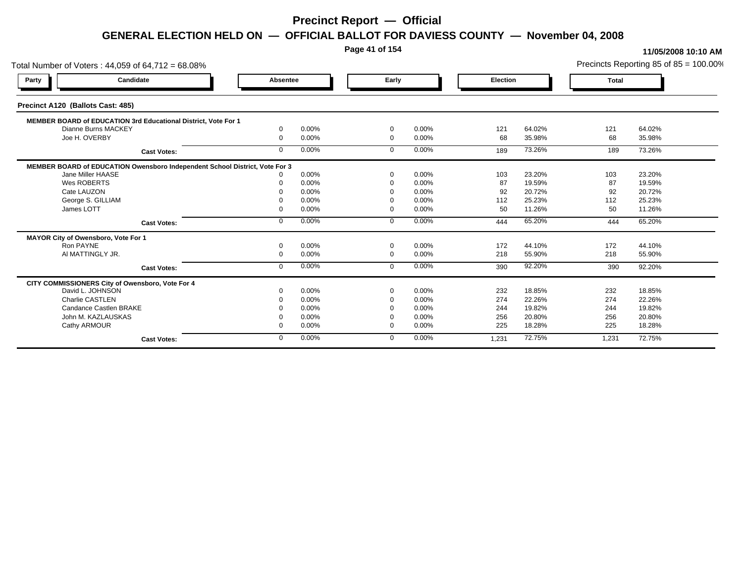# Precinct Report — Official

## GENERAL ELECTION HELD ON — OFFICIAL BALLOT FOR DAVIESS COUNTY — November 04, 2008

11/05/2008 10:10 AM

Total Number of Voters : 44,059 of 64,712 = 68.08%

Precincts Reporting 85 of 85 = 100.00%

| Party | Candidate | Absentee | | Early | | Election | | Total | |
|---|---|---|---|---|---|---|---|---|---|
| **Precinct A120 (Ballots Cast: 485)** | | | | | | | | | |
| **MEMBER BOARD of EDUCATION 3rd Educational District, Vote For 1** | | | | | | | | | |
| | Dianne Burns MACKEY | 0 | 0.00% | 0 | 0.00% | 121 | 64.02% | 121 | 64.02% |
| | Joe H. OVERBY | 0 | 0.00% | 0 | 0.00% | 68 | 35.98% | 68 | 35.98% |
| | **Cast Votes:** | 0 | 0.00% | 0 | 0.00% | 189 | 73.26% | 189 | 73.26% |
| **MEMBER BOARD of EDUCATION Owensboro Independent School District, Vote For 3** | | | | | | | | | |
| | Jane Miller HAASE | 0 | 0.00% | 0 | 0.00% | 103 | 23.20% | 103 | 23.20% |
| | Wes ROBERTS | 0 | 0.00% | 0 | 0.00% | 87 | 19.59% | 87 | 19.59% |
| | Cate LAUZON | 0 | 0.00% | 0 | 0.00% | 92 | 20.72% | 92 | 20.72% |
| | George S. GILLIAM | 0 | 0.00% | 0 | 0.00% | 112 | 25.23% | 112 | 25.23% |
| | James LOTT | 0 | 0.00% | 0 | 0.00% | 50 | 11.26% | 50 | 11.26% |
| | **Cast Votes:** | 0 | 0.00% | 0 | 0.00% | 444 | 65.20% | 444 | 65.20% |
| **MAYOR City of Owensboro, Vote For 1** | | | | | | | | | |
| | Ron PAYNE | 0 | 0.00% | 0 | 0.00% | 172 | 44.10% | 172 | 44.10% |
| | Al MATTINGLY JR. | 0 | 0.00% | 0 | 0.00% | 218 | 55.90% | 218 | 55.90% |
| | **Cast Votes:** | 0 | 0.00% | 0 | 0.00% | 390 | 92.20% | 390 | 92.20% |
| **CITY COMMISSIONERS City of Owensboro, Vote For 4** | | | | | | | | | |
| | David L. JOHNSON | 0 | 0.00% | 0 | 0.00% | 232 | 18.85% | 232 | 18.85% |
| | Charlie CASTLEN | 0 | 0.00% | 0 | 0.00% | 274 | 22.26% | 274 | 22.26% |
| | Candance Castlen BRAKE | 0 | 0.00% | 0 | 0.00% | 244 | 19.82% | 244 | 19.82% |
| | John M. KAZLAUSKAS | 0 | 0.00% | 0 | 0.00% | 256 | 20.80% | 256 | 20.80% |
| | Cathy ARMOUR | 0 | 0.00% | 0 | 0.00% | 225 | 18.28% | 225 | 18.28% |
| | **Cast Votes:** | 0 | 0.00% | 0 | 0.00% | 1,231 | 72.75% | 1,231 | 72.75% |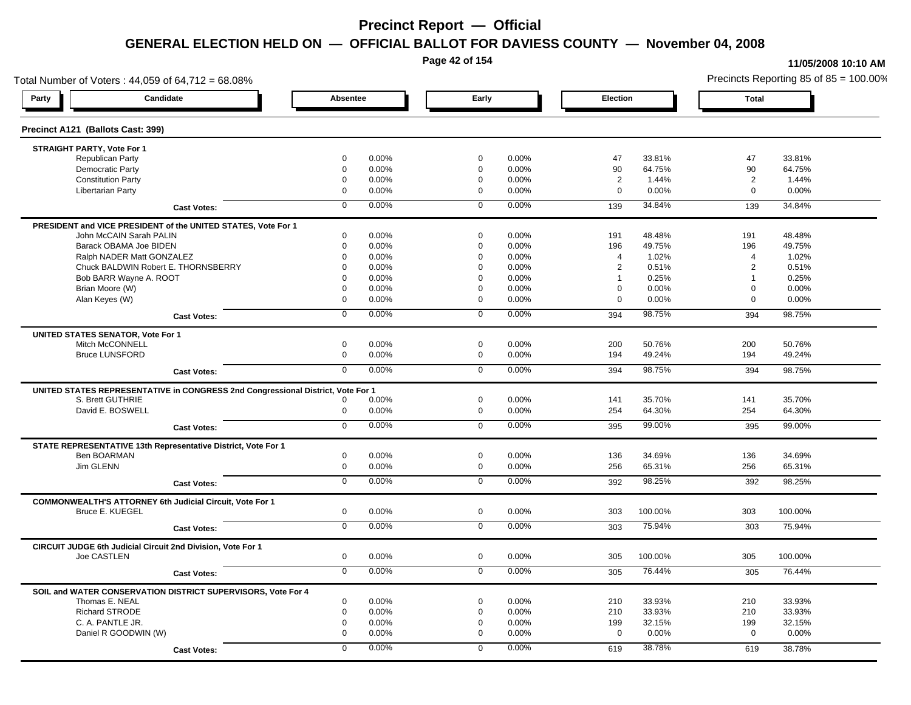# Precinct Report — Official

## GENERAL ELECTION HELD ON — OFFICIAL BALLOT FOR DAVIESS COUNTY — November 04, 2008

11/05/2008 10:10 AM

Total Number of Voters : 44,059 of 64,712 = 68.08%

Precincts Reporting 85 of 85 = 100.00%

### Precinct A121 (Ballots Cast: 399)

| Party | Candidate | Absentee | | Early | | Election | | Total | |
|---|---|---|---|---|---|---|---|---|---|
| **STRAIGHT PARTY, Vote For 1** | | | | | | | | | |
| | Republican Party | 0 | 0.00% | 0 | 0.00% | 47 | 33.81% | 47 | 33.81% |
| | Democratic Party | 0 | 0.00% | 0 | 0.00% | 90 | 64.75% | 90 | 64.75% |
| | Constitution Party | 0 | 0.00% | 0 | 0.00% | 2 | 1.44% | 2 | 1.44% |
| | Libertarian Party | 0 | 0.00% | 0 | 0.00% | 0 | 0.00% | 0 | 0.00% |
| | **Cast Votes:** | 0 | 0.00% | 0 | 0.00% | 139 | 34.84% | 139 | 34.84% |
| **PRESIDENT and VICE PRESIDENT of the UNITED STATES, Vote For 1** | | | | | | | | | |
| | John McCAIN Sarah PALIN | 0 | 0.00% | 0 | 0.00% | 191 | 48.48% | 191 | 48.48% |
| | Barack OBAMA Joe BIDEN | 0 | 0.00% | 0 | 0.00% | 196 | 49.75% | 196 | 49.75% |
| | Ralph NADER Matt GONZALEZ | 0 | 0.00% | 0 | 0.00% | 4 | 1.02% | 4 | 1.02% |
| | Chuck BALDWIN Robert E. THORNSBERRY | 0 | 0.00% | 0 | 0.00% | 2 | 0.51% | 2 | 0.51% |
| | Bob BARR Wayne A. ROOT | 0 | 0.00% | 0 | 0.00% | 1 | 0.25% | 1 | 0.25% |
| | Brian Moore (W) | 0 | 0.00% | 0 | 0.00% | 0 | 0.00% | 0 | 0.00% |
| | Alan Keyes (W) | 0 | 0.00% | 0 | 0.00% | 0 | 0.00% | 0 | 0.00% |
| | **Cast Votes:** | 0 | 0.00% | 0 | 0.00% | 394 | 98.75% | 394 | 98.75% |
| **UNITED STATES SENATOR, Vote For 1** | | | | | | | | | |
| | Mitch McCONNELL | 0 | 0.00% | 0 | 0.00% | 200 | 50.76% | 200 | 50.76% |
| | Bruce LUNSFORD | 0 | 0.00% | 0 | 0.00% | 194 | 49.24% | 194 | 49.24% |
| | **Cast Votes:** | 0 | 0.00% | 0 | 0.00% | 394 | 98.75% | 394 | 98.75% |
| **UNITED STATES REPRESENTATIVE in CONGRESS 2nd Congressional District, Vote For 1** | | | | | | | | | |
| | S. Brett GUTHRIE | 0 | 0.00% | 0 | 0.00% | 141 | 35.70% | 141 | 35.70% |
| | David E. BOSWELL | 0 | 0.00% | 0 | 0.00% | 254 | 64.30% | 254 | 64.30% |
| | **Cast Votes:** | 0 | 0.00% | 0 | 0.00% | 395 | 99.00% | 395 | 99.00% |
| **STATE REPRESENTATIVE 13th Representative District, Vote For 1** | | | | | | | | | |
| | Ben BOARMAN | 0 | 0.00% | 0 | 0.00% | 136 | 34.69% | 136 | 34.69% |
| | Jim GLENN | 0 | 0.00% | 0 | 0.00% | 256 | 65.31% | 256 | 65.31% |
| | **Cast Votes:** | 0 | 0.00% | 0 | 0.00% | 392 | 98.25% | 392 | 98.25% |
| **COMMONWEALTH'S ATTORNEY 6th Judicial Circuit, Vote For 1** | | | | | | | | | |
| | Bruce E. KUEGEL | 0 | 0.00% | 0 | 0.00% | 303 | 100.00% | 303 | 100.00% |
| | **Cast Votes:** | 0 | 0.00% | 0 | 0.00% | 303 | 75.94% | 303 | 75.94% |
| **CIRCUIT JUDGE 6th Judicial Circuit 2nd Division, Vote For 1** | | | | | | | | | |
| | Joe CASTLEN | 0 | 0.00% | 0 | 0.00% | 305 | 100.00% | 305 | 100.00% |
| | **Cast Votes:** | 0 | 0.00% | 0 | 0.00% | 305 | 76.44% | 305 | 76.44% |
| **SOIL and WATER CONSERVATION DISTRICT SUPERVISORS, Vote For 4** | | | | | | | | | |
| | Thomas E. NEAL | 0 | 0.00% | 0 | 0.00% | 210 | 33.93% | 210 | 33.93% |
| | Richard STRODE | 0 | 0.00% | 0 | 0.00% | 210 | 33.93% | 210 | 33.93% |
| | C. A. PANTLE JR. | 0 | 0.00% | 0 | 0.00% | 199 | 32.15% | 199 | 32.15% |
| | Daniel R GOODWIN (W) | 0 | 0.00% | 0 | 0.00% | 0 | 0.00% | 0 | 0.00% |
| | **Cast Votes:** | 0 | 0.00% | 0 | 0.00% | 619 | 38.78% | 619 | 38.78% |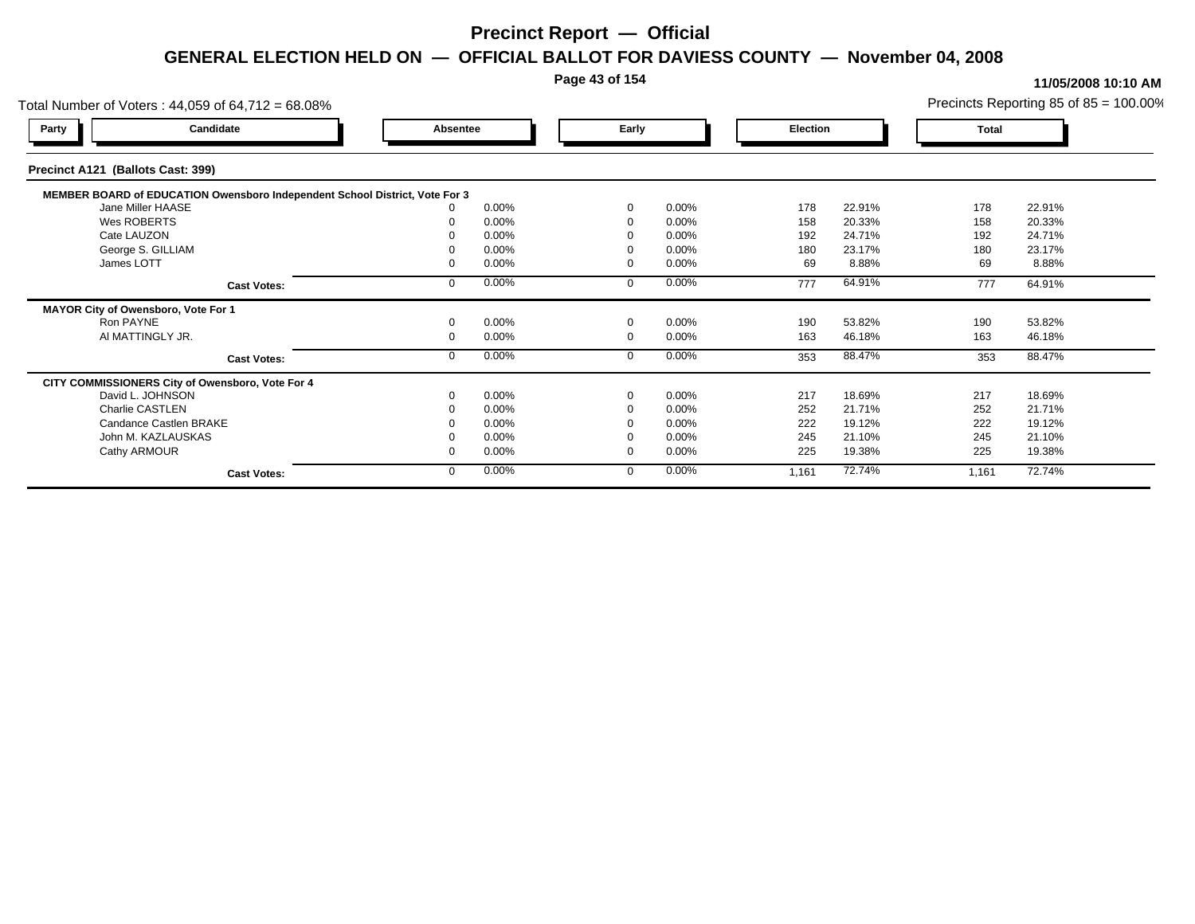# Precinct Report — Official

## GENERAL ELECTION HELD ON — OFFICIAL BALLOT FOR DAVIESS COUNTY — November 04, 2008

**11/05/2008 10:10 AM**

Total Number of Voters : 44,059 of 64,712 = 68.08%

Precincts Reporting 85 of 85 = 100.00%

### Precinct A121 (Ballots Cast: 399)

| Party | Candidate | Absentee | | Early | | Election | | Total | |
|---|---|---|---|---|---|---|---|---|---|
| | **MEMBER BOARD of EDUCATION Owensboro Independent School District, Vote For 3** | | | | | | | | |
| | Jane Miller HAASE | 0 | 0.00% | 0 | 0.00% | 178 | 22.91% | 178 | 22.91% |
| | Wes ROBERTS | 0 | 0.00% | 0 | 0.00% | 158 | 20.33% | 158 | 20.33% |
| | Cate LAUZON | 0 | 0.00% | 0 | 0.00% | 192 | 24.71% | 192 | 24.71% |
| | George S. GILLIAM | 0 | 0.00% | 0 | 0.00% | 180 | 23.17% | 180 | 23.17% |
| | James LOTT | 0 | 0.00% | 0 | 0.00% | 69 | 8.88% | 69 | 8.88% |
| | **Cast Votes:** | 0 | 0.00% | 0 | 0.00% | 777 | 64.91% | 777 | 64.91% |
| | **MAYOR City of Owensboro, Vote For 1** | | | | | | | | |
| | Ron PAYNE | 0 | 0.00% | 0 | 0.00% | 190 | 53.82% | 190 | 53.82% |
| | Al MATTINGLY JR. | 0 | 0.00% | 0 | 0.00% | 163 | 46.18% | 163 | 46.18% |
| | **Cast Votes:** | 0 | 0.00% | 0 | 0.00% | 353 | 88.47% | 353 | 88.47% |
| | **CITY COMMISSIONERS City of Owensboro, Vote For 4** | | | | | | | | |
| | David L. JOHNSON | 0 | 0.00% | 0 | 0.00% | 217 | 18.69% | 217 | 18.69% |
| | Charlie CASTLEN | 0 | 0.00% | 0 | 0.00% | 252 | 21.71% | 252 | 21.71% |
| | Candance Castlen BRAKE | 0 | 0.00% | 0 | 0.00% | 222 | 19.12% | 222 | 19.12% |
| | John M. KAZLAUSKAS | 0 | 0.00% | 0 | 0.00% | 245 | 21.10% | 245 | 21.10% |
| | Cathy ARMOUR | 0 | 0.00% | 0 | 0.00% | 225 | 19.38% | 225 | 19.38% |
| | **Cast Votes:** | 0 | 0.00% | 0 | 0.00% | 1,161 | 72.74% | 1,161 | 72.74% |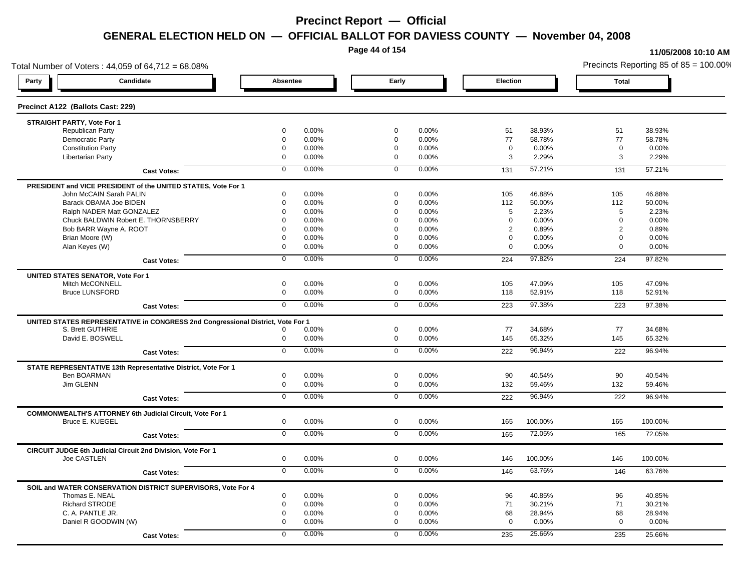# Precinct Report — Official

## GENERAL ELECTION HELD ON — OFFICIAL BALLOT FOR DAVIESS COUNTY — November 04, 2008

11/05/2008 10:10 AM

Total Number of Voters : 44,059 of 64,712 = 68.08%

Precincts Reporting 85 of 85 = 100.00%

### Precinct A122 (Ballots Cast: 229)

| Party | Candidate | Absentee | | Early | | Election | | Total | |
|---|---|---|---|---|---|---|---|---|---|
| **STRAIGHT PARTY, Vote For 1** | | | | | | | | | |
| | Republican Party | 0 | 0.00% | 0 | 0.00% | 51 | 38.93% | 51 | 38.93% |
| | Democratic Party | 0 | 0.00% | 0 | 0.00% | 77 | 58.78% | 77 | 58.78% |
| | Constitution Party | 0 | 0.00% | 0 | 0.00% | 0 | 0.00% | 0 | 0.00% |
| | Libertarian Party | 0 | 0.00% | 0 | 0.00% | 3 | 2.29% | 3 | 2.29% |
| | **Cast Votes:** | 0 | 0.00% | 0 | 0.00% | 131 | 57.21% | 131 | 57.21% |
| **PRESIDENT and VICE PRESIDENT of the UNITED STATES, Vote For 1** | | | | | | | | | |
| | John McCAIN Sarah PALIN | 0 | 0.00% | 0 | 0.00% | 105 | 46.88% | 105 | 46.88% |
| | Barack OBAMA Joe BIDEN | 0 | 0.00% | 0 | 0.00% | 112 | 50.00% | 112 | 50.00% |
| | Ralph NADER Matt GONZALEZ | 0 | 0.00% | 0 | 0.00% | 5 | 2.23% | 5 | 2.23% |
| | Chuck BALDWIN Robert E. THORNSBERRY | 0 | 0.00% | 0 | 0.00% | 0 | 0.00% | 0 | 0.00% |
| | Bob BARR Wayne A. ROOT | 0 | 0.00% | 0 | 0.00% | 2 | 0.89% | 2 | 0.89% |
| | Brian Moore (W) | 0 | 0.00% | 0 | 0.00% | 0 | 0.00% | 0 | 0.00% |
| | Alan Keyes (W) | 0 | 0.00% | 0 | 0.00% | 0 | 0.00% | 0 | 0.00% |
| | **Cast Votes:** | 0 | 0.00% | 0 | 0.00% | 224 | 97.82% | 224 | 97.82% |
| **UNITED STATES SENATOR, Vote For 1** | | | | | | | | | |
| | Mitch McCONNELL | 0 | 0.00% | 0 | 0.00% | 105 | 47.09% | 105 | 47.09% |
| | Bruce LUNSFORD | 0 | 0.00% | 0 | 0.00% | 118 | 52.91% | 118 | 52.91% |
| | **Cast Votes:** | 0 | 0.00% | 0 | 0.00% | 223 | 97.38% | 223 | 97.38% |
| **UNITED STATES REPRESENTATIVE in CONGRESS 2nd Congressional District, Vote For 1** | | | | | | | | | |
| | S. Brett GUTHRIE | 0 | 0.00% | 0 | 0.00% | 77 | 34.68% | 77 | 34.68% |
| | David E. BOSWELL | 0 | 0.00% | 0 | 0.00% | 145 | 65.32% | 145 | 65.32% |
| | **Cast Votes:** | 0 | 0.00% | 0 | 0.00% | 222 | 96.94% | 222 | 96.94% |
| **STATE REPRESENTATIVE 13th Representative District, Vote For 1** | | | | | | | | | |
| | Ben BOARMAN | 0 | 0.00% | 0 | 0.00% | 90 | 40.54% | 90 | 40.54% |
| | Jim GLENN | 0 | 0.00% | 0 | 0.00% | 132 | 59.46% | 132 | 59.46% |
| | **Cast Votes:** | 0 | 0.00% | 0 | 0.00% | 222 | 96.94% | 222 | 96.94% |
| **COMMONWEALTH'S ATTORNEY 6th Judicial Circuit, Vote For 1** | | | | | | | | | |
| | Bruce E. KUEGEL | 0 | 0.00% | 0 | 0.00% | 165 | 100.00% | 165 | 100.00% |
| | **Cast Votes:** | 0 | 0.00% | 0 | 0.00% | 165 | 72.05% | 165 | 72.05% |
| **CIRCUIT JUDGE 6th Judicial Circuit 2nd Division, Vote For 1** | | | | | | | | | |
| | Joe CASTLEN | 0 | 0.00% | 0 | 0.00% | 146 | 100.00% | 146 | 100.00% |
| | **Cast Votes:** | 0 | 0.00% | 0 | 0.00% | 146 | 63.76% | 146 | 63.76% |
| **SOIL and WATER CONSERVATION DISTRICT SUPERVISORS, Vote For 4** | | | | | | | | | |
| | Thomas E. NEAL | 0 | 0.00% | 0 | 0.00% | 96 | 40.85% | 96 | 40.85% |
| | Richard STRODE | 0 | 0.00% | 0 | 0.00% | 71 | 30.21% | 71 | 30.21% |
| | C. A. PANTLE JR. | 0 | 0.00% | 0 | 0.00% | 68 | 28.94% | 68 | 28.94% |
| | Daniel R GOODWIN (W) | 0 | 0.00% | 0 | 0.00% | 0 | 0.00% | 0 | 0.00% |
| | **Cast Votes:** | 0 | 0.00% | 0 | 0.00% | 235 | 25.66% | 235 | 25.66% |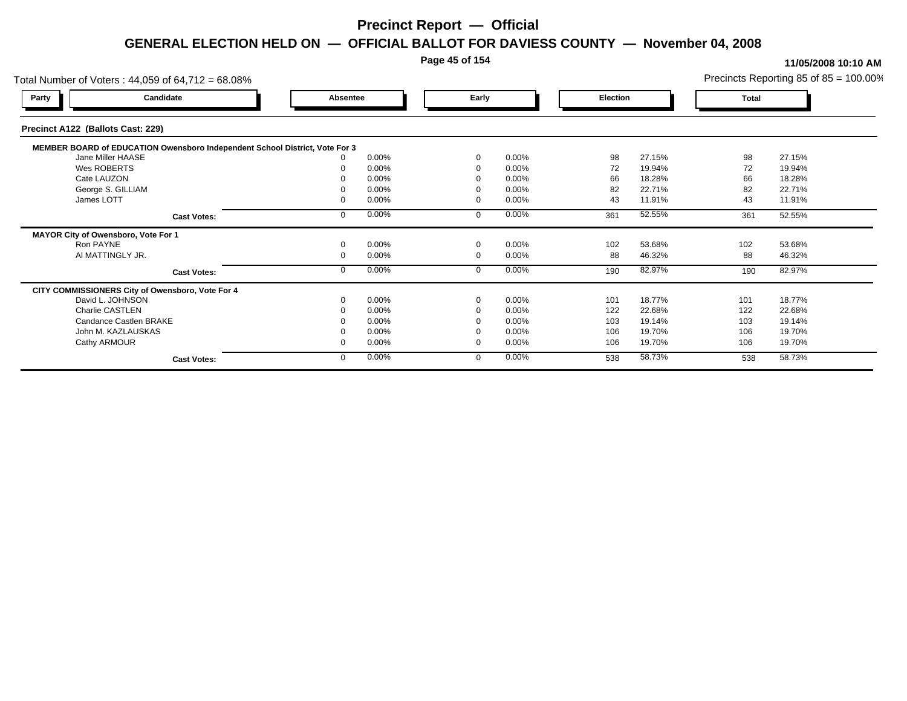# Precinct Report — Official

## GENERAL ELECTION HELD ON — OFFICIAL BALLOT FOR DAVIESS COUNTY — November 04, 2008

**11/05/2008 10:10 AM**

Total Number of Voters : 44,059 of 64,712 = 68.08%

Precincts Reporting 85 of 85 = 100.00%

### Precinct A122 (Ballots Cast: 229)

| Party | Candidate | Absentee | | Early | | Election | | Total | |
|---|---|---|---|---|---|---|---|---|---|
| | **MEMBER BOARD of EDUCATION Owensboro Independent School District, Vote For 3** | | | | | | | | |
| | Jane Miller HAASE | 0 | 0.00% | 0 | 0.00% | 98 | 27.15% | 98 | 27.15% |
| | Wes ROBERTS | 0 | 0.00% | 0 | 0.00% | 72 | 19.94% | 72 | 19.94% |
| | Cate LAUZON | 0 | 0.00% | 0 | 0.00% | 66 | 18.28% | 66 | 18.28% |
| | George S. GILLIAM | 0 | 0.00% | 0 | 0.00% | 82 | 22.71% | 82 | 22.71% |
| | James LOTT | 0 | 0.00% | 0 | 0.00% | 43 | 11.91% | 43 | 11.91% |
| | **Cast Votes:** | 0 | 0.00% | 0 | 0.00% | 361 | 52.55% | 361 | 52.55% |
| | **MAYOR City of Owensboro, Vote For 1** | | | | | | | | |
| | Ron PAYNE | 0 | 0.00% | 0 | 0.00% | 102 | 53.68% | 102 | 53.68% |
| | Al MATTINGLY JR. | 0 | 0.00% | 0 | 0.00% | 88 | 46.32% | 88 | 46.32% |
| | **Cast Votes:** | 0 | 0.00% | 0 | 0.00% | 190 | 82.97% | 190 | 82.97% |
| | **CITY COMMISSIONERS City of Owensboro, Vote For 4** | | | | | | | | |
| | David L. JOHNSON | 0 | 0.00% | 0 | 0.00% | 101 | 18.77% | 101 | 18.77% |
| | Charlie CASTLEN | 0 | 0.00% | 0 | 0.00% | 122 | 22.68% | 122 | 22.68% |
| | Candance Castlen BRAKE | 0 | 0.00% | 0 | 0.00% | 103 | 19.14% | 103 | 19.14% |
| | John M. KAZLAUSKAS | 0 | 0.00% | 0 | 0.00% | 106 | 19.70% | 106 | 19.70% |
| | Cathy ARMOUR | 0 | 0.00% | 0 | 0.00% | 106 | 19.70% | 106 | 19.70% |
| | **Cast Votes:** | 0 | 0.00% | 0 | 0.00% | 538 | 58.73% | 538 | 58.73% |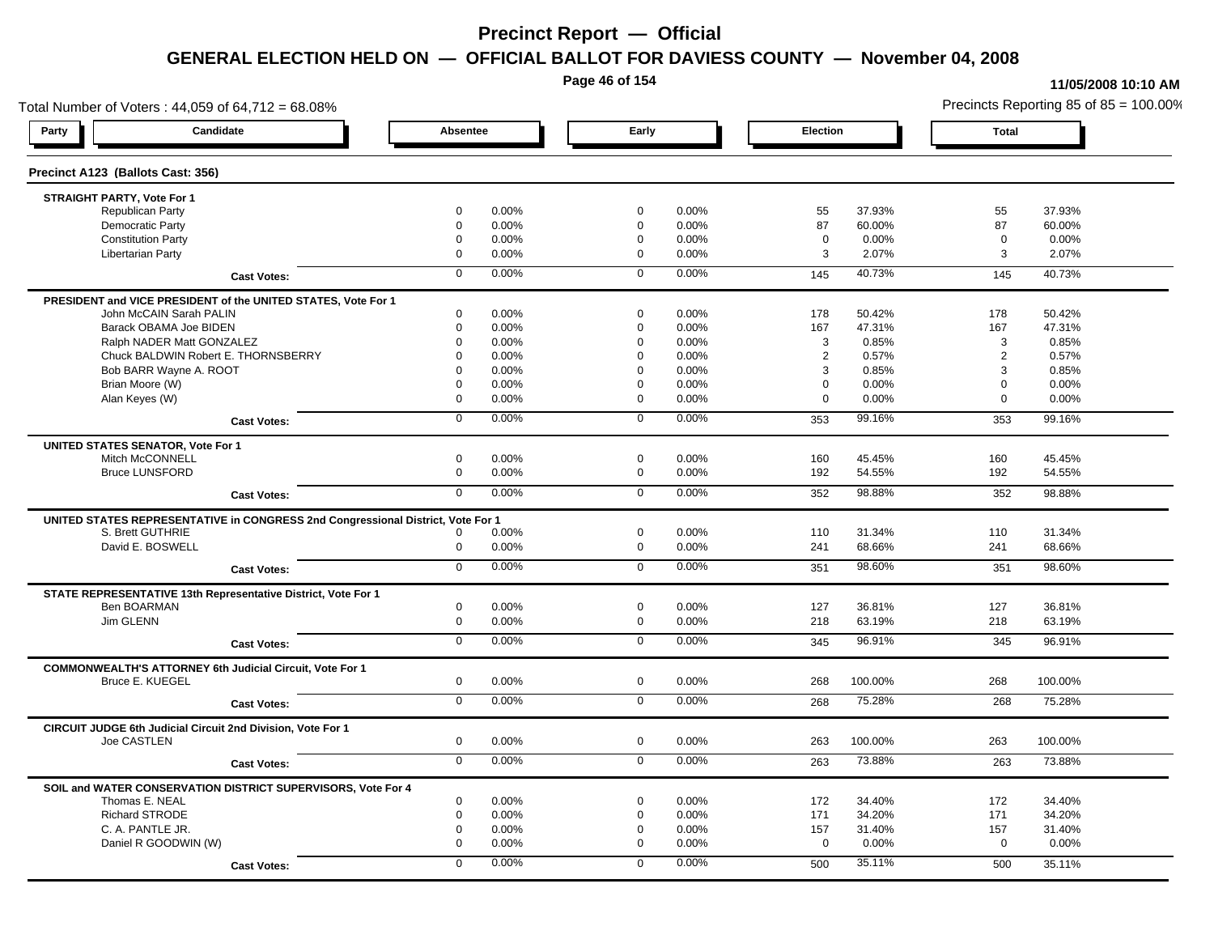# Precinct Report — Official

## GENERAL ELECTION HELD ON — OFFICIAL BALLOT FOR DAVIESS COUNTY — November 04, 2008

11/05/2008 10:10 AM

Total Number of Voters : 44,059 of 64,712 = 68.08%

Precincts Reporting 85 of 85 = 100.00%

### Precinct A123 (Ballots Cast: 356)

| Party | Candidate | Absentee | | Early | | Election | | Total | |
|---|---|---|---|---|---|---|---|---|---|
| **STRAIGHT PARTY, Vote For 1** | | | | | | | | | |
| | Republican Party | 0 | 0.00% | 0 | 0.00% | 55 | 37.93% | 55 | 37.93% |
| | Democratic Party | 0 | 0.00% | 0 | 0.00% | 87 | 60.00% | 87 | 60.00% |
| | Constitution Party | 0 | 0.00% | 0 | 0.00% | 0 | 0.00% | 0 | 0.00% |
| | Libertarian Party | 0 | 0.00% | 0 | 0.00% | 3 | 2.07% | 3 | 2.07% |
| | **Cast Votes:** | 0 | 0.00% | 0 | 0.00% | 145 | 40.73% | 145 | 40.73% |
| **PRESIDENT and VICE PRESIDENT of the UNITED STATES, Vote For 1** | | | | | | | | | |
| | John McCAIN Sarah PALIN | 0 | 0.00% | 0 | 0.00% | 178 | 50.42% | 178 | 50.42% |
| | Barack OBAMA Joe BIDEN | 0 | 0.00% | 0 | 0.00% | 167 | 47.31% | 167 | 47.31% |
| | Ralph NADER Matt GONZALEZ | 0 | 0.00% | 0 | 0.00% | 3 | 0.85% | 3 | 0.85% |
| | Chuck BALDWIN Robert E. THORNSBERRY | 0 | 0.00% | 0 | 0.00% | 2 | 0.57% | 2 | 0.57% |
| | Bob BARR Wayne A. ROOT | 0 | 0.00% | 0 | 0.00% | 3 | 0.85% | 3 | 0.85% |
| | Brian Moore (W) | 0 | 0.00% | 0 | 0.00% | 0 | 0.00% | 0 | 0.00% |
| | Alan Keyes (W) | 0 | 0.00% | 0 | 0.00% | 0 | 0.00% | 0 | 0.00% |
| | **Cast Votes:** | 0 | 0.00% | 0 | 0.00% | 353 | 99.16% | 353 | 99.16% |
| **UNITED STATES SENATOR, Vote For 1** | | | | | | | | | |
| | Mitch McCONNELL | 0 | 0.00% | 0 | 0.00% | 160 | 45.45% | 160 | 45.45% |
| | Bruce LUNSFORD | 0 | 0.00% | 0 | 0.00% | 192 | 54.55% | 192 | 54.55% |
| | **Cast Votes:** | 0 | 0.00% | 0 | 0.00% | 352 | 98.88% | 352 | 98.88% |
| **UNITED STATES REPRESENTATIVE in CONGRESS 2nd Congressional District, Vote For 1** | | | | | | | | | |
| | S. Brett GUTHRIE | 0 | 0.00% | 0 | 0.00% | 110 | 31.34% | 110 | 31.34% |
| | David E. BOSWELL | 0 | 0.00% | 0 | 0.00% | 241 | 68.66% | 241 | 68.66% |
| | **Cast Votes:** | 0 | 0.00% | 0 | 0.00% | 351 | 98.60% | 351 | 98.60% |
| **STATE REPRESENTATIVE 13th Representative District, Vote For 1** | | | | | | | | | |
| | Ben BOARMAN | 0 | 0.00% | 0 | 0.00% | 127 | 36.81% | 127 | 36.81% |
| | Jim GLENN | 0 | 0.00% | 0 | 0.00% | 218 | 63.19% | 218 | 63.19% |
| | **Cast Votes:** | 0 | 0.00% | 0 | 0.00% | 345 | 96.91% | 345 | 96.91% |
| **COMMONWEALTH'S ATTORNEY 6th Judicial Circuit, Vote For 1** | | | | | | | | | |
| | Bruce E. KUEGEL | 0 | 0.00% | 0 | 0.00% | 268 | 100.00% | 268 | 100.00% |
| | **Cast Votes:** | 0 | 0.00% | 0 | 0.00% | 268 | 75.28% | 268 | 75.28% |
| **CIRCUIT JUDGE 6th Judicial Circuit 2nd Division, Vote For 1** | | | | | | | | | |
| | Joe CASTLEN | 0 | 0.00% | 0 | 0.00% | 263 | 100.00% | 263 | 100.00% |
| | **Cast Votes:** | 0 | 0.00% | 0 | 0.00% | 263 | 73.88% | 263 | 73.88% |
| **SOIL and WATER CONSERVATION DISTRICT SUPERVISORS, Vote For 4** | | | | | | | | | |
| | Thomas E. NEAL | 0 | 0.00% | 0 | 0.00% | 172 | 34.40% | 172 | 34.40% |
| | Richard STRODE | 0 | 0.00% | 0 | 0.00% | 171 | 34.20% | 171 | 34.20% |
| | C. A. PANTLE JR. | 0 | 0.00% | 0 | 0.00% | 157 | 31.40% | 157 | 31.40% |
| | Daniel R GOODWIN (W) | 0 | 0.00% | 0 | 0.00% | 0 | 0.00% | 0 | 0.00% |
| | **Cast Votes:** | 0 | 0.00% | 0 | 0.00% | 500 | 35.11% | 500 | 35.11% |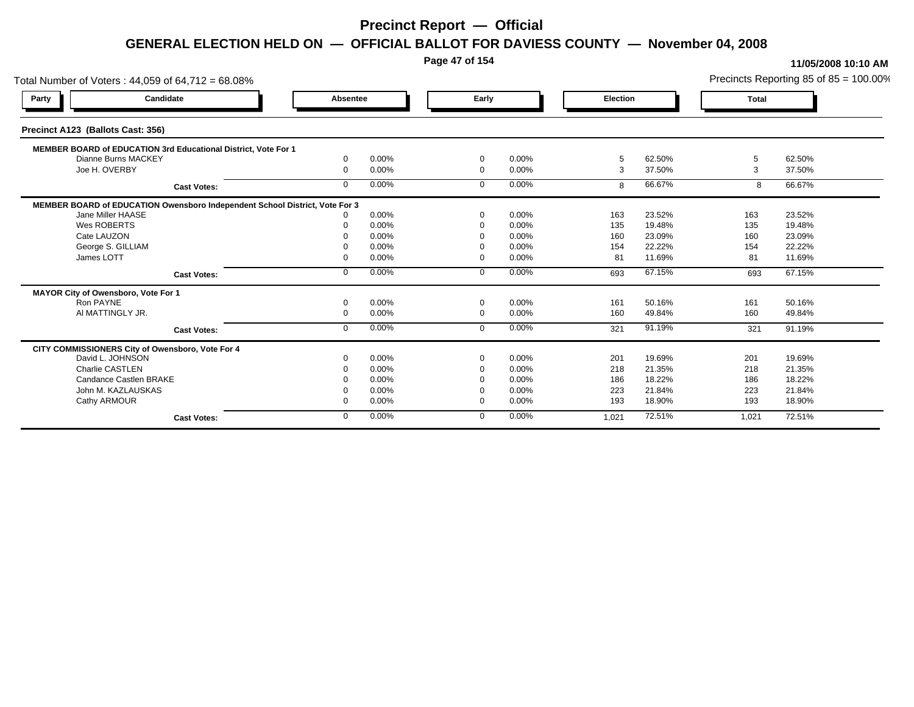# Precinct Report — Official

## GENERAL ELECTION HELD ON — OFFICIAL BALLOT FOR DAVIESS COUNTY — November 04, 2008

11/05/2008 10:10 AM

Total Number of Voters : 44,059 of 64,712 = 68.08%

Precincts Reporting 85 of 85 = 100.00%

### Precinct A123 (Ballots Cast: 356)

| Party | Candidate | Absentee | | Early | | Election | | Total | |
|---|---|---|---|---|---|---|---|---|---|
| **MEMBER BOARD of EDUCATION 3rd Educational District, Vote For 1** | | | | | | | | | |
| | Dianne Burns MACKEY | 0 | 0.00% | 0 | 0.00% | 5 | 62.50% | 5 | 62.50% |
| | Joe H. OVERBY | 0 | 0.00% | 0 | 0.00% | 3 | 37.50% | 3 | 37.50% |
| | **Cast Votes:** | 0 | 0.00% | 0 | 0.00% | 8 | 66.67% | 8 | 66.67% |
| **MEMBER BOARD of EDUCATION Owensboro Independent School District, Vote For 3** | | | | | | | | | |
| | Jane Miller HAASE | 0 | 0.00% | 0 | 0.00% | 163 | 23.52% | 163 | 23.52% |
| | Wes ROBERTS | 0 | 0.00% | 0 | 0.00% | 135 | 19.48% | 135 | 19.48% |
| | Cate LAUZON | 0 | 0.00% | 0 | 0.00% | 160 | 23.09% | 160 | 23.09% |
| | George S. GILLIAM | 0 | 0.00% | 0 | 0.00% | 154 | 22.22% | 154 | 22.22% |
| | James LOTT | 0 | 0.00% | 0 | 0.00% | 81 | 11.69% | 81 | 11.69% |
| | **Cast Votes:** | 0 | 0.00% | 0 | 0.00% | 693 | 67.15% | 693 | 67.15% |
| **MAYOR City of Owensboro, Vote For 1** | | | | | | | | | |
| | Ron PAYNE | 0 | 0.00% | 0 | 0.00% | 161 | 50.16% | 161 | 50.16% |
| | Al MATTINGLY JR. | 0 | 0.00% | 0 | 0.00% | 160 | 49.84% | 160 | 49.84% |
| | **Cast Votes:** | 0 | 0.00% | 0 | 0.00% | 321 | 91.19% | 321 | 91.19% |
| **CITY COMMISSIONERS City of Owensboro, Vote For 4** | | | | | | | | | |
| | David L. JOHNSON | 0 | 0.00% | 0 | 0.00% | 201 | 19.69% | 201 | 19.69% |
| | Charlie CASTLEN | 0 | 0.00% | 0 | 0.00% | 218 | 21.35% | 218 | 21.35% |
| | Candance Castlen BRAKE | 0 | 0.00% | 0 | 0.00% | 186 | 18.22% | 186 | 18.22% |
| | John M. KAZLAUSKAS | 0 | 0.00% | 0 | 0.00% | 223 | 21.84% | 223 | 21.84% |
| | Cathy ARMOUR | 0 | 0.00% | 0 | 0.00% | 193 | 18.90% | 193 | 18.90% |
| | **Cast Votes:** | 0 | 0.00% | 0 | 0.00% | 1,021 | 72.51% | 1,021 | 72.51% |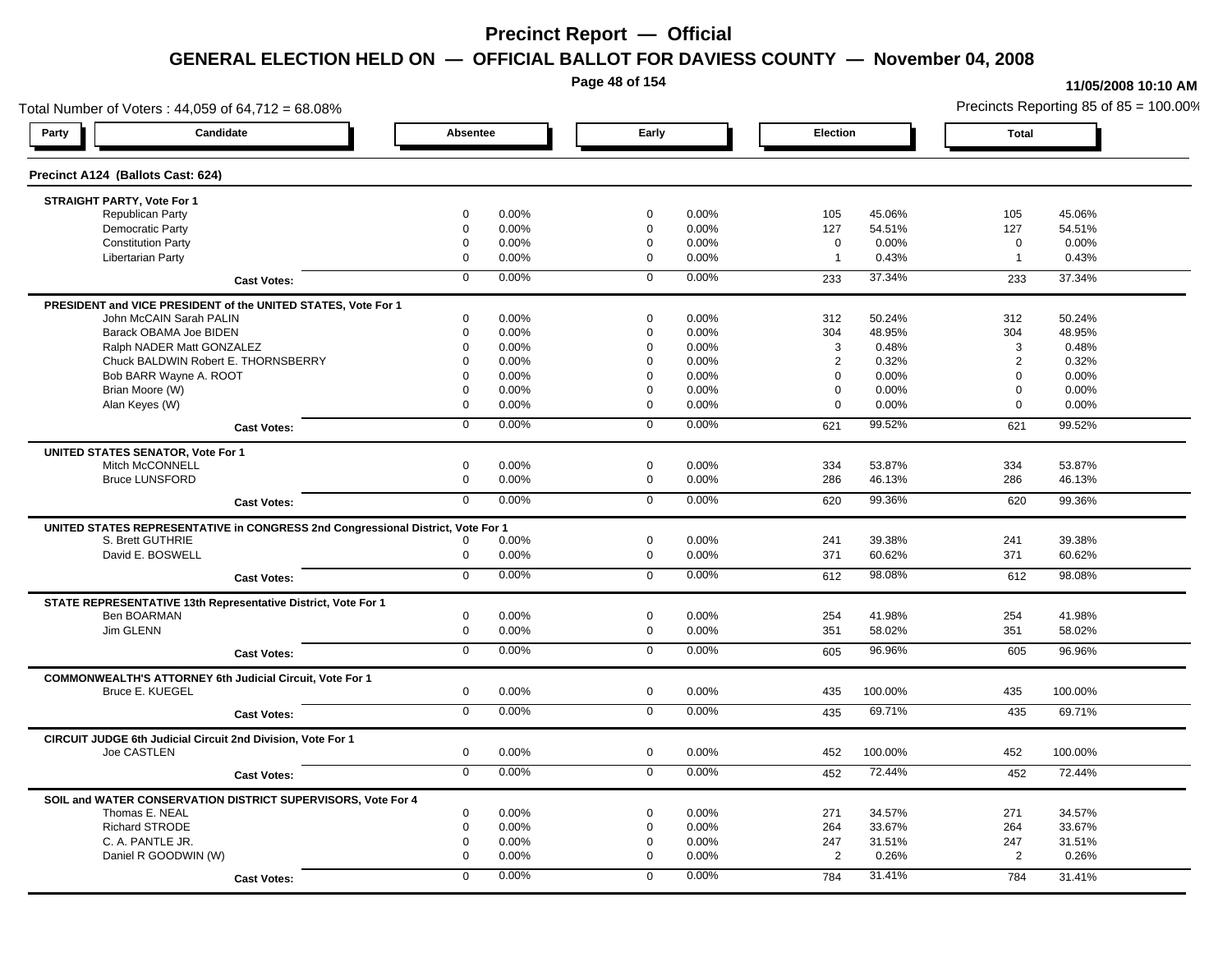# Precinct Report — Official

## GENERAL ELECTION HELD ON — OFFICIAL BALLOT FOR DAVIESS COUNTY — November 04, 2008

11/05/2008 10:10 AM

Total Number of Voters : 44,059 of 64,712 = 68.08%

Precincts Reporting 85 of 85 = 100.00%

### Precinct A124 (Ballots Cast: 624)

| Party | Candidate | Absentee | | Early | | Election | | Total | |
|---|---|---|---|---|---|---|---|---|---|
| **STRAIGHT PARTY, Vote For 1** | | | | | | | | | |
| | Republican Party | 0 | 0.00% | 0 | 0.00% | 105 | 45.06% | 105 | 45.06% |
| | Democratic Party | 0 | 0.00% | 0 | 0.00% | 127 | 54.51% | 127 | 54.51% |
| | Constitution Party | 0 | 0.00% | 0 | 0.00% | 0 | 0.00% | 0 | 0.00% |
| | Libertarian Party | 0 | 0.00% | 0 | 0.00% | 1 | 0.43% | 1 | 0.43% |
| | **Cast Votes:** | 0 | 0.00% | 0 | 0.00% | 233 | 37.34% | 233 | 37.34% |
| **PRESIDENT and VICE PRESIDENT of the UNITED STATES, Vote For 1** | | | | | | | | | |
| | John McCAIN Sarah PALIN | 0 | 0.00% | 0 | 0.00% | 312 | 50.24% | 312 | 50.24% |
| | Barack OBAMA Joe BIDEN | 0 | 0.00% | 0 | 0.00% | 304 | 48.95% | 304 | 48.95% |
| | Ralph NADER Matt GONZALEZ | 0 | 0.00% | 0 | 0.00% | 3 | 0.48% | 3 | 0.48% |
| | Chuck BALDWIN Robert E. THORNSBERRY | 0 | 0.00% | 0 | 0.00% | 2 | 0.32% | 2 | 0.32% |
| | Bob BARR Wayne A. ROOT | 0 | 0.00% | 0 | 0.00% | 0 | 0.00% | 0 | 0.00% |
| | Brian Moore (W) | 0 | 0.00% | 0 | 0.00% | 0 | 0.00% | 0 | 0.00% |
| | Alan Keyes (W) | 0 | 0.00% | 0 | 0.00% | 0 | 0.00% | 0 | 0.00% |
| | **Cast Votes:** | 0 | 0.00% | 0 | 0.00% | 621 | 99.52% | 621 | 99.52% |
| **UNITED STATES SENATOR, Vote For 1** | | | | | | | | | |
| | Mitch McCONNELL | 0 | 0.00% | 0 | 0.00% | 334 | 53.87% | 334 | 53.87% |
| | Bruce LUNSFORD | 0 | 0.00% | 0 | 0.00% | 286 | 46.13% | 286 | 46.13% |
| | **Cast Votes:** | 0 | 0.00% | 0 | 0.00% | 620 | 99.36% | 620 | 99.36% |
| **UNITED STATES REPRESENTATIVE in CONGRESS 2nd Congressional District, Vote For 1** | | | | | | | | | |
| | S. Brett GUTHRIE | 0 | 0.00% | 0 | 0.00% | 241 | 39.38% | 241 | 39.38% |
| | David E. BOSWELL | 0 | 0.00% | 0 | 0.00% | 371 | 60.62% | 371 | 60.62% |
| | **Cast Votes:** | 0 | 0.00% | 0 | 0.00% | 612 | 98.08% | 612 | 98.08% |
| **STATE REPRESENTATIVE 13th Representative District, Vote For 1** | | | | | | | | | |
| | Ben BOARMAN | 0 | 0.00% | 0 | 0.00% | 254 | 41.98% | 254 | 41.98% |
| | Jim GLENN | 0 | 0.00% | 0 | 0.00% | 351 | 58.02% | 351 | 58.02% |
| | **Cast Votes:** | 0 | 0.00% | 0 | 0.00% | 605 | 96.96% | 605 | 96.96% |
| **COMMONWEALTH'S ATTORNEY 6th Judicial Circuit, Vote For 1** | | | | | | | | | |
| | Bruce E. KUEGEL | 0 | 0.00% | 0 | 0.00% | 435 | 100.00% | 435 | 100.00% |
| | **Cast Votes:** | 0 | 0.00% | 0 | 0.00% | 435 | 69.71% | 435 | 69.71% |
| **CIRCUIT JUDGE 6th Judicial Circuit 2nd Division, Vote For 1** | | | | | | | | | |
| | Joe CASTLEN | 0 | 0.00% | 0 | 0.00% | 452 | 100.00% | 452 | 100.00% |
| | **Cast Votes:** | 0 | 0.00% | 0 | 0.00% | 452 | 72.44% | 452 | 72.44% |
| **SOIL and WATER CONSERVATION DISTRICT SUPERVISORS, Vote For 4** | | | | | | | | | |
| | Thomas E. NEAL | 0 | 0.00% | 0 | 0.00% | 271 | 34.57% | 271 | 34.57% |
| | Richard STRODE | 0 | 0.00% | 0 | 0.00% | 264 | 33.67% | 264 | 33.67% |
| | C. A. PANTLE JR. | 0 | 0.00% | 0 | 0.00% | 247 | 31.51% | 247 | 31.51% |
| | Daniel R GOODWIN (W) | 0 | 0.00% | 0 | 0.00% | 2 | 0.26% | 2 | 0.26% |
| | **Cast Votes:** | 0 | 0.00% | 0 | 0.00% | 784 | 31.41% | 784 | 31.41% |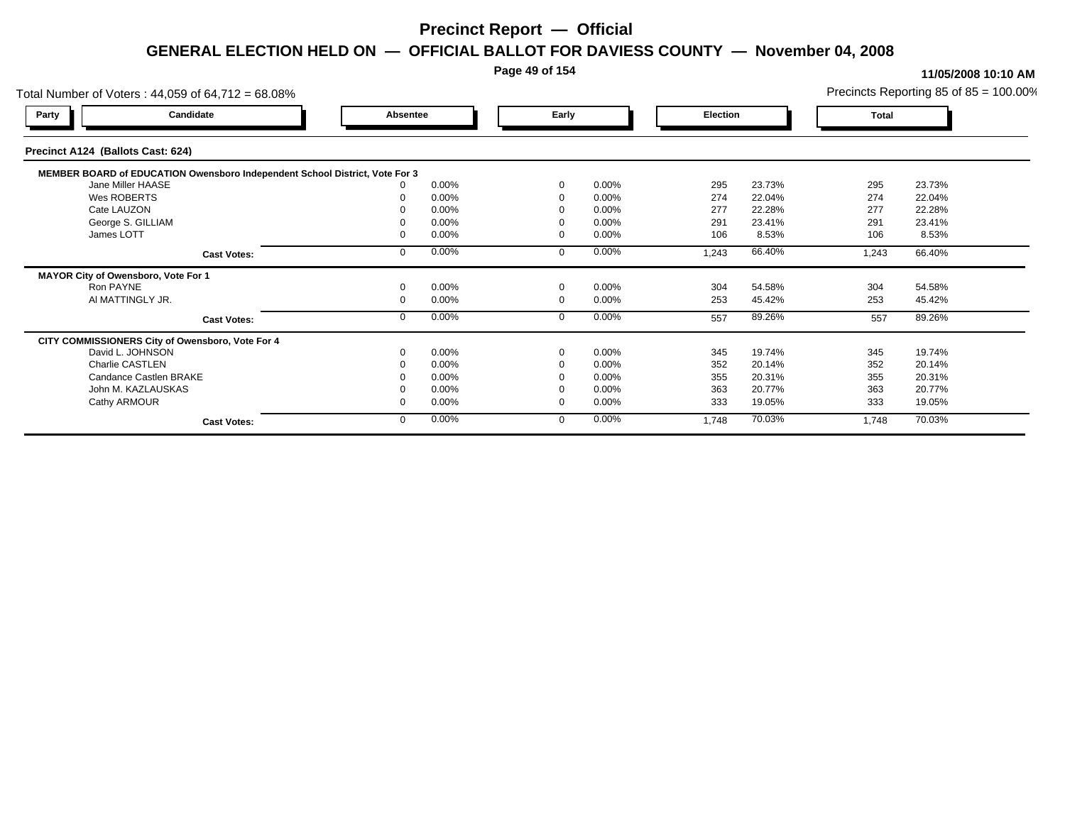# Precinct Report — Official

## GENERAL ELECTION HELD ON — OFFICIAL BALLOT FOR DAVIESS COUNTY — November 04, 2008

11/05/2008 10:10 AM

Total Number of Voters : 44,059 of 64,712 = 68.08%

Precincts Reporting 85 of 85 = 100.00%

### Precinct A124 (Ballots Cast: 624)

| Party | Candidate | Absentee | | Early | | Election | | Total | |
|---|---|---|---|---|---|---|---|---|---|
| | **MEMBER BOARD of EDUCATION Owensboro Independent School District, Vote For 3** | | | | | | | | |
| | Jane Miller HAASE | 0 | 0.00% | 0 | 0.00% | 295 | 23.73% | 295 | 23.73% |
| | Wes ROBERTS | 0 | 0.00% | 0 | 0.00% | 274 | 22.04% | 274 | 22.04% |
| | Cate LAUZON | 0 | 0.00% | 0 | 0.00% | 277 | 22.28% | 277 | 22.28% |
| | George S. GILLIAM | 0 | 0.00% | 0 | 0.00% | 291 | 23.41% | 291 | 23.41% |
| | James LOTT | 0 | 0.00% | 0 | 0.00% | 106 | 8.53% | 106 | 8.53% |
| | **Cast Votes:** | 0 | 0.00% | 0 | 0.00% | 1,243 | 66.40% | 1,243 | 66.40% |
| | **MAYOR City of Owensboro, Vote For 1** | | | | | | | | |
| | Ron PAYNE | 0 | 0.00% | 0 | 0.00% | 304 | 54.58% | 304 | 54.58% |
| | Al MATTINGLY JR. | 0 | 0.00% | 0 | 0.00% | 253 | 45.42% | 253 | 45.42% |
| | **Cast Votes:** | 0 | 0.00% | 0 | 0.00% | 557 | 89.26% | 557 | 89.26% |
| | **CITY COMMISSIONERS City of Owensboro, Vote For 4** | | | | | | | | |
| | David L. JOHNSON | 0 | 0.00% | 0 | 0.00% | 345 | 19.74% | 345 | 19.74% |
| | Charlie CASTLEN | 0 | 0.00% | 0 | 0.00% | 352 | 20.14% | 352 | 20.14% |
| | Candance Castlen BRAKE | 0 | 0.00% | 0 | 0.00% | 355 | 20.31% | 355 | 20.31% |
| | John M. KAZLAUSKAS | 0 | 0.00% | 0 | 0.00% | 363 | 20.77% | 363 | 20.77% |
| | Cathy ARMOUR | 0 | 0.00% | 0 | 0.00% | 333 | 19.05% | 333 | 19.05% |
| | **Cast Votes:** | 0 | 0.00% | 0 | 0.00% | 1,748 | 70.03% | 1,748 | 70.03% |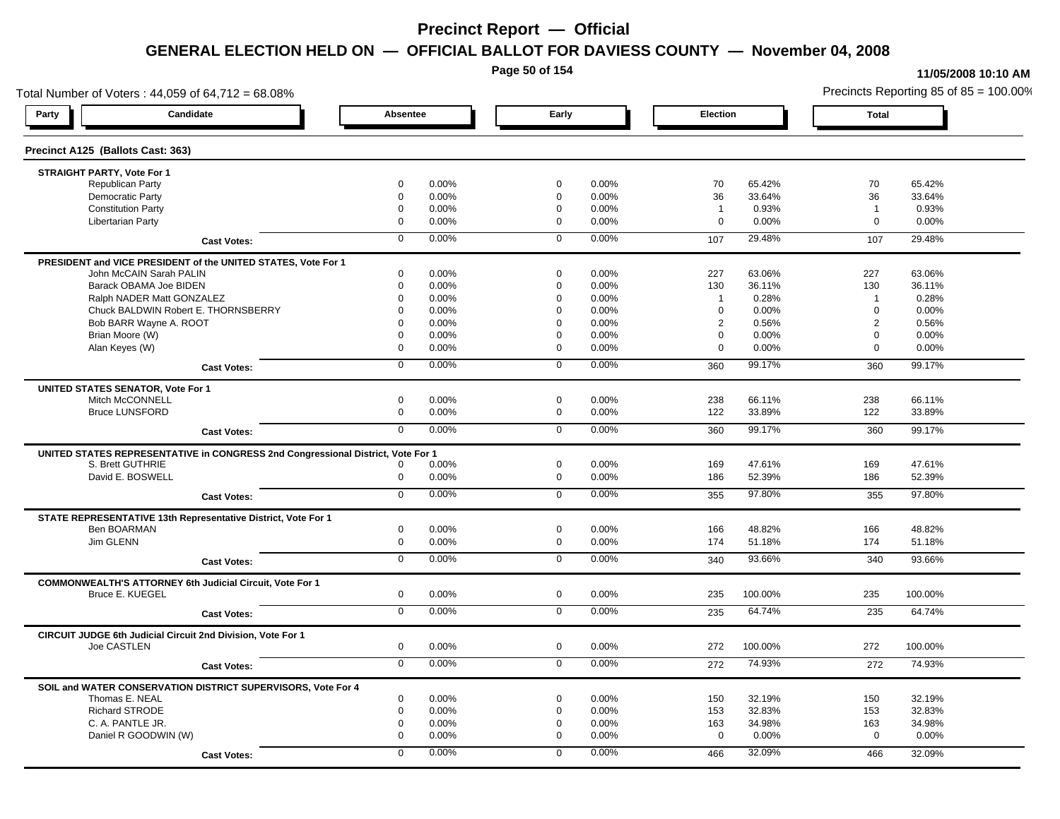# Precinct Report — Official

## GENERAL ELECTION HELD ON — OFFICIAL BALLOT FOR DAVIESS COUNTY — November 04, 2008

11/05/2008 10:10 AM

Total Number of Voters : 44,059 of 64,712 = 68.08%

Precincts Reporting 85 of 85 = 100.00%

| Party | Candidate | Absentee | | Early | | Election | | Total | |
|---|---|---|---|---|---|---|---|---|---|
| **Precinct A125 (Ballots Cast: 363)** | | | | | | | | | |
| **STRAIGHT PARTY, Vote For 1** | | | | | | | | | |
| | Republican Party | 0 | 0.00% | 0 | 0.00% | 70 | 65.42% | 70 | 65.42% |
| | Democratic Party | 0 | 0.00% | 0 | 0.00% | 36 | 33.64% | 36 | 33.64% |
| | Constitution Party | 0 | 0.00% | 0 | 0.00% | 1 | 0.93% | 1 | 0.93% |
| | Libertarian Party | 0 | 0.00% | 0 | 0.00% | 0 | 0.00% | 0 | 0.00% |
| | **Cast Votes:** | 0 | 0.00% | 0 | 0.00% | 107 | 29.48% | 107 | 29.48% |
| **PRESIDENT and VICE PRESIDENT of the UNITED STATES, Vote For 1** | | | | | | | | | |
| | John McCAIN Sarah PALIN | 0 | 0.00% | 0 | 0.00% | 227 | 63.06% | 227 | 63.06% |
| | Barack OBAMA Joe BIDEN | 0 | 0.00% | 0 | 0.00% | 130 | 36.11% | 130 | 36.11% |
| | Ralph NADER Matt GONZALEZ | 0 | 0.00% | 0 | 0.00% | 1 | 0.28% | 1 | 0.28% |
| | Chuck BALDWIN Robert E. THORNSBERRY | 0 | 0.00% | 0 | 0.00% | 0 | 0.00% | 0 | 0.00% |
| | Bob BARR Wayne A. ROOT | 0 | 0.00% | 0 | 0.00% | 2 | 0.56% | 2 | 0.56% |
| | Brian Moore (W) | 0 | 0.00% | 0 | 0.00% | 0 | 0.00% | 0 | 0.00% |
| | Alan Keyes (W) | 0 | 0.00% | 0 | 0.00% | 0 | 0.00% | 0 | 0.00% |
| | **Cast Votes:** | 0 | 0.00% | 0 | 0.00% | 360 | 99.17% | 360 | 99.17% |
| **UNITED STATES SENATOR, Vote For 1** | | | | | | | | | |
| | Mitch McCONNELL | 0 | 0.00% | 0 | 0.00% | 238 | 66.11% | 238 | 66.11% |
| | Bruce LUNSFORD | 0 | 0.00% | 0 | 0.00% | 122 | 33.89% | 122 | 33.89% |
| | **Cast Votes:** | 0 | 0.00% | 0 | 0.00% | 360 | 99.17% | 360 | 99.17% |
| **UNITED STATES REPRESENTATIVE in CONGRESS 2nd Congressional District, Vote For 1** | | | | | | | | | |
| | S. Brett GUTHRIE | 0 | 0.00% | 0 | 0.00% | 169 | 47.61% | 169 | 47.61% |
| | David E. BOSWELL | 0 | 0.00% | 0 | 0.00% | 186 | 52.39% | 186 | 52.39% |
| | **Cast Votes:** | 0 | 0.00% | 0 | 0.00% | 355 | 97.80% | 355 | 97.80% |
| **STATE REPRESENTATIVE 13th Representative District, Vote For 1** | | | | | | | | | |
| | Ben BOARMAN | 0 | 0.00% | 0 | 0.00% | 166 | 48.82% | 166 | 48.82% |
| | Jim GLENN | 0 | 0.00% | 0 | 0.00% | 174 | 51.18% | 174 | 51.18% |
| | **Cast Votes:** | 0 | 0.00% | 0 | 0.00% | 340 | 93.66% | 340 | 93.66% |
| **COMMONWEALTH'S ATTORNEY 6th Judicial Circuit, Vote For 1** | | | | | | | | | |
| | Bruce E. KUEGEL | 0 | 0.00% | 0 | 0.00% | 235 | 100.00% | 235 | 100.00% |
| | **Cast Votes:** | 0 | 0.00% | 0 | 0.00% | 235 | 64.74% | 235 | 64.74% |
| **CIRCUIT JUDGE 6th Judicial Circuit 2nd Division, Vote For 1** | | | | | | | | | |
| | Joe CASTLEN | 0 | 0.00% | 0 | 0.00% | 272 | 100.00% | 272 | 100.00% |
| | **Cast Votes:** | 0 | 0.00% | 0 | 0.00% | 272 | 74.93% | 272 | 74.93% |
| **SOIL and WATER CONSERVATION DISTRICT SUPERVISORS, Vote For 4** | | | | | | | | | |
| | Thomas E. NEAL | 0 | 0.00% | 0 | 0.00% | 150 | 32.19% | 150 | 32.19% |
| | Richard STRODE | 0 | 0.00% | 0 | 0.00% | 153 | 32.83% | 153 | 32.83% |
| | C. A. PANTLE JR. | 0 | 0.00% | 0 | 0.00% | 163 | 34.98% | 163 | 34.98% |
| | Daniel R GOODWIN (W) | 0 | 0.00% | 0 | 0.00% | 0 | 0.00% | 0 | 0.00% |
| | **Cast Votes:** | 0 | 0.00% | 0 | 0.00% | 466 | 32.09% | 466 | 32.09% |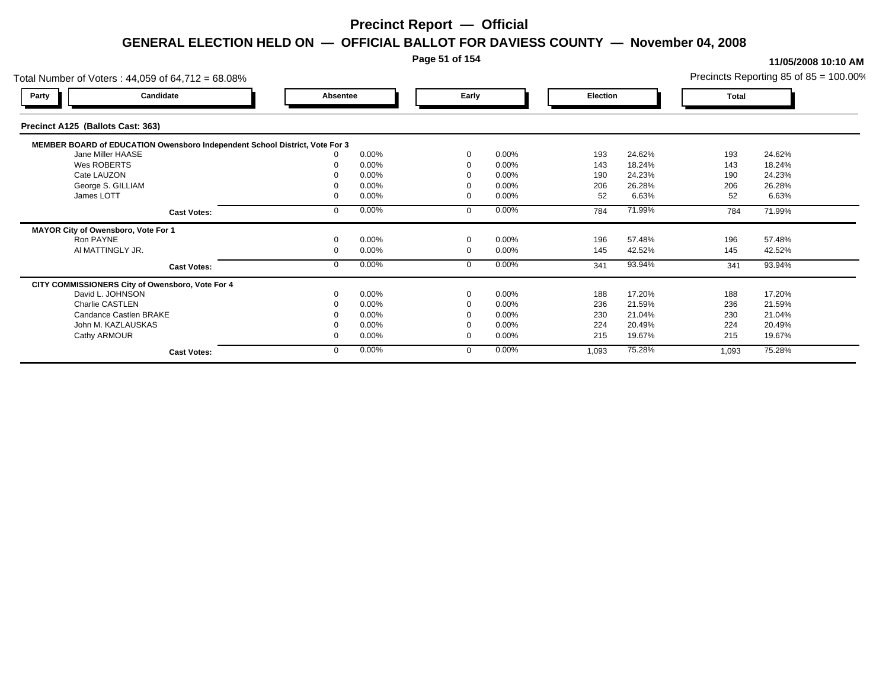# Precinct Report — Official

## GENERAL ELECTION HELD ON — OFFICIAL BALLOT FOR DAVIESS COUNTY — November 04, 2008

11/05/2008 10:10 AM

Total Number of Voters : 44,059 of 64,712 = 68.08%

Precincts Reporting 85 of 85 = 100.00%

### Precinct A125 (Ballots Cast: 363)

| Party | Candidate | Absentee | | Early | | Election | | Total | |
|---|---|---|---|---|---|---|---|---|---|
| | **MEMBER BOARD of EDUCATION Owensboro Independent School District, Vote For 3** | | | | | | | | |
| | Jane Miller HAASE | 0 | 0.00% | 0 | 0.00% | 193 | 24.62% | 193 | 24.62% |
| | Wes ROBERTS | 0 | 0.00% | 0 | 0.00% | 143 | 18.24% | 143 | 18.24% |
| | Cate LAUZON | 0 | 0.00% | 0 | 0.00% | 190 | 24.23% | 190 | 24.23% |
| | George S. GILLIAM | 0 | 0.00% | 0 | 0.00% | 206 | 26.28% | 206 | 26.28% |
| | James LOTT | 0 | 0.00% | 0 | 0.00% | 52 | 6.63% | 52 | 6.63% |
| | **Cast Votes:** | 0 | 0.00% | 0 | 0.00% | 784 | 71.99% | 784 | 71.99% |
| | **MAYOR City of Owensboro, Vote For 1** | | | | | | | | |
| | Ron PAYNE | 0 | 0.00% | 0 | 0.00% | 196 | 57.48% | 196 | 57.48% |
| | Al MATTINGLY JR. | 0 | 0.00% | 0 | 0.00% | 145 | 42.52% | 145 | 42.52% |
| | **Cast Votes:** | 0 | 0.00% | 0 | 0.00% | 341 | 93.94% | 341 | 93.94% |
| | **CITY COMMISSIONERS City of Owensboro, Vote For 4** | | | | | | | | |
| | David L. JOHNSON | 0 | 0.00% | 0 | 0.00% | 188 | 17.20% | 188 | 17.20% |
| | Charlie CASTLEN | 0 | 0.00% | 0 | 0.00% | 236 | 21.59% | 236 | 21.59% |
| | Candance Castlen BRAKE | 0 | 0.00% | 0 | 0.00% | 230 | 21.04% | 230 | 21.04% |
| | John M. KAZLAUSKAS | 0 | 0.00% | 0 | 0.00% | 224 | 20.49% | 224 | 20.49% |
| | Cathy ARMOUR | 0 | 0.00% | 0 | 0.00% | 215 | 19.67% | 215 | 19.67% |
| | **Cast Votes:** | 0 | 0.00% | 0 | 0.00% | 1,093 | 75.28% | 1,093 | 75.28% |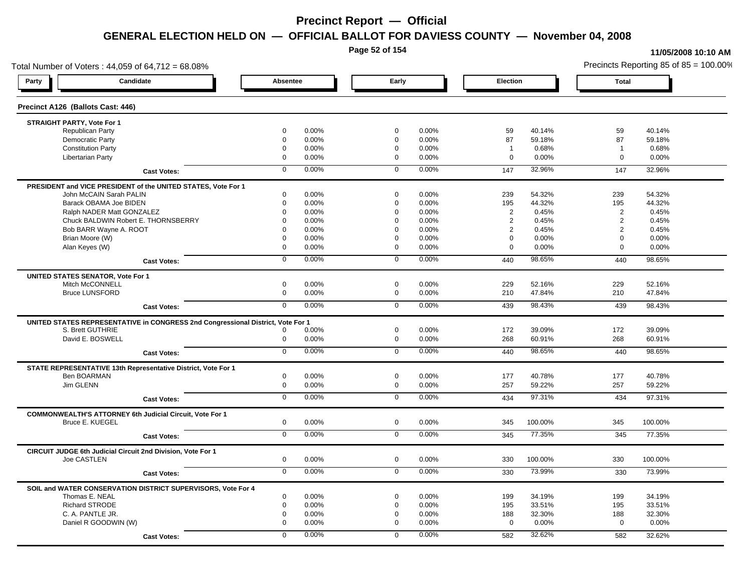# Precinct Report — Official

## GENERAL ELECTION HELD ON — OFFICIAL BALLOT FOR DAVIESS COUNTY — November 04, 2008

11/05/2008 10:10 AM

Total Number of Voters : 44,059 of 64,712 = 68.08%

Precincts Reporting 85 of 85 = 100.00%

### Precinct A126 (Ballots Cast: 446)

| Party / Candidate | Absentee | | Early | | Election | | Total | |
|---|---|---|---|---|---|---|---|---|
| **STRAIGHT PARTY, Vote For 1** | | | | | | | | |
| Republican Party | 0 | 0.00% | 0 | 0.00% | 59 | 40.14% | 59 | 40.14% |
| Democratic Party | 0 | 0.00% | 0 | 0.00% | 87 | 59.18% | 87 | 59.18% |
| Constitution Party | 0 | 0.00% | 0 | 0.00% | 1 | 0.68% | 1 | 0.68% |
| Libertarian Party | 0 | 0.00% | 0 | 0.00% | 0 | 0.00% | 0 | 0.00% |
| **Cast Votes:** | 0 | 0.00% | 0 | 0.00% | 147 | 32.96% | 147 | 32.96% |
| **PRESIDENT and VICE PRESIDENT of the UNITED STATES, Vote For 1** | | | | | | | | |
| John McCAIN Sarah PALIN | 0 | 0.00% | 0 | 0.00% | 239 | 54.32% | 239 | 54.32% |
| Barack OBAMA Joe BIDEN | 0 | 0.00% | 0 | 0.00% | 195 | 44.32% | 195 | 44.32% |
| Ralph NADER Matt GONZALEZ | 0 | 0.00% | 0 | 0.00% | 2 | 0.45% | 2 | 0.45% |
| Chuck BALDWIN Robert E. THORNSBERRY | 0 | 0.00% | 0 | 0.00% | 2 | 0.45% | 2 | 0.45% |
| Bob BARR Wayne A. ROOT | 0 | 0.00% | 0 | 0.00% | 2 | 0.45% | 2 | 0.45% |
| Brian Moore (W) | 0 | 0.00% | 0 | 0.00% | 0 | 0.00% | 0 | 0.00% |
| Alan Keyes (W) | 0 | 0.00% | 0 | 0.00% | 0 | 0.00% | 0 | 0.00% |
| **Cast Votes:** | 0 | 0.00% | 0 | 0.00% | 440 | 98.65% | 440 | 98.65% |
| **UNITED STATES SENATOR, Vote For 1** | | | | | | | | |
| Mitch McCONNELL | 0 | 0.00% | 0 | 0.00% | 229 | 52.16% | 229 | 52.16% |
| Bruce LUNSFORD | 0 | 0.00% | 0 | 0.00% | 210 | 47.84% | 210 | 47.84% |
| **Cast Votes:** | 0 | 0.00% | 0 | 0.00% | 439 | 98.43% | 439 | 98.43% |
| **UNITED STATES REPRESENTATIVE in CONGRESS 2nd Congressional District, Vote For 1** | | | | | | | | |
| S. Brett GUTHRIE | 0 | 0.00% | 0 | 0.00% | 172 | 39.09% | 172 | 39.09% |
| David E. BOSWELL | 0 | 0.00% | 0 | 0.00% | 268 | 60.91% | 268 | 60.91% |
| **Cast Votes:** | 0 | 0.00% | 0 | 0.00% | 440 | 98.65% | 440 | 98.65% |
| **STATE REPRESENTATIVE 13th Representative District, Vote For 1** | | | | | | | | |
| Ben BOARMAN | 0 | 0.00% | 0 | 0.00% | 177 | 40.78% | 177 | 40.78% |
| Jim GLENN | 0 | 0.00% | 0 | 0.00% | 257 | 59.22% | 257 | 59.22% |
| **Cast Votes:** | 0 | 0.00% | 0 | 0.00% | 434 | 97.31% | 434 | 97.31% |
| **COMMONWEALTH'S ATTORNEY 6th Judicial Circuit, Vote For 1** | | | | | | | | |
| Bruce E. KUEGEL | 0 | 0.00% | 0 | 0.00% | 345 | 100.00% | 345 | 100.00% |
| **Cast Votes:** | 0 | 0.00% | 0 | 0.00% | 345 | 77.35% | 345 | 77.35% |
| **CIRCUIT JUDGE 6th Judicial Circuit 2nd Division, Vote For 1** | | | | | | | | |
| Joe CASTLEN | 0 | 0.00% | 0 | 0.00% | 330 | 100.00% | 330 | 100.00% |
| **Cast Votes:** | 0 | 0.00% | 0 | 0.00% | 330 | 73.99% | 330 | 73.99% |
| **SOIL and WATER CONSERVATION DISTRICT SUPERVISORS, Vote For 4** | | | | | | | | |
| Thomas E. NEAL | 0 | 0.00% | 0 | 0.00% | 199 | 34.19% | 199 | 34.19% |
| Richard STRODE | 0 | 0.00% | 0 | 0.00% | 195 | 33.51% | 195 | 33.51% |
| C. A. PANTLE JR. | 0 | 0.00% | 0 | 0.00% | 188 | 32.30% | 188 | 32.30% |
| Daniel R GOODWIN (W) | 0 | 0.00% | 0 | 0.00% | 0 | 0.00% | 0 | 0.00% |
| **Cast Votes:** | 0 | 0.00% | 0 | 0.00% | 582 | 32.62% | 582 | 32.62% |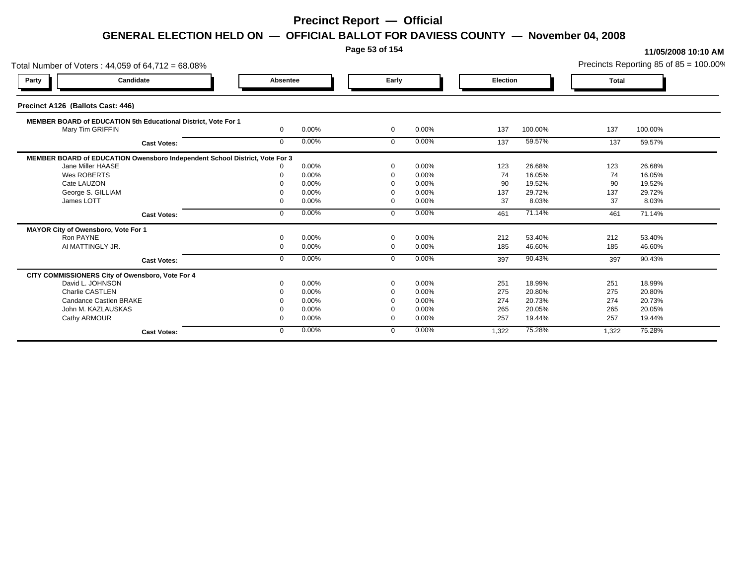# Precinct Report — Official

## GENERAL ELECTION HELD ON — OFFICIAL BALLOT FOR DAVIESS COUNTY — November 04, 2008

11/05/2008 10:10 AM

Total Number of Voters : 44,059 of 64,712 = 68.08%

Precincts Reporting 85 of 85 = 100.00%

### Precinct A126 (Ballots Cast: 446)

| Party | Candidate | Absentee | | Early | | Election | | Total | |
|---|---|---|---|---|---|---|---|---|---|
| | **MEMBER BOARD of EDUCATION 5th Educational District, Vote For 1** | | | | | | | | |
| | Mary Tim GRIFFIN | 0 | 0.00% | 0 | 0.00% | 137 | 100.00% | 137 | 100.00% |
| | **Cast Votes:** | 0 | 0.00% | 0 | 0.00% | 137 | 59.57% | 137 | 59.57% |
| | **MEMBER BOARD of EDUCATION Owensboro Independent School District, Vote For 3** | | | | | | | | |
| | Jane Miller HAASE | 0 | 0.00% | 0 | 0.00% | 123 | 26.68% | 123 | 26.68% |
| | Wes ROBERTS | 0 | 0.00% | 0 | 0.00% | 74 | 16.05% | 74 | 16.05% |
| | Cate LAUZON | 0 | 0.00% | 0 | 0.00% | 90 | 19.52% | 90 | 19.52% |
| | George S. GILLIAM | 0 | 0.00% | 0 | 0.00% | 137 | 29.72% | 137 | 29.72% |
| | James LOTT | 0 | 0.00% | 0 | 0.00% | 37 | 8.03% | 37 | 8.03% |
| | **Cast Votes:** | 0 | 0.00% | 0 | 0.00% | 461 | 71.14% | 461 | 71.14% |
| | **MAYOR City of Owensboro, Vote For 1** | | | | | | | | |
| | Ron PAYNE | 0 | 0.00% | 0 | 0.00% | 212 | 53.40% | 212 | 53.40% |
| | Al MATTINGLY JR. | 0 | 0.00% | 0 | 0.00% | 185 | 46.60% | 185 | 46.60% |
| | **Cast Votes:** | 0 | 0.00% | 0 | 0.00% | 397 | 90.43% | 397 | 90.43% |
| | **CITY COMMISSIONERS City of Owensboro, Vote For 4** | | | | | | | | |
| | David L. JOHNSON | 0 | 0.00% | 0 | 0.00% | 251 | 18.99% | 251 | 18.99% |
| | Charlie CASTLEN | 0 | 0.00% | 0 | 0.00% | 275 | 20.80% | 275 | 20.80% |
| | Candance Castlen BRAKE | 0 | 0.00% | 0 | 0.00% | 274 | 20.73% | 274 | 20.73% |
| | John M. KAZLAUSKAS | 0 | 0.00% | 0 | 0.00% | 265 | 20.05% | 265 | 20.05% |
| | Cathy ARMOUR | 0 | 0.00% | 0 | 0.00% | 257 | 19.44% | 257 | 19.44% |
| | **Cast Votes:** | 0 | 0.00% | 0 | 0.00% | 1,322 | 75.28% | 1,322 | 75.28% |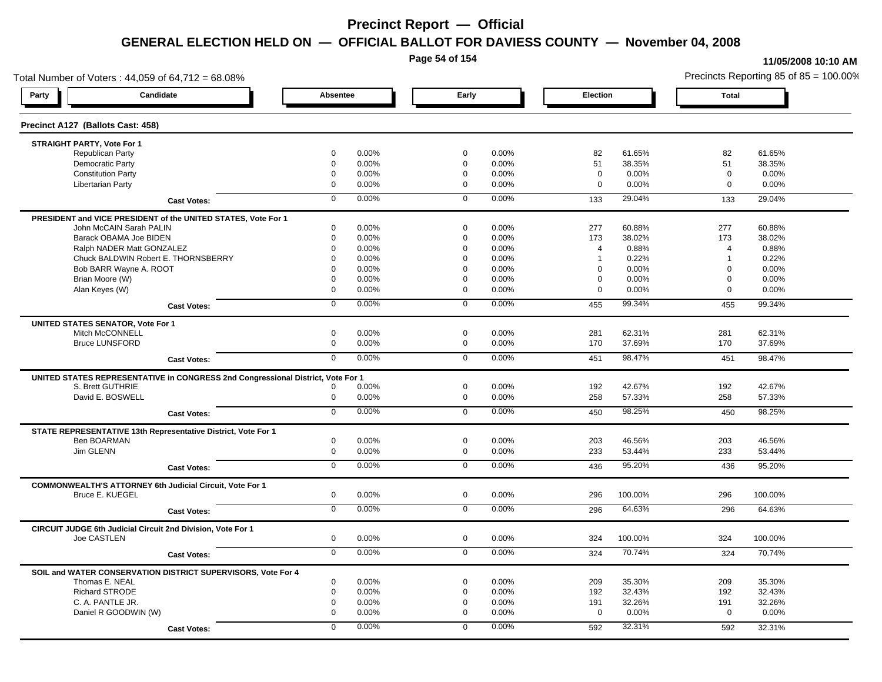# Precinct Report — Official

## GENERAL ELECTION HELD ON — OFFICIAL BALLOT FOR DAVIESS COUNTY — November 04, 2008

11/05/2008 10:10 AM

Total Number of Voters : 44,059 of 64,712 = 68.08%

Precincts Reporting 85 of 85 = 100.00%

### Precinct A127 (Ballots Cast: 458)

| Party | Candidate | Absentee | | Early | | Election | | Total | |
|---|---|---|---|---|---|---|---|---|---|
| **STRAIGHT PARTY, Vote For 1** | | | | | | | | | |
| | Republican Party | 0 | 0.00% | 0 | 0.00% | 82 | 61.65% | 82 | 61.65% |
| | Democratic Party | 0 | 0.00% | 0 | 0.00% | 51 | 38.35% | 51 | 38.35% |
| | Constitution Party | 0 | 0.00% | 0 | 0.00% | 0 | 0.00% | 0 | 0.00% |
| | Libertarian Party | 0 | 0.00% | 0 | 0.00% | 0 | 0.00% | 0 | 0.00% |
| | **Cast Votes:** | 0 | 0.00% | 0 | 0.00% | 133 | 29.04% | 133 | 29.04% |
| **PRESIDENT and VICE PRESIDENT of the UNITED STATES, Vote For 1** | | | | | | | | | |
| | John McCAIN Sarah PALIN | 0 | 0.00% | 0 | 0.00% | 277 | 60.88% | 277 | 60.88% |
| | Barack OBAMA Joe BIDEN | 0 | 0.00% | 0 | 0.00% | 173 | 38.02% | 173 | 38.02% |
| | Ralph NADER Matt GONZALEZ | 0 | 0.00% | 0 | 0.00% | 4 | 0.88% | 4 | 0.88% |
| | Chuck BALDWIN Robert E. THORNSBERRY | 0 | 0.00% | 0 | 0.00% | 1 | 0.22% | 1 | 0.22% |
| | Bob BARR Wayne A. ROOT | 0 | 0.00% | 0 | 0.00% | 0 | 0.00% | 0 | 0.00% |
| | Brian Moore (W) | 0 | 0.00% | 0 | 0.00% | 0 | 0.00% | 0 | 0.00% |
| | Alan Keyes (W) | 0 | 0.00% | 0 | 0.00% | 0 | 0.00% | 0 | 0.00% |
| | **Cast Votes:** | 0 | 0.00% | 0 | 0.00% | 455 | 99.34% | 455 | 99.34% |
| **UNITED STATES SENATOR, Vote For 1** | | | | | | | | | |
| | Mitch McCONNELL | 0 | 0.00% | 0 | 0.00% | 281 | 62.31% | 281 | 62.31% |
| | Bruce LUNSFORD | 0 | 0.00% | 0 | 0.00% | 170 | 37.69% | 170 | 37.69% |
| | **Cast Votes:** | 0 | 0.00% | 0 | 0.00% | 451 | 98.47% | 451 | 98.47% |
| **UNITED STATES REPRESENTATIVE in CONGRESS 2nd Congressional District, Vote For 1** | | | | | | | | | |
| | S. Brett GUTHRIE | 0 | 0.00% | 0 | 0.00% | 192 | 42.67% | 192 | 42.67% |
| | David E. BOSWELL | 0 | 0.00% | 0 | 0.00% | 258 | 57.33% | 258 | 57.33% |
| | **Cast Votes:** | 0 | 0.00% | 0 | 0.00% | 450 | 98.25% | 450 | 98.25% |
| **STATE REPRESENTATIVE 13th Representative District, Vote For 1** | | | | | | | | | |
| | Ben BOARMAN | 0 | 0.00% | 0 | 0.00% | 203 | 46.56% | 203 | 46.56% |
| | Jim GLENN | 0 | 0.00% | 0 | 0.00% | 233 | 53.44% | 233 | 53.44% |
| | **Cast Votes:** | 0 | 0.00% | 0 | 0.00% | 436 | 95.20% | 436 | 95.20% |
| **COMMONWEALTH'S ATTORNEY 6th Judicial Circuit, Vote For 1** | | | | | | | | | |
| | Bruce E. KUEGEL | 0 | 0.00% | 0 | 0.00% | 296 | 100.00% | 296 | 100.00% |
| | **Cast Votes:** | 0 | 0.00% | 0 | 0.00% | 296 | 64.63% | 296 | 64.63% |
| **CIRCUIT JUDGE 6th Judicial Circuit 2nd Division, Vote For 1** | | | | | | | | | |
| | Joe CASTLEN | 0 | 0.00% | 0 | 0.00% | 324 | 100.00% | 324 | 100.00% |
| | **Cast Votes:** | 0 | 0.00% | 0 | 0.00% | 324 | 70.74% | 324 | 70.74% |
| **SOIL and WATER CONSERVATION DISTRICT SUPERVISORS, Vote For 4** | | | | | | | | | |
| | Thomas E. NEAL | 0 | 0.00% | 0 | 0.00% | 209 | 35.30% | 209 | 35.30% |
| | Richard STRODE | 0 | 0.00% | 0 | 0.00% | 192 | 32.43% | 192 | 32.43% |
| | C. A. PANTLE JR. | 0 | 0.00% | 0 | 0.00% | 191 | 32.26% | 191 | 32.26% |
| | Daniel R GOODWIN (W) | 0 | 0.00% | 0 | 0.00% | 0 | 0.00% | 0 | 0.00% |
| | **Cast Votes:** | 0 | 0.00% | 0 | 0.00% | 592 | 32.31% | 592 | 32.31% |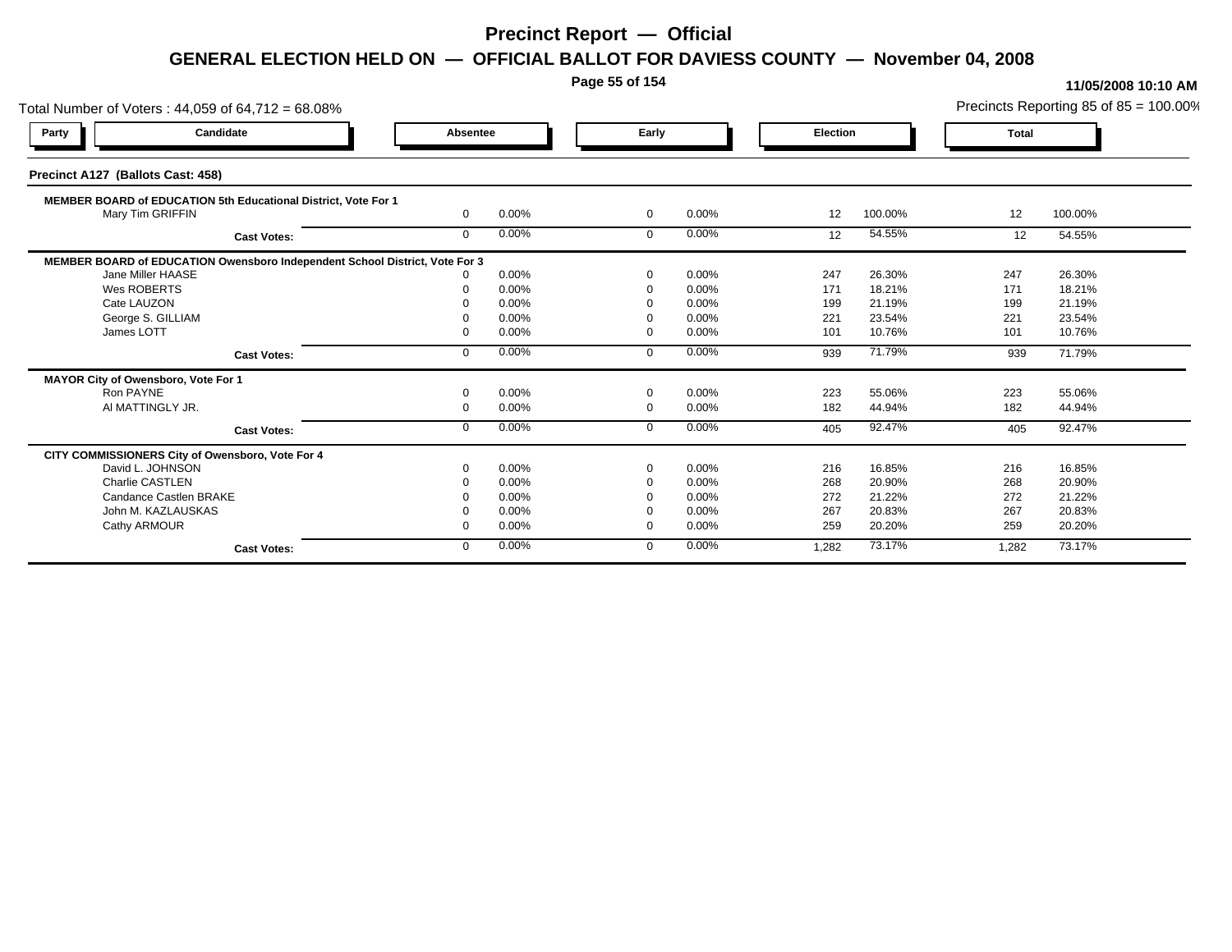# Precinct Report — Official

## GENERAL ELECTION HELD ON — OFFICIAL BALLOT FOR DAVIESS COUNTY — November 04, 2008

**11/05/2008 10:10 AM**

Total Number of Voters : 44,059 of 64,712 = 68.08%

Precincts Reporting 85 of 85 = 100.00%

| Party | Candidate | Absentee | | Early | | Election | | Total | |
|---|---|---|---|---|---|---|---|---|---|
| **Precinct A127 (Ballots Cast: 458)** | | | | | | | | | |
| **MEMBER BOARD of EDUCATION 5th Educational District, Vote For 1** | | | | | | | | | |
| | Mary Tim GRIFFIN | 0 | 0.00% | 0 | 0.00% | 12 | 100.00% | 12 | 100.00% |
| | **Cast Votes:** | 0 | 0.00% | 0 | 0.00% | 12 | 54.55% | 12 | 54.55% |
| **MEMBER BOARD of EDUCATION Owensboro Independent School District, Vote For 3** | | | | | | | | | |
| | Jane Miller HAASE | 0 | 0.00% | 0 | 0.00% | 247 | 26.30% | 247 | 26.30% |
| | Wes ROBERTS | 0 | 0.00% | 0 | 0.00% | 171 | 18.21% | 171 | 18.21% |
| | Cate LAUZON | 0 | 0.00% | 0 | 0.00% | 199 | 21.19% | 199 | 21.19% |
| | George S. GILLIAM | 0 | 0.00% | 0 | 0.00% | 221 | 23.54% | 221 | 23.54% |
| | James LOTT | 0 | 0.00% | 0 | 0.00% | 101 | 10.76% | 101 | 10.76% |
| | **Cast Votes:** | 0 | 0.00% | 0 | 0.00% | 939 | 71.79% | 939 | 71.79% |
| **MAYOR City of Owensboro, Vote For 1** | | | | | | | | | |
| | Ron PAYNE | 0 | 0.00% | 0 | 0.00% | 223 | 55.06% | 223 | 55.06% |
| | Al MATTINGLY JR. | 0 | 0.00% | 0 | 0.00% | 182 | 44.94% | 182 | 44.94% |
| | **Cast Votes:** | 0 | 0.00% | 0 | 0.00% | 405 | 92.47% | 405 | 92.47% |
| **CITY COMMISSIONERS City of Owensboro, Vote For 4** | | | | | | | | | |
| | David L. JOHNSON | 0 | 0.00% | 0 | 0.00% | 216 | 16.85% | 216 | 16.85% |
| | Charlie CASTLEN | 0 | 0.00% | 0 | 0.00% | 268 | 20.90% | 268 | 20.90% |
| | Candance Castlen BRAKE | 0 | 0.00% | 0 | 0.00% | 272 | 21.22% | 272 | 21.22% |
| | John M. KAZLAUSKAS | 0 | 0.00% | 0 | 0.00% | 267 | 20.83% | 267 | 20.83% |
| | Cathy ARMOUR | 0 | 0.00% | 0 | 0.00% | 259 | 20.20% | 259 | 20.20% |
| | **Cast Votes:** | 0 | 0.00% | 0 | 0.00% | 1,282 | 73.17% | 1,282 | 73.17% |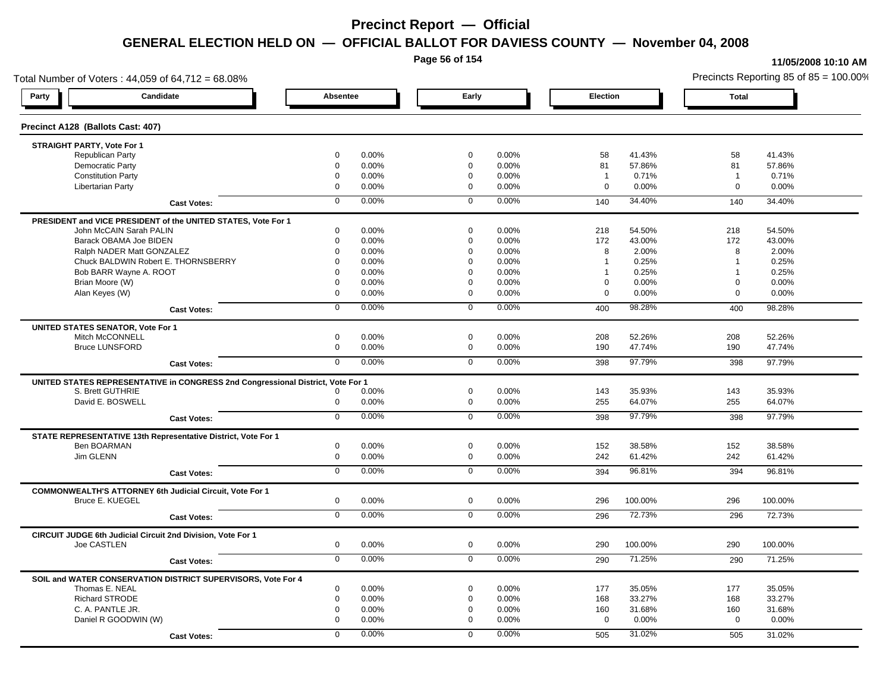# Precinct Report — Official

## GENERAL ELECTION HELD ON — OFFICIAL BALLOT FOR DAVIESS COUNTY — November 04, 2008

11/05/2008 10:10 AM

Total Number of Voters : 44,059 of 64,712 = 68.08%

Precincts Reporting 85 of 85 = 100.00%

| Party | Candidate | Absentee | | Early | | Election | | Total | |
|---|---|---|---|---|---|---|---|---|---|

### Precinct A128 (Ballots Cast: 407)

| Candidate | Absentee | % | Early | % | Election | % | Total | % |
|---|---|---|---|---|---|---|---|---|
| **STRAIGHT PARTY, Vote For 1** | | | | | | | | |
| Republican Party | 0 | 0.00% | 0 | 0.00% | 58 | 41.43% | 58 | 41.43% |
| Democratic Party | 0 | 0.00% | 0 | 0.00% | 81 | 57.86% | 81 | 57.86% |
| Constitution Party | 0 | 0.00% | 0 | 0.00% | 1 | 0.71% | 1 | 0.71% |
| Libertarian Party | 0 | 0.00% | 0 | 0.00% | 0 | 0.00% | 0 | 0.00% |
| **Cast Votes:** | 0 | 0.00% | 0 | 0.00% | 140 | 34.40% | 140 | 34.40% |
| **PRESIDENT and VICE PRESIDENT of the UNITED STATES, Vote For 1** | | | | | | | | |
| John McCAIN Sarah PALIN | 0 | 0.00% | 0 | 0.00% | 218 | 54.50% | 218 | 54.50% |
| Barack OBAMA Joe BIDEN | 0 | 0.00% | 0 | 0.00% | 172 | 43.00% | 172 | 43.00% |
| Ralph NADER Matt GONZALEZ | 0 | 0.00% | 0 | 0.00% | 8 | 2.00% | 8 | 2.00% |
| Chuck BALDWIN Robert E. THORNSBERRY | 0 | 0.00% | 0 | 0.00% | 1 | 0.25% | 1 | 0.25% |
| Bob BARR Wayne A. ROOT | 0 | 0.00% | 0 | 0.00% | 1 | 0.25% | 1 | 0.25% |
| Brian Moore (W) | 0 | 0.00% | 0 | 0.00% | 0 | 0.00% | 0 | 0.00% |
| Alan Keyes (W) | 0 | 0.00% | 0 | 0.00% | 0 | 0.00% | 0 | 0.00% |
| **Cast Votes:** | 0 | 0.00% | 0 | 0.00% | 400 | 98.28% | 400 | 98.28% |
| **UNITED STATES SENATOR, Vote For 1** | | | | | | | | |
| Mitch McCONNELL | 0 | 0.00% | 0 | 0.00% | 208 | 52.26% | 208 | 52.26% |
| Bruce LUNSFORD | 0 | 0.00% | 0 | 0.00% | 190 | 47.74% | 190 | 47.74% |
| **Cast Votes:** | 0 | 0.00% | 0 | 0.00% | 398 | 97.79% | 398 | 97.79% |
| **UNITED STATES REPRESENTATIVE in CONGRESS 2nd Congressional District, Vote For 1** | | | | | | | | |
| S. Brett GUTHRIE | 0 | 0.00% | 0 | 0.00% | 143 | 35.93% | 143 | 35.93% |
| David E. BOSWELL | 0 | 0.00% | 0 | 0.00% | 255 | 64.07% | 255 | 64.07% |
| **Cast Votes:** | 0 | 0.00% | 0 | 0.00% | 398 | 97.79% | 398 | 97.79% |
| **STATE REPRESENTATIVE 13th Representative District, Vote For 1** | | | | | | | | |
| Ben BOARMAN | 0 | 0.00% | 0 | 0.00% | 152 | 38.58% | 152 | 38.58% |
| Jim GLENN | 0 | 0.00% | 0 | 0.00% | 242 | 61.42% | 242 | 61.42% |
| **Cast Votes:** | 0 | 0.00% | 0 | 0.00% | 394 | 96.81% | 394 | 96.81% |
| **COMMONWEALTH'S ATTORNEY 6th Judicial Circuit, Vote For 1** | | | | | | | | |
| Bruce E. KUEGEL | 0 | 0.00% | 0 | 0.00% | 296 | 100.00% | 296 | 100.00% |
| **Cast Votes:** | 0 | 0.00% | 0 | 0.00% | 296 | 72.73% | 296 | 72.73% |
| **CIRCUIT JUDGE 6th Judicial Circuit 2nd Division, Vote For 1** | | | | | | | | |
| Joe CASTLEN | 0 | 0.00% | 0 | 0.00% | 290 | 100.00% | 290 | 100.00% |
| **Cast Votes:** | 0 | 0.00% | 0 | 0.00% | 290 | 71.25% | 290 | 71.25% |
| **SOIL and WATER CONSERVATION DISTRICT SUPERVISORS, Vote For 4** | | | | | | | | |
| Thomas E. NEAL | 0 | 0.00% | 0 | 0.00% | 177 | 35.05% | 177 | 35.05% |
| Richard STRODE | 0 | 0.00% | 0 | 0.00% | 168 | 33.27% | 168 | 33.27% |
| C. A. PANTLE JR. | 0 | 0.00% | 0 | 0.00% | 160 | 31.68% | 160 | 31.68% |
| Daniel R GOODWIN (W) | 0 | 0.00% | 0 | 0.00% | 0 | 0.00% | 0 | 0.00% |
| **Cast Votes:** | 0 | 0.00% | 0 | 0.00% | 505 | 31.02% | 505 | 31.02% |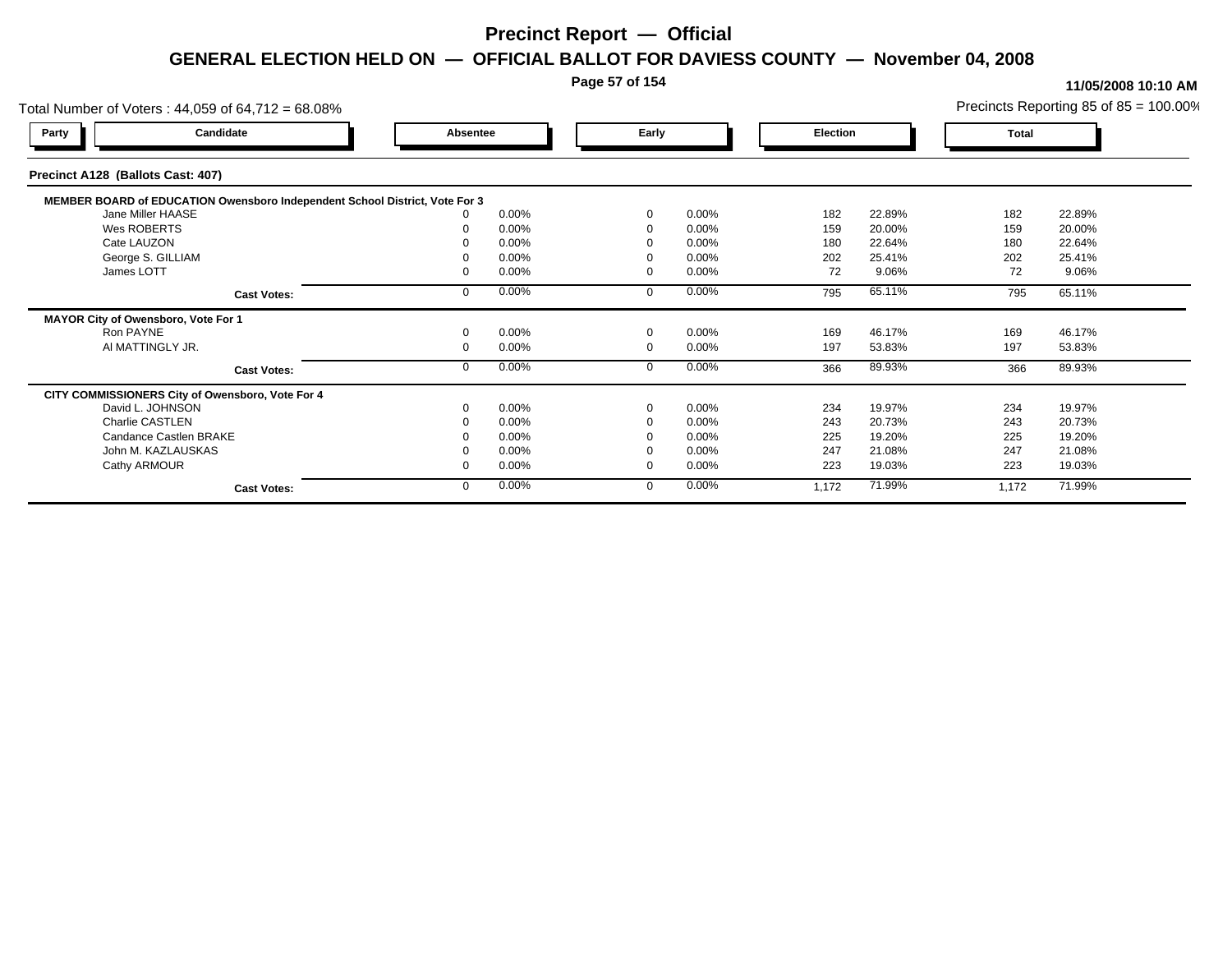# Precinct Report — Official

## GENERAL ELECTION HELD ON — OFFICIAL BALLOT FOR DAVIESS COUNTY — November 04, 2008

**11/05/2008 10:10 AM**

Total Number of Voters : 44,059 of 64,712 = 68.08%

Precincts Reporting 85 of 85 = 100.00%

### Precinct A128 (Ballots Cast: 407)

| Party | Candidate | Absentee | | Early | | Election | | Total | |
|---|---|---|---|---|---|---|---|---|---|
| **MEMBER BOARD of EDUCATION Owensboro Independent School District, Vote For 3** | | | | | | | | | |
| | Jane Miller HAASE | 0 | 0.00% | 0 | 0.00% | 182 | 22.89% | 182 | 22.89% |
| | Wes ROBERTS | 0 | 0.00% | 0 | 0.00% | 159 | 20.00% | 159 | 20.00% |
| | Cate LAUZON | 0 | 0.00% | 0 | 0.00% | 180 | 22.64% | 180 | 22.64% |
| | George S. GILLIAM | 0 | 0.00% | 0 | 0.00% | 202 | 25.41% | 202 | 25.41% |
| | James LOTT | 0 | 0.00% | 0 | 0.00% | 72 | 9.06% | 72 | 9.06% |
| | **Cast Votes:** | 0 | 0.00% | 0 | 0.00% | 795 | 65.11% | 795 | 65.11% |
| **MAYOR City of Owensboro, Vote For 1** | | | | | | | | | |
| | Ron PAYNE | 0 | 0.00% | 0 | 0.00% | 169 | 46.17% | 169 | 46.17% |
| | Al MATTINGLY JR. | 0 | 0.00% | 0 | 0.00% | 197 | 53.83% | 197 | 53.83% |
| | **Cast Votes:** | 0 | 0.00% | 0 | 0.00% | 366 | 89.93% | 366 | 89.93% |
| **CITY COMMISSIONERS City of Owensboro, Vote For 4** | | | | | | | | | |
| | David L. JOHNSON | 0 | 0.00% | 0 | 0.00% | 234 | 19.97% | 234 | 19.97% |
| | Charlie CASTLEN | 0 | 0.00% | 0 | 0.00% | 243 | 20.73% | 243 | 20.73% |
| | Candance Castlen BRAKE | 0 | 0.00% | 0 | 0.00% | 225 | 19.20% | 225 | 19.20% |
| | John M. KAZLAUSKAS | 0 | 0.00% | 0 | 0.00% | 247 | 21.08% | 247 | 21.08% |
| | Cathy ARMOUR | 0 | 0.00% | 0 | 0.00% | 223 | 19.03% | 223 | 19.03% |
| | **Cast Votes:** | 0 | 0.00% | 0 | 0.00% | 1,172 | 71.99% | 1,172 | 71.99% |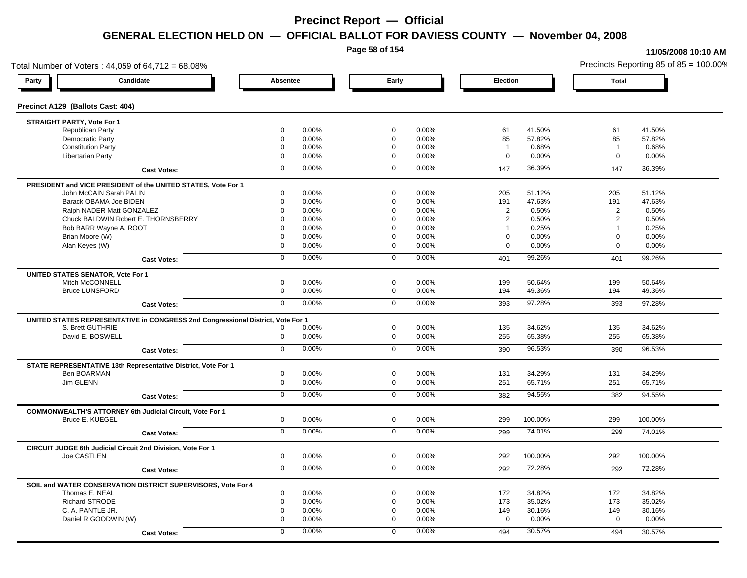# Precinct Report — Official

## GENERAL ELECTION HELD ON — OFFICIAL BALLOT FOR DAVIESS COUNTY — November 04, 2008

11/05/2008 10:10 AM

Total Number of Voters : 44,059 of 64,712 = 68.08%

Precincts Reporting 85 of 85 = 100.00%

### Precinct A129 (Ballots Cast: 404)

| Party | Candidate | Absentee | | Early | | Election | | Total | |
|---|---|---|---|---|---|---|---|---|---|
| **STRAIGHT PARTY, Vote For 1** | | | | | | | | | |
| | Republican Party | 0 | 0.00% | 0 | 0.00% | 61 | 41.50% | 61 | 41.50% |
| | Democratic Party | 0 | 0.00% | 0 | 0.00% | 85 | 57.82% | 85 | 57.82% |
| | Constitution Party | 0 | 0.00% | 0 | 0.00% | 1 | 0.68% | 1 | 0.68% |
| | Libertarian Party | 0 | 0.00% | 0 | 0.00% | 0 | 0.00% | 0 | 0.00% |
| | **Cast Votes:** | 0 | 0.00% | 0 | 0.00% | 147 | 36.39% | 147 | 36.39% |
| **PRESIDENT and VICE PRESIDENT of the UNITED STATES, Vote For 1** | | | | | | | | | |
| | John McCAIN Sarah PALIN | 0 | 0.00% | 0 | 0.00% | 205 | 51.12% | 205 | 51.12% |
| | Barack OBAMA Joe BIDEN | 0 | 0.00% | 0 | 0.00% | 191 | 47.63% | 191 | 47.63% |
| | Ralph NADER Matt GONZALEZ | 0 | 0.00% | 0 | 0.00% | 2 | 0.50% | 2 | 0.50% |
| | Chuck BALDWIN Robert E. THORNSBERRY | 0 | 0.00% | 0 | 0.00% | 2 | 0.50% | 2 | 0.50% |
| | Bob BARR Wayne A. ROOT | 0 | 0.00% | 0 | 0.00% | 1 | 0.25% | 1 | 0.25% |
| | Brian Moore (W) | 0 | 0.00% | 0 | 0.00% | 0 | 0.00% | 0 | 0.00% |
| | Alan Keyes (W) | 0 | 0.00% | 0 | 0.00% | 0 | 0.00% | 0 | 0.00% |
| | **Cast Votes:** | 0 | 0.00% | 0 | 0.00% | 401 | 99.26% | 401 | 99.26% |
| **UNITED STATES SENATOR, Vote For 1** | | | | | | | | | |
| | Mitch McCONNELL | 0 | 0.00% | 0 | 0.00% | 199 | 50.64% | 199 | 50.64% |
| | Bruce LUNSFORD | 0 | 0.00% | 0 | 0.00% | 194 | 49.36% | 194 | 49.36% |
| | **Cast Votes:** | 0 | 0.00% | 0 | 0.00% | 393 | 97.28% | 393 | 97.28% |
| **UNITED STATES REPRESENTATIVE in CONGRESS 2nd Congressional District, Vote For 1** | | | | | | | | | |
| | S. Brett GUTHRIE | 0 | 0.00% | 0 | 0.00% | 135 | 34.62% | 135 | 34.62% |
| | David E. BOSWELL | 0 | 0.00% | 0 | 0.00% | 255 | 65.38% | 255 | 65.38% |
| | **Cast Votes:** | 0 | 0.00% | 0 | 0.00% | 390 | 96.53% | 390 | 96.53% |
| **STATE REPRESENTATIVE 13th Representative District, Vote For 1** | | | | | | | | | |
| | Ben BOARMAN | 0 | 0.00% | 0 | 0.00% | 131 | 34.29% | 131 | 34.29% |
| | Jim GLENN | 0 | 0.00% | 0 | 0.00% | 251 | 65.71% | 251 | 65.71% |
| | **Cast Votes:** | 0 | 0.00% | 0 | 0.00% | 382 | 94.55% | 382 | 94.55% |
| **COMMONWEALTH'S ATTORNEY 6th Judicial Circuit, Vote For 1** | | | | | | | | | |
| | Bruce E. KUEGEL | 0 | 0.00% | 0 | 0.00% | 299 | 100.00% | 299 | 100.00% |
| | **Cast Votes:** | 0 | 0.00% | 0 | 0.00% | 299 | 74.01% | 299 | 74.01% |
| **CIRCUIT JUDGE 6th Judicial Circuit 2nd Division, Vote For 1** | | | | | | | | | |
| | Joe CASTLEN | 0 | 0.00% | 0 | 0.00% | 292 | 100.00% | 292 | 100.00% |
| | **Cast Votes:** | 0 | 0.00% | 0 | 0.00% | 292 | 72.28% | 292 | 72.28% |
| **SOIL and WATER CONSERVATION DISTRICT SUPERVISORS, Vote For 4** | | | | | | | | | |
| | Thomas E. NEAL | 0 | 0.00% | 0 | 0.00% | 172 | 34.82% | 172 | 34.82% |
| | Richard STRODE | 0 | 0.00% | 0 | 0.00% | 173 | 35.02% | 173 | 35.02% |
| | C. A. PANTLE JR. | 0 | 0.00% | 0 | 0.00% | 149 | 30.16% | 149 | 30.16% |
| | Daniel R GOODWIN (W) | 0 | 0.00% | 0 | 0.00% | 0 | 0.00% | 0 | 0.00% |
| | **Cast Votes:** | 0 | 0.00% | 0 | 0.00% | 494 | 30.57% | 494 | 30.57% |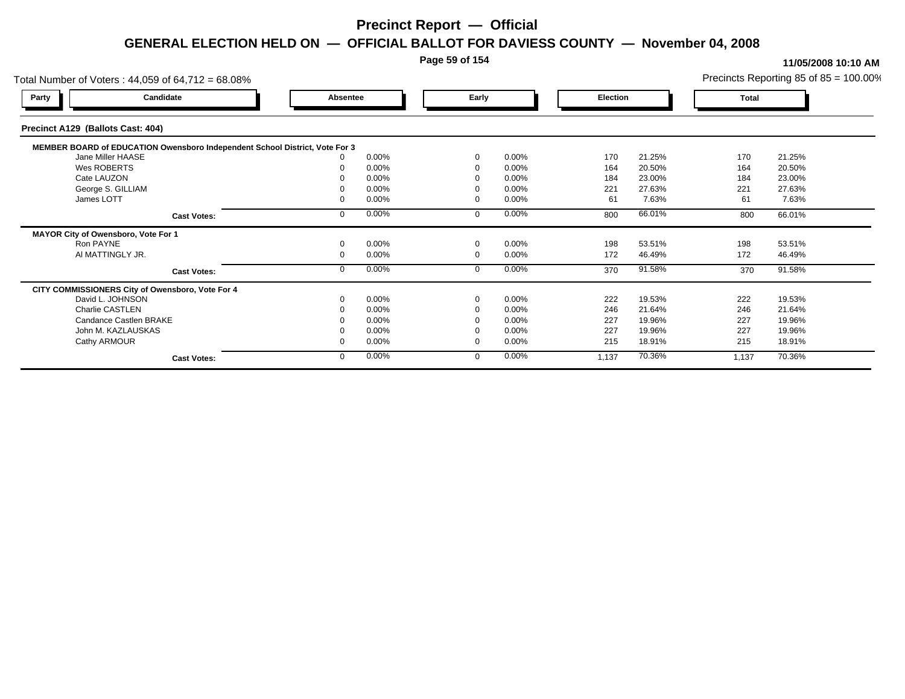# Precinct Report — Official

## GENERAL ELECTION HELD ON — OFFICIAL BALLOT FOR DAVIESS COUNTY — November 04, 2008

**11/05/2008 10:10 AM**

Total Number of Voters : 44,059 of 64,712 = 68.08%

Precincts Reporting 85 of 85 = 100.00%

### Precinct A129 (Ballots Cast: 404)

| Party | Candidate | Absentee | | Early | | Election | | Total | |
|---|---|---|---|---|---|---|---|---|---|
| | **MEMBER BOARD of EDUCATION Owensboro Independent School District, Vote For 3** | | | | | | | | |
| | Jane Miller HAASE | 0 | 0.00% | 0 | 0.00% | 170 | 21.25% | 170 | 21.25% |
| | Wes ROBERTS | 0 | 0.00% | 0 | 0.00% | 164 | 20.50% | 164 | 20.50% |
| | Cate LAUZON | 0 | 0.00% | 0 | 0.00% | 184 | 23.00% | 184 | 23.00% |
| | George S. GILLIAM | 0 | 0.00% | 0 | 0.00% | 221 | 27.63% | 221 | 27.63% |
| | James LOTT | 0 | 0.00% | 0 | 0.00% | 61 | 7.63% | 61 | 7.63% |
| | **Cast Votes:** | 0 | 0.00% | 0 | 0.00% | 800 | 66.01% | 800 | 66.01% |
| | **MAYOR City of Owensboro, Vote For 1** | | | | | | | | |
| | Ron PAYNE | 0 | 0.00% | 0 | 0.00% | 198 | 53.51% | 198 | 53.51% |
| | Al MATTINGLY JR. | 0 | 0.00% | 0 | 0.00% | 172 | 46.49% | 172 | 46.49% |
| | **Cast Votes:** | 0 | 0.00% | 0 | 0.00% | 370 | 91.58% | 370 | 91.58% |
| | **CITY COMMISSIONERS City of Owensboro, Vote For 4** | | | | | | | | |
| | David L. JOHNSON | 0 | 0.00% | 0 | 0.00% | 222 | 19.53% | 222 | 19.53% |
| | Charlie CASTLEN | 0 | 0.00% | 0 | 0.00% | 246 | 21.64% | 246 | 21.64% |
| | Candance Castlen BRAKE | 0 | 0.00% | 0 | 0.00% | 227 | 19.96% | 227 | 19.96% |
| | John M. KAZLAUSKAS | 0 | 0.00% | 0 | 0.00% | 227 | 19.96% | 227 | 19.96% |
| | Cathy ARMOUR | 0 | 0.00% | 0 | 0.00% | 215 | 18.91% | 215 | 18.91% |
| | **Cast Votes:** | 0 | 0.00% | 0 | 0.00% | 1,137 | 70.36% | 1,137 | 70.36% |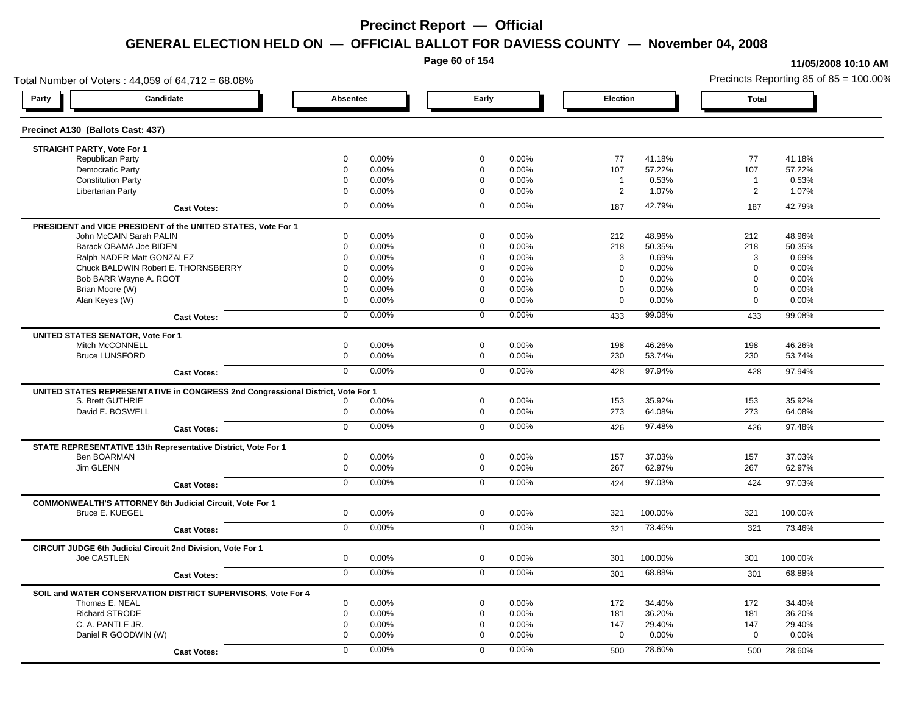# Precinct Report — Official

## GENERAL ELECTION HELD ON — OFFICIAL BALLOT FOR DAVIESS COUNTY — November 04, 2008

11/05/2008 10:10 AM

Total Number of Voters : 44,059 of 64,712 = 68.08%

Precincts Reporting 85 of 85 = 100.00%

### Precinct A130 (Ballots Cast: 437)

| Party | Candidate | Absentee | | Early | | Election | | Total | |
|---|---|---|---|---|---|---|---|---|---|
| **STRAIGHT PARTY, Vote For 1** | | | | | | | | | |
| | Republican Party | 0 | 0.00% | 0 | 0.00% | 77 | 41.18% | 77 | 41.18% |
| | Democratic Party | 0 | 0.00% | 0 | 0.00% | 107 | 57.22% | 107 | 57.22% |
| | Constitution Party | 0 | 0.00% | 0 | 0.00% | 1 | 0.53% | 1 | 0.53% |
| | Libertarian Party | 0 | 0.00% | 0 | 0.00% | 2 | 1.07% | 2 | 1.07% |
| | **Cast Votes:** | 0 | 0.00% | 0 | 0.00% | 187 | 42.79% | 187 | 42.79% |
| **PRESIDENT and VICE PRESIDENT of the UNITED STATES, Vote For 1** | | | | | | | | | |
| | John McCAIN Sarah PALIN | 0 | 0.00% | 0 | 0.00% | 212 | 48.96% | 212 | 48.96% |
| | Barack OBAMA Joe BIDEN | 0 | 0.00% | 0 | 0.00% | 218 | 50.35% | 218 | 50.35% |
| | Ralph NADER Matt GONZALEZ | 0 | 0.00% | 0 | 0.00% | 3 | 0.69% | 3 | 0.69% |
| | Chuck BALDWIN Robert E. THORNSBERRY | 0 | 0.00% | 0 | 0.00% | 0 | 0.00% | 0 | 0.00% |
| | Bob BARR Wayne A. ROOT | 0 | 0.00% | 0 | 0.00% | 0 | 0.00% | 0 | 0.00% |
| | Brian Moore (W) | 0 | 0.00% | 0 | 0.00% | 0 | 0.00% | 0 | 0.00% |
| | Alan Keyes (W) | 0 | 0.00% | 0 | 0.00% | 0 | 0.00% | 0 | 0.00% |
| | **Cast Votes:** | 0 | 0.00% | 0 | 0.00% | 433 | 99.08% | 433 | 99.08% |
| **UNITED STATES SENATOR, Vote For 1** | | | | | | | | | |
| | Mitch McCONNELL | 0 | 0.00% | 0 | 0.00% | 198 | 46.26% | 198 | 46.26% |
| | Bruce LUNSFORD | 0 | 0.00% | 0 | 0.00% | 230 | 53.74% | 230 | 53.74% |
| | **Cast Votes:** | 0 | 0.00% | 0 | 0.00% | 428 | 97.94% | 428 | 97.94% |
| **UNITED STATES REPRESENTATIVE in CONGRESS 2nd Congressional District, Vote For 1** | | | | | | | | | |
| | S. Brett GUTHRIE | 0 | 0.00% | 0 | 0.00% | 153 | 35.92% | 153 | 35.92% |
| | David E. BOSWELL | 0 | 0.00% | 0 | 0.00% | 273 | 64.08% | 273 | 64.08% |
| | **Cast Votes:** | 0 | 0.00% | 0 | 0.00% | 426 | 97.48% | 426 | 97.48% |
| **STATE REPRESENTATIVE 13th Representative District, Vote For 1** | | | | | | | | | |
| | Ben BOARMAN | 0 | 0.00% | 0 | 0.00% | 157 | 37.03% | 157 | 37.03% |
| | Jim GLENN | 0 | 0.00% | 0 | 0.00% | 267 | 62.97% | 267 | 62.97% |
| | **Cast Votes:** | 0 | 0.00% | 0 | 0.00% | 424 | 97.03% | 424 | 97.03% |
| **COMMONWEALTH'S ATTORNEY 6th Judicial Circuit, Vote For 1** | | | | | | | | | |
| | Bruce E. KUEGEL | 0 | 0.00% | 0 | 0.00% | 321 | 100.00% | 321 | 100.00% |
| | **Cast Votes:** | 0 | 0.00% | 0 | 0.00% | 321 | 73.46% | 321 | 73.46% |
| **CIRCUIT JUDGE 6th Judicial Circuit 2nd Division, Vote For 1** | | | | | | | | | |
| | Joe CASTLEN | 0 | 0.00% | 0 | 0.00% | 301 | 100.00% | 301 | 100.00% |
| | **Cast Votes:** | 0 | 0.00% | 0 | 0.00% | 301 | 68.88% | 301 | 68.88% |
| **SOIL and WATER CONSERVATION DISTRICT SUPERVISORS, Vote For 4** | | | | | | | | | |
| | Thomas E. NEAL | 0 | 0.00% | 0 | 0.00% | 172 | 34.40% | 172 | 34.40% |
| | Richard STRODE | 0 | 0.00% | 0 | 0.00% | 181 | 36.20% | 181 | 36.20% |
| | C. A. PANTLE JR. | 0 | 0.00% | 0 | 0.00% | 147 | 29.40% | 147 | 29.40% |
| | Daniel R GOODWIN (W) | 0 | 0.00% | 0 | 0.00% | 0 | 0.00% | 0 | 0.00% |
| | **Cast Votes:** | 0 | 0.00% | 0 | 0.00% | 500 | 28.60% | 500 | 28.60% |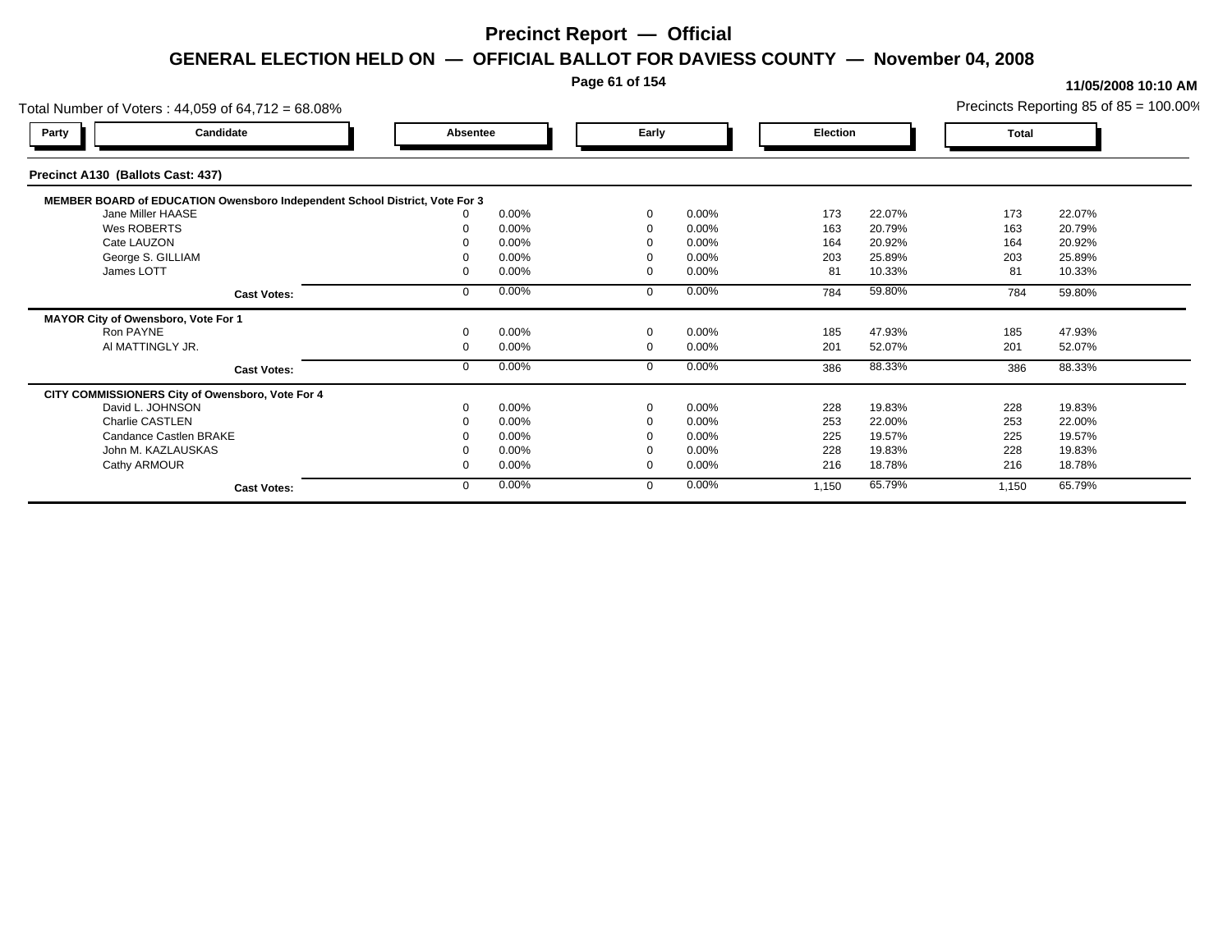# Precinct Report — Official

## GENERAL ELECTION HELD ON — OFFICIAL BALLOT FOR DAVIESS COUNTY — November 04, 2008

**11/05/2008 10:10 AM**

Total Number of Voters : 44,059 of 64,712 = 68.08%

Precincts Reporting 85 of 85 = 100.00%

### Precinct A130 (Ballots Cast: 437)

| Party | Candidate | Absentee | | Early | | Election | | Total | |
|---|---|---|---|---|---|---|---|---|---|
| | **MEMBER BOARD of EDUCATION Owensboro Independent School District, Vote For 3** | | | | | | | | |
| | Jane Miller HAASE | 0 | 0.00% | 0 | 0.00% | 173 | 22.07% | 173 | 22.07% |
| | Wes ROBERTS | 0 | 0.00% | 0 | 0.00% | 163 | 20.79% | 163 | 20.79% |
| | Cate LAUZON | 0 | 0.00% | 0 | 0.00% | 164 | 20.92% | 164 | 20.92% |
| | George S. GILLIAM | 0 | 0.00% | 0 | 0.00% | 203 | 25.89% | 203 | 25.89% |
| | James LOTT | 0 | 0.00% | 0 | 0.00% | 81 | 10.33% | 81 | 10.33% |
| | **Cast Votes:** | 0 | 0.00% | 0 | 0.00% | 784 | 59.80% | 784 | 59.80% |
| | **MAYOR City of Owensboro, Vote For 1** | | | | | | | | |
| | Ron PAYNE | 0 | 0.00% | 0 | 0.00% | 185 | 47.93% | 185 | 47.93% |
| | Al MATTINGLY JR. | 0 | 0.00% | 0 | 0.00% | 201 | 52.07% | 201 | 52.07% |
| | **Cast Votes:** | 0 | 0.00% | 0 | 0.00% | 386 | 88.33% | 386 | 88.33% |
| | **CITY COMMISSIONERS City of Owensboro, Vote For 4** | | | | | | | | |
| | David L. JOHNSON | 0 | 0.00% | 0 | 0.00% | 228 | 19.83% | 228 | 19.83% |
| | Charlie CASTLEN | 0 | 0.00% | 0 | 0.00% | 253 | 22.00% | 253 | 22.00% |
| | Candance Castlen BRAKE | 0 | 0.00% | 0 | 0.00% | 225 | 19.57% | 225 | 19.57% |
| | John M. KAZLAUSKAS | 0 | 0.00% | 0 | 0.00% | 228 | 19.83% | 228 | 19.83% |
| | Cathy ARMOUR | 0 | 0.00% | 0 | 0.00% | 216 | 18.78% | 216 | 18.78% |
| | **Cast Votes:** | 0 | 0.00% | 0 | 0.00% | 1,150 | 65.79% | 1,150 | 65.79% |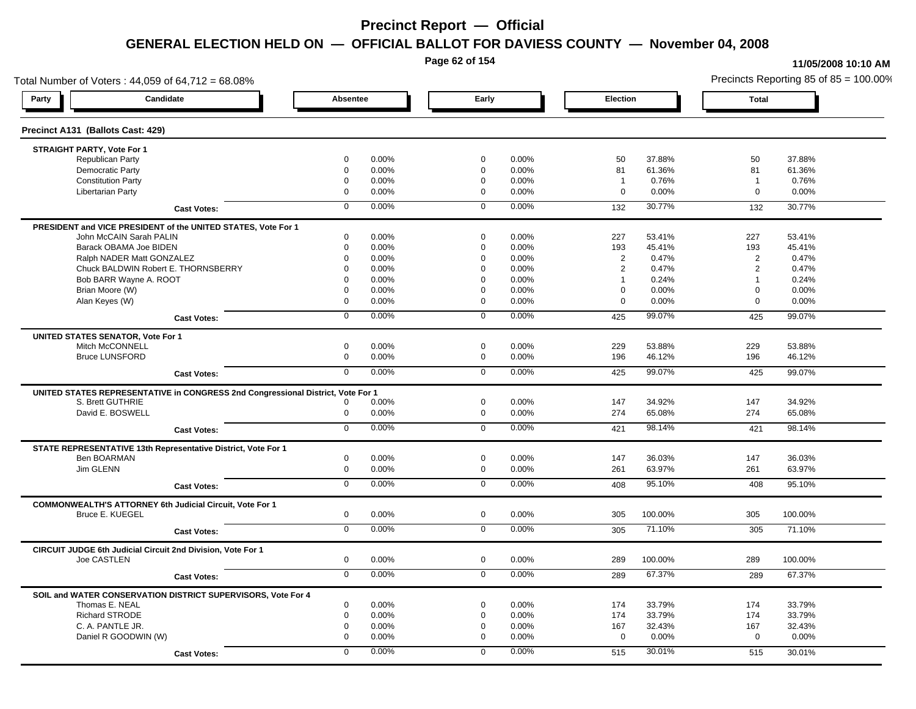# Precinct Report — Official

## GENERAL ELECTION HELD ON — OFFICIAL BALLOT FOR DAVIESS COUNTY — November 04, 2008

11/05/2008 10:10 AM

Total Number of Voters : 44,059 of 64,712 = 68.08%

Precincts Reporting 85 of 85 = 100.00%

| Party | Candidate | Absentee | | Early | | Election | | Total | |
|---|---|---|---|---|---|---|---|---|---|
| **Precinct A131 (Ballots Cast: 429)** | | | | | | | | | |
| **STRAIGHT PARTY, Vote For 1** | | | | | | | | | |
| | Republican Party | 0 | 0.00% | 0 | 0.00% | 50 | 37.88% | 50 | 37.88% |
| | Democratic Party | 0 | 0.00% | 0 | 0.00% | 81 | 61.36% | 81 | 61.36% |
| | Constitution Party | 0 | 0.00% | 0 | 0.00% | 1 | 0.76% | 1 | 0.76% |
| | Libertarian Party | 0 | 0.00% | 0 | 0.00% | 0 | 0.00% | 0 | 0.00% |
| | **Cast Votes:** | 0 | 0.00% | 0 | 0.00% | 132 | 30.77% | 132 | 30.77% |
| **PRESIDENT and VICE PRESIDENT of the UNITED STATES, Vote For 1** | | | | | | | | | |
| | John McCAIN Sarah PALIN | 0 | 0.00% | 0 | 0.00% | 227 | 53.41% | 227 | 53.41% |
| | Barack OBAMA Joe BIDEN | 0 | 0.00% | 0 | 0.00% | 193 | 45.41% | 193 | 45.41% |
| | Ralph NADER Matt GONZALEZ | 0 | 0.00% | 0 | 0.00% | 2 | 0.47% | 2 | 0.47% |
| | Chuck BALDWIN Robert E. THORNSBERRY | 0 | 0.00% | 0 | 0.00% | 2 | 0.47% | 2 | 0.47% |
| | Bob BARR Wayne A. ROOT | 0 | 0.00% | 0 | 0.00% | 1 | 0.24% | 1 | 0.24% |
| | Brian Moore (W) | 0 | 0.00% | 0 | 0.00% | 0 | 0.00% | 0 | 0.00% |
| | Alan Keyes (W) | 0 | 0.00% | 0 | 0.00% | 0 | 0.00% | 0 | 0.00% |
| | **Cast Votes:** | 0 | 0.00% | 0 | 0.00% | 425 | 99.07% | 425 | 99.07% |
| **UNITED STATES SENATOR, Vote For 1** | | | | | | | | | |
| | Mitch McCONNELL | 0 | 0.00% | 0 | 0.00% | 229 | 53.88% | 229 | 53.88% |
| | Bruce LUNSFORD | 0 | 0.00% | 0 | 0.00% | 196 | 46.12% | 196 | 46.12% |
| | **Cast Votes:** | 0 | 0.00% | 0 | 0.00% | 425 | 99.07% | 425 | 99.07% |
| **UNITED STATES REPRESENTATIVE in CONGRESS 2nd Congressional District, Vote For 1** | | | | | | | | | |
| | S. Brett GUTHRIE | 0 | 0.00% | 0 | 0.00% | 147 | 34.92% | 147 | 34.92% |
| | David E. BOSWELL | 0 | 0.00% | 0 | 0.00% | 274 | 65.08% | 274 | 65.08% |
| | **Cast Votes:** | 0 | 0.00% | 0 | 0.00% | 421 | 98.14% | 421 | 98.14% |
| **STATE REPRESENTATIVE 13th Representative District, Vote For 1** | | | | | | | | | |
| | Ben BOARMAN | 0 | 0.00% | 0 | 0.00% | 147 | 36.03% | 147 | 36.03% |
| | Jim GLENN | 0 | 0.00% | 0 | 0.00% | 261 | 63.97% | 261 | 63.97% |
| | **Cast Votes:** | 0 | 0.00% | 0 | 0.00% | 408 | 95.10% | 408 | 95.10% |
| **COMMONWEALTH'S ATTORNEY 6th Judicial Circuit, Vote For 1** | | | | | | | | | |
| | Bruce E. KUEGEL | 0 | 0.00% | 0 | 0.00% | 305 | 100.00% | 305 | 100.00% |
| | **Cast Votes:** | 0 | 0.00% | 0 | 0.00% | 305 | 71.10% | 305 | 71.10% |
| **CIRCUIT JUDGE 6th Judicial Circuit 2nd Division, Vote For 1** | | | | | | | | | |
| | Joe CASTLEN | 0 | 0.00% | 0 | 0.00% | 289 | 100.00% | 289 | 100.00% |
| | **Cast Votes:** | 0 | 0.00% | 0 | 0.00% | 289 | 67.37% | 289 | 67.37% |
| **SOIL and WATER CONSERVATION DISTRICT SUPERVISORS, Vote For 4** | | | | | | | | | |
| | Thomas E. NEAL | 0 | 0.00% | 0 | 0.00% | 174 | 33.79% | 174 | 33.79% |
| | Richard STRODE | 0 | 0.00% | 0 | 0.00% | 174 | 33.79% | 174 | 33.79% |
| | C. A. PANTLE JR. | 0 | 0.00% | 0 | 0.00% | 167 | 32.43% | 167 | 32.43% |
| | Daniel R GOODWIN (W) | 0 | 0.00% | 0 | 0.00% | 0 | 0.00% | 0 | 0.00% |
| | **Cast Votes:** | 0 | 0.00% | 0 | 0.00% | 515 | 30.01% | 515 | 30.01% |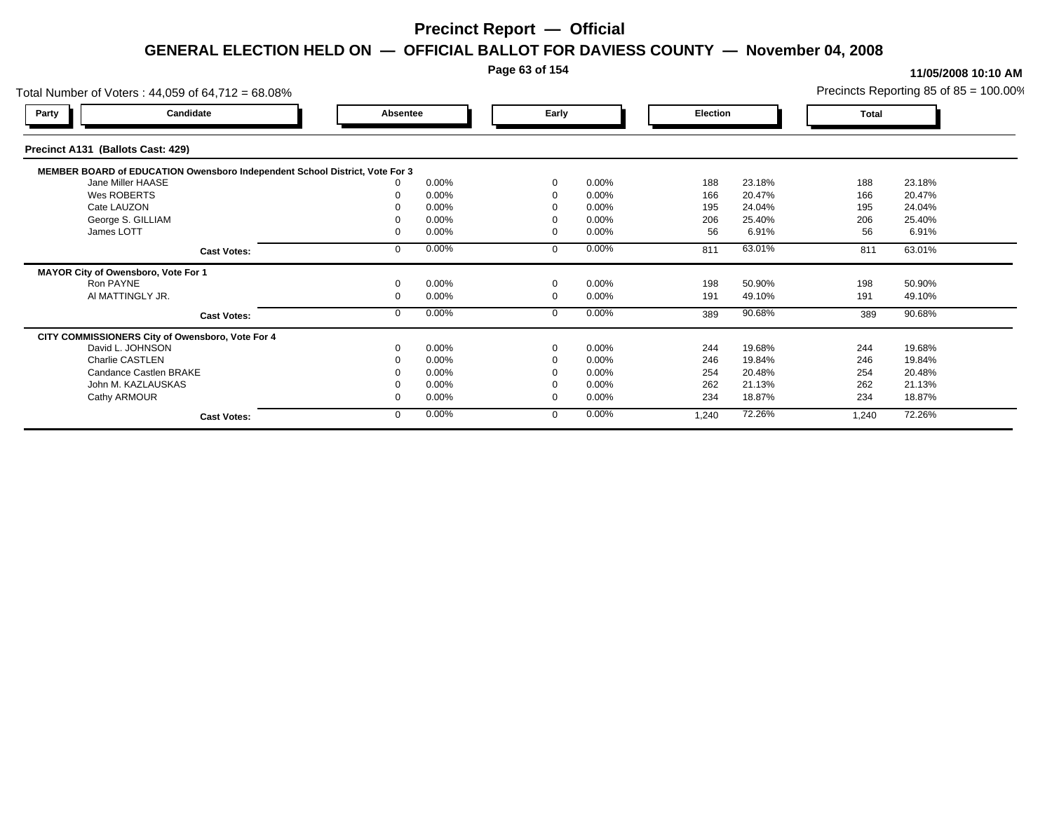# Precinct Report — Official

## GENERAL ELECTION HELD ON — OFFICIAL BALLOT FOR DAVIESS COUNTY — November 04, 2008

11/05/2008 10:10 AM

Total Number of Voters : 44,059 of 64,712 = 68.08%

Precincts Reporting 85 of 85 = 100.00%

### Precinct A131 (Ballots Cast: 429)

| Party | Candidate | Absentee | | Early | | Election | | Total | |
|---|---|---|---|---|---|---|---|---|---|
| | **MEMBER BOARD of EDUCATION Owensboro Independent School District, Vote For 3** | | | | | | | | |
| | Jane Miller HAASE | 0 | 0.00% | 0 | 0.00% | 188 | 23.18% | 188 | 23.18% |
| | Wes ROBERTS | 0 | 0.00% | 0 | 0.00% | 166 | 20.47% | 166 | 20.47% |
| | Cate LAUZON | 0 | 0.00% | 0 | 0.00% | 195 | 24.04% | 195 | 24.04% |
| | George S. GILLIAM | 0 | 0.00% | 0 | 0.00% | 206 | 25.40% | 206 | 25.40% |
| | James LOTT | 0 | 0.00% | 0 | 0.00% | 56 | 6.91% | 56 | 6.91% |
| | **Cast Votes:** | 0 | 0.00% | 0 | 0.00% | 811 | 63.01% | 811 | 63.01% |
| | **MAYOR City of Owensboro, Vote For 1** | | | | | | | | |
| | Ron PAYNE | 0 | 0.00% | 0 | 0.00% | 198 | 50.90% | 198 | 50.90% |
| | Al MATTINGLY JR. | 0 | 0.00% | 0 | 0.00% | 191 | 49.10% | 191 | 49.10% |
| | **Cast Votes:** | 0 | 0.00% | 0 | 0.00% | 389 | 90.68% | 389 | 90.68% |
| | **CITY COMMISSIONERS City of Owensboro, Vote For 4** | | | | | | | | |
| | David L. JOHNSON | 0 | 0.00% | 0 | 0.00% | 244 | 19.68% | 244 | 19.68% |
| | Charlie CASTLEN | 0 | 0.00% | 0 | 0.00% | 246 | 19.84% | 246 | 19.84% |
| | Candance Castlen BRAKE | 0 | 0.00% | 0 | 0.00% | 254 | 20.48% | 254 | 20.48% |
| | John M. KAZLAUSKAS | 0 | 0.00% | 0 | 0.00% | 262 | 21.13% | 262 | 21.13% |
| | Cathy ARMOUR | 0 | 0.00% | 0 | 0.00% | 234 | 18.87% | 234 | 18.87% |
| | **Cast Votes:** | 0 | 0.00% | 0 | 0.00% | 1,240 | 72.26% | 1,240 | 72.26% |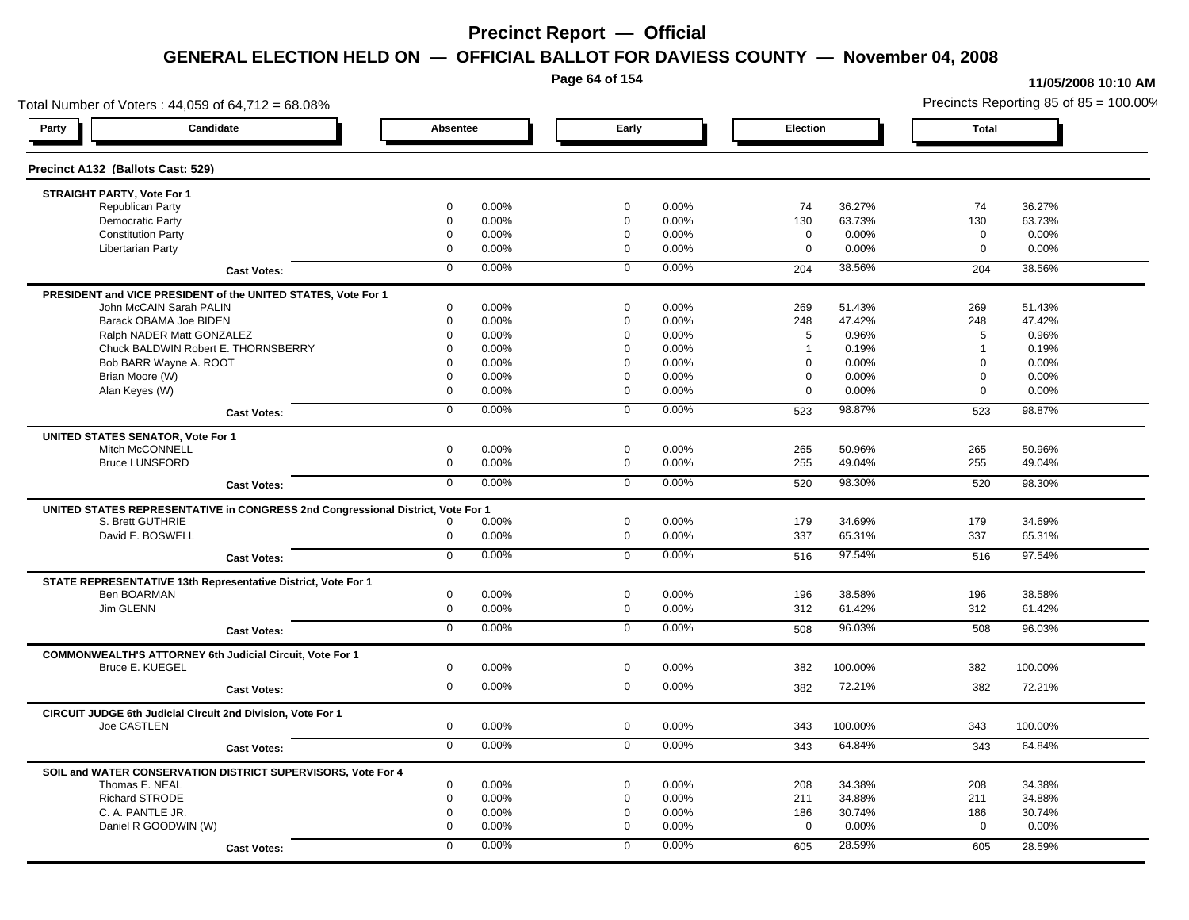# Precinct Report — Official

## GENERAL ELECTION HELD ON — OFFICIAL BALLOT FOR DAVIESS COUNTY — November 04, 2008

11/05/2008 10:10 AM

Total Number of Voters : 44,059 of 64,712 = 68.08%

Precincts Reporting 85 of 85 = 100.00%

### Precinct A132 (Ballots Cast: 529)

| Party / Candidate | Absentee | | Early | | Election | | Total | |
|---|---|---|---|---|---|---|---|---|
| **STRAIGHT PARTY, Vote For 1** | | | | | | | | |
| Republican Party | 0 | 0.00% | 0 | 0.00% | 74 | 36.27% | 74 | 36.27% |
| Democratic Party | 0 | 0.00% | 0 | 0.00% | 130 | 63.73% | 130 | 63.73% |
| Constitution Party | 0 | 0.00% | 0 | 0.00% | 0 | 0.00% | 0 | 0.00% |
| Libertarian Party | 0 | 0.00% | 0 | 0.00% | 0 | 0.00% | 0 | 0.00% |
| **Cast Votes:** | 0 | 0.00% | 0 | 0.00% | 204 | 38.56% | 204 | 38.56% |
| **PRESIDENT and VICE PRESIDENT of the UNITED STATES, Vote For 1** | | | | | | | | |
| John McCAIN Sarah PALIN | 0 | 0.00% | 0 | 0.00% | 269 | 51.43% | 269 | 51.43% |
| Barack OBAMA Joe BIDEN | 0 | 0.00% | 0 | 0.00% | 248 | 47.42% | 248 | 47.42% |
| Ralph NADER Matt GONZALEZ | 0 | 0.00% | 0 | 0.00% | 5 | 0.96% | 5 | 0.96% |
| Chuck BALDWIN Robert E. THORNSBERRY | 0 | 0.00% | 0 | 0.00% | 1 | 0.19% | 1 | 0.19% |
| Bob BARR Wayne A. ROOT | 0 | 0.00% | 0 | 0.00% | 0 | 0.00% | 0 | 0.00% |
| Brian Moore (W) | 0 | 0.00% | 0 | 0.00% | 0 | 0.00% | 0 | 0.00% |
| Alan Keyes (W) | 0 | 0.00% | 0 | 0.00% | 0 | 0.00% | 0 | 0.00% |
| **Cast Votes:** | 0 | 0.00% | 0 | 0.00% | 523 | 98.87% | 523 | 98.87% |
| **UNITED STATES SENATOR, Vote For 1** | | | | | | | | |
| Mitch McCONNELL | 0 | 0.00% | 0 | 0.00% | 265 | 50.96% | 265 | 50.96% |
| Bruce LUNSFORD | 0 | 0.00% | 0 | 0.00% | 255 | 49.04% | 255 | 49.04% |
| **Cast Votes:** | 0 | 0.00% | 0 | 0.00% | 520 | 98.30% | 520 | 98.30% |
| **UNITED STATES REPRESENTATIVE in CONGRESS 2nd Congressional District, Vote For 1** | | | | | | | | |
| S. Brett GUTHRIE | 0 | 0.00% | 0 | 0.00% | 179 | 34.69% | 179 | 34.69% |
| David E. BOSWELL | 0 | 0.00% | 0 | 0.00% | 337 | 65.31% | 337 | 65.31% |
| **Cast Votes:** | 0 | 0.00% | 0 | 0.00% | 516 | 97.54% | 516 | 97.54% |
| **STATE REPRESENTATIVE 13th Representative District, Vote For 1** | | | | | | | | |
| Ben BOARMAN | 0 | 0.00% | 0 | 0.00% | 196 | 38.58% | 196 | 38.58% |
| Jim GLENN | 0 | 0.00% | 0 | 0.00% | 312 | 61.42% | 312 | 61.42% |
| **Cast Votes:** | 0 | 0.00% | 0 | 0.00% | 508 | 96.03% | 508 | 96.03% |
| **COMMONWEALTH'S ATTORNEY 6th Judicial Circuit, Vote For 1** | | | | | | | | |
| Bruce E. KUEGEL | 0 | 0.00% | 0 | 0.00% | 382 | 100.00% | 382 | 100.00% |
| **Cast Votes:** | 0 | 0.00% | 0 | 0.00% | 382 | 72.21% | 382 | 72.21% |
| **CIRCUIT JUDGE 6th Judicial Circuit 2nd Division, Vote For 1** | | | | | | | | |
| Joe CASTLEN | 0 | 0.00% | 0 | 0.00% | 343 | 100.00% | 343 | 100.00% |
| **Cast Votes:** | 0 | 0.00% | 0 | 0.00% | 343 | 64.84% | 343 | 64.84% |
| **SOIL and WATER CONSERVATION DISTRICT SUPERVISORS, Vote For 4** | | | | | | | | |
| Thomas E. NEAL | 0 | 0.00% | 0 | 0.00% | 208 | 34.38% | 208 | 34.38% |
| Richard STRODE | 0 | 0.00% | 0 | 0.00% | 211 | 34.88% | 211 | 34.88% |
| C. A. PANTLE JR. | 0 | 0.00% | 0 | 0.00% | 186 | 30.74% | 186 | 30.74% |
| Daniel R GOODWIN (W) | 0 | 0.00% | 0 | 0.00% | 0 | 0.00% | 0 | 0.00% |
| **Cast Votes:** | 0 | 0.00% | 0 | 0.00% | 605 | 28.59% | 605 | 28.59% |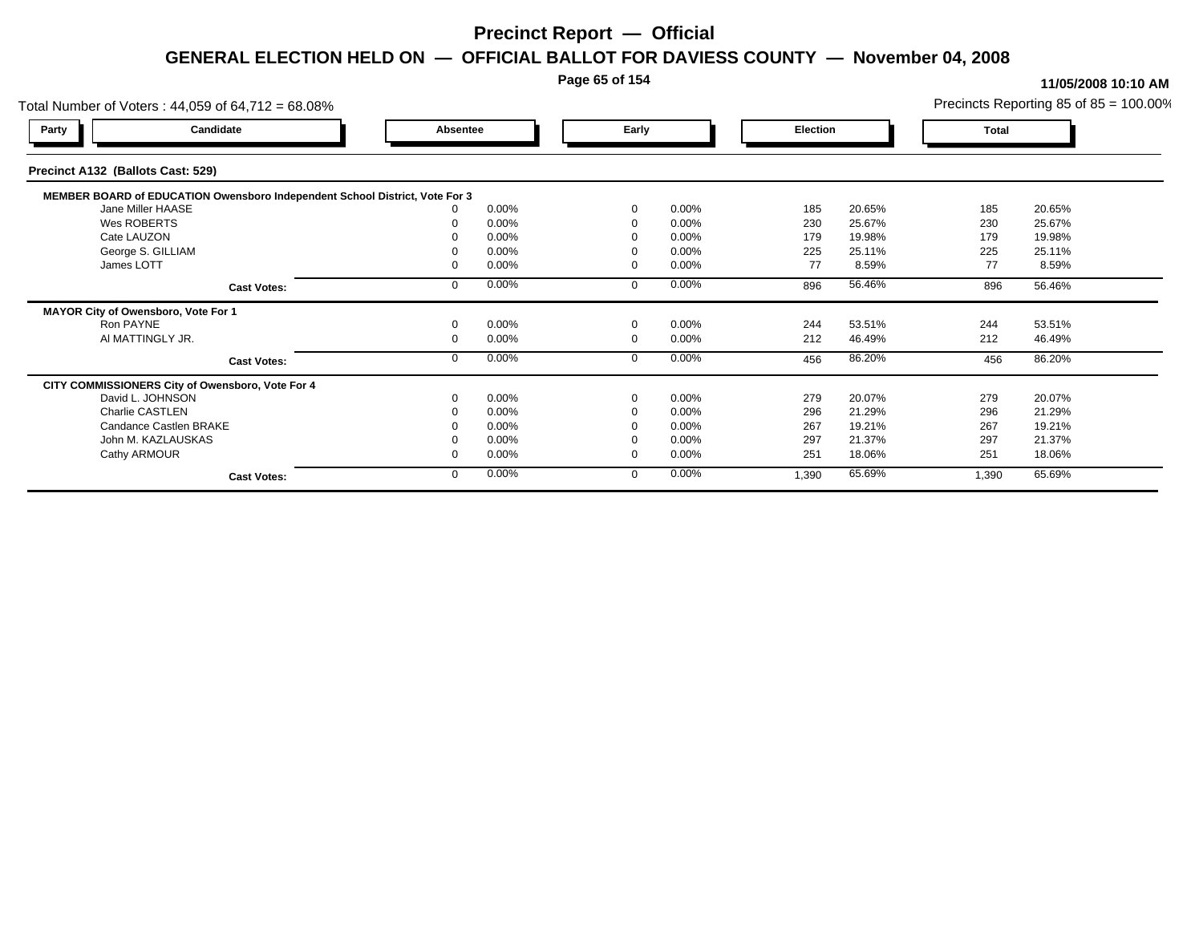# Precinct Report — Official

## GENERAL ELECTION HELD ON — OFFICIAL BALLOT FOR DAVIESS COUNTY — November 04, 2008

11/05/2008 10:10 AM

Total Number of Voters : 44,059 of 64,712 = 68.08%

Precincts Reporting 85 of 85 = 100.00%

| Party | Candidate | Absentee | | Early | | Election | | Total | |
|---|---|---|---|---|---|---|---|---|---|
| **Precinct A132 (Ballots Cast: 529)** | | | | | | | | | |
| **MEMBER BOARD of EDUCATION Owensboro Independent School District, Vote For 3** | | | | | | | | | |
| | Jane Miller HAASE | 0 | 0.00% | 0 | 0.00% | 185 | 20.65% | 185 | 20.65% |
| | Wes ROBERTS | 0 | 0.00% | 0 | 0.00% | 230 | 25.67% | 230 | 25.67% |
| | Cate LAUZON | 0 | 0.00% | 0 | 0.00% | 179 | 19.98% | 179 | 19.98% |
| | George S. GILLIAM | 0 | 0.00% | 0 | 0.00% | 225 | 25.11% | 225 | 25.11% |
| | James LOTT | 0 | 0.00% | 0 | 0.00% | 77 | 8.59% | 77 | 8.59% |
| | **Cast Votes:** | 0 | 0.00% | 0 | 0.00% | 896 | 56.46% | 896 | 56.46% |
| **MAYOR City of Owensboro, Vote For 1** | | | | | | | | | |
| | Ron PAYNE | 0 | 0.00% | 0 | 0.00% | 244 | 53.51% | 244 | 53.51% |
| | Al MATTINGLY JR. | 0 | 0.00% | 0 | 0.00% | 212 | 46.49% | 212 | 46.49% |
| | **Cast Votes:** | 0 | 0.00% | 0 | 0.00% | 456 | 86.20% | 456 | 86.20% |
| **CITY COMMISSIONERS City of Owensboro, Vote For 4** | | | | | | | | | |
| | David L. JOHNSON | 0 | 0.00% | 0 | 0.00% | 279 | 20.07% | 279 | 20.07% |
| | Charlie CASTLEN | 0 | 0.00% | 0 | 0.00% | 296 | 21.29% | 296 | 21.29% |
| | Candance Castlen BRAKE | 0 | 0.00% | 0 | 0.00% | 267 | 19.21% | 267 | 19.21% |
| | John M. KAZLAUSKAS | 0 | 0.00% | 0 | 0.00% | 297 | 21.37% | 297 | 21.37% |
| | Cathy ARMOUR | 0 | 0.00% | 0 | 0.00% | 251 | 18.06% | 251 | 18.06% |
| | **Cast Votes:** | 0 | 0.00% | 0 | 0.00% | 1,390 | 65.69% | 1,390 | 65.69% |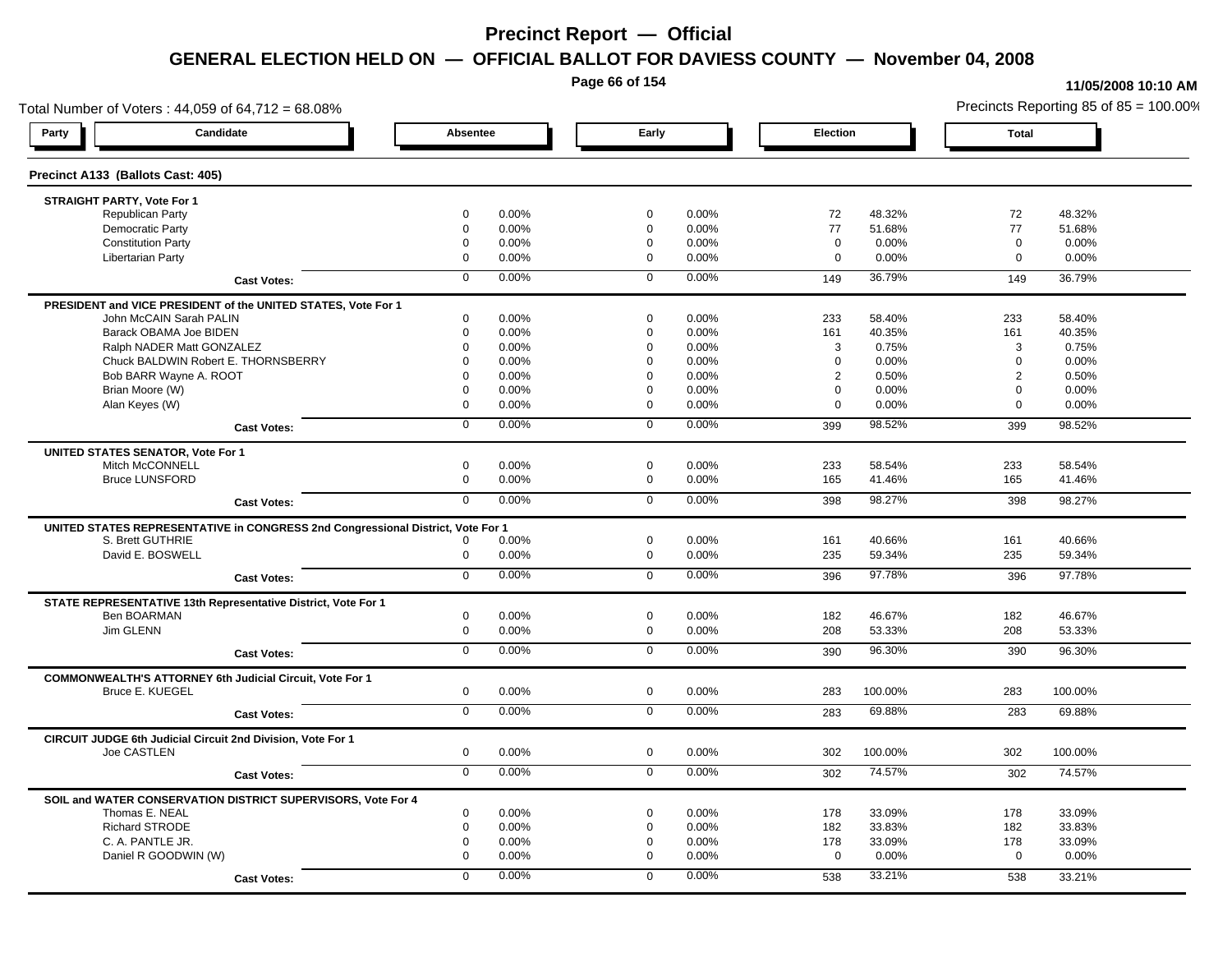# Precinct Report — Official

## GENERAL ELECTION HELD ON — OFFICIAL BALLOT FOR DAVIESS COUNTY — November 04, 2008

11/05/2008 10:10 AM

Total Number of Voters : 44,059 of 64,712 = 68.08%

Precincts Reporting 85 of 85 = 100.00%

### Precinct A133 (Ballots Cast: 405)

| Party | Candidate | Absentee | | Early | | Election | | Total | |
|---|---|---|---|---|---|---|---|---|---|
| **STRAIGHT PARTY, Vote For 1** | | | | | | | | | |
| | Republican Party | 0 | 0.00% | 0 | 0.00% | 72 | 48.32% | 72 | 48.32% |
| | Democratic Party | 0 | 0.00% | 0 | 0.00% | 77 | 51.68% | 77 | 51.68% |
| | Constitution Party | 0 | 0.00% | 0 | 0.00% | 0 | 0.00% | 0 | 0.00% |
| | Libertarian Party | 0 | 0.00% | 0 | 0.00% | 0 | 0.00% | 0 | 0.00% |
| | **Cast Votes:** | 0 | 0.00% | 0 | 0.00% | 149 | 36.79% | 149 | 36.79% |
| **PRESIDENT and VICE PRESIDENT of the UNITED STATES, Vote For 1** | | | | | | | | | |
| | John McCAIN Sarah PALIN | 0 | 0.00% | 0 | 0.00% | 233 | 58.40% | 233 | 58.40% |
| | Barack OBAMA Joe BIDEN | 0 | 0.00% | 0 | 0.00% | 161 | 40.35% | 161 | 40.35% |
| | Ralph NADER Matt GONZALEZ | 0 | 0.00% | 0 | 0.00% | 3 | 0.75% | 3 | 0.75% |
| | Chuck BALDWIN Robert E. THORNSBERRY | 0 | 0.00% | 0 | 0.00% | 0 | 0.00% | 0 | 0.00% |
| | Bob BARR Wayne A. ROOT | 0 | 0.00% | 0 | 0.00% | 2 | 0.50% | 2 | 0.50% |
| | Brian Moore (W) | 0 | 0.00% | 0 | 0.00% | 0 | 0.00% | 0 | 0.00% |
| | Alan Keyes (W) | 0 | 0.00% | 0 | 0.00% | 0 | 0.00% | 0 | 0.00% |
| | **Cast Votes:** | 0 | 0.00% | 0 | 0.00% | 399 | 98.52% | 399 | 98.52% |
| **UNITED STATES SENATOR, Vote For 1** | | | | | | | | | |
| | Mitch McCONNELL | 0 | 0.00% | 0 | 0.00% | 233 | 58.54% | 233 | 58.54% |
| | Bruce LUNSFORD | 0 | 0.00% | 0 | 0.00% | 165 | 41.46% | 165 | 41.46% |
| | **Cast Votes:** | 0 | 0.00% | 0 | 0.00% | 398 | 98.27% | 398 | 98.27% |
| **UNITED STATES REPRESENTATIVE in CONGRESS 2nd Congressional District, Vote For 1** | | | | | | | | | |
| | S. Brett GUTHRIE | 0 | 0.00% | 0 | 0.00% | 161 | 40.66% | 161 | 40.66% |
| | David E. BOSWELL | 0 | 0.00% | 0 | 0.00% | 235 | 59.34% | 235 | 59.34% |
| | **Cast Votes:** | 0 | 0.00% | 0 | 0.00% | 396 | 97.78% | 396 | 97.78% |
| **STATE REPRESENTATIVE 13th Representative District, Vote For 1** | | | | | | | | | |
| | Ben BOARMAN | 0 | 0.00% | 0 | 0.00% | 182 | 46.67% | 182 | 46.67% |
| | Jim GLENN | 0 | 0.00% | 0 | 0.00% | 208 | 53.33% | 208 | 53.33% |
| | **Cast Votes:** | 0 | 0.00% | 0 | 0.00% | 390 | 96.30% | 390 | 96.30% |
| **COMMONWEALTH'S ATTORNEY 6th Judicial Circuit, Vote For 1** | | | | | | | | | |
| | Bruce E. KUEGEL | 0 | 0.00% | 0 | 0.00% | 283 | 100.00% | 283 | 100.00% |
| | **Cast Votes:** | 0 | 0.00% | 0 | 0.00% | 283 | 69.88% | 283 | 69.88% |
| **CIRCUIT JUDGE 6th Judicial Circuit 2nd Division, Vote For 1** | | | | | | | | | |
| | Joe CASTLEN | 0 | 0.00% | 0 | 0.00% | 302 | 100.00% | 302 | 100.00% |
| | **Cast Votes:** | 0 | 0.00% | 0 | 0.00% | 302 | 74.57% | 302 | 74.57% |
| **SOIL and WATER CONSERVATION DISTRICT SUPERVISORS, Vote For 4** | | | | | | | | | |
| | Thomas E. NEAL | 0 | 0.00% | 0 | 0.00% | 178 | 33.09% | 178 | 33.09% |
| | Richard STRODE | 0 | 0.00% | 0 | 0.00% | 182 | 33.83% | 182 | 33.83% |
| | C. A. PANTLE JR. | 0 | 0.00% | 0 | 0.00% | 178 | 33.09% | 178 | 33.09% |
| | Daniel R GOODWIN (W) | 0 | 0.00% | 0 | 0.00% | 0 | 0.00% | 0 | 0.00% |
| | **Cast Votes:** | 0 | 0.00% | 0 | 0.00% | 538 | 33.21% | 538 | 33.21% |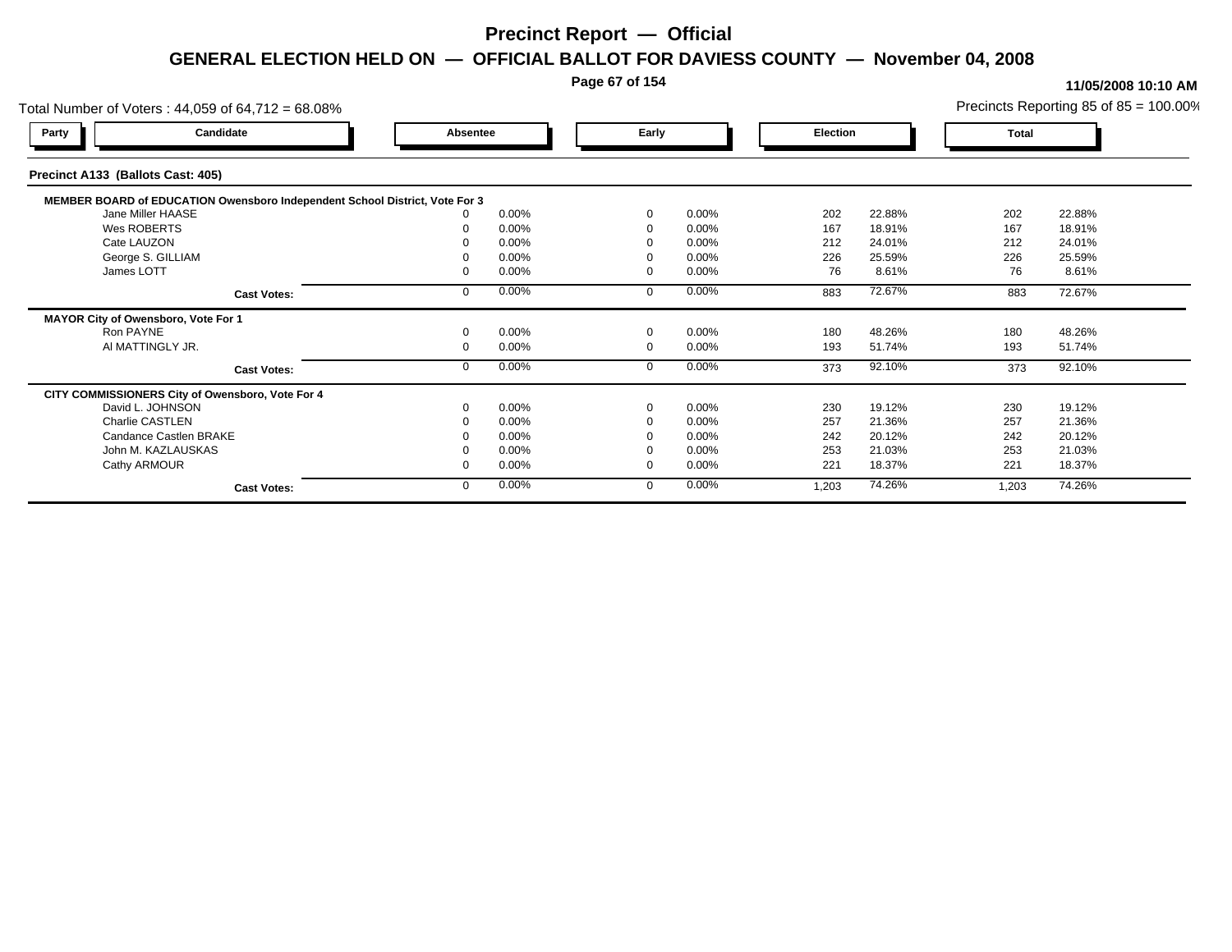# Precinct Report — Official

## GENERAL ELECTION HELD ON — OFFICIAL BALLOT FOR DAVIESS COUNTY — November 04, 2008

11/05/2008 10:10 AM

Total Number of Voters : 44,059 of 64,712 = 68.08%

Precincts Reporting 85 of 85 = 100.00%

| Party | Candidate | Absentee | | Early | | Election | | Total | |
|---|---|---|---|---|---|---|---|---|---|
| **Precinct A133 (Ballots Cast: 405)** | | | | | | | | | |
| **MEMBER BOARD of EDUCATION Owensboro Independent School District, Vote For 3** | | | | | | | | | |
| | Jane Miller HAASE | 0 | 0.00% | 0 | 0.00% | 202 | 22.88% | 202 | 22.88% |
| | Wes ROBERTS | 0 | 0.00% | 0 | 0.00% | 167 | 18.91% | 167 | 18.91% |
| | Cate LAUZON | 0 | 0.00% | 0 | 0.00% | 212 | 24.01% | 212 | 24.01% |
| | George S. GILLIAM | 0 | 0.00% | 0 | 0.00% | 226 | 25.59% | 226 | 25.59% |
| | James LOTT | 0 | 0.00% | 0 | 0.00% | 76 | 8.61% | 76 | 8.61% |
| | **Cast Votes:** | 0 | 0.00% | 0 | 0.00% | 883 | 72.67% | 883 | 72.67% |
| **MAYOR City of Owensboro, Vote For 1** | | | | | | | | | |
| | Ron PAYNE | 0 | 0.00% | 0 | 0.00% | 180 | 48.26% | 180 | 48.26% |
| | Al MATTINGLY JR. | 0 | 0.00% | 0 | 0.00% | 193 | 51.74% | 193 | 51.74% |
| | **Cast Votes:** | 0 | 0.00% | 0 | 0.00% | 373 | 92.10% | 373 | 92.10% |
| **CITY COMMISSIONERS City of Owensboro, Vote For 4** | | | | | | | | | |
| | David L. JOHNSON | 0 | 0.00% | 0 | 0.00% | 230 | 19.12% | 230 | 19.12% |
| | Charlie CASTLEN | 0 | 0.00% | 0 | 0.00% | 257 | 21.36% | 257 | 21.36% |
| | Candance Castlen BRAKE | 0 | 0.00% | 0 | 0.00% | 242 | 20.12% | 242 | 20.12% |
| | John M. KAZLAUSKAS | 0 | 0.00% | 0 | 0.00% | 253 | 21.03% | 253 | 21.03% |
| | Cathy ARMOUR | 0 | 0.00% | 0 | 0.00% | 221 | 18.37% | 221 | 18.37% |
| | **Cast Votes:** | 0 | 0.00% | 0 | 0.00% | 1,203 | 74.26% | 1,203 | 74.26% |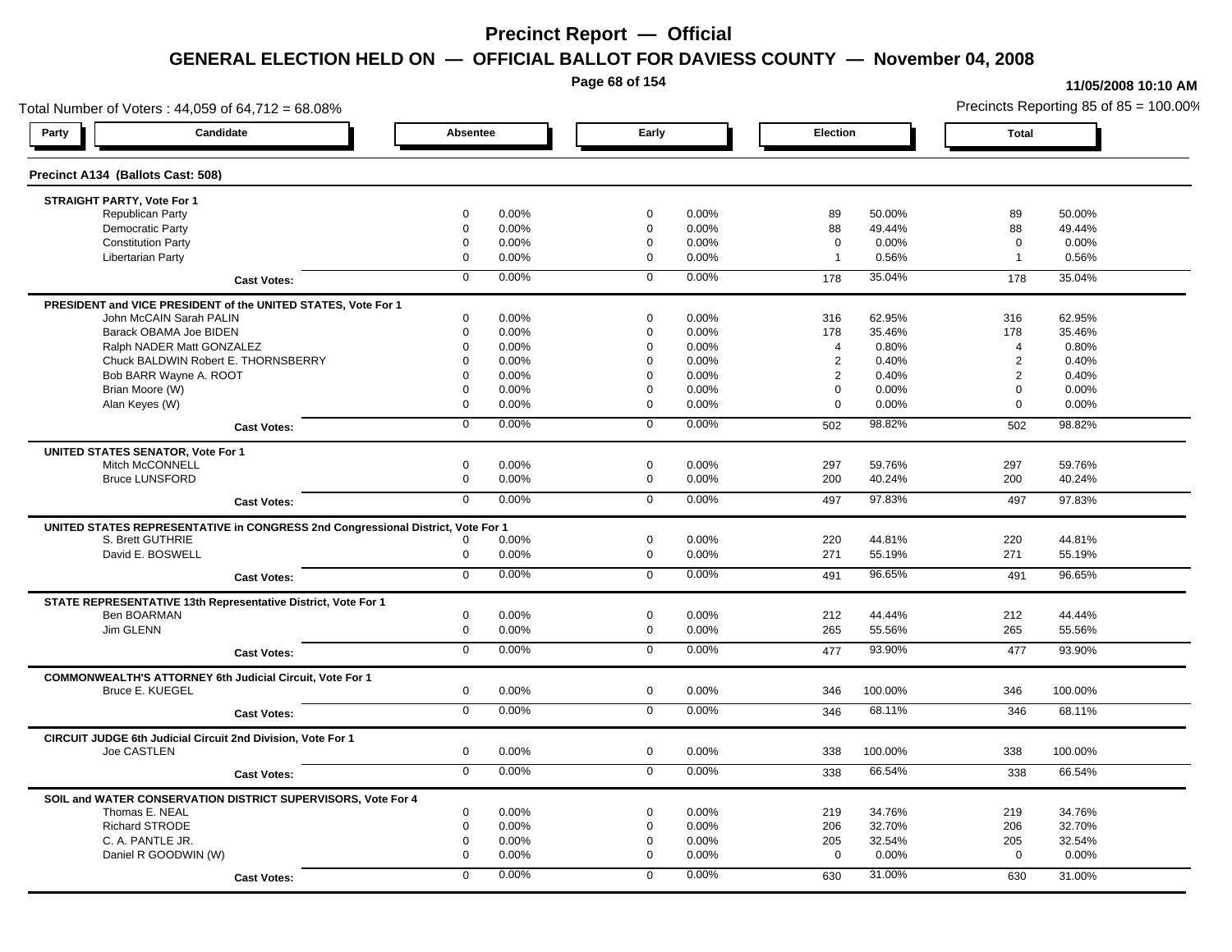# Precinct Report — Official

## GENERAL ELECTION HELD ON — OFFICIAL BALLOT FOR DAVIESS COUNTY — November 04, 2008

11/05/2008 10:10 AM

Total Number of Voters : 44,059 of 64,712 = 68.08%

Precincts Reporting 85 of 85 = 100.00%

### Precinct A134 (Ballots Cast: 508)

| Party | Candidate | Absentee | | Early | | Election | | Total | |
|---|---|---|---|---|---|---|---|---|---|
| **STRAIGHT PARTY, Vote For 1** | | | | | | | | | |
| | Republican Party | 0 | 0.00% | 0 | 0.00% | 89 | 50.00% | 89 | 50.00% |
| | Democratic Party | 0 | 0.00% | 0 | 0.00% | 88 | 49.44% | 88 | 49.44% |
| | Constitution Party | 0 | 0.00% | 0 | 0.00% | 0 | 0.00% | 0 | 0.00% |
| | Libertarian Party | 0 | 0.00% | 0 | 0.00% | 1 | 0.56% | 1 | 0.56% |
| | **Cast Votes:** | 0 | 0.00% | 0 | 0.00% | 178 | 35.04% | 178 | 35.04% |
| **PRESIDENT and VICE PRESIDENT of the UNITED STATES, Vote For 1** | | | | | | | | | |
| | John McCAIN Sarah PALIN | 0 | 0.00% | 0 | 0.00% | 316 | 62.95% | 316 | 62.95% |
| | Barack OBAMA Joe BIDEN | 0 | 0.00% | 0 | 0.00% | 178 | 35.46% | 178 | 35.46% |
| | Ralph NADER Matt GONZALEZ | 0 | 0.00% | 0 | 0.00% | 4 | 0.80% | 4 | 0.80% |
| | Chuck BALDWIN Robert E. THORNSBERRY | 0 | 0.00% | 0 | 0.00% | 2 | 0.40% | 2 | 0.40% |
| | Bob BARR Wayne A. ROOT | 0 | 0.00% | 0 | 0.00% | 2 | 0.40% | 2 | 0.40% |
| | Brian Moore (W) | 0 | 0.00% | 0 | 0.00% | 0 | 0.00% | 0 | 0.00% |
| | Alan Keyes (W) | 0 | 0.00% | 0 | 0.00% | 0 | 0.00% | 0 | 0.00% |
| | **Cast Votes:** | 0 | 0.00% | 0 | 0.00% | 502 | 98.82% | 502 | 98.82% |
| **UNITED STATES SENATOR, Vote For 1** | | | | | | | | | |
| | Mitch McCONNELL | 0 | 0.00% | 0 | 0.00% | 297 | 59.76% | 297 | 59.76% |
| | Bruce LUNSFORD | 0 | 0.00% | 0 | 0.00% | 200 | 40.24% | 200 | 40.24% |
| | **Cast Votes:** | 0 | 0.00% | 0 | 0.00% | 497 | 97.83% | 497 | 97.83% |
| **UNITED STATES REPRESENTATIVE in CONGRESS 2nd Congressional District, Vote For 1** | | | | | | | | | |
| | S. Brett GUTHRIE | 0 | 0.00% | 0 | 0.00% | 220 | 44.81% | 220 | 44.81% |
| | David E. BOSWELL | 0 | 0.00% | 0 | 0.00% | 271 | 55.19% | 271 | 55.19% |
| | **Cast Votes:** | 0 | 0.00% | 0 | 0.00% | 491 | 96.65% | 491 | 96.65% |
| **STATE REPRESENTATIVE 13th Representative District, Vote For 1** | | | | | | | | | |
| | Ben BOARMAN | 0 | 0.00% | 0 | 0.00% | 212 | 44.44% | 212 | 44.44% |
| | Jim GLENN | 0 | 0.00% | 0 | 0.00% | 265 | 55.56% | 265 | 55.56% |
| | **Cast Votes:** | 0 | 0.00% | 0 | 0.00% | 477 | 93.90% | 477 | 93.90% |
| **COMMONWEALTH'S ATTORNEY 6th Judicial Circuit, Vote For 1** | | | | | | | | | |
| | Bruce E. KUEGEL | 0 | 0.00% | 0 | 0.00% | 346 | 100.00% | 346 | 100.00% |
| | **Cast Votes:** | 0 | 0.00% | 0 | 0.00% | 346 | 68.11% | 346 | 68.11% |
| **CIRCUIT JUDGE 6th Judicial Circuit 2nd Division, Vote For 1** | | | | | | | | | |
| | Joe CASTLEN | 0 | 0.00% | 0 | 0.00% | 338 | 100.00% | 338 | 100.00% |
| | **Cast Votes:** | 0 | 0.00% | 0 | 0.00% | 338 | 66.54% | 338 | 66.54% |
| **SOIL and WATER CONSERVATION DISTRICT SUPERVISORS, Vote For 4** | | | | | | | | | |
| | Thomas E. NEAL | 0 | 0.00% | 0 | 0.00% | 219 | 34.76% | 219 | 34.76% |
| | Richard STRODE | 0 | 0.00% | 0 | 0.00% | 206 | 32.70% | 206 | 32.70% |
| | C. A. PANTLE JR. | 0 | 0.00% | 0 | 0.00% | 205 | 32.54% | 205 | 32.54% |
| | Daniel R GOODWIN (W) | 0 | 0.00% | 0 | 0.00% | 0 | 0.00% | 0 | 0.00% |
| | **Cast Votes:** | 0 | 0.00% | 0 | 0.00% | 630 | 31.00% | 630 | 31.00% |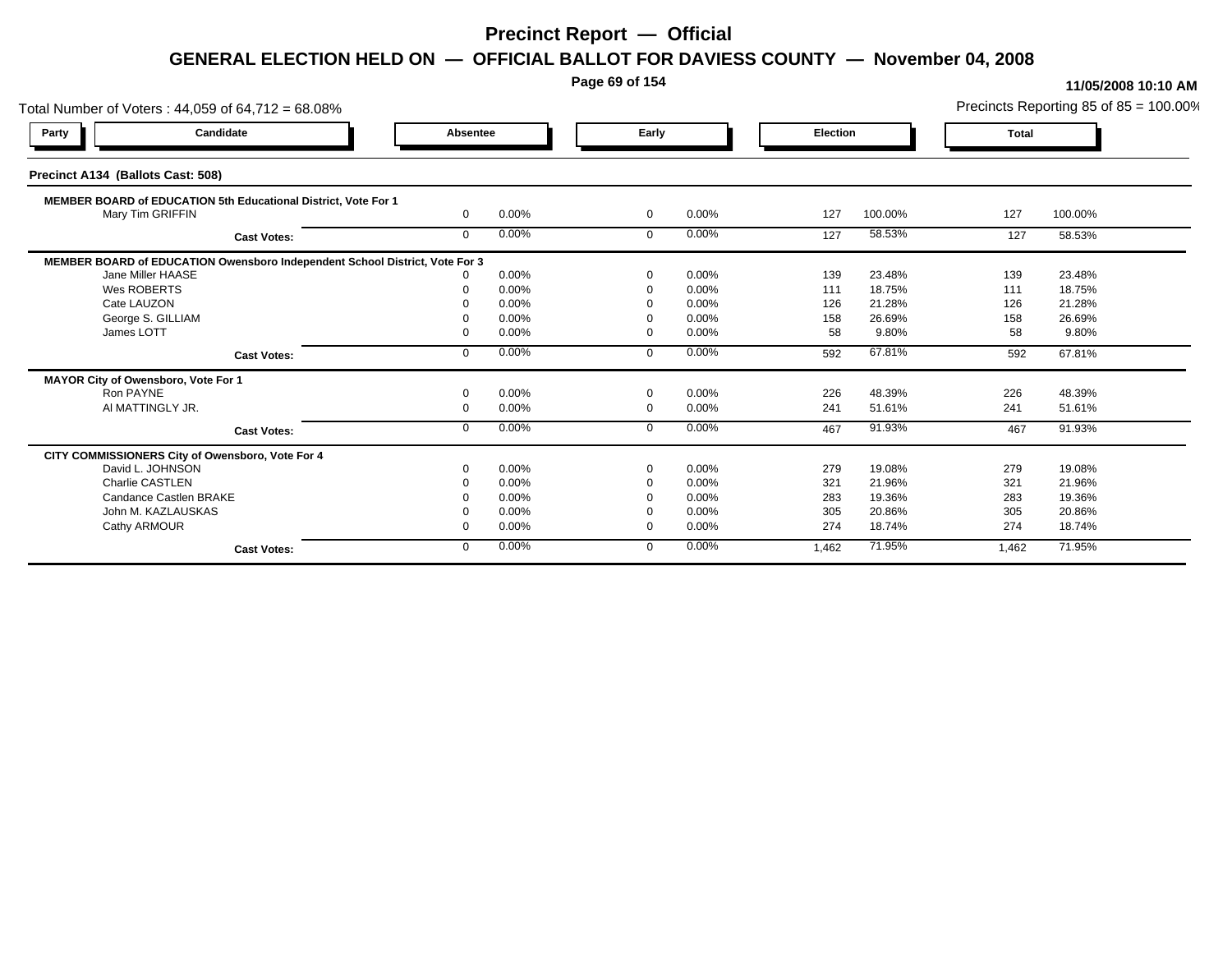# Precinct Report — Official

## GENERAL ELECTION HELD ON — OFFICIAL BALLOT FOR DAVIESS COUNTY — November 04, 2008

**11/05/2008 10:10 AM**

Total Number of Voters : 44,059 of 64,712 = 68.08%

Precincts Reporting 85 of 85 = 100.00%

### Precinct A134 (Ballots Cast: 508)

| Party | Candidate | Absentee | | Early | | Election | | Total | |
|---|---|---|---|---|---|---|---|---|---|
| | **MEMBER BOARD of EDUCATION 5th Educational District, Vote For 1** | | | | | | | | |
| | Mary Tim GRIFFIN | 0 | 0.00% | 0 | 0.00% | 127 | 100.00% | 127 | 100.00% |
| | **Cast Votes:** | 0 | 0.00% | 0 | 0.00% | 127 | 58.53% | 127 | 58.53% |
| | **MEMBER BOARD of EDUCATION Owensboro Independent School District, Vote For 3** | | | | | | | | |
| | Jane Miller HAASE | 0 | 0.00% | 0 | 0.00% | 139 | 23.48% | 139 | 23.48% |
| | Wes ROBERTS | 0 | 0.00% | 0 | 0.00% | 111 | 18.75% | 111 | 18.75% |
| | Cate LAUZON | 0 | 0.00% | 0 | 0.00% | 126 | 21.28% | 126 | 21.28% |
| | George S. GILLIAM | 0 | 0.00% | 0 | 0.00% | 158 | 26.69% | 158 | 26.69% |
| | James LOTT | 0 | 0.00% | 0 | 0.00% | 58 | 9.80% | 58 | 9.80% |
| | **Cast Votes:** | 0 | 0.00% | 0 | 0.00% | 592 | 67.81% | 592 | 67.81% |
| | **MAYOR City of Owensboro, Vote For 1** | | | | | | | | |
| | Ron PAYNE | 0 | 0.00% | 0 | 0.00% | 226 | 48.39% | 226 | 48.39% |
| | Al MATTINGLY JR. | 0 | 0.00% | 0 | 0.00% | 241 | 51.61% | 241 | 51.61% |
| | **Cast Votes:** | 0 | 0.00% | 0 | 0.00% | 467 | 91.93% | 467 | 91.93% |
| | **CITY COMMISSIONERS City of Owensboro, Vote For 4** | | | | | | | | |
| | David L. JOHNSON | 0 | 0.00% | 0 | 0.00% | 279 | 19.08% | 279 | 19.08% |
| | Charlie CASTLEN | 0 | 0.00% | 0 | 0.00% | 321 | 21.96% | 321 | 21.96% |
| | Candance Castlen BRAKE | 0 | 0.00% | 0 | 0.00% | 283 | 19.36% | 283 | 19.36% |
| | John M. KAZLAUSKAS | 0 | 0.00% | 0 | 0.00% | 305 | 20.86% | 305 | 20.86% |
| | Cathy ARMOUR | 0 | 0.00% | 0 | 0.00% | 274 | 18.74% | 274 | 18.74% |
| | **Cast Votes:** | 0 | 0.00% | 0 | 0.00% | 1,462 | 71.95% | 1,462 | 71.95% |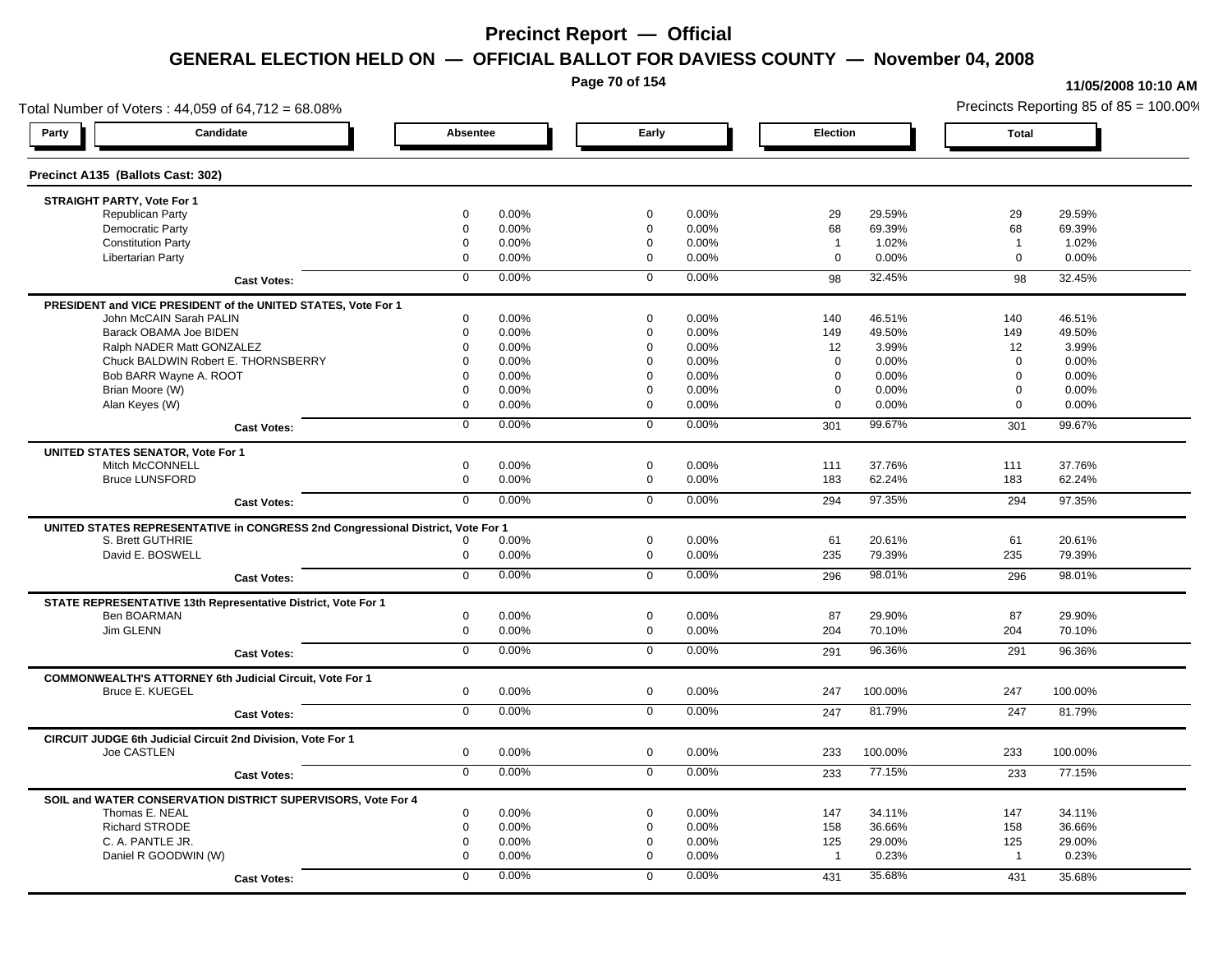# Precinct Report — Official

## GENERAL ELECTION HELD ON — OFFICIAL BALLOT FOR DAVIESS COUNTY — November 04, 2008

11/05/2008 10:10 AM

Total Number of Voters : 44,059 of 64,712 = 68.08%

Precincts Reporting 85 of 85 = 100.00%

### Precinct A135 (Ballots Cast: 302)

| Party / Candidate | Absentee | | Early | | Election | | Total | |
|---|---|---|---|---|---|---|---|---|
| **STRAIGHT PARTY, Vote For 1** | | | | | | | | |
| Republican Party | 0 | 0.00% | 0 | 0.00% | 29 | 29.59% | 29 | 29.59% |
| Democratic Party | 0 | 0.00% | 0 | 0.00% | 68 | 69.39% | 68 | 69.39% |
| Constitution Party | 0 | 0.00% | 0 | 0.00% | 1 | 1.02% | 1 | 1.02% |
| Libertarian Party | 0 | 0.00% | 0 | 0.00% | 0 | 0.00% | 0 | 0.00% |
| **Cast Votes:** | 0 | 0.00% | 0 | 0.00% | 98 | 32.45% | 98 | 32.45% |
| **PRESIDENT and VICE PRESIDENT of the UNITED STATES, Vote For 1** | | | | | | | | |
| John McCAIN Sarah PALIN | 0 | 0.00% | 0 | 0.00% | 140 | 46.51% | 140 | 46.51% |
| Barack OBAMA Joe BIDEN | 0 | 0.00% | 0 | 0.00% | 149 | 49.50% | 149 | 49.50% |
| Ralph NADER Matt GONZALEZ | 0 | 0.00% | 0 | 0.00% | 12 | 3.99% | 12 | 3.99% |
| Chuck BALDWIN Robert E. THORNSBERRY | 0 | 0.00% | 0 | 0.00% | 0 | 0.00% | 0 | 0.00% |
| Bob BARR Wayne A. ROOT | 0 | 0.00% | 0 | 0.00% | 0 | 0.00% | 0 | 0.00% |
| Brian Moore (W) | 0 | 0.00% | 0 | 0.00% | 0 | 0.00% | 0 | 0.00% |
| Alan Keyes (W) | 0 | 0.00% | 0 | 0.00% | 0 | 0.00% | 0 | 0.00% |
| **Cast Votes:** | 0 | 0.00% | 0 | 0.00% | 301 | 99.67% | 301 | 99.67% |
| **UNITED STATES SENATOR, Vote For 1** | | | | | | | | |
| Mitch McCONNELL | 0 | 0.00% | 0 | 0.00% | 111 | 37.76% | 111 | 37.76% |
| Bruce LUNSFORD | 0 | 0.00% | 0 | 0.00% | 183 | 62.24% | 183 | 62.24% |
| **Cast Votes:** | 0 | 0.00% | 0 | 0.00% | 294 | 97.35% | 294 | 97.35% |
| **UNITED STATES REPRESENTATIVE in CONGRESS 2nd Congressional District, Vote For 1** | | | | | | | | |
| S. Brett GUTHRIE | 0 | 0.00% | 0 | 0.00% | 61 | 20.61% | 61 | 20.61% |
| David E. BOSWELL | 0 | 0.00% | 0 | 0.00% | 235 | 79.39% | 235 | 79.39% |
| **Cast Votes:** | 0 | 0.00% | 0 | 0.00% | 296 | 98.01% | 296 | 98.01% |
| **STATE REPRESENTATIVE 13th Representative District, Vote For 1** | | | | | | | | |
| Ben BOARMAN | 0 | 0.00% | 0 | 0.00% | 87 | 29.90% | 87 | 29.90% |
| Jim GLENN | 0 | 0.00% | 0 | 0.00% | 204 | 70.10% | 204 | 70.10% |
| **Cast Votes:** | 0 | 0.00% | 0 | 0.00% | 291 | 96.36% | 291 | 96.36% |
| **COMMONWEALTH'S ATTORNEY 6th Judicial Circuit, Vote For 1** | | | | | | | | |
| Bruce E. KUEGEL | 0 | 0.00% | 0 | 0.00% | 247 | 100.00% | 247 | 100.00% |
| **Cast Votes:** | 0 | 0.00% | 0 | 0.00% | 247 | 81.79% | 247 | 81.79% |
| **CIRCUIT JUDGE 6th Judicial Circuit 2nd Division, Vote For 1** | | | | | | | | |
| Joe CASTLEN | 0 | 0.00% | 0 | 0.00% | 233 | 100.00% | 233 | 100.00% |
| **Cast Votes:** | 0 | 0.00% | 0 | 0.00% | 233 | 77.15% | 233 | 77.15% |
| **SOIL and WATER CONSERVATION DISTRICT SUPERVISORS, Vote For 4** | | | | | | | | |
| Thomas E. NEAL | 0 | 0.00% | 0 | 0.00% | 147 | 34.11% | 147 | 34.11% |
| Richard STRODE | 0 | 0.00% | 0 | 0.00% | 158 | 36.66% | 158 | 36.66% |
| C. A. PANTLE JR. | 0 | 0.00% | 0 | 0.00% | 125 | 29.00% | 125 | 29.00% |
| Daniel R GOODWIN (W) | 0 | 0.00% | 0 | 0.00% | 1 | 0.23% | 1 | 0.23% |
| **Cast Votes:** | 0 | 0.00% | 0 | 0.00% | 431 | 35.68% | 431 | 35.68% |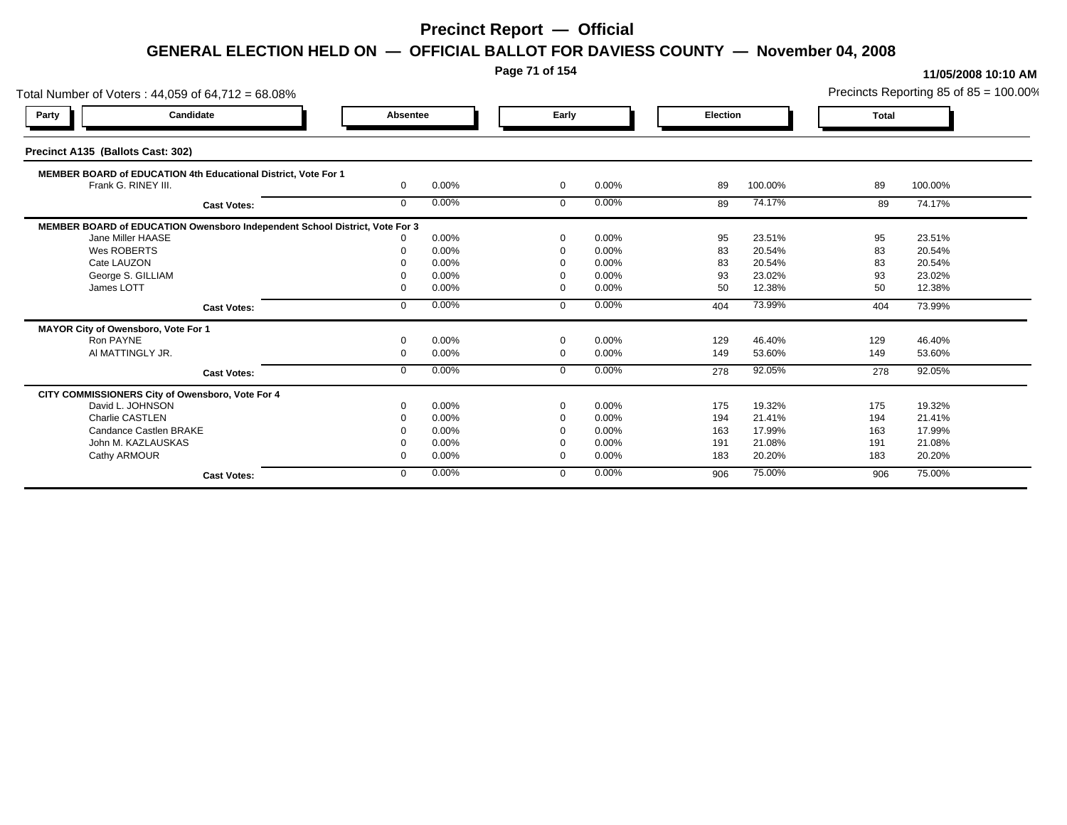# Precinct Report — Official

## GENERAL ELECTION HELD ON — OFFICIAL BALLOT FOR DAVIESS COUNTY — November 04, 2008

**11/05/2008 10:10 AM**

Total Number of Voters : 44,059 of 64,712 = 68.08%

Precincts Reporting 85 of 85 = 100.00%

### Precinct A135 (Ballots Cast: 302)

| Party | Candidate | Absentee | | Early | | Election | | Total | |
|---|---|---|---|---|---|---|---|---|---|
| **MEMBER BOARD of EDUCATION 4th Educational District, Vote For 1** | | | | | | | | | |
| | Frank G. RINEY III. | 0 | 0.00% | 0 | 0.00% | 89 | 100.00% | 89 | 100.00% |
| | **Cast Votes:** | 0 | 0.00% | 0 | 0.00% | 89 | 74.17% | 89 | 74.17% |
| **MEMBER BOARD of EDUCATION Owensboro Independent School District, Vote For 3** | | | | | | | | | |
| | Jane Miller HAASE | 0 | 0.00% | 0 | 0.00% | 95 | 23.51% | 95 | 23.51% |
| | Wes ROBERTS | 0 | 0.00% | 0 | 0.00% | 83 | 20.54% | 83 | 20.54% |
| | Cate LAUZON | 0 | 0.00% | 0 | 0.00% | 83 | 20.54% | 83 | 20.54% |
| | George S. GILLIAM | 0 | 0.00% | 0 | 0.00% | 93 | 23.02% | 93 | 23.02% |
| | James LOTT | 0 | 0.00% | 0 | 0.00% | 50 | 12.38% | 50 | 12.38% |
| | **Cast Votes:** | 0 | 0.00% | 0 | 0.00% | 404 | 73.99% | 404 | 73.99% |
| **MAYOR City of Owensboro, Vote For 1** | | | | | | | | | |
| | Ron PAYNE | 0 | 0.00% | 0 | 0.00% | 129 | 46.40% | 129 | 46.40% |
| | Al MATTINGLY JR. | 0 | 0.00% | 0 | 0.00% | 149 | 53.60% | 149 | 53.60% |
| | **Cast Votes:** | 0 | 0.00% | 0 | 0.00% | 278 | 92.05% | 278 | 92.05% |
| **CITY COMMISSIONERS City of Owensboro, Vote For 4** | | | | | | | | | |
| | David L. JOHNSON | 0 | 0.00% | 0 | 0.00% | 175 | 19.32% | 175 | 19.32% |
| | Charlie CASTLEN | 0 | 0.00% | 0 | 0.00% | 194 | 21.41% | 194 | 21.41% |
| | Candance Castlen BRAKE | 0 | 0.00% | 0 | 0.00% | 163 | 17.99% | 163 | 17.99% |
| | John M. KAZLAUSKAS | 0 | 0.00% | 0 | 0.00% | 191 | 21.08% | 191 | 21.08% |
| | Cathy ARMOUR | 0 | 0.00% | 0 | 0.00% | 183 | 20.20% | 183 | 20.20% |
| | **Cast Votes:** | 0 | 0.00% | 0 | 0.00% | 906 | 75.00% | 906 | 75.00% |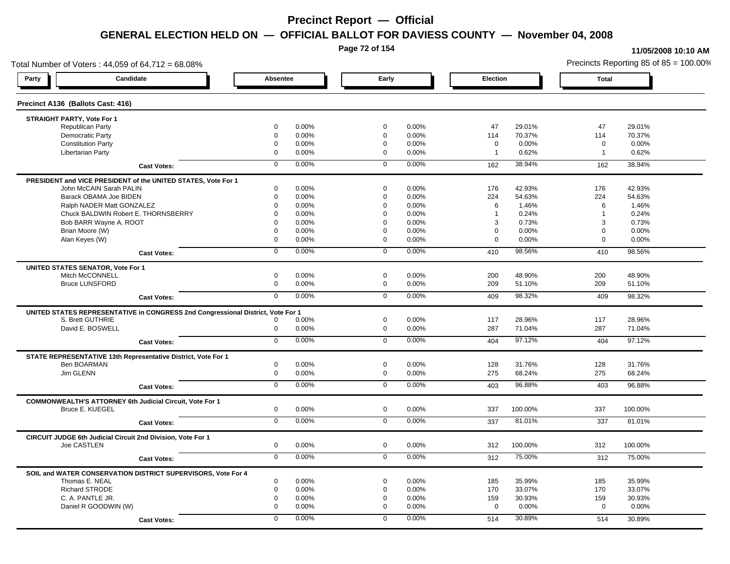# Precinct Report — Official

## GENERAL ELECTION HELD ON — OFFICIAL BALLOT FOR DAVIESS COUNTY — November 04, 2008

11/05/2008 10:10 AM

Total Number of Voters : 44,059 of 64,712 = 68.08%

Precincts Reporting 85 of 85 = 100.00%

### Precinct A136 (Ballots Cast: 416)

| Party | Candidate | Absentee | | Early | | Election | | Total | |
|---|---|---|---|---|---|---|---|---|---|
| **STRAIGHT PARTY, Vote For 1** | | | | | | | | | |
| | Republican Party | 0 | 0.00% | 0 | 0.00% | 47 | 29.01% | 47 | 29.01% |
| | Democratic Party | 0 | 0.00% | 0 | 0.00% | 114 | 70.37% | 114 | 70.37% |
| | Constitution Party | 0 | 0.00% | 0 | 0.00% | 0 | 0.00% | 0 | 0.00% |
| | Libertarian Party | 0 | 0.00% | 0 | 0.00% | 1 | 0.62% | 1 | 0.62% |
| | **Cast Votes:** | 0 | 0.00% | 0 | 0.00% | 162 | 38.94% | 162 | 38.94% |
| **PRESIDENT and VICE PRESIDENT of the UNITED STATES, Vote For 1** | | | | | | | | | |
| | John McCAIN Sarah PALIN | 0 | 0.00% | 0 | 0.00% | 176 | 42.93% | 176 | 42.93% |
| | Barack OBAMA Joe BIDEN | 0 | 0.00% | 0 | 0.00% | 224 | 54.63% | 224 | 54.63% |
| | Ralph NADER Matt GONZALEZ | 0 | 0.00% | 0 | 0.00% | 6 | 1.46% | 6 | 1.46% |
| | Chuck BALDWIN Robert E. THORNSBERRY | 0 | 0.00% | 0 | 0.00% | 1 | 0.24% | 1 | 0.24% |
| | Bob BARR Wayne A. ROOT | 0 | 0.00% | 0 | 0.00% | 3 | 0.73% | 3 | 0.73% |
| | Brian Moore (W) | 0 | 0.00% | 0 | 0.00% | 0 | 0.00% | 0 | 0.00% |
| | Alan Keyes (W) | 0 | 0.00% | 0 | 0.00% | 0 | 0.00% | 0 | 0.00% |
| | **Cast Votes:** | 0 | 0.00% | 0 | 0.00% | 410 | 98.56% | 410 | 98.56% |
| **UNITED STATES SENATOR, Vote For 1** | | | | | | | | | |
| | Mitch McCONNELL | 0 | 0.00% | 0 | 0.00% | 200 | 48.90% | 200 | 48.90% |
| | Bruce LUNSFORD | 0 | 0.00% | 0 | 0.00% | 209 | 51.10% | 209 | 51.10% |
| | **Cast Votes:** | 0 | 0.00% | 0 | 0.00% | 409 | 98.32% | 409 | 98.32% |
| **UNITED STATES REPRESENTATIVE in CONGRESS 2nd Congressional District, Vote For 1** | | | | | | | | | |
| | S. Brett GUTHRIE | 0 | 0.00% | 0 | 0.00% | 117 | 28.96% | 117 | 28.96% |
| | David E. BOSWELL | 0 | 0.00% | 0 | 0.00% | 287 | 71.04% | 287 | 71.04% |
| | **Cast Votes:** | 0 | 0.00% | 0 | 0.00% | 404 | 97.12% | 404 | 97.12% |
| **STATE REPRESENTATIVE 13th Representative District, Vote For 1** | | | | | | | | | |
| | Ben BOARMAN | 0 | 0.00% | 0 | 0.00% | 128 | 31.76% | 128 | 31.76% |
| | Jim GLENN | 0 | 0.00% | 0 | 0.00% | 275 | 68.24% | 275 | 68.24% |
| | **Cast Votes:** | 0 | 0.00% | 0 | 0.00% | 403 | 96.88% | 403 | 96.88% |
| **COMMONWEALTH'S ATTORNEY 6th Judicial Circuit, Vote For 1** | | | | | | | | | |
| | Bruce E. KUEGEL | 0 | 0.00% | 0 | 0.00% | 337 | 100.00% | 337 | 100.00% |
| | **Cast Votes:** | 0 | 0.00% | 0 | 0.00% | 337 | 81.01% | 337 | 81.01% |
| **CIRCUIT JUDGE 6th Judicial Circuit 2nd Division, Vote For 1** | | | | | | | | | |
| | Joe CASTLEN | 0 | 0.00% | 0 | 0.00% | 312 | 100.00% | 312 | 100.00% |
| | **Cast Votes:** | 0 | 0.00% | 0 | 0.00% | 312 | 75.00% | 312 | 75.00% |
| **SOIL and WATER CONSERVATION DISTRICT SUPERVISORS, Vote For 4** | | | | | | | | | |
| | Thomas E. NEAL | 0 | 0.00% | 0 | 0.00% | 185 | 35.99% | 185 | 35.99% |
| | Richard STRODE | 0 | 0.00% | 0 | 0.00% | 170 | 33.07% | 170 | 33.07% |
| | C. A. PANTLE JR. | 0 | 0.00% | 0 | 0.00% | 159 | 30.93% | 159 | 30.93% |
| | Daniel R GOODWIN (W) | 0 | 0.00% | 0 | 0.00% | 0 | 0.00% | 0 | 0.00% |
| | **Cast Votes:** | 0 | 0.00% | 0 | 0.00% | 514 | 30.89% | 514 | 30.89% |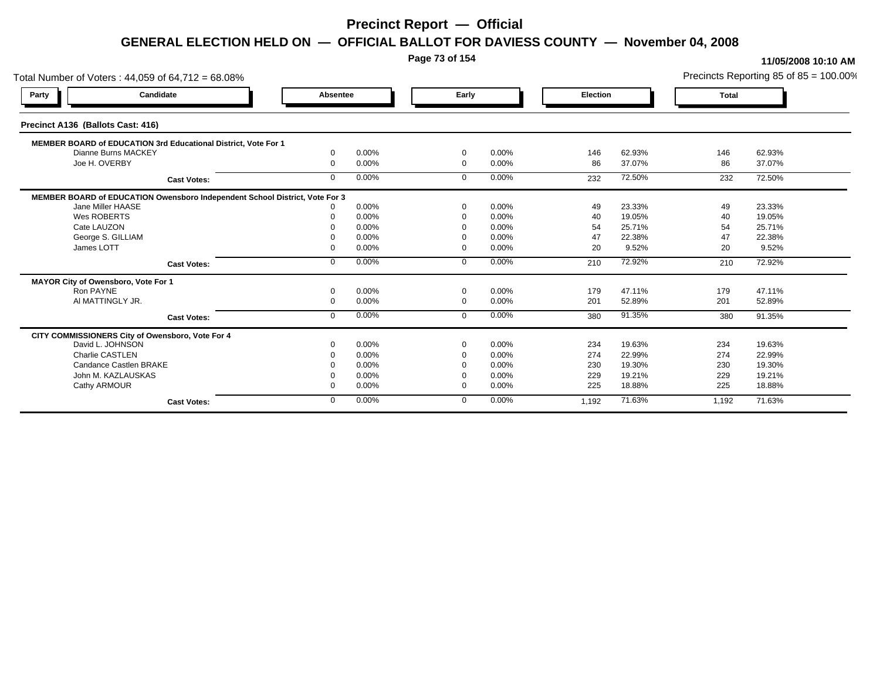# Precinct Report — Official

## GENERAL ELECTION HELD ON — OFFICIAL BALLOT FOR DAVIESS COUNTY — November 04, 2008

11/05/2008 10:10 AM

Total Number of Voters : 44,059 of 64,712 = 68.08%

Precincts Reporting 85 of 85 = 100.00%

### Precinct A136 (Ballots Cast: 416)

| Party | Candidate | Absentee | | Early | | Election | | Total | |
|---|---|---|---|---|---|---|---|---|---|
| **MEMBER BOARD of EDUCATION 3rd Educational District, Vote For 1** | | | | | | | | | |
| | Dianne Burns MACKEY | 0 | 0.00% | 0 | 0.00% | 146 | 62.93% | 146 | 62.93% |
| | Joe H. OVERBY | 0 | 0.00% | 0 | 0.00% | 86 | 37.07% | 86 | 37.07% |
| | **Cast Votes:** | 0 | 0.00% | 0 | 0.00% | 232 | 72.50% | 232 | 72.50% |
| **MEMBER BOARD of EDUCATION Owensboro Independent School District, Vote For 3** | | | | | | | | | |
| | Jane Miller HAASE | 0 | 0.00% | 0 | 0.00% | 49 | 23.33% | 49 | 23.33% |
| | Wes ROBERTS | 0 | 0.00% | 0 | 0.00% | 40 | 19.05% | 40 | 19.05% |
| | Cate LAUZON | 0 | 0.00% | 0 | 0.00% | 54 | 25.71% | 54 | 25.71% |
| | George S. GILLIAM | 0 | 0.00% | 0 | 0.00% | 47 | 22.38% | 47 | 22.38% |
| | James LOTT | 0 | 0.00% | 0 | 0.00% | 20 | 9.52% | 20 | 9.52% |
| | **Cast Votes:** | 0 | 0.00% | 0 | 0.00% | 210 | 72.92% | 210 | 72.92% |
| **MAYOR City of Owensboro, Vote For 1** | | | | | | | | | |
| | Ron PAYNE | 0 | 0.00% | 0 | 0.00% | 179 | 47.11% | 179 | 47.11% |
| | Al MATTINGLY JR. | 0 | 0.00% | 0 | 0.00% | 201 | 52.89% | 201 | 52.89% |
| | **Cast Votes:** | 0 | 0.00% | 0 | 0.00% | 380 | 91.35% | 380 | 91.35% |
| **CITY COMMISSIONERS City of Owensboro, Vote For 4** | | | | | | | | | |
| | David L. JOHNSON | 0 | 0.00% | 0 | 0.00% | 234 | 19.63% | 234 | 19.63% |
| | Charlie CASTLEN | 0 | 0.00% | 0 | 0.00% | 274 | 22.99% | 274 | 22.99% |
| | Candance Castlen BRAKE | 0 | 0.00% | 0 | 0.00% | 230 | 19.30% | 230 | 19.30% |
| | John M. KAZLAUSKAS | 0 | 0.00% | 0 | 0.00% | 229 | 19.21% | 229 | 19.21% |
| | Cathy ARMOUR | 0 | 0.00% | 0 | 0.00% | 225 | 18.88% | 225 | 18.88% |
| | **Cast Votes:** | 0 | 0.00% | 0 | 0.00% | 1,192 | 71.63% | 1,192 | 71.63% |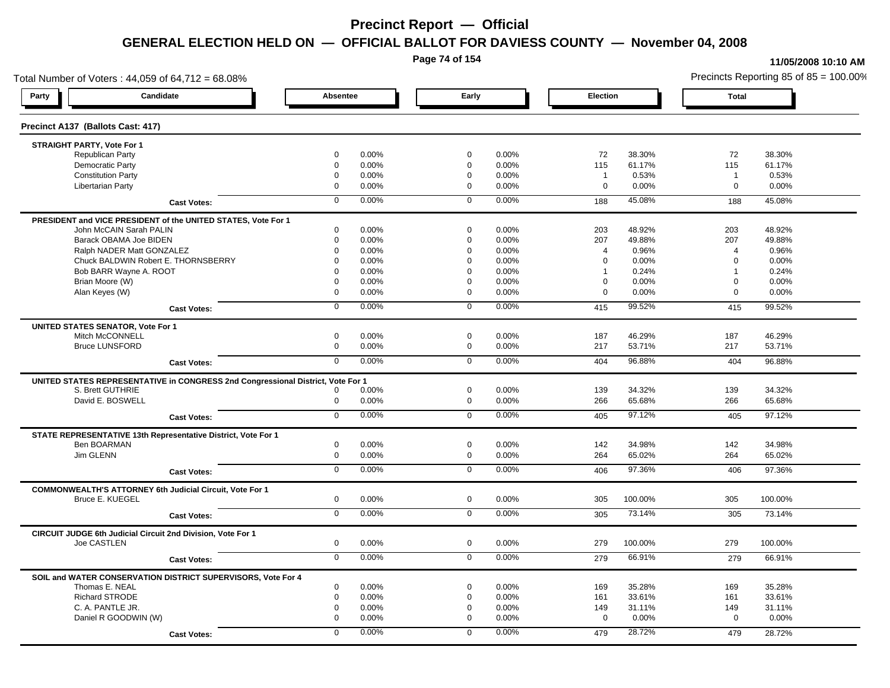# Precinct Report — Official

## GENERAL ELECTION HELD ON — OFFICIAL BALLOT FOR DAVIESS COUNTY — November 04, 2008

11/05/2008 10:10 AM

Total Number of Voters : 44,059 of 64,712 = 68.08%

Precincts Reporting 85 of 85 = 100.00%

### Precinct A137 (Ballots Cast: 417)

| Party | Candidate | Absentee | | Early | | Election | | Total | |
|---|---|---|---|---|---|---|---|---|---|
| **STRAIGHT PARTY, Vote For 1** | | | | | | | | | |
| | Republican Party | 0 | 0.00% | 0 | 0.00% | 72 | 38.30% | 72 | 38.30% |
| | Democratic Party | 0 | 0.00% | 0 | 0.00% | 115 | 61.17% | 115 | 61.17% |
| | Constitution Party | 0 | 0.00% | 0 | 0.00% | 1 | 0.53% | 1 | 0.53% |
| | Libertarian Party | 0 | 0.00% | 0 | 0.00% | 0 | 0.00% | 0 | 0.00% |
| | **Cast Votes:** | 0 | 0.00% | 0 | 0.00% | 188 | 45.08% | 188 | 45.08% |
| **PRESIDENT and VICE PRESIDENT of the UNITED STATES, Vote For 1** | | | | | | | | | |
| | John McCAIN Sarah PALIN | 0 | 0.00% | 0 | 0.00% | 203 | 48.92% | 203 | 48.92% |
| | Barack OBAMA Joe BIDEN | 0 | 0.00% | 0 | 0.00% | 207 | 49.88% | 207 | 49.88% |
| | Ralph NADER Matt GONZALEZ | 0 | 0.00% | 0 | 0.00% | 4 | 0.96% | 4 | 0.96% |
| | Chuck BALDWIN Robert E. THORNSBERRY | 0 | 0.00% | 0 | 0.00% | 0 | 0.00% | 0 | 0.00% |
| | Bob BARR Wayne A. ROOT | 0 | 0.00% | 0 | 0.00% | 1 | 0.24% | 1 | 0.24% |
| | Brian Moore (W) | 0 | 0.00% | 0 | 0.00% | 0 | 0.00% | 0 | 0.00% |
| | Alan Keyes (W) | 0 | 0.00% | 0 | 0.00% | 0 | 0.00% | 0 | 0.00% |
| | **Cast Votes:** | 0 | 0.00% | 0 | 0.00% | 415 | 99.52% | 415 | 99.52% |
| **UNITED STATES SENATOR, Vote For 1** | | | | | | | | | |
| | Mitch McCONNELL | 0 | 0.00% | 0 | 0.00% | 187 | 46.29% | 187 | 46.29% |
| | Bruce LUNSFORD | 0 | 0.00% | 0 | 0.00% | 217 | 53.71% | 217 | 53.71% |
| | **Cast Votes:** | 0 | 0.00% | 0 | 0.00% | 404 | 96.88% | 404 | 96.88% |
| **UNITED STATES REPRESENTATIVE in CONGRESS 2nd Congressional District, Vote For 1** | | | | | | | | | |
| | S. Brett GUTHRIE | 0 | 0.00% | 0 | 0.00% | 139 | 34.32% | 139 | 34.32% |
| | David E. BOSWELL | 0 | 0.00% | 0 | 0.00% | 266 | 65.68% | 266 | 65.68% |
| | **Cast Votes:** | 0 | 0.00% | 0 | 0.00% | 405 | 97.12% | 405 | 97.12% |
| **STATE REPRESENTATIVE 13th Representative District, Vote For 1** | | | | | | | | | |
| | Ben BOARMAN | 0 | 0.00% | 0 | 0.00% | 142 | 34.98% | 142 | 34.98% |
| | Jim GLENN | 0 | 0.00% | 0 | 0.00% | 264 | 65.02% | 264 | 65.02% |
| | **Cast Votes:** | 0 | 0.00% | 0 | 0.00% | 406 | 97.36% | 406 | 97.36% |
| **COMMONWEALTH'S ATTORNEY 6th Judicial Circuit, Vote For 1** | | | | | | | | | |
| | Bruce E. KUEGEL | 0 | 0.00% | 0 | 0.00% | 305 | 100.00% | 305 | 100.00% |
| | **Cast Votes:** | 0 | 0.00% | 0 | 0.00% | 305 | 73.14% | 305 | 73.14% |
| **CIRCUIT JUDGE 6th Judicial Circuit 2nd Division, Vote For 1** | | | | | | | | | |
| | Joe CASTLEN | 0 | 0.00% | 0 | 0.00% | 279 | 100.00% | 279 | 100.00% |
| | **Cast Votes:** | 0 | 0.00% | 0 | 0.00% | 279 | 66.91% | 279 | 66.91% |
| **SOIL and WATER CONSERVATION DISTRICT SUPERVISORS, Vote For 4** | | | | | | | | | |
| | Thomas E. NEAL | 0 | 0.00% | 0 | 0.00% | 169 | 35.28% | 169 | 35.28% |
| | Richard STRODE | 0 | 0.00% | 0 | 0.00% | 161 | 33.61% | 161 | 33.61% |
| | C. A. PANTLE JR. | 0 | 0.00% | 0 | 0.00% | 149 | 31.11% | 149 | 31.11% |
| | Daniel R GOODWIN (W) | 0 | 0.00% | 0 | 0.00% | 0 | 0.00% | 0 | 0.00% |
| | **Cast Votes:** | 0 | 0.00% | 0 | 0.00% | 479 | 28.72% | 479 | 28.72% |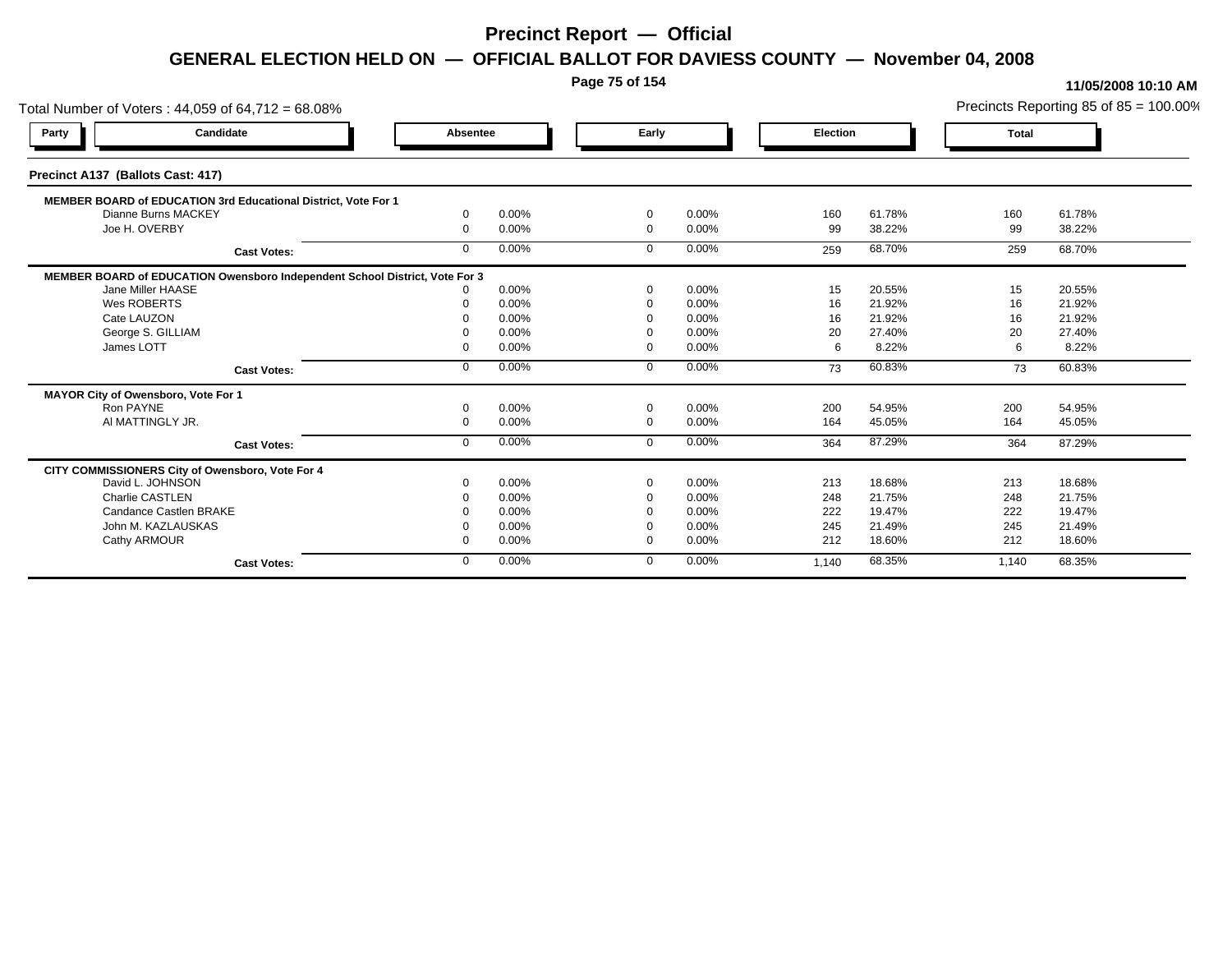# Precinct Report — Official

## GENERAL ELECTION HELD ON — OFFICIAL BALLOT FOR DAVIESS COUNTY — November 04, 2008

11/05/2008 10:10 AM

Total Number of Voters : 44,059 of 64,712 = 68.08%

Precincts Reporting 85 of 85 = 100.00%

| Party | Candidate | Absentee | | Early | | Election | | Total | |
|---|---|---|---|---|---|---|---|---|---|
| **Precinct A137 (Ballots Cast: 417)** | | | | | | | | | |
| **MEMBER BOARD of EDUCATION 3rd Educational District, Vote For 1** | | | | | | | | | |
| | Dianne Burns MACKEY | 0 | 0.00% | 0 | 0.00% | 160 | 61.78% | 160 | 61.78% |
| | Joe H. OVERBY | 0 | 0.00% | 0 | 0.00% | 99 | 38.22% | 99 | 38.22% |
| | **Cast Votes:** | 0 | 0.00% | 0 | 0.00% | 259 | 68.70% | 259 | 68.70% |
| **MEMBER BOARD of EDUCATION Owensboro Independent School District, Vote For 3** | | | | | | | | | |
| | Jane Miller HAASE | 0 | 0.00% | 0 | 0.00% | 15 | 20.55% | 15 | 20.55% |
| | Wes ROBERTS | 0 | 0.00% | 0 | 0.00% | 16 | 21.92% | 16 | 21.92% |
| | Cate LAUZON | 0 | 0.00% | 0 | 0.00% | 16 | 21.92% | 16 | 21.92% |
| | George S. GILLIAM | 0 | 0.00% | 0 | 0.00% | 20 | 27.40% | 20 | 27.40% |
| | James LOTT | 0 | 0.00% | 0 | 0.00% | 6 | 8.22% | 6 | 8.22% |
| | **Cast Votes:** | 0 | 0.00% | 0 | 0.00% | 73 | 60.83% | 73 | 60.83% |
| **MAYOR City of Owensboro, Vote For 1** | | | | | | | | | |
| | Ron PAYNE | 0 | 0.00% | 0 | 0.00% | 200 | 54.95% | 200 | 54.95% |
| | Al MATTINGLY JR. | 0 | 0.00% | 0 | 0.00% | 164 | 45.05% | 164 | 45.05% |
| | **Cast Votes:** | 0 | 0.00% | 0 | 0.00% | 364 | 87.29% | 364 | 87.29% |
| **CITY COMMISSIONERS City of Owensboro, Vote For 4** | | | | | | | | | |
| | David L. JOHNSON | 0 | 0.00% | 0 | 0.00% | 213 | 18.68% | 213 | 18.68% |
| | Charlie CASTLEN | 0 | 0.00% | 0 | 0.00% | 248 | 21.75% | 248 | 21.75% |
| | Candance Castlen BRAKE | 0 | 0.00% | 0 | 0.00% | 222 | 19.47% | 222 | 19.47% |
| | John M. KAZLAUSKAS | 0 | 0.00% | 0 | 0.00% | 245 | 21.49% | 245 | 21.49% |
| | Cathy ARMOUR | 0 | 0.00% | 0 | 0.00% | 212 | 18.60% | 212 | 18.60% |
| | **Cast Votes:** | 0 | 0.00% | 0 | 0.00% | 1,140 | 68.35% | 1,140 | 68.35% |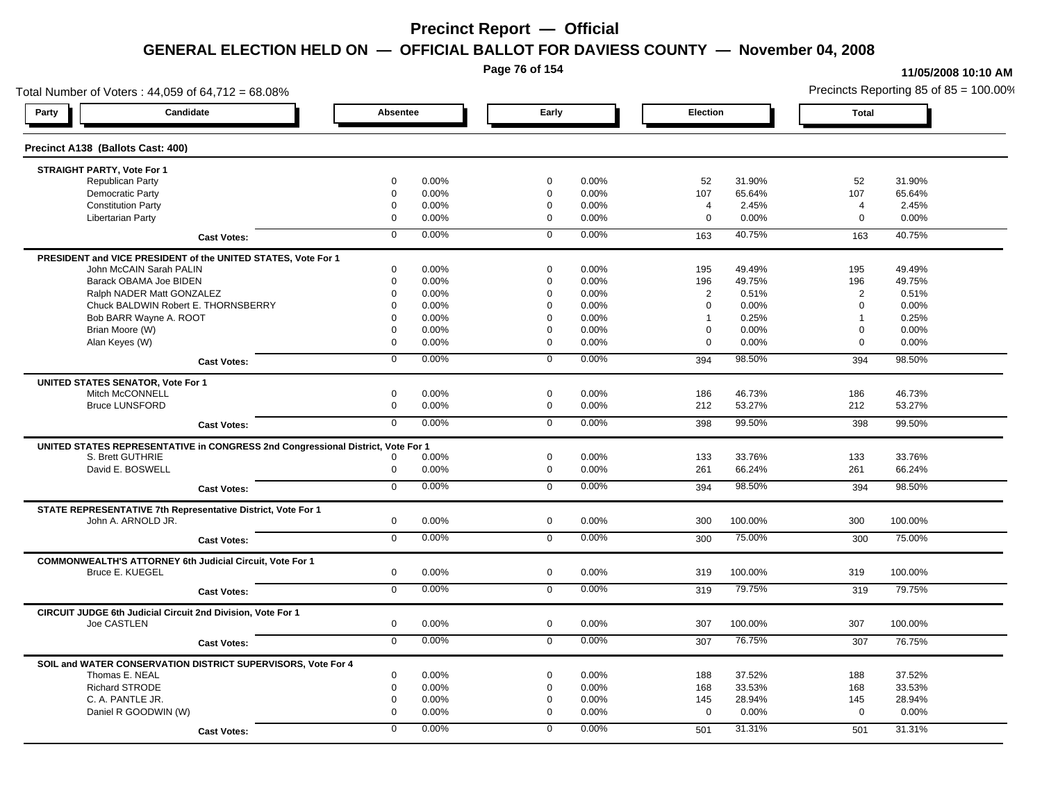# Precinct Report — Official

## GENERAL ELECTION HELD ON — OFFICIAL BALLOT FOR DAVIESS COUNTY — November 04, 2008

11/05/2008 10:10 AM

Total Number of Voters : 44,059 of 64,712 = 68.08%

Precincts Reporting 85 of 85 = 100.00%

### Precinct A138 (Ballots Cast: 400)

| Party | Candidate | Absentee | | Early | | Election | | Total | |
|---|---|---|---|---|---|---|---|---|---|
| **STRAIGHT PARTY, Vote For 1** | | | | | | | | | |
| | Republican Party | 0 | 0.00% | 0 | 0.00% | 52 | 31.90% | 52 | 31.90% |
| | Democratic Party | 0 | 0.00% | 0 | 0.00% | 107 | 65.64% | 107 | 65.64% |
| | Constitution Party | 0 | 0.00% | 0 | 0.00% | 4 | 2.45% | 4 | 2.45% |
| | Libertarian Party | 0 | 0.00% | 0 | 0.00% | 0 | 0.00% | 0 | 0.00% |
| | **Cast Votes:** | 0 | 0.00% | 0 | 0.00% | 163 | 40.75% | 163 | 40.75% |
| **PRESIDENT and VICE PRESIDENT of the UNITED STATES, Vote For 1** | | | | | | | | | |
| | John McCAIN Sarah PALIN | 0 | 0.00% | 0 | 0.00% | 195 | 49.49% | 195 | 49.49% |
| | Barack OBAMA Joe BIDEN | 0 | 0.00% | 0 | 0.00% | 196 | 49.75% | 196 | 49.75% |
| | Ralph NADER Matt GONZALEZ | 0 | 0.00% | 0 | 0.00% | 2 | 0.51% | 2 | 0.51% |
| | Chuck BALDWIN Robert E. THORNSBERRY | 0 | 0.00% | 0 | 0.00% | 0 | 0.00% | 0 | 0.00% |
| | Bob BARR Wayne A. ROOT | 0 | 0.00% | 0 | 0.00% | 1 | 0.25% | 1 | 0.25% |
| | Brian Moore (W) | 0 | 0.00% | 0 | 0.00% | 0 | 0.00% | 0 | 0.00% |
| | Alan Keyes (W) | 0 | 0.00% | 0 | 0.00% | 0 | 0.00% | 0 | 0.00% |
| | **Cast Votes:** | 0 | 0.00% | 0 | 0.00% | 394 | 98.50% | 394 | 98.50% |
| **UNITED STATES SENATOR, Vote For 1** | | | | | | | | | |
| | Mitch McCONNELL | 0 | 0.00% | 0 | 0.00% | 186 | 46.73% | 186 | 46.73% |
| | Bruce LUNSFORD | 0 | 0.00% | 0 | 0.00% | 212 | 53.27% | 212 | 53.27% |
| | **Cast Votes:** | 0 | 0.00% | 0 | 0.00% | 398 | 99.50% | 398 | 99.50% |
| **UNITED STATES REPRESENTATIVE in CONGRESS 2nd Congressional District, Vote For 1** | | | | | | | | | |
| | S. Brett GUTHRIE | 0 | 0.00% | 0 | 0.00% | 133 | 33.76% | 133 | 33.76% |
| | David E. BOSWELL | 0 | 0.00% | 0 | 0.00% | 261 | 66.24% | 261 | 66.24% |
| | **Cast Votes:** | 0 | 0.00% | 0 | 0.00% | 394 | 98.50% | 394 | 98.50% |
| **STATE REPRESENTATIVE 7th Representative District, Vote For 1** | | | | | | | | | |
| | John A. ARNOLD JR. | 0 | 0.00% | 0 | 0.00% | 300 | 100.00% | 300 | 100.00% |
| | **Cast Votes:** | 0 | 0.00% | 0 | 0.00% | 300 | 75.00% | 300 | 75.00% |
| **COMMONWEALTH'S ATTORNEY 6th Judicial Circuit, Vote For 1** | | | | | | | | | |
| | Bruce E. KUEGEL | 0 | 0.00% | 0 | 0.00% | 319 | 100.00% | 319 | 100.00% |
| | **Cast Votes:** | 0 | 0.00% | 0 | 0.00% | 319 | 79.75% | 319 | 79.75% |
| **CIRCUIT JUDGE 6th Judicial Circuit 2nd Division, Vote For 1** | | | | | | | | | |
| | Joe CASTLEN | 0 | 0.00% | 0 | 0.00% | 307 | 100.00% | 307 | 100.00% |
| | **Cast Votes:** | 0 | 0.00% | 0 | 0.00% | 307 | 76.75% | 307 | 76.75% |
| **SOIL and WATER CONSERVATION DISTRICT SUPERVISORS, Vote For 4** | | | | | | | | | |
| | Thomas E. NEAL | 0 | 0.00% | 0 | 0.00% | 188 | 37.52% | 188 | 37.52% |
| | Richard STRODE | 0 | 0.00% | 0 | 0.00% | 168 | 33.53% | 168 | 33.53% |
| | C. A. PANTLE JR. | 0 | 0.00% | 0 | 0.00% | 145 | 28.94% | 145 | 28.94% |
| | Daniel R GOODWIN (W) | 0 | 0.00% | 0 | 0.00% | 0 | 0.00% | 0 | 0.00% |
| | **Cast Votes:** | 0 | 0.00% | 0 | 0.00% | 501 | 31.31% | 501 | 31.31% |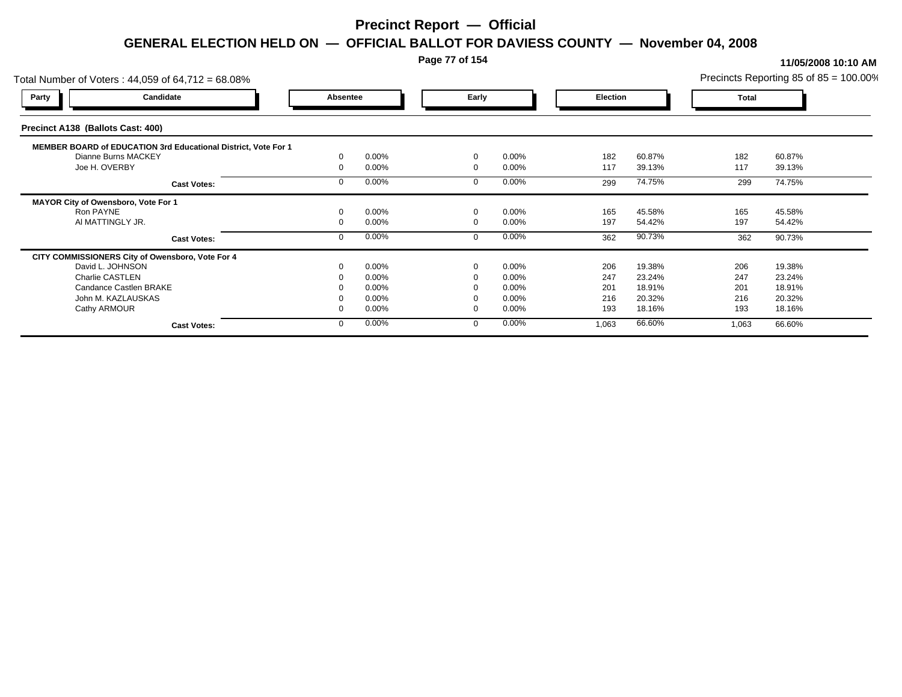# Precinct Report — Official

## GENERAL ELECTION HELD ON — OFFICIAL BALLOT FOR DAVIESS COUNTY — November 04, 2008

**11/05/2008 10:10 AM**

Total Number of Voters : 44,059 of 64,712 = 68.08%

Precincts Reporting 85 of 85 = 100.00%

### Precinct A138 (Ballots Cast: 400)

| Party | Candidate | Absentee | | Early | | Election | | Total | |
|---|---|---|---|---|---|---|---|---|---|
| **MEMBER BOARD of EDUCATION 3rd Educational District, Vote For 1** | | | | | | | | | |
| | Dianne Burns MACKEY | 0 | 0.00% | 0 | 0.00% | 182 | 60.87% | 182 | 60.87% |
| | Joe H. OVERBY | 0 | 0.00% | 0 | 0.00% | 117 | 39.13% | 117 | 39.13% |
| | **Cast Votes:** | 0 | 0.00% | 0 | 0.00% | 299 | 74.75% | 299 | 74.75% |
| **MAYOR City of Owensboro, Vote For 1** | | | | | | | | | |
| | Ron PAYNE | 0 | 0.00% | 0 | 0.00% | 165 | 45.58% | 165 | 45.58% |
| | Al MATTINGLY JR. | 0 | 0.00% | 0 | 0.00% | 197 | 54.42% | 197 | 54.42% |
| | **Cast Votes:** | 0 | 0.00% | 0 | 0.00% | 362 | 90.73% | 362 | 90.73% |
| **CITY COMMISSIONERS City of Owensboro, Vote For 4** | | | | | | | | | |
| | David L. JOHNSON | 0 | 0.00% | 0 | 0.00% | 206 | 19.38% | 206 | 19.38% |
| | Charlie CASTLEN | 0 | 0.00% | 0 | 0.00% | 247 | 23.24% | 247 | 23.24% |
| | Candance Castlen BRAKE | 0 | 0.00% | 0 | 0.00% | 201 | 18.91% | 201 | 18.91% |
| | John M. KAZLAUSKAS | 0 | 0.00% | 0 | 0.00% | 216 | 20.32% | 216 | 20.32% |
| | Cathy ARMOUR | 0 | 0.00% | 0 | 0.00% | 193 | 18.16% | 193 | 18.16% |
| | **Cast Votes:** | 0 | 0.00% | 0 | 0.00% | 1,063 | 66.60% | 1,063 | 66.60% |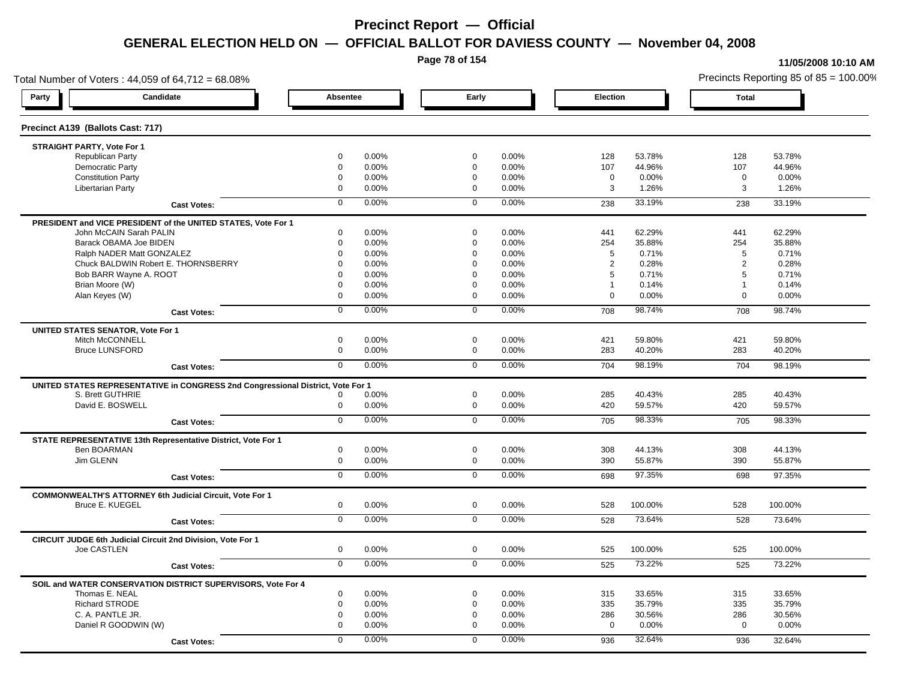# Precinct Report — Official

## GENERAL ELECTION HELD ON — OFFICIAL BALLOT FOR DAVIESS COUNTY — November 04, 2008

11/05/2008 10:10 AM

Total Number of Voters : 44,059 of 64,712 = 68.08%

Precincts Reporting 85 of 85 = 100.00%

### Precinct A139 (Ballots Cast: 717)

| Party | Candidate | Absentee | | Early | | Election | | Total | |
|---|---|---|---|---|---|---|---|---|---|
| **STRAIGHT PARTY, Vote For 1** | | | | | | | | | |
| | Republican Party | 0 | 0.00% | 0 | 0.00% | 128 | 53.78% | 128 | 53.78% |
| | Democratic Party | 0 | 0.00% | 0 | 0.00% | 107 | 44.96% | 107 | 44.96% |
| | Constitution Party | 0 | 0.00% | 0 | 0.00% | 0 | 0.00% | 0 | 0.00% |
| | Libertarian Party | 0 | 0.00% | 0 | 0.00% | 3 | 1.26% | 3 | 1.26% |
| | **Cast Votes:** | 0 | 0.00% | 0 | 0.00% | 238 | 33.19% | 238 | 33.19% |
| **PRESIDENT and VICE PRESIDENT of the UNITED STATES, Vote For 1** | | | | | | | | | |
| | John McCAIN Sarah PALIN | 0 | 0.00% | 0 | 0.00% | 441 | 62.29% | 441 | 62.29% |
| | Barack OBAMA Joe BIDEN | 0 | 0.00% | 0 | 0.00% | 254 | 35.88% | 254 | 35.88% |
| | Ralph NADER Matt GONZALEZ | 0 | 0.00% | 0 | 0.00% | 5 | 0.71% | 5 | 0.71% |
| | Chuck BALDWIN Robert E. THORNSBERRY | 0 | 0.00% | 0 | 0.00% | 2 | 0.28% | 2 | 0.28% |
| | Bob BARR Wayne A. ROOT | 0 | 0.00% | 0 | 0.00% | 5 | 0.71% | 5 | 0.71% |
| | Brian Moore (W) | 0 | 0.00% | 0 | 0.00% | 1 | 0.14% | 1 | 0.14% |
| | Alan Keyes (W) | 0 | 0.00% | 0 | 0.00% | 0 | 0.00% | 0 | 0.00% |
| | **Cast Votes:** | 0 | 0.00% | 0 | 0.00% | 708 | 98.74% | 708 | 98.74% |
| **UNITED STATES SENATOR, Vote For 1** | | | | | | | | | |
| | Mitch McCONNELL | 0 | 0.00% | 0 | 0.00% | 421 | 59.80% | 421 | 59.80% |
| | Bruce LUNSFORD | 0 | 0.00% | 0 | 0.00% | 283 | 40.20% | 283 | 40.20% |
| | **Cast Votes:** | 0 | 0.00% | 0 | 0.00% | 704 | 98.19% | 704 | 98.19% |
| **UNITED STATES REPRESENTATIVE in CONGRESS 2nd Congressional District, Vote For 1** | | | | | | | | | |
| | S. Brett GUTHRIE | 0 | 0.00% | 0 | 0.00% | 285 | 40.43% | 285 | 40.43% |
| | David E. BOSWELL | 0 | 0.00% | 0 | 0.00% | 420 | 59.57% | 420 | 59.57% |
| | **Cast Votes:** | 0 | 0.00% | 0 | 0.00% | 705 | 98.33% | 705 | 98.33% |
| **STATE REPRESENTATIVE 13th Representative District, Vote For 1** | | | | | | | | | |
| | Ben BOARMAN | 0 | 0.00% | 0 | 0.00% | 308 | 44.13% | 308 | 44.13% |
| | Jim GLENN | 0 | 0.00% | 0 | 0.00% | 390 | 55.87% | 390 | 55.87% |
| | **Cast Votes:** | 0 | 0.00% | 0 | 0.00% | 698 | 97.35% | 698 | 97.35% |
| **COMMONWEALTH'S ATTORNEY 6th Judicial Circuit, Vote For 1** | | | | | | | | | |
| | Bruce E. KUEGEL | 0 | 0.00% | 0 | 0.00% | 528 | 100.00% | 528 | 100.00% |
| | **Cast Votes:** | 0 | 0.00% | 0 | 0.00% | 528 | 73.64% | 528 | 73.64% |
| **CIRCUIT JUDGE 6th Judicial Circuit 2nd Division, Vote For 1** | | | | | | | | | |
| | Joe CASTLEN | 0 | 0.00% | 0 | 0.00% | 525 | 100.00% | 525 | 100.00% |
| | **Cast Votes:** | 0 | 0.00% | 0 | 0.00% | 525 | 73.22% | 525 | 73.22% |
| **SOIL and WATER CONSERVATION DISTRICT SUPERVISORS, Vote For 4** | | | | | | | | | |
| | Thomas E. NEAL | 0 | 0.00% | 0 | 0.00% | 315 | 33.65% | 315 | 33.65% |
| | Richard STRODE | 0 | 0.00% | 0 | 0.00% | 335 | 35.79% | 335 | 35.79% |
| | C. A. PANTLE JR. | 0 | 0.00% | 0 | 0.00% | 286 | 30.56% | 286 | 30.56% |
| | Daniel R GOODWIN (W) | 0 | 0.00% | 0 | 0.00% | 0 | 0.00% | 0 | 0.00% |
| | **Cast Votes:** | 0 | 0.00% | 0 | 0.00% | 936 | 32.64% | 936 | 32.64% |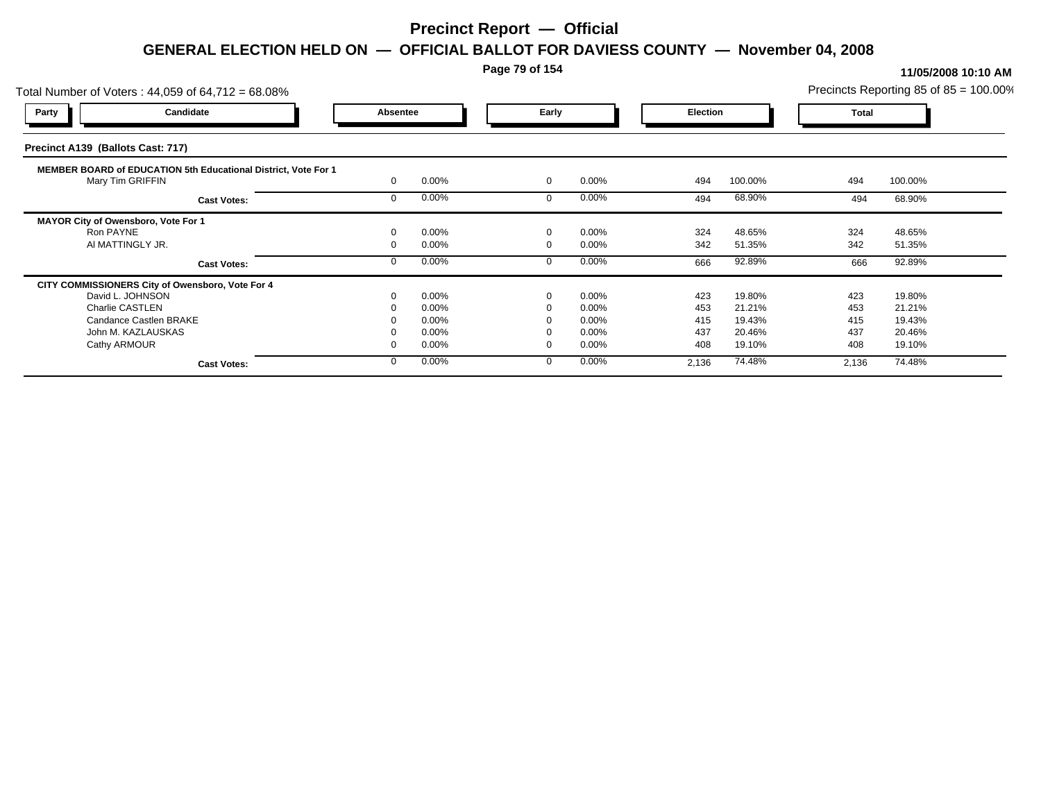# Precinct Report — Official

## GENERAL ELECTION HELD ON — OFFICIAL BALLOT FOR DAVIESS COUNTY — November 04, 2008

**11/05/2008 10:10 AM**

Total Number of Voters : 44,059 of 64,712 = 68.08%

Precincts Reporting 85 of 85 = 100.00%

### Precinct A139 (Ballots Cast: 717)

| Party | Candidate | Absentee | | Early | | Election | | Total | |
|---|---|---|---|---|---|---|---|---|---|
| | **MEMBER BOARD of EDUCATION 5th Educational District, Vote For 1** | | | | | | | | |
| | Mary Tim GRIFFIN | 0 | 0.00% | 0 | 0.00% | 494 | 100.00% | 494 | 100.00% |
| | **Cast Votes:** | 0 | 0.00% | 0 | 0.00% | 494 | 68.90% | 494 | 68.90% |
| | **MAYOR City of Owensboro, Vote For 1** | | | | | | | | |
| | Ron PAYNE | 0 | 0.00% | 0 | 0.00% | 324 | 48.65% | 324 | 48.65% |
| | Al MATTINGLY JR. | 0 | 0.00% | 0 | 0.00% | 342 | 51.35% | 342 | 51.35% |
| | **Cast Votes:** | 0 | 0.00% | 0 | 0.00% | 666 | 92.89% | 666 | 92.89% |
| | **CITY COMMISSIONERS City of Owensboro, Vote For 4** | | | | | | | | |
| | David L. JOHNSON | 0 | 0.00% | 0 | 0.00% | 423 | 19.80% | 423 | 19.80% |
| | Charlie CASTLEN | 0 | 0.00% | 0 | 0.00% | 453 | 21.21% | 453 | 21.21% |
| | Candance Castlen BRAKE | 0 | 0.00% | 0 | 0.00% | 415 | 19.43% | 415 | 19.43% |
| | John M. KAZLAUSKAS | 0 | 0.00% | 0 | 0.00% | 437 | 20.46% | 437 | 20.46% |
| | Cathy ARMOUR | 0 | 0.00% | 0 | 0.00% | 408 | 19.10% | 408 | 19.10% |
| | **Cast Votes:** | 0 | 0.00% | 0 | 0.00% | 2,136 | 74.48% | 2,136 | 74.48% |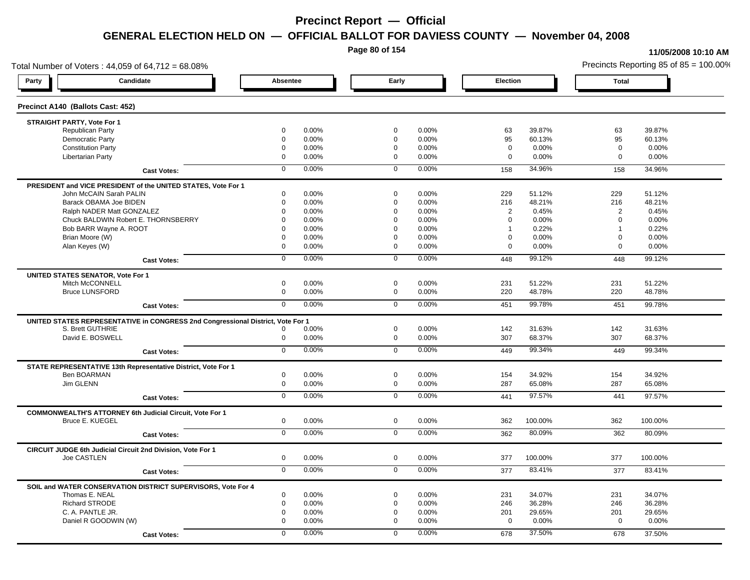# Precinct Report — Official

## GENERAL ELECTION HELD ON — OFFICIAL BALLOT FOR DAVIESS COUNTY — November 04, 2008

11/05/2008 10:10 AM

Total Number of Voters : 44,059 of 64,712 = 68.08%

Precincts Reporting 85 of 85 = 100.00%

### Precinct A140 (Ballots Cast: 452)

| Party | Candidate | Absentee | | Early | | Election | | Total | |
|---|---|---|---|---|---|---|---|---|---|
| **STRAIGHT PARTY, Vote For 1** | | | | | | | | | |
| | Republican Party | 0 | 0.00% | 0 | 0.00% | 63 | 39.87% | 63 | 39.87% |
| | Democratic Party | 0 | 0.00% | 0 | 0.00% | 95 | 60.13% | 95 | 60.13% |
| | Constitution Party | 0 | 0.00% | 0 | 0.00% | 0 | 0.00% | 0 | 0.00% |
| | Libertarian Party | 0 | 0.00% | 0 | 0.00% | 0 | 0.00% | 0 | 0.00% |
| | **Cast Votes:** | 0 | 0.00% | 0 | 0.00% | 158 | 34.96% | 158 | 34.96% |
| **PRESIDENT and VICE PRESIDENT of the UNITED STATES, Vote For 1** | | | | | | | | | |
| | John McCAIN Sarah PALIN | 0 | 0.00% | 0 | 0.00% | 229 | 51.12% | 229 | 51.12% |
| | Barack OBAMA Joe BIDEN | 0 | 0.00% | 0 | 0.00% | 216 | 48.21% | 216 | 48.21% |
| | Ralph NADER Matt GONZALEZ | 0 | 0.00% | 0 | 0.00% | 2 | 0.45% | 2 | 0.45% |
| | Chuck BALDWIN Robert E. THORNSBERRY | 0 | 0.00% | 0 | 0.00% | 0 | 0.00% | 0 | 0.00% |
| | Bob BARR Wayne A. ROOT | 0 | 0.00% | 0 | 0.00% | 1 | 0.22% | 1 | 0.22% |
| | Brian Moore (W) | 0 | 0.00% | 0 | 0.00% | 0 | 0.00% | 0 | 0.00% |
| | Alan Keyes (W) | 0 | 0.00% | 0 | 0.00% | 0 | 0.00% | 0 | 0.00% |
| | **Cast Votes:** | 0 | 0.00% | 0 | 0.00% | 448 | 99.12% | 448 | 99.12% |
| **UNITED STATES SENATOR, Vote For 1** | | | | | | | | | |
| | Mitch McCONNELL | 0 | 0.00% | 0 | 0.00% | 231 | 51.22% | 231 | 51.22% |
| | Bruce LUNSFORD | 0 | 0.00% | 0 | 0.00% | 220 | 48.78% | 220 | 48.78% |
| | **Cast Votes:** | 0 | 0.00% | 0 | 0.00% | 451 | 99.78% | 451 | 99.78% |
| **UNITED STATES REPRESENTATIVE in CONGRESS 2nd Congressional District, Vote For 1** | | | | | | | | | |
| | S. Brett GUTHRIE | 0 | 0.00% | 0 | 0.00% | 142 | 31.63% | 142 | 31.63% |
| | David E. BOSWELL | 0 | 0.00% | 0 | 0.00% | 307 | 68.37% | 307 | 68.37% |
| | **Cast Votes:** | 0 | 0.00% | 0 | 0.00% | 449 | 99.34% | 449 | 99.34% |
| **STATE REPRESENTATIVE 13th Representative District, Vote For 1** | | | | | | | | | |
| | Ben BOARMAN | 0 | 0.00% | 0 | 0.00% | 154 | 34.92% | 154 | 34.92% |
| | Jim GLENN | 0 | 0.00% | 0 | 0.00% | 287 | 65.08% | 287 | 65.08% |
| | **Cast Votes:** | 0 | 0.00% | 0 | 0.00% | 441 | 97.57% | 441 | 97.57% |
| **COMMONWEALTH'S ATTORNEY 6th Judicial Circuit, Vote For 1** | | | | | | | | | |
| | Bruce E. KUEGEL | 0 | 0.00% | 0 | 0.00% | 362 | 100.00% | 362 | 100.00% |
| | **Cast Votes:** | 0 | 0.00% | 0 | 0.00% | 362 | 80.09% | 362 | 80.09% |
| **CIRCUIT JUDGE 6th Judicial Circuit 2nd Division, Vote For 1** | | | | | | | | | |
| | Joe CASTLEN | 0 | 0.00% | 0 | 0.00% | 377 | 100.00% | 377 | 100.00% |
| | **Cast Votes:** | 0 | 0.00% | 0 | 0.00% | 377 | 83.41% | 377 | 83.41% |
| **SOIL and WATER CONSERVATION DISTRICT SUPERVISORS, Vote For 4** | | | | | | | | | |
| | Thomas E. NEAL | 0 | 0.00% | 0 | 0.00% | 231 | 34.07% | 231 | 34.07% |
| | Richard STRODE | 0 | 0.00% | 0 | 0.00% | 246 | 36.28% | 246 | 36.28% |
| | C. A. PANTLE JR. | 0 | 0.00% | 0 | 0.00% | 201 | 29.65% | 201 | 29.65% |
| | Daniel R GOODWIN (W) | 0 | 0.00% | 0 | 0.00% | 0 | 0.00% | 0 | 0.00% |
| | **Cast Votes:** | 0 | 0.00% | 0 | 0.00% | 678 | 37.50% | 678 | 37.50% |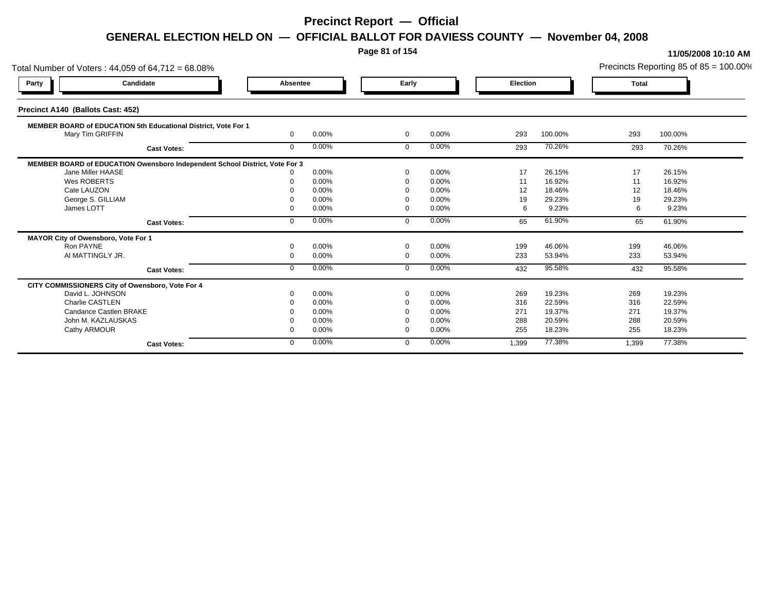# Precinct Report — Official

## GENERAL ELECTION HELD ON — OFFICIAL BALLOT FOR DAVIESS COUNTY — November 04, 2008

11/05/2008 10:10 AM

Total Number of Voters : 44,059 of 64,712 = 68.08%

Precincts Reporting 85 of 85 = 100.00%

### Precinct A140 (Ballots Cast: 452)

| Party | Candidate | Absentee | | Early | | Election | | Total | |
|---|---|---|---|---|---|---|---|---|---|
| **MEMBER BOARD of EDUCATION 5th Educational District, Vote For 1** | | | | | | | | | |
| | Mary Tim GRIFFIN | 0 | 0.00% | 0 | 0.00% | 293 | 100.00% | 293 | 100.00% |
| | **Cast Votes:** | 0 | 0.00% | 0 | 0.00% | 293 | 70.26% | 293 | 70.26% |
| **MEMBER BOARD of EDUCATION Owensboro Independent School District, Vote For 3** | | | | | | | | | |
| | Jane Miller HAASE | 0 | 0.00% | 0 | 0.00% | 17 | 26.15% | 17 | 26.15% |
| | Wes ROBERTS | 0 | 0.00% | 0 | 0.00% | 11 | 16.92% | 11 | 16.92% |
| | Cate LAUZON | 0 | 0.00% | 0 | 0.00% | 12 | 18.46% | 12 | 18.46% |
| | George S. GILLIAM | 0 | 0.00% | 0 | 0.00% | 19 | 29.23% | 19 | 29.23% |
| | James LOTT | 0 | 0.00% | 0 | 0.00% | 6 | 9.23% | 6 | 9.23% |
| | **Cast Votes:** | 0 | 0.00% | 0 | 0.00% | 65 | 61.90% | 65 | 61.90% |
| **MAYOR City of Owensboro, Vote For 1** | | | | | | | | | |
| | Ron PAYNE | 0 | 0.00% | 0 | 0.00% | 199 | 46.06% | 199 | 46.06% |
| | Al MATTINGLY JR. | 0 | 0.00% | 0 | 0.00% | 233 | 53.94% | 233 | 53.94% |
| | **Cast Votes:** | 0 | 0.00% | 0 | 0.00% | 432 | 95.58% | 432 | 95.58% |
| **CITY COMMISSIONERS City of Owensboro, Vote For 4** | | | | | | | | | |
| | David L. JOHNSON | 0 | 0.00% | 0 | 0.00% | 269 | 19.23% | 269 | 19.23% |
| | Charlie CASTLEN | 0 | 0.00% | 0 | 0.00% | 316 | 22.59% | 316 | 22.59% |
| | Candance Castlen BRAKE | 0 | 0.00% | 0 | 0.00% | 271 | 19.37% | 271 | 19.37% |
| | John M. KAZLAUSKAS | 0 | 0.00% | 0 | 0.00% | 288 | 20.59% | 288 | 20.59% |
| | Cathy ARMOUR | 0 | 0.00% | 0 | 0.00% | 255 | 18.23% | 255 | 18.23% |
| | **Cast Votes:** | 0 | 0.00% | 0 | 0.00% | 1,399 | 77.38% | 1,399 | 77.38% |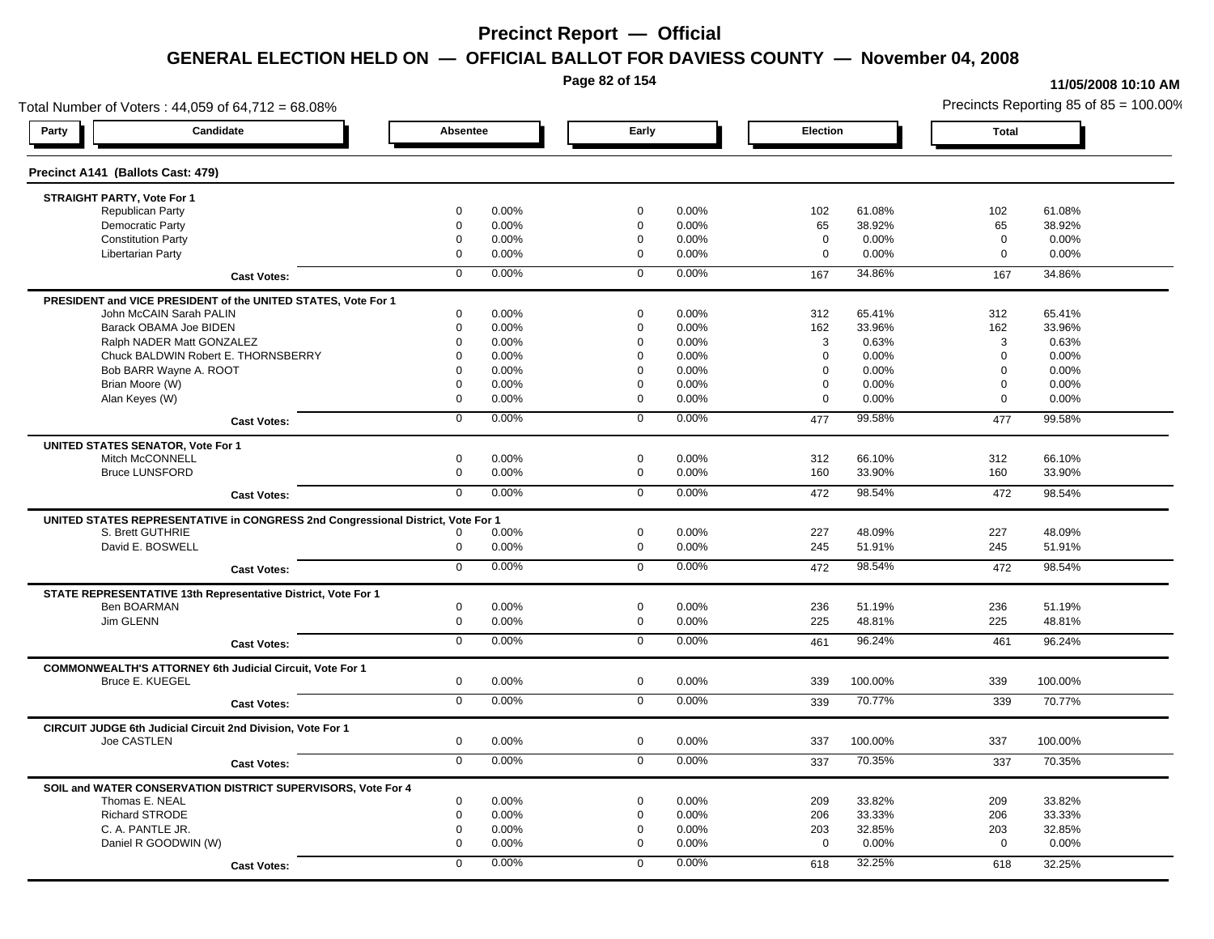# Precinct Report — Official

## GENERAL ELECTION HELD ON — OFFICIAL BALLOT FOR DAVIESS COUNTY — November 04, 2008

11/05/2008 10:10 AM

Total Number of Voters : 44,059 of 64,712 = 68.08%

Precincts Reporting 85 of 85 = 100.00%

### Precinct A141 (Ballots Cast: 479)

| Party | Candidate | Absentee | | Early | | Election | | Total | |
|---|---|---|---|---|---|---|---|---|---|
| **STRAIGHT PARTY, Vote For 1** | | | | | | | | | |
| | Republican Party | 0 | 0.00% | 0 | 0.00% | 102 | 61.08% | 102 | 61.08% |
| | Democratic Party | 0 | 0.00% | 0 | 0.00% | 65 | 38.92% | 65 | 38.92% |
| | Constitution Party | 0 | 0.00% | 0 | 0.00% | 0 | 0.00% | 0 | 0.00% |
| | Libertarian Party | 0 | 0.00% | 0 | 0.00% | 0 | 0.00% | 0 | 0.00% |
| | **Cast Votes:** | 0 | 0.00% | 0 | 0.00% | 167 | 34.86% | 167 | 34.86% |
| **PRESIDENT and VICE PRESIDENT of the UNITED STATES, Vote For 1** | | | | | | | | | |
| | John McCAIN Sarah PALIN | 0 | 0.00% | 0 | 0.00% | 312 | 65.41% | 312 | 65.41% |
| | Barack OBAMA Joe BIDEN | 0 | 0.00% | 0 | 0.00% | 162 | 33.96% | 162 | 33.96% |
| | Ralph NADER Matt GONZALEZ | 0 | 0.00% | 0 | 0.00% | 3 | 0.63% | 3 | 0.63% |
| | Chuck BALDWIN Robert E. THORNSBERRY | 0 | 0.00% | 0 | 0.00% | 0 | 0.00% | 0 | 0.00% |
| | Bob BARR Wayne A. ROOT | 0 | 0.00% | 0 | 0.00% | 0 | 0.00% | 0 | 0.00% |
| | Brian Moore (W) | 0 | 0.00% | 0 | 0.00% | 0 | 0.00% | 0 | 0.00% |
| | Alan Keyes (W) | 0 | 0.00% | 0 | 0.00% | 0 | 0.00% | 0 | 0.00% |
| | **Cast Votes:** | 0 | 0.00% | 0 | 0.00% | 477 | 99.58% | 477 | 99.58% |
| **UNITED STATES SENATOR, Vote For 1** | | | | | | | | | |
| | Mitch McCONNELL | 0 | 0.00% | 0 | 0.00% | 312 | 66.10% | 312 | 66.10% |
| | Bruce LUNSFORD | 0 | 0.00% | 0 | 0.00% | 160 | 33.90% | 160 | 33.90% |
| | **Cast Votes:** | 0 | 0.00% | 0 | 0.00% | 472 | 98.54% | 472 | 98.54% |
| **UNITED STATES REPRESENTATIVE in CONGRESS 2nd Congressional District, Vote For 1** | | | | | | | | | |
| | S. Brett GUTHRIE | 0 | 0.00% | 0 | 0.00% | 227 | 48.09% | 227 | 48.09% |
| | David E. BOSWELL | 0 | 0.00% | 0 | 0.00% | 245 | 51.91% | 245 | 51.91% |
| | **Cast Votes:** | 0 | 0.00% | 0 | 0.00% | 472 | 98.54% | 472 | 98.54% |
| **STATE REPRESENTATIVE 13th Representative District, Vote For 1** | | | | | | | | | |
| | Ben BOARMAN | 0 | 0.00% | 0 | 0.00% | 236 | 51.19% | 236 | 51.19% |
| | Jim GLENN | 0 | 0.00% | 0 | 0.00% | 225 | 48.81% | 225 | 48.81% |
| | **Cast Votes:** | 0 | 0.00% | 0 | 0.00% | 461 | 96.24% | 461 | 96.24% |
| **COMMONWEALTH'S ATTORNEY 6th Judicial Circuit, Vote For 1** | | | | | | | | | |
| | Bruce E. KUEGEL | 0 | 0.00% | 0 | 0.00% | 339 | 100.00% | 339 | 100.00% |
| | **Cast Votes:** | 0 | 0.00% | 0 | 0.00% | 339 | 70.77% | 339 | 70.77% |
| **CIRCUIT JUDGE 6th Judicial Circuit 2nd Division, Vote For 1** | | | | | | | | | |
| | Joe CASTLEN | 0 | 0.00% | 0 | 0.00% | 337 | 100.00% | 337 | 100.00% |
| | **Cast Votes:** | 0 | 0.00% | 0 | 0.00% | 337 | 70.35% | 337 | 70.35% |
| **SOIL and WATER CONSERVATION DISTRICT SUPERVISORS, Vote For 4** | | | | | | | | | |
| | Thomas E. NEAL | 0 | 0.00% | 0 | 0.00% | 209 | 33.82% | 209 | 33.82% |
| | Richard STRODE | 0 | 0.00% | 0 | 0.00% | 206 | 33.33% | 206 | 33.33% |
| | C. A. PANTLE JR. | 0 | 0.00% | 0 | 0.00% | 203 | 32.85% | 203 | 32.85% |
| | Daniel R GOODWIN (W) | 0 | 0.00% | 0 | 0.00% | 0 | 0.00% | 0 | 0.00% |
| | **Cast Votes:** | 0 | 0.00% | 0 | 0.00% | 618 | 32.25% | 618 | 32.25% |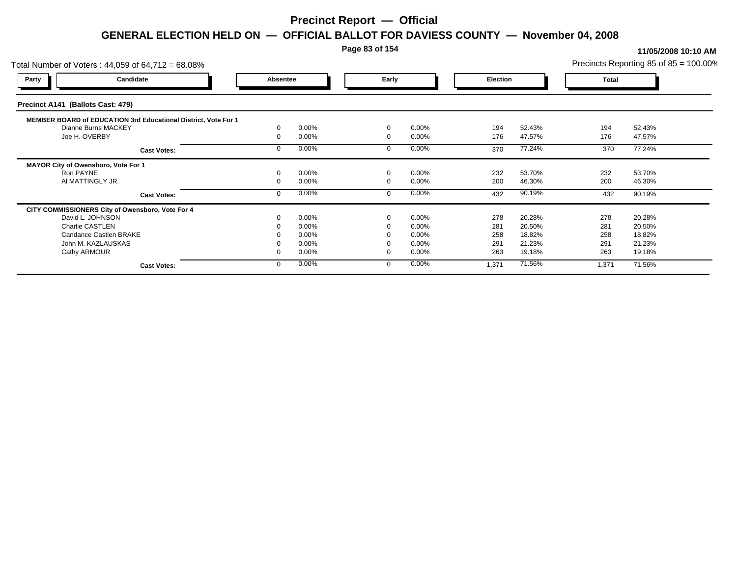# Precinct Report — Official

## GENERAL ELECTION HELD ON — OFFICIAL BALLOT FOR DAVIESS COUNTY — November 04, 2008

11/05/2008 10:10 AM

Total Number of Voters : 44,059 of 64,712 = 68.08%

Precincts Reporting 85 of 85 = 100.00%

| Party | Candidate | Absentee | | Early | | Election | | Total | |
|---|---|---|---|---|---|---|---|---|---|
| **Precinct A141 (Ballots Cast: 479)** | | | | | | | | | |
| **MEMBER BOARD of EDUCATION 3rd Educational District, Vote For 1** | | | | | | | | | |
| | Dianne Burns MACKEY | 0 | 0.00% | 0 | 0.00% | 194 | 52.43% | 194 | 52.43% |
| | Joe H. OVERBY | 0 | 0.00% | 0 | 0.00% | 176 | 47.57% | 176 | 47.57% |
| | **Cast Votes:** | 0 | 0.00% | 0 | 0.00% | 370 | 77.24% | 370 | 77.24% |
| **MAYOR City of Owensboro, Vote For 1** | | | | | | | | | |
| | Ron PAYNE | 0 | 0.00% | 0 | 0.00% | 232 | 53.70% | 232 | 53.70% |
| | Al MATTINGLY JR. | 0 | 0.00% | 0 | 0.00% | 200 | 46.30% | 200 | 46.30% |
| | **Cast Votes:** | 0 | 0.00% | 0 | 0.00% | 432 | 90.19% | 432 | 90.19% |
| **CITY COMMISSIONERS City of Owensboro, Vote For 4** | | | | | | | | | |
| | David L. JOHNSON | 0 | 0.00% | 0 | 0.00% | 278 | 20.28% | 278 | 20.28% |
| | Charlie CASTLEN | 0 | 0.00% | 0 | 0.00% | 281 | 20.50% | 281 | 20.50% |
| | Candance Castlen BRAKE | 0 | 0.00% | 0 | 0.00% | 258 | 18.82% | 258 | 18.82% |
| | John M. KAZLAUSKAS | 0 | 0.00% | 0 | 0.00% | 291 | 21.23% | 291 | 21.23% |
| | Cathy ARMOUR | 0 | 0.00% | 0 | 0.00% | 263 | 19.18% | 263 | 19.18% |
| | **Cast Votes:** | 0 | 0.00% | 0 | 0.00% | 1,371 | 71.56% | 1,371 | 71.56% |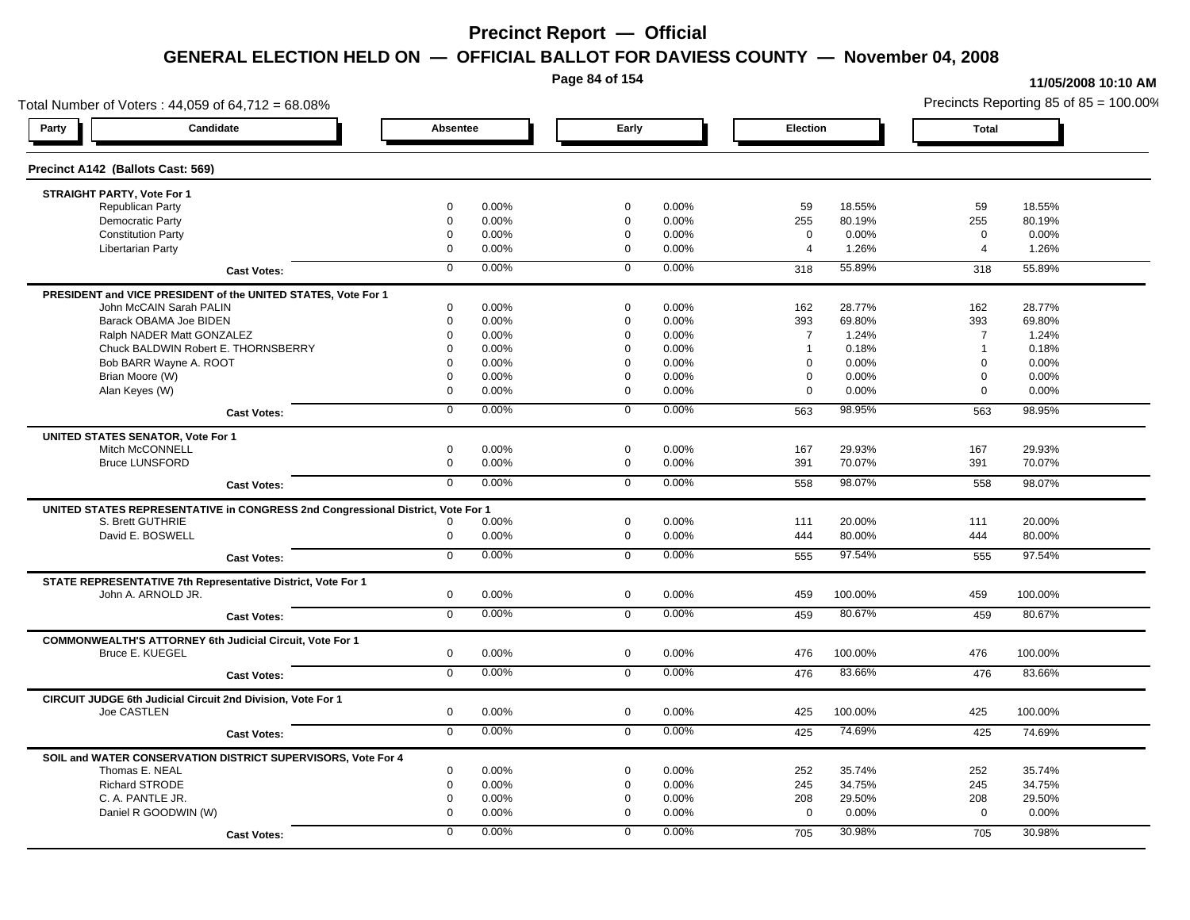# Precinct Report — Official

## GENERAL ELECTION HELD ON — OFFICIAL BALLOT FOR DAVIESS COUNTY — November 04, 2008

11/05/2008 10:10 AM

Total Number of Voters : 44,059 of 64,712 = 68.08%

Precincts Reporting 85 of 85 = 100.00%

### Precinct A142 (Ballots Cast: 569)

| Party | Candidate | Absentee | | Early | | Election | | Total | |
|---|---|---|---|---|---|---|---|---|---|
| **STRAIGHT PARTY, Vote For 1** | | | | | | | | | |
| | Republican Party | 0 | 0.00% | 0 | 0.00% | 59 | 18.55% | 59 | 18.55% |
| | Democratic Party | 0 | 0.00% | 0 | 0.00% | 255 | 80.19% | 255 | 80.19% |
| | Constitution Party | 0 | 0.00% | 0 | 0.00% | 0 | 0.00% | 0 | 0.00% |
| | Libertarian Party | 0 | 0.00% | 0 | 0.00% | 4 | 1.26% | 4 | 1.26% |
| | **Cast Votes:** | 0 | 0.00% | 0 | 0.00% | 318 | 55.89% | 318 | 55.89% |
| **PRESIDENT and VICE PRESIDENT of the UNITED STATES, Vote For 1** | | | | | | | | | |
| | John McCAIN Sarah PALIN | 0 | 0.00% | 0 | 0.00% | 162 | 28.77% | 162 | 28.77% |
| | Barack OBAMA Joe BIDEN | 0 | 0.00% | 0 | 0.00% | 393 | 69.80% | 393 | 69.80% |
| | Ralph NADER Matt GONZALEZ | 0 | 0.00% | 0 | 0.00% | 7 | 1.24% | 7 | 1.24% |
| | Chuck BALDWIN Robert E. THORNSBERRY | 0 | 0.00% | 0 | 0.00% | 1 | 0.18% | 1 | 0.18% |
| | Bob BARR Wayne A. ROOT | 0 | 0.00% | 0 | 0.00% | 0 | 0.00% | 0 | 0.00% |
| | Brian Moore (W) | 0 | 0.00% | 0 | 0.00% | 0 | 0.00% | 0 | 0.00% |
| | Alan Keyes (W) | 0 | 0.00% | 0 | 0.00% | 0 | 0.00% | 0 | 0.00% |
| | **Cast Votes:** | 0 | 0.00% | 0 | 0.00% | 563 | 98.95% | 563 | 98.95% |
| **UNITED STATES SENATOR, Vote For 1** | | | | | | | | | |
| | Mitch McCONNELL | 0 | 0.00% | 0 | 0.00% | 167 | 29.93% | 167 | 29.93% |
| | Bruce LUNSFORD | 0 | 0.00% | 0 | 0.00% | 391 | 70.07% | 391 | 70.07% |
| | **Cast Votes:** | 0 | 0.00% | 0 | 0.00% | 558 | 98.07% | 558 | 98.07% |
| **UNITED STATES REPRESENTATIVE in CONGRESS 2nd Congressional District, Vote For 1** | | | | | | | | | |
| | S. Brett GUTHRIE | 0 | 0.00% | 0 | 0.00% | 111 | 20.00% | 111 | 20.00% |
| | David E. BOSWELL | 0 | 0.00% | 0 | 0.00% | 444 | 80.00% | 444 | 80.00% |
| | **Cast Votes:** | 0 | 0.00% | 0 | 0.00% | 555 | 97.54% | 555 | 97.54% |
| **STATE REPRESENTATIVE 7th Representative District, Vote For 1** | | | | | | | | | |
| | John A. ARNOLD JR. | 0 | 0.00% | 0 | 0.00% | 459 | 100.00% | 459 | 100.00% |
| | **Cast Votes:** | 0 | 0.00% | 0 | 0.00% | 459 | 80.67% | 459 | 80.67% |
| **COMMONWEALTH'S ATTORNEY 6th Judicial Circuit, Vote For 1** | | | | | | | | | |
| | Bruce E. KUEGEL | 0 | 0.00% | 0 | 0.00% | 476 | 100.00% | 476 | 100.00% |
| | **Cast Votes:** | 0 | 0.00% | 0 | 0.00% | 476 | 83.66% | 476 | 83.66% |
| **CIRCUIT JUDGE 6th Judicial Circuit 2nd Division, Vote For 1** | | | | | | | | | |
| | Joe CASTLEN | 0 | 0.00% | 0 | 0.00% | 425 | 100.00% | 425 | 100.00% |
| | **Cast Votes:** | 0 | 0.00% | 0 | 0.00% | 425 | 74.69% | 425 | 74.69% |
| **SOIL and WATER CONSERVATION DISTRICT SUPERVISORS, Vote For 4** | | | | | | | | | |
| | Thomas E. NEAL | 0 | 0.00% | 0 | 0.00% | 252 | 35.74% | 252 | 35.74% |
| | Richard STRODE | 0 | 0.00% | 0 | 0.00% | 245 | 34.75% | 245 | 34.75% |
| | C. A. PANTLE JR. | 0 | 0.00% | 0 | 0.00% | 208 | 29.50% | 208 | 29.50% |
| | Daniel R GOODWIN (W) | 0 | 0.00% | 0 | 0.00% | 0 | 0.00% | 0 | 0.00% |
| | **Cast Votes:** | 0 | 0.00% | 0 | 0.00% | 705 | 30.98% | 705 | 30.98% |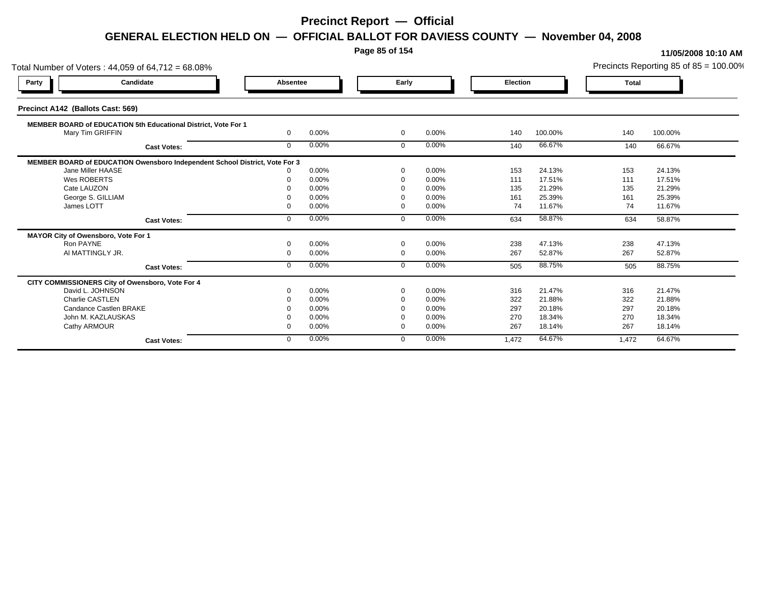# Precinct Report — Official

## GENERAL ELECTION HELD ON — OFFICIAL BALLOT FOR DAVIESS COUNTY — November 04, 2008

**11/05/2008 10:10 AM**

Total Number of Voters : 44,059 of 64,712 = 68.08%

Precincts Reporting 85 of 85 = 100.00%

### Precinct A142 (Ballots Cast: 569)

| Party | Candidate | Absentee | | Early | | Election | | Total | |
|---|---|---|---|---|---|---|---|---|---|
| | **MEMBER BOARD of EDUCATION 5th Educational District, Vote For 1** | | | | | | | | |
| | Mary Tim GRIFFIN | 0 | 0.00% | 0 | 0.00% | 140 | 100.00% | 140 | 100.00% |
| | **Cast Votes:** | 0 | 0.00% | 0 | 0.00% | 140 | 66.67% | 140 | 66.67% |
| | **MEMBER BOARD of EDUCATION Owensboro Independent School District, Vote For 3** | | | | | | | | |
| | Jane Miller HAASE | 0 | 0.00% | 0 | 0.00% | 153 | 24.13% | 153 | 24.13% |
| | Wes ROBERTS | 0 | 0.00% | 0 | 0.00% | 111 | 17.51% | 111 | 17.51% |
| | Cate LAUZON | 0 | 0.00% | 0 | 0.00% | 135 | 21.29% | 135 | 21.29% |
| | George S. GILLIAM | 0 | 0.00% | 0 | 0.00% | 161 | 25.39% | 161 | 25.39% |
| | James LOTT | 0 | 0.00% | 0 | 0.00% | 74 | 11.67% | 74 | 11.67% |
| | **Cast Votes:** | 0 | 0.00% | 0 | 0.00% | 634 | 58.87% | 634 | 58.87% |
| | **MAYOR City of Owensboro, Vote For 1** | | | | | | | | |
| | Ron PAYNE | 0 | 0.00% | 0 | 0.00% | 238 | 47.13% | 238 | 47.13% |
| | Al MATTINGLY JR. | 0 | 0.00% | 0 | 0.00% | 267 | 52.87% | 267 | 52.87% |
| | **Cast Votes:** | 0 | 0.00% | 0 | 0.00% | 505 | 88.75% | 505 | 88.75% |
| | **CITY COMMISSIONERS City of Owensboro, Vote For 4** | | | | | | | | |
| | David L. JOHNSON | 0 | 0.00% | 0 | 0.00% | 316 | 21.47% | 316 | 21.47% |
| | Charlie CASTLEN | 0 | 0.00% | 0 | 0.00% | 322 | 21.88% | 322 | 21.88% |
| | Candance Castlen BRAKE | 0 | 0.00% | 0 | 0.00% | 297 | 20.18% | 297 | 20.18% |
| | John M. KAZLAUSKAS | 0 | 0.00% | 0 | 0.00% | 270 | 18.34% | 270 | 18.34% |
| | Cathy ARMOUR | 0 | 0.00% | 0 | 0.00% | 267 | 18.14% | 267 | 18.14% |
| | **Cast Votes:** | 0 | 0.00% | 0 | 0.00% | 1,472 | 64.67% | 1,472 | 64.67% |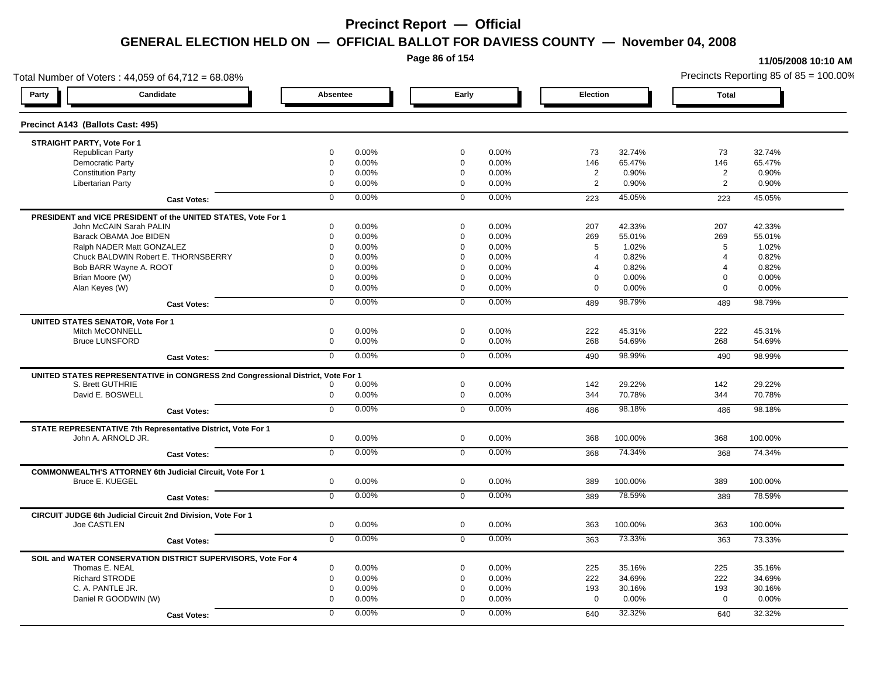# Precinct Report — Official

## GENERAL ELECTION HELD ON — OFFICIAL BALLOT FOR DAVIESS COUNTY — November 04, 2008

11/05/2008 10:10 AM

Total Number of Voters : 44,059 of 64,712 = 68.08%

Precincts Reporting 85 of 85 = 100.00%

### Precinct A143 (Ballots Cast: 495)

| Party | Candidate | Absentee | | Early | | Election | | Total | |
|---|---|---|---|---|---|---|---|---|---|
| **STRAIGHT PARTY, Vote For 1** | | | | | | | | | |
| | Republican Party | 0 | 0.00% | 0 | 0.00% | 73 | 32.74% | 73 | 32.74% |
| | Democratic Party | 0 | 0.00% | 0 | 0.00% | 146 | 65.47% | 146 | 65.47% |
| | Constitution Party | 0 | 0.00% | 0 | 0.00% | 2 | 0.90% | 2 | 0.90% |
| | Libertarian Party | 0 | 0.00% | 0 | 0.00% | 2 | 0.90% | 2 | 0.90% |
| | **Cast Votes:** | 0 | 0.00% | 0 | 0.00% | 223 | 45.05% | 223 | 45.05% |
| **PRESIDENT and VICE PRESIDENT of the UNITED STATES, Vote For 1** | | | | | | | | | |
| | John McCAIN Sarah PALIN | 0 | 0.00% | 0 | 0.00% | 207 | 42.33% | 207 | 42.33% |
| | Barack OBAMA Joe BIDEN | 0 | 0.00% | 0 | 0.00% | 269 | 55.01% | 269 | 55.01% |
| | Ralph NADER Matt GONZALEZ | 0 | 0.00% | 0 | 0.00% | 5 | 1.02% | 5 | 1.02% |
| | Chuck BALDWIN Robert E. THORNSBERRY | 0 | 0.00% | 0 | 0.00% | 4 | 0.82% | 4 | 0.82% |
| | Bob BARR Wayne A. ROOT | 0 | 0.00% | 0 | 0.00% | 4 | 0.82% | 4 | 0.82% |
| | Brian Moore (W) | 0 | 0.00% | 0 | 0.00% | 0 | 0.00% | 0 | 0.00% |
| | Alan Keyes (W) | 0 | 0.00% | 0 | 0.00% | 0 | 0.00% | 0 | 0.00% |
| | **Cast Votes:** | 0 | 0.00% | 0 | 0.00% | 489 | 98.79% | 489 | 98.79% |
| **UNITED STATES SENATOR, Vote For 1** | | | | | | | | | |
| | Mitch McCONNELL | 0 | 0.00% | 0 | 0.00% | 222 | 45.31% | 222 | 45.31% |
| | Bruce LUNSFORD | 0 | 0.00% | 0 | 0.00% | 268 | 54.69% | 268 | 54.69% |
| | **Cast Votes:** | 0 | 0.00% | 0 | 0.00% | 490 | 98.99% | 490 | 98.99% |
| **UNITED STATES REPRESENTATIVE in CONGRESS 2nd Congressional District, Vote For 1** | | | | | | | | | |
| | S. Brett GUTHRIE | 0 | 0.00% | 0 | 0.00% | 142 | 29.22% | 142 | 29.22% |
| | David E. BOSWELL | 0 | 0.00% | 0 | 0.00% | 344 | 70.78% | 344 | 70.78% |
| | **Cast Votes:** | 0 | 0.00% | 0 | 0.00% | 486 | 98.18% | 486 | 98.18% |
| **STATE REPRESENTATIVE 7th Representative District, Vote For 1** | | | | | | | | | |
| | John A. ARNOLD JR. | 0 | 0.00% | 0 | 0.00% | 368 | 100.00% | 368 | 100.00% |
| | **Cast Votes:** | 0 | 0.00% | 0 | 0.00% | 368 | 74.34% | 368 | 74.34% |
| **COMMONWEALTH'S ATTORNEY 6th Judicial Circuit, Vote For 1** | | | | | | | | | |
| | Bruce E. KUEGEL | 0 | 0.00% | 0 | 0.00% | 389 | 100.00% | 389 | 100.00% |
| | **Cast Votes:** | 0 | 0.00% | 0 | 0.00% | 389 | 78.59% | 389 | 78.59% |
| **CIRCUIT JUDGE 6th Judicial Circuit 2nd Division, Vote For 1** | | | | | | | | | |
| | Joe CASTLEN | 0 | 0.00% | 0 | 0.00% | 363 | 100.00% | 363 | 100.00% |
| | **Cast Votes:** | 0 | 0.00% | 0 | 0.00% | 363 | 73.33% | 363 | 73.33% |
| **SOIL and WATER CONSERVATION DISTRICT SUPERVISORS, Vote For 4** | | | | | | | | | |
| | Thomas E. NEAL | 0 | 0.00% | 0 | 0.00% | 225 | 35.16% | 225 | 35.16% |
| | Richard STRODE | 0 | 0.00% | 0 | 0.00% | 222 | 34.69% | 222 | 34.69% |
| | C. A. PANTLE JR. | 0 | 0.00% | 0 | 0.00% | 193 | 30.16% | 193 | 30.16% |
| | Daniel R GOODWIN (W) | 0 | 0.00% | 0 | 0.00% | 0 | 0.00% | 0 | 0.00% |
| | **Cast Votes:** | 0 | 0.00% | 0 | 0.00% | 640 | 32.32% | 640 | 32.32% |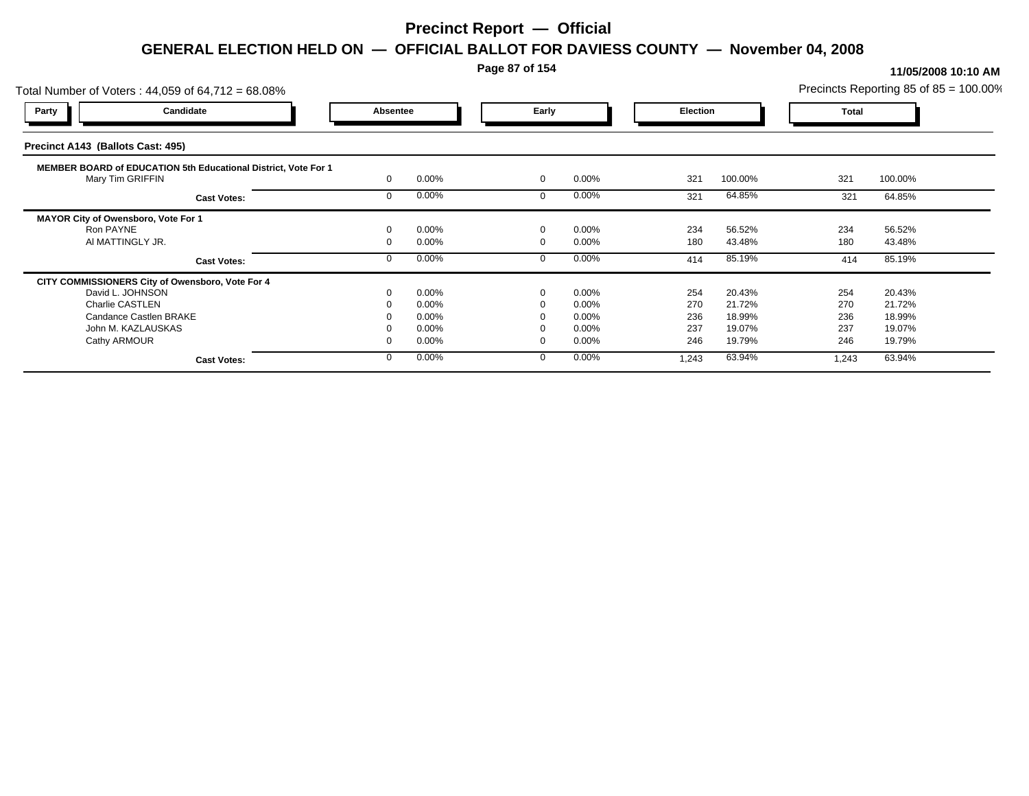# Precinct Report — Official

## GENERAL ELECTION HELD ON — OFFICIAL BALLOT FOR DAVIESS COUNTY — November 04, 2008

**11/05/2008 10:10 AM**

Total Number of Voters : 44,059 of 64,712 = 68.08%

Precincts Reporting 85 of 85 = 100.00%

### Precinct A143 (Ballots Cast: 495)

| Party | Candidate | Absentee | | Early | | Election | | Total | |
|---|---|---|---|---|---|---|---|---|---|
| | **MEMBER BOARD of EDUCATION 5th Educational District, Vote For 1** | | | | | | | | |
| | Mary Tim GRIFFIN | 0 | 0.00% | 0 | 0.00% | 321 | 100.00% | 321 | 100.00% |
| | **Cast Votes:** | 0 | 0.00% | 0 | 0.00% | 321 | 64.85% | 321 | 64.85% |
| | **MAYOR City of Owensboro, Vote For 1** | | | | | | | | |
| | Ron PAYNE | 0 | 0.00% | 0 | 0.00% | 234 | 56.52% | 234 | 56.52% |
| | Al MATTINGLY JR. | 0 | 0.00% | 0 | 0.00% | 180 | 43.48% | 180 | 43.48% |
| | **Cast Votes:** | 0 | 0.00% | 0 | 0.00% | 414 | 85.19% | 414 | 85.19% |
| | **CITY COMMISSIONERS City of Owensboro, Vote For 4** | | | | | | | | |
| | David L. JOHNSON | 0 | 0.00% | 0 | 0.00% | 254 | 20.43% | 254 | 20.43% |
| | Charlie CASTLEN | 0 | 0.00% | 0 | 0.00% | 270 | 21.72% | 270 | 21.72% |
| | Candance Castlen BRAKE | 0 | 0.00% | 0 | 0.00% | 236 | 18.99% | 236 | 18.99% |
| | John M. KAZLAUSKAS | 0 | 0.00% | 0 | 0.00% | 237 | 19.07% | 237 | 19.07% |
| | Cathy ARMOUR | 0 | 0.00% | 0 | 0.00% | 246 | 19.79% | 246 | 19.79% |
| | **Cast Votes:** | 0 | 0.00% | 0 | 0.00% | 1,243 | 63.94% | 1,243 | 63.94% |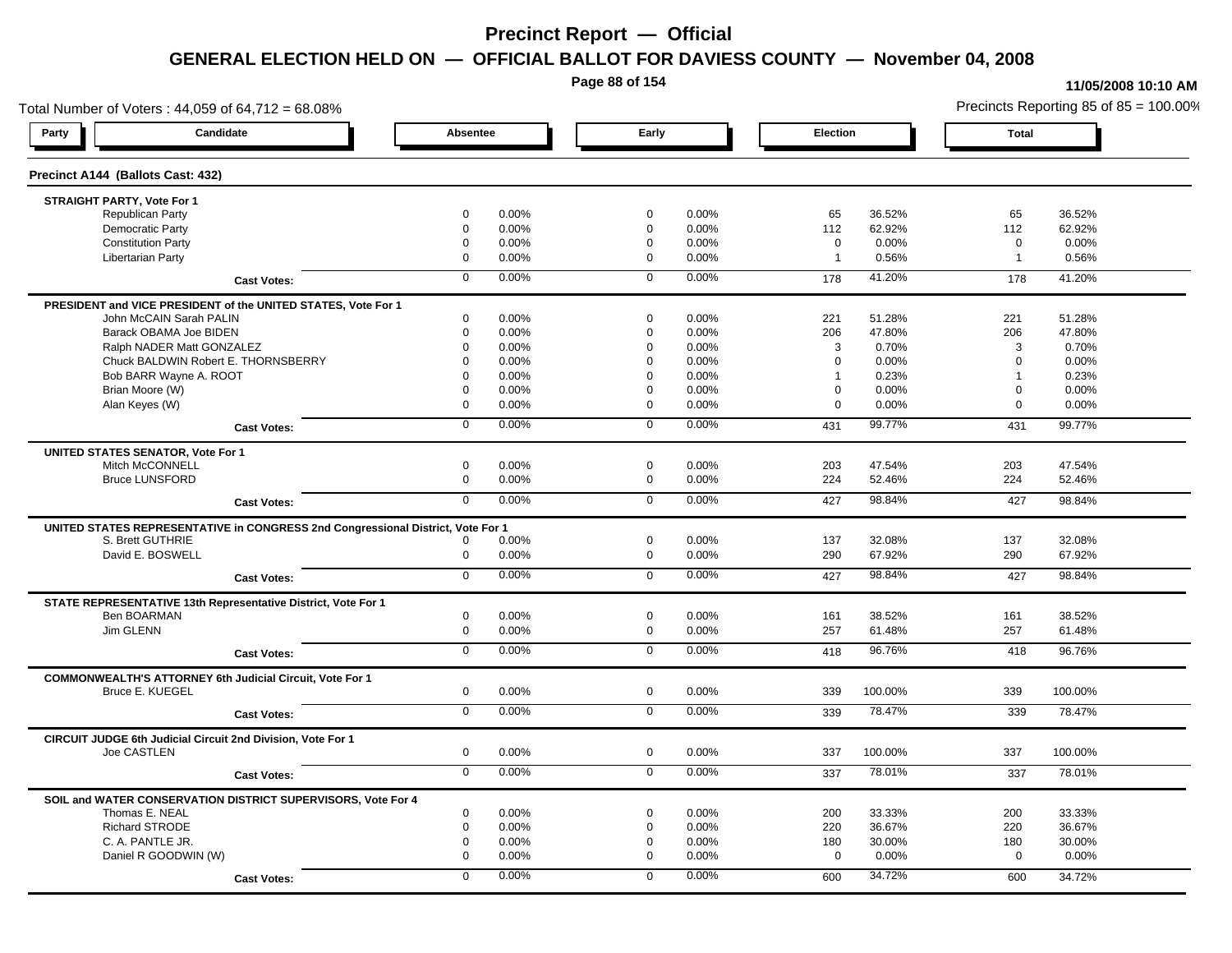# Precinct Report — Official

## GENERAL ELECTION HELD ON — OFFICIAL BALLOT FOR DAVIESS COUNTY — November 04, 2008

11/05/2008 10:10 AM

Total Number of Voters : 44,059 of 64,712 = 68.08%

Precincts Reporting 85 of 85 = 100.00%

### Precinct A144 (Ballots Cast: 432)

| Party | Candidate | Absentee | | Early | | Election | | Total | |
|---|---|---|---|---|---|---|---|---|---|
| **STRAIGHT PARTY, Vote For 1** | | | | | | | | | |
| | Republican Party | 0 | 0.00% | 0 | 0.00% | 65 | 36.52% | 65 | 36.52% |
| | Democratic Party | 0 | 0.00% | 0 | 0.00% | 112 | 62.92% | 112 | 62.92% |
| | Constitution Party | 0 | 0.00% | 0 | 0.00% | 0 | 0.00% | 0 | 0.00% |
| | Libertarian Party | 0 | 0.00% | 0 | 0.00% | 1 | 0.56% | 1 | 0.56% |
| | **Cast Votes:** | 0 | 0.00% | 0 | 0.00% | 178 | 41.20% | 178 | 41.20% |
| **PRESIDENT and VICE PRESIDENT of the UNITED STATES, Vote For 1** | | | | | | | | | |
| | John McCAIN Sarah PALIN | 0 | 0.00% | 0 | 0.00% | 221 | 51.28% | 221 | 51.28% |
| | Barack OBAMA Joe BIDEN | 0 | 0.00% | 0 | 0.00% | 206 | 47.80% | 206 | 47.80% |
| | Ralph NADER Matt GONZALEZ | 0 | 0.00% | 0 | 0.00% | 3 | 0.70% | 3 | 0.70% |
| | Chuck BALDWIN Robert E. THORNSBERRY | 0 | 0.00% | 0 | 0.00% | 0 | 0.00% | 0 | 0.00% |
| | Bob BARR Wayne A. ROOT | 0 | 0.00% | 0 | 0.00% | 1 | 0.23% | 1 | 0.23% |
| | Brian Moore (W) | 0 | 0.00% | 0 | 0.00% | 0 | 0.00% | 0 | 0.00% |
| | Alan Keyes (W) | 0 | 0.00% | 0 | 0.00% | 0 | 0.00% | 0 | 0.00% |
| | **Cast Votes:** | 0 | 0.00% | 0 | 0.00% | 431 | 99.77% | 431 | 99.77% |
| **UNITED STATES SENATOR, Vote For 1** | | | | | | | | | |
| | Mitch McCONNELL | 0 | 0.00% | 0 | 0.00% | 203 | 47.54% | 203 | 47.54% |
| | Bruce LUNSFORD | 0 | 0.00% | 0 | 0.00% | 224 | 52.46% | 224 | 52.46% |
| | **Cast Votes:** | 0 | 0.00% | 0 | 0.00% | 427 | 98.84% | 427 | 98.84% |
| **UNITED STATES REPRESENTATIVE in CONGRESS 2nd Congressional District, Vote For 1** | | | | | | | | | |
| | S. Brett GUTHRIE | 0 | 0.00% | 0 | 0.00% | 137 | 32.08% | 137 | 32.08% |
| | David E. BOSWELL | 0 | 0.00% | 0 | 0.00% | 290 | 67.92% | 290 | 67.92% |
| | **Cast Votes:** | 0 | 0.00% | 0 | 0.00% | 427 | 98.84% | 427 | 98.84% |
| **STATE REPRESENTATIVE 13th Representative District, Vote For 1** | | | | | | | | | |
| | Ben BOARMAN | 0 | 0.00% | 0 | 0.00% | 161 | 38.52% | 161 | 38.52% |
| | Jim GLENN | 0 | 0.00% | 0 | 0.00% | 257 | 61.48% | 257 | 61.48% |
| | **Cast Votes:** | 0 | 0.00% | 0 | 0.00% | 418 | 96.76% | 418 | 96.76% |
| **COMMONWEALTH'S ATTORNEY 6th Judicial Circuit, Vote For 1** | | | | | | | | | |
| | Bruce E. KUEGEL | 0 | 0.00% | 0 | 0.00% | 339 | 100.00% | 339 | 100.00% |
| | **Cast Votes:** | 0 | 0.00% | 0 | 0.00% | 339 | 78.47% | 339 | 78.47% |
| **CIRCUIT JUDGE 6th Judicial Circuit 2nd Division, Vote For 1** | | | | | | | | | |
| | Joe CASTLEN | 0 | 0.00% | 0 | 0.00% | 337 | 100.00% | 337 | 100.00% |
| | **Cast Votes:** | 0 | 0.00% | 0 | 0.00% | 337 | 78.01% | 337 | 78.01% |
| **SOIL and WATER CONSERVATION DISTRICT SUPERVISORS, Vote For 4** | | | | | | | | | |
| | Thomas E. NEAL | 0 | 0.00% | 0 | 0.00% | 200 | 33.33% | 200 | 33.33% |
| | Richard STRODE | 0 | 0.00% | 0 | 0.00% | 220 | 36.67% | 220 | 36.67% |
| | C. A. PANTLE JR. | 0 | 0.00% | 0 | 0.00% | 180 | 30.00% | 180 | 30.00% |
| | Daniel R GOODWIN (W) | 0 | 0.00% | 0 | 0.00% | 0 | 0.00% | 0 | 0.00% |
| | **Cast Votes:** | 0 | 0.00% | 0 | 0.00% | 600 | 34.72% | 600 | 34.72% |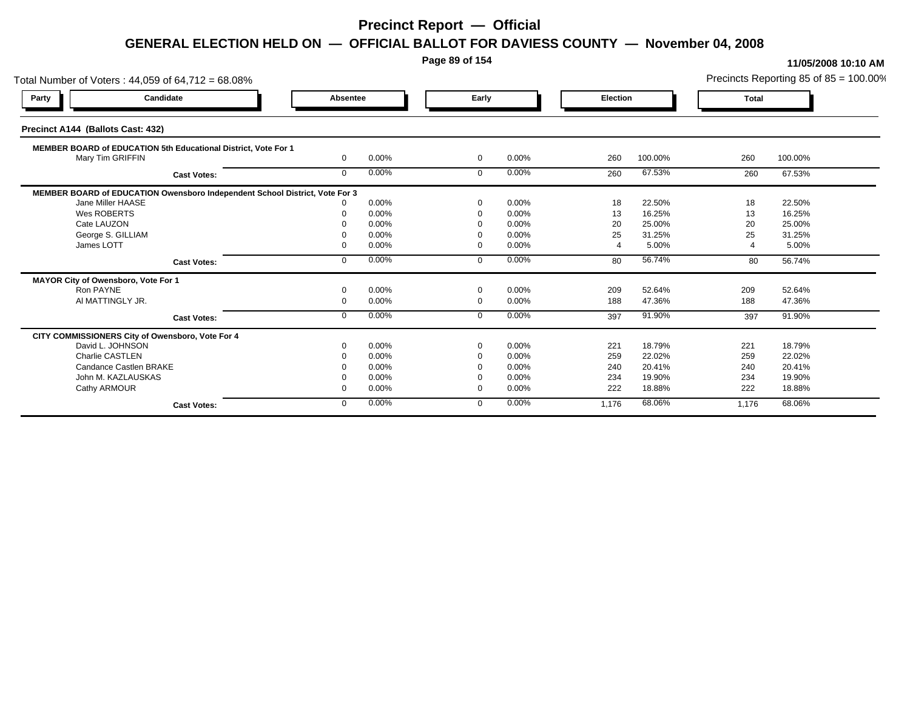# Precinct Report — Official

## GENERAL ELECTION HELD ON — OFFICIAL BALLOT FOR DAVIESS COUNTY — November 04, 2008

**11/05/2008 10:10 AM**

Total Number of Voters : 44,059 of 64,712 = 68.08%

Precincts Reporting 85 of 85 = 100.00%

### Precinct A144 (Ballots Cast: 432)

| Party | Candidate | Absentee | | Early | | Election | | Total | |
|---|---|---|---|---|---|---|---|---|---|
| | **MEMBER BOARD of EDUCATION 5th Educational District, Vote For 1** | | | | | | | | |
| | Mary Tim GRIFFIN | 0 | 0.00% | 0 | 0.00% | 260 | 100.00% | 260 | 100.00% |
| | **Cast Votes:** | 0 | 0.00% | 0 | 0.00% | 260 | 67.53% | 260 | 67.53% |
| | **MEMBER BOARD of EDUCATION Owensboro Independent School District, Vote For 3** | | | | | | | | |
| | Jane Miller HAASE | 0 | 0.00% | 0 | 0.00% | 18 | 22.50% | 18 | 22.50% |
| | Wes ROBERTS | 0 | 0.00% | 0 | 0.00% | 13 | 16.25% | 13 | 16.25% |
| | Cate LAUZON | 0 | 0.00% | 0 | 0.00% | 20 | 25.00% | 20 | 25.00% |
| | George S. GILLIAM | 0 | 0.00% | 0 | 0.00% | 25 | 31.25% | 25 | 31.25% |
| | James LOTT | 0 | 0.00% | 0 | 0.00% | 4 | 5.00% | 4 | 5.00% |
| | **Cast Votes:** | 0 | 0.00% | 0 | 0.00% | 80 | 56.74% | 80 | 56.74% |
| | **MAYOR City of Owensboro, Vote For 1** | | | | | | | | |
| | Ron PAYNE | 0 | 0.00% | 0 | 0.00% | 209 | 52.64% | 209 | 52.64% |
| | Al MATTINGLY JR. | 0 | 0.00% | 0 | 0.00% | 188 | 47.36% | 188 | 47.36% |
| | **Cast Votes:** | 0 | 0.00% | 0 | 0.00% | 397 | 91.90% | 397 | 91.90% |
| | **CITY COMMISSIONERS City of Owensboro, Vote For 4** | | | | | | | | |
| | David L. JOHNSON | 0 | 0.00% | 0 | 0.00% | 221 | 18.79% | 221 | 18.79% |
| | Charlie CASTLEN | 0 | 0.00% | 0 | 0.00% | 259 | 22.02% | 259 | 22.02% |
| | Candance Castlen BRAKE | 0 | 0.00% | 0 | 0.00% | 240 | 20.41% | 240 | 20.41% |
| | John M. KAZLAUSKAS | 0 | 0.00% | 0 | 0.00% | 234 | 19.90% | 234 | 19.90% |
| | Cathy ARMOUR | 0 | 0.00% | 0 | 0.00% | 222 | 18.88% | 222 | 18.88% |
| | **Cast Votes:** | 0 | 0.00% | 0 | 0.00% | 1,176 | 68.06% | 1,176 | 68.06% |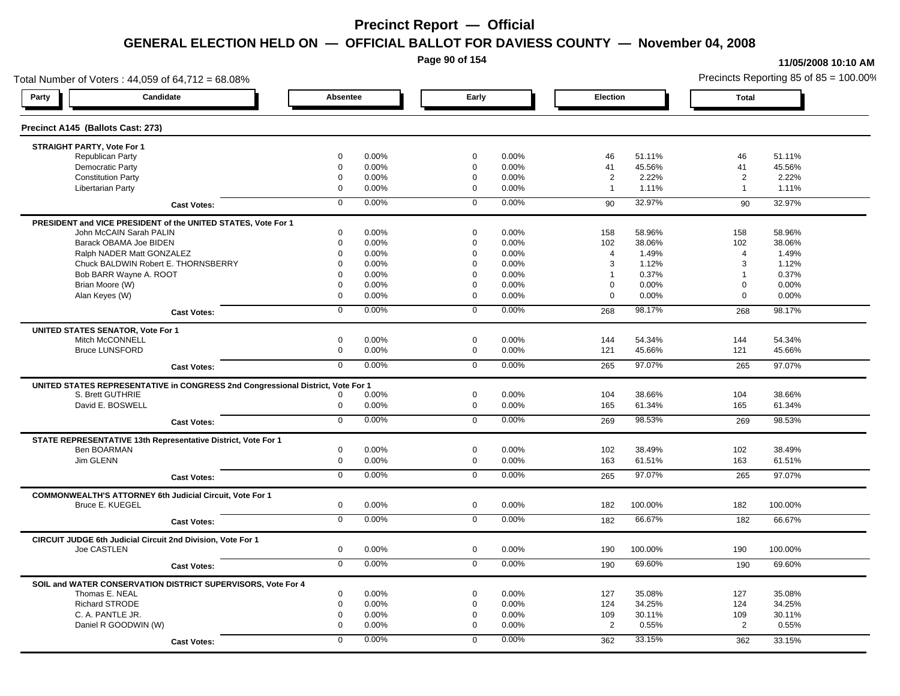# Precinct Report — Official

## GENERAL ELECTION HELD ON — OFFICIAL BALLOT FOR DAVIESS COUNTY — November 04, 2008

11/05/2008 10:10 AM

Total Number of Voters : 44,059 of 64,712 = 68.08%

Precincts Reporting 85 of 85 = 100.00%

### Precinct A145 (Ballots Cast: 273)

| Party | Candidate | Absentee | | Early | | Election | | Total | |
|---|---|---|---|---|---|---|---|---|---|
| **STRAIGHT PARTY, Vote For 1** | | | | | | | | | |
| | Republican Party | 0 | 0.00% | 0 | 0.00% | 46 | 51.11% | 46 | 51.11% |
| | Democratic Party | 0 | 0.00% | 0 | 0.00% | 41 | 45.56% | 41 | 45.56% |
| | Constitution Party | 0 | 0.00% | 0 | 0.00% | 2 | 2.22% | 2 | 2.22% |
| | Libertarian Party | 0 | 0.00% | 0 | 0.00% | 1 | 1.11% | 1 | 1.11% |
| | **Cast Votes:** | 0 | 0.00% | 0 | 0.00% | 90 | 32.97% | 90 | 32.97% |
| **PRESIDENT and VICE PRESIDENT of the UNITED STATES, Vote For 1** | | | | | | | | | |
| | John McCAIN Sarah PALIN | 0 | 0.00% | 0 | 0.00% | 158 | 58.96% | 158 | 58.96% |
| | Barack OBAMA Joe BIDEN | 0 | 0.00% | 0 | 0.00% | 102 | 38.06% | 102 | 38.06% |
| | Ralph NADER Matt GONZALEZ | 0 | 0.00% | 0 | 0.00% | 4 | 1.49% | 4 | 1.49% |
| | Chuck BALDWIN Robert E. THORNSBERRY | 0 | 0.00% | 0 | 0.00% | 3 | 1.12% | 3 | 1.12% |
| | Bob BARR Wayne A. ROOT | 0 | 0.00% | 0 | 0.00% | 1 | 0.37% | 1 | 0.37% |
| | Brian Moore (W) | 0 | 0.00% | 0 | 0.00% | 0 | 0.00% | 0 | 0.00% |
| | Alan Keyes (W) | 0 | 0.00% | 0 | 0.00% | 0 | 0.00% | 0 | 0.00% |
| | **Cast Votes:** | 0 | 0.00% | 0 | 0.00% | 268 | 98.17% | 268 | 98.17% |
| **UNITED STATES SENATOR, Vote For 1** | | | | | | | | | |
| | Mitch McCONNELL | 0 | 0.00% | 0 | 0.00% | 144 | 54.34% | 144 | 54.34% |
| | Bruce LUNSFORD | 0 | 0.00% | 0 | 0.00% | 121 | 45.66% | 121 | 45.66% |
| | **Cast Votes:** | 0 | 0.00% | 0 | 0.00% | 265 | 97.07% | 265 | 97.07% |
| **UNITED STATES REPRESENTATIVE in CONGRESS 2nd Congressional District, Vote For 1** | | | | | | | | | |
| | S. Brett GUTHRIE | 0 | 0.00% | 0 | 0.00% | 104 | 38.66% | 104 | 38.66% |
| | David E. BOSWELL | 0 | 0.00% | 0 | 0.00% | 165 | 61.34% | 165 | 61.34% |
| | **Cast Votes:** | 0 | 0.00% | 0 | 0.00% | 269 | 98.53% | 269 | 98.53% |
| **STATE REPRESENTATIVE 13th Representative District, Vote For 1** | | | | | | | | | |
| | Ben BOARMAN | 0 | 0.00% | 0 | 0.00% | 102 | 38.49% | 102 | 38.49% |
| | Jim GLENN | 0 | 0.00% | 0 | 0.00% | 163 | 61.51% | 163 | 61.51% |
| | **Cast Votes:** | 0 | 0.00% | 0 | 0.00% | 265 | 97.07% | 265 | 97.07% |
| **COMMONWEALTH'S ATTORNEY 6th Judicial Circuit, Vote For 1** | | | | | | | | | |
| | Bruce E. KUEGEL | 0 | 0.00% | 0 | 0.00% | 182 | 100.00% | 182 | 100.00% |
| | **Cast Votes:** | 0 | 0.00% | 0 | 0.00% | 182 | 66.67% | 182 | 66.67% |
| **CIRCUIT JUDGE 6th Judicial Circuit 2nd Division, Vote For 1** | | | | | | | | | |
| | Joe CASTLEN | 0 | 0.00% | 0 | 0.00% | 190 | 100.00% | 190 | 100.00% |
| | **Cast Votes:** | 0 | 0.00% | 0 | 0.00% | 190 | 69.60% | 190 | 69.60% |
| **SOIL and WATER CONSERVATION DISTRICT SUPERVISORS, Vote For 4** | | | | | | | | | |
| | Thomas E. NEAL | 0 | 0.00% | 0 | 0.00% | 127 | 35.08% | 127 | 35.08% |
| | Richard STRODE | 0 | 0.00% | 0 | 0.00% | 124 | 34.25% | 124 | 34.25% |
| | C. A. PANTLE JR. | 0 | 0.00% | 0 | 0.00% | 109 | 30.11% | 109 | 30.11% |
| | Daniel R GOODWIN (W) | 0 | 0.00% | 0 | 0.00% | 2 | 0.55% | 2 | 0.55% |
| | **Cast Votes:** | 0 | 0.00% | 0 | 0.00% | 362 | 33.15% | 362 | 33.15% |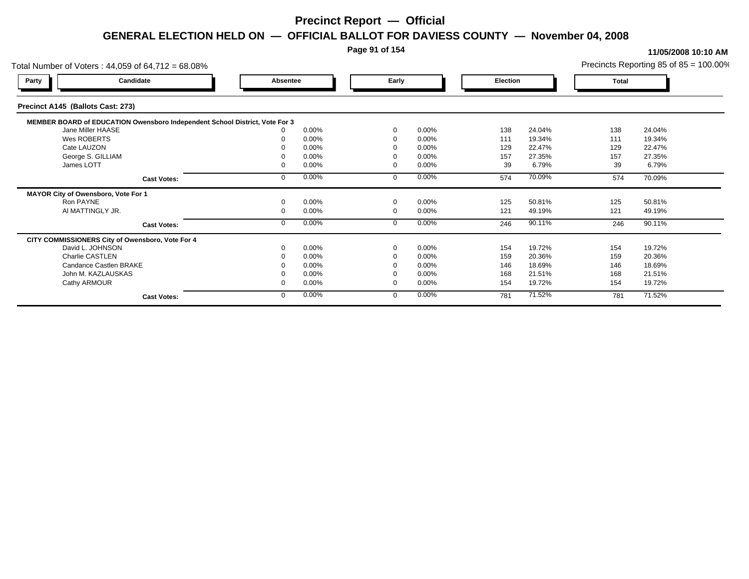# Precinct Report — Official

## GENERAL ELECTION HELD ON — OFFICIAL BALLOT FOR DAVIESS COUNTY — November 04, 2008

11/05/2008 10:10 AM

Total Number of Voters : 44,059 of 64,712 = 68.08%

Precincts Reporting 85 of 85 = 100.00%

### Precinct A145 (Ballots Cast: 273)

| Party | Candidate | Absentee | | Early | | Election | | Total | |
|---|---|---|---|---|---|---|---|---|---|
| | **MEMBER BOARD of EDUCATION Owensboro Independent School District, Vote For 3** | | | | | | | | |
| | Jane Miller HAASE | 0 | 0.00% | 0 | 0.00% | 138 | 24.04% | 138 | 24.04% |
| | Wes ROBERTS | 0 | 0.00% | 0 | 0.00% | 111 | 19.34% | 111 | 19.34% |
| | Cate LAUZON | 0 | 0.00% | 0 | 0.00% | 129 | 22.47% | 129 | 22.47% |
| | George S. GILLIAM | 0 | 0.00% | 0 | 0.00% | 157 | 27.35% | 157 | 27.35% |
| | James LOTT | 0 | 0.00% | 0 | 0.00% | 39 | 6.79% | 39 | 6.79% |
| | **Cast Votes:** | 0 | 0.00% | 0 | 0.00% | 574 | 70.09% | 574 | 70.09% |
| | **MAYOR City of Owensboro, Vote For 1** | | | | | | | | |
| | Ron PAYNE | 0 | 0.00% | 0 | 0.00% | 125 | 50.81% | 125 | 50.81% |
| | Al MATTINGLY JR. | 0 | 0.00% | 0 | 0.00% | 121 | 49.19% | 121 | 49.19% |
| | **Cast Votes:** | 0 | 0.00% | 0 | 0.00% | 246 | 90.11% | 246 | 90.11% |
| | **CITY COMMISSIONERS City of Owensboro, Vote For 4** | | | | | | | | |
| | David L. JOHNSON | 0 | 0.00% | 0 | 0.00% | 154 | 19.72% | 154 | 19.72% |
| | Charlie CASTLEN | 0 | 0.00% | 0 | 0.00% | 159 | 20.36% | 159 | 20.36% |
| | Candance Castlen BRAKE | 0 | 0.00% | 0 | 0.00% | 146 | 18.69% | 146 | 18.69% |
| | John M. KAZLAUSKAS | 0 | 0.00% | 0 | 0.00% | 168 | 21.51% | 168 | 21.51% |
| | Cathy ARMOUR | 0 | 0.00% | 0 | 0.00% | 154 | 19.72% | 154 | 19.72% |
| | **Cast Votes:** | 0 | 0.00% | 0 | 0.00% | 781 | 71.52% | 781 | 71.52% |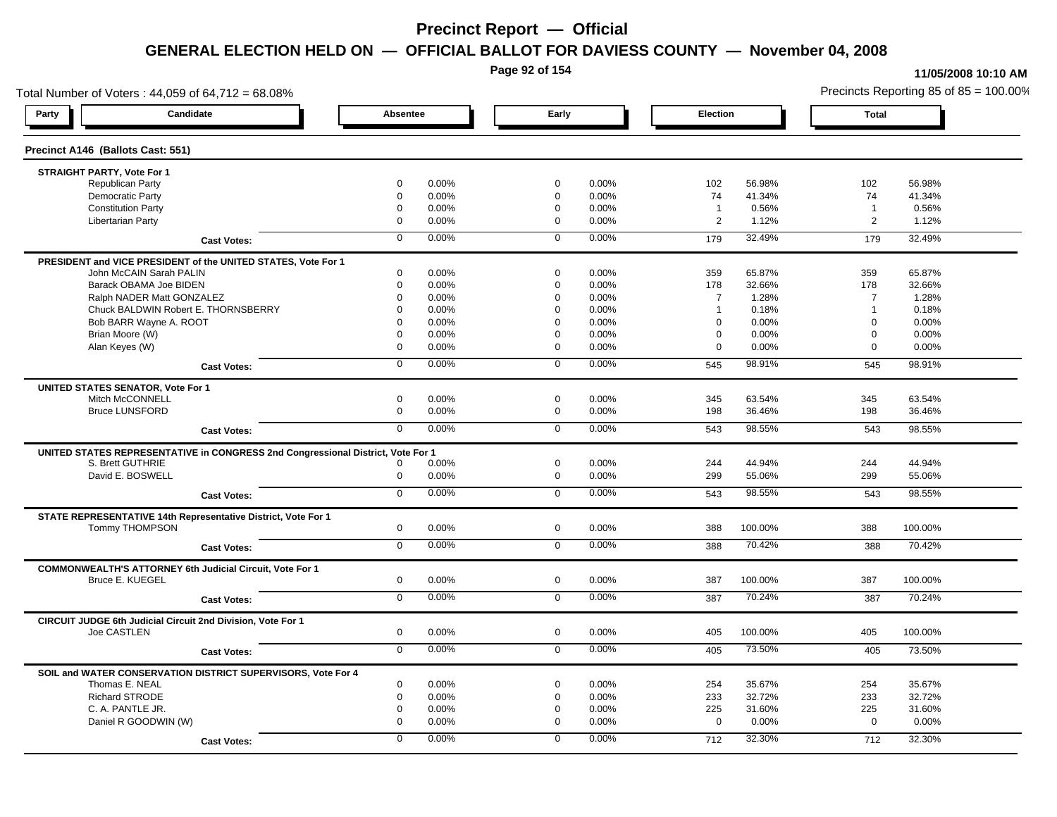# Precinct Report — Official

## GENERAL ELECTION HELD ON — OFFICIAL BALLOT FOR DAVIESS COUNTY — November 04, 2008

11/05/2008 10:10 AM

Total Number of Voters : 44,059 of 64,712 = 68.08%

Precincts Reporting 85 of 85 = 100.00%

### Precinct A146 (Ballots Cast: 551)

| Party | Candidate | Absentee | | Early | | Election | | Total | |
|---|---|---|---|---|---|---|---|---|---|
| **STRAIGHT PARTY, Vote For 1** | | | | | | | | | |
| | Republican Party | 0 | 0.00% | 0 | 0.00% | 102 | 56.98% | 102 | 56.98% |
| | Democratic Party | 0 | 0.00% | 0 | 0.00% | 74 | 41.34% | 74 | 41.34% |
| | Constitution Party | 0 | 0.00% | 0 | 0.00% | 1 | 0.56% | 1 | 0.56% |
| | Libertarian Party | 0 | 0.00% | 0 | 0.00% | 2 | 1.12% | 2 | 1.12% |
| | **Cast Votes:** | 0 | 0.00% | 0 | 0.00% | 179 | 32.49% | 179 | 32.49% |
| **PRESIDENT and VICE PRESIDENT of the UNITED STATES, Vote For 1** | | | | | | | | | |
| | John McCAIN Sarah PALIN | 0 | 0.00% | 0 | 0.00% | 359 | 65.87% | 359 | 65.87% |
| | Barack OBAMA Joe BIDEN | 0 | 0.00% | 0 | 0.00% | 178 | 32.66% | 178 | 32.66% |
| | Ralph NADER Matt GONZALEZ | 0 | 0.00% | 0 | 0.00% | 7 | 1.28% | 7 | 1.28% |
| | Chuck BALDWIN Robert E. THORNSBERRY | 0 | 0.00% | 0 | 0.00% | 1 | 0.18% | 1 | 0.18% |
| | Bob BARR Wayne A. ROOT | 0 | 0.00% | 0 | 0.00% | 0 | 0.00% | 0 | 0.00% |
| | Brian Moore (W) | 0 | 0.00% | 0 | 0.00% | 0 | 0.00% | 0 | 0.00% |
| | Alan Keyes (W) | 0 | 0.00% | 0 | 0.00% | 0 | 0.00% | 0 | 0.00% |
| | **Cast Votes:** | 0 | 0.00% | 0 | 0.00% | 545 | 98.91% | 545 | 98.91% |
| **UNITED STATES SENATOR, Vote For 1** | | | | | | | | | |
| | Mitch McCONNELL | 0 | 0.00% | 0 | 0.00% | 345 | 63.54% | 345 | 63.54% |
| | Bruce LUNSFORD | 0 | 0.00% | 0 | 0.00% | 198 | 36.46% | 198 | 36.46% |
| | **Cast Votes:** | 0 | 0.00% | 0 | 0.00% | 543 | 98.55% | 543 | 98.55% |
| **UNITED STATES REPRESENTATIVE in CONGRESS 2nd Congressional District, Vote For 1** | | | | | | | | | |
| | S. Brett GUTHRIE | 0 | 0.00% | 0 | 0.00% | 244 | 44.94% | 244 | 44.94% |
| | David E. BOSWELL | 0 | 0.00% | 0 | 0.00% | 299 | 55.06% | 299 | 55.06% |
| | **Cast Votes:** | 0 | 0.00% | 0 | 0.00% | 543 | 98.55% | 543 | 98.55% |
| **STATE REPRESENTATIVE 14th Representative District, Vote For 1** | | | | | | | | | |
| | Tommy THOMPSON | 0 | 0.00% | 0 | 0.00% | 388 | 100.00% | 388 | 100.00% |
| | **Cast Votes:** | 0 | 0.00% | 0 | 0.00% | 388 | 70.42% | 388 | 70.42% |
| **COMMONWEALTH'S ATTORNEY 6th Judicial Circuit, Vote For 1** | | | | | | | | | |
| | Bruce E. KUEGEL | 0 | 0.00% | 0 | 0.00% | 387 | 100.00% | 387 | 100.00% |
| | **Cast Votes:** | 0 | 0.00% | 0 | 0.00% | 387 | 70.24% | 387 | 70.24% |
| **CIRCUIT JUDGE 6th Judicial Circuit 2nd Division, Vote For 1** | | | | | | | | | |
| | Joe CASTLEN | 0 | 0.00% | 0 | 0.00% | 405 | 100.00% | 405 | 100.00% |
| | **Cast Votes:** | 0 | 0.00% | 0 | 0.00% | 405 | 73.50% | 405 | 73.50% |
| **SOIL and WATER CONSERVATION DISTRICT SUPERVISORS, Vote For 4** | | | | | | | | | |
| | Thomas E. NEAL | 0 | 0.00% | 0 | 0.00% | 254 | 35.67% | 254 | 35.67% |
| | Richard STRODE | 0 | 0.00% | 0 | 0.00% | 233 | 32.72% | 233 | 32.72% |
| | C. A. PANTLE JR. | 0 | 0.00% | 0 | 0.00% | 225 | 31.60% | 225 | 31.60% |
| | Daniel R GOODWIN (W) | 0 | 0.00% | 0 | 0.00% | 0 | 0.00% | 0 | 0.00% |
| | **Cast Votes:** | 0 | 0.00% | 0 | 0.00% | 712 | 32.30% | 712 | 32.30% |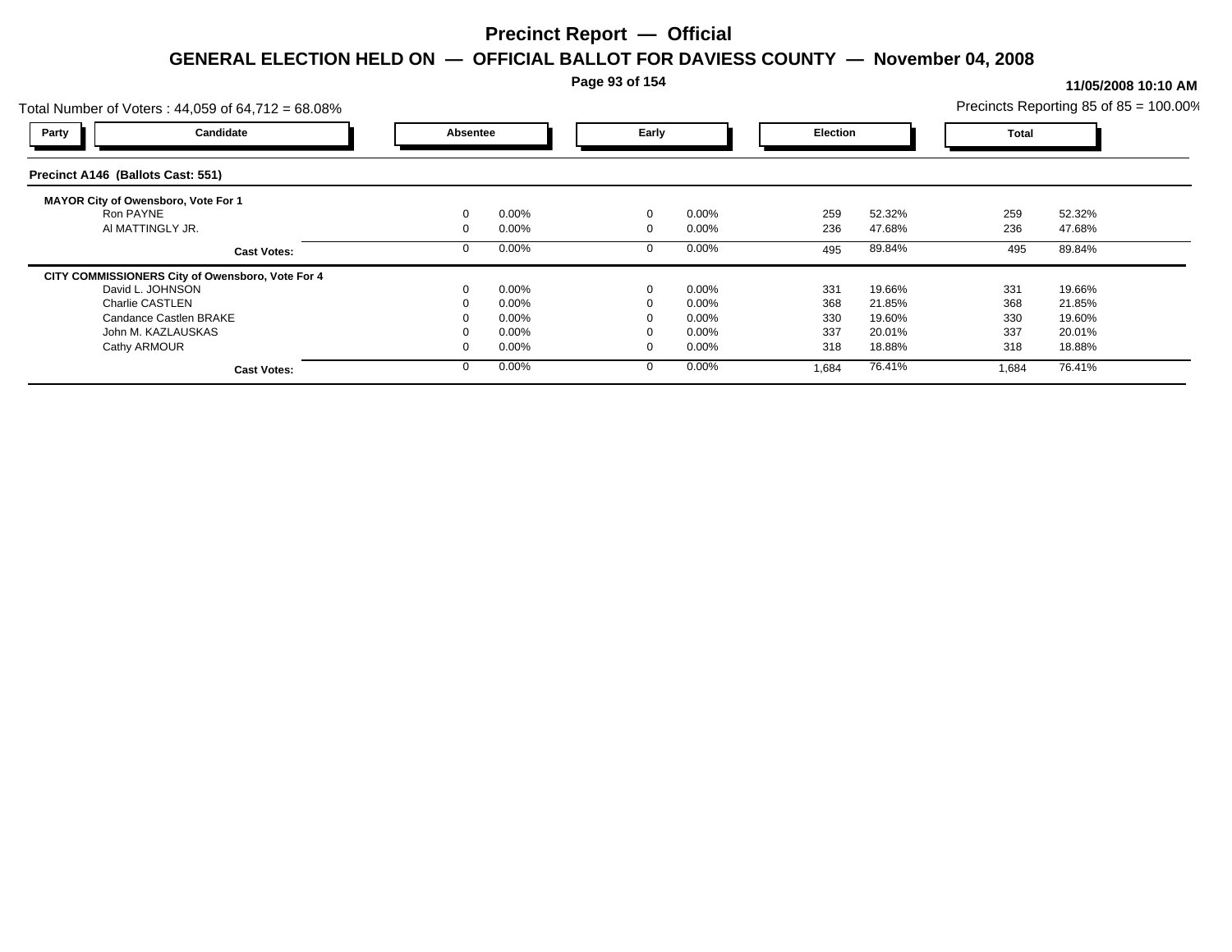# Precinct Report — Official

## GENERAL ELECTION HELD ON — OFFICIAL BALLOT FOR DAVIESS COUNTY — November 04, 2008

11/05/2008 10:10 AM

Total Number of Voters : 44,059 of 64,712 = 68.08%

Precincts Reporting 85 of 85 = 100.00%

| Party | Candidate | Absentee | | Early | | Election | | Total | |
|---|---|---|---|---|---|---|---|---|---|
| **Precinct A146 (Ballots Cast: 551)** | | | | | | | | | |
| **MAYOR City of Owensboro, Vote For 1** | | | | | | | | | |
| | Ron PAYNE | 0 | 0.00% | 0 | 0.00% | 259 | 52.32% | 259 | 52.32% |
| | Al MATTINGLY JR. | 0 | 0.00% | 0 | 0.00% | 236 | 47.68% | 236 | 47.68% |
| | **Cast Votes:** | 0 | 0.00% | 0 | 0.00% | 495 | 89.84% | 495 | 89.84% |
| **CITY COMMISSIONERS City of Owensboro, Vote For 4** | | | | | | | | | |
| | David L. JOHNSON | 0 | 0.00% | 0 | 0.00% | 331 | 19.66% | 331 | 19.66% |
| | Charlie CASTLEN | 0 | 0.00% | 0 | 0.00% | 368 | 21.85% | 368 | 21.85% |
| | Candance Castlen BRAKE | 0 | 0.00% | 0 | 0.00% | 330 | 19.60% | 330 | 19.60% |
| | John M. KAZLAUSKAS | 0 | 0.00% | 0 | 0.00% | 337 | 20.01% | 337 | 20.01% |
| | Cathy ARMOUR | 0 | 0.00% | 0 | 0.00% | 318 | 18.88% | 318 | 18.88% |
| | **Cast Votes:** | 0 | 0.00% | 0 | 0.00% | 1,684 | 76.41% | 1,684 | 76.41% |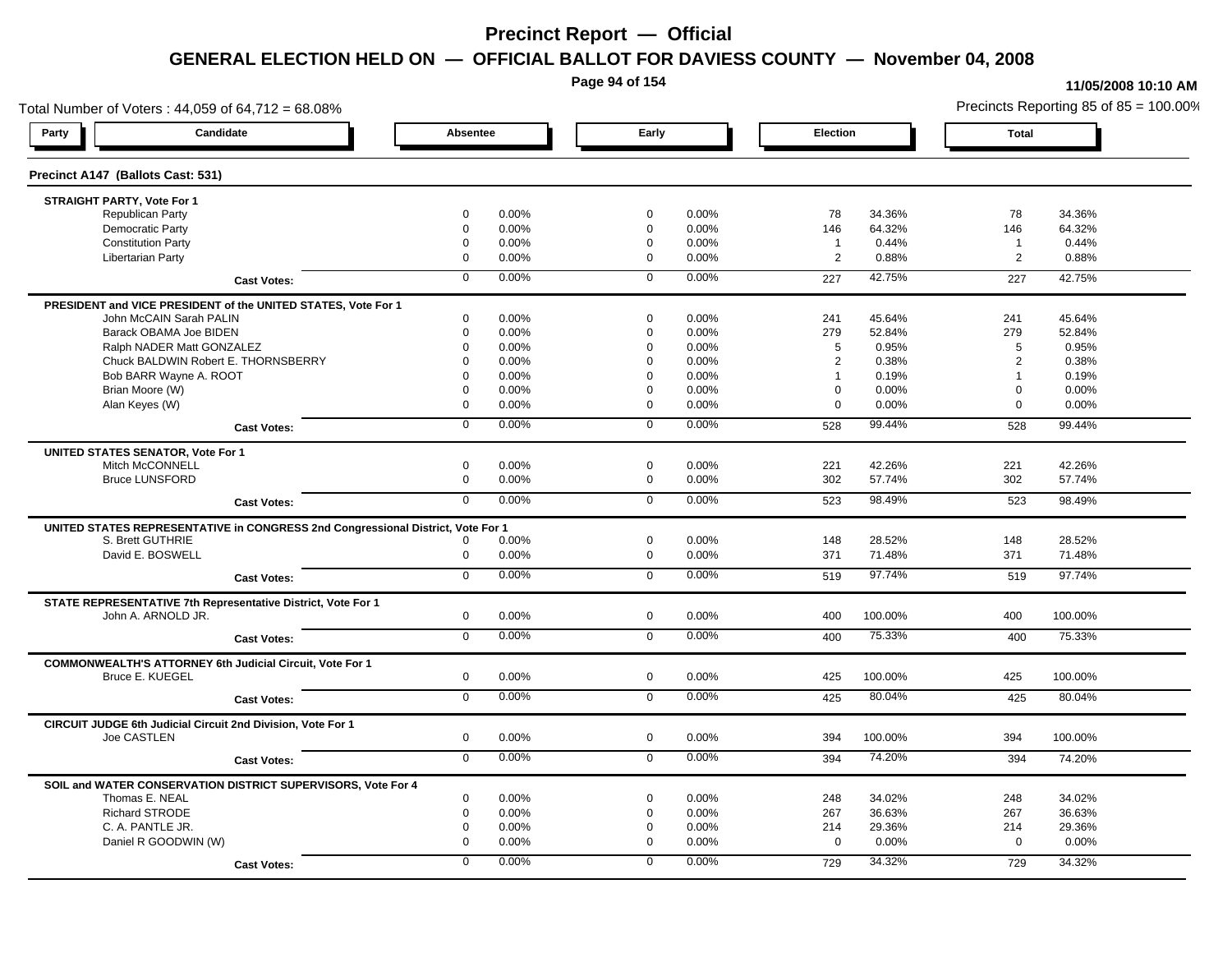# Precinct Report — Official

## GENERAL ELECTION HELD ON — OFFICIAL BALLOT FOR DAVIESS COUNTY — November 04, 2008

11/05/2008 10:10 AM

Total Number of Voters : 44,059 of 64,712 = 68.08%

Precincts Reporting 85 of 85 = 100.00%

### Precinct A147 (Ballots Cast: 531)

| Party / Candidate | Absentee | | Early | | Election | | Total | |
|---|---|---|---|---|---|---|---|---|
| **STRAIGHT PARTY, Vote For 1** | | | | | | | | |
| Republican Party | 0 | 0.00% | 0 | 0.00% | 78 | 34.36% | 78 | 34.36% |
| Democratic Party | 0 | 0.00% | 0 | 0.00% | 146 | 64.32% | 146 | 64.32% |
| Constitution Party | 0 | 0.00% | 0 | 0.00% | 1 | 0.44% | 1 | 0.44% |
| Libertarian Party | 0 | 0.00% | 0 | 0.00% | 2 | 0.88% | 2 | 0.88% |
| **Cast Votes:** | 0 | 0.00% | 0 | 0.00% | 227 | 42.75% | 227 | 42.75% |
| **PRESIDENT and VICE PRESIDENT of the UNITED STATES, Vote For 1** | | | | | | | | |
| John McCAIN Sarah PALIN | 0 | 0.00% | 0 | 0.00% | 241 | 45.64% | 241 | 45.64% |
| Barack OBAMA Joe BIDEN | 0 | 0.00% | 0 | 0.00% | 279 | 52.84% | 279 | 52.84% |
| Ralph NADER Matt GONZALEZ | 0 | 0.00% | 0 | 0.00% | 5 | 0.95% | 5 | 0.95% |
| Chuck BALDWIN Robert E. THORNSBERRY | 0 | 0.00% | 0 | 0.00% | 2 | 0.38% | 2 | 0.38% |
| Bob BARR Wayne A. ROOT | 0 | 0.00% | 0 | 0.00% | 1 | 0.19% | 1 | 0.19% |
| Brian Moore (W) | 0 | 0.00% | 0 | 0.00% | 0 | 0.00% | 0 | 0.00% |
| Alan Keyes (W) | 0 | 0.00% | 0 | 0.00% | 0 | 0.00% | 0 | 0.00% |
| **Cast Votes:** | 0 | 0.00% | 0 | 0.00% | 528 | 99.44% | 528 | 99.44% |
| **UNITED STATES SENATOR, Vote For 1** | | | | | | | | |
| Mitch McCONNELL | 0 | 0.00% | 0 | 0.00% | 221 | 42.26% | 221 | 42.26% |
| Bruce LUNSFORD | 0 | 0.00% | 0 | 0.00% | 302 | 57.74% | 302 | 57.74% |
| **Cast Votes:** | 0 | 0.00% | 0 | 0.00% | 523 | 98.49% | 523 | 98.49% |
| **UNITED STATES REPRESENTATIVE in CONGRESS 2nd Congressional District, Vote For 1** | | | | | | | | |
| S. Brett GUTHRIE | 0 | 0.00% | 0 | 0.00% | 148 | 28.52% | 148 | 28.52% |
| David E. BOSWELL | 0 | 0.00% | 0 | 0.00% | 371 | 71.48% | 371 | 71.48% |
| **Cast Votes:** | 0 | 0.00% | 0 | 0.00% | 519 | 97.74% | 519 | 97.74% |
| **STATE REPRESENTATIVE 7th Representative District, Vote For 1** | | | | | | | | |
| John A. ARNOLD JR. | 0 | 0.00% | 0 | 0.00% | 400 | 100.00% | 400 | 100.00% |
| **Cast Votes:** | 0 | 0.00% | 0 | 0.00% | 400 | 75.33% | 400 | 75.33% |
| **COMMONWEALTH'S ATTORNEY 6th Judicial Circuit, Vote For 1** | | | | | | | | |
| Bruce E. KUEGEL | 0 | 0.00% | 0 | 0.00% | 425 | 100.00% | 425 | 100.00% |
| **Cast Votes:** | 0 | 0.00% | 0 | 0.00% | 425 | 80.04% | 425 | 80.04% |
| **CIRCUIT JUDGE 6th Judicial Circuit 2nd Division, Vote For 1** | | | | | | | | |
| Joe CASTLEN | 0 | 0.00% | 0 | 0.00% | 394 | 100.00% | 394 | 100.00% |
| **Cast Votes:** | 0 | 0.00% | 0 | 0.00% | 394 | 74.20% | 394 | 74.20% |
| **SOIL and WATER CONSERVATION DISTRICT SUPERVISORS, Vote For 4** | | | | | | | | |
| Thomas E. NEAL | 0 | 0.00% | 0 | 0.00% | 248 | 34.02% | 248 | 34.02% |
| Richard STRODE | 0 | 0.00% | 0 | 0.00% | 267 | 36.63% | 267 | 36.63% |
| C. A. PANTLE JR. | 0 | 0.00% | 0 | 0.00% | 214 | 29.36% | 214 | 29.36% |
| Daniel R GOODWIN (W) | 0 | 0.00% | 0 | 0.00% | 0 | 0.00% | 0 | 0.00% |
| **Cast Votes:** | 0 | 0.00% | 0 | 0.00% | 729 | 34.32% | 729 | 34.32% |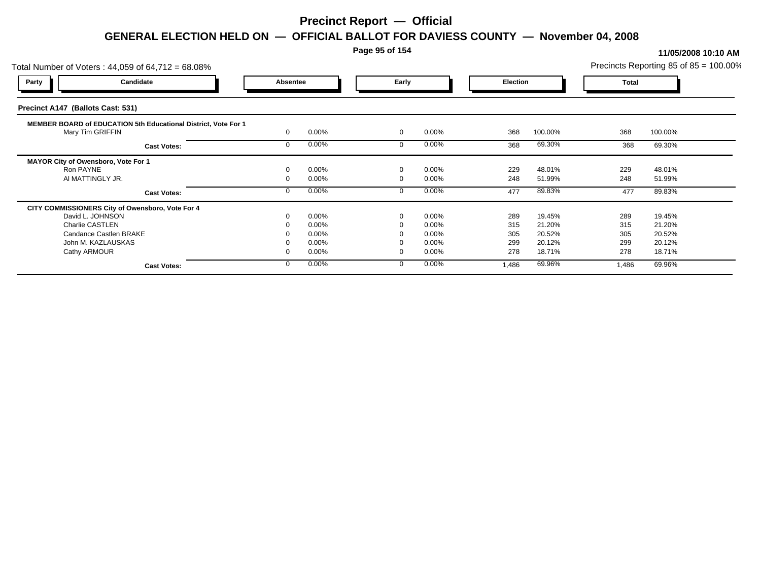# Precinct Report — Official

## GENERAL ELECTION HELD ON — OFFICIAL BALLOT FOR DAVIESS COUNTY — November 04, 2008

**11/05/2008 10:10 AM**

Total Number of Voters : 44,059 of 64,712 = 68.08%

Precincts Reporting 85 of 85 = 100.00%

### Precinct A147 (Ballots Cast: 531)

| Party | Candidate | Absentee | | Early | | Election | | Total | |
|---|---|---|---|---|---|---|---|---|---|
| | **MEMBER BOARD of EDUCATION 5th Educational District, Vote For 1** | | | | | | | | |
| | Mary Tim GRIFFIN | 0 | 0.00% | 0 | 0.00% | 368 | 100.00% | 368 | 100.00% |
| | **Cast Votes:** | 0 | 0.00% | 0 | 0.00% | 368 | 69.30% | 368 | 69.30% |
| | **MAYOR City of Owensboro, Vote For 1** | | | | | | | | |
| | Ron PAYNE | 0 | 0.00% | 0 | 0.00% | 229 | 48.01% | 229 | 48.01% |
| | Al MATTINGLY JR. | 0 | 0.00% | 0 | 0.00% | 248 | 51.99% | 248 | 51.99% |
| | **Cast Votes:** | 0 | 0.00% | 0 | 0.00% | 477 | 89.83% | 477 | 89.83% |
| | **CITY COMMISSIONERS City of Owensboro, Vote For 4** | | | | | | | | |
| | David L. JOHNSON | 0 | 0.00% | 0 | 0.00% | 289 | 19.45% | 289 | 19.45% |
| | Charlie CASTLEN | 0 | 0.00% | 0 | 0.00% | 315 | 21.20% | 315 | 21.20% |
| | Candance Castlen BRAKE | 0 | 0.00% | 0 | 0.00% | 305 | 20.52% | 305 | 20.52% |
| | John M. KAZLAUSKAS | 0 | 0.00% | 0 | 0.00% | 299 | 20.12% | 299 | 20.12% |
| | Cathy ARMOUR | 0 | 0.00% | 0 | 0.00% | 278 | 18.71% | 278 | 18.71% |
| | **Cast Votes:** | 0 | 0.00% | 0 | 0.00% | 1,486 | 69.96% | 1,486 | 69.96% |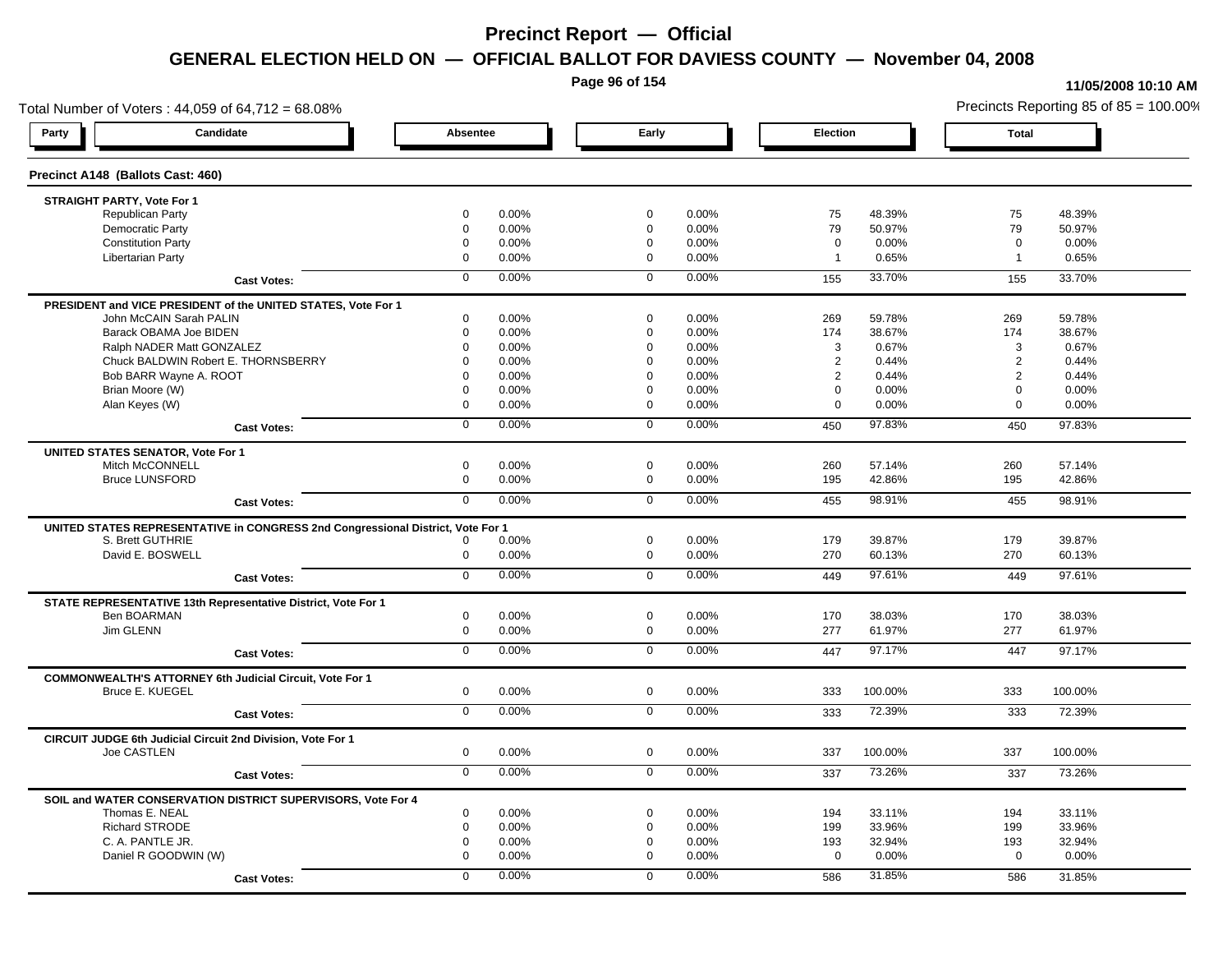# Precinct Report — Official

## GENERAL ELECTION HELD ON — OFFICIAL BALLOT FOR DAVIESS COUNTY — November 04, 2008

11/05/2008 10:10 AM

Total Number of Voters : 44,059 of 64,712 = 68.08%

Precincts Reporting 85 of 85 = 100.00%

### Precinct A148 (Ballots Cast: 460)

| Party | Candidate | Absentee | | Early | | Election | | Total | |
|---|---|---|---|---|---|---|---|---|---|
| **STRAIGHT PARTY, Vote For 1** | | | | | | | | | |
| | Republican Party | 0 | 0.00% | 0 | 0.00% | 75 | 48.39% | 75 | 48.39% |
| | Democratic Party | 0 | 0.00% | 0 | 0.00% | 79 | 50.97% | 79 | 50.97% |
| | Constitution Party | 0 | 0.00% | 0 | 0.00% | 0 | 0.00% | 0 | 0.00% |
| | Libertarian Party | 0 | 0.00% | 0 | 0.00% | 1 | 0.65% | 1 | 0.65% |
| | **Cast Votes:** | 0 | 0.00% | 0 | 0.00% | 155 | 33.70% | 155 | 33.70% |
| **PRESIDENT and VICE PRESIDENT of the UNITED STATES, Vote For 1** | | | | | | | | | |
| | John McCAIN Sarah PALIN | 0 | 0.00% | 0 | 0.00% | 269 | 59.78% | 269 | 59.78% |
| | Barack OBAMA Joe BIDEN | 0 | 0.00% | 0 | 0.00% | 174 | 38.67% | 174 | 38.67% |
| | Ralph NADER Matt GONZALEZ | 0 | 0.00% | 0 | 0.00% | 3 | 0.67% | 3 | 0.67% |
| | Chuck BALDWIN Robert E. THORNSBERRY | 0 | 0.00% | 0 | 0.00% | 2 | 0.44% | 2 | 0.44% |
| | Bob BARR Wayne A. ROOT | 0 | 0.00% | 0 | 0.00% | 2 | 0.44% | 2 | 0.44% |
| | Brian Moore (W) | 0 | 0.00% | 0 | 0.00% | 0 | 0.00% | 0 | 0.00% |
| | Alan Keyes (W) | 0 | 0.00% | 0 | 0.00% | 0 | 0.00% | 0 | 0.00% |
| | **Cast Votes:** | 0 | 0.00% | 0 | 0.00% | 450 | 97.83% | 450 | 97.83% |
| **UNITED STATES SENATOR, Vote For 1** | | | | | | | | | |
| | Mitch McCONNELL | 0 | 0.00% | 0 | 0.00% | 260 | 57.14% | 260 | 57.14% |
| | Bruce LUNSFORD | 0 | 0.00% | 0 | 0.00% | 195 | 42.86% | 195 | 42.86% |
| | **Cast Votes:** | 0 | 0.00% | 0 | 0.00% | 455 | 98.91% | 455 | 98.91% |
| **UNITED STATES REPRESENTATIVE in CONGRESS 2nd Congressional District, Vote For 1** | | | | | | | | | |
| | S. Brett GUTHRIE | 0 | 0.00% | 0 | 0.00% | 179 | 39.87% | 179 | 39.87% |
| | David E. BOSWELL | 0 | 0.00% | 0 | 0.00% | 270 | 60.13% | 270 | 60.13% |
| | **Cast Votes:** | 0 | 0.00% | 0 | 0.00% | 449 | 97.61% | 449 | 97.61% |
| **STATE REPRESENTATIVE 13th Representative District, Vote For 1** | | | | | | | | | |
| | Ben BOARMAN | 0 | 0.00% | 0 | 0.00% | 170 | 38.03% | 170 | 38.03% |
| | Jim GLENN | 0 | 0.00% | 0 | 0.00% | 277 | 61.97% | 277 | 61.97% |
| | **Cast Votes:** | 0 | 0.00% | 0 | 0.00% | 447 | 97.17% | 447 | 97.17% |
| **COMMONWEALTH'S ATTORNEY 6th Judicial Circuit, Vote For 1** | | | | | | | | | |
| | Bruce E. KUEGEL | 0 | 0.00% | 0 | 0.00% | 333 | 100.00% | 333 | 100.00% |
| | **Cast Votes:** | 0 | 0.00% | 0 | 0.00% | 333 | 72.39% | 333 | 72.39% |
| **CIRCUIT JUDGE 6th Judicial Circuit 2nd Division, Vote For 1** | | | | | | | | | |
| | Joe CASTLEN | 0 | 0.00% | 0 | 0.00% | 337 | 100.00% | 337 | 100.00% |
| | **Cast Votes:** | 0 | 0.00% | 0 | 0.00% | 337 | 73.26% | 337 | 73.26% |
| **SOIL and WATER CONSERVATION DISTRICT SUPERVISORS, Vote For 4** | | | | | | | | | |
| | Thomas E. NEAL | 0 | 0.00% | 0 | 0.00% | 194 | 33.11% | 194 | 33.11% |
| | Richard STRODE | 0 | 0.00% | 0 | 0.00% | 199 | 33.96% | 199 | 33.96% |
| | C. A. PANTLE JR. | 0 | 0.00% | 0 | 0.00% | 193 | 32.94% | 193 | 32.94% |
| | Daniel R GOODWIN (W) | 0 | 0.00% | 0 | 0.00% | 0 | 0.00% | 0 | 0.00% |
| | **Cast Votes:** | 0 | 0.00% | 0 | 0.00% | 586 | 31.85% | 586 | 31.85% |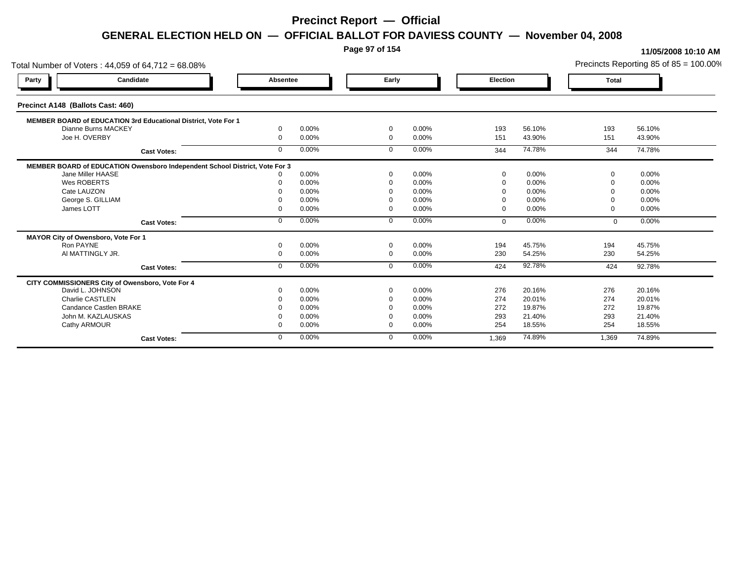# Precinct Report — Official

## GENERAL ELECTION HELD ON — OFFICIAL BALLOT FOR DAVIESS COUNTY — November 04, 2008

11/05/2008 10:10 AM

Total Number of Voters : 44,059 of 64,712 = 68.08%

Precincts Reporting 85 of 85 = 100.00%

| Party | Candidate | Absentee | | Early | | Election | | Total | |
|---|---|---|---|---|---|---|---|---|---|
| **Precinct A148 (Ballots Cast: 460)** | | | | | | | | | |
| **MEMBER BOARD of EDUCATION 3rd Educational District, Vote For 1** | | | | | | | | | |
| | Dianne Burns MACKEY | 0 | 0.00% | 0 | 0.00% | 193 | 56.10% | 193 | 56.10% |
| | Joe H. OVERBY | 0 | 0.00% | 0 | 0.00% | 151 | 43.90% | 151 | 43.90% |
| | **Cast Votes:** | 0 | 0.00% | 0 | 0.00% | 344 | 74.78% | 344 | 74.78% |
| **MEMBER BOARD of EDUCATION Owensboro Independent School District, Vote For 3** | | | | | | | | | |
| | Jane Miller HAASE | 0 | 0.00% | 0 | 0.00% | 0 | 0.00% | 0 | 0.00% |
| | Wes ROBERTS | 0 | 0.00% | 0 | 0.00% | 0 | 0.00% | 0 | 0.00% |
| | Cate LAUZON | 0 | 0.00% | 0 | 0.00% | 0 | 0.00% | 0 | 0.00% |
| | George S. GILLIAM | 0 | 0.00% | 0 | 0.00% | 0 | 0.00% | 0 | 0.00% |
| | James LOTT | 0 | 0.00% | 0 | 0.00% | 0 | 0.00% | 0 | 0.00% |
| | **Cast Votes:** | 0 | 0.00% | 0 | 0.00% | 0 | 0.00% | 0 | 0.00% |
| **MAYOR City of Owensboro, Vote For 1** | | | | | | | | | |
| | Ron PAYNE | 0 | 0.00% | 0 | 0.00% | 194 | 45.75% | 194 | 45.75% |
| | Al MATTINGLY JR. | 0 | 0.00% | 0 | 0.00% | 230 | 54.25% | 230 | 54.25% |
| | **Cast Votes:** | 0 | 0.00% | 0 | 0.00% | 424 | 92.78% | 424 | 92.78% |
| **CITY COMMISSIONERS City of Owensboro, Vote For 4** | | | | | | | | | |
| | David L. JOHNSON | 0 | 0.00% | 0 | 0.00% | 276 | 20.16% | 276 | 20.16% |
| | Charlie CASTLEN | 0 | 0.00% | 0 | 0.00% | 274 | 20.01% | 274 | 20.01% |
| | Candance Castlen BRAKE | 0 | 0.00% | 0 | 0.00% | 272 | 19.87% | 272 | 19.87% |
| | John M. KAZLAUSKAS | 0 | 0.00% | 0 | 0.00% | 293 | 21.40% | 293 | 21.40% |
| | Cathy ARMOUR | 0 | 0.00% | 0 | 0.00% | 254 | 18.55% | 254 | 18.55% |
| | **Cast Votes:** | 0 | 0.00% | 0 | 0.00% | 1,369 | 74.89% | 1,369 | 74.89% |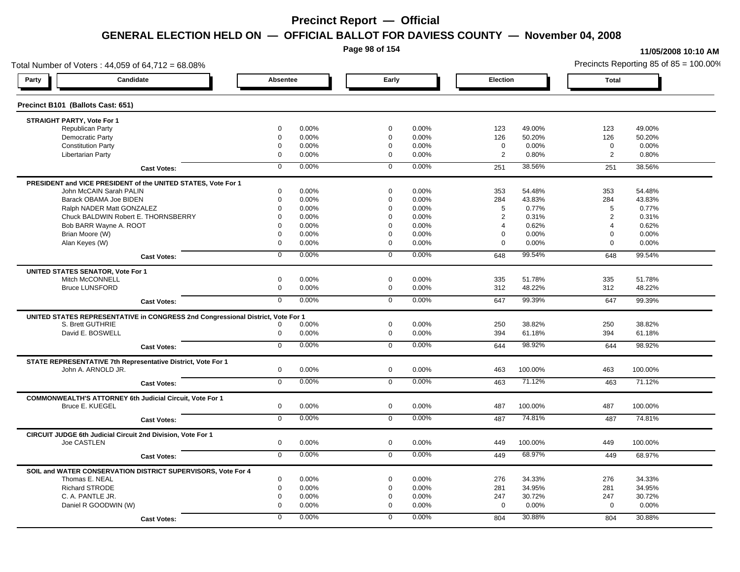# Precinct Report — Official

## GENERAL ELECTION HELD ON — OFFICIAL BALLOT FOR DAVIESS COUNTY — November 04, 2008

11/05/2008 10:10 AM

Total Number of Voters : 44,059 of 64,712 = 68.08%

Precincts Reporting 85 of 85 = 100.00%

### Precinct B101 (Ballots Cast: 651)

| Party / Candidate | Absentee | | Early | | Election | | Total | |
|---|---|---|---|---|---|---|---|---|
| **STRAIGHT PARTY, Vote For 1** | | | | | | | | |
| Republican Party | 0 | 0.00% | 0 | 0.00% | 123 | 49.00% | 123 | 49.00% |
| Democratic Party | 0 | 0.00% | 0 | 0.00% | 126 | 50.20% | 126 | 50.20% |
| Constitution Party | 0 | 0.00% | 0 | 0.00% | 0 | 0.00% | 0 | 0.00% |
| Libertarian Party | 0 | 0.00% | 0 | 0.00% | 2 | 0.80% | 2 | 0.80% |
| **Cast Votes:** | 0 | 0.00% | 0 | 0.00% | 251 | 38.56% | 251 | 38.56% |
| **PRESIDENT and VICE PRESIDENT of the UNITED STATES, Vote For 1** | | | | | | | | |
| John McCAIN Sarah PALIN | 0 | 0.00% | 0 | 0.00% | 353 | 54.48% | 353 | 54.48% |
| Barack OBAMA Joe BIDEN | 0 | 0.00% | 0 | 0.00% | 284 | 43.83% | 284 | 43.83% |
| Ralph NADER Matt GONZALEZ | 0 | 0.00% | 0 | 0.00% | 5 | 0.77% | 5 | 0.77% |
| Chuck BALDWIN Robert E. THORNSBERRY | 0 | 0.00% | 0 | 0.00% | 2 | 0.31% | 2 | 0.31% |
| Bob BARR Wayne A. ROOT | 0 | 0.00% | 0 | 0.00% | 4 | 0.62% | 4 | 0.62% |
| Brian Moore (W) | 0 | 0.00% | 0 | 0.00% | 0 | 0.00% | 0 | 0.00% |
| Alan Keyes (W) | 0 | 0.00% | 0 | 0.00% | 0 | 0.00% | 0 | 0.00% |
| **Cast Votes:** | 0 | 0.00% | 0 | 0.00% | 648 | 99.54% | 648 | 99.54% |
| **UNITED STATES SENATOR, Vote For 1** | | | | | | | | |
| Mitch McCONNELL | 0 | 0.00% | 0 | 0.00% | 335 | 51.78% | 335 | 51.78% |
| Bruce LUNSFORD | 0 | 0.00% | 0 | 0.00% | 312 | 48.22% | 312 | 48.22% |
| **Cast Votes:** | 0 | 0.00% | 0 | 0.00% | 647 | 99.39% | 647 | 99.39% |
| **UNITED STATES REPRESENTATIVE in CONGRESS 2nd Congressional District, Vote For 1** | | | | | | | | |
| S. Brett GUTHRIE | 0 | 0.00% | 0 | 0.00% | 250 | 38.82% | 250 | 38.82% |
| David E. BOSWELL | 0 | 0.00% | 0 | 0.00% | 394 | 61.18% | 394 | 61.18% |
| **Cast Votes:** | 0 | 0.00% | 0 | 0.00% | 644 | 98.92% | 644 | 98.92% |
| **STATE REPRESENTATIVE 7th Representative District, Vote For 1** | | | | | | | | |
| John A. ARNOLD JR. | 0 | 0.00% | 0 | 0.00% | 463 | 100.00% | 463 | 100.00% |
| **Cast Votes:** | 0 | 0.00% | 0 | 0.00% | 463 | 71.12% | 463 | 71.12% |
| **COMMONWEALTH'S ATTORNEY 6th Judicial Circuit, Vote For 1** | | | | | | | | |
| Bruce E. KUEGEL | 0 | 0.00% | 0 | 0.00% | 487 | 100.00% | 487 | 100.00% |
| **Cast Votes:** | 0 | 0.00% | 0 | 0.00% | 487 | 74.81% | 487 | 74.81% |
| **CIRCUIT JUDGE 6th Judicial Circuit 2nd Division, Vote For 1** | | | | | | | | |
| Joe CASTLEN | 0 | 0.00% | 0 | 0.00% | 449 | 100.00% | 449 | 100.00% |
| **Cast Votes:** | 0 | 0.00% | 0 | 0.00% | 449 | 68.97% | 449 | 68.97% |
| **SOIL and WATER CONSERVATION DISTRICT SUPERVISORS, Vote For 4** | | | | | | | | |
| Thomas E. NEAL | 0 | 0.00% | 0 | 0.00% | 276 | 34.33% | 276 | 34.33% |
| Richard STRODE | 0 | 0.00% | 0 | 0.00% | 281 | 34.95% | 281 | 34.95% |
| C. A. PANTLE JR. | 0 | 0.00% | 0 | 0.00% | 247 | 30.72% | 247 | 30.72% |
| Daniel R GOODWIN (W) | 0 | 0.00% | 0 | 0.00% | 0 | 0.00% | 0 | 0.00% |
| **Cast Votes:** | 0 | 0.00% | 0 | 0.00% | 804 | 30.88% | 804 | 30.88% |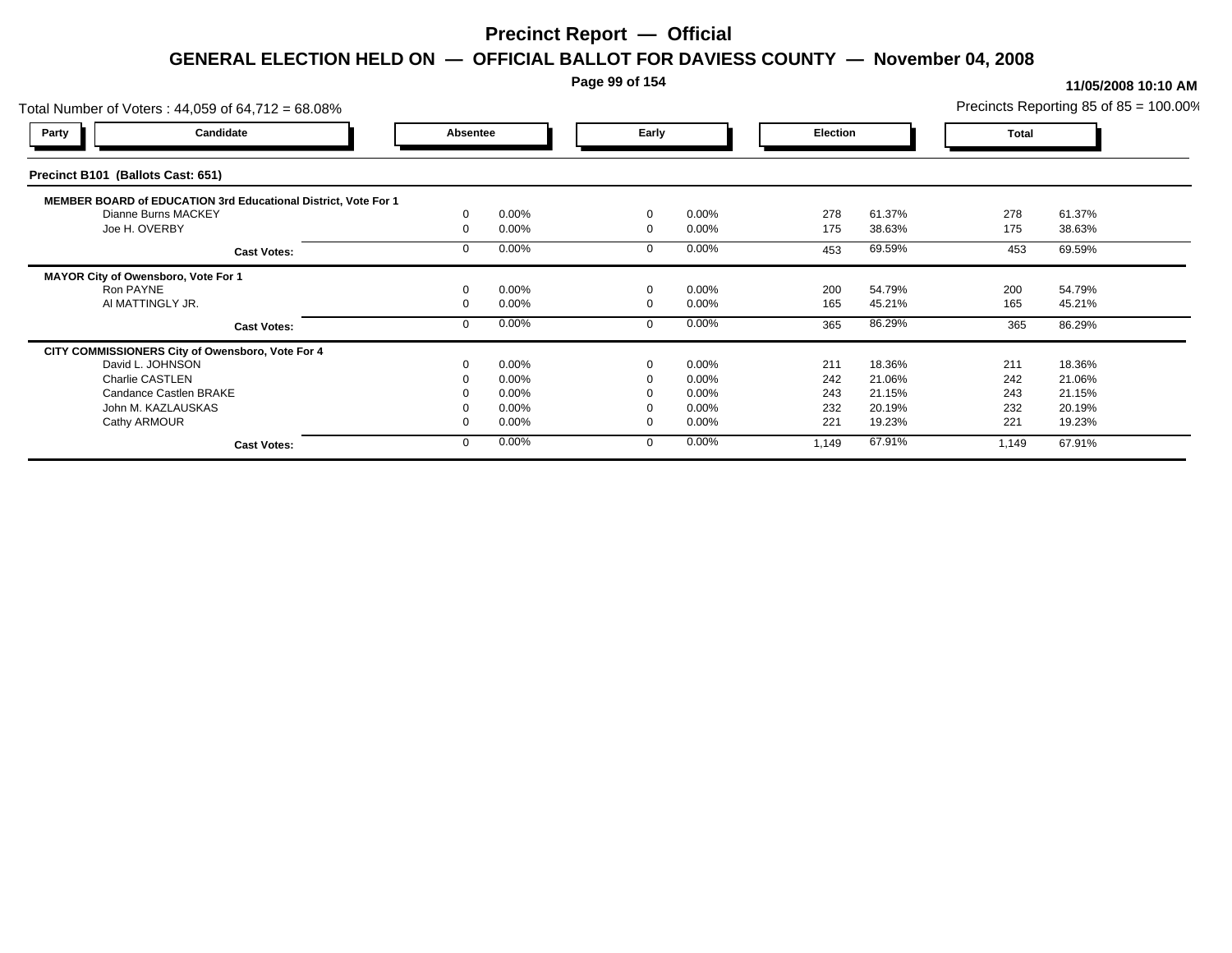# Precinct Report — Official

## GENERAL ELECTION HELD ON — OFFICIAL BALLOT FOR DAVIESS COUNTY — November 04, 2008

11/05/2008 10:10 AM

Total Number of Voters : 44,059 of 64,712 = 68.08%

Precincts Reporting 85 of 85 = 100.00%

### Precinct B101 (Ballots Cast: 651)

| Party | Candidate | Absentee | | Early | | Election | | Total | |
|---|---|---|---|---|---|---|---|---|---|
| **MEMBER BOARD of EDUCATION 3rd Educational District, Vote For 1** | | | | | | | | | |
| | Dianne Burns MACKEY | 0 | 0.00% | 0 | 0.00% | 278 | 61.37% | 278 | 61.37% |
| | Joe H. OVERBY | 0 | 0.00% | 0 | 0.00% | 175 | 38.63% | 175 | 38.63% |
| | **Cast Votes:** | 0 | 0.00% | 0 | 0.00% | 453 | 69.59% | 453 | 69.59% |
| **MAYOR City of Owensboro, Vote For 1** | | | | | | | | | |
| | Ron PAYNE | 0 | 0.00% | 0 | 0.00% | 200 | 54.79% | 200 | 54.79% |
| | Al MATTINGLY JR. | 0 | 0.00% | 0 | 0.00% | 165 | 45.21% | 165 | 45.21% |
| | **Cast Votes:** | 0 | 0.00% | 0 | 0.00% | 365 | 86.29% | 365 | 86.29% |
| **CITY COMMISSIONERS City of Owensboro, Vote For 4** | | | | | | | | | |
| | David L. JOHNSON | 0 | 0.00% | 0 | 0.00% | 211 | 18.36% | 211 | 18.36% |
| | Charlie CASTLEN | 0 | 0.00% | 0 | 0.00% | 242 | 21.06% | 242 | 21.06% |
| | Candance Castlen BRAKE | 0 | 0.00% | 0 | 0.00% | 243 | 21.15% | 243 | 21.15% |
| | John M. KAZLAUSKAS | 0 | 0.00% | 0 | 0.00% | 232 | 20.19% | 232 | 20.19% |
| | Cathy ARMOUR | 0 | 0.00% | 0 | 0.00% | 221 | 19.23% | 221 | 19.23% |
| | **Cast Votes:** | 0 | 0.00% | 0 | 0.00% | 1,149 | 67.91% | 1,149 | 67.91% |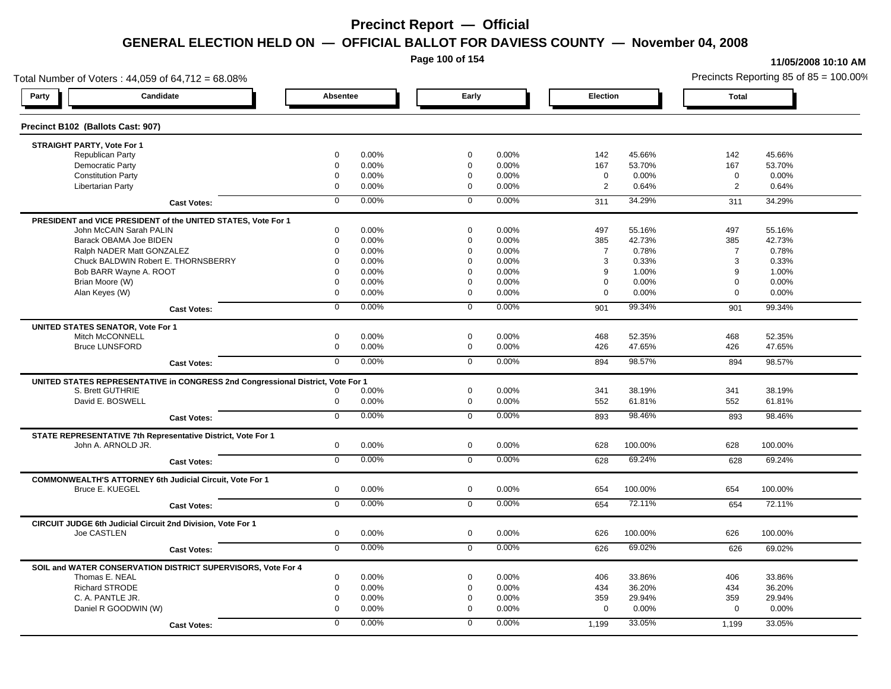# Precinct Report — Official

## GENERAL ELECTION HELD ON — OFFICIAL BALLOT FOR DAVIESS COUNTY — November 04, 2008

11/05/2008 10:10 AM

Total Number of Voters : 44,059 of 64,712 = 68.08%

Precincts Reporting 85 of 85 = 100.00%

### Precinct B102 (Ballots Cast: 907)

| Party | Candidate | Absentee | | Early | | Election | | Total | |
|---|---|---|---|---|---|---|---|---|---|
| **STRAIGHT PARTY, Vote For 1** | | | | | | | | | |
| | Republican Party | 0 | 0.00% | 0 | 0.00% | 142 | 45.66% | 142 | 45.66% |
| | Democratic Party | 0 | 0.00% | 0 | 0.00% | 167 | 53.70% | 167 | 53.70% |
| | Constitution Party | 0 | 0.00% | 0 | 0.00% | 0 | 0.00% | 0 | 0.00% |
| | Libertarian Party | 0 | 0.00% | 0 | 0.00% | 2 | 0.64% | 2 | 0.64% |
| | **Cast Votes:** | 0 | 0.00% | 0 | 0.00% | 311 | 34.29% | 311 | 34.29% |
| **PRESIDENT and VICE PRESIDENT of the UNITED STATES, Vote For 1** | | | | | | | | | |
| | John McCAIN Sarah PALIN | 0 | 0.00% | 0 | 0.00% | 497 | 55.16% | 497 | 55.16% |
| | Barack OBAMA Joe BIDEN | 0 | 0.00% | 0 | 0.00% | 385 | 42.73% | 385 | 42.73% |
| | Ralph NADER Matt GONZALEZ | 0 | 0.00% | 0 | 0.00% | 7 | 0.78% | 7 | 0.78% |
| | Chuck BALDWIN Robert E. THORNSBERRY | 0 | 0.00% | 0 | 0.00% | 3 | 0.33% | 3 | 0.33% |
| | Bob BARR Wayne A. ROOT | 0 | 0.00% | 0 | 0.00% | 9 | 1.00% | 9 | 1.00% |
| | Brian Moore (W) | 0 | 0.00% | 0 | 0.00% | 0 | 0.00% | 0 | 0.00% |
| | Alan Keyes (W) | 0 | 0.00% | 0 | 0.00% | 0 | 0.00% | 0 | 0.00% |
| | **Cast Votes:** | 0 | 0.00% | 0 | 0.00% | 901 | 99.34% | 901 | 99.34% |
| **UNITED STATES SENATOR, Vote For 1** | | | | | | | | | |
| | Mitch McCONNELL | 0 | 0.00% | 0 | 0.00% | 468 | 52.35% | 468 | 52.35% |
| | Bruce LUNSFORD | 0 | 0.00% | 0 | 0.00% | 426 | 47.65% | 426 | 47.65% |
| | **Cast Votes:** | 0 | 0.00% | 0 | 0.00% | 894 | 98.57% | 894 | 98.57% |
| **UNITED STATES REPRESENTATIVE in CONGRESS 2nd Congressional District, Vote For 1** | | | | | | | | | |
| | S. Brett GUTHRIE | 0 | 0.00% | 0 | 0.00% | 341 | 38.19% | 341 | 38.19% |
| | David E. BOSWELL | 0 | 0.00% | 0 | 0.00% | 552 | 61.81% | 552 | 61.81% |
| | **Cast Votes:** | 0 | 0.00% | 0 | 0.00% | 893 | 98.46% | 893 | 98.46% |
| **STATE REPRESENTATIVE 7th Representative District, Vote For 1** | | | | | | | | | |
| | John A. ARNOLD JR. | 0 | 0.00% | 0 | 0.00% | 628 | 100.00% | 628 | 100.00% |
| | **Cast Votes:** | 0 | 0.00% | 0 | 0.00% | 628 | 69.24% | 628 | 69.24% |
| **COMMONWEALTH'S ATTORNEY 6th Judicial Circuit, Vote For 1** | | | | | | | | | |
| | Bruce E. KUEGEL | 0 | 0.00% | 0 | 0.00% | 654 | 100.00% | 654 | 100.00% |
| | **Cast Votes:** | 0 | 0.00% | 0 | 0.00% | 654 | 72.11% | 654 | 72.11% |
| **CIRCUIT JUDGE 6th Judicial Circuit 2nd Division, Vote For 1** | | | | | | | | | |
| | Joe CASTLEN | 0 | 0.00% | 0 | 0.00% | 626 | 100.00% | 626 | 100.00% |
| | **Cast Votes:** | 0 | 0.00% | 0 | 0.00% | 626 | 69.02% | 626 | 69.02% |
| **SOIL and WATER CONSERVATION DISTRICT SUPERVISORS, Vote For 4** | | | | | | | | | |
| | Thomas E. NEAL | 0 | 0.00% | 0 | 0.00% | 406 | 33.86% | 406 | 33.86% |
| | Richard STRODE | 0 | 0.00% | 0 | 0.00% | 434 | 36.20% | 434 | 36.20% |
| | C. A. PANTLE JR. | 0 | 0.00% | 0 | 0.00% | 359 | 29.94% | 359 | 29.94% |
| | Daniel R GOODWIN (W) | 0 | 0.00% | 0 | 0.00% | 0 | 0.00% | 0 | 0.00% |
| | **Cast Votes:** | 0 | 0.00% | 0 | 0.00% | 1,199 | 33.05% | 1,199 | 33.05% |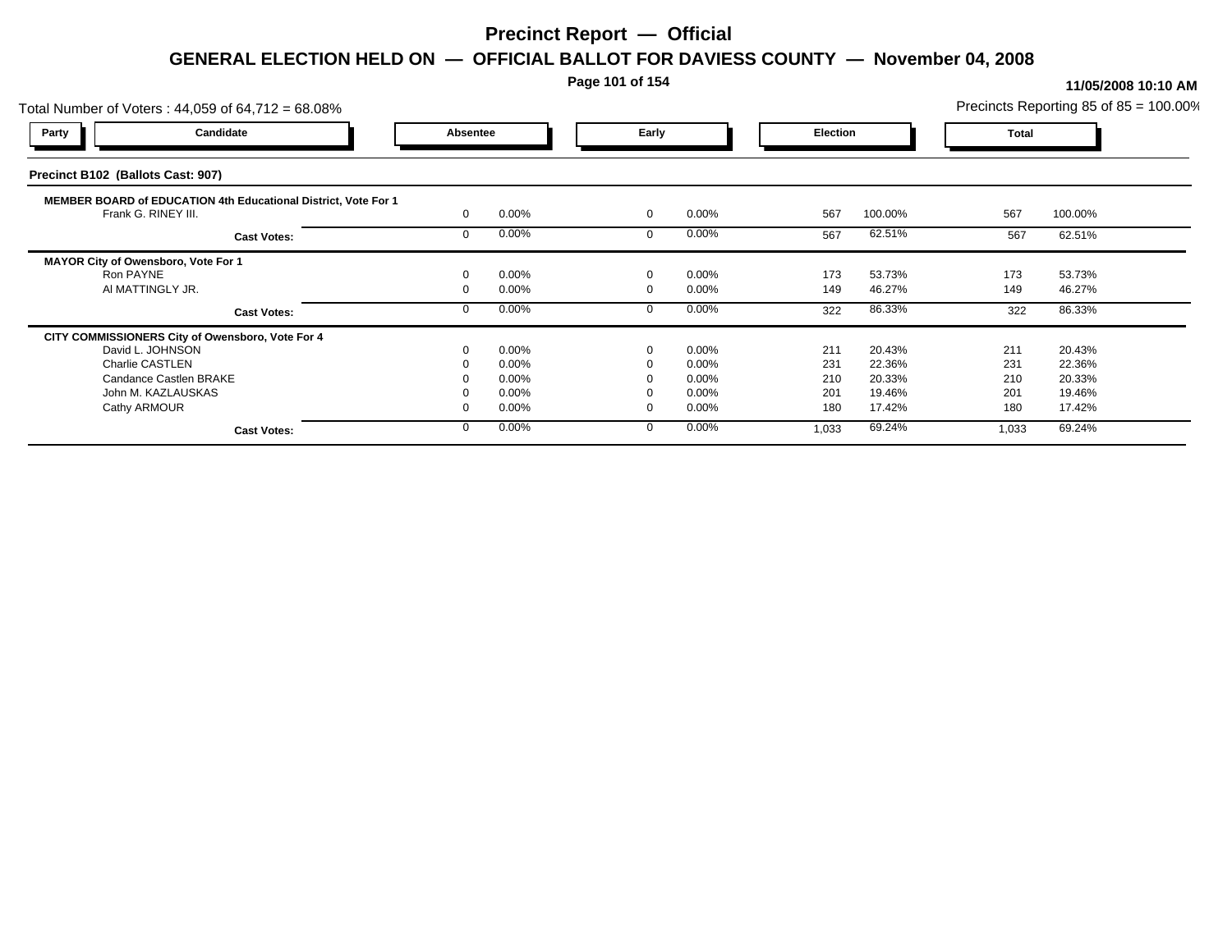# Precinct Report — Official

## GENERAL ELECTION HELD ON — OFFICIAL BALLOT FOR DAVIESS COUNTY — November 04, 2008

11/05/2008 10:10 AM

Total Number of Voters : 44,059 of 64,712 = 68.08%

Precincts Reporting 85 of 85 = 100.00%

### Precinct B102 (Ballots Cast: 907)

| Party | Candidate | Absentee | | Early | | Election | | Total | |
|---|---|---|---|---|---|---|---|---|---|
| | **MEMBER BOARD of EDUCATION 4th Educational District, Vote For 1** | | | | | | | | |
| | Frank G. RINEY III. | 0 | 0.00% | 0 | 0.00% | 567 | 100.00% | 567 | 100.00% |
| | **Cast Votes:** | 0 | 0.00% | 0 | 0.00% | 567 | 62.51% | 567 | 62.51% |
| | **MAYOR City of Owensboro, Vote For 1** | | | | | | | | |
| | Ron PAYNE | 0 | 0.00% | 0 | 0.00% | 173 | 53.73% | 173 | 53.73% |
| | Al MATTINGLY JR. | 0 | 0.00% | 0 | 0.00% | 149 | 46.27% | 149 | 46.27% |
| | **Cast Votes:** | 0 | 0.00% | 0 | 0.00% | 322 | 86.33% | 322 | 86.33% |
| | **CITY COMMISSIONERS City of Owensboro, Vote For 4** | | | | | | | | |
| | David L. JOHNSON | 0 | 0.00% | 0 | 0.00% | 211 | 20.43% | 211 | 20.43% |
| | Charlie CASTLEN | 0 | 0.00% | 0 | 0.00% | 231 | 22.36% | 231 | 22.36% |
| | Candance Castlen BRAKE | 0 | 0.00% | 0 | 0.00% | 210 | 20.33% | 210 | 20.33% |
| | John M. KAZLAUSKAS | 0 | 0.00% | 0 | 0.00% | 201 | 19.46% | 201 | 19.46% |
| | Cathy ARMOUR | 0 | 0.00% | 0 | 0.00% | 180 | 17.42% | 180 | 17.42% |
| | **Cast Votes:** | 0 | 0.00% | 0 | 0.00% | 1,033 | 69.24% | 1,033 | 69.24% |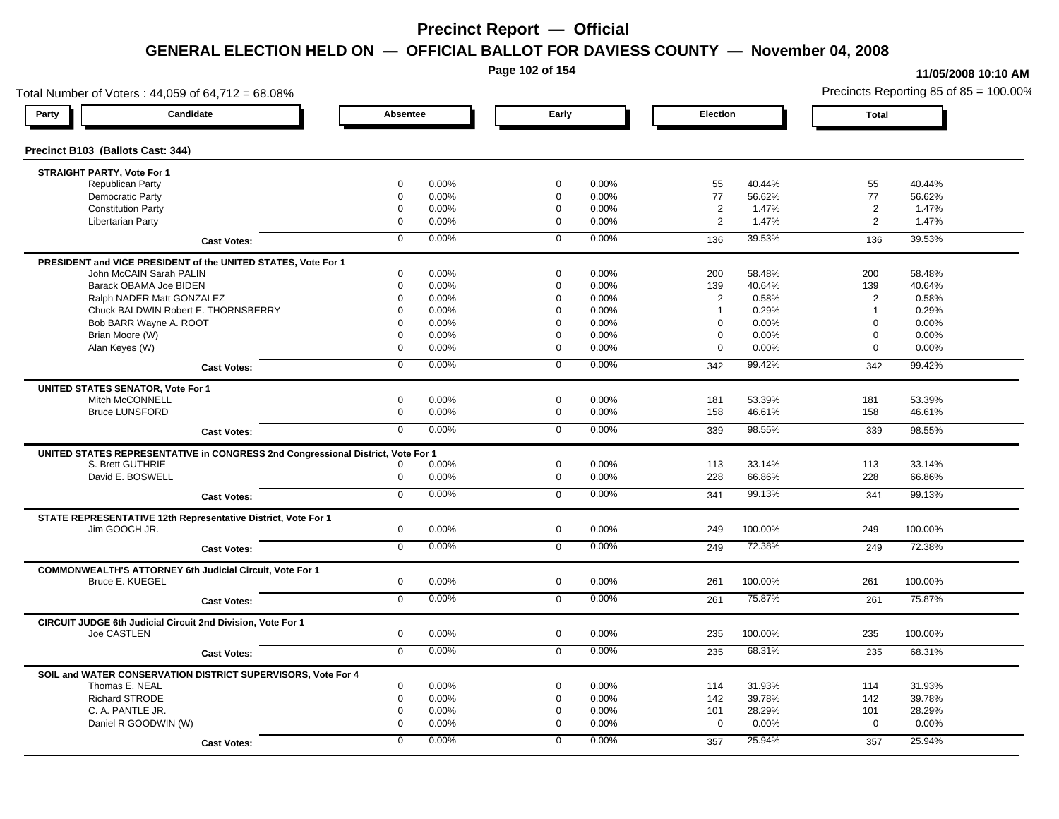# Precinct Report — Official

## GENERAL ELECTION HELD ON — OFFICIAL BALLOT FOR DAVIESS COUNTY — November 04, 2008

11/05/2008 10:10 AM

Total Number of Voters : 44,059 of 64,712 = 68.08%

Precincts Reporting 85 of 85 = 100.00%

### Precinct B103 (Ballots Cast: 344)

| Party / Candidate | Absentee | | Early | | Election | | Total | |
|---|---|---|---|---|---|---|---|---|
| **STRAIGHT PARTY, Vote For 1** | | | | | | | | |
| Republican Party | 0 | 0.00% | 0 | 0.00% | 55 | 40.44% | 55 | 40.44% |
| Democratic Party | 0 | 0.00% | 0 | 0.00% | 77 | 56.62% | 77 | 56.62% |
| Constitution Party | 0 | 0.00% | 0 | 0.00% | 2 | 1.47% | 2 | 1.47% |
| Libertarian Party | 0 | 0.00% | 0 | 0.00% | 2 | 1.47% | 2 | 1.47% |
| Cast Votes: | 0 | 0.00% | 0 | 0.00% | 136 | 39.53% | 136 | 39.53% |
| **PRESIDENT and VICE PRESIDENT of the UNITED STATES, Vote For 1** | | | | | | | | |
| John McCAIN Sarah PALIN | 0 | 0.00% | 0 | 0.00% | 200 | 58.48% | 200 | 58.48% |
| Barack OBAMA Joe BIDEN | 0 | 0.00% | 0 | 0.00% | 139 | 40.64% | 139 | 40.64% |
| Ralph NADER Matt GONZALEZ | 0 | 0.00% | 0 | 0.00% | 2 | 0.58% | 2 | 0.58% |
| Chuck BALDWIN Robert E. THORNSBERRY | 0 | 0.00% | 0 | 0.00% | 1 | 0.29% | 1 | 0.29% |
| Bob BARR Wayne A. ROOT | 0 | 0.00% | 0 | 0.00% | 0 | 0.00% | 0 | 0.00% |
| Brian Moore (W) | 0 | 0.00% | 0 | 0.00% | 0 | 0.00% | 0 | 0.00% |
| Alan Keyes (W) | 0 | 0.00% | 0 | 0.00% | 0 | 0.00% | 0 | 0.00% |
| Cast Votes: | 0 | 0.00% | 0 | 0.00% | 342 | 99.42% | 342 | 99.42% |
| **UNITED STATES SENATOR, Vote For 1** | | | | | | | | |
| Mitch McCONNELL | 0 | 0.00% | 0 | 0.00% | 181 | 53.39% | 181 | 53.39% |
| Bruce LUNSFORD | 0 | 0.00% | 0 | 0.00% | 158 | 46.61% | 158 | 46.61% |
| Cast Votes: | 0 | 0.00% | 0 | 0.00% | 339 | 98.55% | 339 | 98.55% |
| **UNITED STATES REPRESENTATIVE in CONGRESS 2nd Congressional District, Vote For 1** | | | | | | | | |
| S. Brett GUTHRIE | 0 | 0.00% | 0 | 0.00% | 113 | 33.14% | 113 | 33.14% |
| David E. BOSWELL | 0 | 0.00% | 0 | 0.00% | 228 | 66.86% | 228 | 66.86% |
| Cast Votes: | 0 | 0.00% | 0 | 0.00% | 341 | 99.13% | 341 | 99.13% |
| **STATE REPRESENTATIVE 12th Representative District, Vote For 1** | | | | | | | | |
| Jim GOOCH JR. | 0 | 0.00% | 0 | 0.00% | 249 | 100.00% | 249 | 100.00% |
| Cast Votes: | 0 | 0.00% | 0 | 0.00% | 249 | 72.38% | 249 | 72.38% |
| **COMMONWEALTH'S ATTORNEY 6th Judicial Circuit, Vote For 1** | | | | | | | | |
| Bruce E. KUEGEL | 0 | 0.00% | 0 | 0.00% | 261 | 100.00% | 261 | 100.00% |
| Cast Votes: | 0 | 0.00% | 0 | 0.00% | 261 | 75.87% | 261 | 75.87% |
| **CIRCUIT JUDGE 6th Judicial Circuit 2nd Division, Vote For 1** | | | | | | | | |
| Joe CASTLEN | 0 | 0.00% | 0 | 0.00% | 235 | 100.00% | 235 | 100.00% |
| Cast Votes: | 0 | 0.00% | 0 | 0.00% | 235 | 68.31% | 235 | 68.31% |
| **SOIL and WATER CONSERVATION DISTRICT SUPERVISORS, Vote For 4** | | | | | | | | |
| Thomas E. NEAL | 0 | 0.00% | 0 | 0.00% | 114 | 31.93% | 114 | 31.93% |
| Richard STRODE | 0 | 0.00% | 0 | 0.00% | 142 | 39.78% | 142 | 39.78% |
| C. A. PANTLE JR. | 0 | 0.00% | 0 | 0.00% | 101 | 28.29% | 101 | 28.29% |
| Daniel R GOODWIN (W) | 0 | 0.00% | 0 | 0.00% | 0 | 0.00% | 0 | 0.00% |
| Cast Votes: | 0 | 0.00% | 0 | 0.00% | 357 | 25.94% | 357 | 25.94% |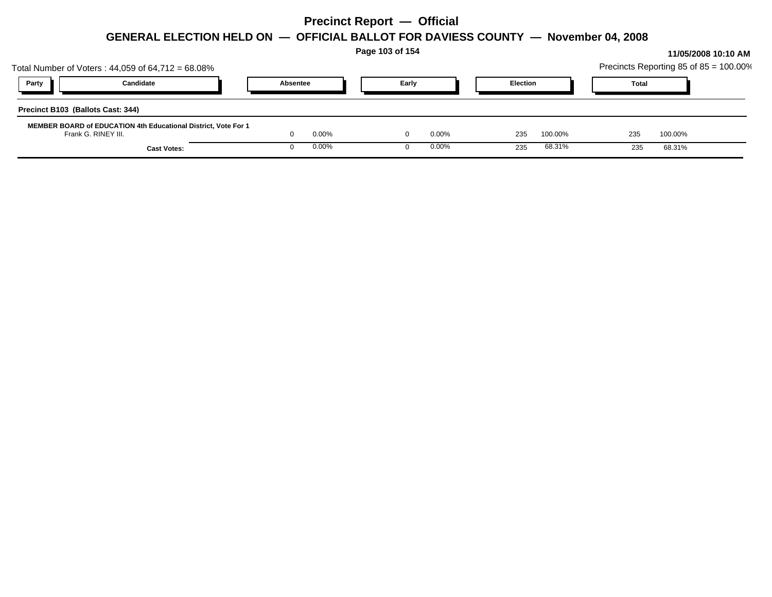# Precinct Report — Official

## GENERAL ELECTION HELD ON — OFFICIAL BALLOT FOR DAVIESS COUNTY — November 04, 2008

**11/05/2008 10:10 AM**

Total Number of Voters : 44,059 of 64,712 = 68.08%

Precincts Reporting 85 of 85 = 100.00%

| Party | Candidate | Absentee | | Early | | Election | | Total | |
|---|---|---|---|---|---|---|---|---|---|
| **Precinct B103 (Ballots Cast: 344)** | | | | | | | | | |
| **MEMBER BOARD of EDUCATION 4th Educational District, Vote For 1** | | | | | | | | | |
| | Frank G. RINEY III. | 0 | 0.00% | 0 | 0.00% | 235 | 100.00% | 235 | 100.00% |
| | **Cast Votes:** | 0 | 0.00% | 0 | 0.00% | 235 | 68.31% | 235 | 68.31% |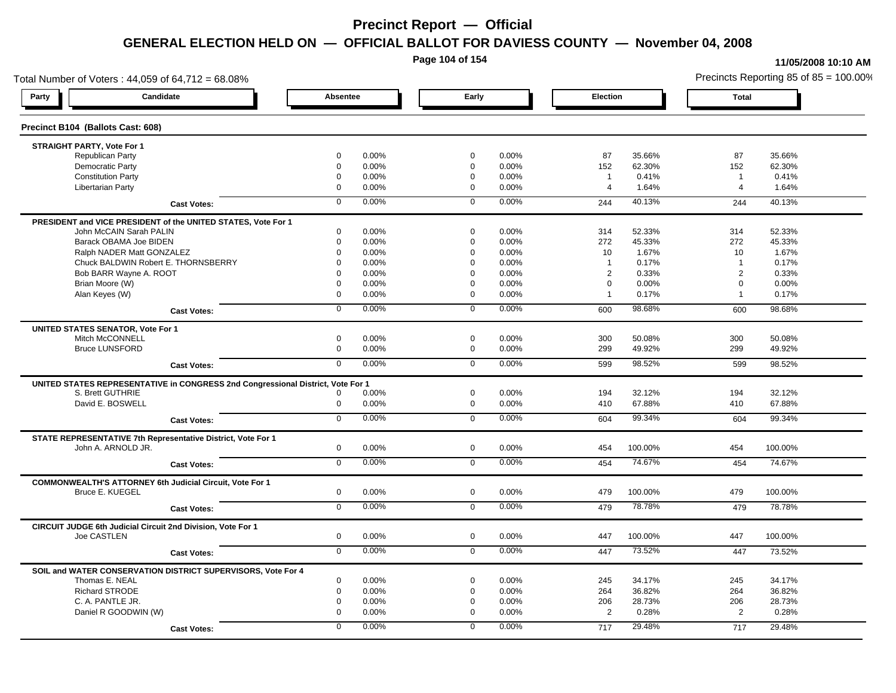# Precinct Report — Official

## GENERAL ELECTION HELD ON — OFFICIAL BALLOT FOR DAVIESS COUNTY — November 04, 2008

11/05/2008 10:10 AM

Total Number of Voters : 44,059 of 64,712 = 68.08%

Precincts Reporting 85 of 85 = 100.00%

### Precinct B104 (Ballots Cast: 608)

| Party | Candidate | Absentee | | Early | | Election | | Total | |
|---|---|---|---|---|---|---|---|---|---|
| **STRAIGHT PARTY, Vote For 1** | | | | | | | | | |
| | Republican Party | 0 | 0.00% | 0 | 0.00% | 87 | 35.66% | 87 | 35.66% |
| | Democratic Party | 0 | 0.00% | 0 | 0.00% | 152 | 62.30% | 152 | 62.30% |
| | Constitution Party | 0 | 0.00% | 0 | 0.00% | 1 | 0.41% | 1 | 0.41% |
| | Libertarian Party | 0 | 0.00% | 0 | 0.00% | 4 | 1.64% | 4 | 1.64% |
| | **Cast Votes:** | 0 | 0.00% | 0 | 0.00% | 244 | 40.13% | 244 | 40.13% |
| **PRESIDENT and VICE PRESIDENT of the UNITED STATES, Vote For 1** | | | | | | | | | |
| | John McCAIN Sarah PALIN | 0 | 0.00% | 0 | 0.00% | 314 | 52.33% | 314 | 52.33% |
| | Barack OBAMA Joe BIDEN | 0 | 0.00% | 0 | 0.00% | 272 | 45.33% | 272 | 45.33% |
| | Ralph NADER Matt GONZALEZ | 0 | 0.00% | 0 | 0.00% | 10 | 1.67% | 10 | 1.67% |
| | Chuck BALDWIN Robert E. THORNSBERRY | 0 | 0.00% | 0 | 0.00% | 1 | 0.17% | 1 | 0.17% |
| | Bob BARR Wayne A. ROOT | 0 | 0.00% | 0 | 0.00% | 2 | 0.33% | 2 | 0.33% |
| | Brian Moore (W) | 0 | 0.00% | 0 | 0.00% | 0 | 0.00% | 0 | 0.00% |
| | Alan Keyes (W) | 0 | 0.00% | 0 | 0.00% | 1 | 0.17% | 1 | 0.17% |
| | **Cast Votes:** | 0 | 0.00% | 0 | 0.00% | 600 | 98.68% | 600 | 98.68% |
| **UNITED STATES SENATOR, Vote For 1** | | | | | | | | | |
| | Mitch McCONNELL | 0 | 0.00% | 0 | 0.00% | 300 | 50.08% | 300 | 50.08% |
| | Bruce LUNSFORD | 0 | 0.00% | 0 | 0.00% | 299 | 49.92% | 299 | 49.92% |
| | **Cast Votes:** | 0 | 0.00% | 0 | 0.00% | 599 | 98.52% | 599 | 98.52% |
| **UNITED STATES REPRESENTATIVE in CONGRESS 2nd Congressional District, Vote For 1** | | | | | | | | | |
| | S. Brett GUTHRIE | 0 | 0.00% | 0 | 0.00% | 194 | 32.12% | 194 | 32.12% |
| | David E. BOSWELL | 0 | 0.00% | 0 | 0.00% | 410 | 67.88% | 410 | 67.88% |
| | **Cast Votes:** | 0 | 0.00% | 0 | 0.00% | 604 | 99.34% | 604 | 99.34% |
| **STATE REPRESENTATIVE 7th Representative District, Vote For 1** | | | | | | | | | |
| | John A. ARNOLD JR. | 0 | 0.00% | 0 | 0.00% | 454 | 100.00% | 454 | 100.00% |
| | **Cast Votes:** | 0 | 0.00% | 0 | 0.00% | 454 | 74.67% | 454 | 74.67% |
| **COMMONWEALTH'S ATTORNEY 6th Judicial Circuit, Vote For 1** | | | | | | | | | |
| | Bruce E. KUEGEL | 0 | 0.00% | 0 | 0.00% | 479 | 100.00% | 479 | 100.00% |
| | **Cast Votes:** | 0 | 0.00% | 0 | 0.00% | 479 | 78.78% | 479 | 78.78% |
| **CIRCUIT JUDGE 6th Judicial Circuit 2nd Division, Vote For 1** | | | | | | | | | |
| | Joe CASTLEN | 0 | 0.00% | 0 | 0.00% | 447 | 100.00% | 447 | 100.00% |
| | **Cast Votes:** | 0 | 0.00% | 0 | 0.00% | 447 | 73.52% | 447 | 73.52% |
| **SOIL and WATER CONSERVATION DISTRICT SUPERVISORS, Vote For 4** | | | | | | | | | |
| | Thomas E. NEAL | 0 | 0.00% | 0 | 0.00% | 245 | 34.17% | 245 | 34.17% |
| | Richard STRODE | 0 | 0.00% | 0 | 0.00% | 264 | 36.82% | 264 | 36.82% |
| | C. A. PANTLE JR. | 0 | 0.00% | 0 | 0.00% | 206 | 28.73% | 206 | 28.73% |
| | Daniel R GOODWIN (W) | 0 | 0.00% | 0 | 0.00% | 2 | 0.28% | 2 | 0.28% |
| | **Cast Votes:** | 0 | 0.00% | 0 | 0.00% | 717 | 29.48% | 717 | 29.48% |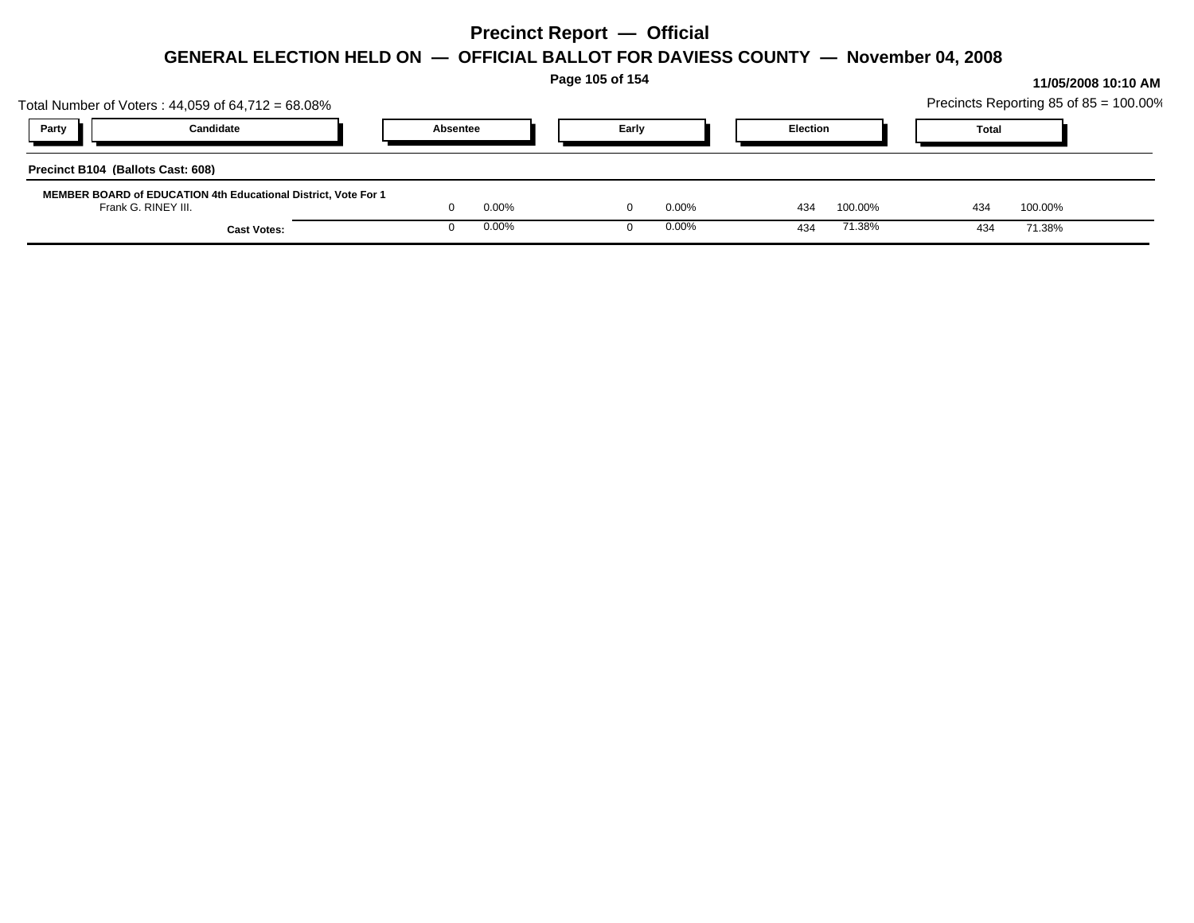# Precinct Report — Official

## GENERAL ELECTION HELD ON — OFFICIAL BALLOT FOR DAVIESS COUNTY — November 04, 2008

11/05/2008 10:10 AM

Total Number of Voters : 44,059 of 64,712 = 68.08%

Precincts Reporting 85 of 85 = 100.00%

| Party | Candidate | Absentee | | Early | | Election | | Total | |
|---|---|---|---|---|---|---|---|---|---|
| **Precinct B104 (Ballots Cast: 608)** | | | | | | | | | |
| **MEMBER BOARD of EDUCATION 4th Educational District, Vote For 1** | | | | | | | | | |
| | Frank G. RINEY III. | 0 | 0.00% | 0 | 0.00% | 434 | 100.00% | 434 | 100.00% |
| | **Cast Votes:** | 0 | 0.00% | 0 | 0.00% | 434 | 71.38% | 434 | 71.38% |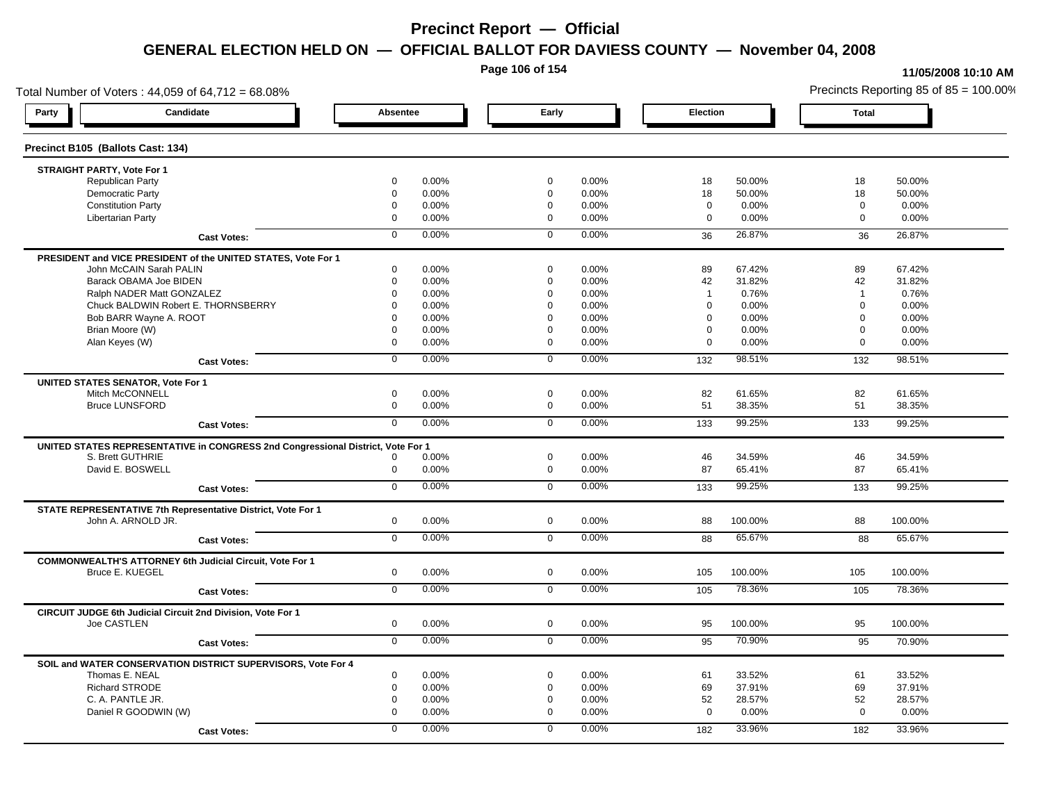# Precinct Report — Official

## GENERAL ELECTION HELD ON — OFFICIAL BALLOT FOR DAVIESS COUNTY — November 04, 2008

11/05/2008 10:10 AM

Total Number of Voters : 44,059 of 64,712 = 68.08%

Precincts Reporting 85 of 85 = 100.00%

### Precinct B105 (Ballots Cast: 134)

| Party | Candidate | Absentee | | Early | | Election | | Total | |
|---|---|---|---|---|---|---|---|---|---|
| **STRAIGHT PARTY, Vote For 1** | | | | | | | | | |
| | Republican Party | 0 | 0.00% | 0 | 0.00% | 18 | 50.00% | 18 | 50.00% |
| | Democratic Party | 0 | 0.00% | 0 | 0.00% | 18 | 50.00% | 18 | 50.00% |
| | Constitution Party | 0 | 0.00% | 0 | 0.00% | 0 | 0.00% | 0 | 0.00% |
| | Libertarian Party | 0 | 0.00% | 0 | 0.00% | 0 | 0.00% | 0 | 0.00% |
| | **Cast Votes:** | 0 | 0.00% | 0 | 0.00% | 36 | 26.87% | 36 | 26.87% |
| **PRESIDENT and VICE PRESIDENT of the UNITED STATES, Vote For 1** | | | | | | | | | |
| | John McCAIN Sarah PALIN | 0 | 0.00% | 0 | 0.00% | 89 | 67.42% | 89 | 67.42% |
| | Barack OBAMA Joe BIDEN | 0 | 0.00% | 0 | 0.00% | 42 | 31.82% | 42 | 31.82% |
| | Ralph NADER Matt GONZALEZ | 0 | 0.00% | 0 | 0.00% | 1 | 0.76% | 1 | 0.76% |
| | Chuck BALDWIN Robert E. THORNSBERRY | 0 | 0.00% | 0 | 0.00% | 0 | 0.00% | 0 | 0.00% |
| | Bob BARR Wayne A. ROOT | 0 | 0.00% | 0 | 0.00% | 0 | 0.00% | 0 | 0.00% |
| | Brian Moore (W) | 0 | 0.00% | 0 | 0.00% | 0 | 0.00% | 0 | 0.00% |
| | Alan Keyes (W) | 0 | 0.00% | 0 | 0.00% | 0 | 0.00% | 0 | 0.00% |
| | **Cast Votes:** | 0 | 0.00% | 0 | 0.00% | 132 | 98.51% | 132 | 98.51% |
| **UNITED STATES SENATOR, Vote For 1** | | | | | | | | | |
| | Mitch McCONNELL | 0 | 0.00% | 0 | 0.00% | 82 | 61.65% | 82 | 61.65% |
| | Bruce LUNSFORD | 0 | 0.00% | 0 | 0.00% | 51 | 38.35% | 51 | 38.35% |
| | **Cast Votes:** | 0 | 0.00% | 0 | 0.00% | 133 | 99.25% | 133 | 99.25% |
| **UNITED STATES REPRESENTATIVE in CONGRESS 2nd Congressional District, Vote For 1** | | | | | | | | | |
| | S. Brett GUTHRIE | 0 | 0.00% | 0 | 0.00% | 46 | 34.59% | 46 | 34.59% |
| | David E. BOSWELL | 0 | 0.00% | 0 | 0.00% | 87 | 65.41% | 87 | 65.41% |
| | **Cast Votes:** | 0 | 0.00% | 0 | 0.00% | 133 | 99.25% | 133 | 99.25% |
| **STATE REPRESENTATIVE 7th Representative District, Vote For 1** | | | | | | | | | |
| | John A. ARNOLD JR. | 0 | 0.00% | 0 | 0.00% | 88 | 100.00% | 88 | 100.00% |
| | **Cast Votes:** | 0 | 0.00% | 0 | 0.00% | 88 | 65.67% | 88 | 65.67% |
| **COMMONWEALTH'S ATTORNEY 6th Judicial Circuit, Vote For 1** | | | | | | | | | |
| | Bruce E. KUEGEL | 0 | 0.00% | 0 | 0.00% | 105 | 100.00% | 105 | 100.00% |
| | **Cast Votes:** | 0 | 0.00% | 0 | 0.00% | 105 | 78.36% | 105 | 78.36% |
| **CIRCUIT JUDGE 6th Judicial Circuit 2nd Division, Vote For 1** | | | | | | | | | |
| | Joe CASTLEN | 0 | 0.00% | 0 | 0.00% | 95 | 100.00% | 95 | 100.00% |
| | **Cast Votes:** | 0 | 0.00% | 0 | 0.00% | 95 | 70.90% | 95 | 70.90% |
| **SOIL and WATER CONSERVATION DISTRICT SUPERVISORS, Vote For 4** | | | | | | | | | |
| | Thomas E. NEAL | 0 | 0.00% | 0 | 0.00% | 61 | 33.52% | 61 | 33.52% |
| | Richard STRODE | 0 | 0.00% | 0 | 0.00% | 69 | 37.91% | 69 | 37.91% |
| | C. A. PANTLE JR. | 0 | 0.00% | 0 | 0.00% | 52 | 28.57% | 52 | 28.57% |
| | Daniel R GOODWIN (W) | 0 | 0.00% | 0 | 0.00% | 0 | 0.00% | 0 | 0.00% |
| | **Cast Votes:** | 0 | 0.00% | 0 | 0.00% | 182 | 33.96% | 182 | 33.96% |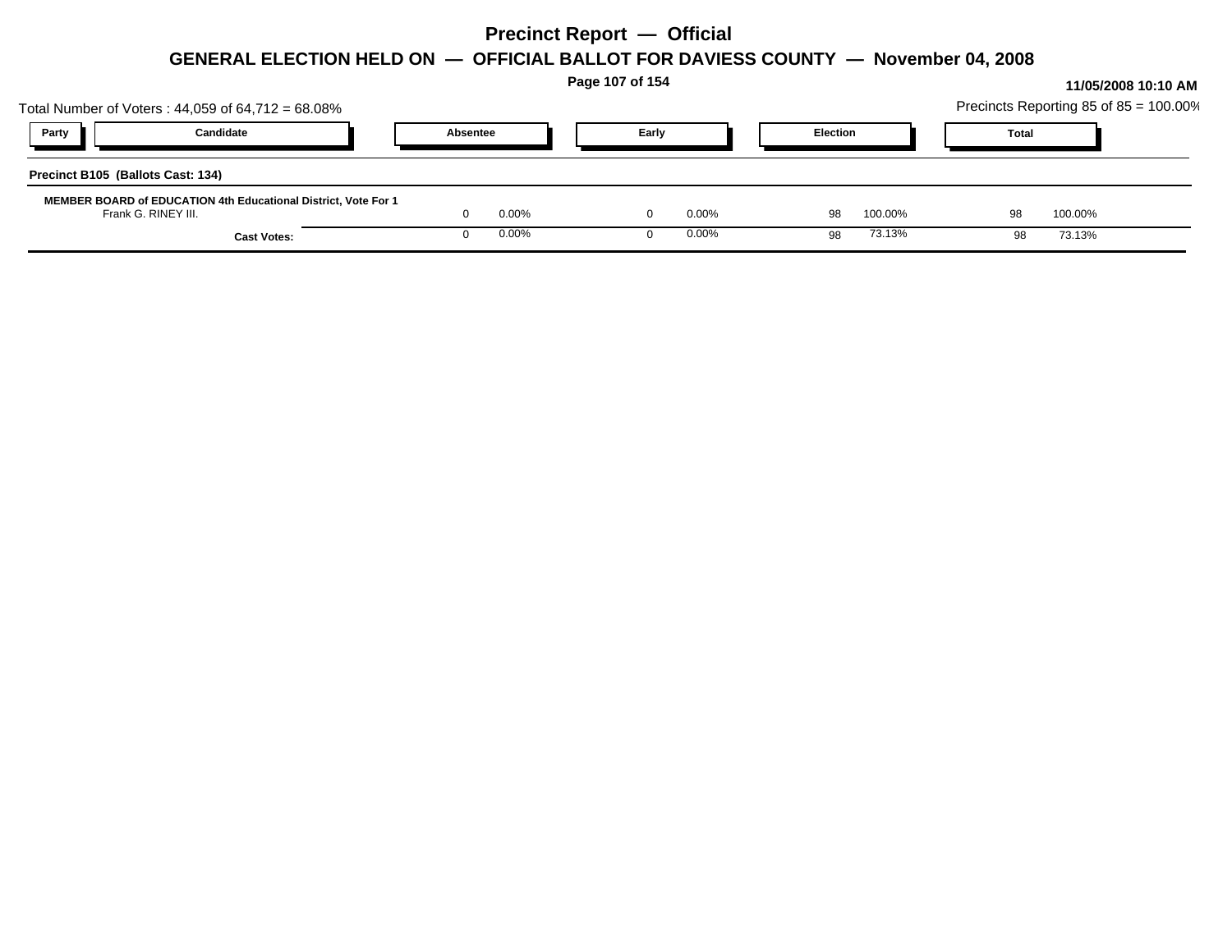# Precinct Report — Official

## GENERAL ELECTION HELD ON — OFFICIAL BALLOT FOR DAVIESS COUNTY — November 04, 2008

11/05/2008 10:10 AM

Total Number of Voters : 44,059 of 64,712 = 68.08%

Precincts Reporting 85 of 85 = 100.00%

| Party | Candidate | Absentee | | Early | | Election | | Total | |
|---|---|---|---|---|---|---|---|---|---|
| **Precinct B105 (Ballots Cast: 134)** | | | | | | | | | |
| **MEMBER BOARD of EDUCATION 4th Educational District, Vote For 1** | | | | | | | | | |
| | Frank G. RINEY III. | 0 | 0.00% | 0 | 0.00% | 98 | 100.00% | 98 | 100.00% |
| | **Cast Votes:** | 0 | 0.00% | 0 | 0.00% | 98 | 73.13% | 98 | 73.13% |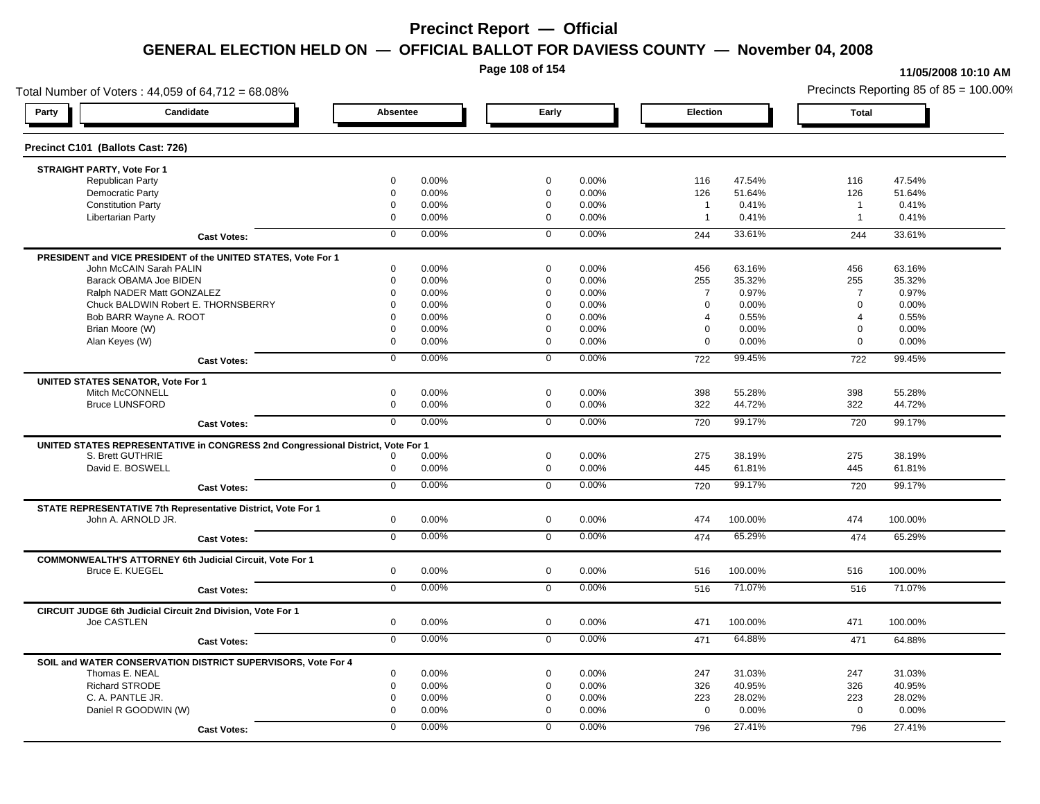# Precinct Report — Official

## GENERAL ELECTION HELD ON — OFFICIAL BALLOT FOR DAVIESS COUNTY — November 04, 2008

11/05/2008 10:10 AM

Total Number of Voters : 44,059 of 64,712 = 68.08%

Precincts Reporting 85 of 85 = 100.00%

### Precinct C101 (Ballots Cast: 726)

| Party | Candidate | Absentee | | Early | | Election | | Total | |
|---|---|---|---|---|---|---|---|---|---|
| **STRAIGHT PARTY, Vote For 1** | | | | | | | | | |
| | Republican Party | 0 | 0.00% | 0 | 0.00% | 116 | 47.54% | 116 | 47.54% |
| | Democratic Party | 0 | 0.00% | 0 | 0.00% | 126 | 51.64% | 126 | 51.64% |
| | Constitution Party | 0 | 0.00% | 0 | 0.00% | 1 | 0.41% | 1 | 0.41% |
| | Libertarian Party | 0 | 0.00% | 0 | 0.00% | 1 | 0.41% | 1 | 0.41% |
| | **Cast Votes:** | 0 | 0.00% | 0 | 0.00% | 244 | 33.61% | 244 | 33.61% |
| **PRESIDENT and VICE PRESIDENT of the UNITED STATES, Vote For 1** | | | | | | | | | |
| | John McCAIN Sarah PALIN | 0 | 0.00% | 0 | 0.00% | 456 | 63.16% | 456 | 63.16% |
| | Barack OBAMA Joe BIDEN | 0 | 0.00% | 0 | 0.00% | 255 | 35.32% | 255 | 35.32% |
| | Ralph NADER Matt GONZALEZ | 0 | 0.00% | 0 | 0.00% | 7 | 0.97% | 7 | 0.97% |
| | Chuck BALDWIN Robert E. THORNSBERRY | 0 | 0.00% | 0 | 0.00% | 0 | 0.00% | 0 | 0.00% |
| | Bob BARR Wayne A. ROOT | 0 | 0.00% | 0 | 0.00% | 4 | 0.55% | 4 | 0.55% |
| | Brian Moore (W) | 0 | 0.00% | 0 | 0.00% | 0 | 0.00% | 0 | 0.00% |
| | Alan Keyes (W) | 0 | 0.00% | 0 | 0.00% | 0 | 0.00% | 0 | 0.00% |
| | **Cast Votes:** | 0 | 0.00% | 0 | 0.00% | 722 | 99.45% | 722 | 99.45% |
| **UNITED STATES SENATOR, Vote For 1** | | | | | | | | | |
| | Mitch McCONNELL | 0 | 0.00% | 0 | 0.00% | 398 | 55.28% | 398 | 55.28% |
| | Bruce LUNSFORD | 0 | 0.00% | 0 | 0.00% | 322 | 44.72% | 322 | 44.72% |
| | **Cast Votes:** | 0 | 0.00% | 0 | 0.00% | 720 | 99.17% | 720 | 99.17% |
| **UNITED STATES REPRESENTATIVE in CONGRESS 2nd Congressional District, Vote For 1** | | | | | | | | | |
| | S. Brett GUTHRIE | 0 | 0.00% | 0 | 0.00% | 275 | 38.19% | 275 | 38.19% |
| | David E. BOSWELL | 0 | 0.00% | 0 | 0.00% | 445 | 61.81% | 445 | 61.81% |
| | **Cast Votes:** | 0 | 0.00% | 0 | 0.00% | 720 | 99.17% | 720 | 99.17% |
| **STATE REPRESENTATIVE 7th Representative District, Vote For 1** | | | | | | | | | |
| | John A. ARNOLD JR. | 0 | 0.00% | 0 | 0.00% | 474 | 100.00% | 474 | 100.00% |
| | **Cast Votes:** | 0 | 0.00% | 0 | 0.00% | 474 | 65.29% | 474 | 65.29% |
| **COMMONWEALTH'S ATTORNEY 6th Judicial Circuit, Vote For 1** | | | | | | | | | |
| | Bruce E. KUEGEL | 0 | 0.00% | 0 | 0.00% | 516 | 100.00% | 516 | 100.00% |
| | **Cast Votes:** | 0 | 0.00% | 0 | 0.00% | 516 | 71.07% | 516 | 71.07% |
| **CIRCUIT JUDGE 6th Judicial Circuit 2nd Division, Vote For 1** | | | | | | | | | |
| | Joe CASTLEN | 0 | 0.00% | 0 | 0.00% | 471 | 100.00% | 471 | 100.00% |
| | **Cast Votes:** | 0 | 0.00% | 0 | 0.00% | 471 | 64.88% | 471 | 64.88% |
| **SOIL and WATER CONSERVATION DISTRICT SUPERVISORS, Vote For 4** | | | | | | | | | |
| | Thomas E. NEAL | 0 | 0.00% | 0 | 0.00% | 247 | 31.03% | 247 | 31.03% |
| | Richard STRODE | 0 | 0.00% | 0 | 0.00% | 326 | 40.95% | 326 | 40.95% |
| | C. A. PANTLE JR. | 0 | 0.00% | 0 | 0.00% | 223 | 28.02% | 223 | 28.02% |
| | Daniel R GOODWIN (W) | 0 | 0.00% | 0 | 0.00% | 0 | 0.00% | 0 | 0.00% |
| | **Cast Votes:** | 0 | 0.00% | 0 | 0.00% | 796 | 27.41% | 796 | 27.41% |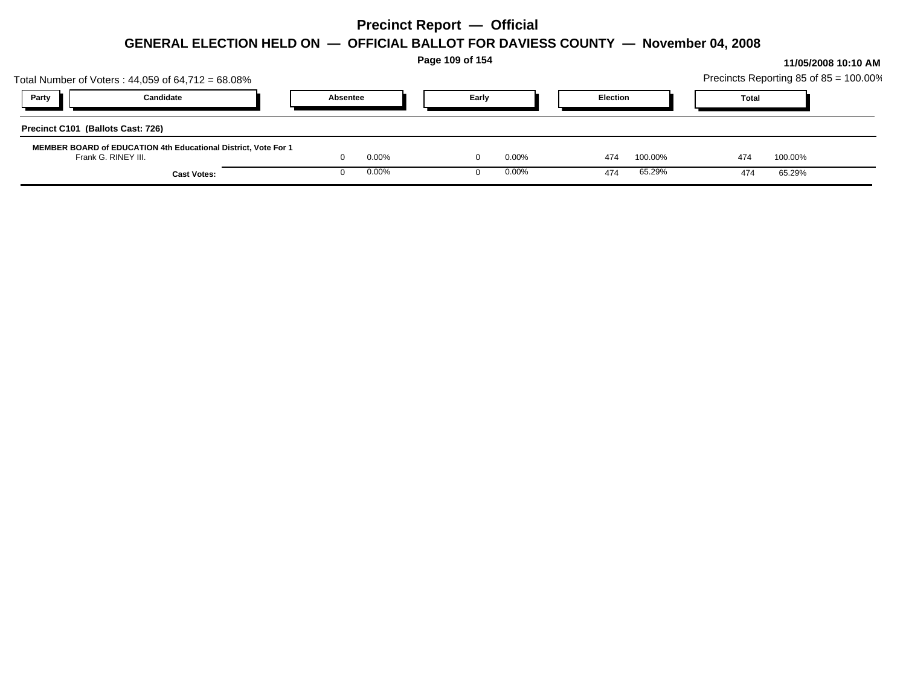# Precinct Report — Official

## GENERAL ELECTION HELD ON — OFFICIAL BALLOT FOR DAVIESS COUNTY — November 04, 2008

11/05/2008 10:10 AM

Total Number of Voters : 44,059 of 64,712 = 68.08%

Precincts Reporting 85 of 85 = 100.00%

| Party | Candidate | Absentee | | Early | | Election | | Total | |
|---|---|---|---|---|---|---|---|---|---|
| **Precinct C101 (Ballots Cast: 726)** | | | | | | | | | |
| **MEMBER BOARD of EDUCATION 4th Educational District, Vote For 1** | | | | | | | | | |
| | Frank G. RINEY III. | 0 | 0.00% | 0 | 0.00% | 474 | 100.00% | 474 | 100.00% |
| | **Cast Votes:** | 0 | 0.00% | 0 | 0.00% | 474 | 65.29% | 474 | 65.29% |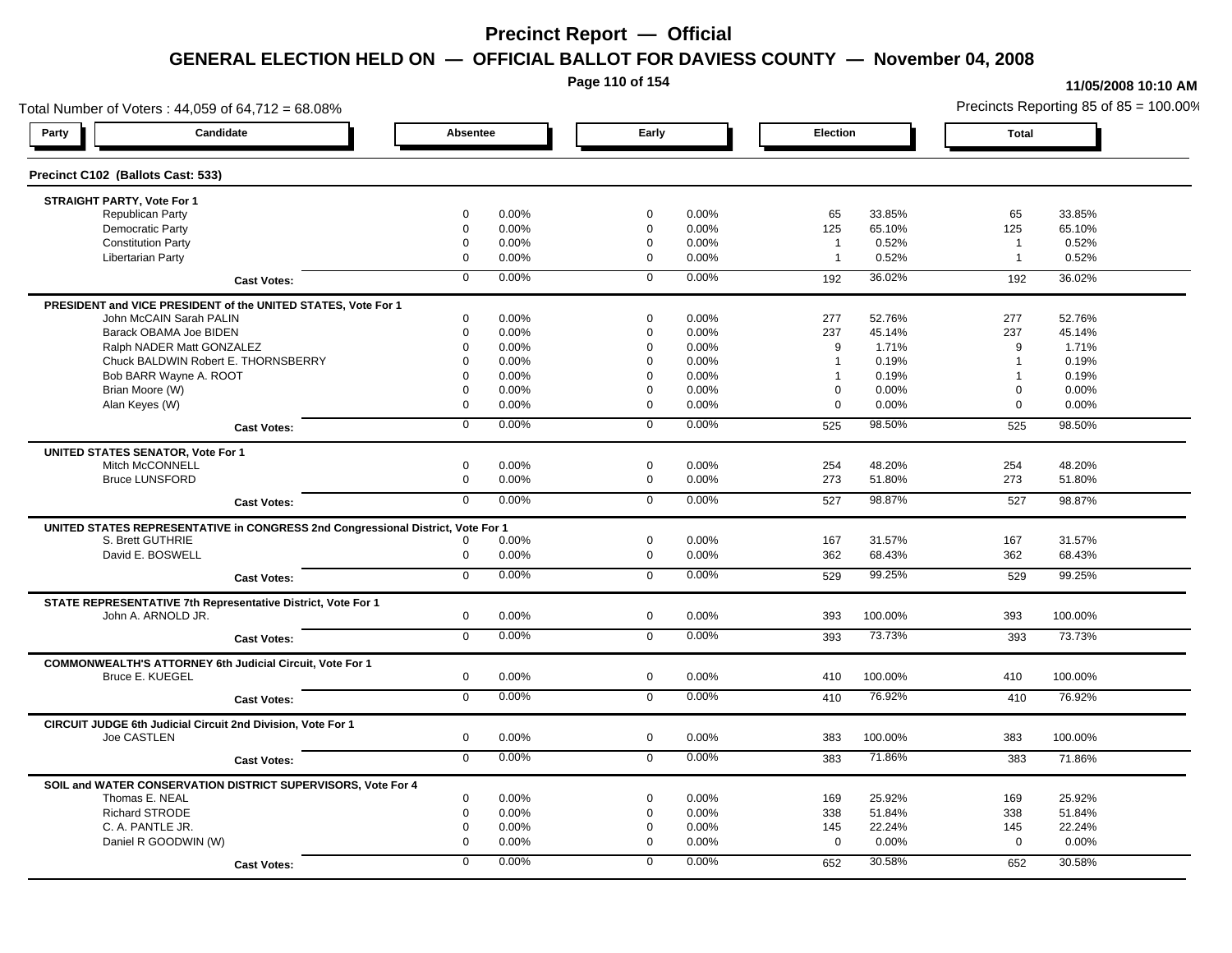# Precinct Report — Official

## GENERAL ELECTION HELD ON — OFFICIAL BALLOT FOR DAVIESS COUNTY — November 04, 2008

11/05/2008 10:10 AM

Total Number of Voters : 44,059 of 64,712 = 68.08%

Precincts Reporting 85 of 85 = 100.00%

### Precinct C102 (Ballots Cast: 533)

| Party / Candidate | Absentee | | Early | | Election | | Total | |
|---|---|---|---|---|---|---|---|---|
| **STRAIGHT PARTY, Vote For 1** | | | | | | | | |
| Republican Party | 0 | 0.00% | 0 | 0.00% | 65 | 33.85% | 65 | 33.85% |
| Democratic Party | 0 | 0.00% | 0 | 0.00% | 125 | 65.10% | 125 | 65.10% |
| Constitution Party | 0 | 0.00% | 0 | 0.00% | 1 | 0.52% | 1 | 0.52% |
| Libertarian Party | 0 | 0.00% | 0 | 0.00% | 1 | 0.52% | 1 | 0.52% |
| **Cast Votes:** | 0 | 0.00% | 0 | 0.00% | 192 | 36.02% | 192 | 36.02% |
| **PRESIDENT and VICE PRESIDENT of the UNITED STATES, Vote For 1** | | | | | | | | |
| John McCAIN Sarah PALIN | 0 | 0.00% | 0 | 0.00% | 277 | 52.76% | 277 | 52.76% |
| Barack OBAMA Joe BIDEN | 0 | 0.00% | 0 | 0.00% | 237 | 45.14% | 237 | 45.14% |
| Ralph NADER Matt GONZALEZ | 0 | 0.00% | 0 | 0.00% | 9 | 1.71% | 9 | 1.71% |
| Chuck BALDWIN Robert E. THORNSBERRY | 0 | 0.00% | 0 | 0.00% | 1 | 0.19% | 1 | 0.19% |
| Bob BARR Wayne A. ROOT | 0 | 0.00% | 0 | 0.00% | 1 | 0.19% | 1 | 0.19% |
| Brian Moore (W) | 0 | 0.00% | 0 | 0.00% | 0 | 0.00% | 0 | 0.00% |
| Alan Keyes (W) | 0 | 0.00% | 0 | 0.00% | 0 | 0.00% | 0 | 0.00% |
| **Cast Votes:** | 0 | 0.00% | 0 | 0.00% | 525 | 98.50% | 525 | 98.50% |
| **UNITED STATES SENATOR, Vote For 1** | | | | | | | | |
| Mitch McCONNELL | 0 | 0.00% | 0 | 0.00% | 254 | 48.20% | 254 | 48.20% |
| Bruce LUNSFORD | 0 | 0.00% | 0 | 0.00% | 273 | 51.80% | 273 | 51.80% |
| **Cast Votes:** | 0 | 0.00% | 0 | 0.00% | 527 | 98.87% | 527 | 98.87% |
| **UNITED STATES REPRESENTATIVE in CONGRESS 2nd Congressional District, Vote For 1** | | | | | | | | |
| S. Brett GUTHRIE | 0 | 0.00% | 0 | 0.00% | 167 | 31.57% | 167 | 31.57% |
| David E. BOSWELL | 0 | 0.00% | 0 | 0.00% | 362 | 68.43% | 362 | 68.43% |
| **Cast Votes:** | 0 | 0.00% | 0 | 0.00% | 529 | 99.25% | 529 | 99.25% |
| **STATE REPRESENTATIVE 7th Representative District, Vote For 1** | | | | | | | | |
| John A. ARNOLD JR. | 0 | 0.00% | 0 | 0.00% | 393 | 100.00% | 393 | 100.00% |
| **Cast Votes:** | 0 | 0.00% | 0 | 0.00% | 393 | 73.73% | 393 | 73.73% |
| **COMMONWEALTH'S ATTORNEY 6th Judicial Circuit, Vote For 1** | | | | | | | | |
| Bruce E. KUEGEL | 0 | 0.00% | 0 | 0.00% | 410 | 100.00% | 410 | 100.00% |
| **Cast Votes:** | 0 | 0.00% | 0 | 0.00% | 410 | 76.92% | 410 | 76.92% |
| **CIRCUIT JUDGE 6th Judicial Circuit 2nd Division, Vote For 1** | | | | | | | | |
| Joe CASTLEN | 0 | 0.00% | 0 | 0.00% | 383 | 100.00% | 383 | 100.00% |
| **Cast Votes:** | 0 | 0.00% | 0 | 0.00% | 383 | 71.86% | 383 | 71.86% |
| **SOIL and WATER CONSERVATION DISTRICT SUPERVISORS, Vote For 4** | | | | | | | | |
| Thomas E. NEAL | 0 | 0.00% | 0 | 0.00% | 169 | 25.92% | 169 | 25.92% |
| Richard STRODE | 0 | 0.00% | 0 | 0.00% | 338 | 51.84% | 338 | 51.84% |
| C. A. PANTLE JR. | 0 | 0.00% | 0 | 0.00% | 145 | 22.24% | 145 | 22.24% |
| Daniel R GOODWIN (W) | 0 | 0.00% | 0 | 0.00% | 0 | 0.00% | 0 | 0.00% |
| **Cast Votes:** | 0 | 0.00% | 0 | 0.00% | 652 | 30.58% | 652 | 30.58% |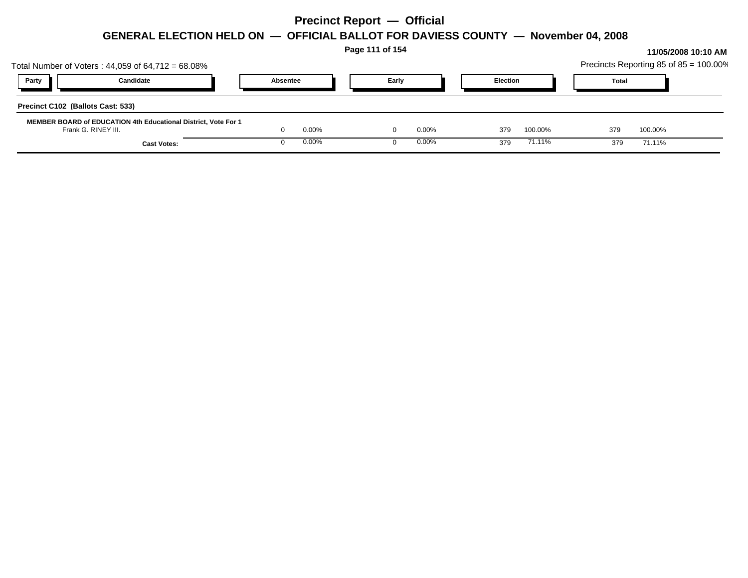# Precinct Report — Official

## GENERAL ELECTION HELD ON — OFFICIAL BALLOT FOR DAVIESS COUNTY — November 04, 2008

11/05/2008 10:10 AM

Total Number of Voters : 44,059 of 64,712 = 68.08%

Precincts Reporting 85 of 85 = 100.00%

| Party | Candidate | Absentee | | Early | | Election | | Total | |
|---|---|---|---|---|---|---|---|---|---|
| **Precinct C102 (Ballots Cast: 533)** | | | | | | | | | |
| **MEMBER BOARD of EDUCATION 4th Educational District, Vote For 1** | | | | | | | | | |
| | Frank G. RINEY III. | 0 | 0.00% | 0 | 0.00% | 379 | 100.00% | 379 | 100.00% |
| | **Cast Votes:** | 0 | 0.00% | 0 | 0.00% | 379 | 71.11% | 379 | 71.11% |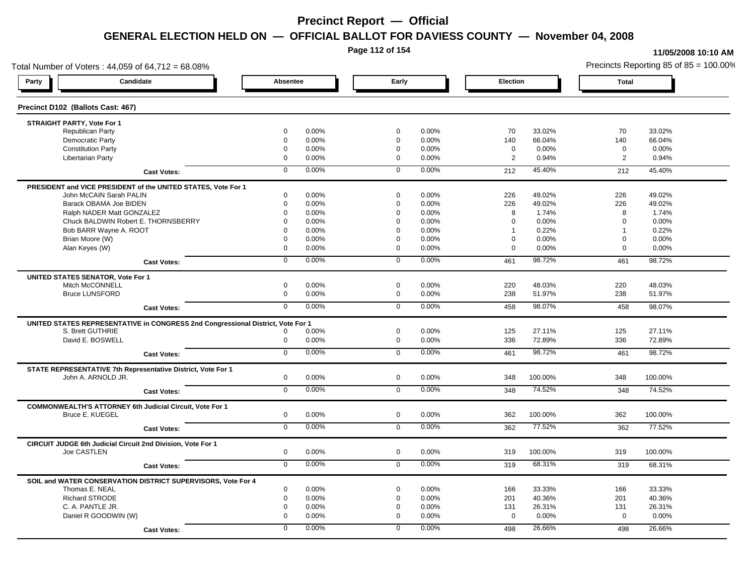# Precinct Report — Official

## GENERAL ELECTION HELD ON — OFFICIAL BALLOT FOR DAVIESS COUNTY — November 04, 2008

11/05/2008 10:10 AM

Total Number of Voters : 44,059 of 64,712 = 68.08%

Precincts Reporting 85 of 85 = 100.00%

### Precinct D102 (Ballots Cast: 467)

| Party | Candidate | Absentee | | Early | | Election | | Total | |
|---|---|---|---|---|---|---|---|---|---|
| **STRAIGHT PARTY, Vote For 1** | | | | | | | | | |
| | Republican Party | 0 | 0.00% | 0 | 0.00% | 70 | 33.02% | 70 | 33.02% |
| | Democratic Party | 0 | 0.00% | 0 | 0.00% | 140 | 66.04% | 140 | 66.04% |
| | Constitution Party | 0 | 0.00% | 0 | 0.00% | 0 | 0.00% | 0 | 0.00% |
| | Libertarian Party | 0 | 0.00% | 0 | 0.00% | 2 | 0.94% | 2 | 0.94% |
| | **Cast Votes:** | 0 | 0.00% | 0 | 0.00% | 212 | 45.40% | 212 | 45.40% |
| **PRESIDENT and VICE PRESIDENT of the UNITED STATES, Vote For 1** | | | | | | | | | |
| | John McCAIN Sarah PALIN | 0 | 0.00% | 0 | 0.00% | 226 | 49.02% | 226 | 49.02% |
| | Barack OBAMA Joe BIDEN | 0 | 0.00% | 0 | 0.00% | 226 | 49.02% | 226 | 49.02% |
| | Ralph NADER Matt GONZALEZ | 0 | 0.00% | 0 | 0.00% | 8 | 1.74% | 8 | 1.74% |
| | Chuck BALDWIN Robert E. THORNSBERRY | 0 | 0.00% | 0 | 0.00% | 0 | 0.00% | 0 | 0.00% |
| | Bob BARR Wayne A. ROOT | 0 | 0.00% | 0 | 0.00% | 1 | 0.22% | 1 | 0.22% |
| | Brian Moore (W) | 0 | 0.00% | 0 | 0.00% | 0 | 0.00% | 0 | 0.00% |
| | Alan Keyes (W) | 0 | 0.00% | 0 | 0.00% | 0 | 0.00% | 0 | 0.00% |
| | **Cast Votes:** | 0 | 0.00% | 0 | 0.00% | 461 | 98.72% | 461 | 98.72% |
| **UNITED STATES SENATOR, Vote For 1** | | | | | | | | | |
| | Mitch McCONNELL | 0 | 0.00% | 0 | 0.00% | 220 | 48.03% | 220 | 48.03% |
| | Bruce LUNSFORD | 0 | 0.00% | 0 | 0.00% | 238 | 51.97% | 238 | 51.97% |
| | **Cast Votes:** | 0 | 0.00% | 0 | 0.00% | 458 | 98.07% | 458 | 98.07% |
| **UNITED STATES REPRESENTATIVE in CONGRESS 2nd Congressional District, Vote For 1** | | | | | | | | | |
| | S. Brett GUTHRIE | 0 | 0.00% | 0 | 0.00% | 125 | 27.11% | 125 | 27.11% |
| | David E. BOSWELL | 0 | 0.00% | 0 | 0.00% | 336 | 72.89% | 336 | 72.89% |
| | **Cast Votes:** | 0 | 0.00% | 0 | 0.00% | 461 | 98.72% | 461 | 98.72% |
| **STATE REPRESENTATIVE 7th Representative District, Vote For 1** | | | | | | | | | |
| | John A. ARNOLD JR. | 0 | 0.00% | 0 | 0.00% | 348 | 100.00% | 348 | 100.00% |
| | **Cast Votes:** | 0 | 0.00% | 0 | 0.00% | 348 | 74.52% | 348 | 74.52% |
| **COMMONWEALTH'S ATTORNEY 6th Judicial Circuit, Vote For 1** | | | | | | | | | |
| | Bruce E. KUEGEL | 0 | 0.00% | 0 | 0.00% | 362 | 100.00% | 362 | 100.00% |
| | **Cast Votes:** | 0 | 0.00% | 0 | 0.00% | 362 | 77.52% | 362 | 77.52% |
| **CIRCUIT JUDGE 6th Judicial Circuit 2nd Division, Vote For 1** | | | | | | | | | |
| | Joe CASTLEN | 0 | 0.00% | 0 | 0.00% | 319 | 100.00% | 319 | 100.00% |
| | **Cast Votes:** | 0 | 0.00% | 0 | 0.00% | 319 | 68.31% | 319 | 68.31% |
| **SOIL and WATER CONSERVATION DISTRICT SUPERVISORS, Vote For 4** | | | | | | | | | |
| | Thomas E. NEAL | 0 | 0.00% | 0 | 0.00% | 166 | 33.33% | 166 | 33.33% |
| | Richard STRODE | 0 | 0.00% | 0 | 0.00% | 201 | 40.36% | 201 | 40.36% |
| | C. A. PANTLE JR. | 0 | 0.00% | 0 | 0.00% | 131 | 26.31% | 131 | 26.31% |
| | Daniel R GOODWIN (W) | 0 | 0.00% | 0 | 0.00% | 0 | 0.00% | 0 | 0.00% |
| | **Cast Votes:** | 0 | 0.00% | 0 | 0.00% | 498 | 26.66% | 498 | 26.66% |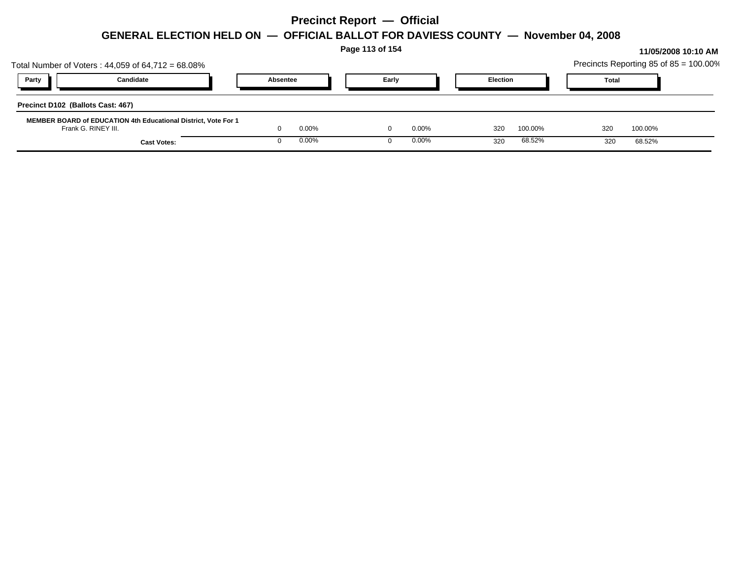# Precinct Report — Official

## GENERAL ELECTION HELD ON — OFFICIAL BALLOT FOR DAVIESS COUNTY — November 04, 2008

11/05/2008 10:10 AM

Total Number of Voters : 44,059 of 64,712 = 68.08%

Precincts Reporting 85 of 85 = 100.00%

| Party | Candidate | Absentee | | Early | | Election | | Total | |
|---|---|---|---|---|---|---|---|---|---|
| **Precinct D102 (Ballots Cast: 467)** | | | | | | | | | |
| **MEMBER BOARD of EDUCATION 4th Educational District, Vote For 1** | | | | | | | | | |
| | Frank G. RINEY III. | 0 | 0.00% | 0 | 0.00% | 320 | 100.00% | 320 | 100.00% |
| | **Cast Votes:** | 0 | 0.00% | 0 | 0.00% | 320 | 68.52% | 320 | 68.52% |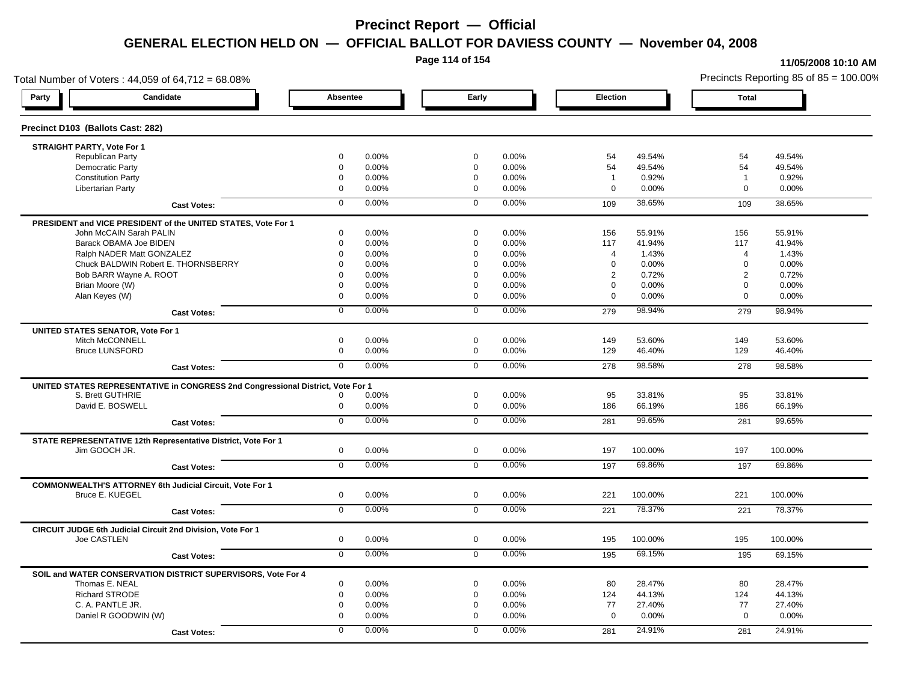# Precinct Report — Official

## GENERAL ELECTION HELD ON — OFFICIAL BALLOT FOR DAVIESS COUNTY — November 04, 2008

11/05/2008 10:10 AM

Total Number of Voters : 44,059 of 64,712 = 68.08%

Precincts Reporting 85 of 85 = 100.00%

### Precinct D103 (Ballots Cast: 282)

| Party | Candidate | Absentee | | Early | | Election | | Total | |
|---|---|---|---|---|---|---|---|---|---|
| **STRAIGHT PARTY, Vote For 1** | | | | | | | | | |
| | Republican Party | 0 | 0.00% | 0 | 0.00% | 54 | 49.54% | 54 | 49.54% |
| | Democratic Party | 0 | 0.00% | 0 | 0.00% | 54 | 49.54% | 54 | 49.54% |
| | Constitution Party | 0 | 0.00% | 0 | 0.00% | 1 | 0.92% | 1 | 0.92% |
| | Libertarian Party | 0 | 0.00% | 0 | 0.00% | 0 | 0.00% | 0 | 0.00% |
| | **Cast Votes:** | 0 | 0.00% | 0 | 0.00% | 109 | 38.65% | 109 | 38.65% |
| **PRESIDENT and VICE PRESIDENT of the UNITED STATES, Vote For 1** | | | | | | | | | |
| | John McCAIN Sarah PALIN | 0 | 0.00% | 0 | 0.00% | 156 | 55.91% | 156 | 55.91% |
| | Barack OBAMA Joe BIDEN | 0 | 0.00% | 0 | 0.00% | 117 | 41.94% | 117 | 41.94% |
| | Ralph NADER Matt GONZALEZ | 0 | 0.00% | 0 | 0.00% | 4 | 1.43% | 4 | 1.43% |
| | Chuck BALDWIN Robert E. THORNSBERRY | 0 | 0.00% | 0 | 0.00% | 0 | 0.00% | 0 | 0.00% |
| | Bob BARR Wayne A. ROOT | 0 | 0.00% | 0 | 0.00% | 2 | 0.72% | 2 | 0.72% |
| | Brian Moore (W) | 0 | 0.00% | 0 | 0.00% | 0 | 0.00% | 0 | 0.00% |
| | Alan Keyes (W) | 0 | 0.00% | 0 | 0.00% | 0 | 0.00% | 0 | 0.00% |
| | **Cast Votes:** | 0 | 0.00% | 0 | 0.00% | 279 | 98.94% | 279 | 98.94% |
| **UNITED STATES SENATOR, Vote For 1** | | | | | | | | | |
| | Mitch McCONNELL | 0 | 0.00% | 0 | 0.00% | 149 | 53.60% | 149 | 53.60% |
| | Bruce LUNSFORD | 0 | 0.00% | 0 | 0.00% | 129 | 46.40% | 129 | 46.40% |
| | **Cast Votes:** | 0 | 0.00% | 0 | 0.00% | 278 | 98.58% | 278 | 98.58% |
| **UNITED STATES REPRESENTATIVE in CONGRESS 2nd Congressional District, Vote For 1** | | | | | | | | | |
| | S. Brett GUTHRIE | 0 | 0.00% | 0 | 0.00% | 95 | 33.81% | 95 | 33.81% |
| | David E. BOSWELL | 0 | 0.00% | 0 | 0.00% | 186 | 66.19% | 186 | 66.19% |
| | **Cast Votes:** | 0 | 0.00% | 0 | 0.00% | 281 | 99.65% | 281 | 99.65% |
| **STATE REPRESENTATIVE 12th Representative District, Vote For 1** | | | | | | | | | |
| | Jim GOOCH JR. | 0 | 0.00% | 0 | 0.00% | 197 | 100.00% | 197 | 100.00% |
| | **Cast Votes:** | 0 | 0.00% | 0 | 0.00% | 197 | 69.86% | 197 | 69.86% |
| **COMMONWEALTH'S ATTORNEY 6th Judicial Circuit, Vote For 1** | | | | | | | | | |
| | Bruce E. KUEGEL | 0 | 0.00% | 0 | 0.00% | 221 | 100.00% | 221 | 100.00% |
| | **Cast Votes:** | 0 | 0.00% | 0 | 0.00% | 221 | 78.37% | 221 | 78.37% |
| **CIRCUIT JUDGE 6th Judicial Circuit 2nd Division, Vote For 1** | | | | | | | | | |
| | Joe CASTLEN | 0 | 0.00% | 0 | 0.00% | 195 | 100.00% | 195 | 100.00% |
| | **Cast Votes:** | 0 | 0.00% | 0 | 0.00% | 195 | 69.15% | 195 | 69.15% |
| **SOIL and WATER CONSERVATION DISTRICT SUPERVISORS, Vote For 4** | | | | | | | | | |
| | Thomas E. NEAL | 0 | 0.00% | 0 | 0.00% | 80 | 28.47% | 80 | 28.47% |
| | Richard STRODE | 0 | 0.00% | 0 | 0.00% | 124 | 44.13% | 124 | 44.13% |
| | C. A. PANTLE JR. | 0 | 0.00% | 0 | 0.00% | 77 | 27.40% | 77 | 27.40% |
| | Daniel R GOODWIN (W) | 0 | 0.00% | 0 | 0.00% | 0 | 0.00% | 0 | 0.00% |
| | **Cast Votes:** | 0 | 0.00% | 0 | 0.00% | 281 | 24.91% | 281 | 24.91% |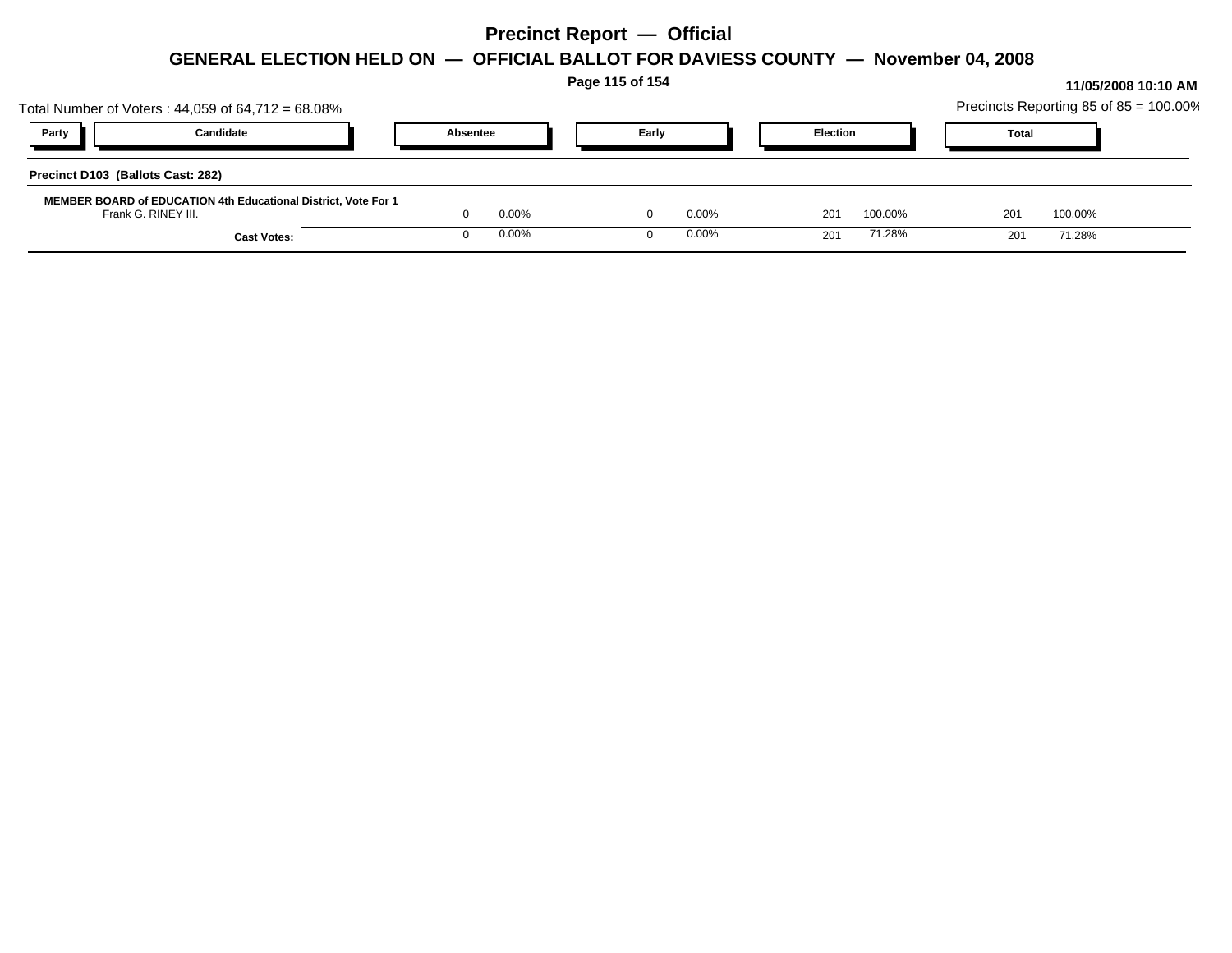# Precinct Report — Official

## GENERAL ELECTION HELD ON — OFFICIAL BALLOT FOR DAVIESS COUNTY — November 04, 2008

**11/05/2008 10:10 AM**

Total Number of Voters : 44,059 of 64,712 = 68.08%

Precincts Reporting 85 of 85 = 100.00%

| Party | Candidate | Absentee | | Early | | Election | | Total | |
|---|---|---|---|---|---|---|---|---|---|
| **Precinct D103 (Ballots Cast: 282)** | | | | | | | | | |
| **MEMBER BOARD of EDUCATION 4th Educational District, Vote For 1** | | | | | | | | | |
| | Frank G. RINEY III. | 0 | 0.00% | 0 | 0.00% | 201 | 100.00% | 201 | 100.00% |
| | **Cast Votes:** | 0 | 0.00% | 0 | 0.00% | 201 | 71.28% | 201 | 71.28% |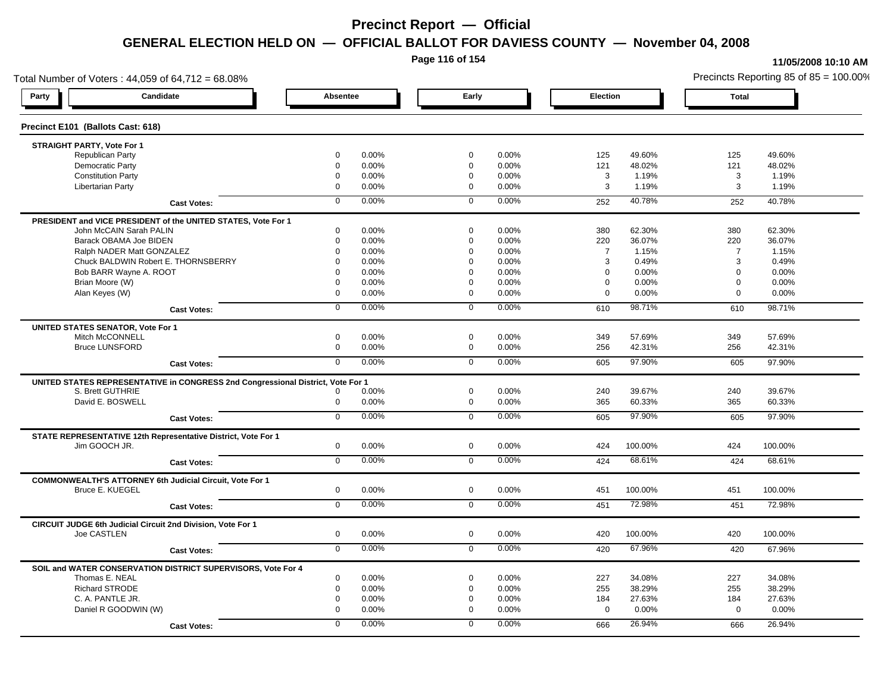# Precinct Report — Official

## GENERAL ELECTION HELD ON — OFFICIAL BALLOT FOR DAVIESS COUNTY — November 04, 2008

11/05/2008 10:10 AM

Total Number of Voters : 44,059 of 64,712 = 68.08%

Precincts Reporting 85 of 85 = 100.00%

### Precinct E101 (Ballots Cast: 618)

| Party | Candidate | Absentee | | Early | | Election | | Total | |
|---|---|---|---|---|---|---|---|---|---|
| **STRAIGHT PARTY, Vote For 1** | | | | | | | | | |
| | Republican Party | 0 | 0.00% | 0 | 0.00% | 125 | 49.60% | 125 | 49.60% |
| | Democratic Party | 0 | 0.00% | 0 | 0.00% | 121 | 48.02% | 121 | 48.02% |
| | Constitution Party | 0 | 0.00% | 0 | 0.00% | 3 | 1.19% | 3 | 1.19% |
| | Libertarian Party | 0 | 0.00% | 0 | 0.00% | 3 | 1.19% | 3 | 1.19% |
| | **Cast Votes:** | 0 | 0.00% | 0 | 0.00% | 252 | 40.78% | 252 | 40.78% |
| **PRESIDENT and VICE PRESIDENT of the UNITED STATES, Vote For 1** | | | | | | | | | |
| | John McCAIN Sarah PALIN | 0 | 0.00% | 0 | 0.00% | 380 | 62.30% | 380 | 62.30% |
| | Barack OBAMA Joe BIDEN | 0 | 0.00% | 0 | 0.00% | 220 | 36.07% | 220 | 36.07% |
| | Ralph NADER Matt GONZALEZ | 0 | 0.00% | 0 | 0.00% | 7 | 1.15% | 7 | 1.15% |
| | Chuck BALDWIN Robert E. THORNSBERRY | 0 | 0.00% | 0 | 0.00% | 3 | 0.49% | 3 | 0.49% |
| | Bob BARR Wayne A. ROOT | 0 | 0.00% | 0 | 0.00% | 0 | 0.00% | 0 | 0.00% |
| | Brian Moore (W) | 0 | 0.00% | 0 | 0.00% | 0 | 0.00% | 0 | 0.00% |
| | Alan Keyes (W) | 0 | 0.00% | 0 | 0.00% | 0 | 0.00% | 0 | 0.00% |
| | **Cast Votes:** | 0 | 0.00% | 0 | 0.00% | 610 | 98.71% | 610 | 98.71% |
| **UNITED STATES SENATOR, Vote For 1** | | | | | | | | | |
| | Mitch McCONNELL | 0 | 0.00% | 0 | 0.00% | 349 | 57.69% | 349 | 57.69% |
| | Bruce LUNSFORD | 0 | 0.00% | 0 | 0.00% | 256 | 42.31% | 256 | 42.31% |
| | **Cast Votes:** | 0 | 0.00% | 0 | 0.00% | 605 | 97.90% | 605 | 97.90% |
| **UNITED STATES REPRESENTATIVE in CONGRESS 2nd Congressional District, Vote For 1** | | | | | | | | | |
| | S. Brett GUTHRIE | 0 | 0.00% | 0 | 0.00% | 240 | 39.67% | 240 | 39.67% |
| | David E. BOSWELL | 0 | 0.00% | 0 | 0.00% | 365 | 60.33% | 365 | 60.33% |
| | **Cast Votes:** | 0 | 0.00% | 0 | 0.00% | 605 | 97.90% | 605 | 97.90% |
| **STATE REPRESENTATIVE 12th Representative District, Vote For 1** | | | | | | | | | |
| | Jim GOOCH JR. | 0 | 0.00% | 0 | 0.00% | 424 | 100.00% | 424 | 100.00% |
| | **Cast Votes:** | 0 | 0.00% | 0 | 0.00% | 424 | 68.61% | 424 | 68.61% |
| **COMMONWEALTH'S ATTORNEY 6th Judicial Circuit, Vote For 1** | | | | | | | | | |
| | Bruce E. KUEGEL | 0 | 0.00% | 0 | 0.00% | 451 | 100.00% | 451 | 100.00% |
| | **Cast Votes:** | 0 | 0.00% | 0 | 0.00% | 451 | 72.98% | 451 | 72.98% |
| **CIRCUIT JUDGE 6th Judicial Circuit 2nd Division, Vote For 1** | | | | | | | | | |
| | Joe CASTLEN | 0 | 0.00% | 0 | 0.00% | 420 | 100.00% | 420 | 100.00% |
| | **Cast Votes:** | 0 | 0.00% | 0 | 0.00% | 420 | 67.96% | 420 | 67.96% |
| **SOIL and WATER CONSERVATION DISTRICT SUPERVISORS, Vote For 4** | | | | | | | | | |
| | Thomas E. NEAL | 0 | 0.00% | 0 | 0.00% | 227 | 34.08% | 227 | 34.08% |
| | Richard STRODE | 0 | 0.00% | 0 | 0.00% | 255 | 38.29% | 255 | 38.29% |
| | C. A. PANTLE JR. | 0 | 0.00% | 0 | 0.00% | 184 | 27.63% | 184 | 27.63% |
| | Daniel R GOODWIN (W) | 0 | 0.00% | 0 | 0.00% | 0 | 0.00% | 0 | 0.00% |
| | **Cast Votes:** | 0 | 0.00% | 0 | 0.00% | 666 | 26.94% | 666 | 26.94% |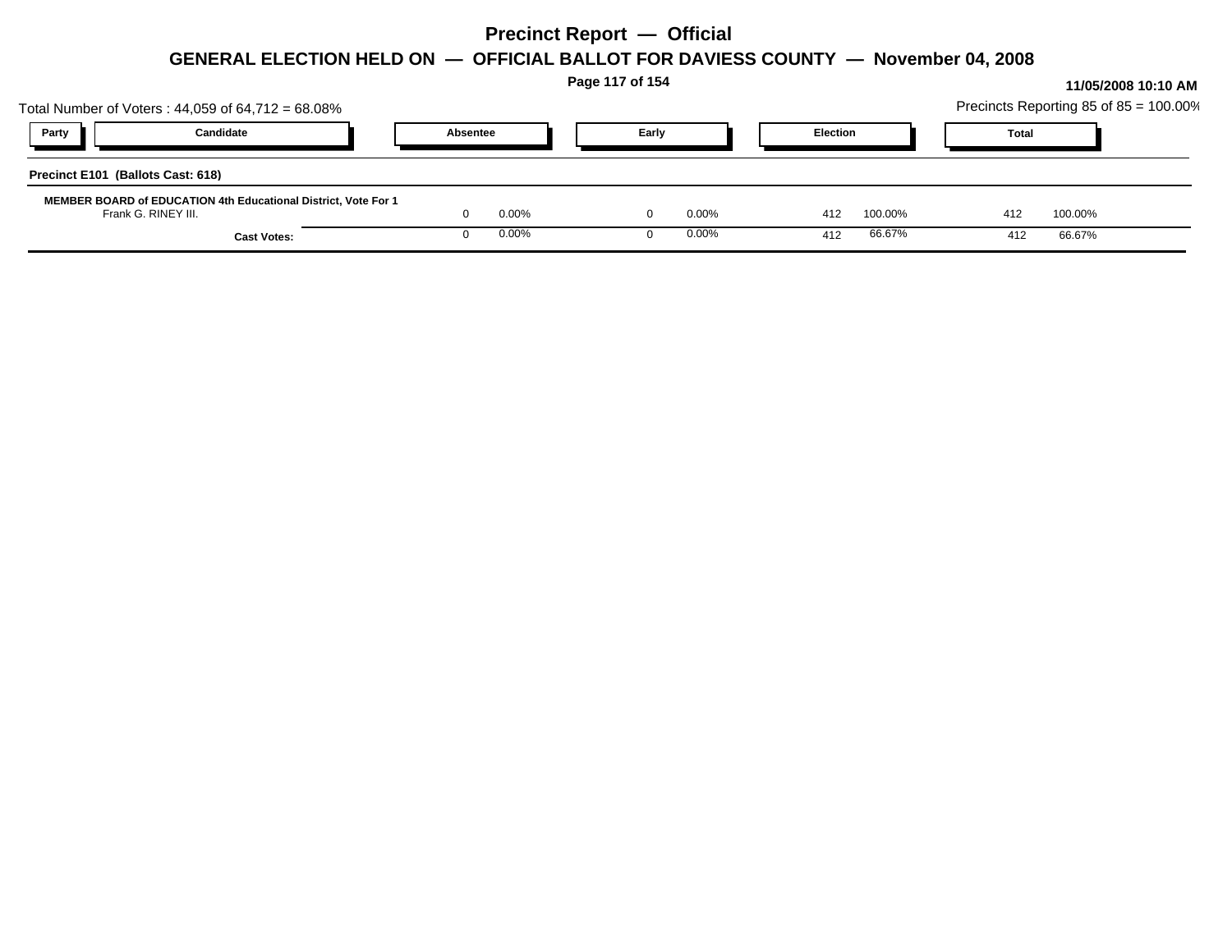# Precinct Report — Official

## GENERAL ELECTION HELD ON — OFFICIAL BALLOT FOR DAVIESS COUNTY — November 04, 2008

11/05/2008 10:10 AM

Total Number of Voters : 44,059 of 64,712 = 68.08%

Precincts Reporting 85 of 85 = 100.00%

| Party | Candidate | Absentee | | Early | | Election | | Total | |
|---|---|---|---|---|---|---|---|---|---|
| **Precinct E101 (Ballots Cast: 618)** | | | | | | | | | |
| **MEMBER BOARD of EDUCATION 4th Educational District, Vote For 1** | | | | | | | | | |
| | Frank G. RINEY III. | 0 | 0.00% | 0 | 0.00% | 412 | 100.00% | 412 | 100.00% |
| | **Cast Votes:** | 0 | 0.00% | 0 | 0.00% | 412 | 66.67% | 412 | 66.67% |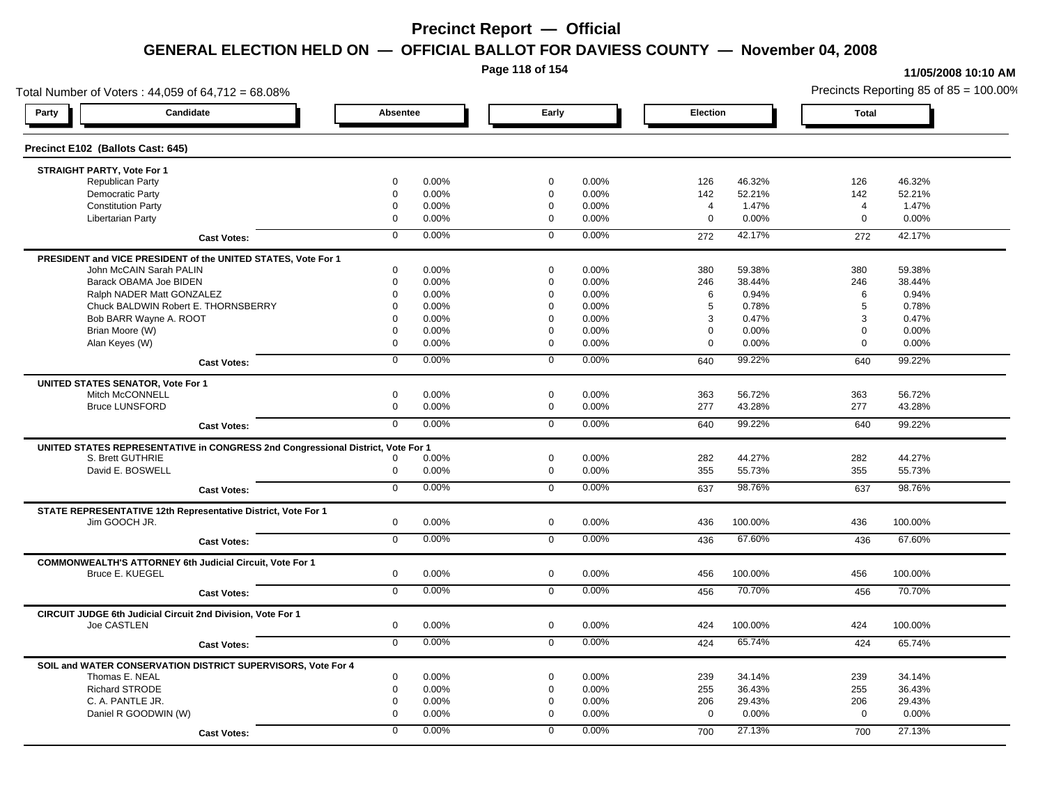# Precinct Report — Official

## GENERAL ELECTION HELD ON — OFFICIAL BALLOT FOR DAVIESS COUNTY — November 04, 2008

11/05/2008 10:10 AM

Total Number of Voters : 44,059 of 64,712 = 68.08%

Precincts Reporting 85 of 85 = 100.00%

### Precinct E102 (Ballots Cast: 645)

| Party / Candidate | Absentee | | Early | | Election | | Total | |
|---|---|---|---|---|---|---|---|---|
| **STRAIGHT PARTY, Vote For 1** | | | | | | | | |
| Republican Party | 0 | 0.00% | 0 | 0.00% | 126 | 46.32% | 126 | 46.32% |
| Democratic Party | 0 | 0.00% | 0 | 0.00% | 142 | 52.21% | 142 | 52.21% |
| Constitution Party | 0 | 0.00% | 0 | 0.00% | 4 | 1.47% | 4 | 1.47% |
| Libertarian Party | 0 | 0.00% | 0 | 0.00% | 0 | 0.00% | 0 | 0.00% |
| **Cast Votes:** | 0 | 0.00% | 0 | 0.00% | 272 | 42.17% | 272 | 42.17% |
| **PRESIDENT and VICE PRESIDENT of the UNITED STATES, Vote For 1** | | | | | | | | |
| John McCAIN Sarah PALIN | 0 | 0.00% | 0 | 0.00% | 380 | 59.38% | 380 | 59.38% |
| Barack OBAMA Joe BIDEN | 0 | 0.00% | 0 | 0.00% | 246 | 38.44% | 246 | 38.44% |
| Ralph NADER Matt GONZALEZ | 0 | 0.00% | 0 | 0.00% | 6 | 0.94% | 6 | 0.94% |
| Chuck BALDWIN Robert E. THORNSBERRY | 0 | 0.00% | 0 | 0.00% | 5 | 0.78% | 5 | 0.78% |
| Bob BARR Wayne A. ROOT | 0 | 0.00% | 0 | 0.00% | 3 | 0.47% | 3 | 0.47% |
| Brian Moore (W) | 0 | 0.00% | 0 | 0.00% | 0 | 0.00% | 0 | 0.00% |
| Alan Keyes (W) | 0 | 0.00% | 0 | 0.00% | 0 | 0.00% | 0 | 0.00% |
| **Cast Votes:** | 0 | 0.00% | 0 | 0.00% | 640 | 99.22% | 640 | 99.22% |
| **UNITED STATES SENATOR, Vote For 1** | | | | | | | | |
| Mitch McCONNELL | 0 | 0.00% | 0 | 0.00% | 363 | 56.72% | 363 | 56.72% |
| Bruce LUNSFORD | 0 | 0.00% | 0 | 0.00% | 277 | 43.28% | 277 | 43.28% |
| **Cast Votes:** | 0 | 0.00% | 0 | 0.00% | 640 | 99.22% | 640 | 99.22% |
| **UNITED STATES REPRESENTATIVE in CONGRESS 2nd Congressional District, Vote For 1** | | | | | | | | |
| S. Brett GUTHRIE | 0 | 0.00% | 0 | 0.00% | 282 | 44.27% | 282 | 44.27% |
| David E. BOSWELL | 0 | 0.00% | 0 | 0.00% | 355 | 55.73% | 355 | 55.73% |
| **Cast Votes:** | 0 | 0.00% | 0 | 0.00% | 637 | 98.76% | 637 | 98.76% |
| **STATE REPRESENTATIVE 12th Representative District, Vote For 1** | | | | | | | | |
| Jim GOOCH JR. | 0 | 0.00% | 0 | 0.00% | 436 | 100.00% | 436 | 100.00% |
| **Cast Votes:** | 0 | 0.00% | 0 | 0.00% | 436 | 67.60% | 436 | 67.60% |
| **COMMONWEALTH'S ATTORNEY 6th Judicial Circuit, Vote For 1** | | | | | | | | |
| Bruce E. KUEGEL | 0 | 0.00% | 0 | 0.00% | 456 | 100.00% | 456 | 100.00% |
| **Cast Votes:** | 0 | 0.00% | 0 | 0.00% | 456 | 70.70% | 456 | 70.70% |
| **CIRCUIT JUDGE 6th Judicial Circuit 2nd Division, Vote For 1** | | | | | | | | |
| Joe CASTLEN | 0 | 0.00% | 0 | 0.00% | 424 | 100.00% | 424 | 100.00% |
| **Cast Votes:** | 0 | 0.00% | 0 | 0.00% | 424 | 65.74% | 424 | 65.74% |
| **SOIL and WATER CONSERVATION DISTRICT SUPERVISORS, Vote For 4** | | | | | | | | |
| Thomas E. NEAL | 0 | 0.00% | 0 | 0.00% | 239 | 34.14% | 239 | 34.14% |
| Richard STRODE | 0 | 0.00% | 0 | 0.00% | 255 | 36.43% | 255 | 36.43% |
| C. A. PANTLE JR. | 0 | 0.00% | 0 | 0.00% | 206 | 29.43% | 206 | 29.43% |
| Daniel R GOODWIN (W) | 0 | 0.00% | 0 | 0.00% | 0 | 0.00% | 0 | 0.00% |
| **Cast Votes:** | 0 | 0.00% | 0 | 0.00% | 700 | 27.13% | 700 | 27.13% |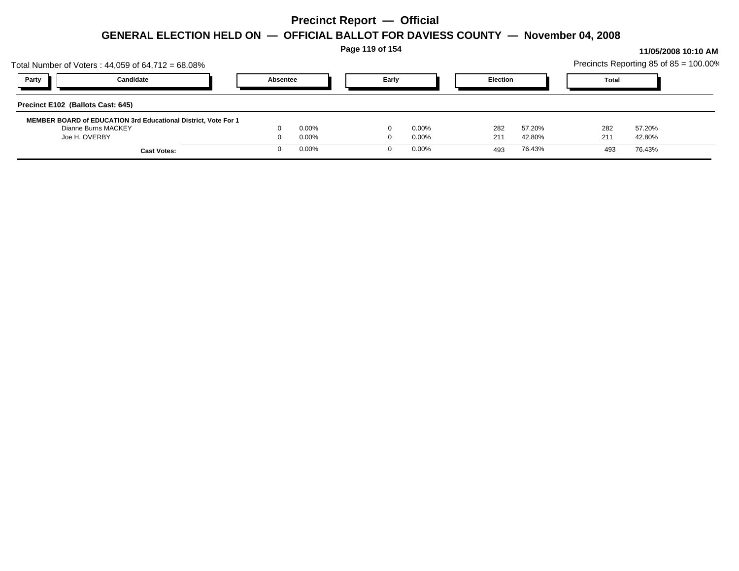# Precinct Report — Official

## GENERAL ELECTION HELD ON — OFFICIAL BALLOT FOR DAVIESS COUNTY — November 04, 2008

11/05/2008 10:10 AM

Total Number of Voters : 44,059 of 64,712 = 68.08%

Precincts Reporting 85 of 85 = 100.00%

### Precinct E102 (Ballots Cast: 645)

**MEMBER BOARD of EDUCATION 3rd Educational District, Vote For 1**

| Party | Candidate | Absentee | | Early | | Election | | Total | |
|---|---|---|---|---|---|---|---|---|---|
| | Dianne Burns MACKEY | 0 | 0.00% | 0 | 0.00% | 282 | 57.20% | 282 | 57.20% |
| | Joe H. OVERBY | 0 | 0.00% | 0 | 0.00% | 211 | 42.80% | 211 | 42.80% |
| | **Cast Votes:** | 0 | 0.00% | 0 | 0.00% | 493 | 76.43% | 493 | 76.43% |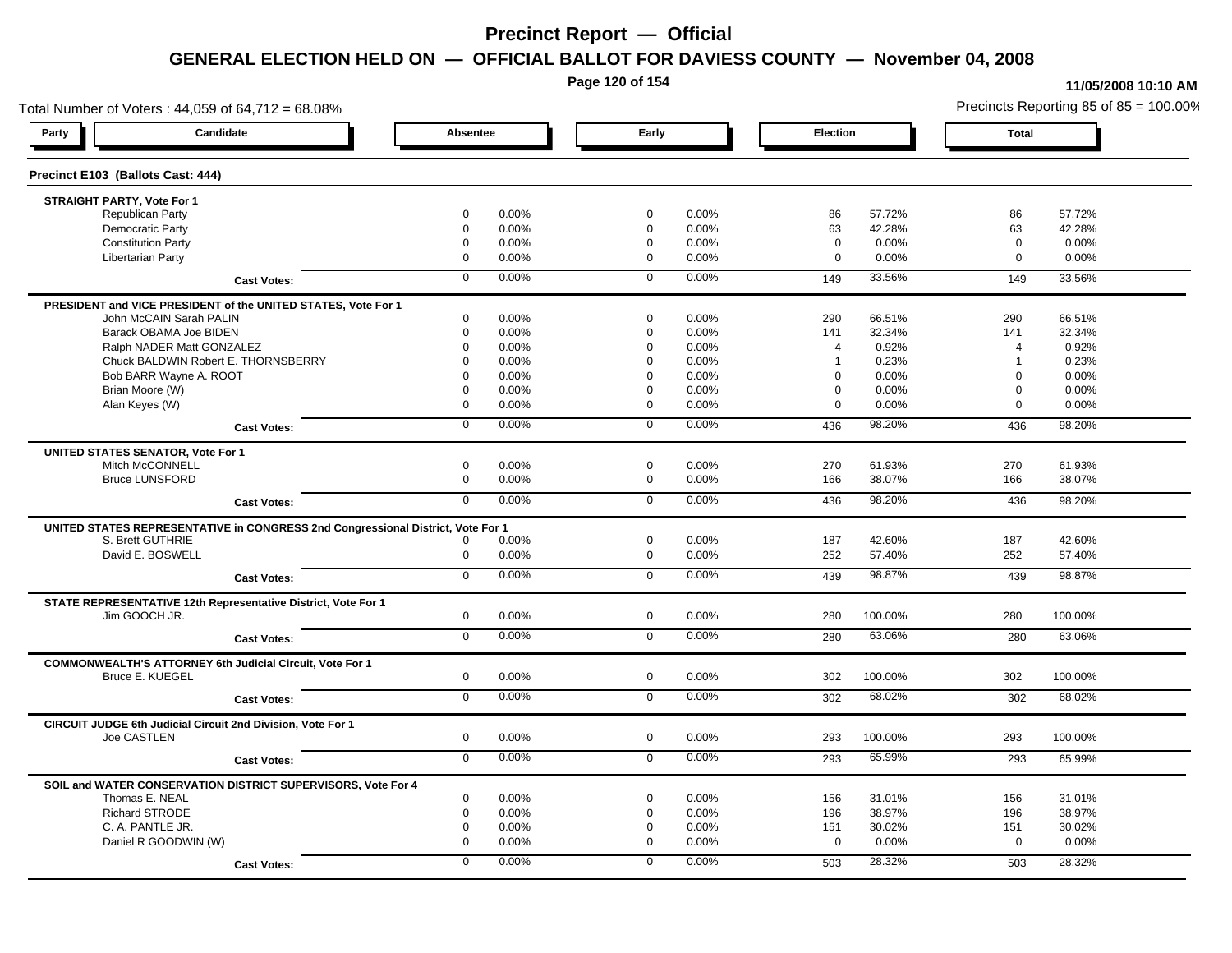# Precinct Report — Official

## GENERAL ELECTION HELD ON — OFFICIAL BALLOT FOR DAVIESS COUNTY — November 04, 2008

11/05/2008 10:10 AM

Total Number of Voters : 44,059 of 64,712 = 68.08%

Precincts Reporting 85 of 85 = 100.00%

### Precinct E103 (Ballots Cast: 444)

| Party | Candidate | Absentee | | Early | | Election | | Total | |
|---|---|---|---|---|---|---|---|---|---|
| **STRAIGHT PARTY, Vote For 1** | | | | | | | | | |
| | Republican Party | 0 | 0.00% | 0 | 0.00% | 86 | 57.72% | 86 | 57.72% |
| | Democratic Party | 0 | 0.00% | 0 | 0.00% | 63 | 42.28% | 63 | 42.28% |
| | Constitution Party | 0 | 0.00% | 0 | 0.00% | 0 | 0.00% | 0 | 0.00% |
| | Libertarian Party | 0 | 0.00% | 0 | 0.00% | 0 | 0.00% | 0 | 0.00% |
| | **Cast Votes:** | 0 | 0.00% | 0 | 0.00% | 149 | 33.56% | 149 | 33.56% |
| **PRESIDENT and VICE PRESIDENT of the UNITED STATES, Vote For 1** | | | | | | | | | |
| | John McCAIN Sarah PALIN | 0 | 0.00% | 0 | 0.00% | 290 | 66.51% | 290 | 66.51% |
| | Barack OBAMA Joe BIDEN | 0 | 0.00% | 0 | 0.00% | 141 | 32.34% | 141 | 32.34% |
| | Ralph NADER Matt GONZALEZ | 0 | 0.00% | 0 | 0.00% | 4 | 0.92% | 4 | 0.92% |
| | Chuck BALDWIN Robert E. THORNSBERRY | 0 | 0.00% | 0 | 0.00% | 1 | 0.23% | 1 | 0.23% |
| | Bob BARR Wayne A. ROOT | 0 | 0.00% | 0 | 0.00% | 0 | 0.00% | 0 | 0.00% |
| | Brian Moore (W) | 0 | 0.00% | 0 | 0.00% | 0 | 0.00% | 0 | 0.00% |
| | Alan Keyes (W) | 0 | 0.00% | 0 | 0.00% | 0 | 0.00% | 0 | 0.00% |
| | **Cast Votes:** | 0 | 0.00% | 0 | 0.00% | 436 | 98.20% | 436 | 98.20% |
| **UNITED STATES SENATOR, Vote For 1** | | | | | | | | | |
| | Mitch McCONNELL | 0 | 0.00% | 0 | 0.00% | 270 | 61.93% | 270 | 61.93% |
| | Bruce LUNSFORD | 0 | 0.00% | 0 | 0.00% | 166 | 38.07% | 166 | 38.07% |
| | **Cast Votes:** | 0 | 0.00% | 0 | 0.00% | 436 | 98.20% | 436 | 98.20% |
| **UNITED STATES REPRESENTATIVE in CONGRESS 2nd Congressional District, Vote For 1** | | | | | | | | | |
| | S. Brett GUTHRIE | 0 | 0.00% | 0 | 0.00% | 187 | 42.60% | 187 | 42.60% |
| | David E. BOSWELL | 0 | 0.00% | 0 | 0.00% | 252 | 57.40% | 252 | 57.40% |
| | **Cast Votes:** | 0 | 0.00% | 0 | 0.00% | 439 | 98.87% | 439 | 98.87% |
| **STATE REPRESENTATIVE 12th Representative District, Vote For 1** | | | | | | | | | |
| | Jim GOOCH JR. | 0 | 0.00% | 0 | 0.00% | 280 | 100.00% | 280 | 100.00% |
| | **Cast Votes:** | 0 | 0.00% | 0 | 0.00% | 280 | 63.06% | 280 | 63.06% |
| **COMMONWEALTH'S ATTORNEY 6th Judicial Circuit, Vote For 1** | | | | | | | | | |
| | Bruce E. KUEGEL | 0 | 0.00% | 0 | 0.00% | 302 | 100.00% | 302 | 100.00% |
| | **Cast Votes:** | 0 | 0.00% | 0 | 0.00% | 302 | 68.02% | 302 | 68.02% |
| **CIRCUIT JUDGE 6th Judicial Circuit 2nd Division, Vote For 1** | | | | | | | | | |
| | Joe CASTLEN | 0 | 0.00% | 0 | 0.00% | 293 | 100.00% | 293 | 100.00% |
| | **Cast Votes:** | 0 | 0.00% | 0 | 0.00% | 293 | 65.99% | 293 | 65.99% |
| **SOIL and WATER CONSERVATION DISTRICT SUPERVISORS, Vote For 4** | | | | | | | | | |
| | Thomas E. NEAL | 0 | 0.00% | 0 | 0.00% | 156 | 31.01% | 156 | 31.01% |
| | Richard STRODE | 0 | 0.00% | 0 | 0.00% | 196 | 38.97% | 196 | 38.97% |
| | C. A. PANTLE JR. | 0 | 0.00% | 0 | 0.00% | 151 | 30.02% | 151 | 30.02% |
| | Daniel R GOODWIN (W) | 0 | 0.00% | 0 | 0.00% | 0 | 0.00% | 0 | 0.00% |
| | **Cast Votes:** | 0 | 0.00% | 0 | 0.00% | 503 | 28.32% | 503 | 28.32% |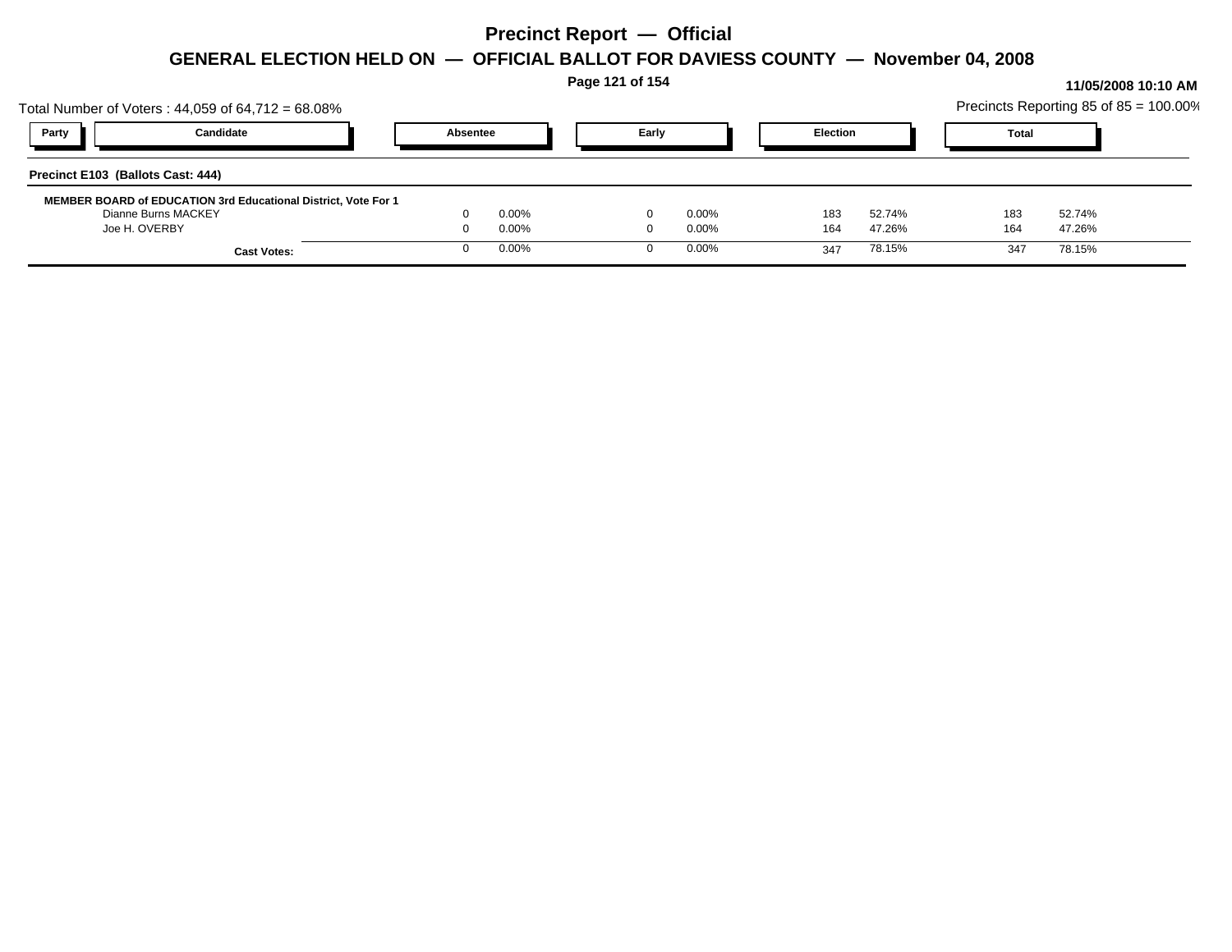# Precinct Report — Official

## GENERAL ELECTION HELD ON — OFFICIAL BALLOT FOR DAVIESS COUNTY — November 04, 2008

**11/05/2008 10:10 AM**

Total Number of Voters : 44,059 of 64,712 = 68.08%

Precincts Reporting 85 of 85 = 100.00%

| Party | Candidate | Absentee | | Early | | Election | | Total | |
|---|---|---|---|---|---|---|---|---|---|
| **Precinct E103 (Ballots Cast: 444)** | | | | | | | | | |
| **MEMBER BOARD of EDUCATION 3rd Educational District, Vote For 1** | | | | | | | | | |
| | Dianne Burns MACKEY | 0 | 0.00% | 0 | 0.00% | 183 | 52.74% | 183 | 52.74% |
| | Joe H. OVERBY | 0 | 0.00% | 0 | 0.00% | 164 | 47.26% | 164 | 47.26% |
| | **Cast Votes:** | 0 | 0.00% | 0 | 0.00% | 347 | 78.15% | 347 | 78.15% |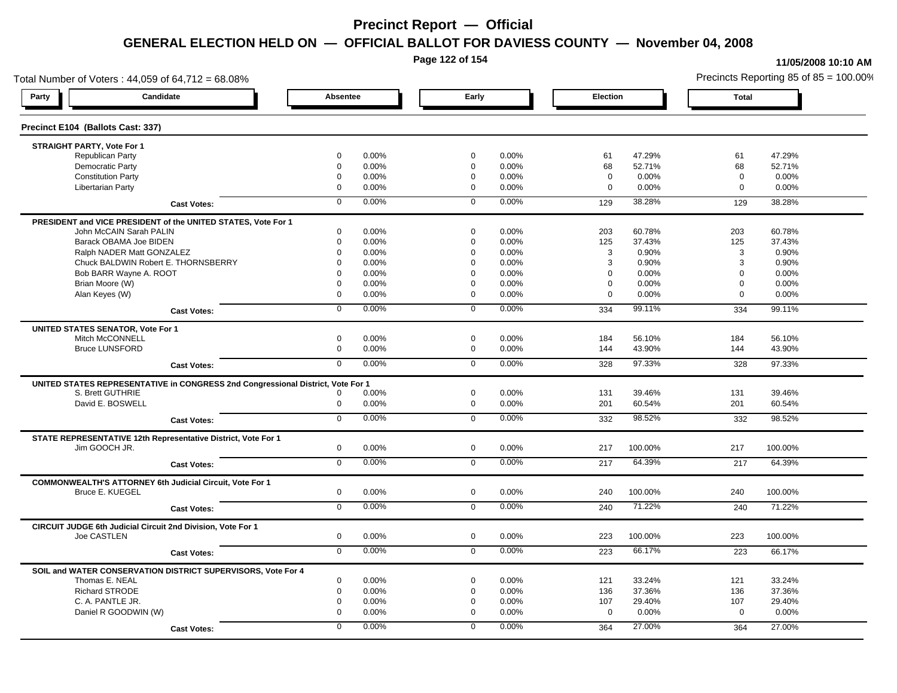# Precinct Report — Official

## GENERAL ELECTION HELD ON — OFFICIAL BALLOT FOR DAVIESS COUNTY — November 04, 2008

11/05/2008 10:10 AM

Total Number of Voters : 44,059 of 64,712 = 68.08%

Precincts Reporting 85 of 85 = 100.00%

### Precinct E104 (Ballots Cast: 337)

| Party / Candidate | Absentee | | Early | | Election | | Total | |
|---|---|---|---|---|---|---|---|---|
| **STRAIGHT PARTY, Vote For 1** | | | | | | | | |
| Republican Party | 0 | 0.00% | 0 | 0.00% | 61 | 47.29% | 61 | 47.29% |
| Democratic Party | 0 | 0.00% | 0 | 0.00% | 68 | 52.71% | 68 | 52.71% |
| Constitution Party | 0 | 0.00% | 0 | 0.00% | 0 | 0.00% | 0 | 0.00% |
| Libertarian Party | 0 | 0.00% | 0 | 0.00% | 0 | 0.00% | 0 | 0.00% |
| **Cast Votes:** | 0 | 0.00% | 0 | 0.00% | 129 | 38.28% | 129 | 38.28% |
| **PRESIDENT and VICE PRESIDENT of the UNITED STATES, Vote For 1** | | | | | | | | |
| John McCAIN Sarah PALIN | 0 | 0.00% | 0 | 0.00% | 203 | 60.78% | 203 | 60.78% |
| Barack OBAMA Joe BIDEN | 0 | 0.00% | 0 | 0.00% | 125 | 37.43% | 125 | 37.43% |
| Ralph NADER Matt GONZALEZ | 0 | 0.00% | 0 | 0.00% | 3 | 0.90% | 3 | 0.90% |
| Chuck BALDWIN Robert E. THORNSBERRY | 0 | 0.00% | 0 | 0.00% | 3 | 0.90% | 3 | 0.90% |
| Bob BARR Wayne A. ROOT | 0 | 0.00% | 0 | 0.00% | 0 | 0.00% | 0 | 0.00% |
| Brian Moore (W) | 0 | 0.00% | 0 | 0.00% | 0 | 0.00% | 0 | 0.00% |
| Alan Keyes (W) | 0 | 0.00% | 0 | 0.00% | 0 | 0.00% | 0 | 0.00% |
| **Cast Votes:** | 0 | 0.00% | 0 | 0.00% | 334 | 99.11% | 334 | 99.11% |
| **UNITED STATES SENATOR, Vote For 1** | | | | | | | | |
| Mitch McCONNELL | 0 | 0.00% | 0 | 0.00% | 184 | 56.10% | 184 | 56.10% |
| Bruce LUNSFORD | 0 | 0.00% | 0 | 0.00% | 144 | 43.90% | 144 | 43.90% |
| **Cast Votes:** | 0 | 0.00% | 0 | 0.00% | 328 | 97.33% | 328 | 97.33% |
| **UNITED STATES REPRESENTATIVE in CONGRESS 2nd Congressional District, Vote For 1** | | | | | | | | |
| S. Brett GUTHRIE | 0 | 0.00% | 0 | 0.00% | 131 | 39.46% | 131 | 39.46% |
| David E. BOSWELL | 0 | 0.00% | 0 | 0.00% | 201 | 60.54% | 201 | 60.54% |
| **Cast Votes:** | 0 | 0.00% | 0 | 0.00% | 332 | 98.52% | 332 | 98.52% |
| **STATE REPRESENTATIVE 12th Representative District, Vote For 1** | | | | | | | | |
| Jim GOOCH JR. | 0 | 0.00% | 0 | 0.00% | 217 | 100.00% | 217 | 100.00% |
| **Cast Votes:** | 0 | 0.00% | 0 | 0.00% | 217 | 64.39% | 217 | 64.39% |
| **COMMONWEALTH'S ATTORNEY 6th Judicial Circuit, Vote For 1** | | | | | | | | |
| Bruce E. KUEGEL | 0 | 0.00% | 0 | 0.00% | 240 | 100.00% | 240 | 100.00% |
| **Cast Votes:** | 0 | 0.00% | 0 | 0.00% | 240 | 71.22% | 240 | 71.22% |
| **CIRCUIT JUDGE 6th Judicial Circuit 2nd Division, Vote For 1** | | | | | | | | |
| Joe CASTLEN | 0 | 0.00% | 0 | 0.00% | 223 | 100.00% | 223 | 100.00% |
| **Cast Votes:** | 0 | 0.00% | 0 | 0.00% | 223 | 66.17% | 223 | 66.17% |
| **SOIL and WATER CONSERVATION DISTRICT SUPERVISORS, Vote For 4** | | | | | | | | |
| Thomas E. NEAL | 0 | 0.00% | 0 | 0.00% | 121 | 33.24% | 121 | 33.24% |
| Richard STRODE | 0 | 0.00% | 0 | 0.00% | 136 | 37.36% | 136 | 37.36% |
| C. A. PANTLE JR. | 0 | 0.00% | 0 | 0.00% | 107 | 29.40% | 107 | 29.40% |
| Daniel R GOODWIN (W) | 0 | 0.00% | 0 | 0.00% | 0 | 0.00% | 0 | 0.00% |
| **Cast Votes:** | 0 | 0.00% | 0 | 0.00% | 364 | 27.00% | 364 | 27.00% |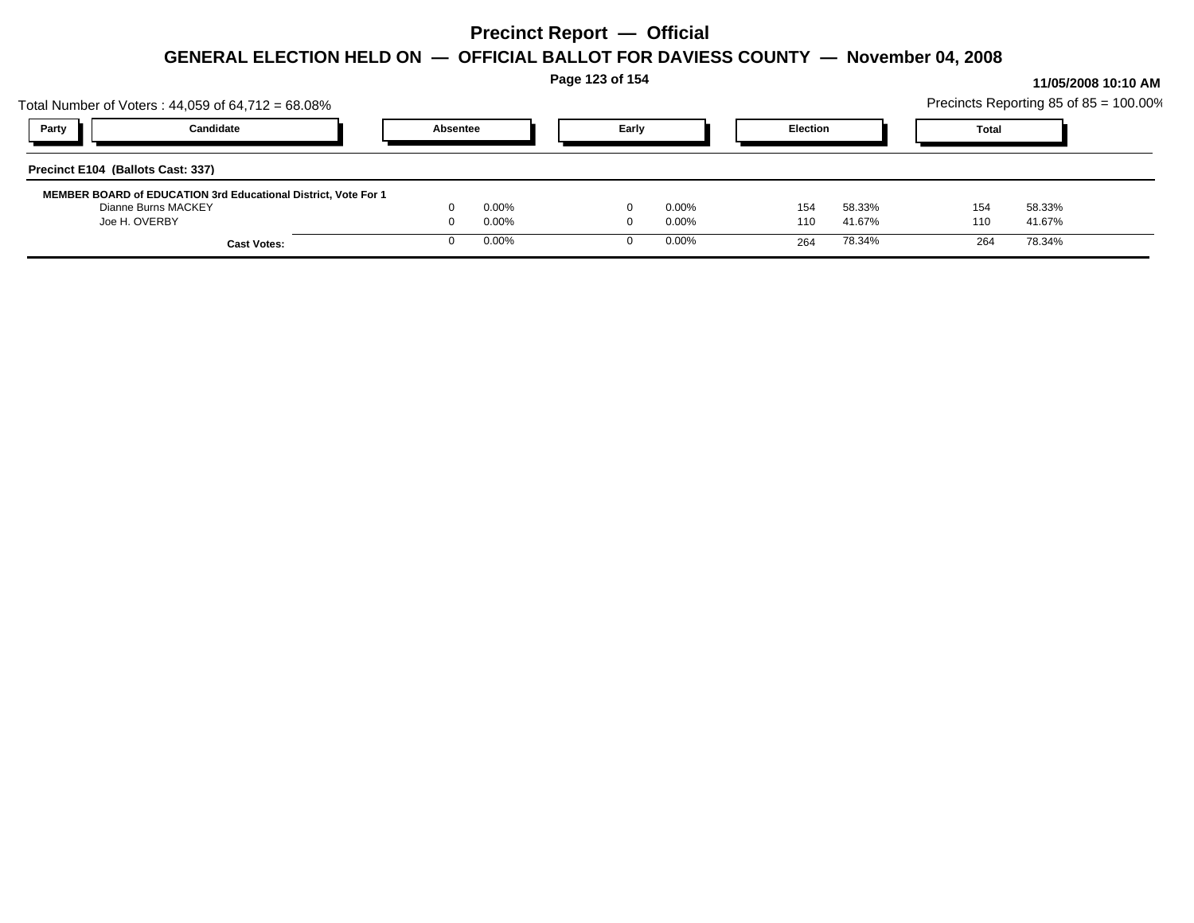# Precinct Report — Official

## GENERAL ELECTION HELD ON — OFFICIAL BALLOT FOR DAVIESS COUNTY — November 04, 2008

11/05/2008 10:10 AM

Total Number of Voters : 44,059 of 64,712 = 68.08%

Precincts Reporting 85 of 85 = 100.00%

| Party | Candidate | Absentee | | Early | | Election | | Total | |
|---|---|---|---|---|---|---|---|---|---|
| **Precinct E104 (Ballots Cast: 337)** | | | | | | | | | |
| **MEMBER BOARD of EDUCATION 3rd Educational District, Vote For 1** | | | | | | | | | |
| | Dianne Burns MACKEY | 0 | 0.00% | 0 | 0.00% | 154 | 58.33% | 154 | 58.33% |
| | Joe H. OVERBY | 0 | 0.00% | 0 | 0.00% | 110 | 41.67% | 110 | 41.67% |
| | **Cast Votes:** | 0 | 0.00% | 0 | 0.00% | 264 | 78.34% | 264 | 78.34% |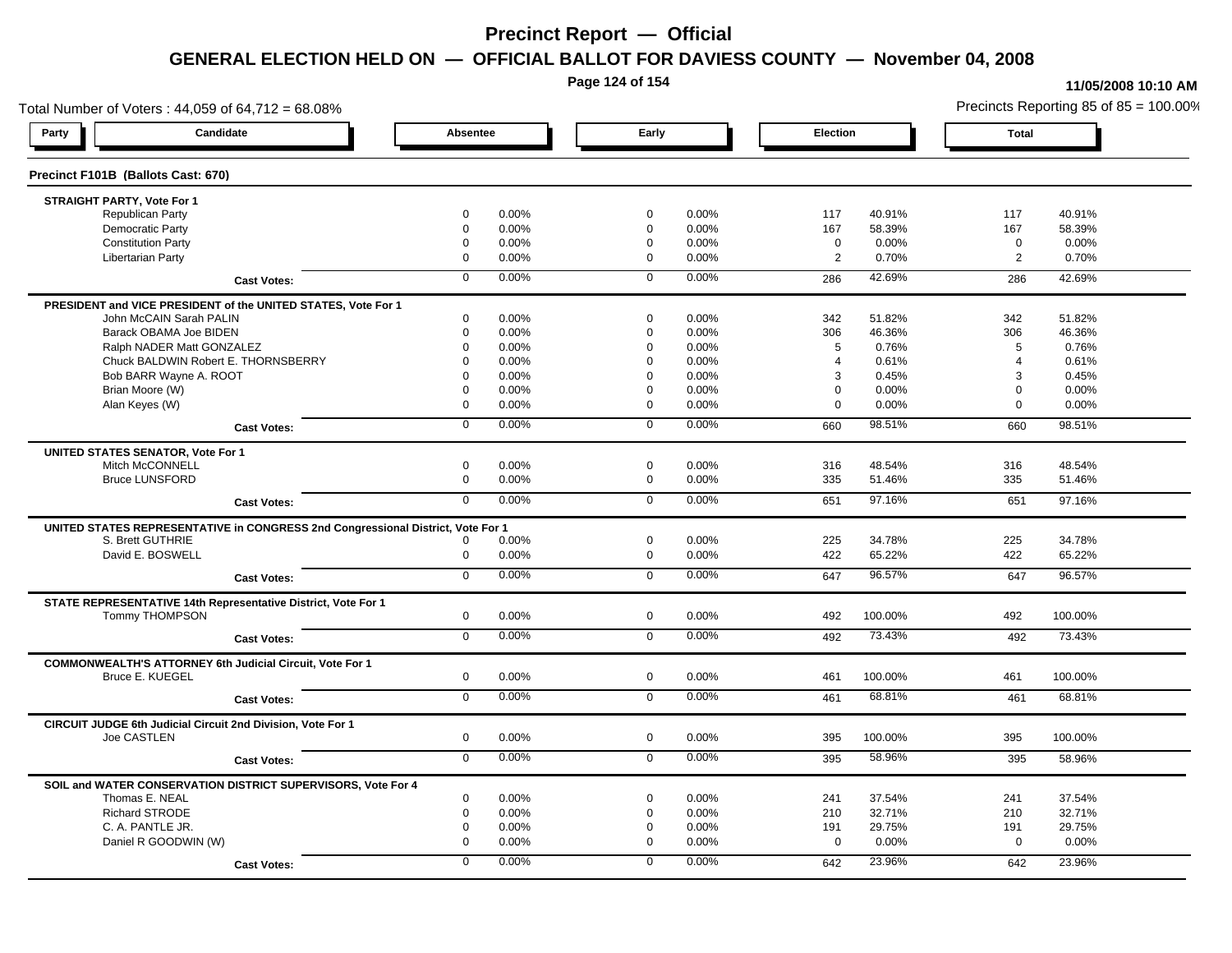# Precinct Report — Official

## GENERAL ELECTION HELD ON — OFFICIAL BALLOT FOR DAVIESS COUNTY — November 04, 2008

11/05/2008 10:10 AM

Total Number of Voters : 44,059 of 64,712 = 68.08%

Precincts Reporting 85 of 85 = 100.00%

### Precinct F101B (Ballots Cast: 670)

| Party | Candidate | Absentee | | Early | | Election | | Total | |
|---|---|---|---|---|---|---|---|---|---|
| **STRAIGHT PARTY, Vote For 1** | | | | | | | | | |
| | Republican Party | 0 | 0.00% | 0 | 0.00% | 117 | 40.91% | 117 | 40.91% |
| | Democratic Party | 0 | 0.00% | 0 | 0.00% | 167 | 58.39% | 167 | 58.39% |
| | Constitution Party | 0 | 0.00% | 0 | 0.00% | 0 | 0.00% | 0 | 0.00% |
| | Libertarian Party | 0 | 0.00% | 0 | 0.00% | 2 | 0.70% | 2 | 0.70% |
| | **Cast Votes:** | 0 | 0.00% | 0 | 0.00% | 286 | 42.69% | 286 | 42.69% |
| **PRESIDENT and VICE PRESIDENT of the UNITED STATES, Vote For 1** | | | | | | | | | |
| | John McCAIN Sarah PALIN | 0 | 0.00% | 0 | 0.00% | 342 | 51.82% | 342 | 51.82% |
| | Barack OBAMA Joe BIDEN | 0 | 0.00% | 0 | 0.00% | 306 | 46.36% | 306 | 46.36% |
| | Ralph NADER Matt GONZALEZ | 0 | 0.00% | 0 | 0.00% | 5 | 0.76% | 5 | 0.76% |
| | Chuck BALDWIN Robert E. THORNSBERRY | 0 | 0.00% | 0 | 0.00% | 4 | 0.61% | 4 | 0.61% |
| | Bob BARR Wayne A. ROOT | 0 | 0.00% | 0 | 0.00% | 3 | 0.45% | 3 | 0.45% |
| | Brian Moore (W) | 0 | 0.00% | 0 | 0.00% | 0 | 0.00% | 0 | 0.00% |
| | Alan Keyes (W) | 0 | 0.00% | 0 | 0.00% | 0 | 0.00% | 0 | 0.00% |
| | **Cast Votes:** | 0 | 0.00% | 0 | 0.00% | 660 | 98.51% | 660 | 98.51% |
| **UNITED STATES SENATOR, Vote For 1** | | | | | | | | | |
| | Mitch McCONNELL | 0 | 0.00% | 0 | 0.00% | 316 | 48.54% | 316 | 48.54% |
| | Bruce LUNSFORD | 0 | 0.00% | 0 | 0.00% | 335 | 51.46% | 335 | 51.46% |
| | **Cast Votes:** | 0 | 0.00% | 0 | 0.00% | 651 | 97.16% | 651 | 97.16% |
| **UNITED STATES REPRESENTATIVE in CONGRESS 2nd Congressional District, Vote For 1** | | | | | | | | | |
| | S. Brett GUTHRIE | 0 | 0.00% | 0 | 0.00% | 225 | 34.78% | 225 | 34.78% |
| | David E. BOSWELL | 0 | 0.00% | 0 | 0.00% | 422 | 65.22% | 422 | 65.22% |
| | **Cast Votes:** | 0 | 0.00% | 0 | 0.00% | 647 | 96.57% | 647 | 96.57% |
| **STATE REPRESENTATIVE 14th Representative District, Vote For 1** | | | | | | | | | |
| | Tommy THOMPSON | 0 | 0.00% | 0 | 0.00% | 492 | 100.00% | 492 | 100.00% |
| | **Cast Votes:** | 0 | 0.00% | 0 | 0.00% | 492 | 73.43% | 492 | 73.43% |
| **COMMONWEALTH'S ATTORNEY 6th Judicial Circuit, Vote For 1** | | | | | | | | | |
| | Bruce E. KUEGEL | 0 | 0.00% | 0 | 0.00% | 461 | 100.00% | 461 | 100.00% |
| | **Cast Votes:** | 0 | 0.00% | 0 | 0.00% | 461 | 68.81% | 461 | 68.81% |
| **CIRCUIT JUDGE 6th Judicial Circuit 2nd Division, Vote For 1** | | | | | | | | | |
| | Joe CASTLEN | 0 | 0.00% | 0 | 0.00% | 395 | 100.00% | 395 | 100.00% |
| | **Cast Votes:** | 0 | 0.00% | 0 | 0.00% | 395 | 58.96% | 395 | 58.96% |
| **SOIL and WATER CONSERVATION DISTRICT SUPERVISORS, Vote For 4** | | | | | | | | | |
| | Thomas E. NEAL | 0 | 0.00% | 0 | 0.00% | 241 | 37.54% | 241 | 37.54% |
| | Richard STRODE | 0 | 0.00% | 0 | 0.00% | 210 | 32.71% | 210 | 32.71% |
| | C. A. PANTLE JR. | 0 | 0.00% | 0 | 0.00% | 191 | 29.75% | 191 | 29.75% |
| | Daniel R GOODWIN (W) | 0 | 0.00% | 0 | 0.00% | 0 | 0.00% | 0 | 0.00% |
| | **Cast Votes:** | 0 | 0.00% | 0 | 0.00% | 642 | 23.96% | 642 | 23.96% |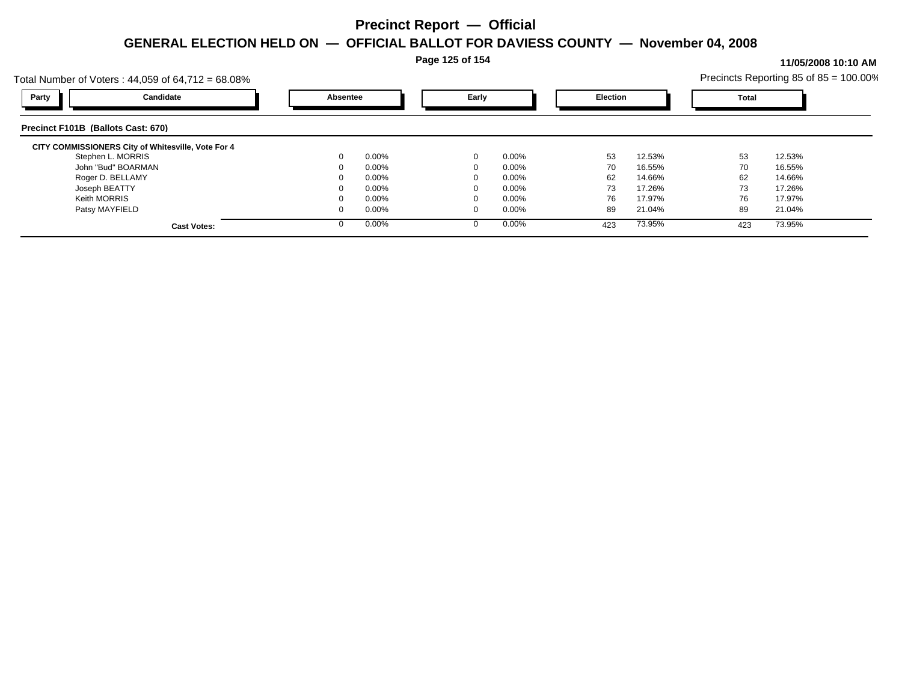# Precinct Report — Official

## GENERAL ELECTION HELD ON — OFFICIAL BALLOT FOR DAVIESS COUNTY — November 04, 2008

11/05/2008 10:10 AM

Total Number of Voters : 44,059 of 64,712 = 68.08%

Precincts Reporting 85 of 85 = 100.00%

### Precinct F101B (Ballots Cast: 670)

**CITY COMMISSIONERS City of Whitesville, Vote For 4**

| Party | Candidate | Absentee | | Early | | Election | | Total | |
|---|---|---|---|---|---|---|---|---|---|
| | Stephen L. MORRIS | 0 | 0.00% | 0 | 0.00% | 53 | 12.53% | 53 | 12.53% |
| | John "Bud" BOARMAN | 0 | 0.00% | 0 | 0.00% | 70 | 16.55% | 70 | 16.55% |
| | Roger D. BELLAMY | 0 | 0.00% | 0 | 0.00% | 62 | 14.66% | 62 | 14.66% |
| | Joseph BEATTY | 0 | 0.00% | 0 | 0.00% | 73 | 17.26% | 73 | 17.26% |
| | Keith MORRIS | 0 | 0.00% | 0 | 0.00% | 76 | 17.97% | 76 | 17.97% |
| | Patsy MAYFIELD | 0 | 0.00% | 0 | 0.00% | 89 | 21.04% | 89 | 21.04% |
| | **Cast Votes:** | 0 | 0.00% | 0 | 0.00% | 423 | 73.95% | 423 | 73.95% |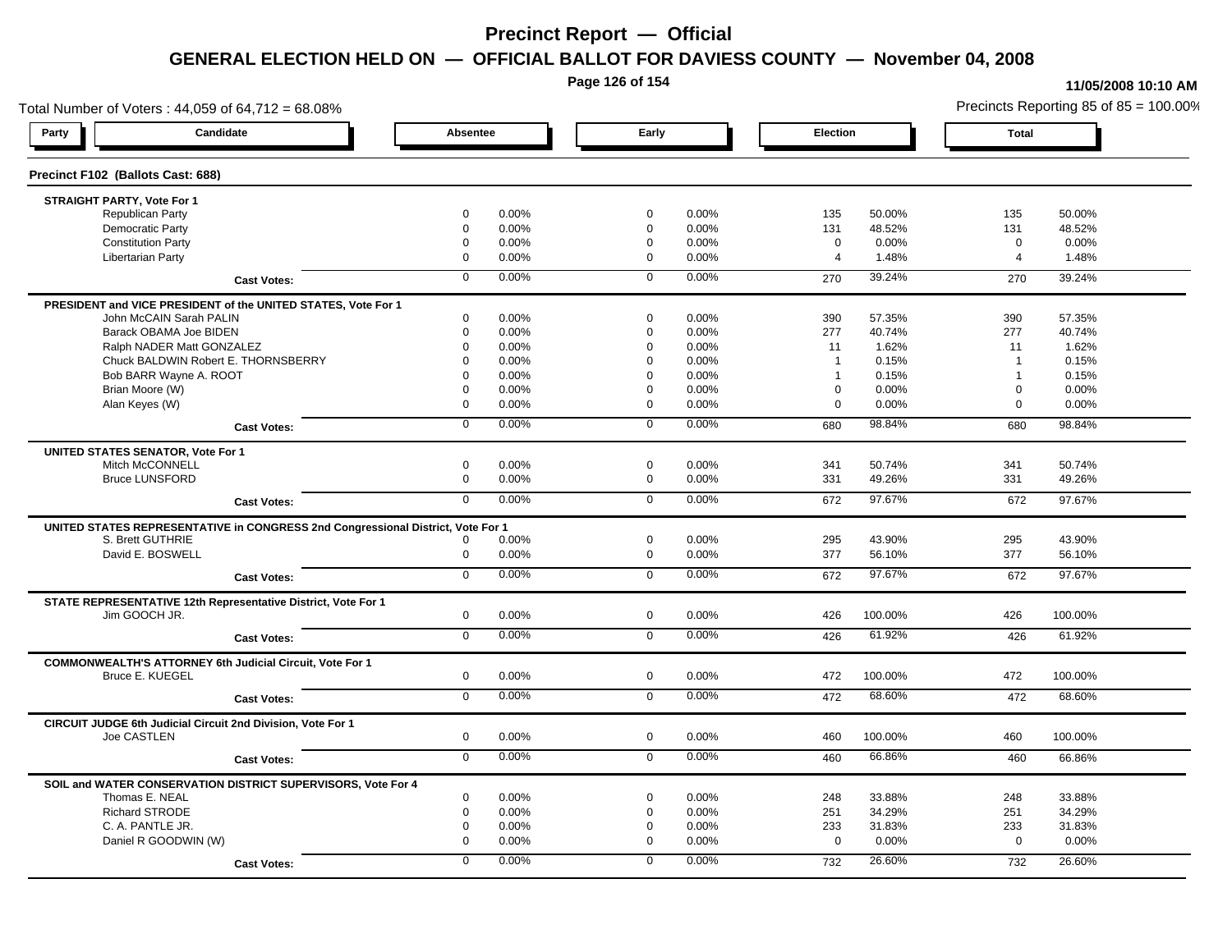# Precinct Report — Official

## GENERAL ELECTION HELD ON — OFFICIAL BALLOT FOR DAVIESS COUNTY — November 04, 2008

11/05/2008 10:10 AM

Total Number of Voters : 44,059 of 64,712 = 68.08%

Precincts Reporting 85 of 85 = 100.00%

### Precinct F102 (Ballots Cast: 688)

| Party | Candidate | Absentee | | Early | | Election | | Total | |
|---|---|---|---|---|---|---|---|---|---|
| **STRAIGHT PARTY, Vote For 1** | | | | | | | | | |
| | Republican Party | 0 | 0.00% | 0 | 0.00% | 135 | 50.00% | 135 | 50.00% |
| | Democratic Party | 0 | 0.00% | 0 | 0.00% | 131 | 48.52% | 131 | 48.52% |
| | Constitution Party | 0 | 0.00% | 0 | 0.00% | 0 | 0.00% | 0 | 0.00% |
| | Libertarian Party | 0 | 0.00% | 0 | 0.00% | 4 | 1.48% | 4 | 1.48% |
| | **Cast Votes:** | 0 | 0.00% | 0 | 0.00% | 270 | 39.24% | 270 | 39.24% |
| **PRESIDENT and VICE PRESIDENT of the UNITED STATES, Vote For 1** | | | | | | | | | |
| | John McCAIN Sarah PALIN | 0 | 0.00% | 0 | 0.00% | 390 | 57.35% | 390 | 57.35% |
| | Barack OBAMA Joe BIDEN | 0 | 0.00% | 0 | 0.00% | 277 | 40.74% | 277 | 40.74% |
| | Ralph NADER Matt GONZALEZ | 0 | 0.00% | 0 | 0.00% | 11 | 1.62% | 11 | 1.62% |
| | Chuck BALDWIN Robert E. THORNSBERRY | 0 | 0.00% | 0 | 0.00% | 1 | 0.15% | 1 | 0.15% |
| | Bob BARR Wayne A. ROOT | 0 | 0.00% | 0 | 0.00% | 1 | 0.15% | 1 | 0.15% |
| | Brian Moore (W) | 0 | 0.00% | 0 | 0.00% | 0 | 0.00% | 0 | 0.00% |
| | Alan Keyes (W) | 0 | 0.00% | 0 | 0.00% | 0 | 0.00% | 0 | 0.00% |
| | **Cast Votes:** | 0 | 0.00% | 0 | 0.00% | 680 | 98.84% | 680 | 98.84% |
| **UNITED STATES SENATOR, Vote For 1** | | | | | | | | | |
| | Mitch McCONNELL | 0 | 0.00% | 0 | 0.00% | 341 | 50.74% | 341 | 50.74% |
| | Bruce LUNSFORD | 0 | 0.00% | 0 | 0.00% | 331 | 49.26% | 331 | 49.26% |
| | **Cast Votes:** | 0 | 0.00% | 0 | 0.00% | 672 | 97.67% | 672 | 97.67% |
| **UNITED STATES REPRESENTATIVE in CONGRESS 2nd Congressional District, Vote For 1** | | | | | | | | | |
| | S. Brett GUTHRIE | 0 | 0.00% | 0 | 0.00% | 295 | 43.90% | 295 | 43.90% |
| | David E. BOSWELL | 0 | 0.00% | 0 | 0.00% | 377 | 56.10% | 377 | 56.10% |
| | **Cast Votes:** | 0 | 0.00% | 0 | 0.00% | 672 | 97.67% | 672 | 97.67% |
| **STATE REPRESENTATIVE 12th Representative District, Vote For 1** | | | | | | | | | |
| | Jim GOOCH JR. | 0 | 0.00% | 0 | 0.00% | 426 | 100.00% | 426 | 100.00% |
| | **Cast Votes:** | 0 | 0.00% | 0 | 0.00% | 426 | 61.92% | 426 | 61.92% |
| **COMMONWEALTH'S ATTORNEY 6th Judicial Circuit, Vote For 1** | | | | | | | | | |
| | Bruce E. KUEGEL | 0 | 0.00% | 0 | 0.00% | 472 | 100.00% | 472 | 100.00% |
| | **Cast Votes:** | 0 | 0.00% | 0 | 0.00% | 472 | 68.60% | 472 | 68.60% |
| **CIRCUIT JUDGE 6th Judicial Circuit 2nd Division, Vote For 1** | | | | | | | | | |
| | Joe CASTLEN | 0 | 0.00% | 0 | 0.00% | 460 | 100.00% | 460 | 100.00% |
| | **Cast Votes:** | 0 | 0.00% | 0 | 0.00% | 460 | 66.86% | 460 | 66.86% |
| **SOIL and WATER CONSERVATION DISTRICT SUPERVISORS, Vote For 4** | | | | | | | | | |
| | Thomas E. NEAL | 0 | 0.00% | 0 | 0.00% | 248 | 33.88% | 248 | 33.88% |
| | Richard STRODE | 0 | 0.00% | 0 | 0.00% | 251 | 34.29% | 251 | 34.29% |
| | C. A. PANTLE JR. | 0 | 0.00% | 0 | 0.00% | 233 | 31.83% | 233 | 31.83% |
| | Daniel R GOODWIN (W) | 0 | 0.00% | 0 | 0.00% | 0 | 0.00% | 0 | 0.00% |
| | **Cast Votes:** | 0 | 0.00% | 0 | 0.00% | 732 | 26.60% | 732 | 26.60% |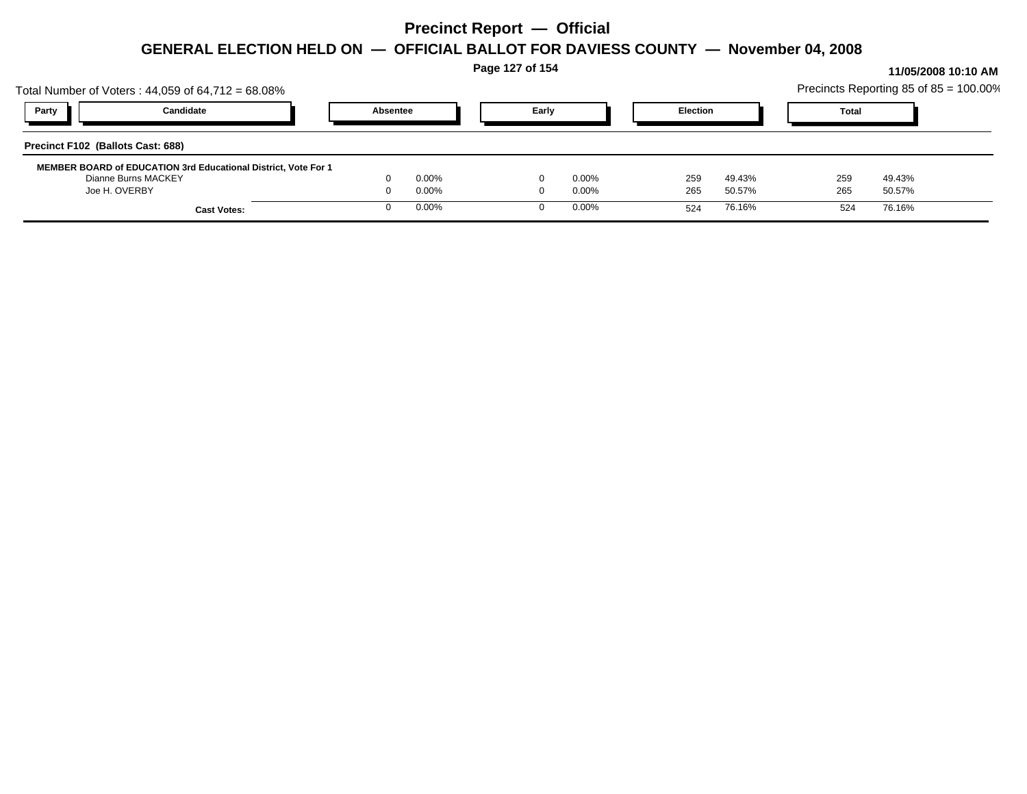# Precinct Report — Official

## GENERAL ELECTION HELD ON — OFFICIAL BALLOT FOR DAVIESS COUNTY — November 04, 2008

**11/05/2008 10:10 AM**

Total Number of Voters : 44,059 of 64,712 = 68.08%

Precincts Reporting 85 of 85 = 100.00%

| Party | Candidate | Absentee | | Early | | Election | | Total | |
|---|---|---|---|---|---|---|---|---|---|
| **Precinct F102 (Ballots Cast: 688)** | | | | | | | | | |
| **MEMBER BOARD of EDUCATION 3rd Educational District, Vote For 1** | | | | | | | | | |
| | Dianne Burns MACKEY | 0 | 0.00% | 0 | 0.00% | 259 | 49.43% | 259 | 49.43% |
| | Joe H. OVERBY | 0 | 0.00% | 0 | 0.00% | 265 | 50.57% | 265 | 50.57% |
| | **Cast Votes:** | 0 | 0.00% | 0 | 0.00% | 524 | 76.16% | 524 | 76.16% |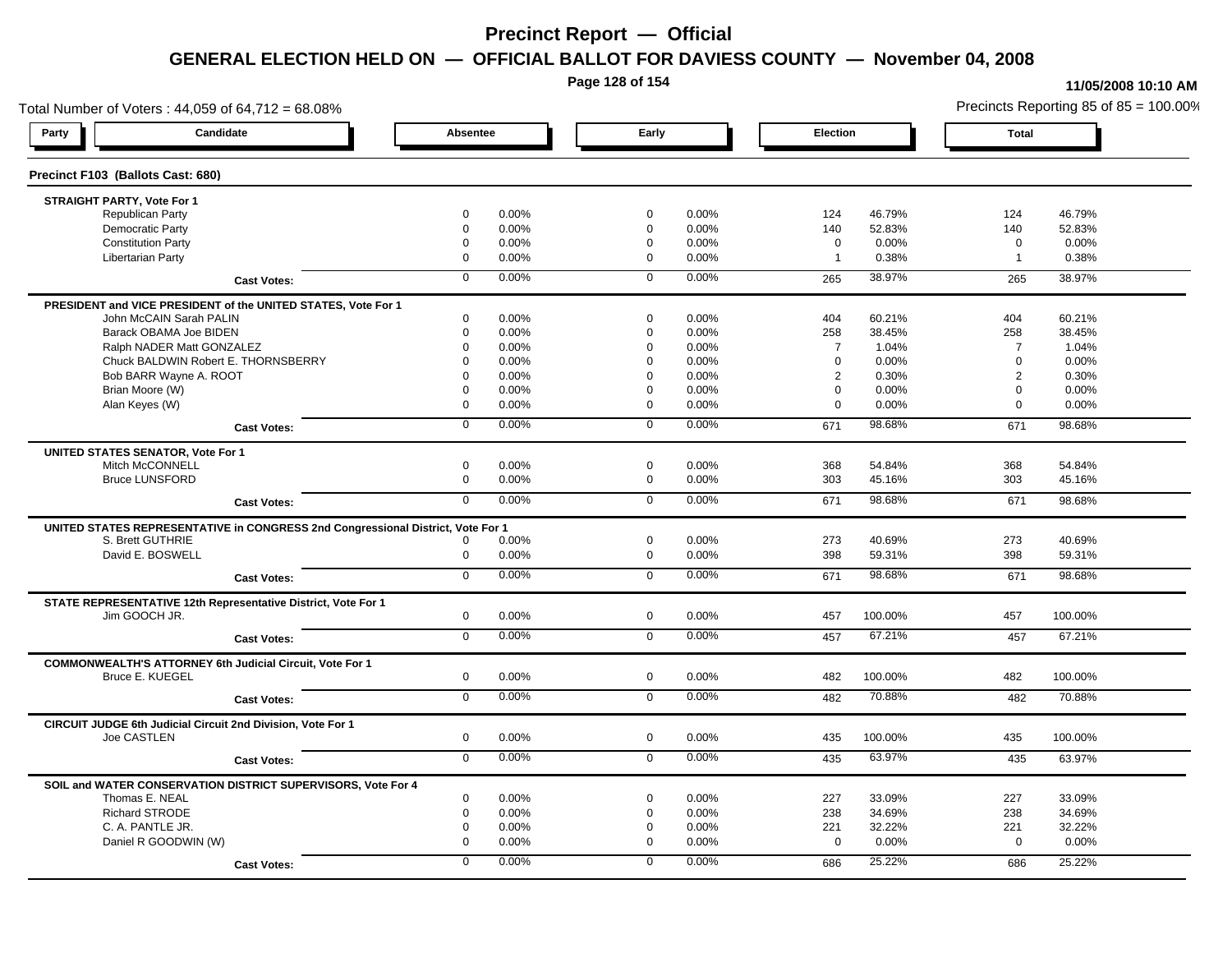# Precinct Report — Official

## GENERAL ELECTION HELD ON — OFFICIAL BALLOT FOR DAVIESS COUNTY — November 04, 2008

11/05/2008 10:10 AM

Total Number of Voters : 44,059 of 64,712 = 68.08%

Precincts Reporting 85 of 85 = 100.00%

### Precinct F103 (Ballots Cast: 680)

| Party / Candidate | Absentee | | Early | | Election | | Total | |
|---|---|---|---|---|---|---|---|---|
| **STRAIGHT PARTY, Vote For 1** | | | | | | | | |
| Republican Party | 0 | 0.00% | 0 | 0.00% | 124 | 46.79% | 124 | 46.79% |
| Democratic Party | 0 | 0.00% | 0 | 0.00% | 140 | 52.83% | 140 | 52.83% |
| Constitution Party | 0 | 0.00% | 0 | 0.00% | 0 | 0.00% | 0 | 0.00% |
| Libertarian Party | 0 | 0.00% | 0 | 0.00% | 1 | 0.38% | 1 | 0.38% |
| **Cast Votes:** | 0 | 0.00% | 0 | 0.00% | 265 | 38.97% | 265 | 38.97% |
| **PRESIDENT and VICE PRESIDENT of the UNITED STATES, Vote For 1** | | | | | | | | |
| John McCAIN Sarah PALIN | 0 | 0.00% | 0 | 0.00% | 404 | 60.21% | 404 | 60.21% |
| Barack OBAMA Joe BIDEN | 0 | 0.00% | 0 | 0.00% | 258 | 38.45% | 258 | 38.45% |
| Ralph NADER Matt GONZALEZ | 0 | 0.00% | 0 | 0.00% | 7 | 1.04% | 7 | 1.04% |
| Chuck BALDWIN Robert E. THORNSBERRY | 0 | 0.00% | 0 | 0.00% | 0 | 0.00% | 0 | 0.00% |
| Bob BARR Wayne A. ROOT | 0 | 0.00% | 0 | 0.00% | 2 | 0.30% | 2 | 0.30% |
| Brian Moore (W) | 0 | 0.00% | 0 | 0.00% | 0 | 0.00% | 0 | 0.00% |
| Alan Keyes (W) | 0 | 0.00% | 0 | 0.00% | 0 | 0.00% | 0 | 0.00% |
| **Cast Votes:** | 0 | 0.00% | 0 | 0.00% | 671 | 98.68% | 671 | 98.68% |
| **UNITED STATES SENATOR, Vote For 1** | | | | | | | | |
| Mitch McCONNELL | 0 | 0.00% | 0 | 0.00% | 368 | 54.84% | 368 | 54.84% |
| Bruce LUNSFORD | 0 | 0.00% | 0 | 0.00% | 303 | 45.16% | 303 | 45.16% |
| **Cast Votes:** | 0 | 0.00% | 0 | 0.00% | 671 | 98.68% | 671 | 98.68% |
| **UNITED STATES REPRESENTATIVE in CONGRESS 2nd Congressional District, Vote For 1** | | | | | | | | |
| S. Brett GUTHRIE | 0 | 0.00% | 0 | 0.00% | 273 | 40.69% | 273 | 40.69% |
| David E. BOSWELL | 0 | 0.00% | 0 | 0.00% | 398 | 59.31% | 398 | 59.31% |
| **Cast Votes:** | 0 | 0.00% | 0 | 0.00% | 671 | 98.68% | 671 | 98.68% |
| **STATE REPRESENTATIVE 12th Representative District, Vote For 1** | | | | | | | | |
| Jim GOOCH JR. | 0 | 0.00% | 0 | 0.00% | 457 | 100.00% | 457 | 100.00% |
| **Cast Votes:** | 0 | 0.00% | 0 | 0.00% | 457 | 67.21% | 457 | 67.21% |
| **COMMONWEALTH'S ATTORNEY 6th Judicial Circuit, Vote For 1** | | | | | | | | |
| Bruce E. KUEGEL | 0 | 0.00% | 0 | 0.00% | 482 | 100.00% | 482 | 100.00% |
| **Cast Votes:** | 0 | 0.00% | 0 | 0.00% | 482 | 70.88% | 482 | 70.88% |
| **CIRCUIT JUDGE 6th Judicial Circuit 2nd Division, Vote For 1** | | | | | | | | |
| Joe CASTLEN | 0 | 0.00% | 0 | 0.00% | 435 | 100.00% | 435 | 100.00% |
| **Cast Votes:** | 0 | 0.00% | 0 | 0.00% | 435 | 63.97% | 435 | 63.97% |
| **SOIL and WATER CONSERVATION DISTRICT SUPERVISORS, Vote For 4** | | | | | | | | |
| Thomas E. NEAL | 0 | 0.00% | 0 | 0.00% | 227 | 33.09% | 227 | 33.09% |
| Richard STRODE | 0 | 0.00% | 0 | 0.00% | 238 | 34.69% | 238 | 34.69% |
| C. A. PANTLE JR. | 0 | 0.00% | 0 | 0.00% | 221 | 32.22% | 221 | 32.22% |
| Daniel R GOODWIN (W) | 0 | 0.00% | 0 | 0.00% | 0 | 0.00% | 0 | 0.00% |
| **Cast Votes:** | 0 | 0.00% | 0 | 0.00% | 686 | 25.22% | 686 | 25.22% |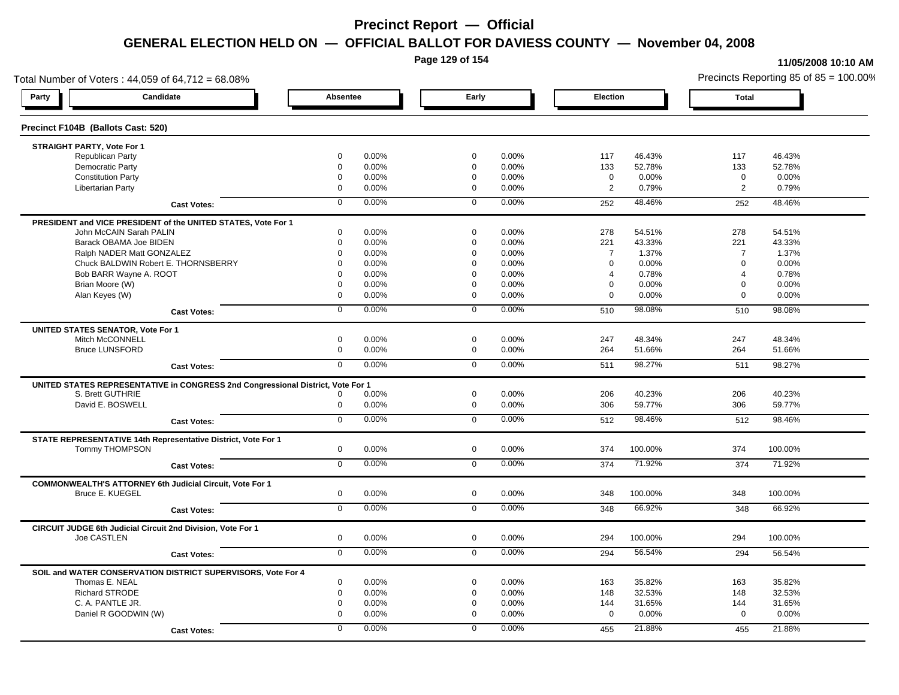# Precinct Report — Official

## GENERAL ELECTION HELD ON — OFFICIAL BALLOT FOR DAVIESS COUNTY — November 04, 2008

11/05/2008 10:10 AM

Total Number of Voters : 44,059 of 64,712 = 68.08%

Precincts Reporting 85 of 85 = 100.00%

### Precinct F104B (Ballots Cast: 520)

| Party | Candidate | Absentee | | Early | | Election | | Total | |
|---|---|---|---|---|---|---|---|---|---|
| **STRAIGHT PARTY, Vote For 1** | | | | | | | | | |
| | Republican Party | 0 | 0.00% | 0 | 0.00% | 117 | 46.43% | 117 | 46.43% |
| | Democratic Party | 0 | 0.00% | 0 | 0.00% | 133 | 52.78% | 133 | 52.78% |
| | Constitution Party | 0 | 0.00% | 0 | 0.00% | 0 | 0.00% | 0 | 0.00% |
| | Libertarian Party | 0 | 0.00% | 0 | 0.00% | 2 | 0.79% | 2 | 0.79% |
| | **Cast Votes:** | 0 | 0.00% | 0 | 0.00% | 252 | 48.46% | 252 | 48.46% |
| **PRESIDENT and VICE PRESIDENT of the UNITED STATES, Vote For 1** | | | | | | | | | |
| | John McCAIN Sarah PALIN | 0 | 0.00% | 0 | 0.00% | 278 | 54.51% | 278 | 54.51% |
| | Barack OBAMA Joe BIDEN | 0 | 0.00% | 0 | 0.00% | 221 | 43.33% | 221 | 43.33% |
| | Ralph NADER Matt GONZALEZ | 0 | 0.00% | 0 | 0.00% | 7 | 1.37% | 7 | 1.37% |
| | Chuck BALDWIN Robert E. THORNSBERRY | 0 | 0.00% | 0 | 0.00% | 0 | 0.00% | 0 | 0.00% |
| | Bob BARR Wayne A. ROOT | 0 | 0.00% | 0 | 0.00% | 4 | 0.78% | 4 | 0.78% |
| | Brian Moore (W) | 0 | 0.00% | 0 | 0.00% | 0 | 0.00% | 0 | 0.00% |
| | Alan Keyes (W) | 0 | 0.00% | 0 | 0.00% | 0 | 0.00% | 0 | 0.00% |
| | **Cast Votes:** | 0 | 0.00% | 0 | 0.00% | 510 | 98.08% | 510 | 98.08% |
| **UNITED STATES SENATOR, Vote For 1** | | | | | | | | | |
| | Mitch McCONNELL | 0 | 0.00% | 0 | 0.00% | 247 | 48.34% | 247 | 48.34% |
| | Bruce LUNSFORD | 0 | 0.00% | 0 | 0.00% | 264 | 51.66% | 264 | 51.66% |
| | **Cast Votes:** | 0 | 0.00% | 0 | 0.00% | 511 | 98.27% | 511 | 98.27% |
| **UNITED STATES REPRESENTATIVE in CONGRESS 2nd Congressional District, Vote For 1** | | | | | | | | | |
| | S. Brett GUTHRIE | 0 | 0.00% | 0 | 0.00% | 206 | 40.23% | 206 | 40.23% |
| | David E. BOSWELL | 0 | 0.00% | 0 | 0.00% | 306 | 59.77% | 306 | 59.77% |
| | **Cast Votes:** | 0 | 0.00% | 0 | 0.00% | 512 | 98.46% | 512 | 98.46% |
| **STATE REPRESENTATIVE 14th Representative District, Vote For 1** | | | | | | | | | |
| | Tommy THOMPSON | 0 | 0.00% | 0 | 0.00% | 374 | 100.00% | 374 | 100.00% |
| | **Cast Votes:** | 0 | 0.00% | 0 | 0.00% | 374 | 71.92% | 374 | 71.92% |
| **COMMONWEALTH'S ATTORNEY 6th Judicial Circuit, Vote For 1** | | | | | | | | | |
| | Bruce E. KUEGEL | 0 | 0.00% | 0 | 0.00% | 348 | 100.00% | 348 | 100.00% |
| | **Cast Votes:** | 0 | 0.00% | 0 | 0.00% | 348 | 66.92% | 348 | 66.92% |
| **CIRCUIT JUDGE 6th Judicial Circuit 2nd Division, Vote For 1** | | | | | | | | | |
| | Joe CASTLEN | 0 | 0.00% | 0 | 0.00% | 294 | 100.00% | 294 | 100.00% |
| | **Cast Votes:** | 0 | 0.00% | 0 | 0.00% | 294 | 56.54% | 294 | 56.54% |
| **SOIL and WATER CONSERVATION DISTRICT SUPERVISORS, Vote For 4** | | | | | | | | | |
| | Thomas E. NEAL | 0 | 0.00% | 0 | 0.00% | 163 | 35.82% | 163 | 35.82% |
| | Richard STRODE | 0 | 0.00% | 0 | 0.00% | 148 | 32.53% | 148 | 32.53% |
| | C. A. PANTLE JR. | 0 | 0.00% | 0 | 0.00% | 144 | 31.65% | 144 | 31.65% |
| | Daniel R GOODWIN (W) | 0 | 0.00% | 0 | 0.00% | 0 | 0.00% | 0 | 0.00% |
| | **Cast Votes:** | 0 | 0.00% | 0 | 0.00% | 455 | 21.88% | 455 | 21.88% |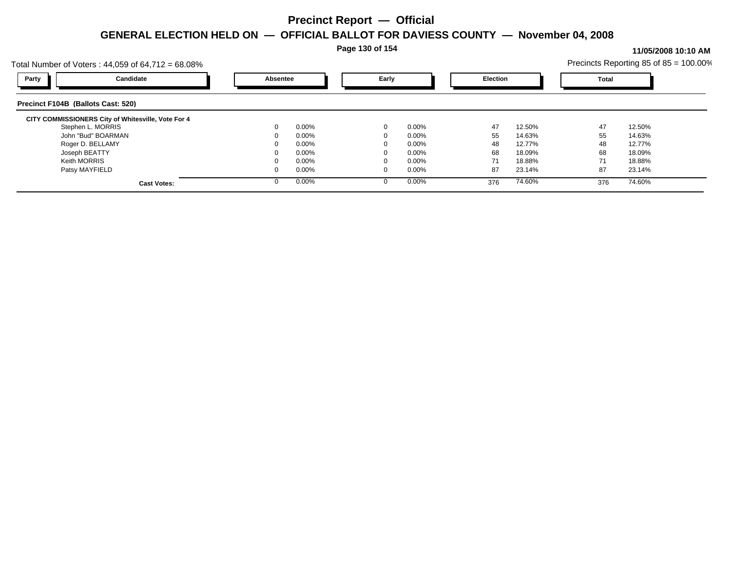# Precinct Report — Official

## GENERAL ELECTION HELD ON — OFFICIAL BALLOT FOR DAVIESS COUNTY — November 04, 2008

**11/05/2008 10:10 AM**

Total Number of Voters : 44,059 of 64,712 = 68.08%

Precincts Reporting 85 of 85 = 100.00%

### Precinct F104B (Ballots Cast: 520)

**CITY COMMISSIONERS City of Whitesville, Vote For 4**

| Party | Candidate | Absentee | | Early | | Election | | Total | |
|---|---|---|---|---|---|---|---|---|---|
| | Stephen L. MORRIS | 0 | 0.00% | 0 | 0.00% | 47 | 12.50% | 47 | 12.50% |
| | John "Bud" BOARMAN | 0 | 0.00% | 0 | 0.00% | 55 | 14.63% | 55 | 14.63% |
| | Roger D. BELLAMY | 0 | 0.00% | 0 | 0.00% | 48 | 12.77% | 48 | 12.77% |
| | Joseph BEATTY | 0 | 0.00% | 0 | 0.00% | 68 | 18.09% | 68 | 18.09% |
| | Keith MORRIS | 0 | 0.00% | 0 | 0.00% | 71 | 18.88% | 71 | 18.88% |
| | Patsy MAYFIELD | 0 | 0.00% | 0 | 0.00% | 87 | 23.14% | 87 | 23.14% |
| | **Cast Votes:** | 0 | 0.00% | 0 | 0.00% | 376 | 74.60% | 376 | 74.60% |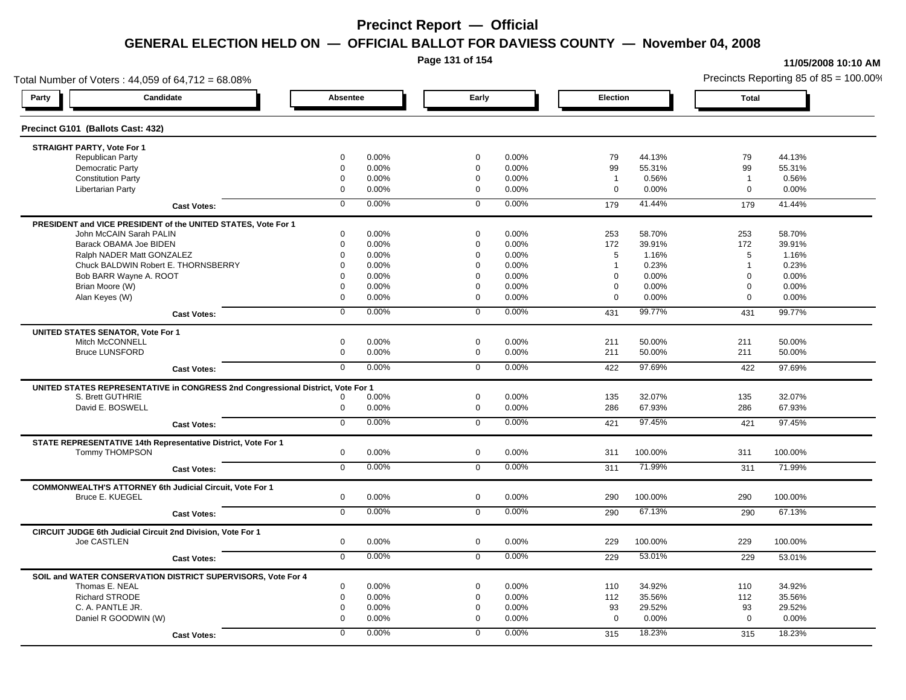# Precinct Report — Official

## GENERAL ELECTION HELD ON — OFFICIAL BALLOT FOR DAVIESS COUNTY — November 04, 2008

**11/05/2008 10:10 AM**

Total Number of Voters : 44,059 of 64,712 = 68.08%

Precincts Reporting 85 of 85 = 100.00%

### Precinct G101 (Ballots Cast: 432)

| Party | Candidate | Absentee | | Early | | Election | | Total | |
|---|---|---|---|---|---|---|---|---|---|
| | **STRAIGHT PARTY, Vote For 1** | | | | | | | | |
| | Republican Party | 0 | 0.00% | 0 | 0.00% | 79 | 44.13% | 79 | 44.13% |
| | Democratic Party | 0 | 0.00% | 0 | 0.00% | 99 | 55.31% | 99 | 55.31% |
| | Constitution Party | 0 | 0.00% | 0 | 0.00% | 1 | 0.56% | 1 | 0.56% |
| | Libertarian Party | 0 | 0.00% | 0 | 0.00% | 0 | 0.00% | 0 | 0.00% |
| | **Cast Votes:** | 0 | 0.00% | 0 | 0.00% | 179 | 41.44% | 179 | 41.44% |
| | **PRESIDENT and VICE PRESIDENT of the UNITED STATES, Vote For 1** | | | | | | | | |
| | John McCAIN Sarah PALIN | 0 | 0.00% | 0 | 0.00% | 253 | 58.70% | 253 | 58.70% |
| | Barack OBAMA Joe BIDEN | 0 | 0.00% | 0 | 0.00% | 172 | 39.91% | 172 | 39.91% |
| | Ralph NADER Matt GONZALEZ | 0 | 0.00% | 0 | 0.00% | 5 | 1.16% | 5 | 1.16% |
| | Chuck BALDWIN Robert E. THORNSBERRY | 0 | 0.00% | 0 | 0.00% | 1 | 0.23% | 1 | 0.23% |
| | Bob BARR Wayne A. ROOT | 0 | 0.00% | 0 | 0.00% | 0 | 0.00% | 0 | 0.00% |
| | Brian Moore (W) | 0 | 0.00% | 0 | 0.00% | 0 | 0.00% | 0 | 0.00% |
| | Alan Keyes (W) | 0 | 0.00% | 0 | 0.00% | 0 | 0.00% | 0 | 0.00% |
| | **Cast Votes:** | 0 | 0.00% | 0 | 0.00% | 431 | 99.77% | 431 | 99.77% |
| | **UNITED STATES SENATOR, Vote For 1** | | | | | | | | |
| | Mitch McCONNELL | 0 | 0.00% | 0 | 0.00% | 211 | 50.00% | 211 | 50.00% |
| | Bruce LUNSFORD | 0 | 0.00% | 0 | 0.00% | 211 | 50.00% | 211 | 50.00% |
| | **Cast Votes:** | 0 | 0.00% | 0 | 0.00% | 422 | 97.69% | 422 | 97.69% |
| | **UNITED STATES REPRESENTATIVE in CONGRESS 2nd Congressional District, Vote For 1** | | | | | | | | |
| | S. Brett GUTHRIE | 0 | 0.00% | 0 | 0.00% | 135 | 32.07% | 135 | 32.07% |
| | David E. BOSWELL | 0 | 0.00% | 0 | 0.00% | 286 | 67.93% | 286 | 67.93% |
| | **Cast Votes:** | 0 | 0.00% | 0 | 0.00% | 421 | 97.45% | 421 | 97.45% |
| | **STATE REPRESENTATIVE 14th Representative District, Vote For 1** | | | | | | | | |
| | Tommy THOMPSON | 0 | 0.00% | 0 | 0.00% | 311 | 100.00% | 311 | 100.00% |
| | **Cast Votes:** | 0 | 0.00% | 0 | 0.00% | 311 | 71.99% | 311 | 71.99% |
| | **COMMONWEALTH'S ATTORNEY 6th Judicial Circuit, Vote For 1** | | | | | | | | |
| | Bruce E. KUEGEL | 0 | 0.00% | 0 | 0.00% | 290 | 100.00% | 290 | 100.00% |
| | **Cast Votes:** | 0 | 0.00% | 0 | 0.00% | 290 | 67.13% | 290 | 67.13% |
| | **CIRCUIT JUDGE 6th Judicial Circuit 2nd Division, Vote For 1** | | | | | | | | |
| | Joe CASTLEN | 0 | 0.00% | 0 | 0.00% | 229 | 100.00% | 229 | 100.00% |
| | **Cast Votes:** | 0 | 0.00% | 0 | 0.00% | 229 | 53.01% | 229 | 53.01% |
| | **SOIL and WATER CONSERVATION DISTRICT SUPERVISORS, Vote For 4** | | | | | | | | |
| | Thomas E. NEAL | 0 | 0.00% | 0 | 0.00% | 110 | 34.92% | 110 | 34.92% |
| | Richard STRODE | 0 | 0.00% | 0 | 0.00% | 112 | 35.56% | 112 | 35.56% |
| | C. A. PANTLE JR. | 0 | 0.00% | 0 | 0.00% | 93 | 29.52% | 93 | 29.52% |
| | Daniel R GOODWIN (W) | 0 | 0.00% | 0 | 0.00% | 0 | 0.00% | 0 | 0.00% |
| | **Cast Votes:** | 0 | 0.00% | 0 | 0.00% | 315 | 18.23% | 315 | 18.23% |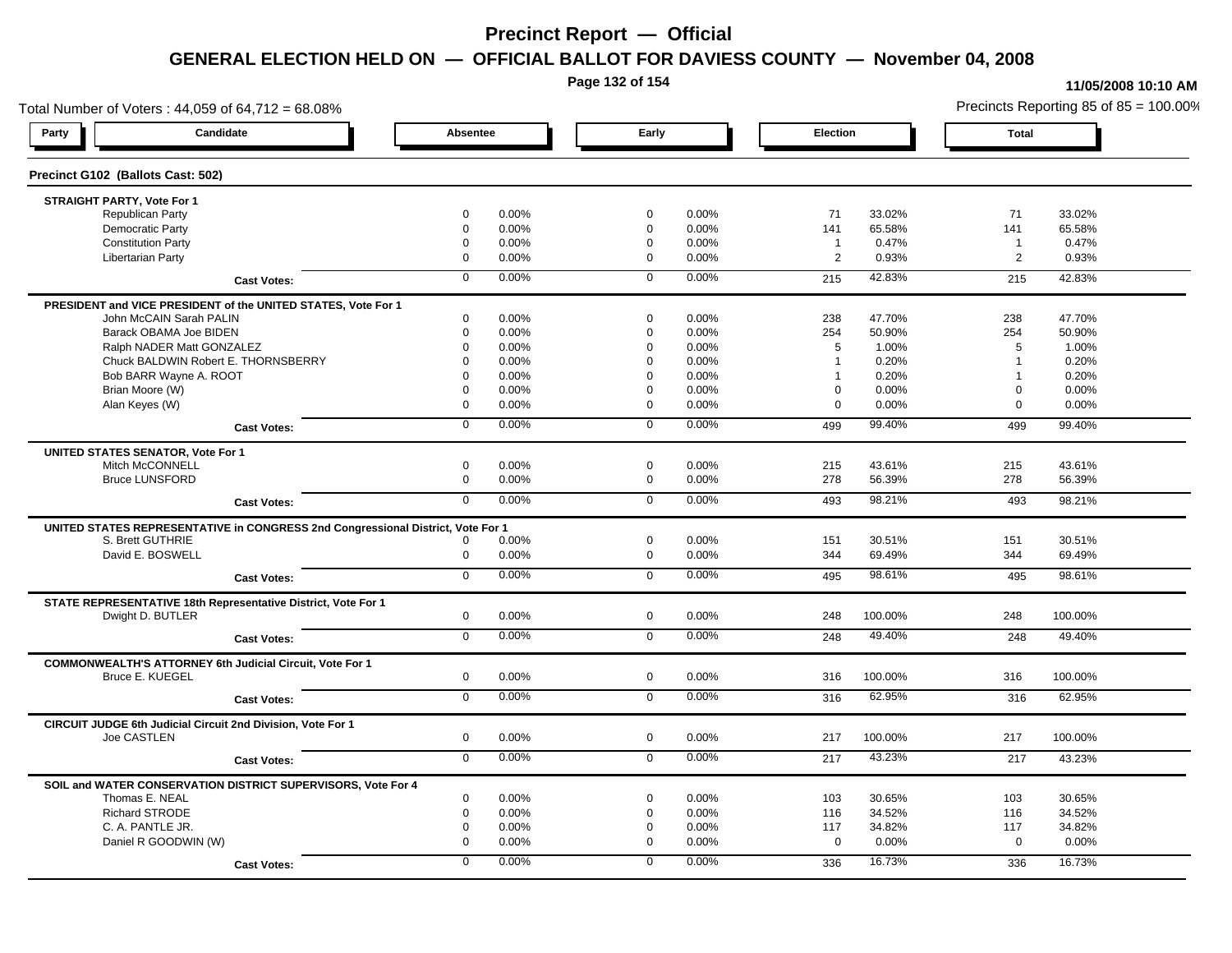# Precinct Report — Official

## GENERAL ELECTION HELD ON — OFFICIAL BALLOT FOR DAVIESS COUNTY — November 04, 2008

11/05/2008 10:10 AM

Total Number of Voters : 44,059 of 64,712 = 68.08%

Precincts Reporting 85 of 85 = 100.00%

### Precinct G102 (Ballots Cast: 502)

| Party / Candidate | Absentee | | Early | | Election | | Total | |
|---|---|---|---|---|---|---|---|---|
| **STRAIGHT PARTY, Vote For 1** | | | | | | | | |
| Republican Party | 0 | 0.00% | 0 | 0.00% | 71 | 33.02% | 71 | 33.02% |
| Democratic Party | 0 | 0.00% | 0 | 0.00% | 141 | 65.58% | 141 | 65.58% |
| Constitution Party | 0 | 0.00% | 0 | 0.00% | 1 | 0.47% | 1 | 0.47% |
| Libertarian Party | 0 | 0.00% | 0 | 0.00% | 2 | 0.93% | 2 | 0.93% |
| **Cast Votes:** | 0 | 0.00% | 0 | 0.00% | 215 | 42.83% | 215 | 42.83% |
| **PRESIDENT and VICE PRESIDENT of the UNITED STATES, Vote For 1** | | | | | | | | |
| John McCAIN Sarah PALIN | 0 | 0.00% | 0 | 0.00% | 238 | 47.70% | 238 | 47.70% |
| Barack OBAMA Joe BIDEN | 0 | 0.00% | 0 | 0.00% | 254 | 50.90% | 254 | 50.90% |
| Ralph NADER Matt GONZALEZ | 0 | 0.00% | 0 | 0.00% | 5 | 1.00% | 5 | 1.00% |
| Chuck BALDWIN Robert E. THORNSBERRY | 0 | 0.00% | 0 | 0.00% | 1 | 0.20% | 1 | 0.20% |
| Bob BARR Wayne A. ROOT | 0 | 0.00% | 0 | 0.00% | 1 | 0.20% | 1 | 0.20% |
| Brian Moore (W) | 0 | 0.00% | 0 | 0.00% | 0 | 0.00% | 0 | 0.00% |
| Alan Keyes (W) | 0 | 0.00% | 0 | 0.00% | 0 | 0.00% | 0 | 0.00% |
| **Cast Votes:** | 0 | 0.00% | 0 | 0.00% | 499 | 99.40% | 499 | 99.40% |
| **UNITED STATES SENATOR, Vote For 1** | | | | | | | | |
| Mitch McCONNELL | 0 | 0.00% | 0 | 0.00% | 215 | 43.61% | 215 | 43.61% |
| Bruce LUNSFORD | 0 | 0.00% | 0 | 0.00% | 278 | 56.39% | 278 | 56.39% |
| **Cast Votes:** | 0 | 0.00% | 0 | 0.00% | 493 | 98.21% | 493 | 98.21% |
| **UNITED STATES REPRESENTATIVE in CONGRESS 2nd Congressional District, Vote For 1** | | | | | | | | |
| S. Brett GUTHRIE | 0 | 0.00% | 0 | 0.00% | 151 | 30.51% | 151 | 30.51% |
| David E. BOSWELL | 0 | 0.00% | 0 | 0.00% | 344 | 69.49% | 344 | 69.49% |
| **Cast Votes:** | 0 | 0.00% | 0 | 0.00% | 495 | 98.61% | 495 | 98.61% |
| **STATE REPRESENTATIVE 18th Representative District, Vote For 1** | | | | | | | | |
| Dwight D. BUTLER | 0 | 0.00% | 0 | 0.00% | 248 | 100.00% | 248 | 100.00% |
| **Cast Votes:** | 0 | 0.00% | 0 | 0.00% | 248 | 49.40% | 248 | 49.40% |
| **COMMONWEALTH'S ATTORNEY 6th Judicial Circuit, Vote For 1** | | | | | | | | |
| Bruce E. KUEGEL | 0 | 0.00% | 0 | 0.00% | 316 | 100.00% | 316 | 100.00% |
| **Cast Votes:** | 0 | 0.00% | 0 | 0.00% | 316 | 62.95% | 316 | 62.95% |
| **CIRCUIT JUDGE 6th Judicial Circuit 2nd Division, Vote For 1** | | | | | | | | |
| Joe CASTLEN | 0 | 0.00% | 0 | 0.00% | 217 | 100.00% | 217 | 100.00% |
| **Cast Votes:** | 0 | 0.00% | 0 | 0.00% | 217 | 43.23% | 217 | 43.23% |
| **SOIL and WATER CONSERVATION DISTRICT SUPERVISORS, Vote For 4** | | | | | | | | |
| Thomas E. NEAL | 0 | 0.00% | 0 | 0.00% | 103 | 30.65% | 103 | 30.65% |
| Richard STRODE | 0 | 0.00% | 0 | 0.00% | 116 | 34.52% | 116 | 34.52% |
| C. A. PANTLE JR. | 0 | 0.00% | 0 | 0.00% | 117 | 34.82% | 117 | 34.82% |
| Daniel R GOODWIN (W) | 0 | 0.00% | 0 | 0.00% | 0 | 0.00% | 0 | 0.00% |
| **Cast Votes:** | 0 | 0.00% | 0 | 0.00% | 336 | 16.73% | 336 | 16.73% |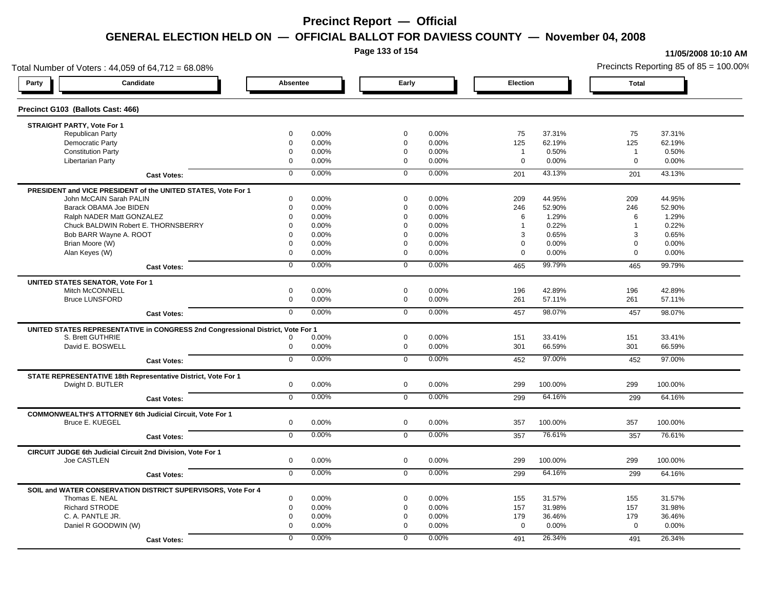# Precinct Report — Official

## GENERAL ELECTION HELD ON — OFFICIAL BALLOT FOR DAVIESS COUNTY — November 04, 2008

11/05/2008 10:10 AM

Total Number of Voters : 44,059 of 64,712 = 68.08%

Precincts Reporting 85 of 85 = 100.00%

### Precinct G103 (Ballots Cast: 466)

| Party / Candidate | Absentee | | Early | | Election | | Total | |
|---|---|---|---|---|---|---|---|---|
| **STRAIGHT PARTY, Vote For 1** | | | | | | | | |
| Republican Party | 0 | 0.00% | 0 | 0.00% | 75 | 37.31% | 75 | 37.31% |
| Democratic Party | 0 | 0.00% | 0 | 0.00% | 125 | 62.19% | 125 | 62.19% |
| Constitution Party | 0 | 0.00% | 0 | 0.00% | 1 | 0.50% | 1 | 0.50% |
| Libertarian Party | 0 | 0.00% | 0 | 0.00% | 0 | 0.00% | 0 | 0.00% |
| **Cast Votes:** | 0 | 0.00% | 0 | 0.00% | 201 | 43.13% | 201 | 43.13% |
| **PRESIDENT and VICE PRESIDENT of the UNITED STATES, Vote For 1** | | | | | | | | |
| John McCAIN Sarah PALIN | 0 | 0.00% | 0 | 0.00% | 209 | 44.95% | 209 | 44.95% |
| Barack OBAMA Joe BIDEN | 0 | 0.00% | 0 | 0.00% | 246 | 52.90% | 246 | 52.90% |
| Ralph NADER Matt GONZALEZ | 0 | 0.00% | 0 | 0.00% | 6 | 1.29% | 6 | 1.29% |
| Chuck BALDWIN Robert E. THORNSBERRY | 0 | 0.00% | 0 | 0.00% | 1 | 0.22% | 1 | 0.22% |
| Bob BARR Wayne A. ROOT | 0 | 0.00% | 0 | 0.00% | 3 | 0.65% | 3 | 0.65% |
| Brian Moore (W) | 0 | 0.00% | 0 | 0.00% | 0 | 0.00% | 0 | 0.00% |
| Alan Keyes (W) | 0 | 0.00% | 0 | 0.00% | 0 | 0.00% | 0 | 0.00% |
| **Cast Votes:** | 0 | 0.00% | 0 | 0.00% | 465 | 99.79% | 465 | 99.79% |
| **UNITED STATES SENATOR, Vote For 1** | | | | | | | | |
| Mitch McCONNELL | 0 | 0.00% | 0 | 0.00% | 196 | 42.89% | 196 | 42.89% |
| Bruce LUNSFORD | 0 | 0.00% | 0 | 0.00% | 261 | 57.11% | 261 | 57.11% |
| **Cast Votes:** | 0 | 0.00% | 0 | 0.00% | 457 | 98.07% | 457 | 98.07% |
| **UNITED STATES REPRESENTATIVE in CONGRESS 2nd Congressional District, Vote For 1** | | | | | | | | |
| S. Brett GUTHRIE | 0 | 0.00% | 0 | 0.00% | 151 | 33.41% | 151 | 33.41% |
| David E. BOSWELL | 0 | 0.00% | 0 | 0.00% | 301 | 66.59% | 301 | 66.59% |
| **Cast Votes:** | 0 | 0.00% | 0 | 0.00% | 452 | 97.00% | 452 | 97.00% |
| **STATE REPRESENTATIVE 18th Representative District, Vote For 1** | | | | | | | | |
| Dwight D. BUTLER | 0 | 0.00% | 0 | 0.00% | 299 | 100.00% | 299 | 100.00% |
| **Cast Votes:** | 0 | 0.00% | 0 | 0.00% | 299 | 64.16% | 299 | 64.16% |
| **COMMONWEALTH'S ATTORNEY 6th Judicial Circuit, Vote For 1** | | | | | | | | |
| Bruce E. KUEGEL | 0 | 0.00% | 0 | 0.00% | 357 | 100.00% | 357 | 100.00% |
| **Cast Votes:** | 0 | 0.00% | 0 | 0.00% | 357 | 76.61% | 357 | 76.61% |
| **CIRCUIT JUDGE 6th Judicial Circuit 2nd Division, Vote For 1** | | | | | | | | |
| Joe CASTLEN | 0 | 0.00% | 0 | 0.00% | 299 | 100.00% | 299 | 100.00% |
| **Cast Votes:** | 0 | 0.00% | 0 | 0.00% | 299 | 64.16% | 299 | 64.16% |
| **SOIL and WATER CONSERVATION DISTRICT SUPERVISORS, Vote For 4** | | | | | | | | |
| Thomas E. NEAL | 0 | 0.00% | 0 | 0.00% | 155 | 31.57% | 155 | 31.57% |
| Richard STRODE | 0 | 0.00% | 0 | 0.00% | 157 | 31.98% | 157 | 31.98% |
| C. A. PANTLE JR. | 0 | 0.00% | 0 | 0.00% | 179 | 36.46% | 179 | 36.46% |
| Daniel R GOODWIN (W) | 0 | 0.00% | 0 | 0.00% | 0 | 0.00% | 0 | 0.00% |
| **Cast Votes:** | 0 | 0.00% | 0 | 0.00% | 491 | 26.34% | 491 | 26.34% |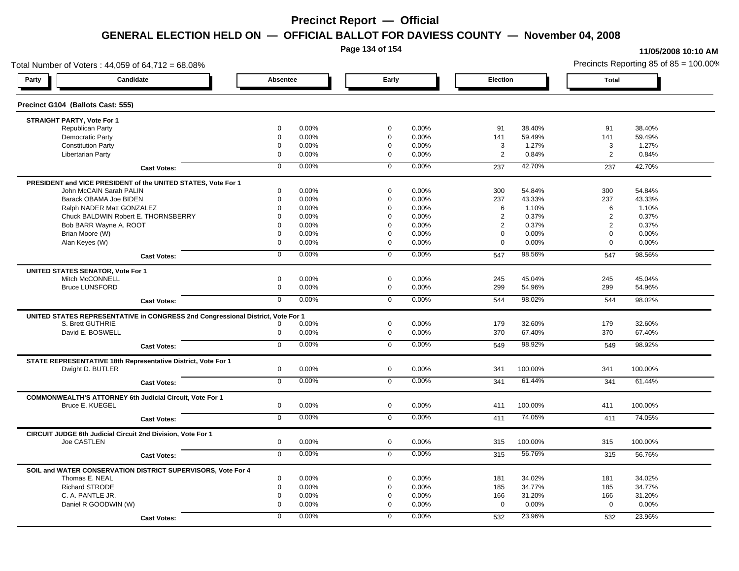# Precinct Report — Official

## GENERAL ELECTION HELD ON — OFFICIAL BALLOT FOR DAVIESS COUNTY — November 04, 2008

11/05/2008 10:10 AM

Total Number of Voters : 44,059 of 64,712 = 68.08%

Precincts Reporting 85 of 85 = 100.00%

### Precinct G104 (Ballots Cast: 555)

| Party | Candidate | Absentee | | Early | | Election | | Total | |
|---|---|---|---|---|---|---|---|---|---|
| **STRAIGHT PARTY, Vote For 1** | | | | | | | | | |
| | Republican Party | 0 | 0.00% | 0 | 0.00% | 91 | 38.40% | 91 | 38.40% |
| | Democratic Party | 0 | 0.00% | 0 | 0.00% | 141 | 59.49% | 141 | 59.49% |
| | Constitution Party | 0 | 0.00% | 0 | 0.00% | 3 | 1.27% | 3 | 1.27% |
| | Libertarian Party | 0 | 0.00% | 0 | 0.00% | 2 | 0.84% | 2 | 0.84% |
| | **Cast Votes:** | 0 | 0.00% | 0 | 0.00% | 237 | 42.70% | 237 | 42.70% |
| **PRESIDENT and VICE PRESIDENT of the UNITED STATES, Vote For 1** | | | | | | | | | |
| | John McCAIN Sarah PALIN | 0 | 0.00% | 0 | 0.00% | 300 | 54.84% | 300 | 54.84% |
| | Barack OBAMA Joe BIDEN | 0 | 0.00% | 0 | 0.00% | 237 | 43.33% | 237 | 43.33% |
| | Ralph NADER Matt GONZALEZ | 0 | 0.00% | 0 | 0.00% | 6 | 1.10% | 6 | 1.10% |
| | Chuck BALDWIN Robert E. THORNSBERRY | 0 | 0.00% | 0 | 0.00% | 2 | 0.37% | 2 | 0.37% |
| | Bob BARR Wayne A. ROOT | 0 | 0.00% | 0 | 0.00% | 2 | 0.37% | 2 | 0.37% |
| | Brian Moore (W) | 0 | 0.00% | 0 | 0.00% | 0 | 0.00% | 0 | 0.00% |
| | Alan Keyes (W) | 0 | 0.00% | 0 | 0.00% | 0 | 0.00% | 0 | 0.00% |
| | **Cast Votes:** | 0 | 0.00% | 0 | 0.00% | 547 | 98.56% | 547 | 98.56% |
| **UNITED STATES SENATOR, Vote For 1** | | | | | | | | | |
| | Mitch McCONNELL | 0 | 0.00% | 0 | 0.00% | 245 | 45.04% | 245 | 45.04% |
| | Bruce LUNSFORD | 0 | 0.00% | 0 | 0.00% | 299 | 54.96% | 299 | 54.96% |
| | **Cast Votes:** | 0 | 0.00% | 0 | 0.00% | 544 | 98.02% | 544 | 98.02% |
| **UNITED STATES REPRESENTATIVE in CONGRESS 2nd Congressional District, Vote For 1** | | | | | | | | | |
| | S. Brett GUTHRIE | 0 | 0.00% | 0 | 0.00% | 179 | 32.60% | 179 | 32.60% |
| | David E. BOSWELL | 0 | 0.00% | 0 | 0.00% | 370 | 67.40% | 370 | 67.40% |
| | **Cast Votes:** | 0 | 0.00% | 0 | 0.00% | 549 | 98.92% | 549 | 98.92% |
| **STATE REPRESENTATIVE 18th Representative District, Vote For 1** | | | | | | | | | |
| | Dwight D. BUTLER | 0 | 0.00% | 0 | 0.00% | 341 | 100.00% | 341 | 100.00% |
| | **Cast Votes:** | 0 | 0.00% | 0 | 0.00% | 341 | 61.44% | 341 | 61.44% |
| **COMMONWEALTH'S ATTORNEY 6th Judicial Circuit, Vote For 1** | | | | | | | | | |
| | Bruce E. KUEGEL | 0 | 0.00% | 0 | 0.00% | 411 | 100.00% | 411 | 100.00% |
| | **Cast Votes:** | 0 | 0.00% | 0 | 0.00% | 411 | 74.05% | 411 | 74.05% |
| **CIRCUIT JUDGE 6th Judicial Circuit 2nd Division, Vote For 1** | | | | | | | | | |
| | Joe CASTLEN | 0 | 0.00% | 0 | 0.00% | 315 | 100.00% | 315 | 100.00% |
| | **Cast Votes:** | 0 | 0.00% | 0 | 0.00% | 315 | 56.76% | 315 | 56.76% |
| **SOIL and WATER CONSERVATION DISTRICT SUPERVISORS, Vote For 4** | | | | | | | | | |
| | Thomas E. NEAL | 0 | 0.00% | 0 | 0.00% | 181 | 34.02% | 181 | 34.02% |
| | Richard STRODE | 0 | 0.00% | 0 | 0.00% | 185 | 34.77% | 185 | 34.77% |
| | C. A. PANTLE JR. | 0 | 0.00% | 0 | 0.00% | 166 | 31.20% | 166 | 31.20% |
| | Daniel R GOODWIN (W) | 0 | 0.00% | 0 | 0.00% | 0 | 0.00% | 0 | 0.00% |
| | **Cast Votes:** | 0 | 0.00% | 0 | 0.00% | 532 | 23.96% | 532 | 23.96% |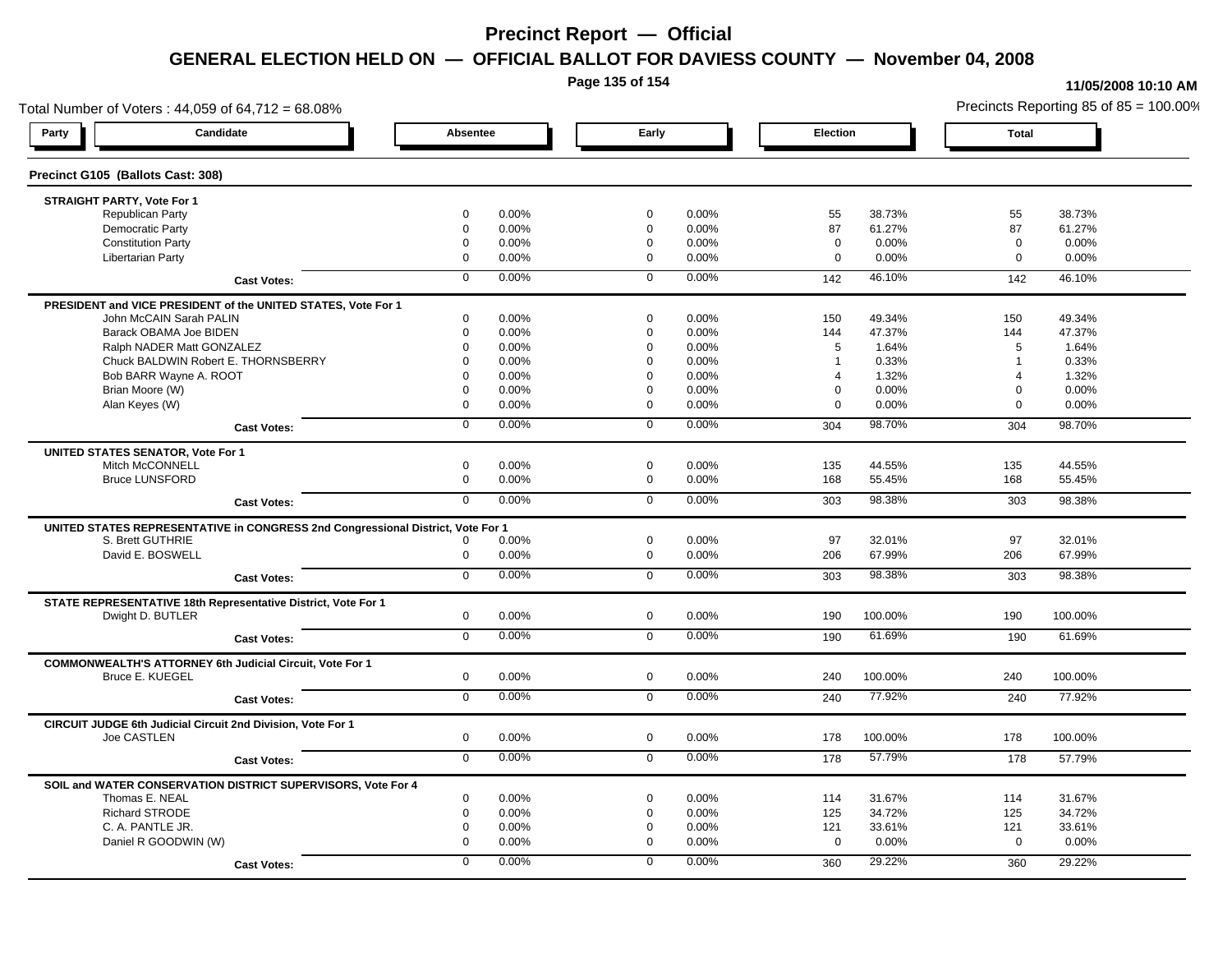# Precinct Report — Official

## GENERAL ELECTION HELD ON — OFFICIAL BALLOT FOR DAVIESS COUNTY — November 04, 2008

11/05/2008 10:10 AM

Total Number of Voters : 44,059 of 64,712 = 68.08%

Precincts Reporting 85 of 85 = 100.00%

### Precinct G105 (Ballots Cast: 308)

| Party | Candidate | Absentee | | Early | | Election | | Total | |
|---|---|---|---|---|---|---|---|---|---|
| **STRAIGHT PARTY, Vote For 1** | | | | | | | | | |
| | Republican Party | 0 | 0.00% | 0 | 0.00% | 55 | 38.73% | 55 | 38.73% |
| | Democratic Party | 0 | 0.00% | 0 | 0.00% | 87 | 61.27% | 87 | 61.27% |
| | Constitution Party | 0 | 0.00% | 0 | 0.00% | 0 | 0.00% | 0 | 0.00% |
| | Libertarian Party | 0 | 0.00% | 0 | 0.00% | 0 | 0.00% | 0 | 0.00% |
| | **Cast Votes:** | 0 | 0.00% | 0 | 0.00% | 142 | 46.10% | 142 | 46.10% |
| **PRESIDENT and VICE PRESIDENT of the UNITED STATES, Vote For 1** | | | | | | | | | |
| | John McCAIN Sarah PALIN | 0 | 0.00% | 0 | 0.00% | 150 | 49.34% | 150 | 49.34% |
| | Barack OBAMA Joe BIDEN | 0 | 0.00% | 0 | 0.00% | 144 | 47.37% | 144 | 47.37% |
| | Ralph NADER Matt GONZALEZ | 0 | 0.00% | 0 | 0.00% | 5 | 1.64% | 5 | 1.64% |
| | Chuck BALDWIN Robert E. THORNSBERRY | 0 | 0.00% | 0 | 0.00% | 1 | 0.33% | 1 | 0.33% |
| | Bob BARR Wayne A. ROOT | 0 | 0.00% | 0 | 0.00% | 4 | 1.32% | 4 | 1.32% |
| | Brian Moore (W) | 0 | 0.00% | 0 | 0.00% | 0 | 0.00% | 0 | 0.00% |
| | Alan Keyes (W) | 0 | 0.00% | 0 | 0.00% | 0 | 0.00% | 0 | 0.00% |
| | **Cast Votes:** | 0 | 0.00% | 0 | 0.00% | 304 | 98.70% | 304 | 98.70% |
| **UNITED STATES SENATOR, Vote For 1** | | | | | | | | | |
| | Mitch McCONNELL | 0 | 0.00% | 0 | 0.00% | 135 | 44.55% | 135 | 44.55% |
| | Bruce LUNSFORD | 0 | 0.00% | 0 | 0.00% | 168 | 55.45% | 168 | 55.45% |
| | **Cast Votes:** | 0 | 0.00% | 0 | 0.00% | 303 | 98.38% | 303 | 98.38% |
| **UNITED STATES REPRESENTATIVE in CONGRESS 2nd Congressional District, Vote For 1** | | | | | | | | | |
| | S. Brett GUTHRIE | 0 | 0.00% | 0 | 0.00% | 97 | 32.01% | 97 | 32.01% |
| | David E. BOSWELL | 0 | 0.00% | 0 | 0.00% | 206 | 67.99% | 206 | 67.99% |
| | **Cast Votes:** | 0 | 0.00% | 0 | 0.00% | 303 | 98.38% | 303 | 98.38% |
| **STATE REPRESENTATIVE 18th Representative District, Vote For 1** | | | | | | | | | |
| | Dwight D. BUTLER | 0 | 0.00% | 0 | 0.00% | 190 | 100.00% | 190 | 100.00% |
| | **Cast Votes:** | 0 | 0.00% | 0 | 0.00% | 190 | 61.69% | 190 | 61.69% |
| **COMMONWEALTH'S ATTORNEY 6th Judicial Circuit, Vote For 1** | | | | | | | | | |
| | Bruce E. KUEGEL | 0 | 0.00% | 0 | 0.00% | 240 | 100.00% | 240 | 100.00% |
| | **Cast Votes:** | 0 | 0.00% | 0 | 0.00% | 240 | 77.92% | 240 | 77.92% |
| **CIRCUIT JUDGE 6th Judicial Circuit 2nd Division, Vote For 1** | | | | | | | | | |
| | Joe CASTLEN | 0 | 0.00% | 0 | 0.00% | 178 | 100.00% | 178 | 100.00% |
| | **Cast Votes:** | 0 | 0.00% | 0 | 0.00% | 178 | 57.79% | 178 | 57.79% |
| **SOIL and WATER CONSERVATION DISTRICT SUPERVISORS, Vote For 4** | | | | | | | | | |
| | Thomas E. NEAL | 0 | 0.00% | 0 | 0.00% | 114 | 31.67% | 114 | 31.67% |
| | Richard STRODE | 0 | 0.00% | 0 | 0.00% | 125 | 34.72% | 125 | 34.72% |
| | C. A. PANTLE JR. | 0 | 0.00% | 0 | 0.00% | 121 | 33.61% | 121 | 33.61% |
| | Daniel R GOODWIN (W) | 0 | 0.00% | 0 | 0.00% | 0 | 0.00% | 0 | 0.00% |
| | **Cast Votes:** | 0 | 0.00% | 0 | 0.00% | 360 | 29.22% | 360 | 29.22% |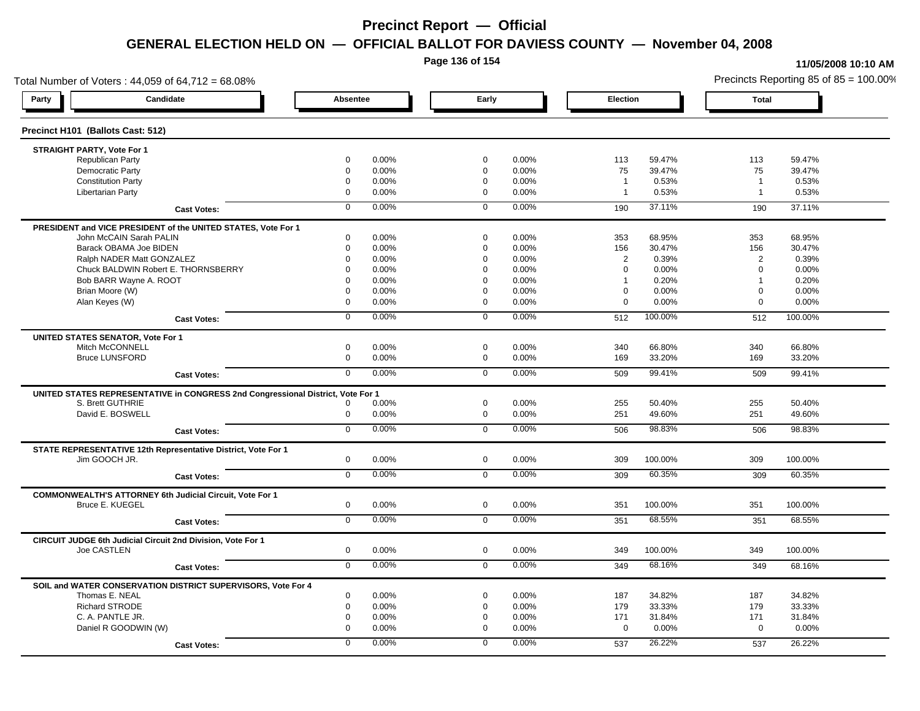# Precinct Report — Official

## GENERAL ELECTION HELD ON — OFFICIAL BALLOT FOR DAVIESS COUNTY — November 04, 2008

11/05/2008 10:10 AM

Total Number of Voters : 44,059 of 64,712 = 68.08%

Precincts Reporting 85 of 85 = 100.00%

### Precinct H101 (Ballots Cast: 512)

| Party / Candidate | Absentee | | Early | | Election | | Total | |
|---|---|---|---|---|---|---|---|---|
| **STRAIGHT PARTY, Vote For 1** | | | | | | | | |
| Republican Party | 0 | 0.00% | 0 | 0.00% | 113 | 59.47% | 113 | 59.47% |
| Democratic Party | 0 | 0.00% | 0 | 0.00% | 75 | 39.47% | 75 | 39.47% |
| Constitution Party | 0 | 0.00% | 0 | 0.00% | 1 | 0.53% | 1 | 0.53% |
| Libertarian Party | 0 | 0.00% | 0 | 0.00% | 1 | 0.53% | 1 | 0.53% |
| **Cast Votes:** | 0 | 0.00% | 0 | 0.00% | 190 | 37.11% | 190 | 37.11% |
| **PRESIDENT and VICE PRESIDENT of the UNITED STATES, Vote For 1** | | | | | | | | |
| John McCAIN Sarah PALIN | 0 | 0.00% | 0 | 0.00% | 353 | 68.95% | 353 | 68.95% |
| Barack OBAMA Joe BIDEN | 0 | 0.00% | 0 | 0.00% | 156 | 30.47% | 156 | 30.47% |
| Ralph NADER Matt GONZALEZ | 0 | 0.00% | 0 | 0.00% | 2 | 0.39% | 2 | 0.39% |
| Chuck BALDWIN Robert E. THORNSBERRY | 0 | 0.00% | 0 | 0.00% | 0 | 0.00% | 0 | 0.00% |
| Bob BARR Wayne A. ROOT | 0 | 0.00% | 0 | 0.00% | 1 | 0.20% | 1 | 0.20% |
| Brian Moore (W) | 0 | 0.00% | 0 | 0.00% | 0 | 0.00% | 0 | 0.00% |
| Alan Keyes (W) | 0 | 0.00% | 0 | 0.00% | 0 | 0.00% | 0 | 0.00% |
| **Cast Votes:** | 0 | 0.00% | 0 | 0.00% | 512 | 100.00% | 512 | 100.00% |
| **UNITED STATES SENATOR, Vote For 1** | | | | | | | | |
| Mitch McCONNELL | 0 | 0.00% | 0 | 0.00% | 340 | 66.80% | 340 | 66.80% |
| Bruce LUNSFORD | 0 | 0.00% | 0 | 0.00% | 169 | 33.20% | 169 | 33.20% |
| **Cast Votes:** | 0 | 0.00% | 0 | 0.00% | 509 | 99.41% | 509 | 99.41% |
| **UNITED STATES REPRESENTATIVE in CONGRESS 2nd Congressional District, Vote For 1** | | | | | | | | |
| S. Brett GUTHRIE | 0 | 0.00% | 0 | 0.00% | 255 | 50.40% | 255 | 50.40% |
| David E. BOSWELL | 0 | 0.00% | 0 | 0.00% | 251 | 49.60% | 251 | 49.60% |
| **Cast Votes:** | 0 | 0.00% | 0 | 0.00% | 506 | 98.83% | 506 | 98.83% |
| **STATE REPRESENTATIVE 12th Representative District, Vote For 1** | | | | | | | | |
| Jim GOOCH JR. | 0 | 0.00% | 0 | 0.00% | 309 | 100.00% | 309 | 100.00% |
| **Cast Votes:** | 0 | 0.00% | 0 | 0.00% | 309 | 60.35% | 309 | 60.35% |
| **COMMONWEALTH'S ATTORNEY 6th Judicial Circuit, Vote For 1** | | | | | | | | |
| Bruce E. KUEGEL | 0 | 0.00% | 0 | 0.00% | 351 | 100.00% | 351 | 100.00% |
| **Cast Votes:** | 0 | 0.00% | 0 | 0.00% | 351 | 68.55% | 351 | 68.55% |
| **CIRCUIT JUDGE 6th Judicial Circuit 2nd Division, Vote For 1** | | | | | | | | |
| Joe CASTLEN | 0 | 0.00% | 0 | 0.00% | 349 | 100.00% | 349 | 100.00% |
| **Cast Votes:** | 0 | 0.00% | 0 | 0.00% | 349 | 68.16% | 349 | 68.16% |
| **SOIL and WATER CONSERVATION DISTRICT SUPERVISORS, Vote For 4** | | | | | | | | |
| Thomas E. NEAL | 0 | 0.00% | 0 | 0.00% | 187 | 34.82% | 187 | 34.82% |
| Richard STRODE | 0 | 0.00% | 0 | 0.00% | 179 | 33.33% | 179 | 33.33% |
| C. A. PANTLE JR. | 0 | 0.00% | 0 | 0.00% | 171 | 31.84% | 171 | 31.84% |
| Daniel R GOODWIN (W) | 0 | 0.00% | 0 | 0.00% | 0 | 0.00% | 0 | 0.00% |
| **Cast Votes:** | 0 | 0.00% | 0 | 0.00% | 537 | 26.22% | 537 | 26.22% |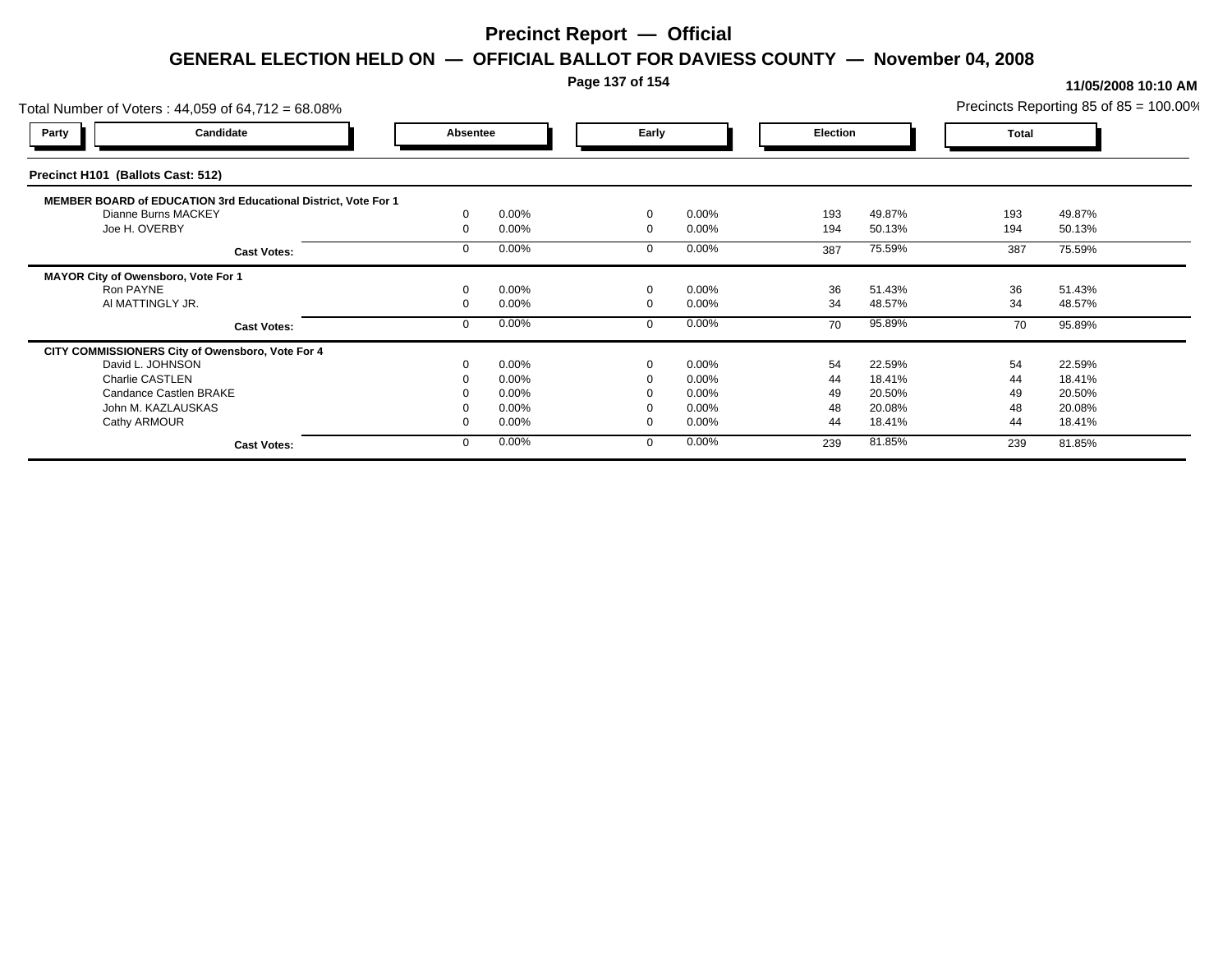# Precinct Report — Official

## GENERAL ELECTION HELD ON — OFFICIAL BALLOT FOR DAVIESS COUNTY — November 04, 2008

11/05/2008 10:10 AM

Total Number of Voters : 44,059 of 64,712 = 68.08%

Precincts Reporting 85 of 85 = 100.00%

### Precinct H101 (Ballots Cast: 512)

| Party | Candidate | Absentee | | Early | | Election | | Total | |
|---|---|---|---|---|---|---|---|---|---|
| | **MEMBER BOARD of EDUCATION 3rd Educational District, Vote For 1** | | | | | | | | |
| | Dianne Burns MACKEY | 0 | 0.00% | 0 | 0.00% | 193 | 49.87% | 193 | 49.87% |
| | Joe H. OVERBY | 0 | 0.00% | 0 | 0.00% | 194 | 50.13% | 194 | 50.13% |
| | **Cast Votes:** | 0 | 0.00% | 0 | 0.00% | 387 | 75.59% | 387 | 75.59% |
| | **MAYOR City of Owensboro, Vote For 1** | | | | | | | | |
| | Ron PAYNE | 0 | 0.00% | 0 | 0.00% | 36 | 51.43% | 36 | 51.43% |
| | Al MATTINGLY JR. | 0 | 0.00% | 0 | 0.00% | 34 | 48.57% | 34 | 48.57% |
| | **Cast Votes:** | 0 | 0.00% | 0 | 0.00% | 70 | 95.89% | 70 | 95.89% |
| | **CITY COMMISSIONERS City of Owensboro, Vote For 4** | | | | | | | | |
| | David L. JOHNSON | 0 | 0.00% | 0 | 0.00% | 54 | 22.59% | 54 | 22.59% |
| | Charlie CASTLEN | 0 | 0.00% | 0 | 0.00% | 44 | 18.41% | 44 | 18.41% |
| | Candance Castlen BRAKE | 0 | 0.00% | 0 | 0.00% | 49 | 20.50% | 49 | 20.50% |
| | John M. KAZLAUSKAS | 0 | 0.00% | 0 | 0.00% | 48 | 20.08% | 48 | 20.08% |
| | Cathy ARMOUR | 0 | 0.00% | 0 | 0.00% | 44 | 18.41% | 44 | 18.41% |
| | **Cast Votes:** | 0 | 0.00% | 0 | 0.00% | 239 | 81.85% | 239 | 81.85% |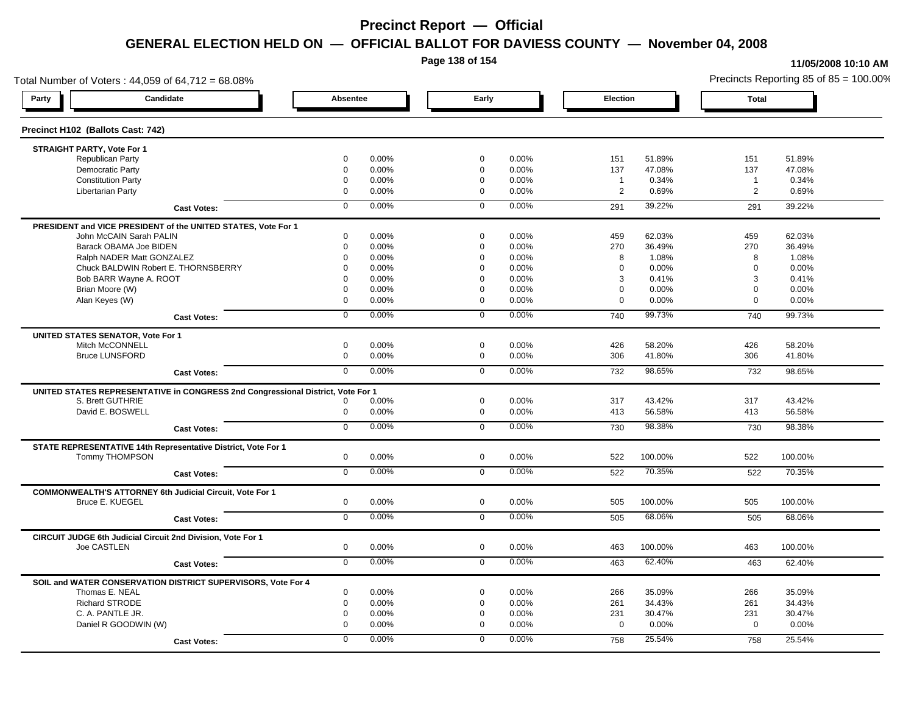# Precinct Report — Official

## GENERAL ELECTION HELD ON — OFFICIAL BALLOT FOR DAVIESS COUNTY — November 04, 2008

11/05/2008 10:10 AM

Total Number of Voters : 44,059 of 64,712 = 68.08%

Precincts Reporting 85 of 85 = 100.00%

### Precinct H102 (Ballots Cast: 742)

| Party / Candidate | Absentee | | Early | | Election | | Total | |
|---|---|---|---|---|---|---|---|---|
| **STRAIGHT PARTY, Vote For 1** | | | | | | | | |
| Republican Party | 0 | 0.00% | 0 | 0.00% | 151 | 51.89% | 151 | 51.89% |
| Democratic Party | 0 | 0.00% | 0 | 0.00% | 137 | 47.08% | 137 | 47.08% |
| Constitution Party | 0 | 0.00% | 0 | 0.00% | 1 | 0.34% | 1 | 0.34% |
| Libertarian Party | 0 | 0.00% | 0 | 0.00% | 2 | 0.69% | 2 | 0.69% |
| **Cast Votes:** | 0 | 0.00% | 0 | 0.00% | 291 | 39.22% | 291 | 39.22% |
| **PRESIDENT and VICE PRESIDENT of the UNITED STATES, Vote For 1** | | | | | | | | |
| John McCAIN Sarah PALIN | 0 | 0.00% | 0 | 0.00% | 459 | 62.03% | 459 | 62.03% |
| Barack OBAMA Joe BIDEN | 0 | 0.00% | 0 | 0.00% | 270 | 36.49% | 270 | 36.49% |
| Ralph NADER Matt GONZALEZ | 0 | 0.00% | 0 | 0.00% | 8 | 1.08% | 8 | 1.08% |
| Chuck BALDWIN Robert E. THORNSBERRY | 0 | 0.00% | 0 | 0.00% | 0 | 0.00% | 0 | 0.00% |
| Bob BARR Wayne A. ROOT | 0 | 0.00% | 0 | 0.00% | 3 | 0.41% | 3 | 0.41% |
| Brian Moore (W) | 0 | 0.00% | 0 | 0.00% | 0 | 0.00% | 0 | 0.00% |
| Alan Keyes (W) | 0 | 0.00% | 0 | 0.00% | 0 | 0.00% | 0 | 0.00% |
| **Cast Votes:** | 0 | 0.00% | 0 | 0.00% | 740 | 99.73% | 740 | 99.73% |
| **UNITED STATES SENATOR, Vote For 1** | | | | | | | | |
| Mitch McCONNELL | 0 | 0.00% | 0 | 0.00% | 426 | 58.20% | 426 | 58.20% |
| Bruce LUNSFORD | 0 | 0.00% | 0 | 0.00% | 306 | 41.80% | 306 | 41.80% |
| **Cast Votes:** | 0 | 0.00% | 0 | 0.00% | 732 | 98.65% | 732 | 98.65% |
| **UNITED STATES REPRESENTATIVE in CONGRESS 2nd Congressional District, Vote For 1** | | | | | | | | |
| S. Brett GUTHRIE | 0 | 0.00% | 0 | 0.00% | 317 | 43.42% | 317 | 43.42% |
| David E. BOSWELL | 0 | 0.00% | 0 | 0.00% | 413 | 56.58% | 413 | 56.58% |
| **Cast Votes:** | 0 | 0.00% | 0 | 0.00% | 730 | 98.38% | 730 | 98.38% |
| **STATE REPRESENTATIVE 14th Representative District, Vote For 1** | | | | | | | | |
| Tommy THOMPSON | 0 | 0.00% | 0 | 0.00% | 522 | 100.00% | 522 | 100.00% |
| **Cast Votes:** | 0 | 0.00% | 0 | 0.00% | 522 | 70.35% | 522 | 70.35% |
| **COMMONWEALTH'S ATTORNEY 6th Judicial Circuit, Vote For 1** | | | | | | | | |
| Bruce E. KUEGEL | 0 | 0.00% | 0 | 0.00% | 505 | 100.00% | 505 | 100.00% |
| **Cast Votes:** | 0 | 0.00% | 0 | 0.00% | 505 | 68.06% | 505 | 68.06% |
| **CIRCUIT JUDGE 6th Judicial Circuit 2nd Division, Vote For 1** | | | | | | | | |
| Joe CASTLEN | 0 | 0.00% | 0 | 0.00% | 463 | 100.00% | 463 | 100.00% |
| **Cast Votes:** | 0 | 0.00% | 0 | 0.00% | 463 | 62.40% | 463 | 62.40% |
| **SOIL and WATER CONSERVATION DISTRICT SUPERVISORS, Vote For 4** | | | | | | | | |
| Thomas E. NEAL | 0 | 0.00% | 0 | 0.00% | 266 | 35.09% | 266 | 35.09% |
| Richard STRODE | 0 | 0.00% | 0 | 0.00% | 261 | 34.43% | 261 | 34.43% |
| C. A. PANTLE JR. | 0 | 0.00% | 0 | 0.00% | 231 | 30.47% | 231 | 30.47% |
| Daniel R GOODWIN (W) | 0 | 0.00% | 0 | 0.00% | 0 | 0.00% | 0 | 0.00% |
| **Cast Votes:** | 0 | 0.00% | 0 | 0.00% | 758 | 25.54% | 758 | 25.54% |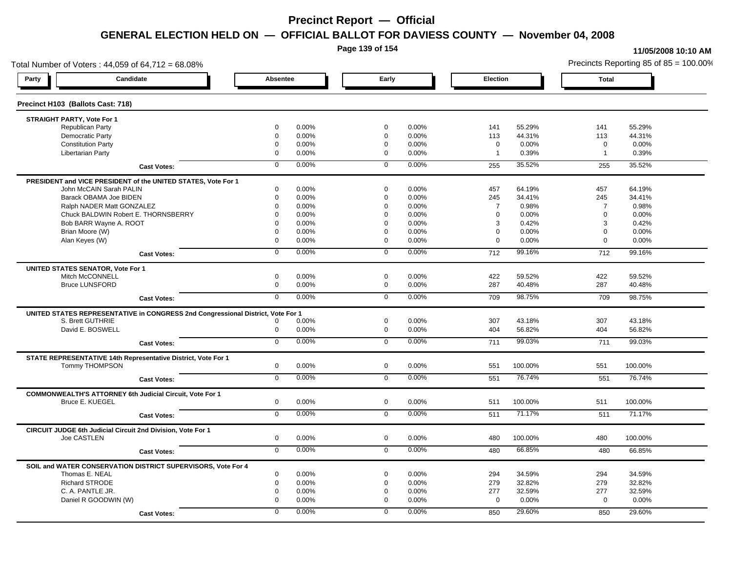# Precinct Report — Official

## GENERAL ELECTION HELD ON — OFFICIAL BALLOT FOR DAVIESS COUNTY — November 04, 2008

11/05/2008 10:10 AM

Total Number of Voters : 44,059 of 64,712 = 68.08%

Precincts Reporting 85 of 85 = 100.00%

### Precinct H103 (Ballots Cast: 718)

| Party | Candidate | Absentee | | Early | | Election | | Total | |
|---|---|---|---|---|---|---|---|---|---|
| **STRAIGHT PARTY, Vote For 1** | | | | | | | | | |
| | Republican Party | 0 | 0.00% | 0 | 0.00% | 141 | 55.29% | 141 | 55.29% |
| | Democratic Party | 0 | 0.00% | 0 | 0.00% | 113 | 44.31% | 113 | 44.31% |
| | Constitution Party | 0 | 0.00% | 0 | 0.00% | 0 | 0.00% | 0 | 0.00% |
| | Libertarian Party | 0 | 0.00% | 0 | 0.00% | 1 | 0.39% | 1 | 0.39% |
| | **Cast Votes:** | 0 | 0.00% | 0 | 0.00% | 255 | 35.52% | 255 | 35.52% |
| **PRESIDENT and VICE PRESIDENT of the UNITED STATES, Vote For 1** | | | | | | | | | |
| | John McCAIN Sarah PALIN | 0 | 0.00% | 0 | 0.00% | 457 | 64.19% | 457 | 64.19% |
| | Barack OBAMA Joe BIDEN | 0 | 0.00% | 0 | 0.00% | 245 | 34.41% | 245 | 34.41% |
| | Ralph NADER Matt GONZALEZ | 0 | 0.00% | 0 | 0.00% | 7 | 0.98% | 7 | 0.98% |
| | Chuck BALDWIN Robert E. THORNSBERRY | 0 | 0.00% | 0 | 0.00% | 0 | 0.00% | 0 | 0.00% |
| | Bob BARR Wayne A. ROOT | 0 | 0.00% | 0 | 0.00% | 3 | 0.42% | 3 | 0.42% |
| | Brian Moore (W) | 0 | 0.00% | 0 | 0.00% | 0 | 0.00% | 0 | 0.00% |
| | Alan Keyes (W) | 0 | 0.00% | 0 | 0.00% | 0 | 0.00% | 0 | 0.00% |
| | **Cast Votes:** | 0 | 0.00% | 0 | 0.00% | 712 | 99.16% | 712 | 99.16% |
| **UNITED STATES SENATOR, Vote For 1** | | | | | | | | | |
| | Mitch McCONNELL | 0 | 0.00% | 0 | 0.00% | 422 | 59.52% | 422 | 59.52% |
| | Bruce LUNSFORD | 0 | 0.00% | 0 | 0.00% | 287 | 40.48% | 287 | 40.48% |
| | **Cast Votes:** | 0 | 0.00% | 0 | 0.00% | 709 | 98.75% | 709 | 98.75% |
| **UNITED STATES REPRESENTATIVE in CONGRESS 2nd Congressional District, Vote For 1** | | | | | | | | | |
| | S. Brett GUTHRIE | 0 | 0.00% | 0 | 0.00% | 307 | 43.18% | 307 | 43.18% |
| | David E. BOSWELL | 0 | 0.00% | 0 | 0.00% | 404 | 56.82% | 404 | 56.82% |
| | **Cast Votes:** | 0 | 0.00% | 0 | 0.00% | 711 | 99.03% | 711 | 99.03% |
| **STATE REPRESENTATIVE 14th Representative District, Vote For 1** | | | | | | | | | |
| | Tommy THOMPSON | 0 | 0.00% | 0 | 0.00% | 551 | 100.00% | 551 | 100.00% |
| | **Cast Votes:** | 0 | 0.00% | 0 | 0.00% | 551 | 76.74% | 551 | 76.74% |
| **COMMONWEALTH'S ATTORNEY 6th Judicial Circuit, Vote For 1** | | | | | | | | | |
| | Bruce E. KUEGEL | 0 | 0.00% | 0 | 0.00% | 511 | 100.00% | 511 | 100.00% |
| | **Cast Votes:** | 0 | 0.00% | 0 | 0.00% | 511 | 71.17% | 511 | 71.17% |
| **CIRCUIT JUDGE 6th Judicial Circuit 2nd Division, Vote For 1** | | | | | | | | | |
| | Joe CASTLEN | 0 | 0.00% | 0 | 0.00% | 480 | 100.00% | 480 | 100.00% |
| | **Cast Votes:** | 0 | 0.00% | 0 | 0.00% | 480 | 66.85% | 480 | 66.85% |
| **SOIL and WATER CONSERVATION DISTRICT SUPERVISORS, Vote For 4** | | | | | | | | | |
| | Thomas E. NEAL | 0 | 0.00% | 0 | 0.00% | 294 | 34.59% | 294 | 34.59% |
| | Richard STRODE | 0 | 0.00% | 0 | 0.00% | 279 | 32.82% | 279 | 32.82% |
| | C. A. PANTLE JR. | 0 | 0.00% | 0 | 0.00% | 277 | 32.59% | 277 | 32.59% |
| | Daniel R GOODWIN (W) | 0 | 0.00% | 0 | 0.00% | 0 | 0.00% | 0 | 0.00% |
| | **Cast Votes:** | 0 | 0.00% | 0 | 0.00% | 850 | 29.60% | 850 | 29.60% |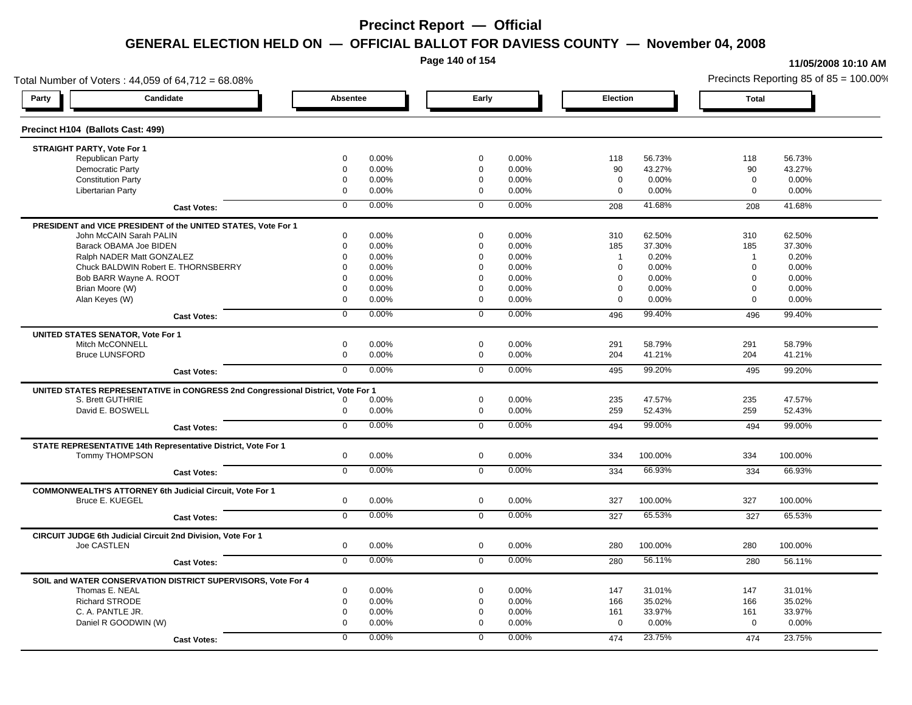# Precinct Report — Official

## GENERAL ELECTION HELD ON — OFFICIAL BALLOT FOR DAVIESS COUNTY — November 04, 2008

11/05/2008 10:10 AM

Total Number of Voters : 44,059 of 64,712 = 68.08%

Precincts Reporting 85 of 85 = 100.00%

### Precinct H104 (Ballots Cast: 499)

| Party | Candidate | Absentee | | Early | | Election | | Total | |
|---|---|---|---|---|---|---|---|---|---|
| **STRAIGHT PARTY, Vote For 1** | | | | | | | | | |
| | Republican Party | 0 | 0.00% | 0 | 0.00% | 118 | 56.73% | 118 | 56.73% |
| | Democratic Party | 0 | 0.00% | 0 | 0.00% | 90 | 43.27% | 90 | 43.27% |
| | Constitution Party | 0 | 0.00% | 0 | 0.00% | 0 | 0.00% | 0 | 0.00% |
| | Libertarian Party | 0 | 0.00% | 0 | 0.00% | 0 | 0.00% | 0 | 0.00% |
| | **Cast Votes:** | 0 | 0.00% | 0 | 0.00% | 208 | 41.68% | 208 | 41.68% |
| **PRESIDENT and VICE PRESIDENT of the UNITED STATES, Vote For 1** | | | | | | | | | |
| | John McCAIN Sarah PALIN | 0 | 0.00% | 0 | 0.00% | 310 | 62.50% | 310 | 62.50% |
| | Barack OBAMA Joe BIDEN | 0 | 0.00% | 0 | 0.00% | 185 | 37.30% | 185 | 37.30% |
| | Ralph NADER Matt GONZALEZ | 0 | 0.00% | 0 | 0.00% | 1 | 0.20% | 1 | 0.20% |
| | Chuck BALDWIN Robert E. THORNSBERRY | 0 | 0.00% | 0 | 0.00% | 0 | 0.00% | 0 | 0.00% |
| | Bob BARR Wayne A. ROOT | 0 | 0.00% | 0 | 0.00% | 0 | 0.00% | 0 | 0.00% |
| | Brian Moore (W) | 0 | 0.00% | 0 | 0.00% | 0 | 0.00% | 0 | 0.00% |
| | Alan Keyes (W) | 0 | 0.00% | 0 | 0.00% | 0 | 0.00% | 0 | 0.00% |
| | **Cast Votes:** | 0 | 0.00% | 0 | 0.00% | 496 | 99.40% | 496 | 99.40% |
| **UNITED STATES SENATOR, Vote For 1** | | | | | | | | | |
| | Mitch McCONNELL | 0 | 0.00% | 0 | 0.00% | 291 | 58.79% | 291 | 58.79% |
| | Bruce LUNSFORD | 0 | 0.00% | 0 | 0.00% | 204 | 41.21% | 204 | 41.21% |
| | **Cast Votes:** | 0 | 0.00% | 0 | 0.00% | 495 | 99.20% | 495 | 99.20% |
| **UNITED STATES REPRESENTATIVE in CONGRESS 2nd Congressional District, Vote For 1** | | | | | | | | | |
| | S. Brett GUTHRIE | 0 | 0.00% | 0 | 0.00% | 235 | 47.57% | 235 | 47.57% |
| | David E. BOSWELL | 0 | 0.00% | 0 | 0.00% | 259 | 52.43% | 259 | 52.43% |
| | **Cast Votes:** | 0 | 0.00% | 0 | 0.00% | 494 | 99.00% | 494 | 99.00% |
| **STATE REPRESENTATIVE 14th Representative District, Vote For 1** | | | | | | | | | |
| | Tommy THOMPSON | 0 | 0.00% | 0 | 0.00% | 334 | 100.00% | 334 | 100.00% |
| | **Cast Votes:** | 0 | 0.00% | 0 | 0.00% | 334 | 66.93% | 334 | 66.93% |
| **COMMONWEALTH'S ATTORNEY 6th Judicial Circuit, Vote For 1** | | | | | | | | | |
| | Bruce E. KUEGEL | 0 | 0.00% | 0 | 0.00% | 327 | 100.00% | 327 | 100.00% |
| | **Cast Votes:** | 0 | 0.00% | 0 | 0.00% | 327 | 65.53% | 327 | 65.53% |
| **CIRCUIT JUDGE 6th Judicial Circuit 2nd Division, Vote For 1** | | | | | | | | | |
| | Joe CASTLEN | 0 | 0.00% | 0 | 0.00% | 280 | 100.00% | 280 | 100.00% |
| | **Cast Votes:** | 0 | 0.00% | 0 | 0.00% | 280 | 56.11% | 280 | 56.11% |
| **SOIL and WATER CONSERVATION DISTRICT SUPERVISORS, Vote For 4** | | | | | | | | | |
| | Thomas E. NEAL | 0 | 0.00% | 0 | 0.00% | 147 | 31.01% | 147 | 31.01% |
| | Richard STRODE | 0 | 0.00% | 0 | 0.00% | 166 | 35.02% | 166 | 35.02% |
| | C. A. PANTLE JR. | 0 | 0.00% | 0 | 0.00% | 161 | 33.97% | 161 | 33.97% |
| | Daniel R GOODWIN (W) | 0 | 0.00% | 0 | 0.00% | 0 | 0.00% | 0 | 0.00% |
| | **Cast Votes:** | 0 | 0.00% | 0 | 0.00% | 474 | 23.75% | 474 | 23.75% |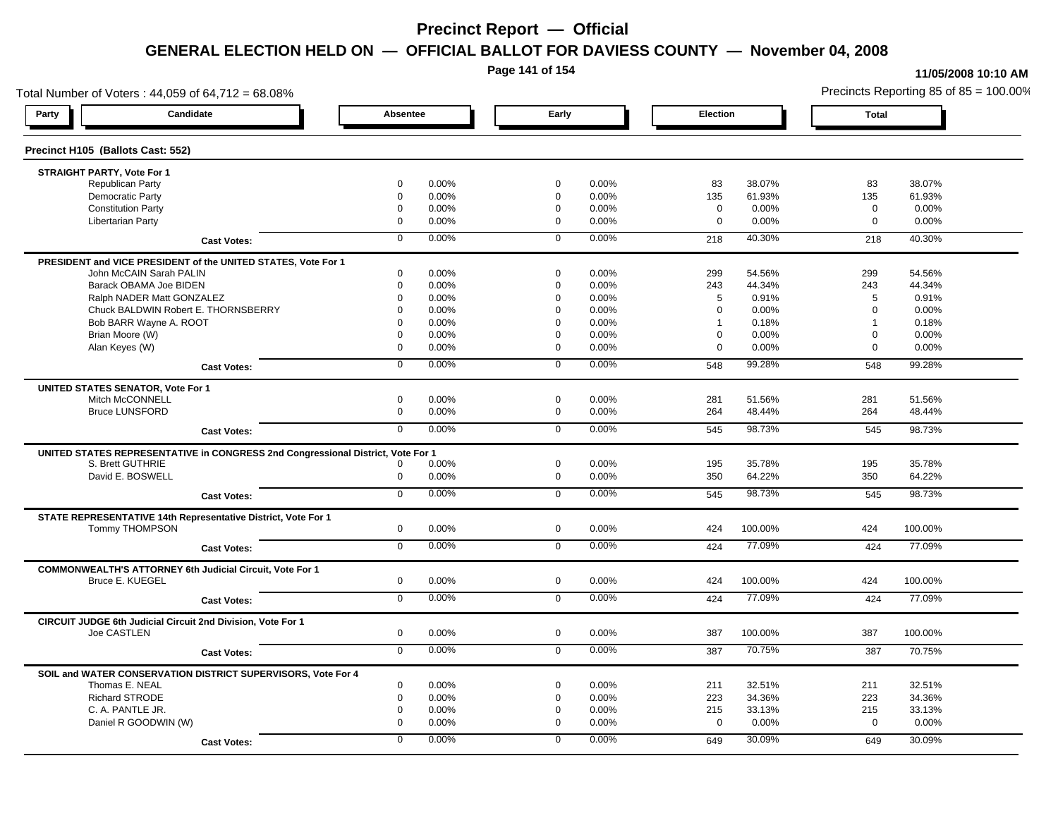# Precinct Report — Official

## GENERAL ELECTION HELD ON — OFFICIAL BALLOT FOR DAVIESS COUNTY — November 04, 2008

11/05/2008 10:10 AM

Total Number of Voters : 44,059 of 64,712 = 68.08%

Precincts Reporting 85 of 85 = 100.00%

### Precinct H105 (Ballots Cast: 552)

| Party | Candidate | Absentee | | Early | | Election | | Total | |
|---|---|---|---|---|---|---|---|---|---|
| **STRAIGHT PARTY, Vote For 1** | | | | | | | | | |
| | Republican Party | 0 | 0.00% | 0 | 0.00% | 83 | 38.07% | 83 | 38.07% |
| | Democratic Party | 0 | 0.00% | 0 | 0.00% | 135 | 61.93% | 135 | 61.93% |
| | Constitution Party | 0 | 0.00% | 0 | 0.00% | 0 | 0.00% | 0 | 0.00% |
| | Libertarian Party | 0 | 0.00% | 0 | 0.00% | 0 | 0.00% | 0 | 0.00% |
| | **Cast Votes:** | 0 | 0.00% | 0 | 0.00% | 218 | 40.30% | 218 | 40.30% |
| **PRESIDENT and VICE PRESIDENT of the UNITED STATES, Vote For 1** | | | | | | | | | |
| | John McCAIN Sarah PALIN | 0 | 0.00% | 0 | 0.00% | 299 | 54.56% | 299 | 54.56% |
| | Barack OBAMA Joe BIDEN | 0 | 0.00% | 0 | 0.00% | 243 | 44.34% | 243 | 44.34% |
| | Ralph NADER Matt GONZALEZ | 0 | 0.00% | 0 | 0.00% | 5 | 0.91% | 5 | 0.91% |
| | Chuck BALDWIN Robert E. THORNSBERRY | 0 | 0.00% | 0 | 0.00% | 0 | 0.00% | 0 | 0.00% |
| | Bob BARR Wayne A. ROOT | 0 | 0.00% | 0 | 0.00% | 1 | 0.18% | 1 | 0.18% |
| | Brian Moore (W) | 0 | 0.00% | 0 | 0.00% | 0 | 0.00% | 0 | 0.00% |
| | Alan Keyes (W) | 0 | 0.00% | 0 | 0.00% | 0 | 0.00% | 0 | 0.00% |
| | **Cast Votes:** | 0 | 0.00% | 0 | 0.00% | 548 | 99.28% | 548 | 99.28% |
| **UNITED STATES SENATOR, Vote For 1** | | | | | | | | | |
| | Mitch McCONNELL | 0 | 0.00% | 0 | 0.00% | 281 | 51.56% | 281 | 51.56% |
| | Bruce LUNSFORD | 0 | 0.00% | 0 | 0.00% | 264 | 48.44% | 264 | 48.44% |
| | **Cast Votes:** | 0 | 0.00% | 0 | 0.00% | 545 | 98.73% | 545 | 98.73% |
| **UNITED STATES REPRESENTATIVE in CONGRESS 2nd Congressional District, Vote For 1** | | | | | | | | | |
| | S. Brett GUTHRIE | 0 | 0.00% | 0 | 0.00% | 195 | 35.78% | 195 | 35.78% |
| | David E. BOSWELL | 0 | 0.00% | 0 | 0.00% | 350 | 64.22% | 350 | 64.22% |
| | **Cast Votes:** | 0 | 0.00% | 0 | 0.00% | 545 | 98.73% | 545 | 98.73% |
| **STATE REPRESENTATIVE 14th Representative District, Vote For 1** | | | | | | | | | |
| | Tommy THOMPSON | 0 | 0.00% | 0 | 0.00% | 424 | 100.00% | 424 | 100.00% |
| | **Cast Votes:** | 0 | 0.00% | 0 | 0.00% | 424 | 77.09% | 424 | 77.09% |
| **COMMONWEALTH'S ATTORNEY 6th Judicial Circuit, Vote For 1** | | | | | | | | | |
| | Bruce E. KUEGEL | 0 | 0.00% | 0 | 0.00% | 424 | 100.00% | 424 | 100.00% |
| | **Cast Votes:** | 0 | 0.00% | 0 | 0.00% | 424 | 77.09% | 424 | 77.09% |
| **CIRCUIT JUDGE 6th Judicial Circuit 2nd Division, Vote For 1** | | | | | | | | | |
| | Joe CASTLEN | 0 | 0.00% | 0 | 0.00% | 387 | 100.00% | 387 | 100.00% |
| | **Cast Votes:** | 0 | 0.00% | 0 | 0.00% | 387 | 70.75% | 387 | 70.75% |
| **SOIL and WATER CONSERVATION DISTRICT SUPERVISORS, Vote For 4** | | | | | | | | | |
| | Thomas E. NEAL | 0 | 0.00% | 0 | 0.00% | 211 | 32.51% | 211 | 32.51% |
| | Richard STRODE | 0 | 0.00% | 0 | 0.00% | 223 | 34.36% | 223 | 34.36% |
| | C. A. PANTLE JR. | 0 | 0.00% | 0 | 0.00% | 215 | 33.13% | 215 | 33.13% |
| | Daniel R GOODWIN (W) | 0 | 0.00% | 0 | 0.00% | 0 | 0.00% | 0 | 0.00% |
| | **Cast Votes:** | 0 | 0.00% | 0 | 0.00% | 649 | 30.09% | 649 | 30.09% |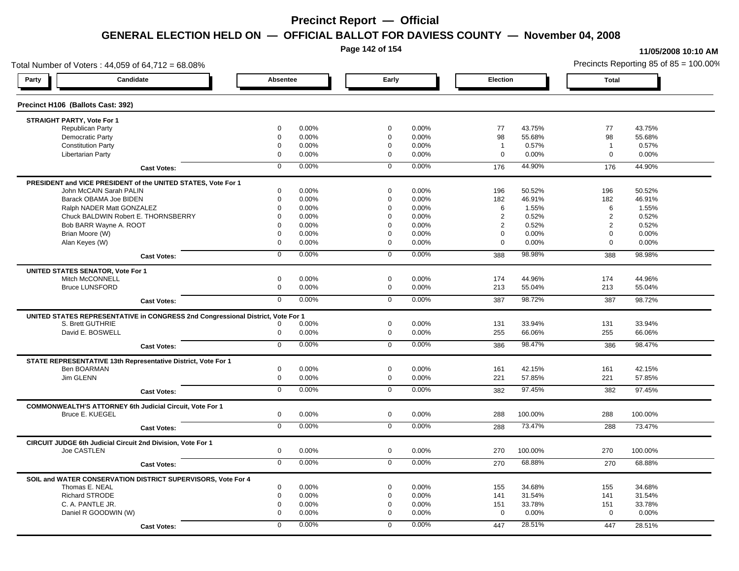# Precinct Report — Official

## GENERAL ELECTION HELD ON — OFFICIAL BALLOT FOR DAVIESS COUNTY — November 04, 2008

11/05/2008 10:10 AM

Total Number of Voters : 44,059 of 64,712 = 68.08%

Precincts Reporting 85 of 85 = 100.00%

### Precinct H106 (Ballots Cast: 392)

| Party | Candidate | Absentee | | Early | | Election | | Total | |
|---|---|---|---|---|---|---|---|---|---|
| **STRAIGHT PARTY, Vote For 1** | | | | | | | | | |
| | Republican Party | 0 | 0.00% | 0 | 0.00% | 77 | 43.75% | 77 | 43.75% |
| | Democratic Party | 0 | 0.00% | 0 | 0.00% | 98 | 55.68% | 98 | 55.68% |
| | Constitution Party | 0 | 0.00% | 0 | 0.00% | 1 | 0.57% | 1 | 0.57% |
| | Libertarian Party | 0 | 0.00% | 0 | 0.00% | 0 | 0.00% | 0 | 0.00% |
| | **Cast Votes:** | 0 | 0.00% | 0 | 0.00% | 176 | 44.90% | 176 | 44.90% |
| **PRESIDENT and VICE PRESIDENT of the UNITED STATES, Vote For 1** | | | | | | | | | |
| | John McCAIN Sarah PALIN | 0 | 0.00% | 0 | 0.00% | 196 | 50.52% | 196 | 50.52% |
| | Barack OBAMA Joe BIDEN | 0 | 0.00% | 0 | 0.00% | 182 | 46.91% | 182 | 46.91% |
| | Ralph NADER Matt GONZALEZ | 0 | 0.00% | 0 | 0.00% | 6 | 1.55% | 6 | 1.55% |
| | Chuck BALDWIN Robert E. THORNSBERRY | 0 | 0.00% | 0 | 0.00% | 2 | 0.52% | 2 | 0.52% |
| | Bob BARR Wayne A. ROOT | 0 | 0.00% | 0 | 0.00% | 2 | 0.52% | 2 | 0.52% |
| | Brian Moore (W) | 0 | 0.00% | 0 | 0.00% | 0 | 0.00% | 0 | 0.00% |
| | Alan Keyes (W) | 0 | 0.00% | 0 | 0.00% | 0 | 0.00% | 0 | 0.00% |
| | **Cast Votes:** | 0 | 0.00% | 0 | 0.00% | 388 | 98.98% | 388 | 98.98% |
| **UNITED STATES SENATOR, Vote For 1** | | | | | | | | | |
| | Mitch McCONNELL | 0 | 0.00% | 0 | 0.00% | 174 | 44.96% | 174 | 44.96% |
| | Bruce LUNSFORD | 0 | 0.00% | 0 | 0.00% | 213 | 55.04% | 213 | 55.04% |
| | **Cast Votes:** | 0 | 0.00% | 0 | 0.00% | 387 | 98.72% | 387 | 98.72% |
| **UNITED STATES REPRESENTATIVE in CONGRESS 2nd Congressional District, Vote For 1** | | | | | | | | | |
| | S. Brett GUTHRIE | 0 | 0.00% | 0 | 0.00% | 131 | 33.94% | 131 | 33.94% |
| | David E. BOSWELL | 0 | 0.00% | 0 | 0.00% | 255 | 66.06% | 255 | 66.06% |
| | **Cast Votes:** | 0 | 0.00% | 0 | 0.00% | 386 | 98.47% | 386 | 98.47% |
| **STATE REPRESENTATIVE 13th Representative District, Vote For 1** | | | | | | | | | |
| | Ben BOARMAN | 0 | 0.00% | 0 | 0.00% | 161 | 42.15% | 161 | 42.15% |
| | Jim GLENN | 0 | 0.00% | 0 | 0.00% | 221 | 57.85% | 221 | 57.85% |
| | **Cast Votes:** | 0 | 0.00% | 0 | 0.00% | 382 | 97.45% | 382 | 97.45% |
| **COMMONWEALTH'S ATTORNEY 6th Judicial Circuit, Vote For 1** | | | | | | | | | |
| | Bruce E. KUEGEL | 0 | 0.00% | 0 | 0.00% | 288 | 100.00% | 288 | 100.00% |
| | **Cast Votes:** | 0 | 0.00% | 0 | 0.00% | 288 | 73.47% | 288 | 73.47% |
| **CIRCUIT JUDGE 6th Judicial Circuit 2nd Division, Vote For 1** | | | | | | | | | |
| | Joe CASTLEN | 0 | 0.00% | 0 | 0.00% | 270 | 100.00% | 270 | 100.00% |
| | **Cast Votes:** | 0 | 0.00% | 0 | 0.00% | 270 | 68.88% | 270 | 68.88% |
| **SOIL and WATER CONSERVATION DISTRICT SUPERVISORS, Vote For 4** | | | | | | | | | |
| | Thomas E. NEAL | 0 | 0.00% | 0 | 0.00% | 155 | 34.68% | 155 | 34.68% |
| | Richard STRODE | 0 | 0.00% | 0 | 0.00% | 141 | 31.54% | 141 | 31.54% |
| | C. A. PANTLE JR. | 0 | 0.00% | 0 | 0.00% | 151 | 33.78% | 151 | 33.78% |
| | Daniel R GOODWIN (W) | 0 | 0.00% | 0 | 0.00% | 0 | 0.00% | 0 | 0.00% |
| | **Cast Votes:** | 0 | 0.00% | 0 | 0.00% | 447 | 28.51% | 447 | 28.51% |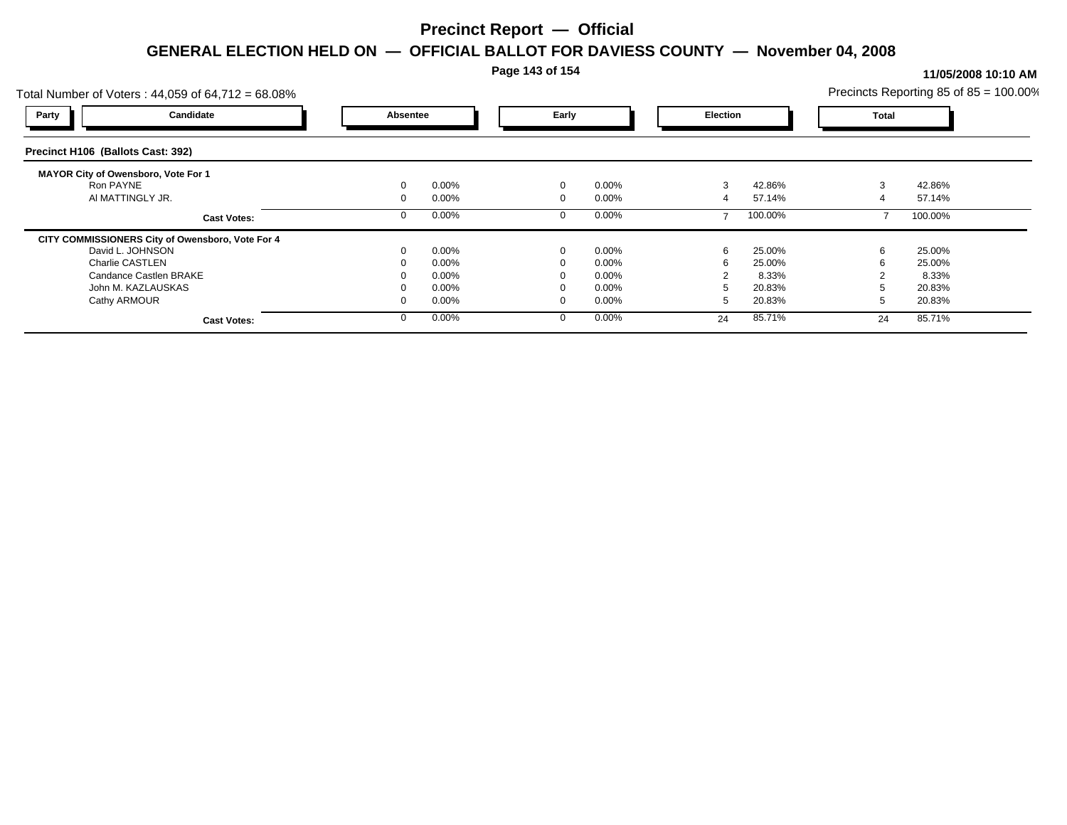# Precinct Report — Official

## GENERAL ELECTION HELD ON — OFFICIAL BALLOT FOR DAVIESS COUNTY — November 04, 2008

11/05/2008 10:10 AM

Total Number of Voters : 44,059 of 64,712 = 68.08%

Precincts Reporting 85 of 85 = 100.00%

| Party | Candidate | Absentee | | Early | | Election | | Total | |
|---|---|---|---|---|---|---|---|---|---|
| **Precinct H106 (Ballots Cast: 392)** | | | | | | | | | |
| **MAYOR City of Owensboro, Vote For 1** | | | | | | | | | |
| | Ron PAYNE | 0 | 0.00% | 0 | 0.00% | 3 | 42.86% | 3 | 42.86% |
| | Al MATTINGLY JR. | 0 | 0.00% | 0 | 0.00% | 4 | 57.14% | 4 | 57.14% |
| | **Cast Votes:** | 0 | 0.00% | 0 | 0.00% | 7 | 100.00% | 7 | 100.00% |
| **CITY COMMISSIONERS City of Owensboro, Vote For 4** | | | | | | | | | |
| | David L. JOHNSON | 0 | 0.00% | 0 | 0.00% | 6 | 25.00% | 6 | 25.00% |
| | Charlie CASTLEN | 0 | 0.00% | 0 | 0.00% | 6 | 25.00% | 6 | 25.00% |
| | Candance Castlen BRAKE | 0 | 0.00% | 0 | 0.00% | 2 | 8.33% | 2 | 8.33% |
| | John M. KAZLAUSKAS | 0 | 0.00% | 0 | 0.00% | 5 | 20.83% | 5 | 20.83% |
| | Cathy ARMOUR | 0 | 0.00% | 0 | 0.00% | 5 | 20.83% | 5 | 20.83% |
| | **Cast Votes:** | 0 | 0.00% | 0 | 0.00% | 24 | 85.71% | 24 | 85.71% |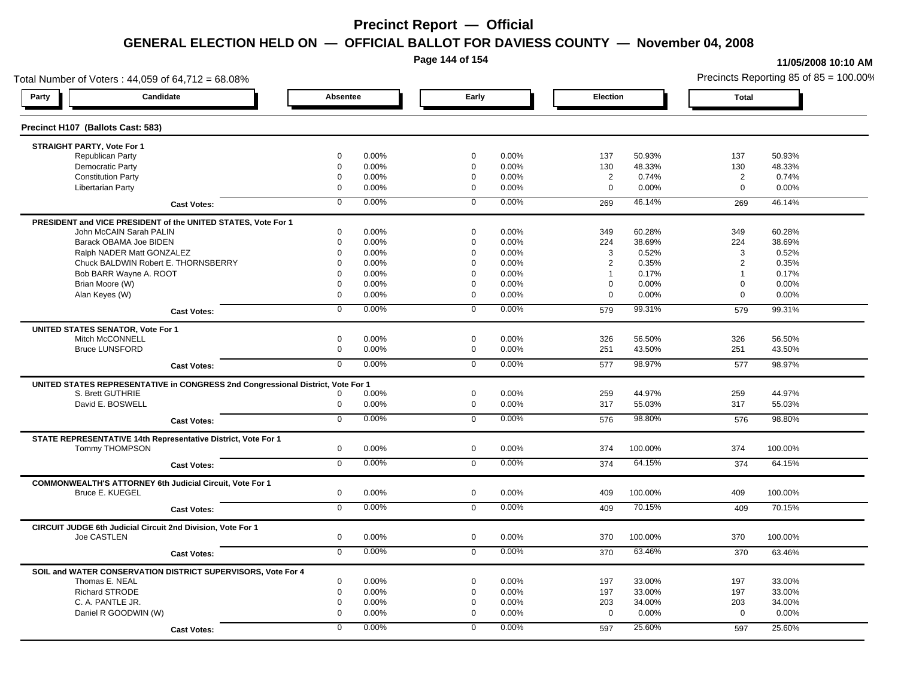# Precinct Report — Official

## GENERAL ELECTION HELD ON — OFFICIAL BALLOT FOR DAVIESS COUNTY — November 04, 2008

11/05/2008 10:10 AM

Total Number of Voters : 44,059 of 64,712 = 68.08%

Precincts Reporting 85 of 85 = 100.00%

### Precinct H107 (Ballots Cast: 583)

| Party | Candidate | Absentee | | Early | | Election | | Total | |
|---|---|---|---|---|---|---|---|---|---|
| **STRAIGHT PARTY, Vote For 1** | | | | | | | | | |
| | Republican Party | 0 | 0.00% | 0 | 0.00% | 137 | 50.93% | 137 | 50.93% |
| | Democratic Party | 0 | 0.00% | 0 | 0.00% | 130 | 48.33% | 130 | 48.33% |
| | Constitution Party | 0 | 0.00% | 0 | 0.00% | 2 | 0.74% | 2 | 0.74% |
| | Libertarian Party | 0 | 0.00% | 0 | 0.00% | 0 | 0.00% | 0 | 0.00% |
| | **Cast Votes:** | 0 | 0.00% | 0 | 0.00% | 269 | 46.14% | 269 | 46.14% |
| **PRESIDENT and VICE PRESIDENT of the UNITED STATES, Vote For 1** | | | | | | | | | |
| | John McCAIN Sarah PALIN | 0 | 0.00% | 0 | 0.00% | 349 | 60.28% | 349 | 60.28% |
| | Barack OBAMA Joe BIDEN | 0 | 0.00% | 0 | 0.00% | 224 | 38.69% | 224 | 38.69% |
| | Ralph NADER Matt GONZALEZ | 0 | 0.00% | 0 | 0.00% | 3 | 0.52% | 3 | 0.52% |
| | Chuck BALDWIN Robert E. THORNSBERRY | 0 | 0.00% | 0 | 0.00% | 2 | 0.35% | 2 | 0.35% |
| | Bob BARR Wayne A. ROOT | 0 | 0.00% | 0 | 0.00% | 1 | 0.17% | 1 | 0.17% |
| | Brian Moore (W) | 0 | 0.00% | 0 | 0.00% | 0 | 0.00% | 0 | 0.00% |
| | Alan Keyes (W) | 0 | 0.00% | 0 | 0.00% | 0 | 0.00% | 0 | 0.00% |
| | **Cast Votes:** | 0 | 0.00% | 0 | 0.00% | 579 | 99.31% | 579 | 99.31% |
| **UNITED STATES SENATOR, Vote For 1** | | | | | | | | | |
| | Mitch McCONNELL | 0 | 0.00% | 0 | 0.00% | 326 | 56.50% | 326 | 56.50% |
| | Bruce LUNSFORD | 0 | 0.00% | 0 | 0.00% | 251 | 43.50% | 251 | 43.50% |
| | **Cast Votes:** | 0 | 0.00% | 0 | 0.00% | 577 | 98.97% | 577 | 98.97% |
| **UNITED STATES REPRESENTATIVE in CONGRESS 2nd Congressional District, Vote For 1** | | | | | | | | | |
| | S. Brett GUTHRIE | 0 | 0.00% | 0 | 0.00% | 259 | 44.97% | 259 | 44.97% |
| | David E. BOSWELL | 0 | 0.00% | 0 | 0.00% | 317 | 55.03% | 317 | 55.03% |
| | **Cast Votes:** | 0 | 0.00% | 0 | 0.00% | 576 | 98.80% | 576 | 98.80% |
| **STATE REPRESENTATIVE 14th Representative District, Vote For 1** | | | | | | | | | |
| | Tommy THOMPSON | 0 | 0.00% | 0 | 0.00% | 374 | 100.00% | 374 | 100.00% |
| | **Cast Votes:** | 0 | 0.00% | 0 | 0.00% | 374 | 64.15% | 374 | 64.15% |
| **COMMONWEALTH'S ATTORNEY 6th Judicial Circuit, Vote For 1** | | | | | | | | | |
| | Bruce E. KUEGEL | 0 | 0.00% | 0 | 0.00% | 409 | 100.00% | 409 | 100.00% |
| | **Cast Votes:** | 0 | 0.00% | 0 | 0.00% | 409 | 70.15% | 409 | 70.15% |
| **CIRCUIT JUDGE 6th Judicial Circuit 2nd Division, Vote For 1** | | | | | | | | | |
| | Joe CASTLEN | 0 | 0.00% | 0 | 0.00% | 370 | 100.00% | 370 | 100.00% |
| | **Cast Votes:** | 0 | 0.00% | 0 | 0.00% | 370 | 63.46% | 370 | 63.46% |
| **SOIL and WATER CONSERVATION DISTRICT SUPERVISORS, Vote For 4** | | | | | | | | | |
| | Thomas E. NEAL | 0 | 0.00% | 0 | 0.00% | 197 | 33.00% | 197 | 33.00% |
| | Richard STRODE | 0 | 0.00% | 0 | 0.00% | 197 | 33.00% | 197 | 33.00% |
| | C. A. PANTLE JR. | 0 | 0.00% | 0 | 0.00% | 203 | 34.00% | 203 | 34.00% |
| | Daniel R GOODWIN (W) | 0 | 0.00% | 0 | 0.00% | 0 | 0.00% | 0 | 0.00% |
| | **Cast Votes:** | 0 | 0.00% | 0 | 0.00% | 597 | 25.60% | 597 | 25.60% |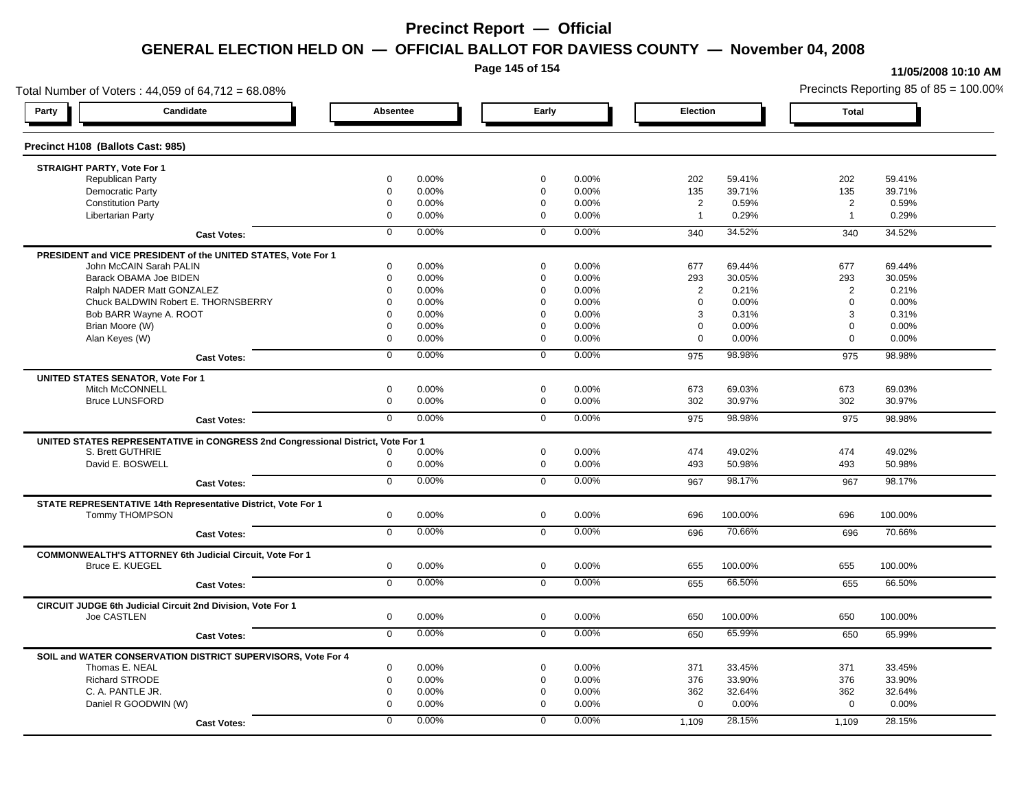# Precinct Report — Official

## GENERAL ELECTION HELD ON — OFFICIAL BALLOT FOR DAVIESS COUNTY — November 04, 2008

11/05/2008 10:10 AM

Total Number of Voters : 44,059 of 64,712 = 68.08%

Precincts Reporting 85 of 85 = 100.00%

### Precinct H108 (Ballots Cast: 985)

| Party / Candidate | Absentee | | Early | | Election | | Total | |
|---|---|---|---|---|---|---|---|---|
| **STRAIGHT PARTY, Vote For 1** | | | | | | | | |
| Republican Party | 0 | 0.00% | 0 | 0.00% | 202 | 59.41% | 202 | 59.41% |
| Democratic Party | 0 | 0.00% | 0 | 0.00% | 135 | 39.71% | 135 | 39.71% |
| Constitution Party | 0 | 0.00% | 0 | 0.00% | 2 | 0.59% | 2 | 0.59% |
| Libertarian Party | 0 | 0.00% | 0 | 0.00% | 1 | 0.29% | 1 | 0.29% |
| **Cast Votes:** | 0 | 0.00% | 0 | 0.00% | 340 | 34.52% | 340 | 34.52% |
| **PRESIDENT and VICE PRESIDENT of the UNITED STATES, Vote For 1** | | | | | | | | |
| John McCAIN Sarah PALIN | 0 | 0.00% | 0 | 0.00% | 677 | 69.44% | 677 | 69.44% |
| Barack OBAMA Joe BIDEN | 0 | 0.00% | 0 | 0.00% | 293 | 30.05% | 293 | 30.05% |
| Ralph NADER Matt GONZALEZ | 0 | 0.00% | 0 | 0.00% | 2 | 0.21% | 2 | 0.21% |
| Chuck BALDWIN Robert E. THORNSBERRY | 0 | 0.00% | 0 | 0.00% | 0 | 0.00% | 0 | 0.00% |
| Bob BARR Wayne A. ROOT | 0 | 0.00% | 0 | 0.00% | 3 | 0.31% | 3 | 0.31% |
| Brian Moore (W) | 0 | 0.00% | 0 | 0.00% | 0 | 0.00% | 0 | 0.00% |
| Alan Keyes (W) | 0 | 0.00% | 0 | 0.00% | 0 | 0.00% | 0 | 0.00% |
| **Cast Votes:** | 0 | 0.00% | 0 | 0.00% | 975 | 98.98% | 975 | 98.98% |
| **UNITED STATES SENATOR, Vote For 1** | | | | | | | | |
| Mitch McCONNELL | 0 | 0.00% | 0 | 0.00% | 673 | 69.03% | 673 | 69.03% |
| Bruce LUNSFORD | 0 | 0.00% | 0 | 0.00% | 302 | 30.97% | 302 | 30.97% |
| **Cast Votes:** | 0 | 0.00% | 0 | 0.00% | 975 | 98.98% | 975 | 98.98% |
| **UNITED STATES REPRESENTATIVE in CONGRESS 2nd Congressional District, Vote For 1** | | | | | | | | |
| S. Brett GUTHRIE | 0 | 0.00% | 0 | 0.00% | 474 | 49.02% | 474 | 49.02% |
| David E. BOSWELL | 0 | 0.00% | 0 | 0.00% | 493 | 50.98% | 493 | 50.98% |
| **Cast Votes:** | 0 | 0.00% | 0 | 0.00% | 967 | 98.17% | 967 | 98.17% |
| **STATE REPRESENTATIVE 14th Representative District, Vote For 1** | | | | | | | | |
| Tommy THOMPSON | 0 | 0.00% | 0 | 0.00% | 696 | 100.00% | 696 | 100.00% |
| **Cast Votes:** | 0 | 0.00% | 0 | 0.00% | 696 | 70.66% | 696 | 70.66% |
| **COMMONWEALTH'S ATTORNEY 6th Judicial Circuit, Vote For 1** | | | | | | | | |
| Bruce E. KUEGEL | 0 | 0.00% | 0 | 0.00% | 655 | 100.00% | 655 | 100.00% |
| **Cast Votes:** | 0 | 0.00% | 0 | 0.00% | 655 | 66.50% | 655 | 66.50% |
| **CIRCUIT JUDGE 6th Judicial Circuit 2nd Division, Vote For 1** | | | | | | | | |
| Joe CASTLEN | 0 | 0.00% | 0 | 0.00% | 650 | 100.00% | 650 | 100.00% |
| **Cast Votes:** | 0 | 0.00% | 0 | 0.00% | 650 | 65.99% | 650 | 65.99% |
| **SOIL and WATER CONSERVATION DISTRICT SUPERVISORS, Vote For 4** | | | | | | | | |
| Thomas E. NEAL | 0 | 0.00% | 0 | 0.00% | 371 | 33.45% | 371 | 33.45% |
| Richard STRODE | 0 | 0.00% | 0 | 0.00% | 376 | 33.90% | 376 | 33.90% |
| C. A. PANTLE JR. | 0 | 0.00% | 0 | 0.00% | 362 | 32.64% | 362 | 32.64% |
| Daniel R GOODWIN (W) | 0 | 0.00% | 0 | 0.00% | 0 | 0.00% | 0 | 0.00% |
| **Cast Votes:** | 0 | 0.00% | 0 | 0.00% | 1,109 | 28.15% | 1,109 | 28.15% |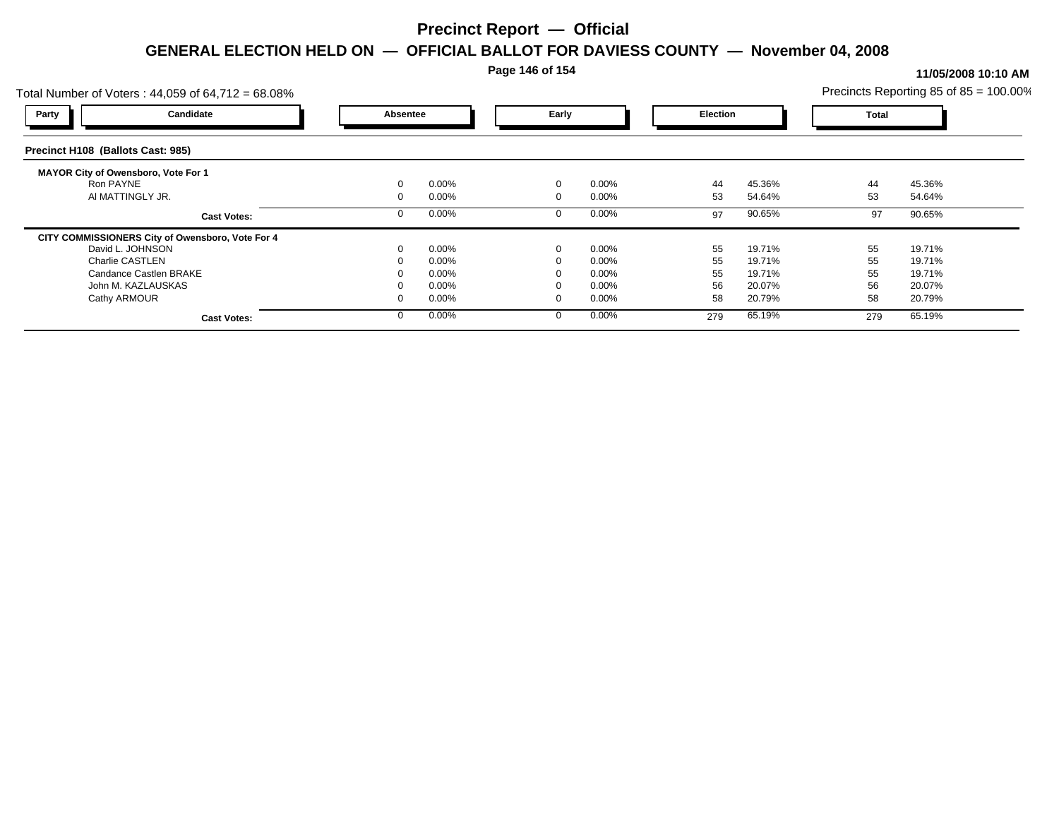# Precinct Report — Official

## GENERAL ELECTION HELD ON — OFFICIAL BALLOT FOR DAVIESS COUNTY — November 04, 2008

**11/05/2008 10:10 AM**

Total Number of Voters : 44,059 of 64,712 = 68.08%

Precincts Reporting 85 of 85 = 100.00%

| Party | Candidate | Absentee | | Early | | Election | | Total | |
|---|---|---|---|---|---|---|---|---|---|
| **Precinct H108 (Ballots Cast: 985)** | | | | | | | | | |
| **MAYOR City of Owensboro, Vote For 1** | | | | | | | | | |
| | Ron PAYNE | 0 | 0.00% | 0 | 0.00% | 44 | 45.36% | 44 | 45.36% |
| | Al MATTINGLY JR. | 0 | 0.00% | 0 | 0.00% | 53 | 54.64% | 53 | 54.64% |
| | **Cast Votes:** | 0 | 0.00% | 0 | 0.00% | 97 | 90.65% | 97 | 90.65% |
| **CITY COMMISSIONERS City of Owensboro, Vote For 4** | | | | | | | | | |
| | David L. JOHNSON | 0 | 0.00% | 0 | 0.00% | 55 | 19.71% | 55 | 19.71% |
| | Charlie CASTLEN | 0 | 0.00% | 0 | 0.00% | 55 | 19.71% | 55 | 19.71% |
| | Candance Castlen BRAKE | 0 | 0.00% | 0 | 0.00% | 55 | 19.71% | 55 | 19.71% |
| | John M. KAZLAUSKAS | 0 | 0.00% | 0 | 0.00% | 56 | 20.07% | 56 | 20.07% |
| | Cathy ARMOUR | 0 | 0.00% | 0 | 0.00% | 58 | 20.79% | 58 | 20.79% |
| | **Cast Votes:** | 0 | 0.00% | 0 | 0.00% | 279 | 65.19% | 279 | 65.19% |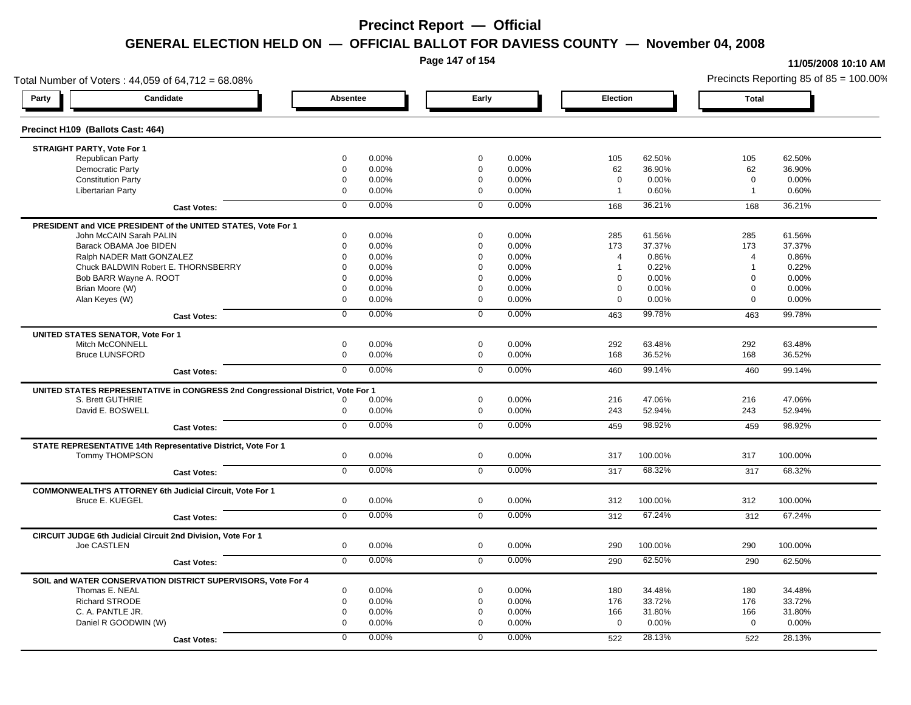# Precinct Report — Official

## GENERAL ELECTION HELD ON — OFFICIAL BALLOT FOR DAVIESS COUNTY — November 04, 2008

11/05/2008 10:10 AM

Total Number of Voters : 44,059 of 64,712 = 68.08%

Precincts Reporting 85 of 85 = 100.00%

### Precinct H109 (Ballots Cast: 464)

| Party / Candidate | Absentee | | Early | | Election | | Total | |
|---|---|---|---|---|---|---|---|---|
| **STRAIGHT PARTY, Vote For 1** | | | | | | | | |
| Republican Party | 0 | 0.00% | 0 | 0.00% | 105 | 62.50% | 105 | 62.50% |
| Democratic Party | 0 | 0.00% | 0 | 0.00% | 62 | 36.90% | 62 | 36.90% |
| Constitution Party | 0 | 0.00% | 0 | 0.00% | 0 | 0.00% | 0 | 0.00% |
| Libertarian Party | 0 | 0.00% | 0 | 0.00% | 1 | 0.60% | 1 | 0.60% |
| **Cast Votes:** | 0 | 0.00% | 0 | 0.00% | 168 | 36.21% | 168 | 36.21% |
| **PRESIDENT and VICE PRESIDENT of the UNITED STATES, Vote For 1** | | | | | | | | |
| John McCAIN Sarah PALIN | 0 | 0.00% | 0 | 0.00% | 285 | 61.56% | 285 | 61.56% |
| Barack OBAMA Joe BIDEN | 0 | 0.00% | 0 | 0.00% | 173 | 37.37% | 173 | 37.37% |
| Ralph NADER Matt GONZALEZ | 0 | 0.00% | 0 | 0.00% | 4 | 0.86% | 4 | 0.86% |
| Chuck BALDWIN Robert E. THORNSBERRY | 0 | 0.00% | 0 | 0.00% | 1 | 0.22% | 1 | 0.22% |
| Bob BARR Wayne A. ROOT | 0 | 0.00% | 0 | 0.00% | 0 | 0.00% | 0 | 0.00% |
| Brian Moore (W) | 0 | 0.00% | 0 | 0.00% | 0 | 0.00% | 0 | 0.00% |
| Alan Keyes (W) | 0 | 0.00% | 0 | 0.00% | 0 | 0.00% | 0 | 0.00% |
| **Cast Votes:** | 0 | 0.00% | 0 | 0.00% | 463 | 99.78% | 463 | 99.78% |
| **UNITED STATES SENATOR, Vote For 1** | | | | | | | | |
| Mitch McCONNELL | 0 | 0.00% | 0 | 0.00% | 292 | 63.48% | 292 | 63.48% |
| Bruce LUNSFORD | 0 | 0.00% | 0 | 0.00% | 168 | 36.52% | 168 | 36.52% |
| **Cast Votes:** | 0 | 0.00% | 0 | 0.00% | 460 | 99.14% | 460 | 99.14% |
| **UNITED STATES REPRESENTATIVE in CONGRESS 2nd Congressional District, Vote For 1** | | | | | | | | |
| S. Brett GUTHRIE | 0 | 0.00% | 0 | 0.00% | 216 | 47.06% | 216 | 47.06% |
| David E. BOSWELL | 0 | 0.00% | 0 | 0.00% | 243 | 52.94% | 243 | 52.94% |
| **Cast Votes:** | 0 | 0.00% | 0 | 0.00% | 459 | 98.92% | 459 | 98.92% |
| **STATE REPRESENTATIVE 14th Representative District, Vote For 1** | | | | | | | | |
| Tommy THOMPSON | 0 | 0.00% | 0 | 0.00% | 317 | 100.00% | 317 | 100.00% |
| **Cast Votes:** | 0 | 0.00% | 0 | 0.00% | 317 | 68.32% | 317 | 68.32% |
| **COMMONWEALTH'S ATTORNEY 6th Judicial Circuit, Vote For 1** | | | | | | | | |
| Bruce E. KUEGEL | 0 | 0.00% | 0 | 0.00% | 312 | 100.00% | 312 | 100.00% |
| **Cast Votes:** | 0 | 0.00% | 0 | 0.00% | 312 | 67.24% | 312 | 67.24% |
| **CIRCUIT JUDGE 6th Judicial Circuit 2nd Division, Vote For 1** | | | | | | | | |
| Joe CASTLEN | 0 | 0.00% | 0 | 0.00% | 290 | 100.00% | 290 | 100.00% |
| **Cast Votes:** | 0 | 0.00% | 0 | 0.00% | 290 | 62.50% | 290 | 62.50% |
| **SOIL and WATER CONSERVATION DISTRICT SUPERVISORS, Vote For 4** | | | | | | | | |
| Thomas E. NEAL | 0 | 0.00% | 0 | 0.00% | 180 | 34.48% | 180 | 34.48% |
| Richard STRODE | 0 | 0.00% | 0 | 0.00% | 176 | 33.72% | 176 | 33.72% |
| C. A. PANTLE JR. | 0 | 0.00% | 0 | 0.00% | 166 | 31.80% | 166 | 31.80% |
| Daniel R GOODWIN (W) | 0 | 0.00% | 0 | 0.00% | 0 | 0.00% | 0 | 0.00% |
| **Cast Votes:** | 0 | 0.00% | 0 | 0.00% | 522 | 28.13% | 522 | 28.13% |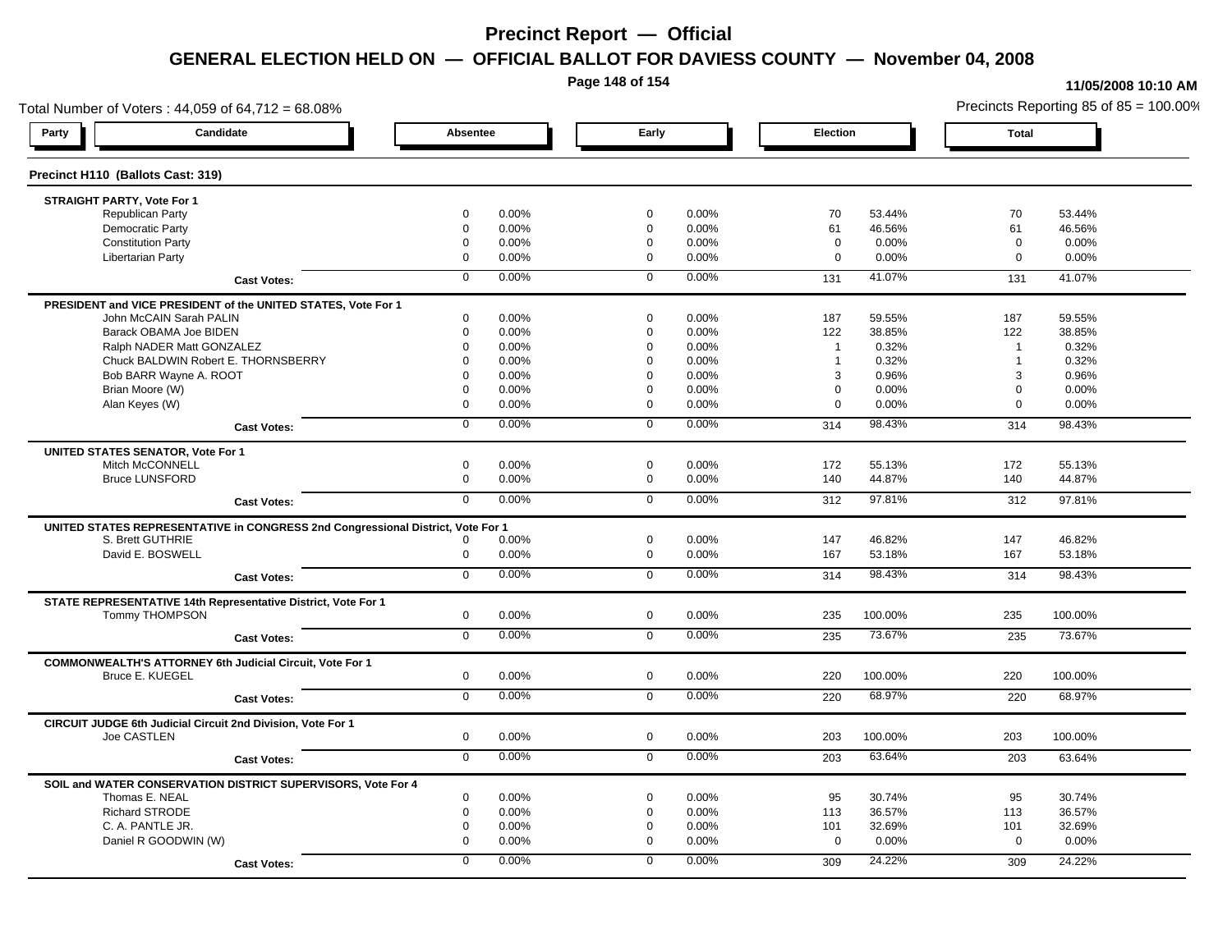# Precinct Report — Official

## GENERAL ELECTION HELD ON — OFFICIAL BALLOT FOR DAVIESS COUNTY — November 04, 2008

11/05/2008 10:10 AM

Total Number of Voters : 44,059 of 64,712 = 68.08%

Precincts Reporting 85 of 85 = 100.00%

### Precinct H110 (Ballots Cast: 319)

| Party | Candidate | Absentee | | Early | | Election | | Total | |
|---|---|---|---|---|---|---|---|---|---|
| **STRAIGHT PARTY, Vote For 1** | | | | | | | | | |
| | Republican Party | 0 | 0.00% | 0 | 0.00% | 70 | 53.44% | 70 | 53.44% |
| | Democratic Party | 0 | 0.00% | 0 | 0.00% | 61 | 46.56% | 61 | 46.56% |
| | Constitution Party | 0 | 0.00% | 0 | 0.00% | 0 | 0.00% | 0 | 0.00% |
| | Libertarian Party | 0 | 0.00% | 0 | 0.00% | 0 | 0.00% | 0 | 0.00% |
| | **Cast Votes:** | 0 | 0.00% | 0 | 0.00% | 131 | 41.07% | 131 | 41.07% |
| **PRESIDENT and VICE PRESIDENT of the UNITED STATES, Vote For 1** | | | | | | | | | |
| | John McCAIN Sarah PALIN | 0 | 0.00% | 0 | 0.00% | 187 | 59.55% | 187 | 59.55% |
| | Barack OBAMA Joe BIDEN | 0 | 0.00% | 0 | 0.00% | 122 | 38.85% | 122 | 38.85% |
| | Ralph NADER Matt GONZALEZ | 0 | 0.00% | 0 | 0.00% | 1 | 0.32% | 1 | 0.32% |
| | Chuck BALDWIN Robert E. THORNSBERRY | 0 | 0.00% | 0 | 0.00% | 1 | 0.32% | 1 | 0.32% |
| | Bob BARR Wayne A. ROOT | 0 | 0.00% | 0 | 0.00% | 3 | 0.96% | 3 | 0.96% |
| | Brian Moore (W) | 0 | 0.00% | 0 | 0.00% | 0 | 0.00% | 0 | 0.00% |
| | Alan Keyes (W) | 0 | 0.00% | 0 | 0.00% | 0 | 0.00% | 0 | 0.00% |
| | **Cast Votes:** | 0 | 0.00% | 0 | 0.00% | 314 | 98.43% | 314 | 98.43% |
| **UNITED STATES SENATOR, Vote For 1** | | | | | | | | | |
| | Mitch McCONNELL | 0 | 0.00% | 0 | 0.00% | 172 | 55.13% | 172 | 55.13% |
| | Bruce LUNSFORD | 0 | 0.00% | 0 | 0.00% | 140 | 44.87% | 140 | 44.87% |
| | **Cast Votes:** | 0 | 0.00% | 0 | 0.00% | 312 | 97.81% | 312 | 97.81% |
| **UNITED STATES REPRESENTATIVE in CONGRESS 2nd Congressional District, Vote For 1** | | | | | | | | | |
| | S. Brett GUTHRIE | 0 | 0.00% | 0 | 0.00% | 147 | 46.82% | 147 | 46.82% |
| | David E. BOSWELL | 0 | 0.00% | 0 | 0.00% | 167 | 53.18% | 167 | 53.18% |
| | **Cast Votes:** | 0 | 0.00% | 0 | 0.00% | 314 | 98.43% | 314 | 98.43% |
| **STATE REPRESENTATIVE 14th Representative District, Vote For 1** | | | | | | | | | |
| | Tommy THOMPSON | 0 | 0.00% | 0 | 0.00% | 235 | 100.00% | 235 | 100.00% |
| | **Cast Votes:** | 0 | 0.00% | 0 | 0.00% | 235 | 73.67% | 235 | 73.67% |
| **COMMONWEALTH'S ATTORNEY 6th Judicial Circuit, Vote For 1** | | | | | | | | | |
| | Bruce E. KUEGEL | 0 | 0.00% | 0 | 0.00% | 220 | 100.00% | 220 | 100.00% |
| | **Cast Votes:** | 0 | 0.00% | 0 | 0.00% | 220 | 68.97% | 220 | 68.97% |
| **CIRCUIT JUDGE 6th Judicial Circuit 2nd Division, Vote For 1** | | | | | | | | | |
| | Joe CASTLEN | 0 | 0.00% | 0 | 0.00% | 203 | 100.00% | 203 | 100.00% |
| | **Cast Votes:** | 0 | 0.00% | 0 | 0.00% | 203 | 63.64% | 203 | 63.64% |
| **SOIL and WATER CONSERVATION DISTRICT SUPERVISORS, Vote For 4** | | | | | | | | | |
| | Thomas E. NEAL | 0 | 0.00% | 0 | 0.00% | 95 | 30.74% | 95 | 30.74% |
| | Richard STRODE | 0 | 0.00% | 0 | 0.00% | 113 | 36.57% | 113 | 36.57% |
| | C. A. PANTLE JR. | 0 | 0.00% | 0 | 0.00% | 101 | 32.69% | 101 | 32.69% |
| | Daniel R GOODWIN (W) | 0 | 0.00% | 0 | 0.00% | 0 | 0.00% | 0 | 0.00% |
| | **Cast Votes:** | 0 | 0.00% | 0 | 0.00% | 309 | 24.22% | 309 | 24.22% |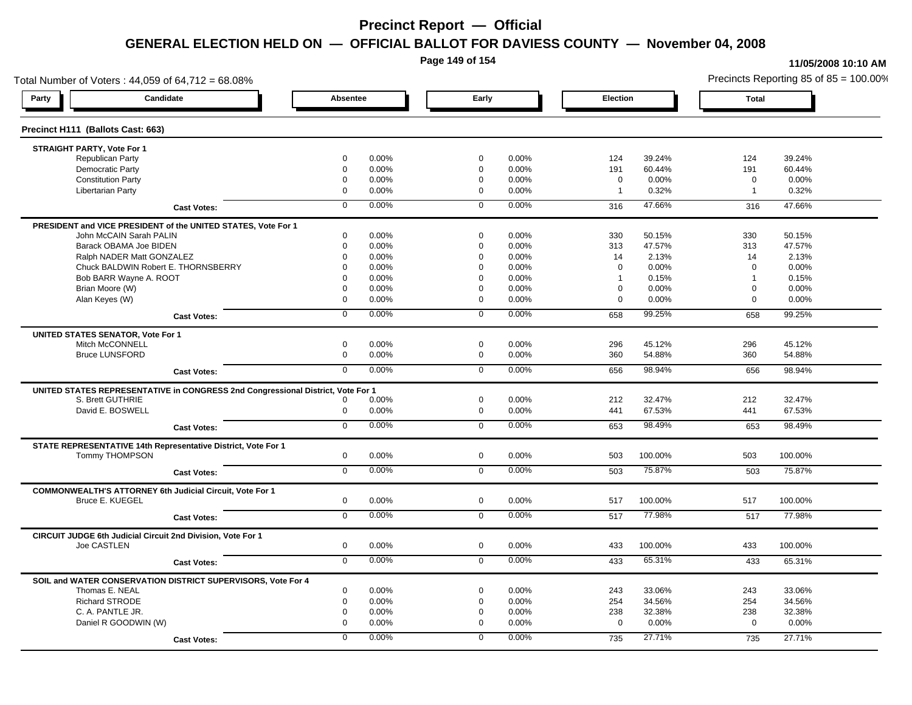# Precinct Report — Official

## GENERAL ELECTION HELD ON — OFFICIAL BALLOT FOR DAVIESS COUNTY — November 04, 2008

11/05/2008 10:10 AM

Total Number of Voters : 44,059 of 64,712 = 68.08%

Precincts Reporting 85 of 85 = 100.00%

### Precinct H111 (Ballots Cast: 663)

| Party / Candidate | Absentee | | Early | | Election | | Total | |
|---|---|---|---|---|---|---|---|---|
| **STRAIGHT PARTY, Vote For 1** | | | | | | | | |
| Republican Party | 0 | 0.00% | 0 | 0.00% | 124 | 39.24% | 124 | 39.24% |
| Democratic Party | 0 | 0.00% | 0 | 0.00% | 191 | 60.44% | 191 | 60.44% |
| Constitution Party | 0 | 0.00% | 0 | 0.00% | 0 | 0.00% | 0 | 0.00% |
| Libertarian Party | 0 | 0.00% | 0 | 0.00% | 1 | 0.32% | 1 | 0.32% |
| **Cast Votes:** | 0 | 0.00% | 0 | 0.00% | 316 | 47.66% | 316 | 47.66% |
| **PRESIDENT and VICE PRESIDENT of the UNITED STATES, Vote For 1** | | | | | | | | |
| John McCAIN Sarah PALIN | 0 | 0.00% | 0 | 0.00% | 330 | 50.15% | 330 | 50.15% |
| Barack OBAMA Joe BIDEN | 0 | 0.00% | 0 | 0.00% | 313 | 47.57% | 313 | 47.57% |
| Ralph NADER Matt GONZALEZ | 0 | 0.00% | 0 | 0.00% | 14 | 2.13% | 14 | 2.13% |
| Chuck BALDWIN Robert E. THORNSBERRY | 0 | 0.00% | 0 | 0.00% | 0 | 0.00% | 0 | 0.00% |
| Bob BARR Wayne A. ROOT | 0 | 0.00% | 0 | 0.00% | 1 | 0.15% | 1 | 0.15% |
| Brian Moore (W) | 0 | 0.00% | 0 | 0.00% | 0 | 0.00% | 0 | 0.00% |
| Alan Keyes (W) | 0 | 0.00% | 0 | 0.00% | 0 | 0.00% | 0 | 0.00% |
| **Cast Votes:** | 0 | 0.00% | 0 | 0.00% | 658 | 99.25% | 658 | 99.25% |
| **UNITED STATES SENATOR, Vote For 1** | | | | | | | | |
| Mitch McCONNELL | 0 | 0.00% | 0 | 0.00% | 296 | 45.12% | 296 | 45.12% |
| Bruce LUNSFORD | 0 | 0.00% | 0 | 0.00% | 360 | 54.88% | 360 | 54.88% |
| **Cast Votes:** | 0 | 0.00% | 0 | 0.00% | 656 | 98.94% | 656 | 98.94% |
| **UNITED STATES REPRESENTATIVE in CONGRESS 2nd Congressional District, Vote For 1** | | | | | | | | |
| S. Brett GUTHRIE | 0 | 0.00% | 0 | 0.00% | 212 | 32.47% | 212 | 32.47% |
| David E. BOSWELL | 0 | 0.00% | 0 | 0.00% | 441 | 67.53% | 441 | 67.53% |
| **Cast Votes:** | 0 | 0.00% | 0 | 0.00% | 653 | 98.49% | 653 | 98.49% |
| **STATE REPRESENTATIVE 14th Representative District, Vote For 1** | | | | | | | | |
| Tommy THOMPSON | 0 | 0.00% | 0 | 0.00% | 503 | 100.00% | 503 | 100.00% |
| **Cast Votes:** | 0 | 0.00% | 0 | 0.00% | 503 | 75.87% | 503 | 75.87% |
| **COMMONWEALTH'S ATTORNEY 6th Judicial Circuit, Vote For 1** | | | | | | | | |
| Bruce E. KUEGEL | 0 | 0.00% | 0 | 0.00% | 517 | 100.00% | 517 | 100.00% |
| **Cast Votes:** | 0 | 0.00% | 0 | 0.00% | 517 | 77.98% | 517 | 77.98% |
| **CIRCUIT JUDGE 6th Judicial Circuit 2nd Division, Vote For 1** | | | | | | | | |
| Joe CASTLEN | 0 | 0.00% | 0 | 0.00% | 433 | 100.00% | 433 | 100.00% |
| **Cast Votes:** | 0 | 0.00% | 0 | 0.00% | 433 | 65.31% | 433 | 65.31% |
| **SOIL and WATER CONSERVATION DISTRICT SUPERVISORS, Vote For 4** | | | | | | | | |
| Thomas E. NEAL | 0 | 0.00% | 0 | 0.00% | 243 | 33.06% | 243 | 33.06% |
| Richard STRODE | 0 | 0.00% | 0 | 0.00% | 254 | 34.56% | 254 | 34.56% |
| C. A. PANTLE JR. | 0 | 0.00% | 0 | 0.00% | 238 | 32.38% | 238 | 32.38% |
| Daniel R GOODWIN (W) | 0 | 0.00% | 0 | 0.00% | 0 | 0.00% | 0 | 0.00% |
| **Cast Votes:** | 0 | 0.00% | 0 | 0.00% | 735 | 27.71% | 735 | 27.71% |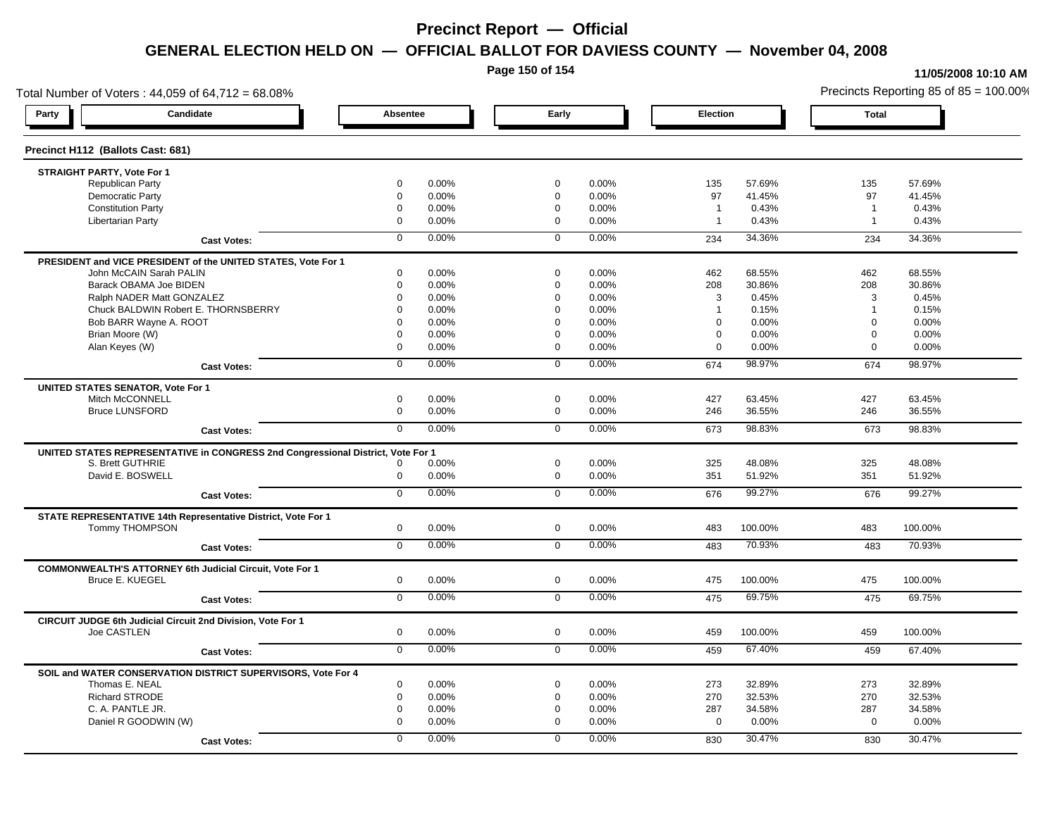# Precinct Report — Official

## GENERAL ELECTION HELD ON — OFFICIAL BALLOT FOR DAVIESS COUNTY — November 04, 2008

11/05/2008 10:10 AM

Total Number of Voters : 44,059 of 64,712 = 68.08%

Precincts Reporting 85 of 85 = 100.00%

### Precinct H112 (Ballots Cast: 681)

| Party / Candidate | Absentee | | Early | | Election | | Total | |
|---|---|---|---|---|---|---|---|---|
| **STRAIGHT PARTY, Vote For 1** | | | | | | | | |
| Republican Party | 0 | 0.00% | 0 | 0.00% | 135 | 57.69% | 135 | 57.69% |
| Democratic Party | 0 | 0.00% | 0 | 0.00% | 97 | 41.45% | 97 | 41.45% |
| Constitution Party | 0 | 0.00% | 0 | 0.00% | 1 | 0.43% | 1 | 0.43% |
| Libertarian Party | 0 | 0.00% | 0 | 0.00% | 1 | 0.43% | 1 | 0.43% |
| **Cast Votes:** | 0 | 0.00% | 0 | 0.00% | 234 | 34.36% | 234 | 34.36% |
| **PRESIDENT and VICE PRESIDENT of the UNITED STATES, Vote For 1** | | | | | | | | |
| John McCAIN Sarah PALIN | 0 | 0.00% | 0 | 0.00% | 462 | 68.55% | 462 | 68.55% |
| Barack OBAMA Joe BIDEN | 0 | 0.00% | 0 | 0.00% | 208 | 30.86% | 208 | 30.86% |
| Ralph NADER Matt GONZALEZ | 0 | 0.00% | 0 | 0.00% | 3 | 0.45% | 3 | 0.45% |
| Chuck BALDWIN Robert E. THORNSBERRY | 0 | 0.00% | 0 | 0.00% | 1 | 0.15% | 1 | 0.15% |
| Bob BARR Wayne A. ROOT | 0 | 0.00% | 0 | 0.00% | 0 | 0.00% | 0 | 0.00% |
| Brian Moore (W) | 0 | 0.00% | 0 | 0.00% | 0 | 0.00% | 0 | 0.00% |
| Alan Keyes (W) | 0 | 0.00% | 0 | 0.00% | 0 | 0.00% | 0 | 0.00% |
| **Cast Votes:** | 0 | 0.00% | 0 | 0.00% | 674 | 98.97% | 674 | 98.97% |
| **UNITED STATES SENATOR, Vote For 1** | | | | | | | | |
| Mitch McCONNELL | 0 | 0.00% | 0 | 0.00% | 427 | 63.45% | 427 | 63.45% |
| Bruce LUNSFORD | 0 | 0.00% | 0 | 0.00% | 246 | 36.55% | 246 | 36.55% |
| **Cast Votes:** | 0 | 0.00% | 0 | 0.00% | 673 | 98.83% | 673 | 98.83% |
| **UNITED STATES REPRESENTATIVE in CONGRESS 2nd Congressional District, Vote For 1** | | | | | | | | |
| S. Brett GUTHRIE | 0 | 0.00% | 0 | 0.00% | 325 | 48.08% | 325 | 48.08% |
| David E. BOSWELL | 0 | 0.00% | 0 | 0.00% | 351 | 51.92% | 351 | 51.92% |
| **Cast Votes:** | 0 | 0.00% | 0 | 0.00% | 676 | 99.27% | 676 | 99.27% |
| **STATE REPRESENTATIVE 14th Representative District, Vote For 1** | | | | | | | | |
| Tommy THOMPSON | 0 | 0.00% | 0 | 0.00% | 483 | 100.00% | 483 | 100.00% |
| **Cast Votes:** | 0 | 0.00% | 0 | 0.00% | 483 | 70.93% | 483 | 70.93% |
| **COMMONWEALTH'S ATTORNEY 6th Judicial Circuit, Vote For 1** | | | | | | | | |
| Bruce E. KUEGEL | 0 | 0.00% | 0 | 0.00% | 475 | 100.00% | 475 | 100.00% |
| **Cast Votes:** | 0 | 0.00% | 0 | 0.00% | 475 | 69.75% | 475 | 69.75% |
| **CIRCUIT JUDGE 6th Judicial Circuit 2nd Division, Vote For 1** | | | | | | | | |
| Joe CASTLEN | 0 | 0.00% | 0 | 0.00% | 459 | 100.00% | 459 | 100.00% |
| **Cast Votes:** | 0 | 0.00% | 0 | 0.00% | 459 | 67.40% | 459 | 67.40% |
| **SOIL and WATER CONSERVATION DISTRICT SUPERVISORS, Vote For 4** | | | | | | | | |
| Thomas E. NEAL | 0 | 0.00% | 0 | 0.00% | 273 | 32.89% | 273 | 32.89% |
| Richard STRODE | 0 | 0.00% | 0 | 0.00% | 270 | 32.53% | 270 | 32.53% |
| C. A. PANTLE JR. | 0 | 0.00% | 0 | 0.00% | 287 | 34.58% | 287 | 34.58% |
| Daniel R GOODWIN (W) | 0 | 0.00% | 0 | 0.00% | 0 | 0.00% | 0 | 0.00% |
| **Cast Votes:** | 0 | 0.00% | 0 | 0.00% | 830 | 30.47% | 830 | 30.47% |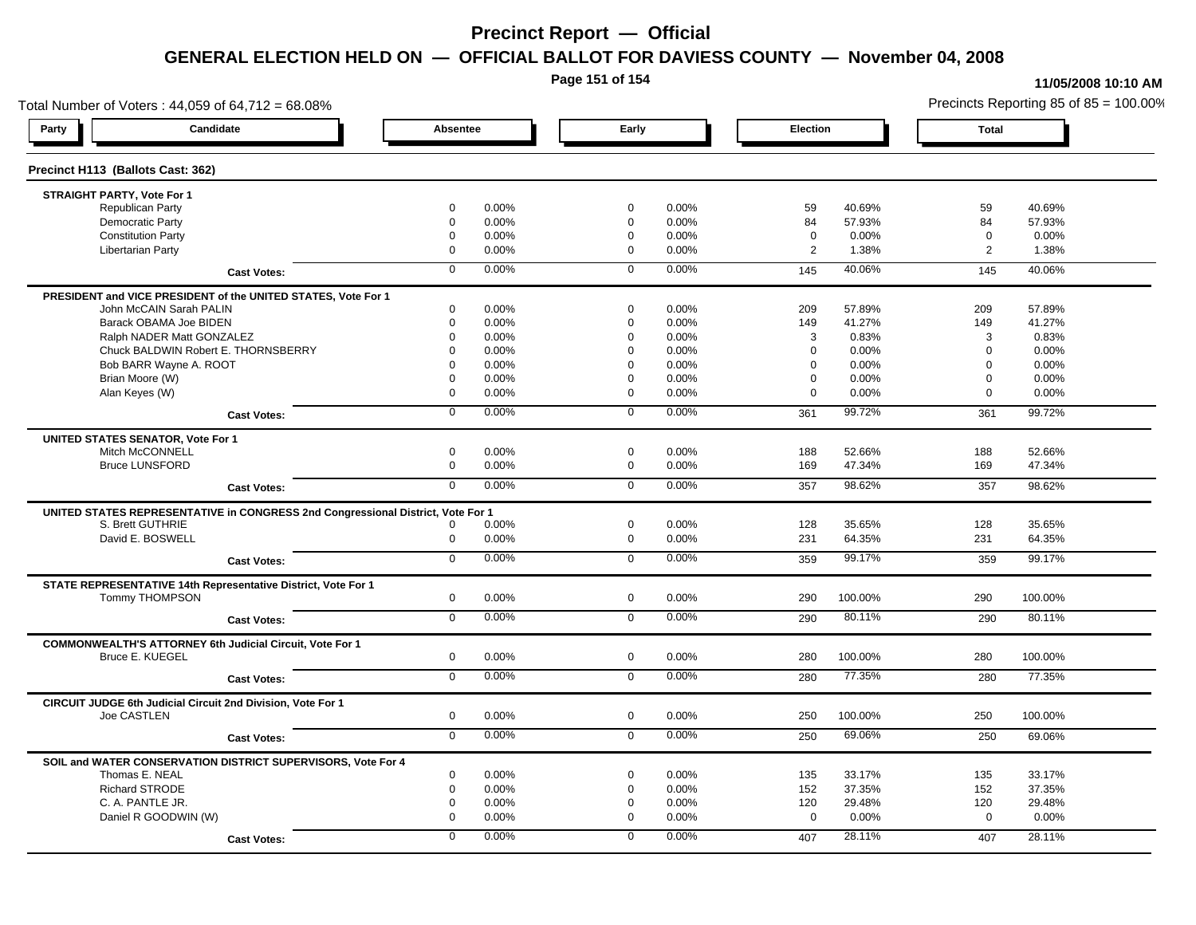# Precinct Report — Official

## GENERAL ELECTION HELD ON — OFFICIAL BALLOT FOR DAVIESS COUNTY — November 04, 2008

11/05/2008 10:10 AM

Total Number of Voters : 44,059 of 64,712 = 68.08%

Precincts Reporting 85 of 85 = 100.00%

### Precinct H113 (Ballots Cast: 362)

| Party / Candidate | Absentee | | Early | | Election | | Total | |
|---|---|---|---|---|---|---|---|---|
| **STRAIGHT PARTY, Vote For 1** | | | | | | | | |
| Republican Party | 0 | 0.00% | 0 | 0.00% | 59 | 40.69% | 59 | 40.69% |
| Democratic Party | 0 | 0.00% | 0 | 0.00% | 84 | 57.93% | 84 | 57.93% |
| Constitution Party | 0 | 0.00% | 0 | 0.00% | 0 | 0.00% | 0 | 0.00% |
| Libertarian Party | 0 | 0.00% | 0 | 0.00% | 2 | 1.38% | 2 | 1.38% |
| **Cast Votes:** | 0 | 0.00% | 0 | 0.00% | 145 | 40.06% | 145 | 40.06% |
| **PRESIDENT and VICE PRESIDENT of the UNITED STATES, Vote For 1** | | | | | | | | |
| John McCAIN Sarah PALIN | 0 | 0.00% | 0 | 0.00% | 209 | 57.89% | 209 | 57.89% |
| Barack OBAMA Joe BIDEN | 0 | 0.00% | 0 | 0.00% | 149 | 41.27% | 149 | 41.27% |
| Ralph NADER Matt GONZALEZ | 0 | 0.00% | 0 | 0.00% | 3 | 0.83% | 3 | 0.83% |
| Chuck BALDWIN Robert E. THORNSBERRY | 0 | 0.00% | 0 | 0.00% | 0 | 0.00% | 0 | 0.00% |
| Bob BARR Wayne A. ROOT | 0 | 0.00% | 0 | 0.00% | 0 | 0.00% | 0 | 0.00% |
| Brian Moore (W) | 0 | 0.00% | 0 | 0.00% | 0 | 0.00% | 0 | 0.00% |
| Alan Keyes (W) | 0 | 0.00% | 0 | 0.00% | 0 | 0.00% | 0 | 0.00% |
| **Cast Votes:** | 0 | 0.00% | 0 | 0.00% | 361 | 99.72% | 361 | 99.72% |
| **UNITED STATES SENATOR, Vote For 1** | | | | | | | | |
| Mitch McCONNELL | 0 | 0.00% | 0 | 0.00% | 188 | 52.66% | 188 | 52.66% |
| Bruce LUNSFORD | 0 | 0.00% | 0 | 0.00% | 169 | 47.34% | 169 | 47.34% |
| **Cast Votes:** | 0 | 0.00% | 0 | 0.00% | 357 | 98.62% | 357 | 98.62% |
| **UNITED STATES REPRESENTATIVE in CONGRESS 2nd Congressional District, Vote For 1** | | | | | | | | |
| S. Brett GUTHRIE | 0 | 0.00% | 0 | 0.00% | 128 | 35.65% | 128 | 35.65% |
| David E. BOSWELL | 0 | 0.00% | 0 | 0.00% | 231 | 64.35% | 231 | 64.35% |
| **Cast Votes:** | 0 | 0.00% | 0 | 0.00% | 359 | 99.17% | 359 | 99.17% |
| **STATE REPRESENTATIVE 14th Representative District, Vote For 1** | | | | | | | | |
| Tommy THOMPSON | 0 | 0.00% | 0 | 0.00% | 290 | 100.00% | 290 | 100.00% |
| **Cast Votes:** | 0 | 0.00% | 0 | 0.00% | 290 | 80.11% | 290 | 80.11% |
| **COMMONWEALTH'S ATTORNEY 6th Judicial Circuit, Vote For 1** | | | | | | | | |
| Bruce E. KUEGEL | 0 | 0.00% | 0 | 0.00% | 280 | 100.00% | 280 | 100.00% |
| **Cast Votes:** | 0 | 0.00% | 0 | 0.00% | 280 | 77.35% | 280 | 77.35% |
| **CIRCUIT JUDGE 6th Judicial Circuit 2nd Division, Vote For 1** | | | | | | | | |
| Joe CASTLEN | 0 | 0.00% | 0 | 0.00% | 250 | 100.00% | 250 | 100.00% |
| **Cast Votes:** | 0 | 0.00% | 0 | 0.00% | 250 | 69.06% | 250 | 69.06% |
| **SOIL and WATER CONSERVATION DISTRICT SUPERVISORS, Vote For 4** | | | | | | | | |
| Thomas E. NEAL | 0 | 0.00% | 0 | 0.00% | 135 | 33.17% | 135 | 33.17% |
| Richard STRODE | 0 | 0.00% | 0 | 0.00% | 152 | 37.35% | 152 | 37.35% |
| C. A. PANTLE JR. | 0 | 0.00% | 0 | 0.00% | 120 | 29.48% | 120 | 29.48% |
| Daniel R GOODWIN (W) | 0 | 0.00% | 0 | 0.00% | 0 | 0.00% | 0 | 0.00% |
| **Cast Votes:** | 0 | 0.00% | 0 | 0.00% | 407 | 28.11% | 407 | 28.11% |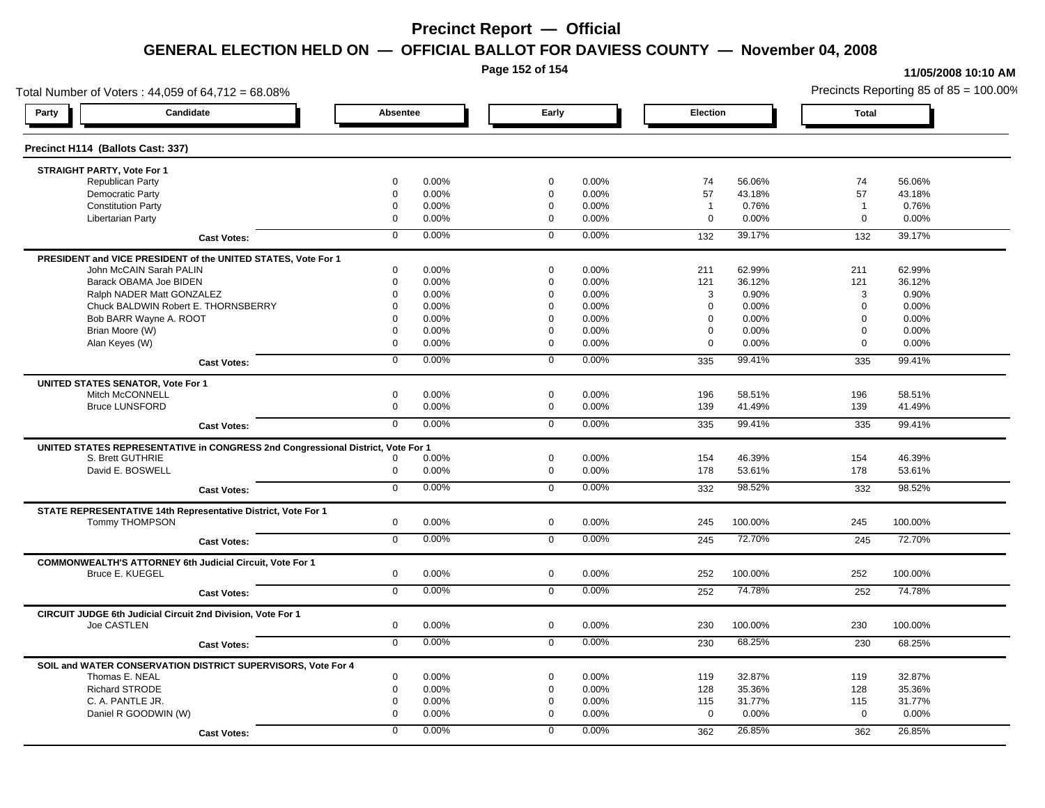# Precinct Report — Official

## GENERAL ELECTION HELD ON — OFFICIAL BALLOT FOR DAVIESS COUNTY — November 04, 2008

11/05/2008 10:10 AM

Total Number of Voters : 44,059 of 64,712 = 68.08%

Precincts Reporting 85 of 85 = 100.00%

### Precinct H114 (Ballots Cast: 337)

| Party | Candidate | Absentee | | Early | | Election | | Total | |
|---|---|---|---|---|---|---|---|---|---|
| **STRAIGHT PARTY, Vote For 1** | | | | | | | | | |
| | Republican Party | 0 | 0.00% | 0 | 0.00% | 74 | 56.06% | 74 | 56.06% |
| | Democratic Party | 0 | 0.00% | 0 | 0.00% | 57 | 43.18% | 57 | 43.18% |
| | Constitution Party | 0 | 0.00% | 0 | 0.00% | 1 | 0.76% | 1 | 0.76% |
| | Libertarian Party | 0 | 0.00% | 0 | 0.00% | 0 | 0.00% | 0 | 0.00% |
| | **Cast Votes:** | 0 | 0.00% | 0 | 0.00% | 132 | 39.17% | 132 | 39.17% |
| **PRESIDENT and VICE PRESIDENT of the UNITED STATES, Vote For 1** | | | | | | | | | |
| | John McCAIN Sarah PALIN | 0 | 0.00% | 0 | 0.00% | 211 | 62.99% | 211 | 62.99% |
| | Barack OBAMA Joe BIDEN | 0 | 0.00% | 0 | 0.00% | 121 | 36.12% | 121 | 36.12% |
| | Ralph NADER Matt GONZALEZ | 0 | 0.00% | 0 | 0.00% | 3 | 0.90% | 3 | 0.90% |
| | Chuck BALDWIN Robert E. THORNSBERRY | 0 | 0.00% | 0 | 0.00% | 0 | 0.00% | 0 | 0.00% |
| | Bob BARR Wayne A. ROOT | 0 | 0.00% | 0 | 0.00% | 0 | 0.00% | 0 | 0.00% |
| | Brian Moore (W) | 0 | 0.00% | 0 | 0.00% | 0 | 0.00% | 0 | 0.00% |
| | Alan Keyes (W) | 0 | 0.00% | 0 | 0.00% | 0 | 0.00% | 0 | 0.00% |
| | **Cast Votes:** | 0 | 0.00% | 0 | 0.00% | 335 | 99.41% | 335 | 99.41% |
| **UNITED STATES SENATOR, Vote For 1** | | | | | | | | | |
| | Mitch McCONNELL | 0 | 0.00% | 0 | 0.00% | 196 | 58.51% | 196 | 58.51% |
| | Bruce LUNSFORD | 0 | 0.00% | 0 | 0.00% | 139 | 41.49% | 139 | 41.49% |
| | **Cast Votes:** | 0 | 0.00% | 0 | 0.00% | 335 | 99.41% | 335 | 99.41% |
| **UNITED STATES REPRESENTATIVE in CONGRESS 2nd Congressional District, Vote For 1** | | | | | | | | | |
| | S. Brett GUTHRIE | 0 | 0.00% | 0 | 0.00% | 154 | 46.39% | 154 | 46.39% |
| | David E. BOSWELL | 0 | 0.00% | 0 | 0.00% | 178 | 53.61% | 178 | 53.61% |
| | **Cast Votes:** | 0 | 0.00% | 0 | 0.00% | 332 | 98.52% | 332 | 98.52% |
| **STATE REPRESENTATIVE 14th Representative District, Vote For 1** | | | | | | | | | |
| | Tommy THOMPSON | 0 | 0.00% | 0 | 0.00% | 245 | 100.00% | 245 | 100.00% |
| | **Cast Votes:** | 0 | 0.00% | 0 | 0.00% | 245 | 72.70% | 245 | 72.70% |
| **COMMONWEALTH'S ATTORNEY 6th Judicial Circuit, Vote For 1** | | | | | | | | | |
| | Bruce E. KUEGEL | 0 | 0.00% | 0 | 0.00% | 252 | 100.00% | 252 | 100.00% |
| | **Cast Votes:** | 0 | 0.00% | 0 | 0.00% | 252 | 74.78% | 252 | 74.78% |
| **CIRCUIT JUDGE 6th Judicial Circuit 2nd Division, Vote For 1** | | | | | | | | | |
| | Joe CASTLEN | 0 | 0.00% | 0 | 0.00% | 230 | 100.00% | 230 | 100.00% |
| | **Cast Votes:** | 0 | 0.00% | 0 | 0.00% | 230 | 68.25% | 230 | 68.25% |
| **SOIL and WATER CONSERVATION DISTRICT SUPERVISORS, Vote For 4** | | | | | | | | | |
| | Thomas E. NEAL | 0 | 0.00% | 0 | 0.00% | 119 | 32.87% | 119 | 32.87% |
| | Richard STRODE | 0 | 0.00% | 0 | 0.00% | 128 | 35.36% | 128 | 35.36% |
| | C. A. PANTLE JR. | 0 | 0.00% | 0 | 0.00% | 115 | 31.77% | 115 | 31.77% |
| | Daniel R GOODWIN (W) | 0 | 0.00% | 0 | 0.00% | 0 | 0.00% | 0 | 0.00% |
| | **Cast Votes:** | 0 | 0.00% | 0 | 0.00% | 362 | 26.85% | 362 | 26.85% |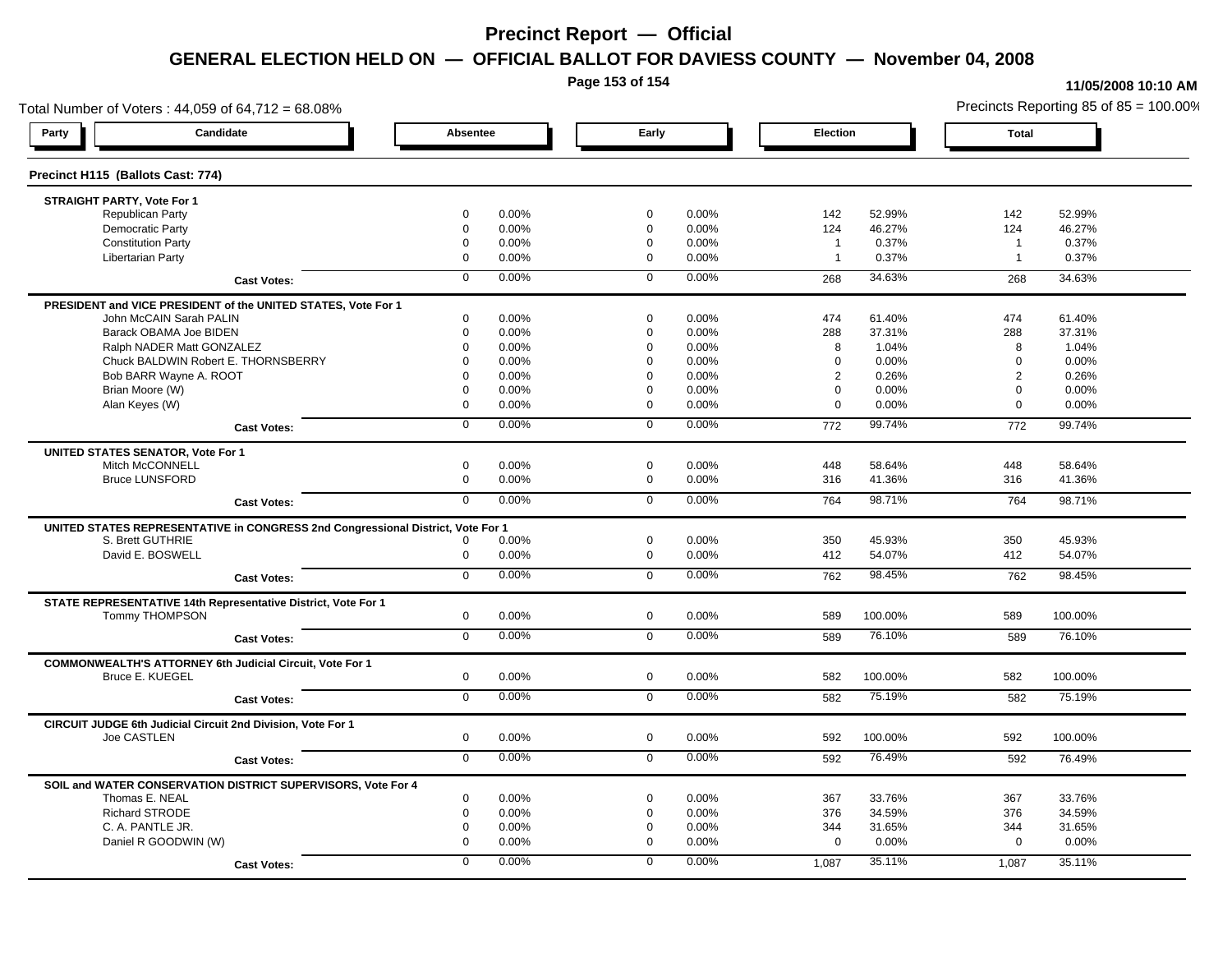# Precinct Report — Official

## GENERAL ELECTION HELD ON — OFFICIAL BALLOT FOR DAVIESS COUNTY — November 04, 2008

11/05/2008 10:10 AM

Total Number of Voters : 44,059 of 64,712 = 68.08%

Precincts Reporting 85 of 85 = 100.00%

### Precinct H115 (Ballots Cast: 774)

| Party | Candidate | Absentee | | Early | | Election | | Total | |
|---|---|---|---|---|---|---|---|---|---|
| **STRAIGHT PARTY, Vote For 1** | | | | | | | | | |
| | Republican Party | 0 | 0.00% | 0 | 0.00% | 142 | 52.99% | 142 | 52.99% |
| | Democratic Party | 0 | 0.00% | 0 | 0.00% | 124 | 46.27% | 124 | 46.27% |
| | Constitution Party | 0 | 0.00% | 0 | 0.00% | 1 | 0.37% | 1 | 0.37% |
| | Libertarian Party | 0 | 0.00% | 0 | 0.00% | 1 | 0.37% | 1 | 0.37% |
| | **Cast Votes:** | 0 | 0.00% | 0 | 0.00% | 268 | 34.63% | 268 | 34.63% |
| **PRESIDENT and VICE PRESIDENT of the UNITED STATES, Vote For 1** | | | | | | | | | |
| | John McCAIN Sarah PALIN | 0 | 0.00% | 0 | 0.00% | 474 | 61.40% | 474 | 61.40% |
| | Barack OBAMA Joe BIDEN | 0 | 0.00% | 0 | 0.00% | 288 | 37.31% | 288 | 37.31% |
| | Ralph NADER Matt GONZALEZ | 0 | 0.00% | 0 | 0.00% | 8 | 1.04% | 8 | 1.04% |
| | Chuck BALDWIN Robert E. THORNSBERRY | 0 | 0.00% | 0 | 0.00% | 0 | 0.00% | 0 | 0.00% |
| | Bob BARR Wayne A. ROOT | 0 | 0.00% | 0 | 0.00% | 2 | 0.26% | 2 | 0.26% |
| | Brian Moore (W) | 0 | 0.00% | 0 | 0.00% | 0 | 0.00% | 0 | 0.00% |
| | Alan Keyes (W) | 0 | 0.00% | 0 | 0.00% | 0 | 0.00% | 0 | 0.00% |
| | **Cast Votes:** | 0 | 0.00% | 0 | 0.00% | 772 | 99.74% | 772 | 99.74% |
| **UNITED STATES SENATOR, Vote For 1** | | | | | | | | | |
| | Mitch McCONNELL | 0 | 0.00% | 0 | 0.00% | 448 | 58.64% | 448 | 58.64% |
| | Bruce LUNSFORD | 0 | 0.00% | 0 | 0.00% | 316 | 41.36% | 316 | 41.36% |
| | **Cast Votes:** | 0 | 0.00% | 0 | 0.00% | 764 | 98.71% | 764 | 98.71% |
| **UNITED STATES REPRESENTATIVE in CONGRESS 2nd Congressional District, Vote For 1** | | | | | | | | | |
| | S. Brett GUTHRIE | 0 | 0.00% | 0 | 0.00% | 350 | 45.93% | 350 | 45.93% |
| | David E. BOSWELL | 0 | 0.00% | 0 | 0.00% | 412 | 54.07% | 412 | 54.07% |
| | **Cast Votes:** | 0 | 0.00% | 0 | 0.00% | 762 | 98.45% | 762 | 98.45% |
| **STATE REPRESENTATIVE 14th Representative District, Vote For 1** | | | | | | | | | |
| | Tommy THOMPSON | 0 | 0.00% | 0 | 0.00% | 589 | 100.00% | 589 | 100.00% |
| | **Cast Votes:** | 0 | 0.00% | 0 | 0.00% | 589 | 76.10% | 589 | 76.10% |
| **COMMONWEALTH'S ATTORNEY 6th Judicial Circuit, Vote For 1** | | | | | | | | | |
| | Bruce E. KUEGEL | 0 | 0.00% | 0 | 0.00% | 582 | 100.00% | 582 | 100.00% |
| | **Cast Votes:** | 0 | 0.00% | 0 | 0.00% | 582 | 75.19% | 582 | 75.19% |
| **CIRCUIT JUDGE 6th Judicial Circuit 2nd Division, Vote For 1** | | | | | | | | | |
| | Joe CASTLEN | 0 | 0.00% | 0 | 0.00% | 592 | 100.00% | 592 | 100.00% |
| | **Cast Votes:** | 0 | 0.00% | 0 | 0.00% | 592 | 76.49% | 592 | 76.49% |
| **SOIL and WATER CONSERVATION DISTRICT SUPERVISORS, Vote For 4** | | | | | | | | | |
| | Thomas E. NEAL | 0 | 0.00% | 0 | 0.00% | 367 | 33.76% | 367 | 33.76% |
| | Richard STRODE | 0 | 0.00% | 0 | 0.00% | 376 | 34.59% | 376 | 34.59% |
| | C. A. PANTLE JR. | 0 | 0.00% | 0 | 0.00% | 344 | 31.65% | 344 | 31.65% |
| | Daniel R GOODWIN (W) | 0 | 0.00% | 0 | 0.00% | 0 | 0.00% | 0 | 0.00% |
| | **Cast Votes:** | 0 | 0.00% | 0 | 0.00% | 1,087 | 35.11% | 1,087 | 35.11% |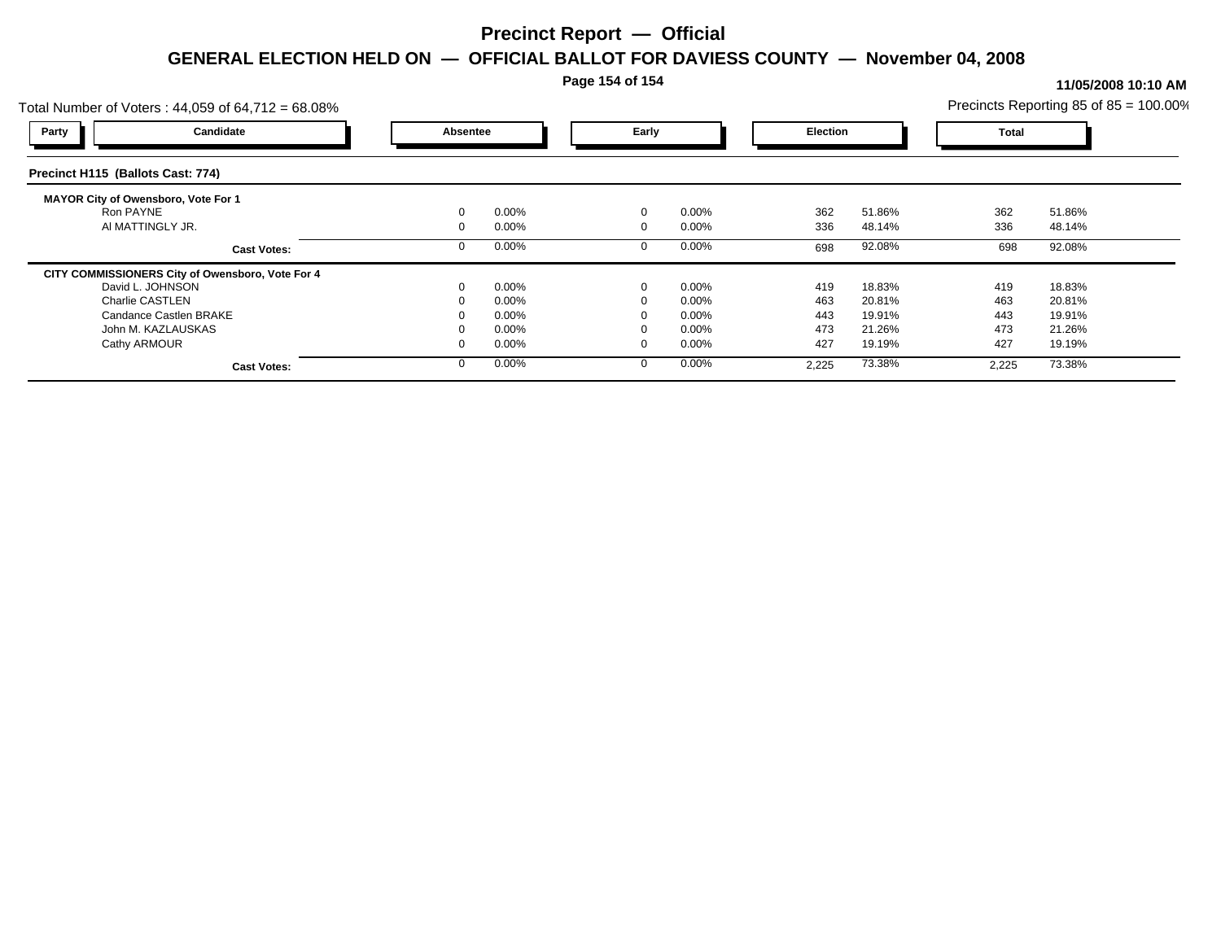# Precinct Report — Official

## GENERAL ELECTION HELD ON — OFFICIAL BALLOT FOR DAVIESS COUNTY — November 04, 2008

11/05/2008 10:10 AM

Total Number of Voters : 44,059 of 64,712 = 68.08%

Precincts Reporting 85 of 85 = 100.00%

| Party | Candidate | Absentee | | Early | | Election | | Total | |
|---|---|---|---|---|---|---|---|---|---|
| **Precinct H115 (Ballots Cast: 774)** | | | | | | | | | |
| **MAYOR City of Owensboro, Vote For 1** | | | | | | | | | |
| | Ron PAYNE | 0 | 0.00% | 0 | 0.00% | 362 | 51.86% | 362 | 51.86% |
| | Al MATTINGLY JR. | 0 | 0.00% | 0 | 0.00% | 336 | 48.14% | 336 | 48.14% |
| | **Cast Votes:** | 0 | 0.00% | 0 | 0.00% | 698 | 92.08% | 698 | 92.08% |
| **CITY COMMISSIONERS City of Owensboro, Vote For 4** | | | | | | | | | |
| | David L. JOHNSON | 0 | 0.00% | 0 | 0.00% | 419 | 18.83% | 419 | 18.83% |
| | Charlie CASTLEN | 0 | 0.00% | 0 | 0.00% | 463 | 20.81% | 463 | 20.81% |
| | Candance Castlen BRAKE | 0 | 0.00% | 0 | 0.00% | 443 | 19.91% | 443 | 19.91% |
| | John M. KAZLAUSKAS | 0 | 0.00% | 0 | 0.00% | 473 | 21.26% | 473 | 21.26% |
| | Cathy ARMOUR | 0 | 0.00% | 0 | 0.00% | 427 | 19.19% | 427 | 19.19% |
| | **Cast Votes:** | 0 | 0.00% | 0 | 0.00% | 2,225 | 73.38% | 2,225 | 73.38% |